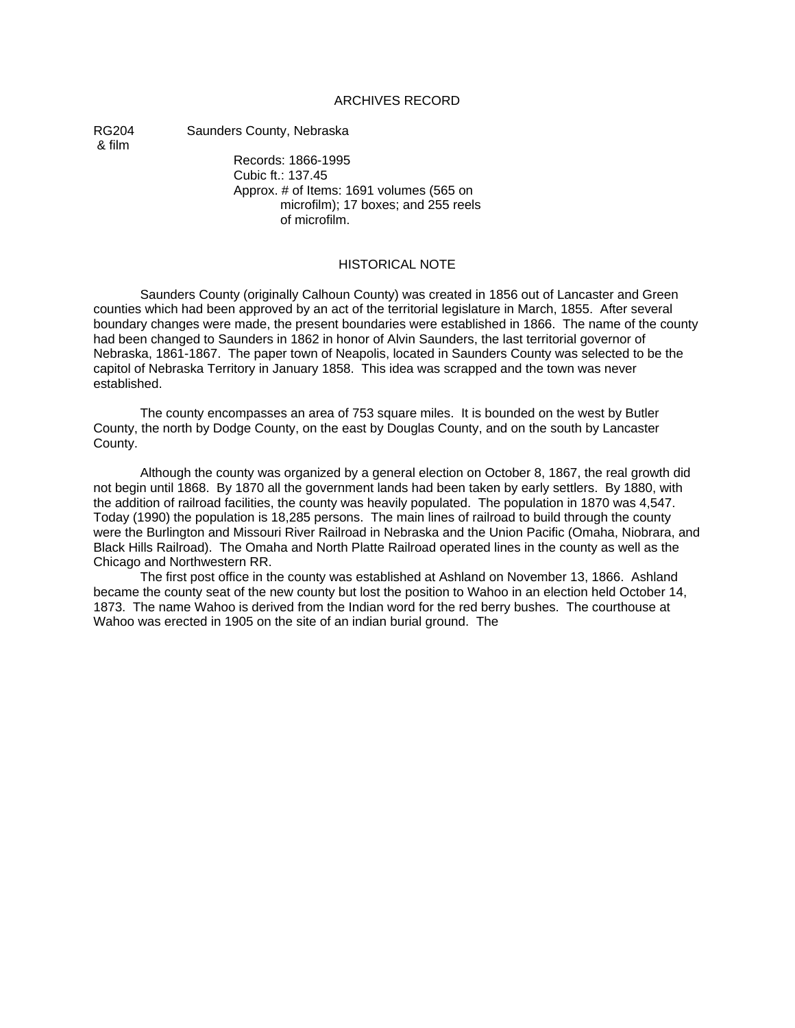# ARCHIVES RECORD

RG204 & film — Saunders County, Nebraska

Records: 1866-1995
Cubic ft.: 137.45
Approx. # of Items: 1691 volumes (565 on microfilm); 17 boxes; and 255 reels of microfilm.

## HISTORICAL NOTE

Saunders County (originally Calhoun County) was created in 1856 out of Lancaster and Green counties which had been approved by an act of the territorial legislature in March, 1855. After several boundary changes were made, the present boundaries were established in 1866. The name of the county had been changed to Saunders in 1862 in honor of Alvin Saunders, the last territorial governor of Nebraska, 1861-1867. The paper town of Neapolis, located in Saunders County was selected to be the capitol of Nebraska Territory in January 1858. This idea was scrapped and the town was never established.

The county encompasses an area of 753 square miles. It is bounded on the west by Butler County, the north by Dodge County, on the east by Douglas County, and on the south by Lancaster County.

Although the county was organized by a general election on October 8, 1867, the real growth did not begin until 1868. By 1870 all the government lands had been taken by early settlers. By 1880, with the addition of railroad facilities, the county was heavily populated. The population in 1870 was 4,547. Today (1990) the population is 18,285 persons. The main lines of railroad to build through the county were the Burlington and Missouri River Railroad in Nebraska and the Union Pacific (Omaha, Niobrara, and Black Hills Railroad). The Omaha and North Platte Railroad operated lines in the county as well as the Chicago and Northwestern RR.

The first post office in the county was established at Ashland on November 13, 1866. Ashland became the county seat of the new county but lost the position to Wahoo in an election held October 14, 1873. The name Wahoo is derived from the Indian word for the red berry bushes. The courthouse at Wahoo was erected in 1905 on the site of an indian burial ground. The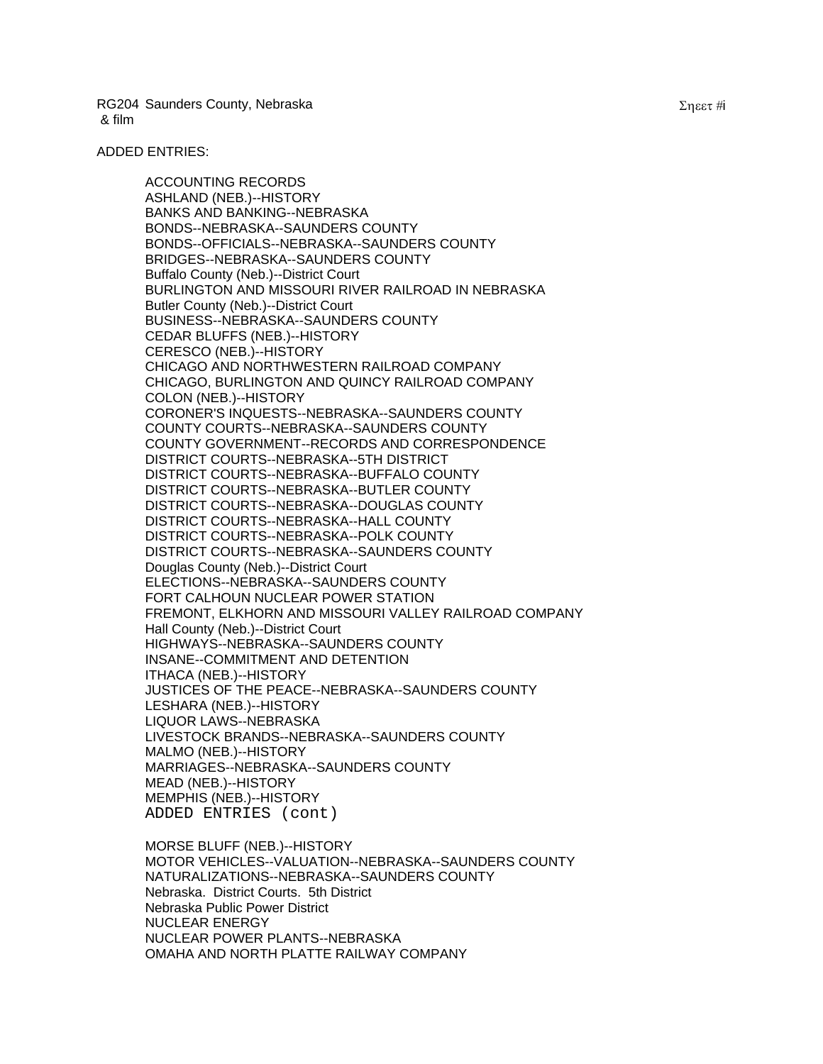RG204 Saunders County, Nebraska
& film

Σηεετ #i

ADDED ENTRIES:

ACCOUNTING RECORDS
ASHLAND (NEB.)--HISTORY
BANKS AND BANKING--NEBRASKA
BONDS--NEBRASKA--SAUNDERS COUNTY
BONDS--OFFICIALS--NEBRASKA--SAUNDERS COUNTY
BRIDGES--NEBRASKA--SAUNDERS COUNTY
Buffalo County (Neb.)--District Court
BURLINGTON AND MISSOURI RIVER RAILROAD IN NEBRASKA
Butler County (Neb.)--District Court
BUSINESS--NEBRASKA--SAUNDERS COUNTY
CEDAR BLUFFS (NEB.)--HISTORY
CERESCO (NEB.)--HISTORY
CHICAGO AND NORTHWESTERN RAILROAD COMPANY
CHICAGO, BURLINGTON AND QUINCY RAILROAD COMPANY
COLON (NEB.)--HISTORY
CORONER'S INQUESTS--NEBRASKA--SAUNDERS COUNTY
COUNTY COURTS--NEBRASKA--SAUNDERS COUNTY
COUNTY GOVERNMENT--RECORDS AND CORRESPONDENCE
DISTRICT COURTS--NEBRASKA--5TH DISTRICT
DISTRICT COURTS--NEBRASKA--BUFFALO COUNTY
DISTRICT COURTS--NEBRASKA--BUTLER COUNTY
DISTRICT COURTS--NEBRASKA--DOUGLAS COUNTY
DISTRICT COURTS--NEBRASKA--HALL COUNTY
DISTRICT COURTS--NEBRASKA--POLK COUNTY
DISTRICT COURTS--NEBRASKA--SAUNDERS COUNTY
Douglas County (Neb.)--District Court
ELECTIONS--NEBRASKA--SAUNDERS COUNTY
FORT CALHOUN NUCLEAR POWER STATION
FREMONT, ELKHORN AND MISSOURI VALLEY RAILROAD COMPANY
Hall County (Neb.)--District Court
HIGHWAYS--NEBRASKA--SAUNDERS COUNTY
INSANE--COMMITMENT AND DETENTION
ITHACA (NEB.)--HISTORY
JUSTICES OF THE PEACE--NEBRASKA--SAUNDERS COUNTY
LESHARA (NEB.)--HISTORY
LIQUOR LAWS--NEBRASKA
LIVESTOCK BRANDS--NEBRASKA--SAUNDERS COUNTY
MALMO (NEB.)--HISTORY
MARRIAGES--NEBRASKA--SAUNDERS COUNTY
MEAD (NEB.)--HISTORY
MEMPHIS (NEB.)--HISTORY

ADDED ENTRIES (cont)

MORSE BLUFF (NEB.)--HISTORY
MOTOR VEHICLES--VALUATION--NEBRASKA--SAUNDERS COUNTY
NATURALIZATIONS--NEBRASKA--SAUNDERS COUNTY
Nebraska. District Courts. 5th District
Nebraska Public Power District
NUCLEAR ENERGY
NUCLEAR POWER PLANTS--NEBRASKA
OMAHA AND NORTH PLATTE RAILWAY COMPANY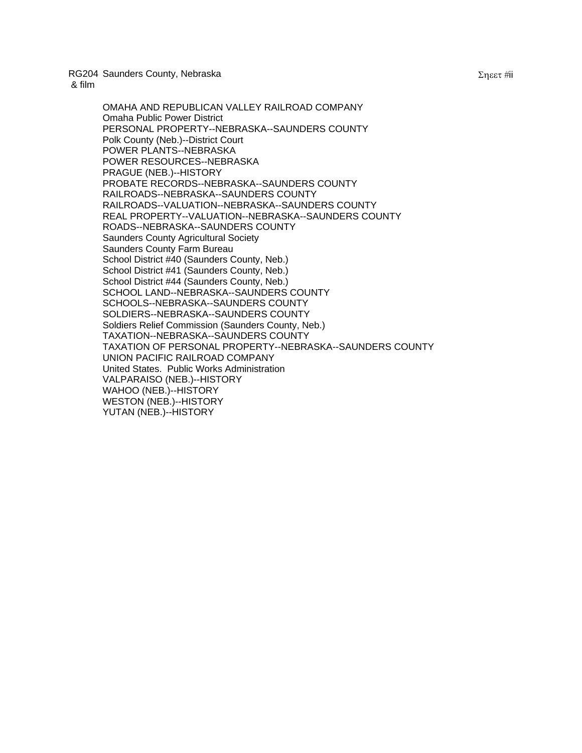RG204 Saunders County, Nebraska
& film

OMAHA AND REPUBLICAN VALLEY RAILROAD COMPANY
Omaha Public Power District
PERSONAL PROPERTY--NEBRASKA--SAUNDERS COUNTY
Polk County (Neb.)--District Court
POWER PLANTS--NEBRASKA
POWER RESOURCES--NEBRASKA
PRAGUE (NEB.)--HISTORY
PROBATE RECORDS--NEBRASKA--SAUNDERS COUNTY
RAILROADS--NEBRASKA--SAUNDERS COUNTY
RAILROADS--VALUATION--NEBRASKA--SAUNDERS COUNTY
REAL PROPERTY--VALUATION--NEBRASKA--SAUNDERS COUNTY
ROADS--NEBRASKA--SAUNDERS COUNTY
Saunders County Agricultural Society
Saunders County Farm Bureau
School District #40 (Saunders County, Neb.)
School District #41 (Saunders County, Neb.)
School District #44 (Saunders County, Neb.)
SCHOOL LAND--NEBRASKA--SAUNDERS COUNTY
SCHOOLS--NEBRASKA--SAUNDERS COUNTY
SOLDIERS--NEBRASKA--SAUNDERS COUNTY
Soldiers Relief Commission (Saunders County, Neb.)
TAXATION--NEBRASKA--SAUNDERS COUNTY
TAXATION OF PERSONAL PROPERTY--NEBRASKA--SAUNDERS COUNTY
UNION PACIFIC RAILROAD COMPANY
United States. Public Works Administration
VALPARAISO (NEB.)--HISTORY
WAHOO (NEB.)--HISTORY
WESTON (NEB.)--HISTORY
YUTAN (NEB.)--HISTORY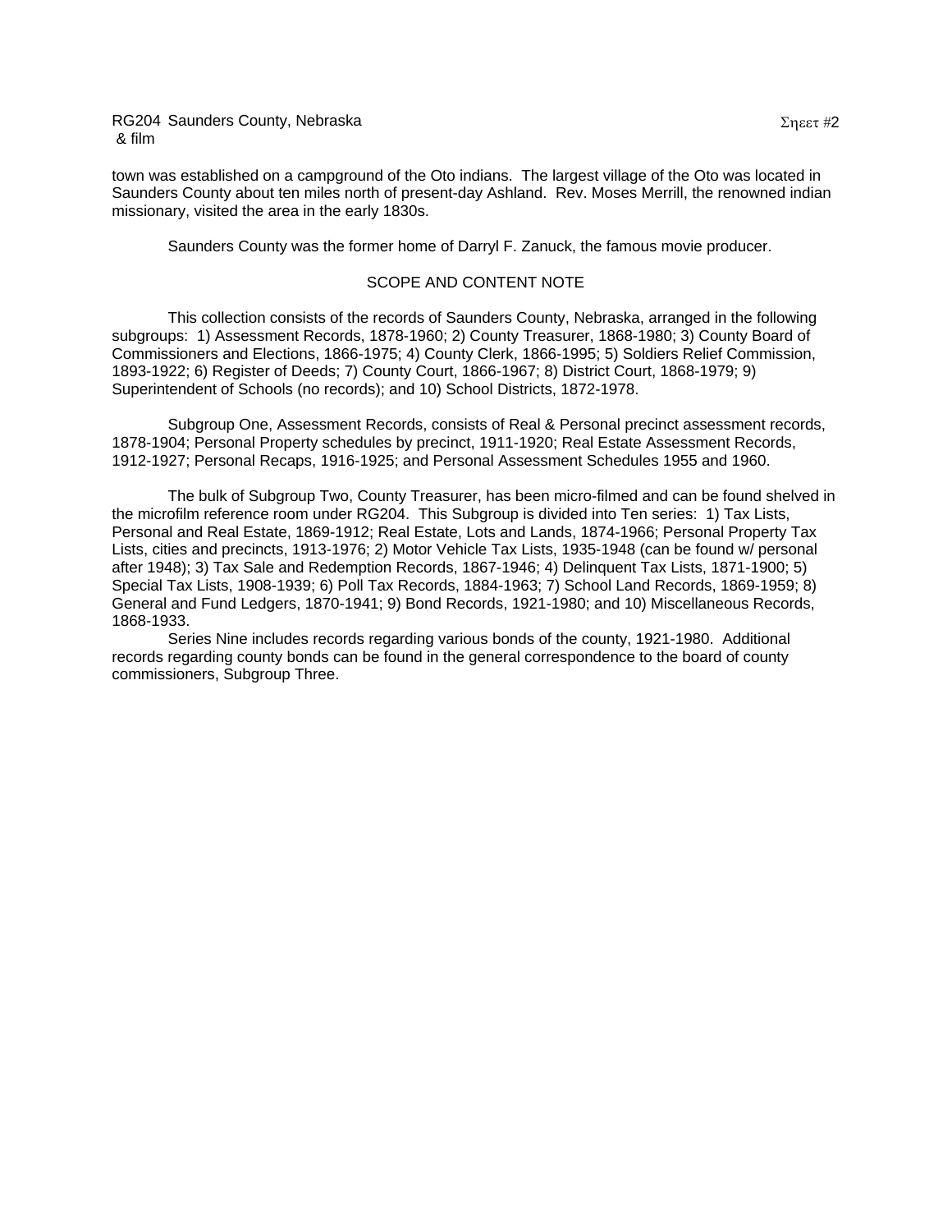town was established on a campground of the Oto indians. The largest village of the Oto was located in Saunders County about ten miles north of present-day Ashland. Rev. Moses Merrill, the renowned indian missionary, visited the area in the early 1830s.

Saunders County was the former home of Darryl F. Zanuck, the famous movie producer.

## SCOPE AND CONTENT NOTE

This collection consists of the records of Saunders County, Nebraska, arranged in the following subgroups: 1) Assessment Records, 1878-1960; 2) County Treasurer, 1868-1980; 3) County Board of Commissioners and Elections, 1866-1975; 4) County Clerk, 1866-1995; 5) Soldiers Relief Commission, 1893-1922; 6) Register of Deeds; 7) County Court, 1866-1967; 8) District Court, 1868-1979; 9) Superintendent of Schools (no records); and 10) School Districts, 1872-1978.

Subgroup One, Assessment Records, consists of Real & Personal precinct assessment records, 1878-1904; Personal Property schedules by precinct, 1911-1920; Real Estate Assessment Records, 1912-1927; Personal Recaps, 1916-1925; and Personal Assessment Schedules 1955 and 1960.

The bulk of Subgroup Two, County Treasurer, has been micro-filmed and can be found shelved in the microfilm reference room under RG204. This Subgroup is divided into Ten series: 1) Tax Lists, Personal and Real Estate, 1869-1912; Real Estate, Lots and Lands, 1874-1966; Personal Property Tax Lists, cities and precincts, 1913-1976; 2) Motor Vehicle Tax Lists, 1935-1948 (can be found w/ personal after 1948); 3) Tax Sale and Redemption Records, 1867-1946; 4) Delinquent Tax Lists, 1871-1900; 5) Special Tax Lists, 1908-1939; 6) Poll Tax Records, 1884-1963; 7) School Land Records, 1869-1959; 8) General and Fund Ledgers, 1870-1941; 9) Bond Records, 1921-1980; and 10) Miscellaneous Records, 1868-1933.

Series Nine includes records regarding various bonds of the county, 1921-1980. Additional records regarding county bonds can be found in the general correspondence to the board of county commissioners, Subgroup Three.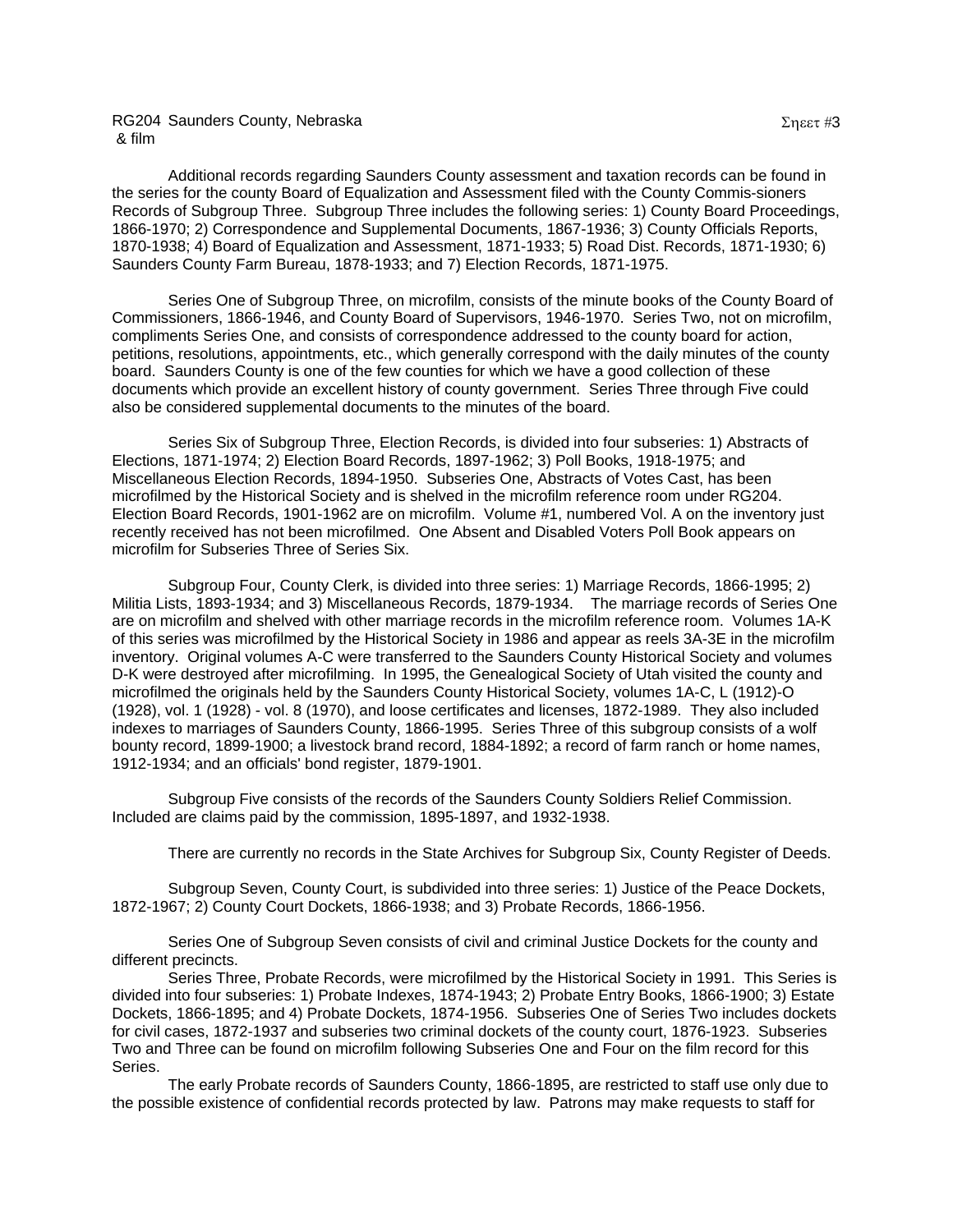Additional records regarding Saunders County assessment and taxation records can be found in the series for the county Board of Equalization and Assessment filed with the County Commis-sioners Records of Subgroup Three. Subgroup Three includes the following series: 1) County Board Proceedings, 1866-1970; 2) Correspondence and Supplemental Documents, 1867-1936; 3) County Officials Reports, 1870-1938; 4) Board of Equalization and Assessment, 1871-1933; 5) Road Dist. Records, 1871-1930; 6) Saunders County Farm Bureau, 1878-1933; and 7) Election Records, 1871-1975.

Series One of Subgroup Three, on microfilm, consists of the minute books of the County Board of Commissioners, 1866-1946, and County Board of Supervisors, 1946-1970. Series Two, not on microfilm, compliments Series One, and consists of correspondence addressed to the county board for action, petitions, resolutions, appointments, etc., which generally correspond with the daily minutes of the county board. Saunders County is one of the few counties for which we have a good collection of these documents which provide an excellent history of county government. Series Three through Five could also be considered supplemental documents to the minutes of the board.

Series Six of Subgroup Three, Election Records, is divided into four subseries: 1) Abstracts of Elections, 1871-1974; 2) Election Board Records, 1897-1962; 3) Poll Books, 1918-1975; and Miscellaneous Election Records, 1894-1950. Subseries One, Abstracts of Votes Cast, has been microfilmed by the Historical Society and is shelved in the microfilm reference room under RG204. Election Board Records, 1901-1962 are on microfilm. Volume #1, numbered Vol. A on the inventory just recently received has not been microfilmed. One Absent and Disabled Voters Poll Book appears on microfilm for Subseries Three of Series Six.

Subgroup Four, County Clerk, is divided into three series: 1) Marriage Records, 1866-1995; 2) Militia Lists, 1893-1934; and 3) Miscellaneous Records, 1879-1934. The marriage records of Series One are on microfilm and shelved with other marriage records in the microfilm reference room. Volumes 1A-K of this series was microfilmed by the Historical Society in 1986 and appear as reels 3A-3E in the microfilm inventory. Original volumes A-C were transferred to the Saunders County Historical Society and volumes D-K were destroyed after microfilming. In 1995, the Genealogical Society of Utah visited the county and microfilmed the originals held by the Saunders County Historical Society, volumes 1A-C, L (1912)-O (1928), vol. 1 (1928) - vol. 8 (1970), and loose certificates and licenses, 1872-1989. They also included indexes to marriages of Saunders County, 1866-1995. Series Three of this subgroup consists of a wolf bounty record, 1899-1900; a livestock brand record, 1884-1892; a record of farm ranch or home names, 1912-1934; and an officials' bond register, 1879-1901.

Subgroup Five consists of the records of the Saunders County Soldiers Relief Commission. Included are claims paid by the commission, 1895-1897, and 1932-1938.

There are currently no records in the State Archives for Subgroup Six, County Register of Deeds.

Subgroup Seven, County Court, is subdivided into three series: 1) Justice of the Peace Dockets, 1872-1967; 2) County Court Dockets, 1866-1938; and 3) Probate Records, 1866-1956.

Series One of Subgroup Seven consists of civil and criminal Justice Dockets for the county and different precincts.

Series Three, Probate Records, were microfilmed by the Historical Society in 1991. This Series is divided into four subseries: 1) Probate Indexes, 1874-1943; 2) Probate Entry Books, 1866-1900; 3) Estate Dockets, 1866-1895; and 4) Probate Dockets, 1874-1956. Subseries One of Series Two includes dockets for civil cases, 1872-1937 and subseries two criminal dockets of the county court, 1876-1923. Subseries Two and Three can be found on microfilm following Subseries One and Four on the film record for this Series.

The early Probate records of Saunders County, 1866-1895, are restricted to staff use only due to the possible existence of confidential records protected by law. Patrons may make requests to staff for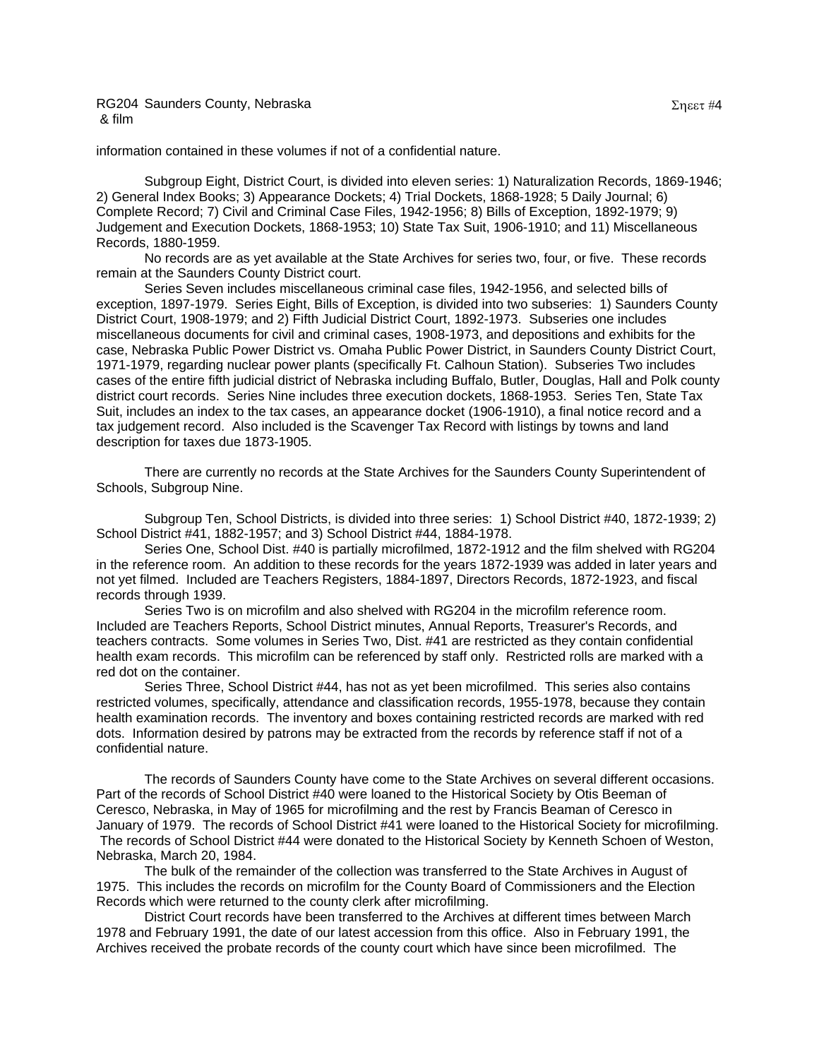information contained in these volumes if not of a confidential nature.

Subgroup Eight, District Court, is divided into eleven series: 1) Naturalization Records, 1869-1946; 2) General Index Books; 3) Appearance Dockets; 4) Trial Dockets, 1868-1928; 5 Daily Journal; 6) Complete Record; 7) Civil and Criminal Case Files, 1942-1956; 8) Bills of Exception, 1892-1979; 9) Judgement and Execution Dockets, 1868-1953; 10) State Tax Suit, 1906-1910; and 11) Miscellaneous Records, 1880-1959.

No records are as yet available at the State Archives for series two, four, or five. These records remain at the Saunders County District court.

Series Seven includes miscellaneous criminal case files, 1942-1956, and selected bills of exception, 1897-1979. Series Eight, Bills of Exception, is divided into two subseries: 1) Saunders County District Court, 1908-1979; and 2) Fifth Judicial District Court, 1892-1973. Subseries one includes miscellaneous documents for civil and criminal cases, 1908-1973, and depositions and exhibits for the case, Nebraska Public Power District vs. Omaha Public Power District, in Saunders County District Court, 1971-1979, regarding nuclear power plants (specifically Ft. Calhoun Station). Subseries Two includes cases of the entire fifth judicial district of Nebraska including Buffalo, Butler, Douglas, Hall and Polk county district court records. Series Nine includes three execution dockets, 1868-1953. Series Ten, State Tax Suit, includes an index to the tax cases, an appearance docket (1906-1910), a final notice record and a tax judgement record. Also included is the Scavenger Tax Record with listings by towns and land description for taxes due 1873-1905.

There are currently no records at the State Archives for the Saunders County Superintendent of Schools, Subgroup Nine.

Subgroup Ten, School Districts, is divided into three series: 1) School District #40, 1872-1939; 2) School District #41, 1882-1957; and 3) School District #44, 1884-1978.

Series One, School Dist. #40 is partially microfilmed, 1872-1912 and the film shelved with RG204 in the reference room. An addition to these records for the years 1872-1939 was added in later years and not yet filmed. Included are Teachers Registers, 1884-1897, Directors Records, 1872-1923, and fiscal records through 1939.

Series Two is on microfilm and also shelved with RG204 in the microfilm reference room. Included are Teachers Reports, School District minutes, Annual Reports, Treasurer's Records, and teachers contracts. Some volumes in Series Two, Dist. #41 are restricted as they contain confidential health exam records. This microfilm can be referenced by staff only. Restricted rolls are marked with a red dot on the container.

Series Three, School District #44, has not as yet been microfilmed. This series also contains restricted volumes, specifically, attendance and classification records, 1955-1978, because they contain health examination records. The inventory and boxes containing restricted records are marked with red dots. Information desired by patrons may be extracted from the records by reference staff if not of a confidential nature.

The records of Saunders County have come to the State Archives on several different occasions. Part of the records of School District #40 were loaned to the Historical Society by Otis Beeman of Ceresco, Nebraska, in May of 1965 for microfilming and the rest by Francis Beaman of Ceresco in January of 1979. The records of School District #41 were loaned to the Historical Society for microfilming. The records of School District #44 were donated to the Historical Society by Kenneth Schoen of Weston, Nebraska, March 20, 1984.

The bulk of the remainder of the collection was transferred to the State Archives in August of 1975. This includes the records on microfilm for the County Board of Commissioners and the Election Records which were returned to the county clerk after microfilming.

District Court records have been transferred to the Archives at different times between March 1978 and February 1991, the date of our latest accession from this office. Also in February 1991, the Archives received the probate records of the county court which have since been microfilmed. The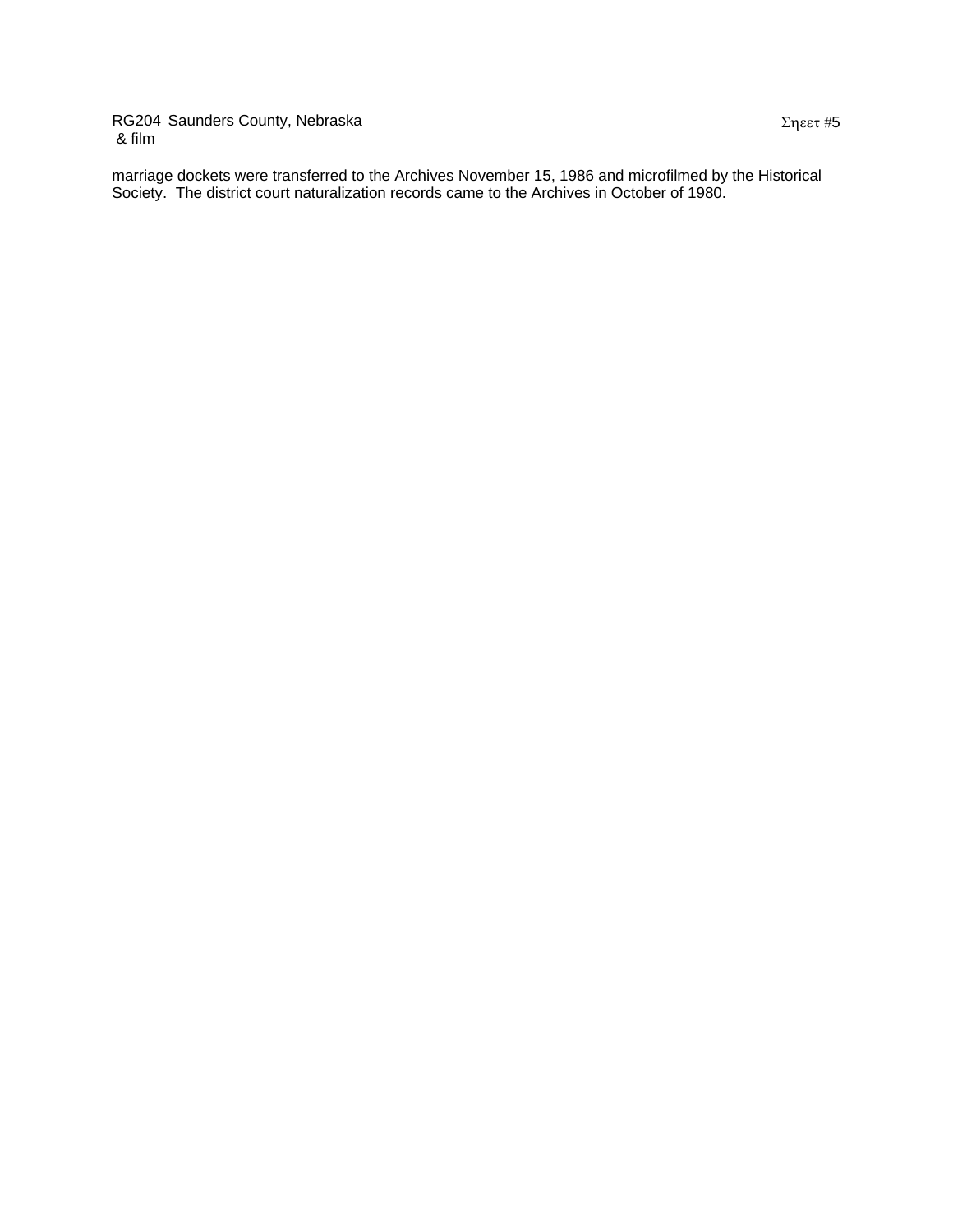marriage dockets were transferred to the Archives November 15, 1986 and microfilmed by the Historical Society. The district court naturalization records came to the Archives in October of 1980.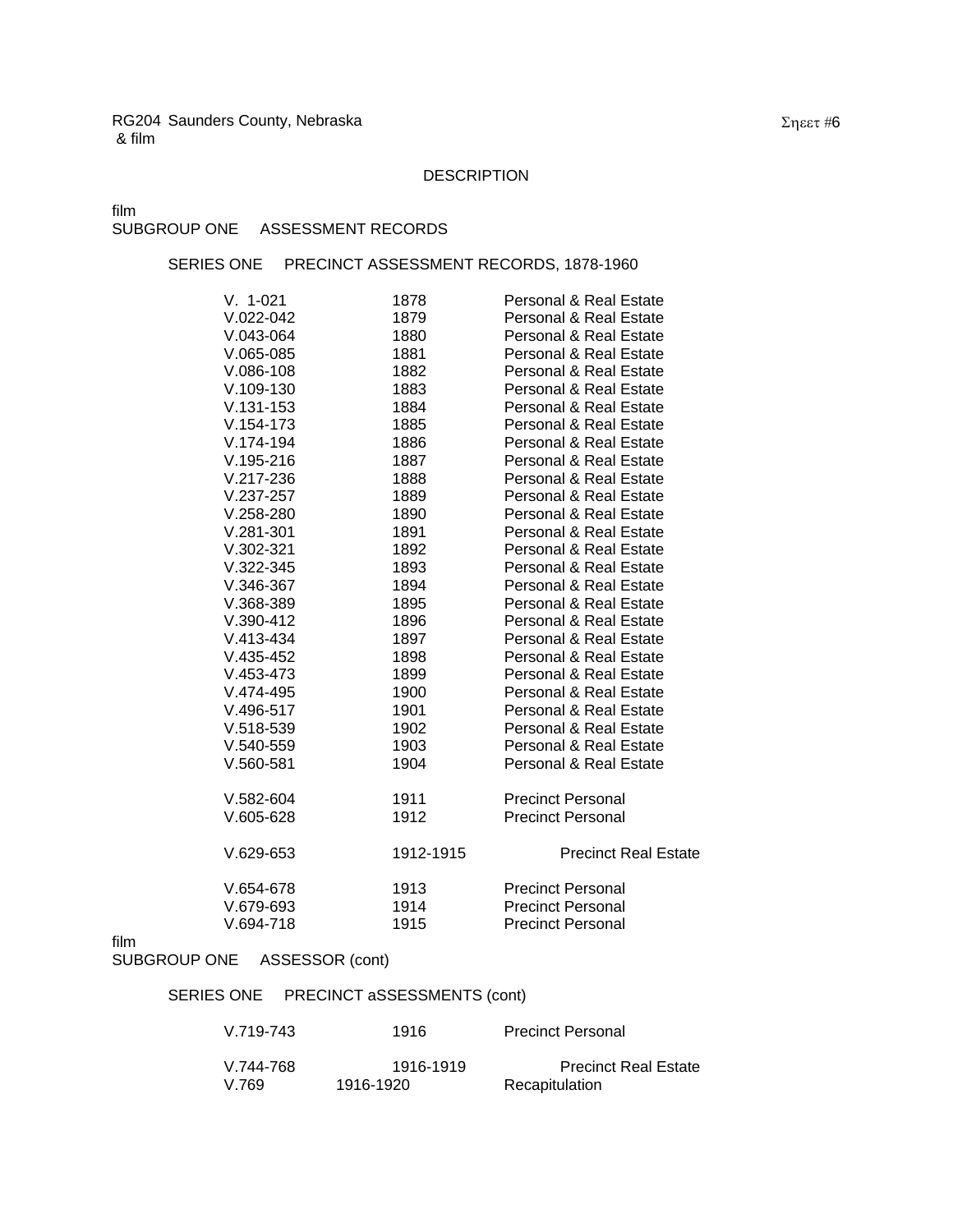RG204 Saunders County, Nebraska
& film

Σηεετ #6

DESCRIPTION

film
SUBGROUP ONE ASSESSMENT RECORDS

SERIES ONE PRECINCT ASSESSMENT RECORDS, 1878-1960

| | | |
|---|---|---|
| V. 1-021 | 1878 | Personal & Real Estate |
| V.022-042 | 1879 | Personal & Real Estate |
| V.043-064 | 1880 | Personal & Real Estate |
| V.065-085 | 1881 | Personal & Real Estate |
| V.086-108 | 1882 | Personal & Real Estate |
| V.109-130 | 1883 | Personal & Real Estate |
| V.131-153 | 1884 | Personal & Real Estate |
| V.154-173 | 1885 | Personal & Real Estate |
| V.174-194 | 1886 | Personal & Real Estate |
| V.195-216 | 1887 | Personal & Real Estate |
| V.217-236 | 1888 | Personal & Real Estate |
| V.237-257 | 1889 | Personal & Real Estate |
| V.258-280 | 1890 | Personal & Real Estate |
| V.281-301 | 1891 | Personal & Real Estate |
| V.302-321 | 1892 | Personal & Real Estate |
| V.322-345 | 1893 | Personal & Real Estate |
| V.346-367 | 1894 | Personal & Real Estate |
| V.368-389 | 1895 | Personal & Real Estate |
| V.390-412 | 1896 | Personal & Real Estate |
| V.413-434 | 1897 | Personal & Real Estate |
| V.435-452 | 1898 | Personal & Real Estate |
| V.453-473 | 1899 | Personal & Real Estate |
| V.474-495 | 1900 | Personal & Real Estate |
| V.496-517 | 1901 | Personal & Real Estate |
| V.518-539 | 1902 | Personal & Real Estate |
| V.540-559 | 1903 | Personal & Real Estate |
| V.560-581 | 1904 | Personal & Real Estate |
| V.582-604 | 1911 | Precinct Personal |
| V.605-628 | 1912 | Precinct Personal |
| V.629-653 | 1912-1915 | Precinct Real Estate |
| V.654-678 | 1913 | Precinct Personal |
| V.679-693 | 1914 | Precinct Personal |
| V.694-718 | 1915 | Precinct Personal |

film
SUBGROUP ONE ASSESSOR (cont)

SERIES ONE PRECINCT aSSESSMENTS (cont)

| | | |
|---|---|---|
| V.719-743 | 1916 | Precinct Personal |
| V.744-768 | 1916-1919 | Precinct Real Estate |
| V.769 | 1916-1920 | Recapitulation |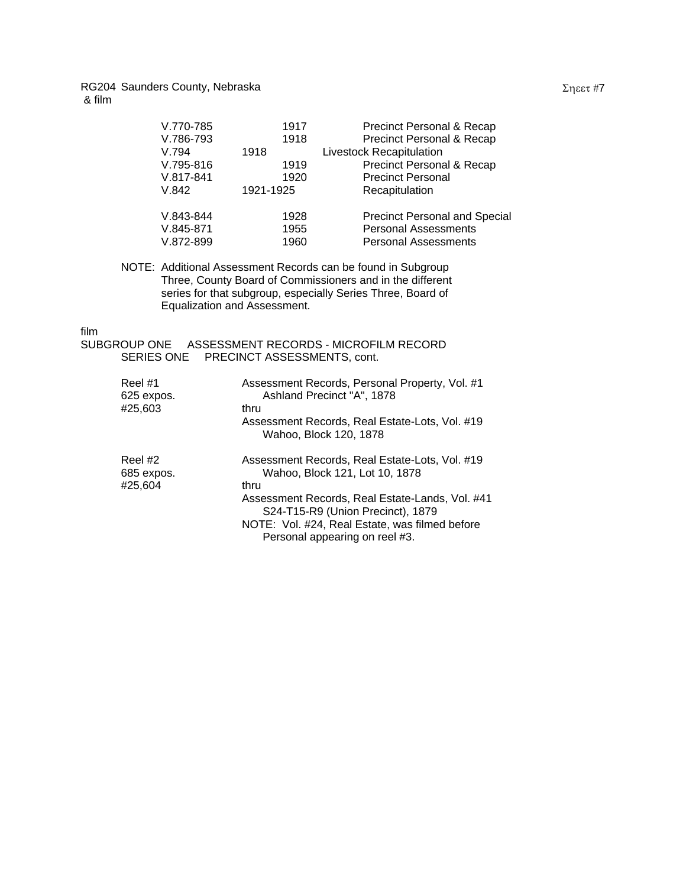RG204 Saunders County, Nebraska
& film

| | | |
|---|---|---|
| V.770-785 | 1917 | Precinct Personal & Recap |
| V.786-793 | 1918 | Precinct Personal & Recap |
| V.794 | 1918 | Livestock Recapitulation |
| V.795-816 | 1919 | Precinct Personal & Recap |
| V.817-841 | 1920 | Precinct Personal |
| V.842 | 1921-1925 | Recapitulation |
| V.843-844 | 1928 | Precinct Personal and Special |
| V.845-871 | 1955 | Personal Assessments |
| V.872-899 | 1960 | Personal Assessments |

NOTE: Additional Assessment Records can be found in Subgroup Three, County Board of Commissioners and in the different series for that subgroup, especially Series Three, Board of Equalization and Assessment.

film

SUBGROUP ONE ASSESSMENT RECORDS - MICROFILM RECORD
SERIES ONE PRECINCT ASSESSMENTS, cont.

Reel #1
625 expos.
#25,603

Assessment Records, Personal Property, Vol. #1
Ashland Precinct "A", 1878
thru
Assessment Records, Real Estate-Lots, Vol. #19
Wahoo, Block 120, 1878

Reel #2
685 expos.
#25,604

Assessment Records, Real Estate-Lots, Vol. #19
Wahoo, Block 121, Lot 10, 1878
thru
Assessment Records, Real Estate-Lands, Vol. #41
S24-T15-R9 (Union Precinct), 1879
NOTE: Vol. #24, Real Estate, was filmed before Personal appearing on reel #3.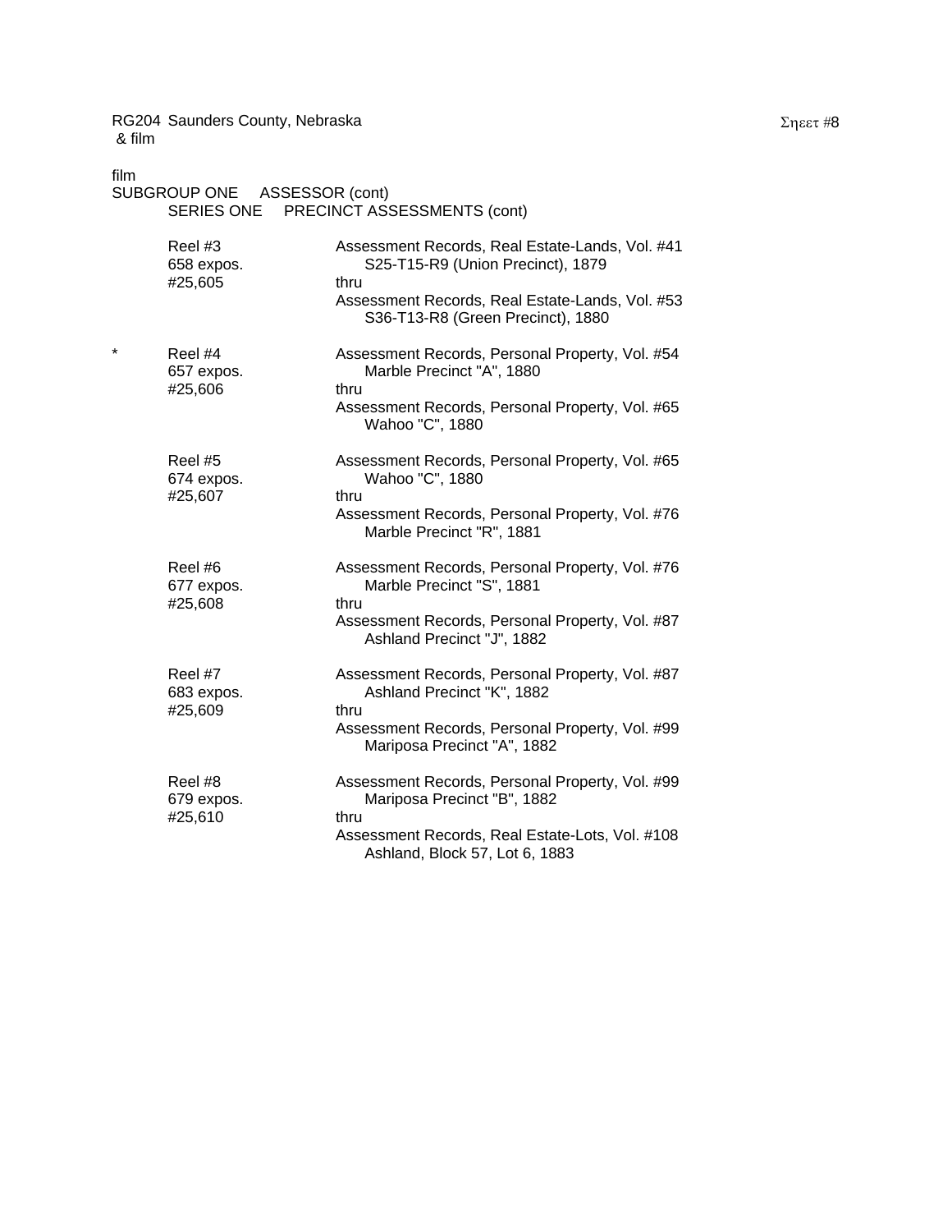RG204 Saunders County, Nebraska
& film

film
SUBGROUP ONE ASSESSOR (cont)
SERIES ONE PRECINCT ASSESSMENTS (cont)

| | Reel | Contents |
|---|---|---|
| | Reel #3<br>658 expos.<br>#25,605 | Assessment Records, Real Estate-Lands, Vol. #41<br>S25-T15-R9 (Union Precinct), 1879<br>thru<br>Assessment Records, Real Estate-Lands, Vol. #53<br>S36-T13-R8 (Green Precinct), 1880 |
| * | Reel #4<br>657 expos.<br>#25,606 | Assessment Records, Personal Property, Vol. #54<br>Marble Precinct "A", 1880<br>thru<br>Assessment Records, Personal Property, Vol. #65<br>Wahoo "C", 1880 |
| | Reel #5<br>674 expos.<br>#25,607 | Assessment Records, Personal Property, Vol. #65<br>Wahoo "C", 1880<br>thru<br>Assessment Records, Personal Property, Vol. #76<br>Marble Precinct "R", 1881 |
| | Reel #6<br>677 expos.<br>#25,608 | Assessment Records, Personal Property, Vol. #76<br>Marble Precinct "S", 1881<br>thru<br>Assessment Records, Personal Property, Vol. #87<br>Ashland Precinct "J", 1882 |
| | Reel #7<br>683 expos.<br>#25,609 | Assessment Records, Personal Property, Vol. #87<br>Ashland Precinct "K", 1882<br>thru<br>Assessment Records, Personal Property, Vol. #99<br>Mariposa Precinct "A", 1882 |
| | Reel #8<br>679 expos.<br>#25,610 | Assessment Records, Personal Property, Vol. #99<br>Mariposa Precinct "B", 1882<br>thru<br>Assessment Records, Real Estate-Lots, Vol. #108<br>Ashland, Block 57, Lot 6, 1883 |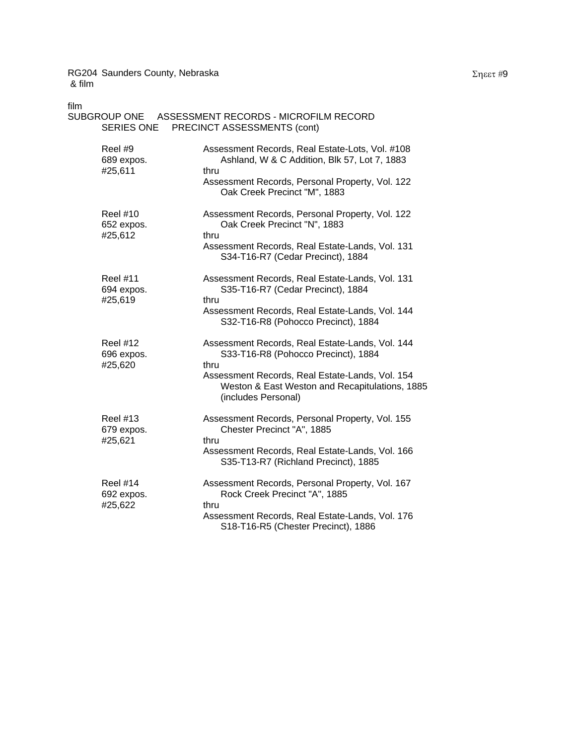RG204 Saunders County, Nebraska
& film

film
SUBGROUP ONE ASSESSMENT RECORDS - MICROFILM RECORD
SERIES ONE PRECINCT ASSESSMENTS (cont)

| | |
|---|---|
| Reel #9<br>689 expos.<br>#25,611 | Assessment Records, Real Estate-Lots, Vol. #108<br>Ashland, W & C Addition, Blk 57, Lot 7, 1883<br>thru<br>Assessment Records, Personal Property, Vol. 122<br>Oak Creek Precinct "M", 1883 |
| Reel #10<br>652 expos.<br>#25,612 | Assessment Records, Personal Property, Vol. 122<br>Oak Creek Precinct "N", 1883<br>thru<br>Assessment Records, Real Estate-Lands, Vol. 131<br>S34-T16-R7 (Cedar Precinct), 1884 |
| Reel #11<br>694 expos.<br>#25,619 | Assessment Records, Real Estate-Lands, Vol. 131<br>S35-T16-R7 (Cedar Precinct), 1884<br>thru<br>Assessment Records, Real Estate-Lands, Vol. 144<br>S32-T16-R8 (Pohocco Precinct), 1884 |
| Reel #12<br>696 expos.<br>#25,620 | Assessment Records, Real Estate-Lands, Vol. 144<br>S33-T16-R8 (Pohocco Precinct), 1884<br>thru<br>Assessment Records, Real Estate-Lands, Vol. 154<br>Weston & East Weston and Recapitulations, 1885<br>(includes Personal) |
| Reel #13<br>679 expos.<br>#25,621 | Assessment Records, Personal Property, Vol. 155<br>Chester Precinct "A", 1885<br>thru<br>Assessment Records, Real Estate-Lands, Vol. 166<br>S35-T13-R7 (Richland Precinct), 1885 |
| Reel #14<br>692 expos.<br>#25,622 | Assessment Records, Personal Property, Vol. 167<br>Rock Creek Precinct "A", 1885<br>thru<br>Assessment Records, Real Estate-Lands, Vol. 176<br>S18-T16-R5 (Chester Precinct), 1886 |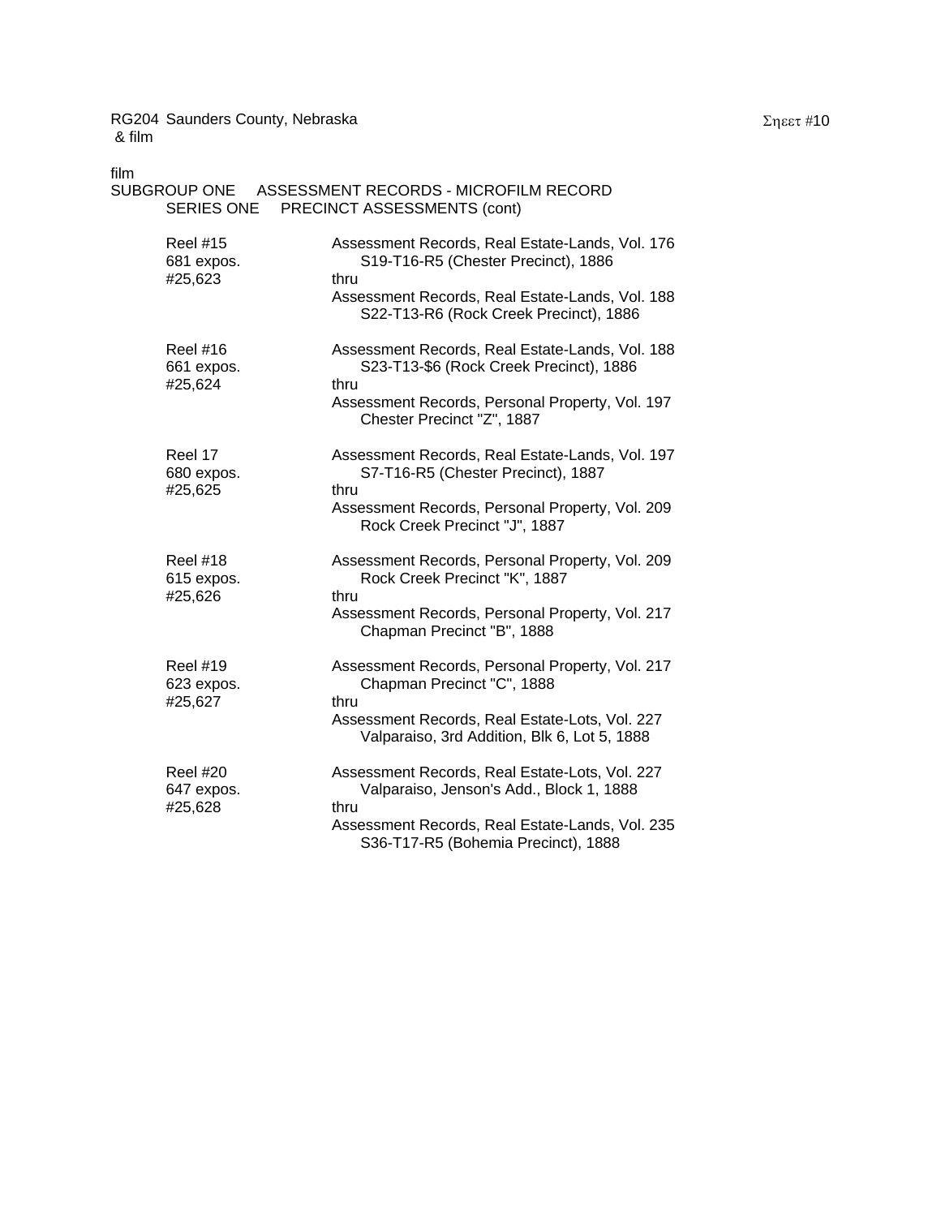RG204 Saunders County, Nebraska
& film

film
SUBGROUP ONE ASSESSMENT RECORDS - MICROFILM RECORD
SERIES ONE PRECINCT ASSESSMENTS (cont)

| | |
|---|---|
| Reel #15<br>681 expos.<br>#25,623 | Assessment Records, Real Estate-Lands, Vol. 176<br>S19-T16-R5 (Chester Precinct), 1886<br>thru<br>Assessment Records, Real Estate-Lands, Vol. 188<br>S22-T13-R6 (Rock Creek Precinct), 1886 |
| Reel #16<br>661 expos.<br>#25,624 | Assessment Records, Real Estate-Lands, Vol. 188<br>S23-T13-$6 (Rock Creek Precinct), 1886<br>thru<br>Assessment Records, Personal Property, Vol. 197<br>Chester Precinct "Z", 1887 |
| Reel 17<br>680 expos.<br>#25,625 | Assessment Records, Real Estate-Lands, Vol. 197<br>S7-T16-R5 (Chester Precinct), 1887<br>thru<br>Assessment Records, Personal Property, Vol. 209<br>Rock Creek Precinct "J", 1887 |
| Reel #18<br>615 expos.<br>#25,626 | Assessment Records, Personal Property, Vol. 209<br>Rock Creek Precinct "K", 1887<br>thru<br>Assessment Records, Personal Property, Vol. 217<br>Chapman Precinct "B", 1888 |
| Reel #19<br>623 expos.<br>#25,627 | Assessment Records, Personal Property, Vol. 217<br>Chapman Precinct "C", 1888<br>thru<br>Assessment Records, Real Estate-Lots, Vol. 227<br>Valparaiso, 3rd Addition, Blk 6, Lot 5, 1888 |
| Reel #20<br>647 expos.<br>#25,628 | Assessment Records, Real Estate-Lots, Vol. 227<br>Valparaiso, Jenson's Add., Block 1, 1888<br>thru<br>Assessment Records, Real Estate-Lands, Vol. 235<br>S36-T17-R5 (Bohemia Precinct), 1888 |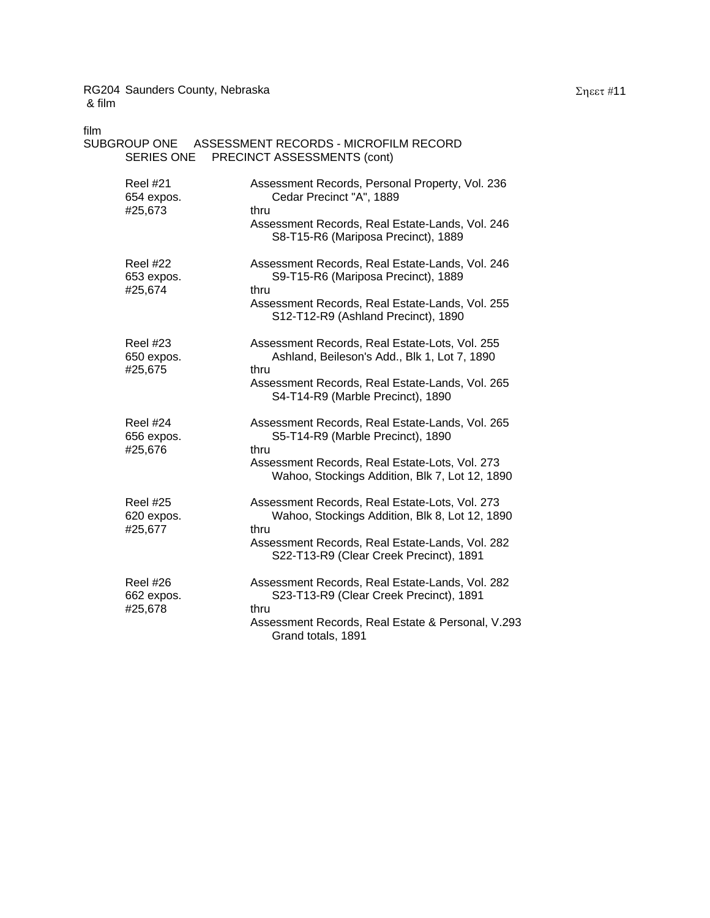film

SUBGROUP ONE ASSESSMENT RECORDS - MICROFILM RECORD

SERIES ONE PRECINCT ASSESSMENTS (cont)

| | |
|---|---|
| Reel #21<br>654 expos.<br>#25,673 | Assessment Records, Personal Property, Vol. 236<br>Cedar Precinct "A", 1889<br>thru<br>Assessment Records, Real Estate-Lands, Vol. 246<br>S8-T15-R6 (Mariposa Precinct), 1889 |
| Reel #22<br>653 expos.<br>#25,674 | Assessment Records, Real Estate-Lands, Vol. 246<br>S9-T15-R6 (Mariposa Precinct), 1889<br>thru<br>Assessment Records, Real Estate-Lands, Vol. 255<br>S12-T12-R9 (Ashland Precinct), 1890 |
| Reel #23<br>650 expos.<br>#25,675 | Assessment Records, Real Estate-Lots, Vol. 255<br>Ashland, Beileson's Add., Blk 1, Lot 7, 1890<br>thru<br>Assessment Records, Real Estate-Lands, Vol. 265<br>S4-T14-R9 (Marble Precinct), 1890 |
| Reel #24<br>656 expos.<br>#25,676 | Assessment Records, Real Estate-Lands, Vol. 265<br>S5-T14-R9 (Marble Precinct), 1890<br>thru<br>Assessment Records, Real Estate-Lots, Vol. 273<br>Wahoo, Stockings Addition, Blk 7, Lot 12, 1890 |
| Reel #25<br>620 expos.<br>#25,677 | Assessment Records, Real Estate-Lots, Vol. 273<br>Wahoo, Stockings Addition, Blk 8, Lot 12, 1890<br>thru<br>Assessment Records, Real Estate-Lands, Vol. 282<br>S22-T13-R9 (Clear Creek Precinct), 1891 |
| Reel #26<br>662 expos.<br>#25,678 | Assessment Records, Real Estate-Lands, Vol. 282<br>S23-T13-R9 (Clear Creek Precinct), 1891<br>thru<br>Assessment Records, Real Estate & Personal, V.293<br>Grand totals, 1891 |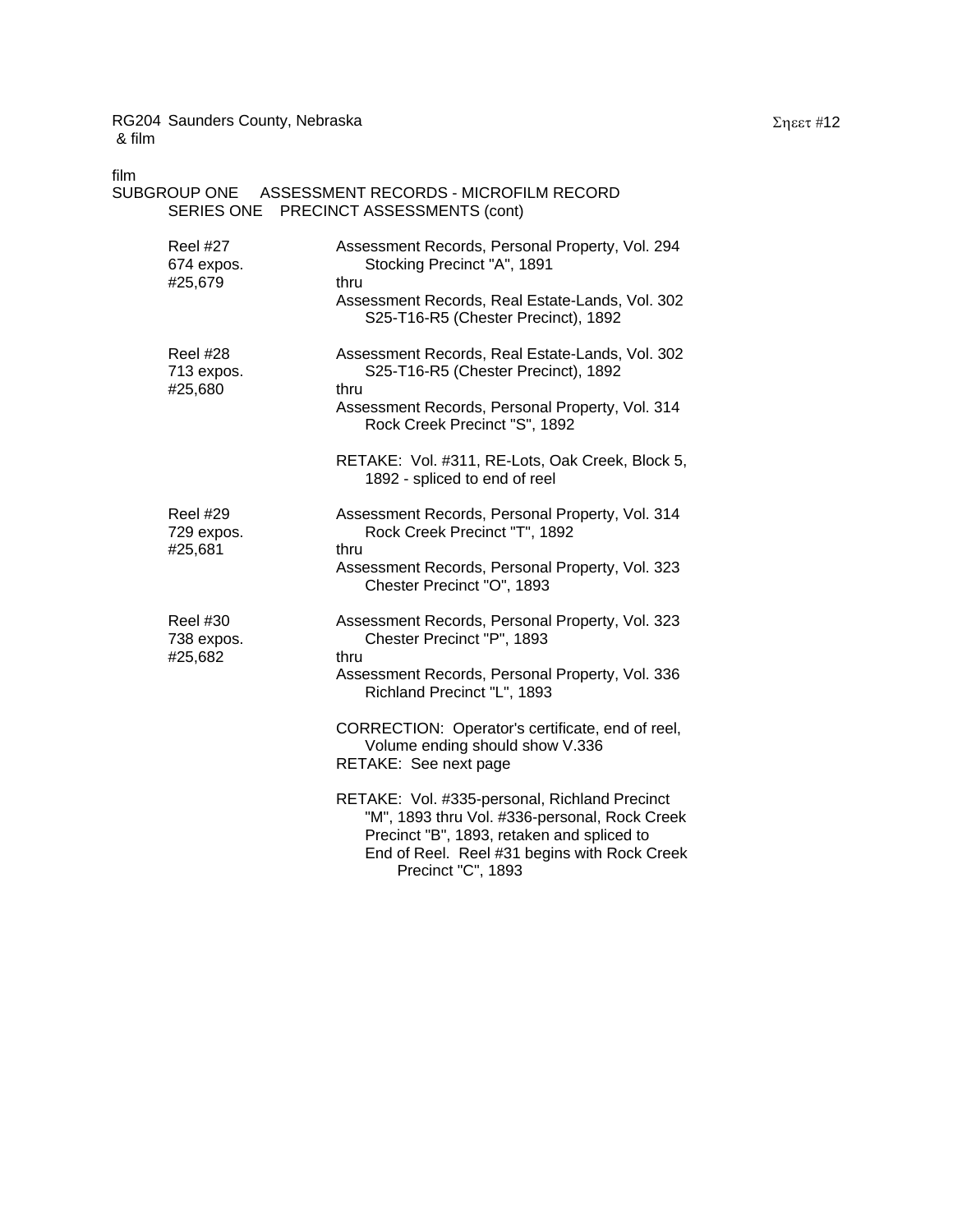RG204 Saunders County, Nebraska
& film

film

SUBGROUP ONE ASSESSMENT RECORDS - MICROFILM RECORD

SERIES ONE PRECINCT ASSESSMENTS (cont)

| | |
|---|---|
| Reel #27<br>674 expos.<br>#25,679 | Assessment Records, Personal Property, Vol. 294<br>Stocking Precinct "A", 1891<br>thru<br>Assessment Records, Real Estate-Lands, Vol. 302<br>S25-T16-R5 (Chester Precinct), 1892 |
| Reel #28<br>713 expos.<br>#25,680 | Assessment Records, Real Estate-Lands, Vol. 302<br>S25-T16-R5 (Chester Precinct), 1892<br>thru<br>Assessment Records, Personal Property, Vol. 314<br>Rock Creek Precinct "S", 1892<br><br>RETAKE: Vol. #311, RE-Lots, Oak Creek, Block 5,<br>1892 - spliced to end of reel |
| Reel #29<br>729 expos.<br>#25,681 | Assessment Records, Personal Property, Vol. 314<br>Rock Creek Precinct "T", 1892<br>thru<br>Assessment Records, Personal Property, Vol. 323<br>Chester Precinct "O", 1893 |
| Reel #30<br>738 expos.<br>#25,682 | Assessment Records, Personal Property, Vol. 323<br>Chester Precinct "P", 1893<br>thru<br>Assessment Records, Personal Property, Vol. 336<br>Richland Precinct "L", 1893<br><br>CORRECTION: Operator's certificate, end of reel,<br>Volume ending should show V.336<br>RETAKE: See next page<br><br>RETAKE: Vol. #335-personal, Richland Precinct<br>"M", 1893 thru Vol. #336-personal, Rock Creek<br>Precinct "B", 1893, retaken and spliced to<br>End of Reel. Reel #31 begins with Rock Creek<br>Precinct "C", 1893 |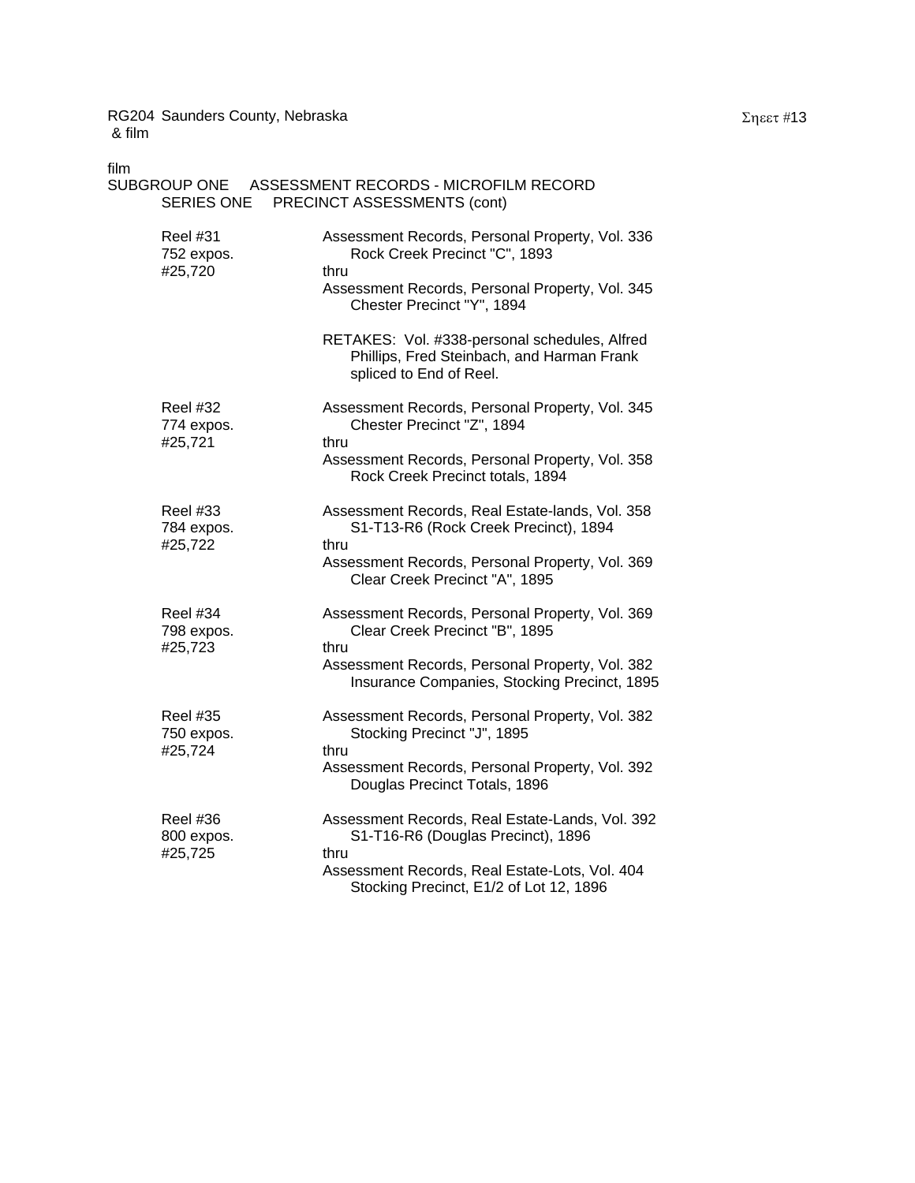RG204 Saunders County, Nebraska
& film

film
SUBGROUP ONE ASSESSMENT RECORDS - MICROFILM RECORD
SERIES ONE PRECINCT ASSESSMENTS (cont)

| | |
|---|---|
| Reel #31<br>752 expos.<br>#25,720 | Assessment Records, Personal Property, Vol. 336<br>Rock Creek Precinct "C", 1893<br>thru<br>Assessment Records, Personal Property, Vol. 345<br>Chester Precinct "Y", 1894<br><br>RETAKES: Vol. #338-personal schedules, Alfred Phillips, Fred Steinbach, and Harman Frank spliced to End of Reel. |
| Reel #32<br>774 expos.<br>#25,721 | Assessment Records, Personal Property, Vol. 345<br>Chester Precinct "Z", 1894<br>thru<br>Assessment Records, Personal Property, Vol. 358<br>Rock Creek Precinct totals, 1894 |
| Reel #33<br>784 expos.<br>#25,722 | Assessment Records, Real Estate-lands, Vol. 358<br>S1-T13-R6 (Rock Creek Precinct), 1894<br>thru<br>Assessment Records, Personal Property, Vol. 369<br>Clear Creek Precinct "A", 1895 |
| Reel #34<br>798 expos.<br>#25,723 | Assessment Records, Personal Property, Vol. 369<br>Clear Creek Precinct "B", 1895<br>thru<br>Assessment Records, Personal Property, Vol. 382<br>Insurance Companies, Stocking Precinct, 1895 |
| Reel #35<br>750 expos.<br>#25,724 | Assessment Records, Personal Property, Vol. 382<br>Stocking Precinct "J", 1895<br>thru<br>Assessment Records, Personal Property, Vol. 392<br>Douglas Precinct Totals, 1896 |
| Reel #36<br>800 expos.<br>#25,725 | Assessment Records, Real Estate-Lands, Vol. 392<br>S1-T16-R6 (Douglas Precinct), 1896<br>thru<br>Assessment Records, Real Estate-Lots, Vol. 404<br>Stocking Precinct, E1/2 of Lot 12, 1896 |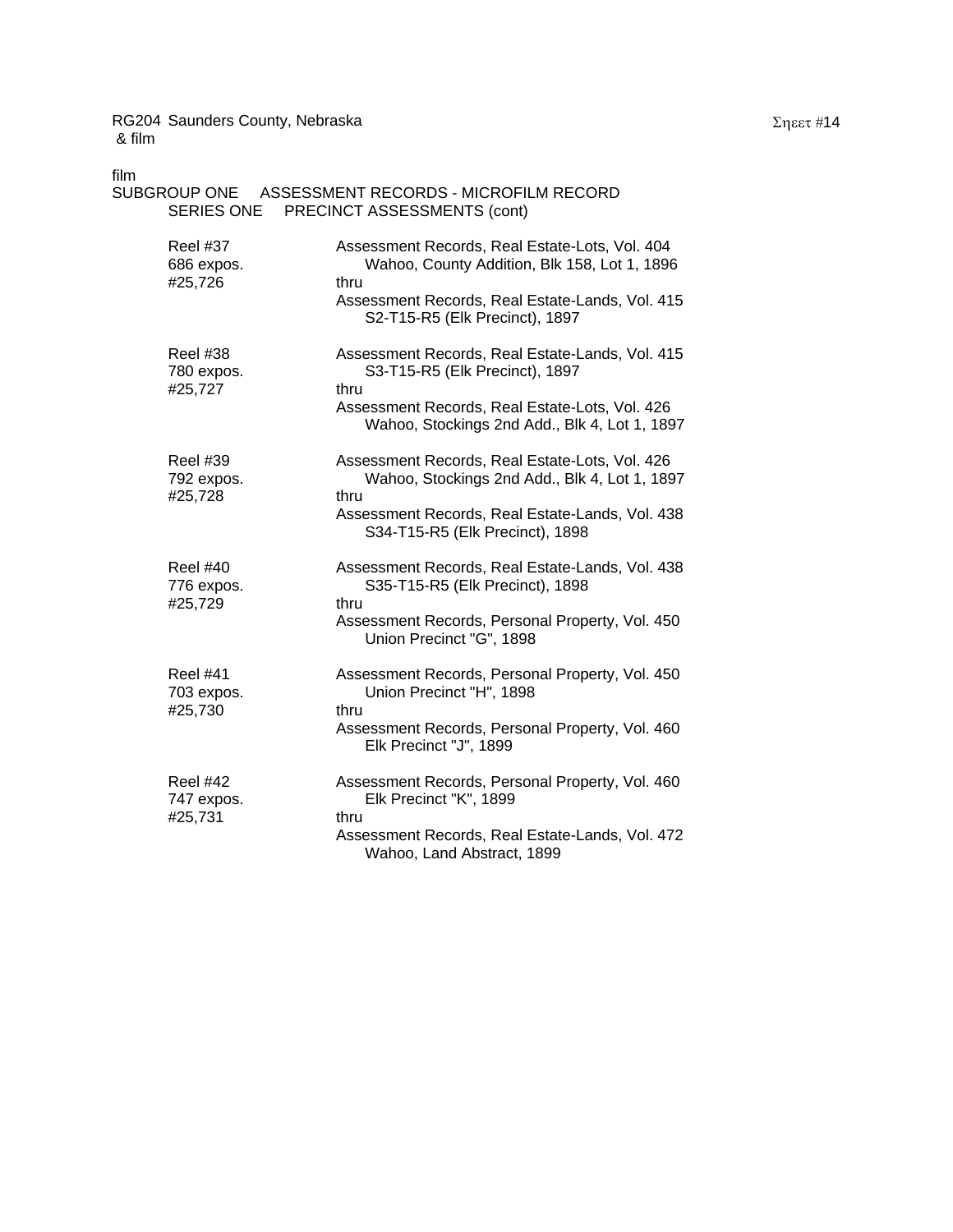RG204 Saunders County, Nebraska
& film

film
SUBGROUP ONE ASSESSMENT RECORDS - MICROFILM RECORD
SERIES ONE PRECINCT ASSESSMENTS (cont)

| | |
|---|---|
| Reel #37<br>686 expos.<br>#25,726 | Assessment Records, Real Estate-Lots, Vol. 404<br>Wahoo, County Addition, Blk 158, Lot 1, 1896<br>thru<br>Assessment Records, Real Estate-Lands, Vol. 415<br>S2-T15-R5 (Elk Precinct), 1897 |
| Reel #38<br>780 expos.<br>#25,727 | Assessment Records, Real Estate-Lands, Vol. 415<br>S3-T15-R5 (Elk Precinct), 1897<br>thru<br>Assessment Records, Real Estate-Lots, Vol. 426<br>Wahoo, Stockings 2nd Add., Blk 4, Lot 1, 1897 |
| Reel #39<br>792 expos.<br>#25,728 | Assessment Records, Real Estate-Lots, Vol. 426<br>Wahoo, Stockings 2nd Add., Blk 4, Lot 1, 1897<br>thru<br>Assessment Records, Real Estate-Lands, Vol. 438<br>S34-T15-R5 (Elk Precinct), 1898 |
| Reel #40<br>776 expos.<br>#25,729 | Assessment Records, Real Estate-Lands, Vol. 438<br>S35-T15-R5 (Elk Precinct), 1898<br>thru<br>Assessment Records, Personal Property, Vol. 450<br>Union Precinct "G", 1898 |
| Reel #41<br>703 expos.<br>#25,730 | Assessment Records, Personal Property, Vol. 450<br>Union Precinct "H", 1898<br>thru<br>Assessment Records, Personal Property, Vol. 460<br>Elk Precinct "J", 1899 |
| Reel #42<br>747 expos.<br>#25,731 | Assessment Records, Personal Property, Vol. 460<br>Elk Precinct "K", 1899<br>thru<br>Assessment Records, Real Estate-Lands, Vol. 472<br>Wahoo, Land Abstract, 1899 |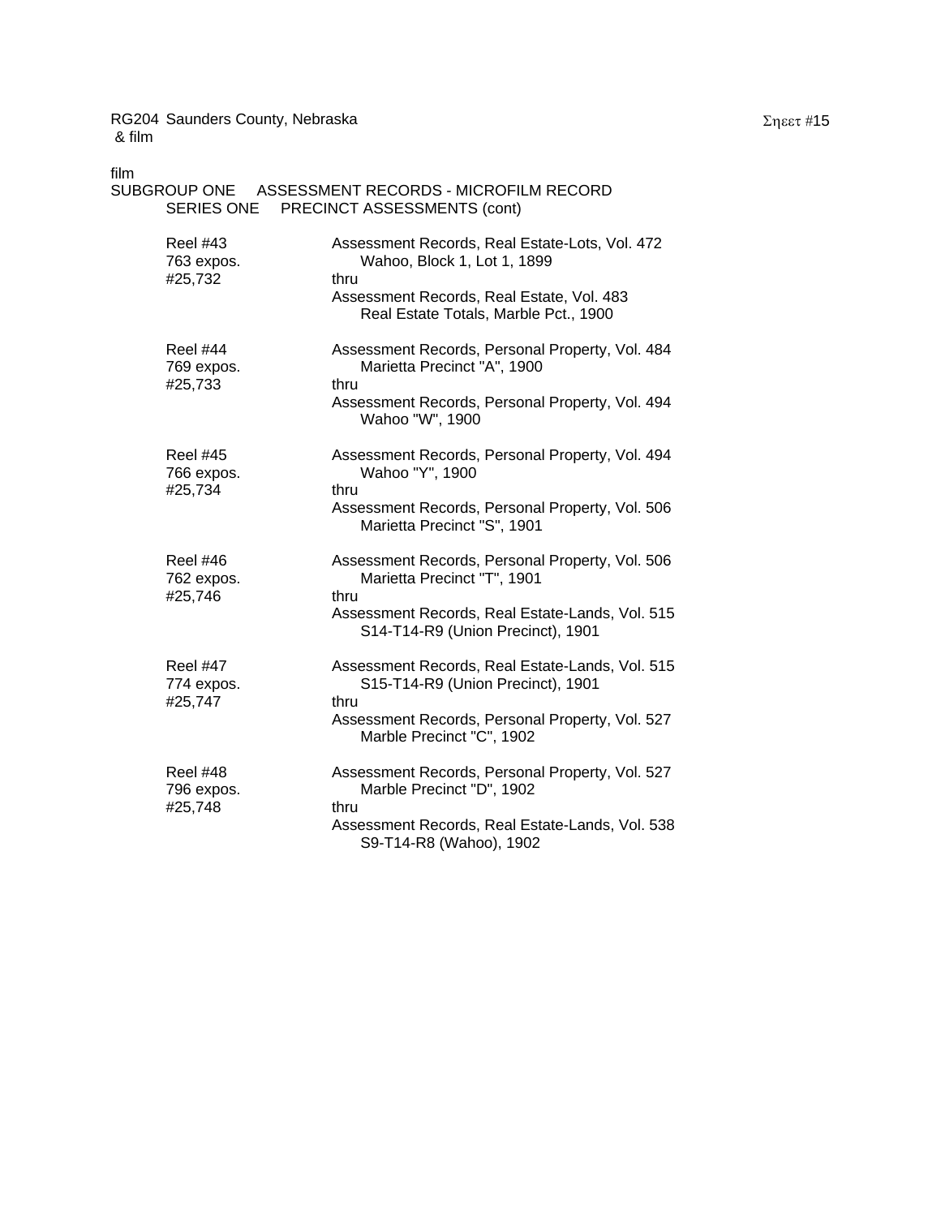RG204 Saunders County, Nebraska
& film

film
SUBGROUP ONE ASSESSMENT RECORDS - MICROFILM RECORD
SERIES ONE PRECINCT ASSESSMENTS (cont)

| | |
|---|---|
| Reel #43<br>763 expos.<br>#25,732 | Assessment Records, Real Estate-Lots, Vol. 472<br>Wahoo, Block 1, Lot 1, 1899<br>thru<br>Assessment Records, Real Estate, Vol. 483<br>Real Estate Totals, Marble Pct., 1900 |
| Reel #44<br>769 expos.<br>#25,733 | Assessment Records, Personal Property, Vol. 484<br>Marietta Precinct "A", 1900<br>thru<br>Assessment Records, Personal Property, Vol. 494<br>Wahoo "W", 1900 |
| Reel #45<br>766 expos.<br>#25,734 | Assessment Records, Personal Property, Vol. 494<br>Wahoo "Y", 1900<br>thru<br>Assessment Records, Personal Property, Vol. 506<br>Marietta Precinct "S", 1901 |
| Reel #46<br>762 expos.<br>#25,746 | Assessment Records, Personal Property, Vol. 506<br>Marietta Precinct "T", 1901<br>thru<br>Assessment Records, Real Estate-Lands, Vol. 515<br>S14-T14-R9 (Union Precinct), 1901 |
| Reel #47<br>774 expos.<br>#25,747 | Assessment Records, Real Estate-Lands, Vol. 515<br>S15-T14-R9 (Union Precinct), 1901<br>thru<br>Assessment Records, Personal Property, Vol. 527<br>Marble Precinct "C", 1902 |
| Reel #48<br>796 expos.<br>#25,748 | Assessment Records, Personal Property, Vol. 527<br>Marble Precinct "D", 1902<br>thru<br>Assessment Records, Real Estate-Lands, Vol. 538<br>S9-T14-R8 (Wahoo), 1902 |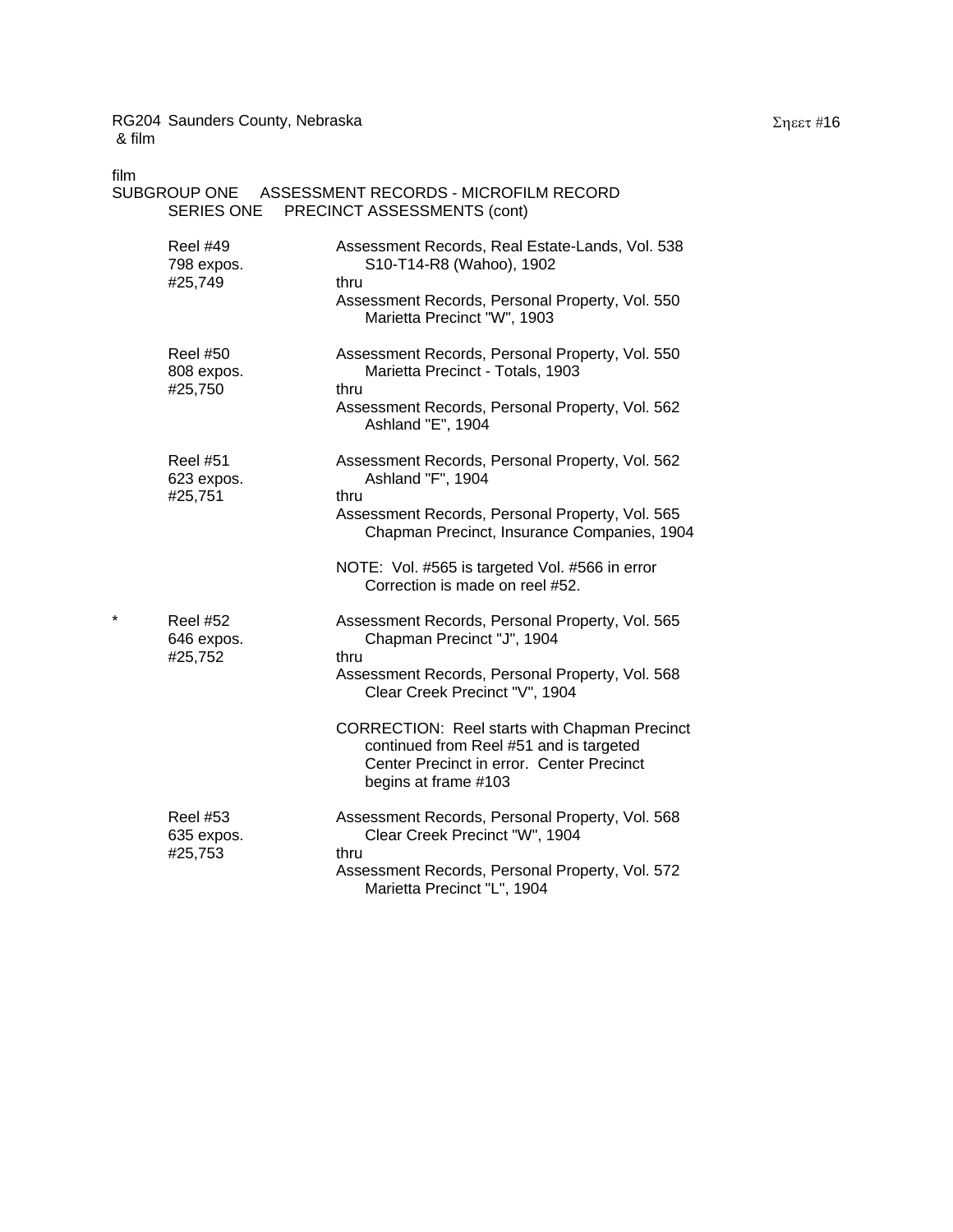RG204 Saunders County, Nebraska
& film

film
SUBGROUP ONE ASSESSMENT RECORDS - MICROFILM RECORD
SERIES ONE PRECINCT ASSESSMENTS (cont)

| | Reel | Contents |
|---|---|---|
| | Reel #49<br>798 expos.<br>#25,749 | Assessment Records, Real Estate-Lands, Vol. 538<br>S10-T14-R8 (Wahoo), 1902<br>thru<br>Assessment Records, Personal Property, Vol. 550<br>Marietta Precinct "W", 1903 |
| | Reel #50<br>808 expos.<br>#25,750 | Assessment Records, Personal Property, Vol. 550<br>Marietta Precinct - Totals, 1903<br>thru<br>Assessment Records, Personal Property, Vol. 562<br>Ashland "E", 1904 |
| | Reel #51<br>623 expos.<br>#25,751 | Assessment Records, Personal Property, Vol. 562<br>Ashland "F", 1904<br>thru<br>Assessment Records, Personal Property, Vol. 565<br>Chapman Precinct, Insurance Companies, 1904<br><br>NOTE: Vol. #565 is targeted Vol. #566 in error<br>Correction is made on reel #52. |
| * | Reel #52<br>646 expos.<br>#25,752 | Assessment Records, Personal Property, Vol. 565<br>Chapman Precinct "J", 1904<br>thru<br>Assessment Records, Personal Property, Vol. 568<br>Clear Creek Precinct "V", 1904<br><br>CORRECTION: Reel starts with Chapman Precinct continued from Reel #51 and is targeted Center Precinct in error. Center Precinct begins at frame #103 |
| | Reel #53<br>635 expos.<br>#25,753 | Assessment Records, Personal Property, Vol. 568<br>Clear Creek Precinct "W", 1904<br>thru<br>Assessment Records, Personal Property, Vol. 572<br>Marietta Precinct "L", 1904 |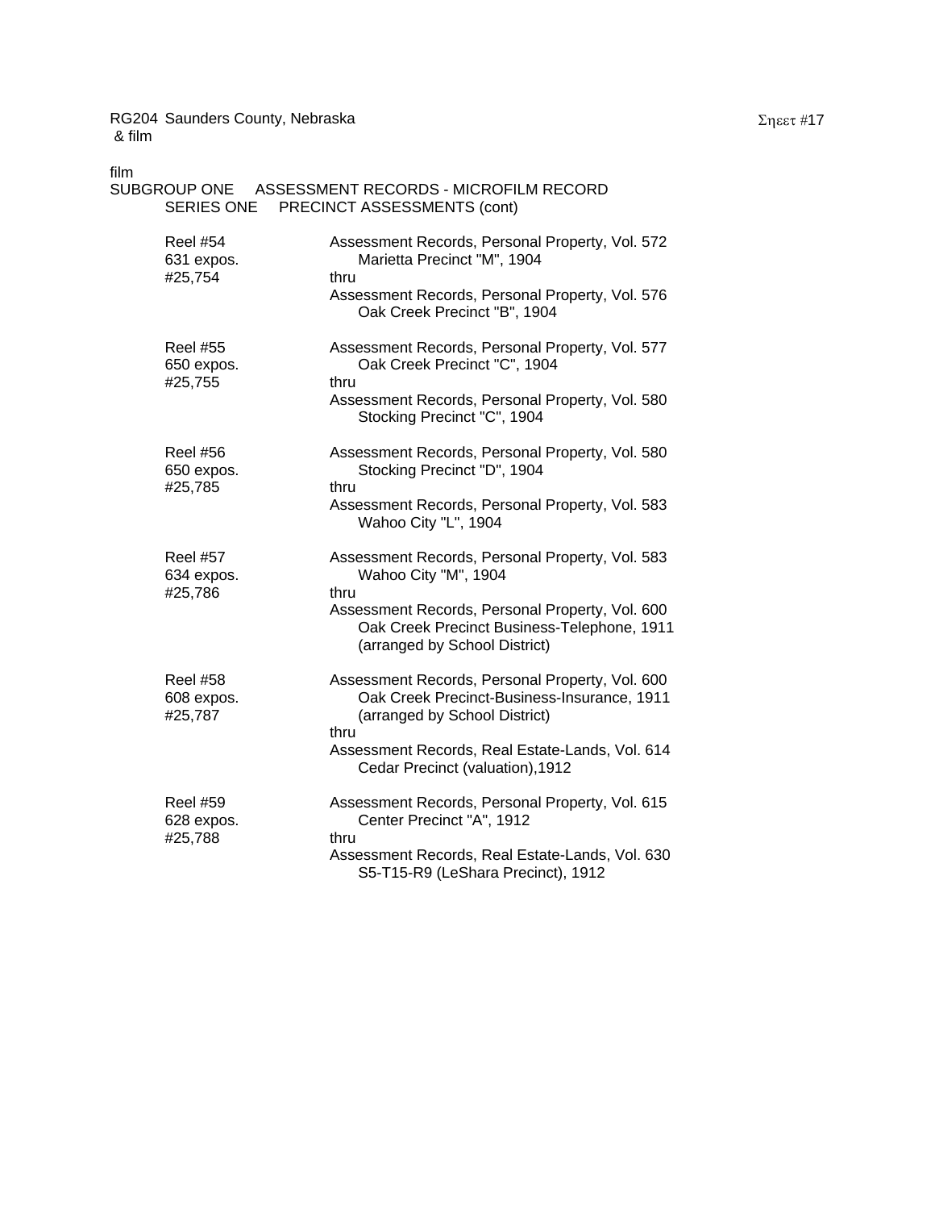RG204 Saunders County, Nebraska
& film

film
SUBGROUP ONE ASSESSMENT RECORDS - MICROFILM RECORD
SERIES ONE PRECINCT ASSESSMENTS (cont)

| | |
|---|---|
| Reel #54<br>631 expos.<br>#25,754 | Assessment Records, Personal Property, Vol. 572<br>Marietta Precinct "M", 1904<br>thru<br>Assessment Records, Personal Property, Vol. 576<br>Oak Creek Precinct "B", 1904 |
| Reel #55<br>650 expos.<br>#25,755 | Assessment Records, Personal Property, Vol. 577<br>Oak Creek Precinct "C", 1904<br>thru<br>Assessment Records, Personal Property, Vol. 580<br>Stocking Precinct "C", 1904 |
| Reel #56<br>650 expos.<br>#25,785 | Assessment Records, Personal Property, Vol. 580<br>Stocking Precinct "D", 1904<br>thru<br>Assessment Records, Personal Property, Vol. 583<br>Wahoo City "L", 1904 |
| Reel #57<br>634 expos.<br>#25,786 | Assessment Records, Personal Property, Vol. 583<br>Wahoo City "M", 1904<br>thru<br>Assessment Records, Personal Property, Vol. 600<br>Oak Creek Precinct Business-Telephone, 1911<br>(arranged by School District) |
| Reel #58<br>608 expos.<br>#25,787 | Assessment Records, Personal Property, Vol. 600<br>Oak Creek Precinct-Business-Insurance, 1911<br>(arranged by School District)<br>thru<br>Assessment Records, Real Estate-Lands, Vol. 614<br>Cedar Precinct (valuation),1912 |
| Reel #59<br>628 expos.<br>#25,788 | Assessment Records, Personal Property, Vol. 615<br>Center Precinct "A", 1912<br>thru<br>Assessment Records, Real Estate-Lands, Vol. 630<br>S5-T15-R9 (LeShara Precinct), 1912 |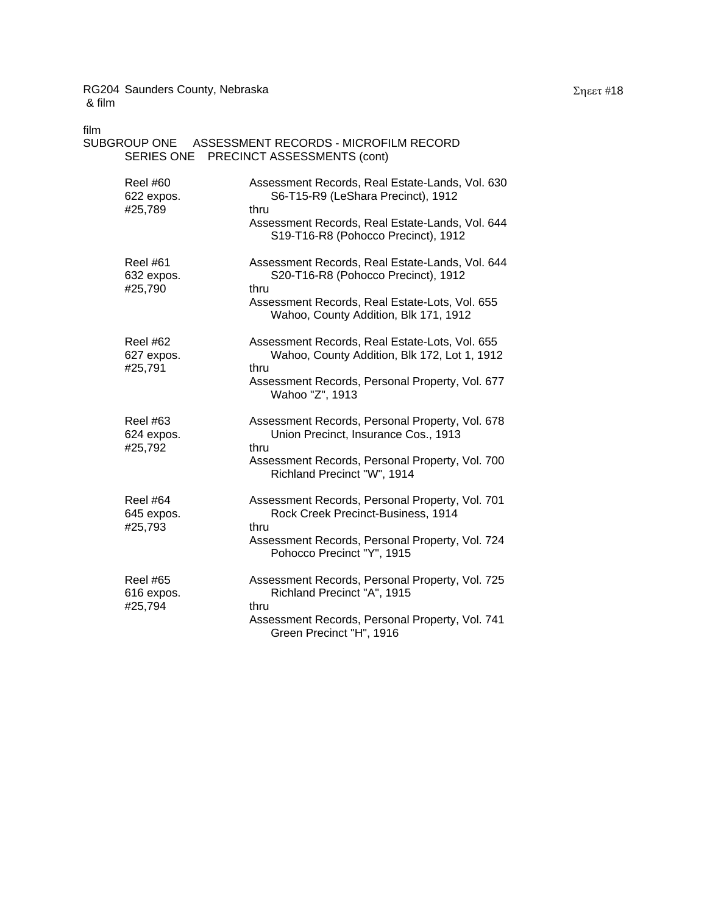RG204 Saunders County, Nebraska
& film

film
SUBGROUP ONE ASSESSMENT RECORDS - MICROFILM RECORD
SERIES ONE PRECINCT ASSESSMENTS (cont)

| | |
|---|---|
| Reel #60<br>622 expos.<br>#25,789 | Assessment Records, Real Estate-Lands, Vol. 630<br>S6-T15-R9 (LeShara Precinct), 1912<br>thru<br>Assessment Records, Real Estate-Lands, Vol. 644<br>S19-T16-R8 (Pohocco Precinct), 1912 |
| Reel #61<br>632 expos.<br>#25,790 | Assessment Records, Real Estate-Lands, Vol. 644<br>S20-T16-R8 (Pohocco Precinct), 1912<br>thru<br>Assessment Records, Real Estate-Lots, Vol. 655<br>Wahoo, County Addition, Blk 171, 1912 |
| Reel #62<br>627 expos.<br>#25,791 | Assessment Records, Real Estate-Lots, Vol. 655<br>Wahoo, County Addition, Blk 172, Lot 1, 1912<br>thru<br>Assessment Records, Personal Property, Vol. 677<br>Wahoo "Z", 1913 |
| Reel #63<br>624 expos.<br>#25,792 | Assessment Records, Personal Property, Vol. 678<br>Union Precinct, Insurance Cos., 1913<br>thru<br>Assessment Records, Personal Property, Vol. 700<br>Richland Precinct "W", 1914 |
| Reel #64<br>645 expos.<br>#25,793 | Assessment Records, Personal Property, Vol. 701<br>Rock Creek Precinct-Business, 1914<br>thru<br>Assessment Records, Personal Property, Vol. 724<br>Pohocco Precinct "Y", 1915 |
| Reel #65<br>616 expos.<br>#25,794 | Assessment Records, Personal Property, Vol. 725<br>Richland Precinct "A", 1915<br>thru<br>Assessment Records, Personal Property, Vol. 741<br>Green Precinct "H", 1916 |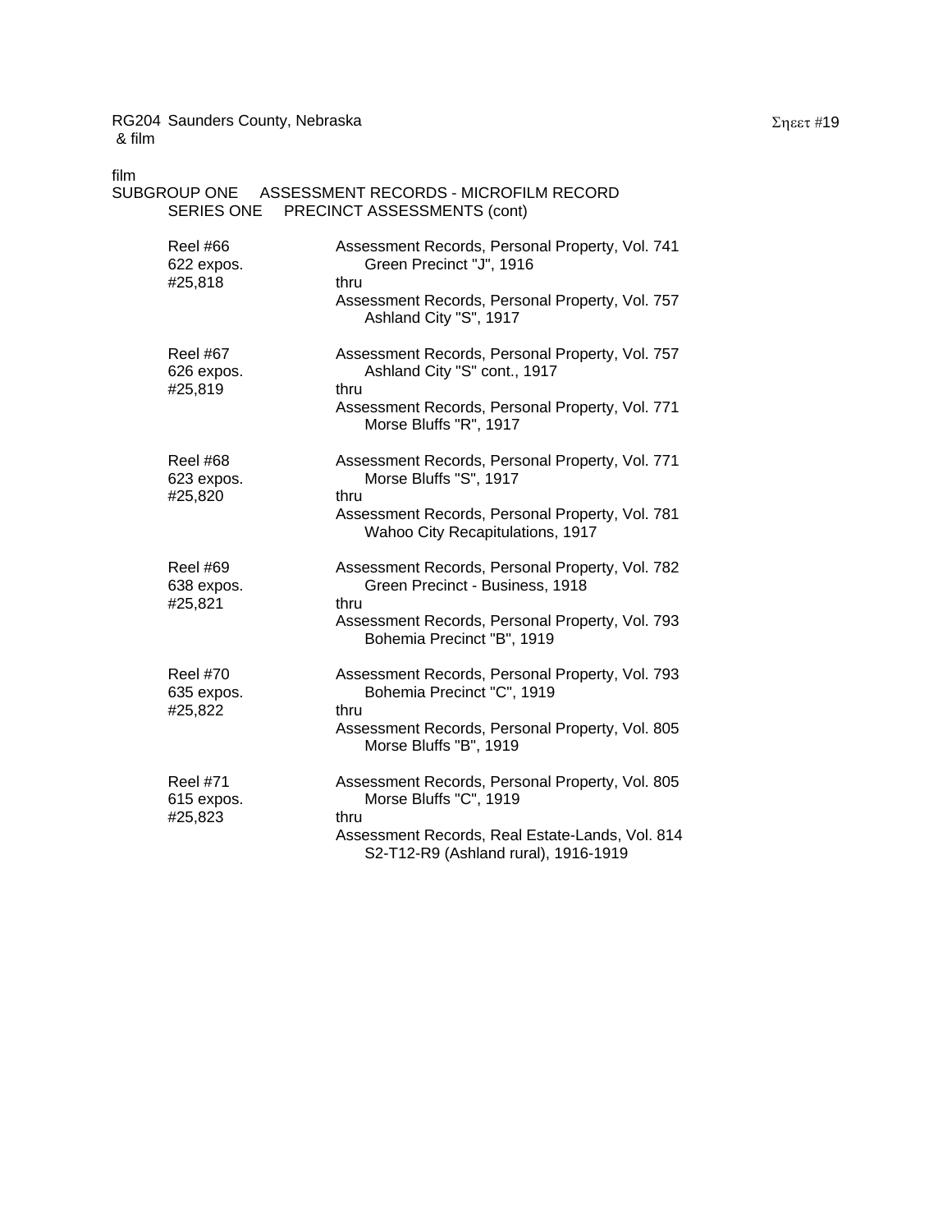RG204 Saunders County, Nebraska
& film

film
SUBGROUP ONE ASSESSMENT RECORDS - MICROFILM RECORD
SERIES ONE PRECINCT ASSESSMENTS (cont)

| | |
|---|---|
| Reel #66<br>622 expos.<br>#25,818 | Assessment Records, Personal Property, Vol. 741<br>Green Precinct "J", 1916<br>thru<br>Assessment Records, Personal Property, Vol. 757<br>Ashland City "S", 1917 |
| Reel #67<br>626 expos.<br>#25,819 | Assessment Records, Personal Property, Vol. 757<br>Ashland City "S" cont., 1917<br>thru<br>Assessment Records, Personal Property, Vol. 771<br>Morse Bluffs "R", 1917 |
| Reel #68<br>623 expos.<br>#25,820 | Assessment Records, Personal Property, Vol. 771<br>Morse Bluffs "S", 1917<br>thru<br>Assessment Records, Personal Property, Vol. 781<br>Wahoo City Recapitulations, 1917 |
| Reel #69<br>638 expos.<br>#25,821 | Assessment Records, Personal Property, Vol. 782<br>Green Precinct - Business, 1918<br>thru<br>Assessment Records, Personal Property, Vol. 793<br>Bohemia Precinct "B", 1919 |
| Reel #70<br>635 expos.<br>#25,822 | Assessment Records, Personal Property, Vol. 793<br>Bohemia Precinct "C", 1919<br>thru<br>Assessment Records, Personal Property, Vol. 805<br>Morse Bluffs "B", 1919 |
| Reel #71<br>615 expos.<br>#25,823 | Assessment Records, Personal Property, Vol. 805<br>Morse Bluffs "C", 1919<br>thru<br>Assessment Records, Real Estate-Lands, Vol. 814<br>S2-T12-R9 (Ashland rural), 1916-1919 |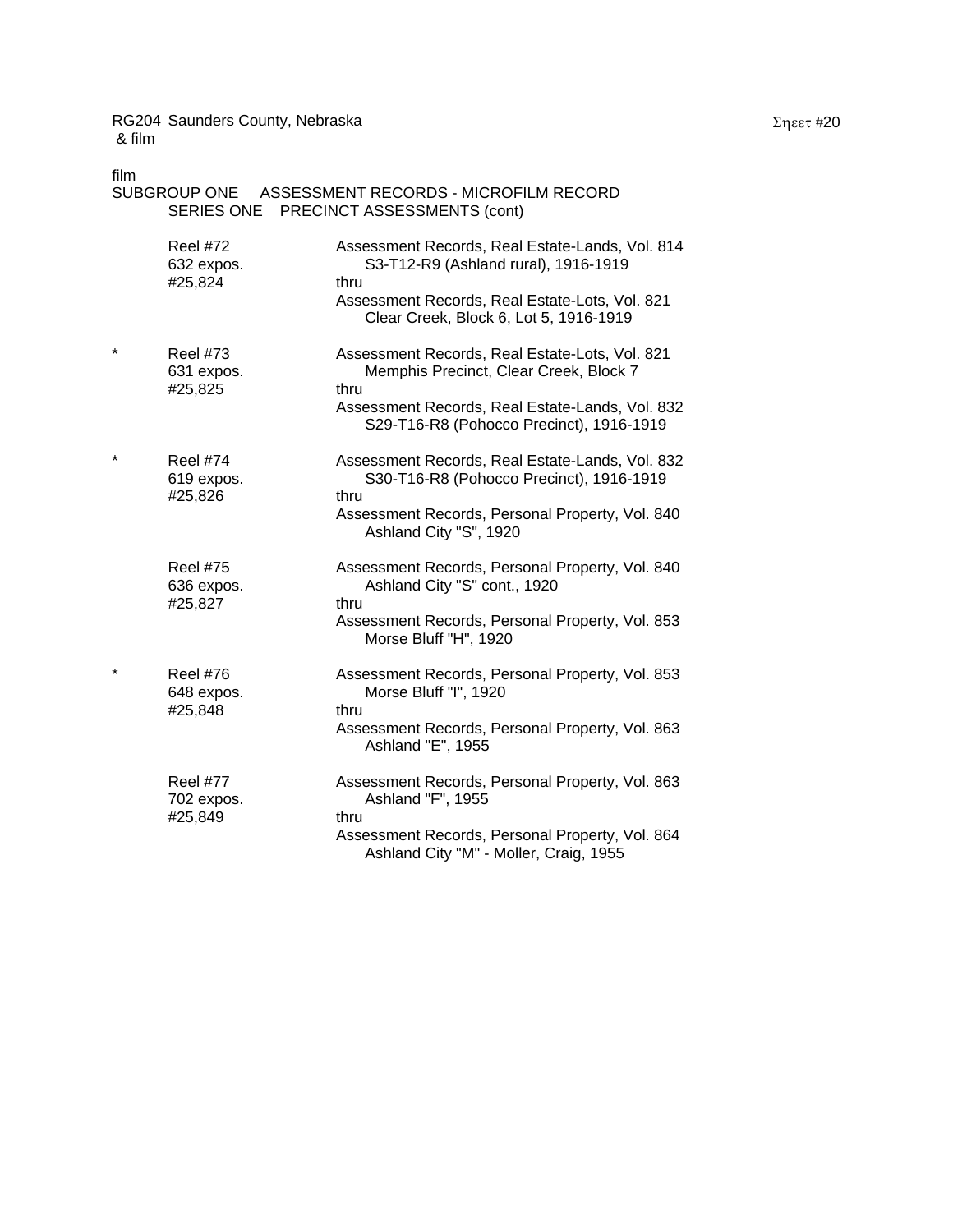RG204 Saunders County, Nebraska
& film

film
SUBGROUP ONE ASSESSMENT RECORDS - MICROFILM RECORD
SERIES ONE PRECINCT ASSESSMENTS (cont)

| | Reel | Contents |
|---|---|---|
| | Reel #72<br>632 expos.<br>#25,824 | Assessment Records, Real Estate-Lands, Vol. 814<br>S3-T12-R9 (Ashland rural), 1916-1919<br>thru<br>Assessment Records, Real Estate-Lots, Vol. 821<br>Clear Creek, Block 6, Lot 5, 1916-1919 |
| * | Reel #73<br>631 expos.<br>#25,825 | Assessment Records, Real Estate-Lots, Vol. 821<br>Memphis Precinct, Clear Creek, Block 7<br>thru<br>Assessment Records, Real Estate-Lands, Vol. 832<br>S29-T16-R8 (Pohocco Precinct), 1916-1919 |
| * | Reel #74<br>619 expos.<br>#25,826 | Assessment Records, Real Estate-Lands, Vol. 832<br>S30-T16-R8 (Pohocco Precinct), 1916-1919<br>thru<br>Assessment Records, Personal Property, Vol. 840<br>Ashland City "S", 1920 |
| | Reel #75<br>636 expos.<br>#25,827 | Assessment Records, Personal Property, Vol. 840<br>Ashland City "S" cont., 1920<br>thru<br>Assessment Records, Personal Property, Vol. 853<br>Morse Bluff "H", 1920 |
| * | Reel #76<br>648 expos.<br>#25,848 | Assessment Records, Personal Property, Vol. 853<br>Morse Bluff "I", 1920<br>thru<br>Assessment Records, Personal Property, Vol. 863<br>Ashland "E", 1955 |
| | Reel #77<br>702 expos.<br>#25,849 | Assessment Records, Personal Property, Vol. 863<br>Ashland "F", 1955<br>thru<br>Assessment Records, Personal Property, Vol. 864<br>Ashland City "M" - Moller, Craig, 1955 |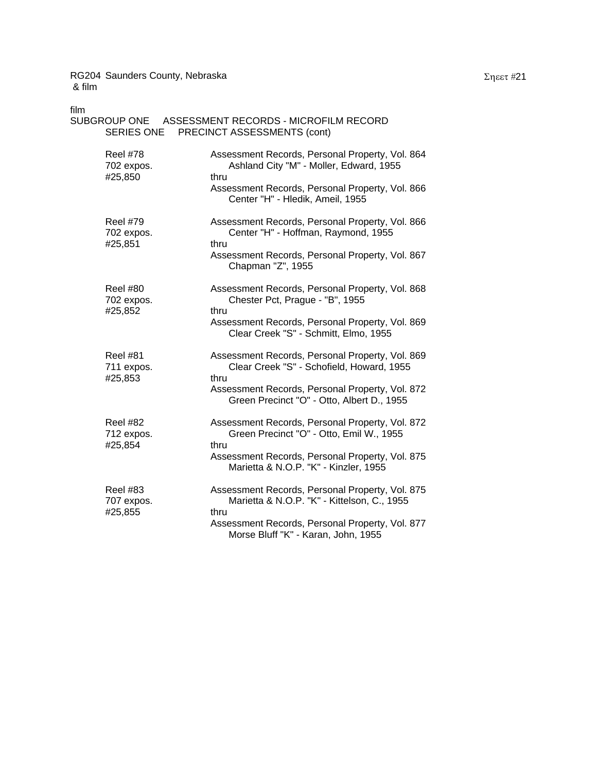RG204 Saunders County, Nebraska
& film

film
SUBGROUP ONE ASSESSMENT RECORDS - MICROFILM RECORD
SERIES ONE PRECINCT ASSESSMENTS (cont)

| | |
|---|---|
| Reel #78<br>702 expos.<br>#25,850 | Assessment Records, Personal Property, Vol. 864<br>Ashland City "M" - Moller, Edward, 1955<br>thru<br>Assessment Records, Personal Property, Vol. 866<br>Center "H" - Hledik, Ameil, 1955 |
| Reel #79<br>702 expos.<br>#25,851 | Assessment Records, Personal Property, Vol. 866<br>Center "H" - Hoffman, Raymond, 1955<br>thru<br>Assessment Records, Personal Property, Vol. 867<br>Chapman "Z", 1955 |
| Reel #80<br>702 expos.<br>#25,852 | Assessment Records, Personal Property, Vol. 868<br>Chester Pct, Prague - "B", 1955<br>thru<br>Assessment Records, Personal Property, Vol. 869<br>Clear Creek "S" - Schmitt, Elmo, 1955 |
| Reel #81<br>711 expos.<br>#25,853 | Assessment Records, Personal Property, Vol. 869<br>Clear Creek "S" - Schofield, Howard, 1955<br>thru<br>Assessment Records, Personal Property, Vol. 872<br>Green Precinct "O" - Otto, Albert D., 1955 |
| Reel #82<br>712 expos.<br>#25,854 | Assessment Records, Personal Property, Vol. 872<br>Green Precinct "O" - Otto, Emil W., 1955<br>thru<br>Assessment Records, Personal Property, Vol. 875<br>Marietta & N.O.P. "K" - Kinzler, 1955 |
| Reel #83<br>707 expos.<br>#25,855 | Assessment Records, Personal Property, Vol. 875<br>Marietta & N.O.P. "K" - Kittelson, C., 1955<br>thru<br>Assessment Records, Personal Property, Vol. 877<br>Morse Bluff "K" - Karan, John, 1955 |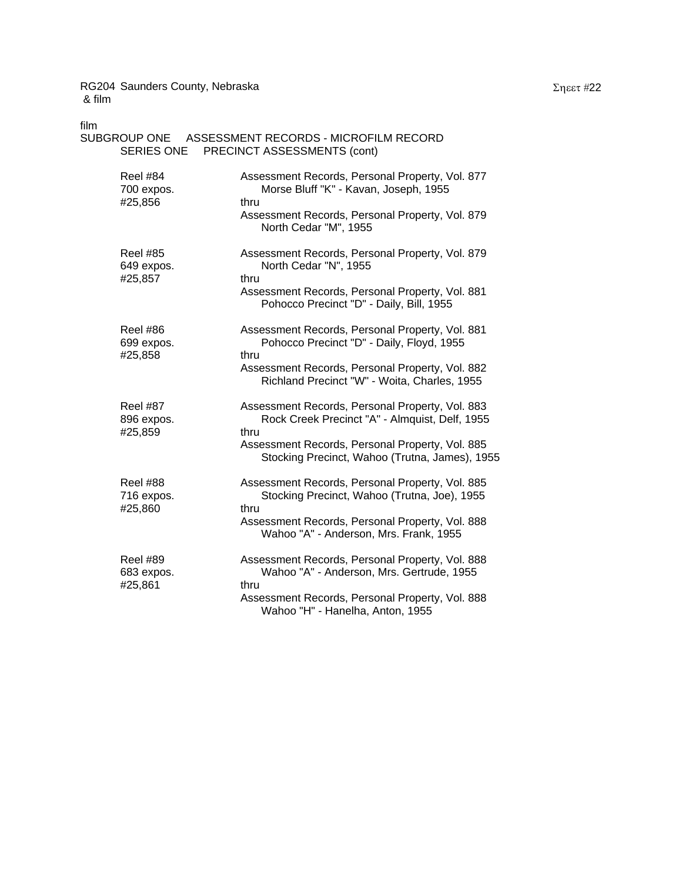RG204 Saunders County, Nebraska
& film

film

SUBGROUP ONE ASSESSMENT RECORDS - MICROFILM RECORD

SERIES ONE PRECINCT ASSESSMENTS (cont)

| | |
|---|---|
| Reel #84<br>700 expos.<br>#25,856 | Assessment Records, Personal Property, Vol. 877<br>Morse Bluff "K" - Kavan, Joseph, 1955<br>thru<br>Assessment Records, Personal Property, Vol. 879<br>North Cedar "M", 1955 |
| Reel #85<br>649 expos.<br>#25,857 | Assessment Records, Personal Property, Vol. 879<br>North Cedar "N", 1955<br>thru<br>Assessment Records, Personal Property, Vol. 881<br>Pohocco Precinct "D" - Daily, Bill, 1955 |
| Reel #86<br>699 expos.<br>#25,858 | Assessment Records, Personal Property, Vol. 881<br>Pohocco Precinct "D" - Daily, Floyd, 1955<br>thru<br>Assessment Records, Personal Property, Vol. 882<br>Richland Precinct "W" - Woita, Charles, 1955 |
| Reel #87<br>896 expos.<br>#25,859 | Assessment Records, Personal Property, Vol. 883<br>Rock Creek Precinct "A" - Almquist, Delf, 1955<br>thru<br>Assessment Records, Personal Property, Vol. 885<br>Stocking Precinct, Wahoo (Trutna, James), 1955 |
| Reel #88<br>716 expos.<br>#25,860 | Assessment Records, Personal Property, Vol. 885<br>Stocking Precinct, Wahoo (Trutna, Joe), 1955<br>thru<br>Assessment Records, Personal Property, Vol. 888<br>Wahoo "A" - Anderson, Mrs. Frank, 1955 |
| Reel #89<br>683 expos.<br>#25,861 | Assessment Records, Personal Property, Vol. 888<br>Wahoo "A" - Anderson, Mrs. Gertrude, 1955<br>thru<br>Assessment Records, Personal Property, Vol. 888<br>Wahoo "H" - Hanelha, Anton, 1955 |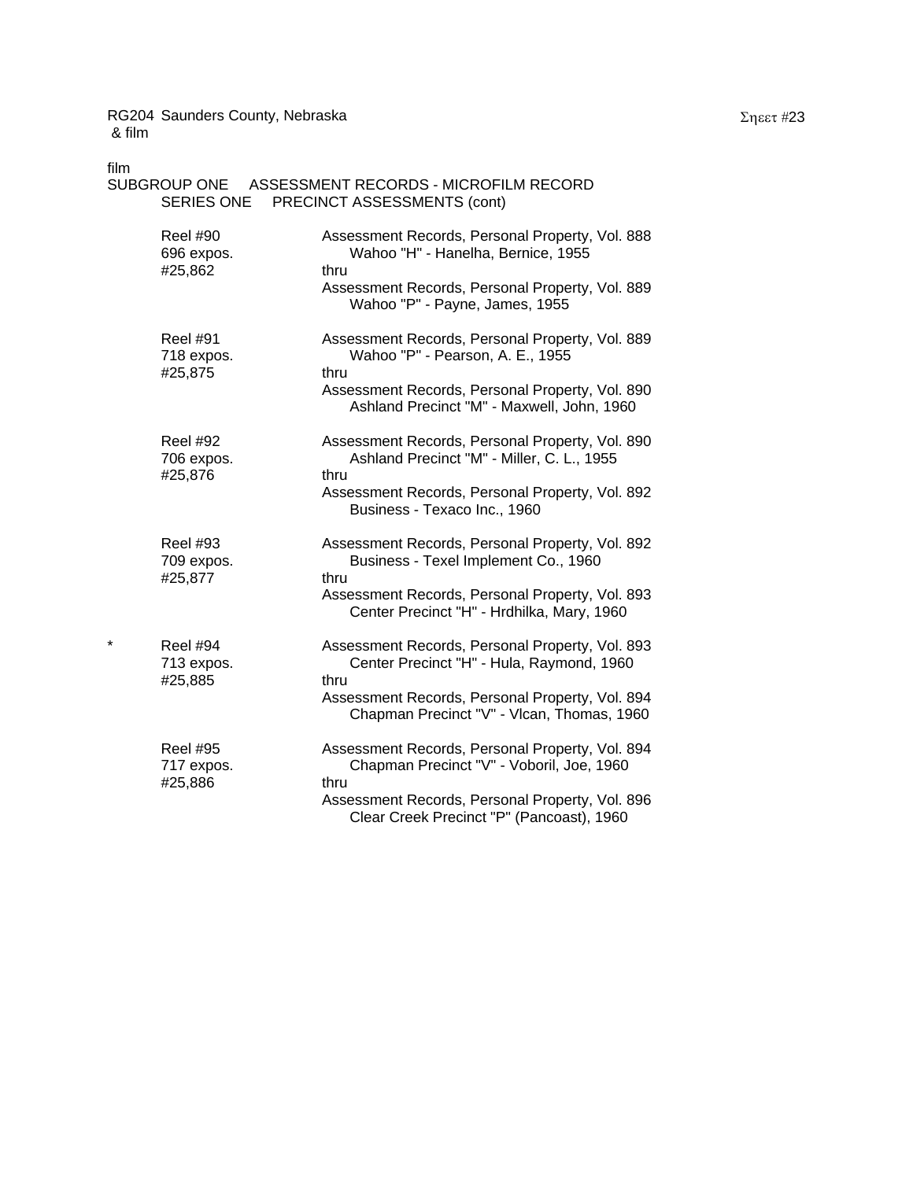RG204 Saunders County, Nebraska
& film

Sheet #23

film
SUBGROUP ONE ASSESSMENT RECORDS - MICROFILM RECORD
SERIES ONE PRECINCT ASSESSMENTS (cont)

| | | |
|---|---|---|
| | Reel #90<br>696 expos.<br>#25,862 | Assessment Records, Personal Property, Vol. 888<br>Wahoo "H" - Hanelha, Bernice, 1955<br>thru<br>Assessment Records, Personal Property, Vol. 889<br>Wahoo "P" - Payne, James, 1955 |
| | Reel #91<br>718 expos.<br>#25,875 | Assessment Records, Personal Property, Vol. 889<br>Wahoo "P" - Pearson, A. E., 1955<br>thru<br>Assessment Records, Personal Property, Vol. 890<br>Ashland Precinct "M" - Maxwell, John, 1960 |
| | Reel #92<br>706 expos.<br>#25,876 | Assessment Records, Personal Property, Vol. 890<br>Ashland Precinct "M" - Miller, C. L., 1955<br>thru<br>Assessment Records, Personal Property, Vol. 892<br>Business - Texaco Inc., 1960 |
| | Reel #93<br>709 expos.<br>#25,877 | Assessment Records, Personal Property, Vol. 892<br>Business - Texel Implement Co., 1960<br>thru<br>Assessment Records, Personal Property, Vol. 893<br>Center Precinct "H" - Hrdhilka, Mary, 1960 |
| * | Reel #94<br>713 expos.<br>#25,885 | Assessment Records, Personal Property, Vol. 893<br>Center Precinct "H" - Hula, Raymond, 1960<br>thru<br>Assessment Records, Personal Property, Vol. 894<br>Chapman Precinct "V" - Vlcan, Thomas, 1960 |
| | Reel #95<br>717 expos.<br>#25,886 | Assessment Records, Personal Property, Vol. 894<br>Chapman Precinct "V" - Voboril, Joe, 1960<br>thru<br>Assessment Records, Personal Property, Vol. 896<br>Clear Creek Precinct "P" (Pancoast), 1960 |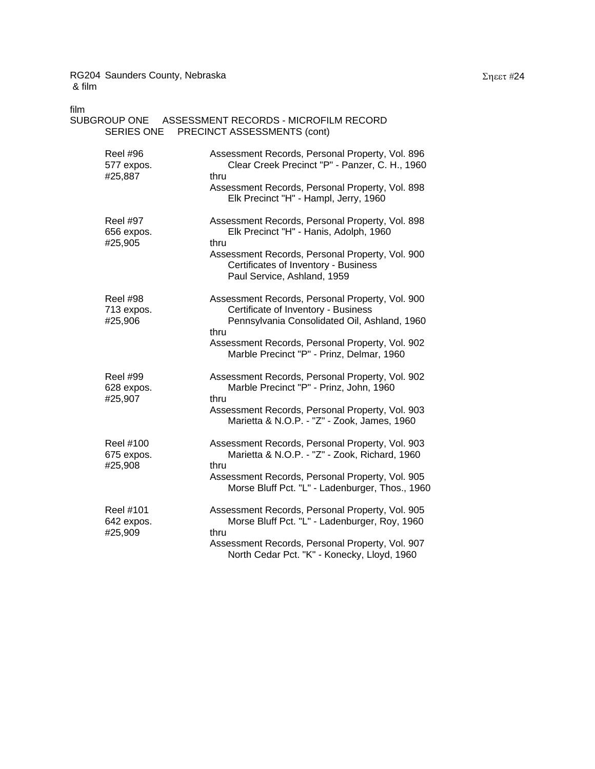RG204 Saunders County, Nebraska
& film

film

SUBGROUP ONE ASSESSMENT RECORDS - MICROFILM RECORD

SERIES ONE PRECINCT ASSESSMENTS (cont)

| | |
|---|---|
| Reel #96<br>577 expos.<br>#25,887 | Assessment Records, Personal Property, Vol. 896<br>Clear Creek Precinct "P" - Panzer, C. H., 1960<br>thru<br>Assessment Records, Personal Property, Vol. 898<br>Elk Precinct "H" - Hampl, Jerry, 1960 |
| Reel #97<br>656 expos.<br>#25,905 | Assessment Records, Personal Property, Vol. 898<br>Elk Precinct "H" - Hanis, Adolph, 1960<br>thru<br>Assessment Records, Personal Property, Vol. 900<br>Certificates of Inventory - Business<br>Paul Service, Ashland, 1959 |
| Reel #98<br>713 expos.<br>#25,906 | Assessment Records, Personal Property, Vol. 900<br>Certificate of Inventory - Business<br>Pennsylvania Consolidated Oil, Ashland, 1960<br>thru<br>Assessment Records, Personal Property, Vol. 902<br>Marble Precinct "P" - Prinz, Delmar, 1960 |
| Reel #99<br>628 expos.<br>#25,907 | Assessment Records, Personal Property, Vol. 902<br>Marble Precinct "P" - Prinz, John, 1960<br>thru<br>Assessment Records, Personal Property, Vol. 903<br>Marietta & N.O.P. - "Z" - Zook, James, 1960 |
| Reel #100<br>675 expos.<br>#25,908 | Assessment Records, Personal Property, Vol. 903<br>Marietta & N.O.P. - "Z" - Zook, Richard, 1960<br>thru<br>Assessment Records, Personal Property, Vol. 905<br>Morse Bluff Pct. "L" - Ladenburger, Thos., 1960 |
| Reel #101<br>642 expos.<br>#25,909 | Assessment Records, Personal Property, Vol. 905<br>Morse Bluff Pct. "L" - Ladenburger, Roy, 1960<br>thru<br>Assessment Records, Personal Property, Vol. 907<br>North Cedar Pct. "K" - Konecky, Lloyd, 1960 |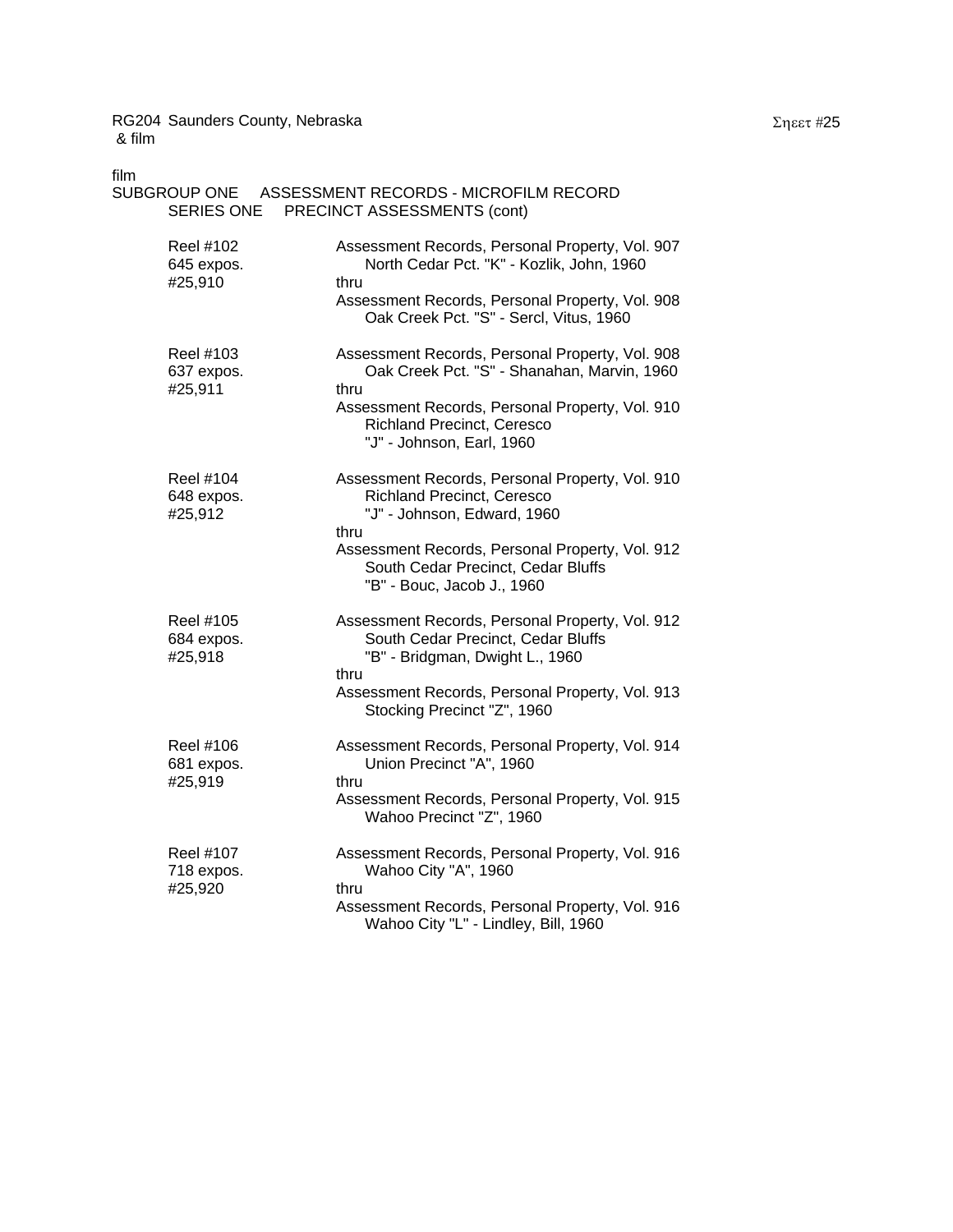RG204 Saunders County, Nebraska
& film

film
SUBGROUP ONE ASSESSMENT RECORDS - MICROFILM RECORD
SERIES ONE PRECINCT ASSESSMENTS (cont)

| | |
|---|---|
| Reel #102<br>645 expos.<br>#25,910 | Assessment Records, Personal Property, Vol. 907<br>North Cedar Pct. "K" - Kozlik, John, 1960<br>thru<br>Assessment Records, Personal Property, Vol. 908<br>Oak Creek Pct. "S" - Sercl, Vitus, 1960 |
| Reel #103<br>637 expos.<br>#25,911 | Assessment Records, Personal Property, Vol. 908<br>Oak Creek Pct. "S" - Shanahan, Marvin, 1960<br>thru<br>Assessment Records, Personal Property, Vol. 910<br>Richland Precinct, Ceresco<br>"J" - Johnson, Earl, 1960 |
| Reel #104<br>648 expos.<br>#25,912 | Assessment Records, Personal Property, Vol. 910<br>Richland Precinct, Ceresco<br>"J" - Johnson, Edward, 1960<br>thru<br>Assessment Records, Personal Property, Vol. 912<br>South Cedar Precinct, Cedar Bluffs<br>"B" - Bouc, Jacob J., 1960 |
| Reel #105<br>684 expos.<br>#25,918 | Assessment Records, Personal Property, Vol. 912<br>South Cedar Precinct, Cedar Bluffs<br>"B" - Bridgman, Dwight L., 1960<br>thru<br>Assessment Records, Personal Property, Vol. 913<br>Stocking Precinct "Z", 1960 |
| Reel #106<br>681 expos.<br>#25,919 | Assessment Records, Personal Property, Vol. 914<br>Union Precinct "A", 1960<br>thru<br>Assessment Records, Personal Property, Vol. 915<br>Wahoo Precinct "Z", 1960 |
| Reel #107<br>718 expos.<br>#25,920 | Assessment Records, Personal Property, Vol. 916<br>Wahoo City "A", 1960<br>thru<br>Assessment Records, Personal Property, Vol. 916<br>Wahoo City "L" - Lindley, Bill, 1960 |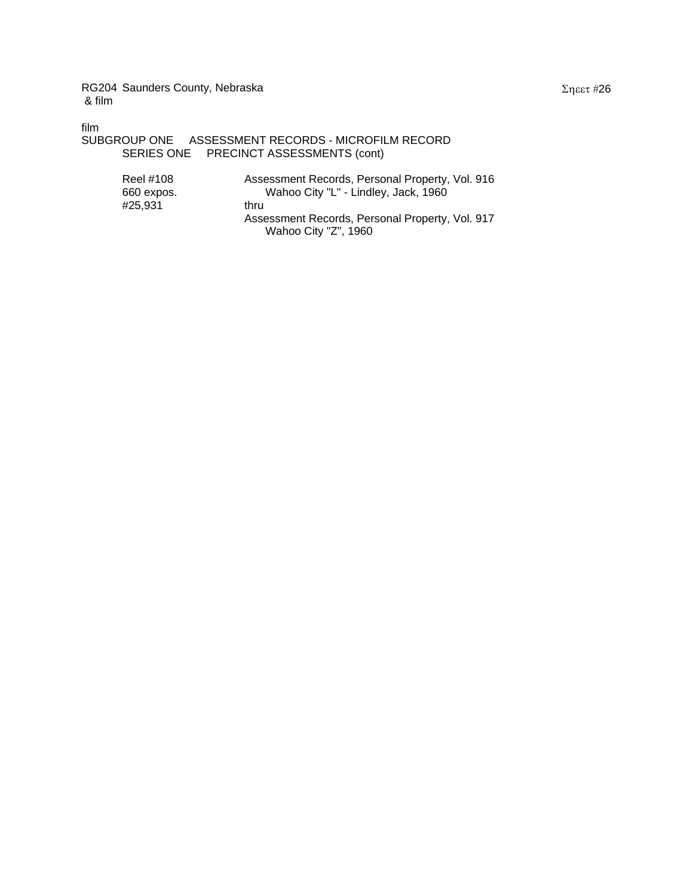RG204 Saunders County, Nebraska
& film

film
SUBGROUP ONE ASSESSMENT RECORDS - MICROFILM RECORD
SERIES ONE PRECINCT ASSESSMENTS (cont)

| | |
|---|---|
| Reel #108<br>660 expos.<br>#25,931 | Assessment Records, Personal Property, Vol. 916<br>Wahoo City "L" - Lindley, Jack, 1960<br>thru<br>Assessment Records, Personal Property, Vol. 917<br>Wahoo City "Z", 1960 |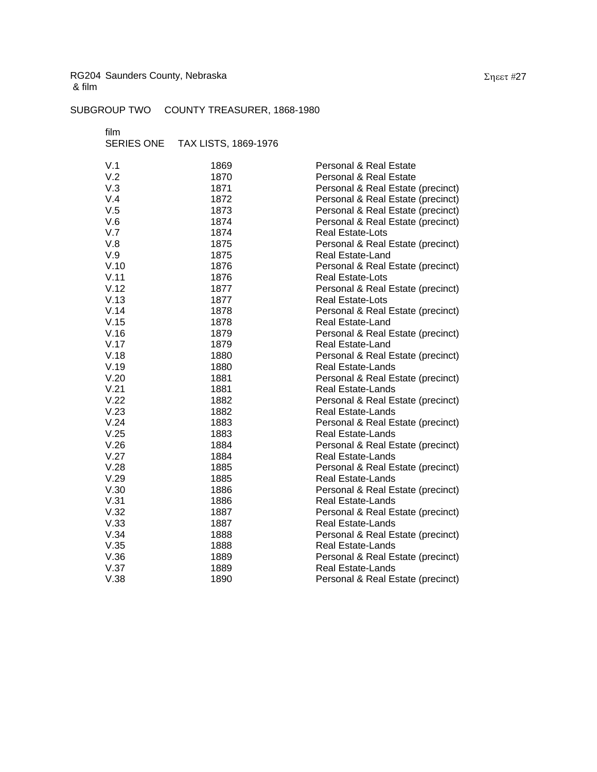RG204 Saunders County, Nebraska
& film

Sheet #27

SUBGROUP TWO COUNTY TREASURER, 1868-1980

film
SERIES ONE TAX LISTS, 1869-1976

| | | |
|---|---|---|
| V.1 | 1869 | Personal & Real Estate |
| V.2 | 1870 | Personal & Real Estate |
| V.3 | 1871 | Personal & Real Estate (precinct) |
| V.4 | 1872 | Personal & Real Estate (precinct) |
| V.5 | 1873 | Personal & Real Estate (precinct) |
| V.6 | 1874 | Personal & Real Estate (precinct) |
| V.7 | 1874 | Real Estate-Lots |
| V.8 | 1875 | Personal & Real Estate (precinct) |
| V.9 | 1875 | Real Estate-Land |
| V.10 | 1876 | Personal & Real Estate (precinct) |
| V.11 | 1876 | Real Estate-Lots |
| V.12 | 1877 | Personal & Real Estate (precinct) |
| V.13 | 1877 | Real Estate-Lots |
| V.14 | 1878 | Personal & Real Estate (precinct) |
| V.15 | 1878 | Real Estate-Land |
| V.16 | 1879 | Personal & Real Estate (precinct) |
| V.17 | 1879 | Real Estate-Land |
| V.18 | 1880 | Personal & Real Estate (precinct) |
| V.19 | 1880 | Real Estate-Lands |
| V.20 | 1881 | Personal & Real Estate (precinct) |
| V.21 | 1881 | Real Estate-Lands |
| V.22 | 1882 | Personal & Real Estate (precinct) |
| V.23 | 1882 | Real Estate-Lands |
| V.24 | 1883 | Personal & Real Estate (precinct) |
| V.25 | 1883 | Real Estate-Lands |
| V.26 | 1884 | Personal & Real Estate (precinct) |
| V.27 | 1884 | Real Estate-Lands |
| V.28 | 1885 | Personal & Real Estate (precinct) |
| V.29 | 1885 | Real Estate-Lands |
| V.30 | 1886 | Personal & Real Estate (precinct) |
| V.31 | 1886 | Real Estate-Lands |
| V.32 | 1887 | Personal & Real Estate (precinct) |
| V.33 | 1887 | Real Estate-Lands |
| V.34 | 1888 | Personal & Real Estate (precinct) |
| V.35 | 1888 | Real Estate-Lands |
| V.36 | 1889 | Personal & Real Estate (precinct) |
| V.37 | 1889 | Real Estate-Lands |
| V.38 | 1890 | Personal & Real Estate (precinct) |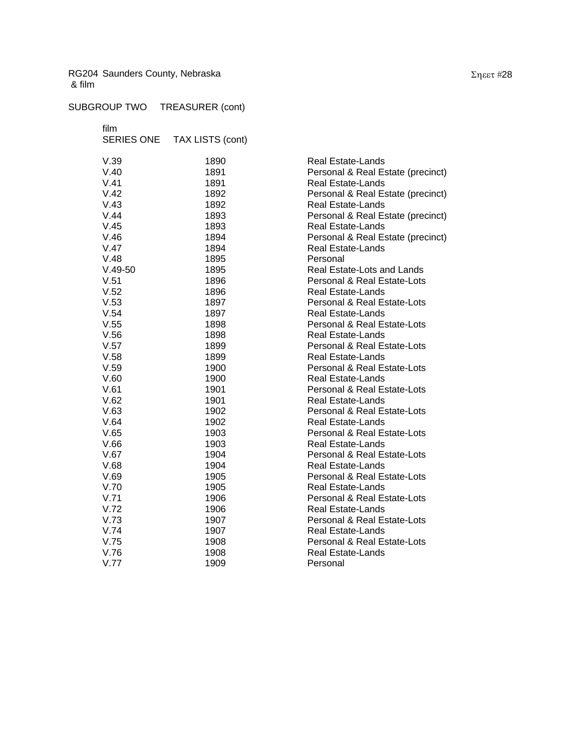RG204 Saunders County, Nebraska
& film

SUBGROUP TWO TREASURER (cont)

film
SERIES ONE TAX LISTS (cont)

| | | |
|---|---|---|
| V.39 | 1890 | Real Estate-Lands |
| V.40 | 1891 | Personal & Real Estate (precinct) |
| V.41 | 1891 | Real Estate-Lands |
| V.42 | 1892 | Personal & Real Estate (precinct) |
| V.43 | 1892 | Real Estate-Lands |
| V.44 | 1893 | Personal & Real Estate (precinct) |
| V.45 | 1893 | Real Estate-Lands |
| V.46 | 1894 | Personal & Real Estate (precinct) |
| V.47 | 1894 | Real Estate-Lands |
| V.48 | 1895 | Personal |
| V.49-50 | 1895 | Real Estate-Lots and Lands |
| V.51 | 1896 | Personal & Real Estate-Lots |
| V.52 | 1896 | Real Estate-Lands |
| V.53 | 1897 | Personal & Real Estate-Lots |
| V.54 | 1897 | Real Estate-Lands |
| V.55 | 1898 | Personal & Real Estate-Lots |
| V.56 | 1898 | Real Estate-Lands |
| V.57 | 1899 | Personal & Real Estate-Lots |
| V.58 | 1899 | Real Estate-Lands |
| V.59 | 1900 | Personal & Real Estate-Lots |
| V.60 | 1900 | Real Estate-Lands |
| V.61 | 1901 | Personal & Real Estate-Lots |
| V.62 | 1901 | Real Estate-Lands |
| V.63 | 1902 | Personal & Real Estate-Lots |
| V.64 | 1902 | Real Estate-Lands |
| V.65 | 1903 | Personal & Real Estate-Lots |
| V.66 | 1903 | Real Estate-Lands |
| V.67 | 1904 | Personal & Real Estate-Lots |
| V.68 | 1904 | Real Estate-Lands |
| V.69 | 1905 | Personal & Real Estate-Lots |
| V.70 | 1905 | Real Estate-Lands |
| V.71 | 1906 | Personal & Real Estate-Lots |
| V.72 | 1906 | Real Estate-Lands |
| V.73 | 1907 | Personal & Real Estate-Lots |
| V.74 | 1907 | Real Estate-Lands |
| V.75 | 1908 | Personal & Real Estate-Lots |
| V.76 | 1908 | Real Estate-Lands |
| V.77 | 1909 | Personal |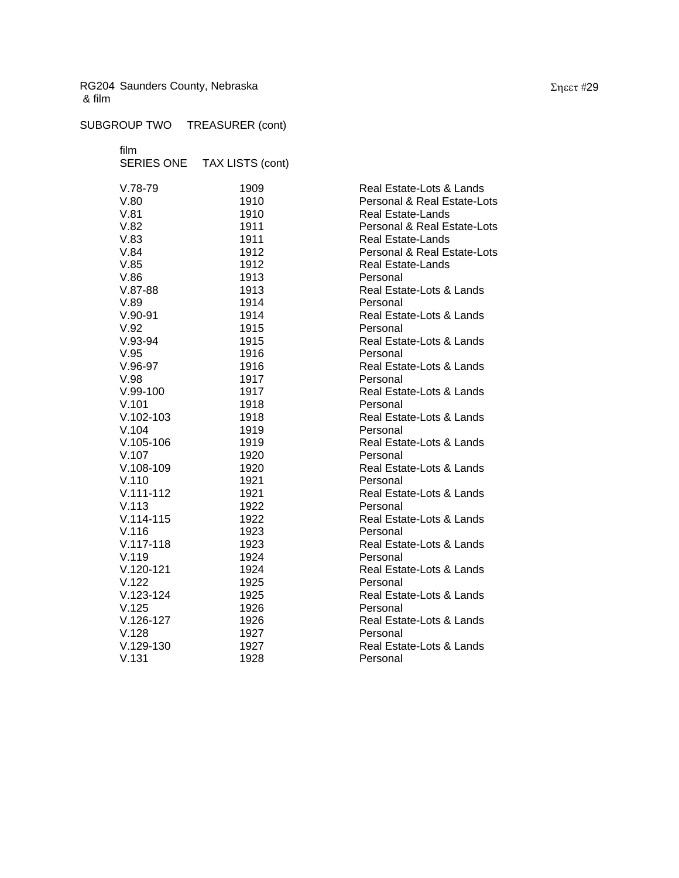RG204 Saunders County, Nebraska
& film

SUBGROUP TWO TREASURER (cont)

film
SERIES ONE TAX LISTS (cont)

| | | |
|---|---|---|
| V.78-79 | 1909 | Real Estate-Lots & Lands |
| V.80 | 1910 | Personal & Real Estate-Lots |
| V.81 | 1910 | Real Estate-Lands |
| V.82 | 1911 | Personal & Real Estate-Lots |
| V.83 | 1911 | Real Estate-Lands |
| V.84 | 1912 | Personal & Real Estate-Lots |
| V.85 | 1912 | Real Estate-Lands |
| V.86 | 1913 | Personal |
| V.87-88 | 1913 | Real Estate-Lots & Lands |
| V.89 | 1914 | Personal |
| V.90-91 | 1914 | Real Estate-Lots & Lands |
| V.92 | 1915 | Personal |
| V.93-94 | 1915 | Real Estate-Lots & Lands |
| V.95 | 1916 | Personal |
| V.96-97 | 1916 | Real Estate-Lots & Lands |
| V.98 | 1917 | Personal |
| V.99-100 | 1917 | Real Estate-Lots & Lands |
| V.101 | 1918 | Personal |
| V.102-103 | 1918 | Real Estate-Lots & Lands |
| V.104 | 1919 | Personal |
| V.105-106 | 1919 | Real Estate-Lots & Lands |
| V.107 | 1920 | Personal |
| V.108-109 | 1920 | Real Estate-Lots & Lands |
| V.110 | 1921 | Personal |
| V.111-112 | 1921 | Real Estate-Lots & Lands |
| V.113 | 1922 | Personal |
| V.114-115 | 1922 | Real Estate-Lots & Lands |
| V.116 | 1923 | Personal |
| V.117-118 | 1923 | Real Estate-Lots & Lands |
| V.119 | 1924 | Personal |
| V.120-121 | 1924 | Real Estate-Lots & Lands |
| V.122 | 1925 | Personal |
| V.123-124 | 1925 | Real Estate-Lots & Lands |
| V.125 | 1926 | Personal |
| V.126-127 | 1926 | Real Estate-Lots & Lands |
| V.128 | 1927 | Personal |
| V.129-130 | 1927 | Real Estate-Lots & Lands |
| V.131 | 1928 | Personal |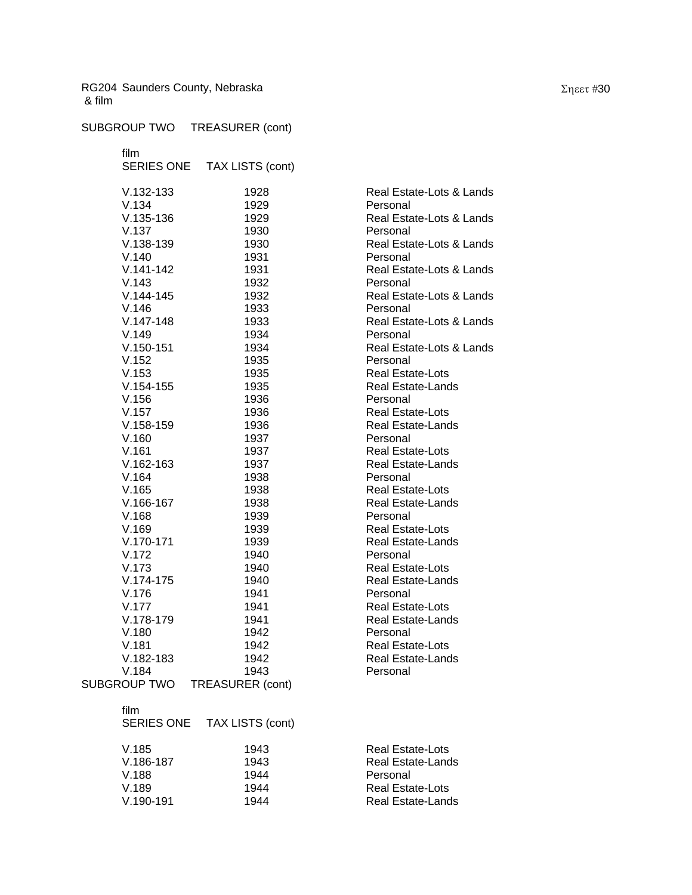RG204 Saunders County, Nebraska
& film

SUBGROUP TWO TREASURER (cont)

film
SERIES ONE TAX LISTS (cont)

| | | |
|---|---|---|
| V.132-133 | 1928 | Real Estate-Lots & Lands |
| V.134 | 1929 | Personal |
| V.135-136 | 1929 | Real Estate-Lots & Lands |
| V.137 | 1930 | Personal |
| V.138-139 | 1930 | Real Estate-Lots & Lands |
| V.140 | 1931 | Personal |
| V.141-142 | 1931 | Real Estate-Lots & Lands |
| V.143 | 1932 | Personal |
| V.144-145 | 1932 | Real Estate-Lots & Lands |
| V.146 | 1933 | Personal |
| V.147-148 | 1933 | Real Estate-Lots & Lands |
| V.149 | 1934 | Personal |
| V.150-151 | 1934 | Real Estate-Lots & Lands |
| V.152 | 1935 | Personal |
| V.153 | 1935 | Real Estate-Lots |
| V.154-155 | 1935 | Real Estate-Lands |
| V.156 | 1936 | Personal |
| V.157 | 1936 | Real Estate-Lots |
| V.158-159 | 1936 | Real Estate-Lands |
| V.160 | 1937 | Personal |
| V.161 | 1937 | Real Estate-Lots |
| V.162-163 | 1937 | Real Estate-Lands |
| V.164 | 1938 | Personal |
| V.165 | 1938 | Real Estate-Lots |
| V.166-167 | 1938 | Real Estate-Lands |
| V.168 | 1939 | Personal |
| V.169 | 1939 | Real Estate-Lots |
| V.170-171 | 1939 | Real Estate-Lands |
| V.172 | 1940 | Personal |
| V.173 | 1940 | Real Estate-Lots |
| V.174-175 | 1940 | Real Estate-Lands |
| V.176 | 1941 | Personal |
| V.177 | 1941 | Real Estate-Lots |
| V.178-179 | 1941 | Real Estate-Lands |
| V.180 | 1942 | Personal |
| V.181 | 1942 | Real Estate-Lots |
| V.182-183 | 1942 | Real Estate-Lands |
| V.184 | 1943 | Personal |

SUBGROUP TWO TREASURER (cont)

film
SERIES ONE TAX LISTS (cont)

| | | |
|---|---|---|
| V.185 | 1943 | Real Estate-Lots |
| V.186-187 | 1943 | Real Estate-Lands |
| V.188 | 1944 | Personal |
| V.189 | 1944 | Real Estate-Lots |
| V.190-191 | 1944 | Real Estate-Lands |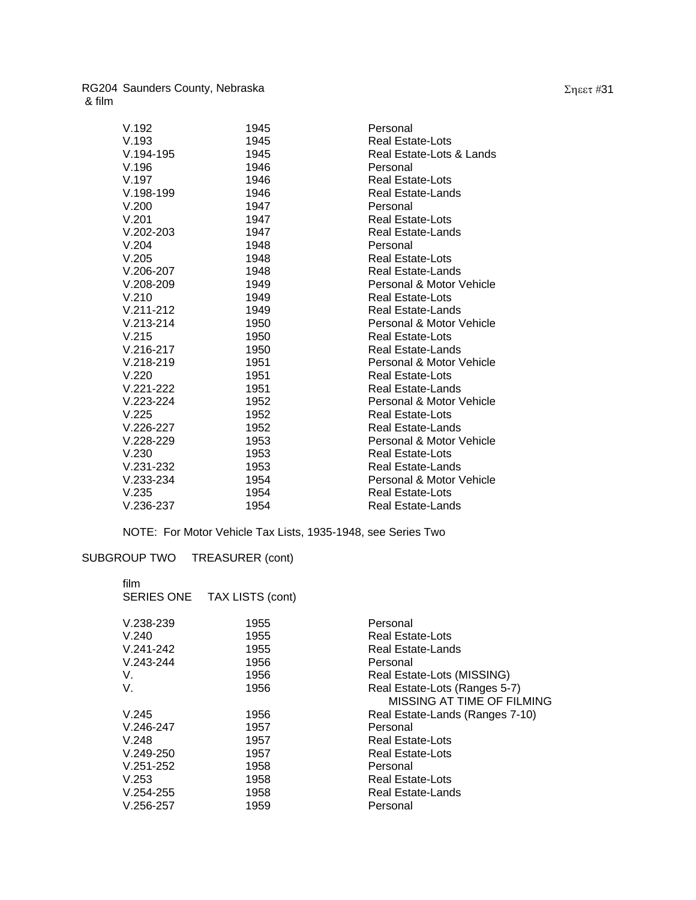RG204 Saunders County, Nebraska
& film

| | | |
|---|---|---|
| V.192 | 1945 | Personal |
| V.193 | 1945 | Real Estate-Lots |
| V.194-195 | 1945 | Real Estate-Lots & Lands |
| V.196 | 1946 | Personal |
| V.197 | 1946 | Real Estate-Lots |
| V.198-199 | 1946 | Real Estate-Lands |
| V.200 | 1947 | Personal |
| V.201 | 1947 | Real Estate-Lots |
| V.202-203 | 1947 | Real Estate-Lands |
| V.204 | 1948 | Personal |
| V.205 | 1948 | Real Estate-Lots |
| V.206-207 | 1948 | Real Estate-Lands |
| V.208-209 | 1949 | Personal & Motor Vehicle |
| V.210 | 1949 | Real Estate-Lots |
| V.211-212 | 1949 | Real Estate-Lands |
| V.213-214 | 1950 | Personal & Motor Vehicle |
| V.215 | 1950 | Real Estate-Lots |
| V.216-217 | 1950 | Real Estate-Lands |
| V.218-219 | 1951 | Personal & Motor Vehicle |
| V.220 | 1951 | Real Estate-Lots |
| V.221-222 | 1951 | Real Estate-Lands |
| V.223-224 | 1952 | Personal & Motor Vehicle |
| V.225 | 1952 | Real Estate-Lots |
| V.226-227 | 1952 | Real Estate-Lands |
| V.228-229 | 1953 | Personal & Motor Vehicle |
| V.230 | 1953 | Real Estate-Lots |
| V.231-232 | 1953 | Real Estate-Lands |
| V.233-234 | 1954 | Personal & Motor Vehicle |
| V.235 | 1954 | Real Estate-Lots |
| V.236-237 | 1954 | Real Estate-Lands |

NOTE: For Motor Vehicle Tax Lists, 1935-1948, see Series Two

SUBGROUP TWO TREASURER (cont)

film
SERIES ONE TAX LISTS (cont)

| | | |
|---|---|---|
| V.238-239 | 1955 | Personal |
| V.240 | 1955 | Real Estate-Lots |
| V.241-242 | 1955 | Real Estate-Lands |
| V.243-244 | 1956 | Personal |
| V. | 1956 | Real Estate-Lots (MISSING) |
| V. | 1956 | Real Estate-Lots (Ranges 5-7) MISSING AT TIME OF FILMING |
| V.245 | 1956 | Real Estate-Lands (Ranges 7-10) |
| V.246-247 | 1957 | Personal |
| V.248 | 1957 | Real Estate-Lots |
| V.249-250 | 1957 | Real Estate-Lots |
| V.251-252 | 1958 | Personal |
| V.253 | 1958 | Real Estate-Lots |
| V.254-255 | 1958 | Real Estate-Lands |
| V.256-257 | 1959 | Personal |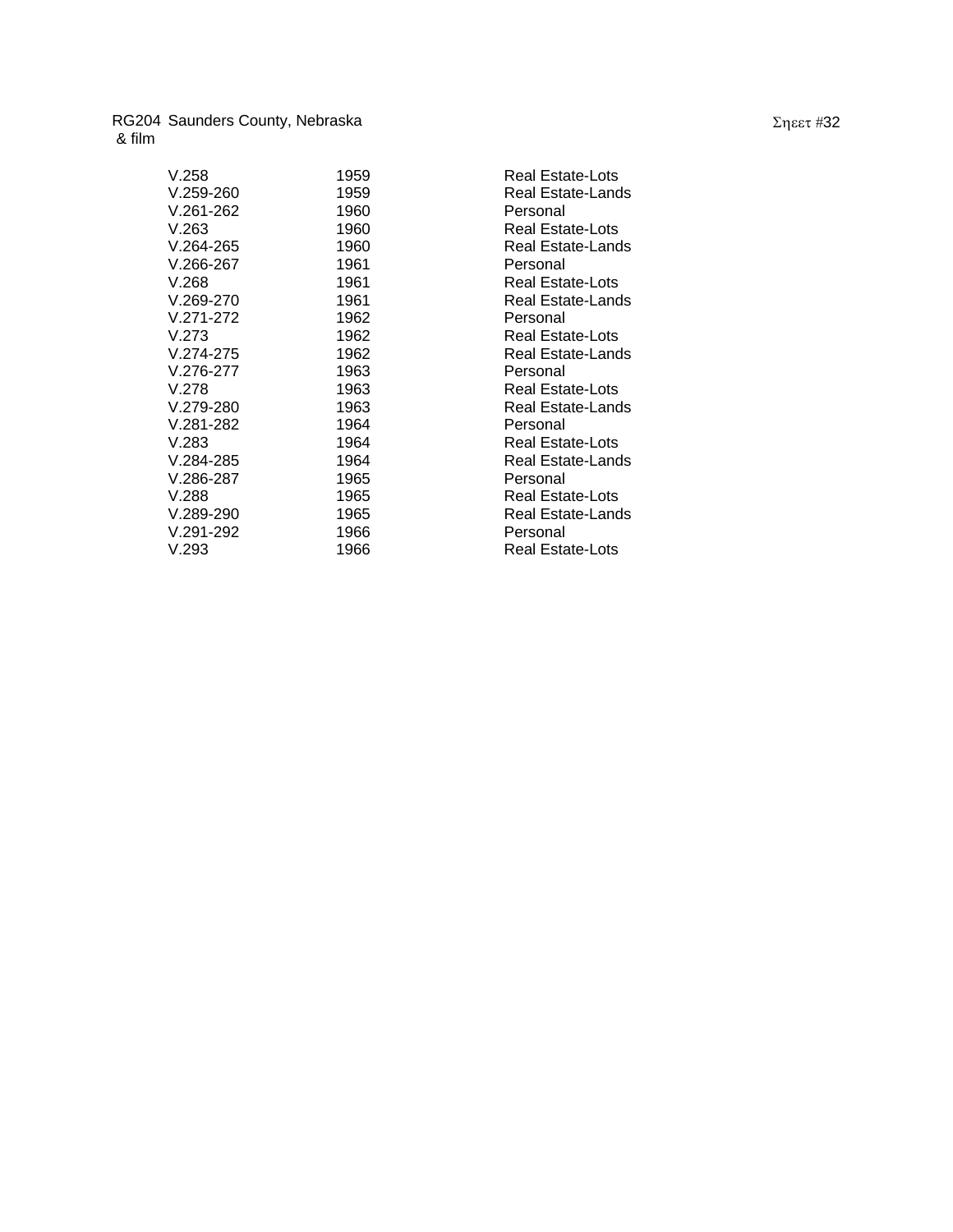RG204 Saunders County, Nebraska
& film

Σηεετ #32

| | | |
|---|---|---|
| V.258 | 1959 | Real Estate-Lots |
| V.259-260 | 1959 | Real Estate-Lands |
| V.261-262 | 1960 | Personal |
| V.263 | 1960 | Real Estate-Lots |
| V.264-265 | 1960 | Real Estate-Lands |
| V.266-267 | 1961 | Personal |
| V.268 | 1961 | Real Estate-Lots |
| V.269-270 | 1961 | Real Estate-Lands |
| V.271-272 | 1962 | Personal |
| V.273 | 1962 | Real Estate-Lots |
| V.274-275 | 1962 | Real Estate-Lands |
| V.276-277 | 1963 | Personal |
| V.278 | 1963 | Real Estate-Lots |
| V.279-280 | 1963 | Real Estate-Lands |
| V.281-282 | 1964 | Personal |
| V.283 | 1964 | Real Estate-Lots |
| V.284-285 | 1964 | Real Estate-Lands |
| V.286-287 | 1965 | Personal |
| V.288 | 1965 | Real Estate-Lots |
| V.289-290 | 1965 | Real Estate-Lands |
| V.291-292 | 1966 | Personal |
| V.293 | 1966 | Real Estate-Lots |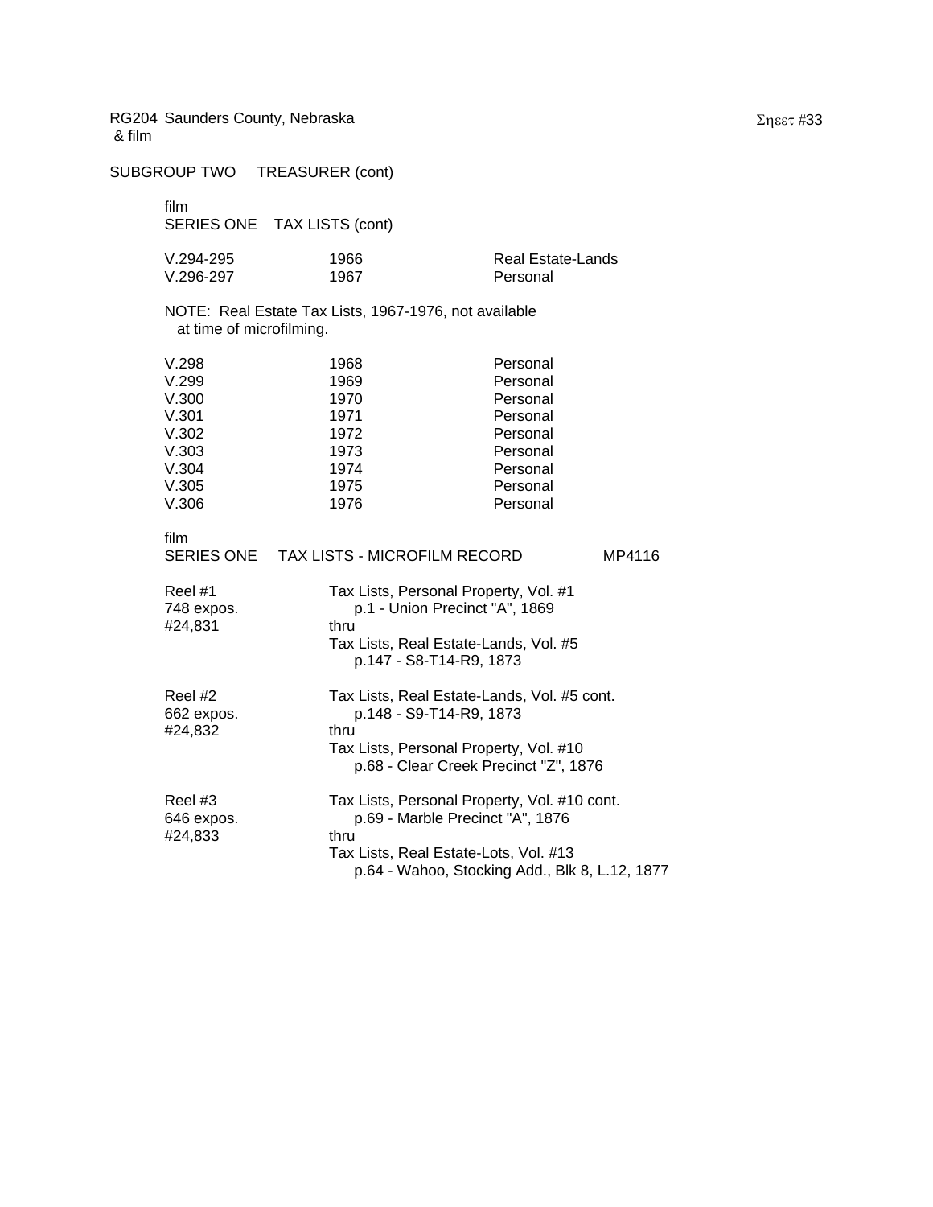RG204 Saunders County, Nebraska
& film

## SUBGROUP TWO TREASURER (cont)

film
### SERIES ONE TAX LISTS (cont)

| | | |
|---|---|---|
| V.294-295 | 1966 | Real Estate-Lands |
| V.296-297 | 1967 | Personal |

NOTE: Real Estate Tax Lists, 1967-1976, not available at time of microfilming.

| | | |
|---|---|---|
| V.298 | 1968 | Personal |
| V.299 | 1969 | Personal |
| V.300 | 1970 | Personal |
| V.301 | 1971 | Personal |
| V.302 | 1972 | Personal |
| V.303 | 1973 | Personal |
| V.304 | 1974 | Personal |
| V.305 | 1975 | Personal |
| V.306 | 1976 | Personal |

film
### SERIES ONE TAX LISTS - MICROFILM RECORD MP4116

Reel #1
748 expos.
#24,831

Tax Lists, Personal Property, Vol. #1
p.1 - Union Precinct "A", 1869
thru
Tax Lists, Real Estate-Lands, Vol. #5
p.147 - S8-T14-R9, 1873

Reel #2
662 expos.
#24,832

Tax Lists, Real Estate-Lands, Vol. #5 cont.
p.148 - S9-T14-R9, 1873
thru
Tax Lists, Personal Property, Vol. #10
p.68 - Clear Creek Precinct "Z", 1876

Reel #3
646 expos.
#24,833

Tax Lists, Personal Property, Vol. #10 cont.
p.69 - Marble Precinct "A", 1876
thru
Tax Lists, Real Estate-Lots, Vol. #13
p.64 - Wahoo, Stocking Add., Blk 8, L.12, 1877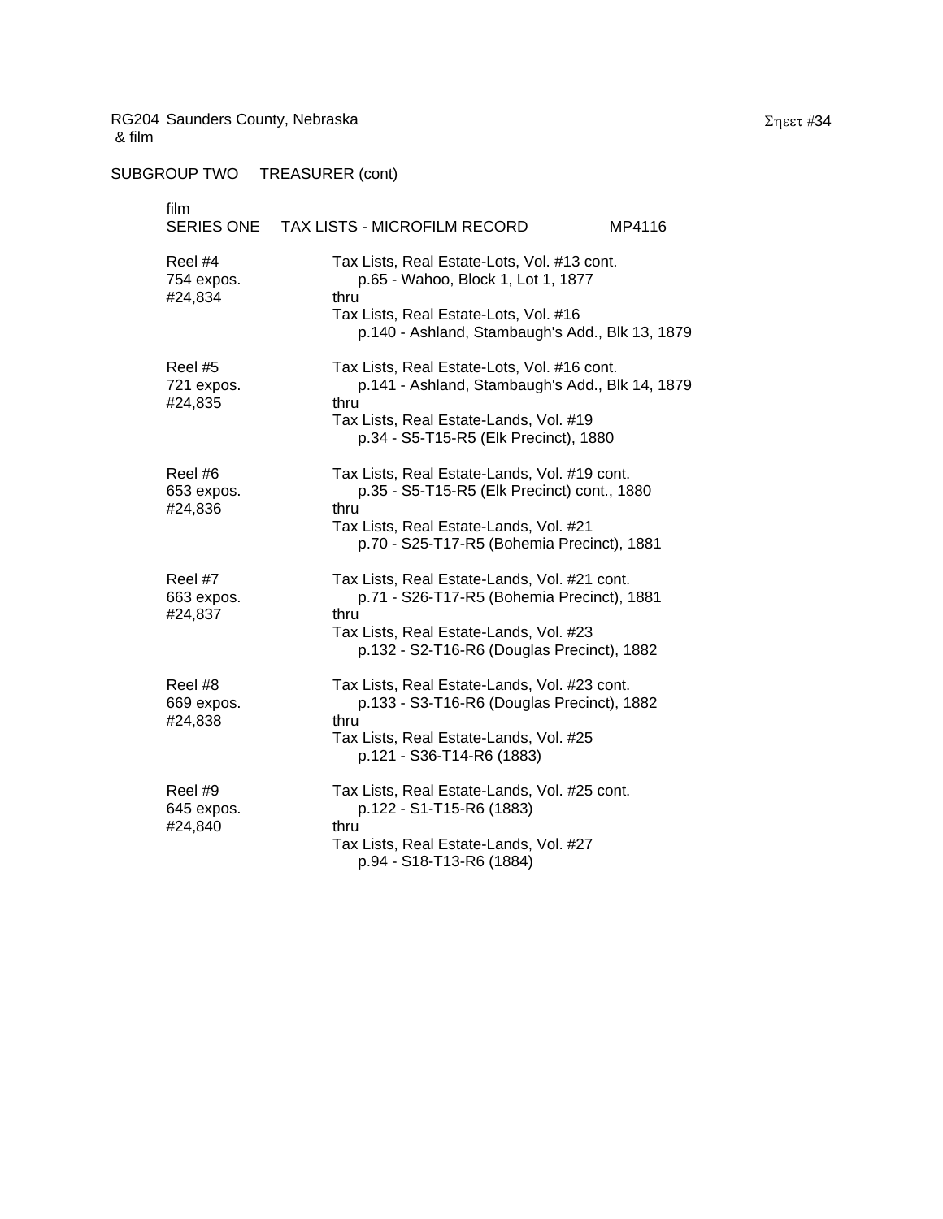RG204 Saunders County, Nebraska
& film

Sheet #34

SUBGROUP TWO TREASURER (cont)

film
SERIES ONE TAX LISTS - MICROFILM RECORD MP4116

| | |
|---|---|
| Reel #4<br>754 expos.<br>#24,834 | Tax Lists, Real Estate-Lots, Vol. #13 cont.<br>p.65 - Wahoo, Block 1, Lot 1, 1877<br>thru<br>Tax Lists, Real Estate-Lots, Vol. #16<br>p.140 - Ashland, Stambaugh's Add., Blk 13, 1879 |
| Reel #5<br>721 expos.<br>#24,835 | Tax Lists, Real Estate-Lots, Vol. #16 cont.<br>p.141 - Ashland, Stambaugh's Add., Blk 14, 1879<br>thru<br>Tax Lists, Real Estate-Lands, Vol. #19<br>p.34 - S5-T15-R5 (Elk Precinct), 1880 |
| Reel #6<br>653 expos.<br>#24,836 | Tax Lists, Real Estate-Lands, Vol. #19 cont.<br>p.35 - S5-T15-R5 (Elk Precinct) cont., 1880<br>thru<br>Tax Lists, Real Estate-Lands, Vol. #21<br>p.70 - S25-T17-R5 (Bohemia Precinct), 1881 |
| Reel #7<br>663 expos.<br>#24,837 | Tax Lists, Real Estate-Lands, Vol. #21 cont.<br>p.71 - S26-T17-R5 (Bohemia Precinct), 1881<br>thru<br>Tax Lists, Real Estate-Lands, Vol. #23<br>p.132 - S2-T16-R6 (Douglas Precinct), 1882 |
| Reel #8<br>669 expos.<br>#24,838 | Tax Lists, Real Estate-Lands, Vol. #23 cont.<br>p.133 - S3-T16-R6 (Douglas Precinct), 1882<br>thru<br>Tax Lists, Real Estate-Lands, Vol. #25<br>p.121 - S36-T14-R6 (1883) |
| Reel #9<br>645 expos.<br>#24,840 | Tax Lists, Real Estate-Lands, Vol. #25 cont.<br>p.122 - S1-T15-R6 (1883)<br>thru<br>Tax Lists, Real Estate-Lands, Vol. #27<br>p.94 - S18-T13-R6 (1884) |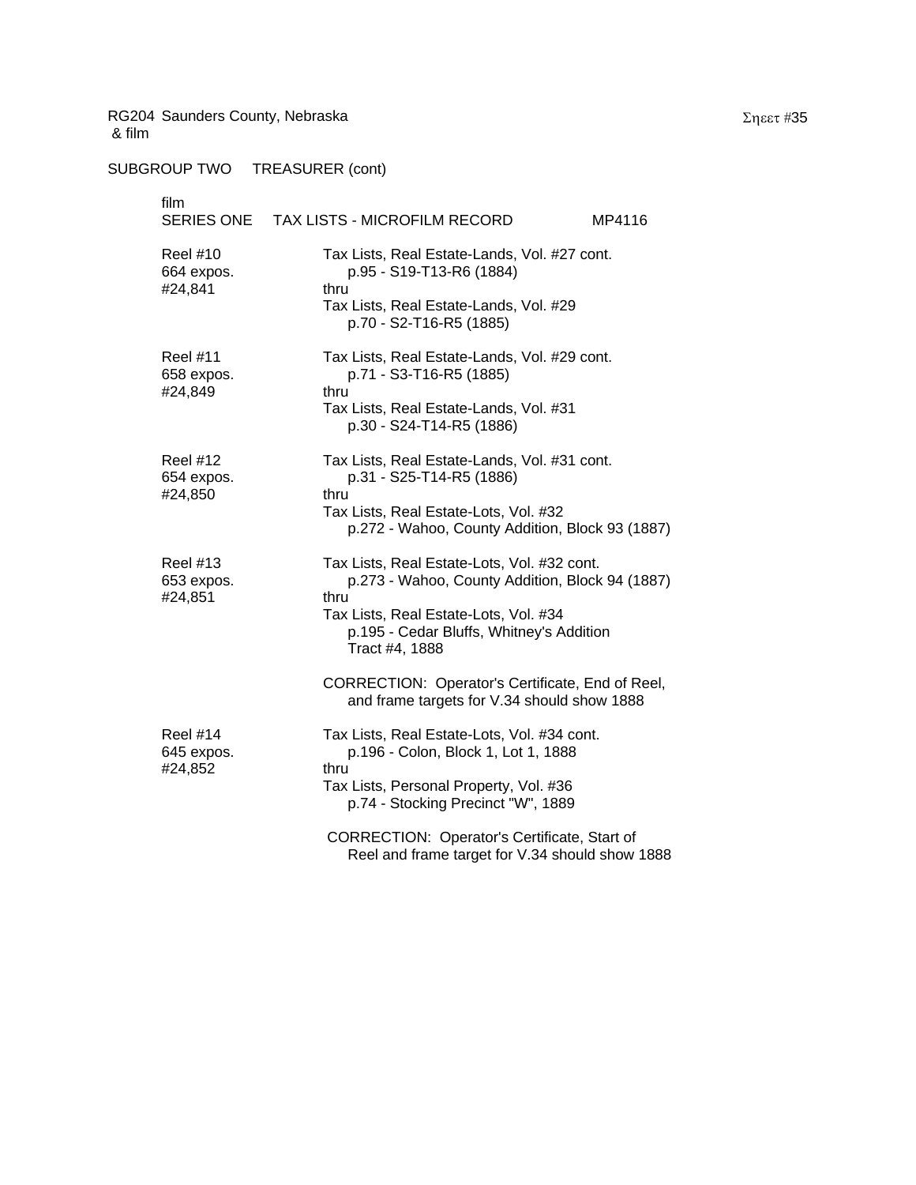RG204 Saunders County, Nebraska
& film

Σηεετ #35

SUBGROUP TWO TREASURER (cont)

film
SERIES ONE TAX LISTS - MICROFILM RECORD MP4116

Reel #10
664 expos.
#24,841

Tax Lists, Real Estate-Lands, Vol. #27 cont.
p.95 - S19-T13-R6 (1884)
thru
Tax Lists, Real Estate-Lands, Vol. #29
p.70 - S2-T16-R5 (1885)

Reel #11
658 expos.
#24,849

Tax Lists, Real Estate-Lands, Vol. #29 cont.
p.71 - S3-T16-R5 (1885)
thru
Tax Lists, Real Estate-Lands, Vol. #31
p.30 - S24-T14-R5 (1886)

Reel #12
654 expos.
#24,850

Tax Lists, Real Estate-Lands, Vol. #31 cont.
p.31 - S25-T14-R5 (1886)
thru
Tax Lists, Real Estate-Lots, Vol. #32
p.272 - Wahoo, County Addition, Block 93 (1887)

Reel #13
653 expos.
#24,851

Tax Lists, Real Estate-Lots, Vol. #32 cont.
p.273 - Wahoo, County Addition, Block 94 (1887)
thru
Tax Lists, Real Estate-Lots, Vol. #34
p.195 - Cedar Bluffs, Whitney's Addition
Tract #4, 1888

CORRECTION: Operator's Certificate, End of Reel, and frame targets for V.34 should show 1888

Reel #14
645 expos.
#24,852

Tax Lists, Real Estate-Lots, Vol. #34 cont.
p.196 - Colon, Block 1, Lot 1, 1888
thru
Tax Lists, Personal Property, Vol. #36
p.74 - Stocking Precinct "W", 1889

CORRECTION: Operator's Certificate, Start of Reel and frame target for V.34 should show 1888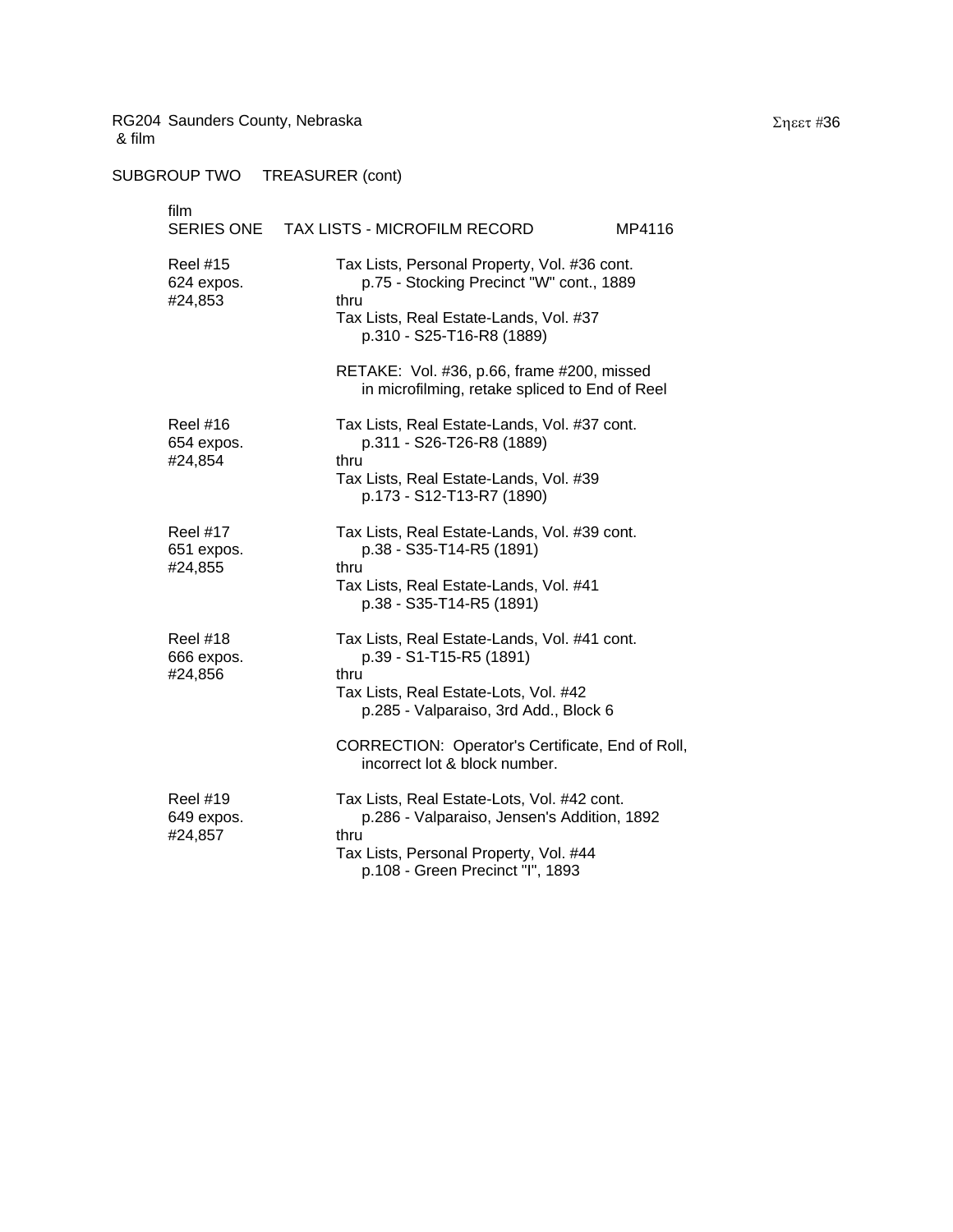RG204 Saunders County, Nebraska
& film

Sheet #36

SUBGROUP TWO TREASURER (cont)

film
SERIES ONE TAX LISTS - MICROFILM RECORD MP4116

| | |
|---|---|
| Reel #15<br>624 expos.<br>#24,853 | Tax Lists, Personal Property, Vol. #36 cont.<br>p.75 - Stocking Precinct "W" cont., 1889<br>thru<br>Tax Lists, Real Estate-Lands, Vol. #37<br>p.310 - S25-T16-R8 (1889)<br><br>RETAKE: Vol. #36, p.66, frame #200, missed in microfilming, retake spliced to End of Reel |
| Reel #16<br>654 expos.<br>#24,854 | Tax Lists, Real Estate-Lands, Vol. #37 cont.<br>p.311 - S26-T26-R8 (1889)<br>thru<br>Tax Lists, Real Estate-Lands, Vol. #39<br>p.173 - S12-T13-R7 (1890) |
| Reel #17<br>651 expos.<br>#24,855 | Tax Lists, Real Estate-Lands, Vol. #39 cont.<br>p.38 - S35-T14-R5 (1891)<br>thru<br>Tax Lists, Real Estate-Lands, Vol. #41<br>p.38 - S35-T14-R5 (1891) |
| Reel #18<br>666 expos.<br>#24,856 | Tax Lists, Real Estate-Lands, Vol. #41 cont.<br>p.39 - S1-T15-R5 (1891)<br>thru<br>Tax Lists, Real Estate-Lots, Vol. #42<br>p.285 - Valparaiso, 3rd Add., Block 6<br><br>CORRECTION: Operator's Certificate, End of Roll, incorrect lot & block number. |
| Reel #19<br>649 expos.<br>#24,857 | Tax Lists, Real Estate-Lots, Vol. #42 cont.<br>p.286 - Valparaiso, Jensen's Addition, 1892<br>thru<br>Tax Lists, Personal Property, Vol. #44<br>p.108 - Green Precinct "I", 1893 |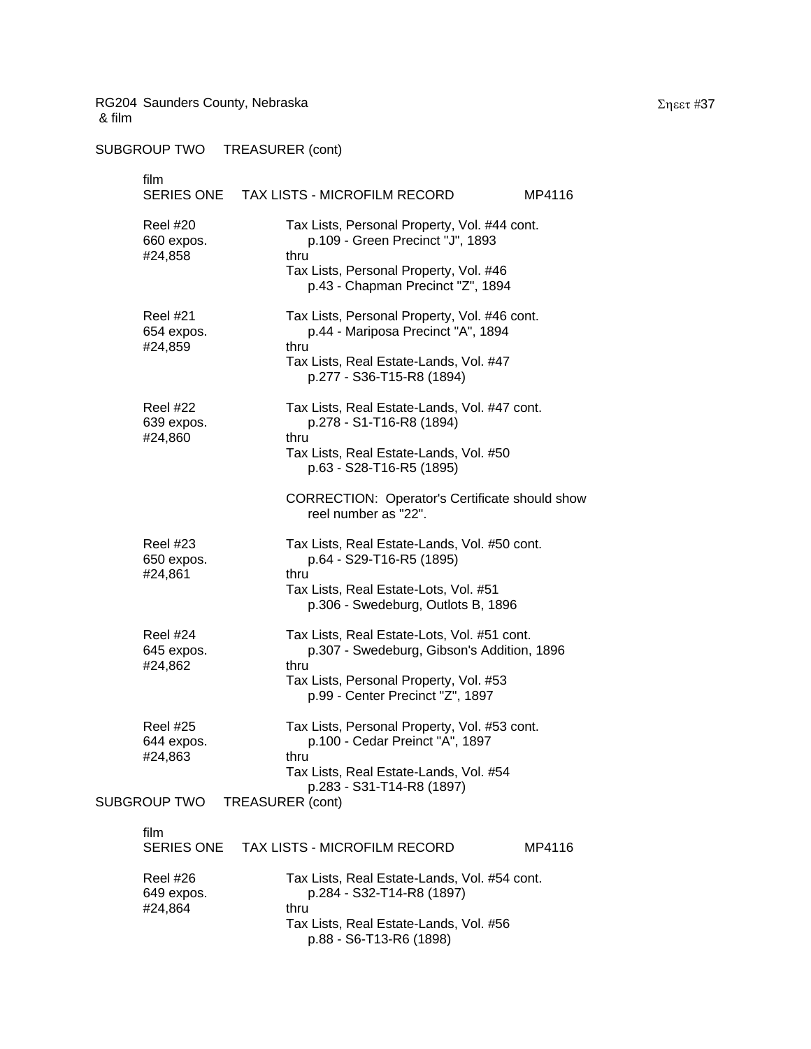RG204 Saunders County, Nebraska
& film

Σηεετ #37

SUBGROUP TWO TREASURER (cont)

film
SERIES ONE TAX LISTS - MICROFILM RECORD MP4116

Reel #20
660 expos.
#24,858

Tax Lists, Personal Property, Vol. #44 cont.
p.109 - Green Precinct "J", 1893
thru
Tax Lists, Personal Property, Vol. #46
p.43 - Chapman Precinct "Z", 1894

Reel #21
654 expos.
#24,859

Tax Lists, Personal Property, Vol. #46 cont.
p.44 - Mariposa Precinct "A", 1894
thru
Tax Lists, Real Estate-Lands, Vol. #47
p.277 - S36-T15-R8 (1894)

Reel #22
639 expos.
#24,860

Tax Lists, Real Estate-Lands, Vol. #47 cont.
p.278 - S1-T16-R8 (1894)
thru
Tax Lists, Real Estate-Lands, Vol. #50
p.63 - S28-T16-R5 (1895)

CORRECTION: Operator's Certificate should show reel number as "22".

Reel #23
650 expos.
#24,861

Tax Lists, Real Estate-Lands, Vol. #50 cont.
p.64 - S29-T16-R5 (1895)
thru
Tax Lists, Real Estate-Lots, Vol. #51
p.306 - Swedeburg, Outlots B, 1896

Reel #24
645 expos.
#24,862

Tax Lists, Real Estate-Lots, Vol. #51 cont.
p.307 - Swedeburg, Gibson's Addition, 1896
thru
Tax Lists, Personal Property, Vol. #53
p.99 - Center Precinct "Z", 1897

Reel #25
644 expos.
#24,863

Tax Lists, Personal Property, Vol. #53 cont.
p.100 - Cedar Preinct "A", 1897
thru
Tax Lists, Real Estate-Lands, Vol. #54
p.283 - S31-T14-R8 (1897)

SUBGROUP TWO TREASURER (cont)

film
SERIES ONE TAX LISTS - MICROFILM RECORD MP4116

Reel #26
649 expos.
#24,864

Tax Lists, Real Estate-Lands, Vol. #54 cont.
p.284 - S32-T14-R8 (1897)
thru
Tax Lists, Real Estate-Lands, Vol. #56
p.88 - S6-T13-R6 (1898)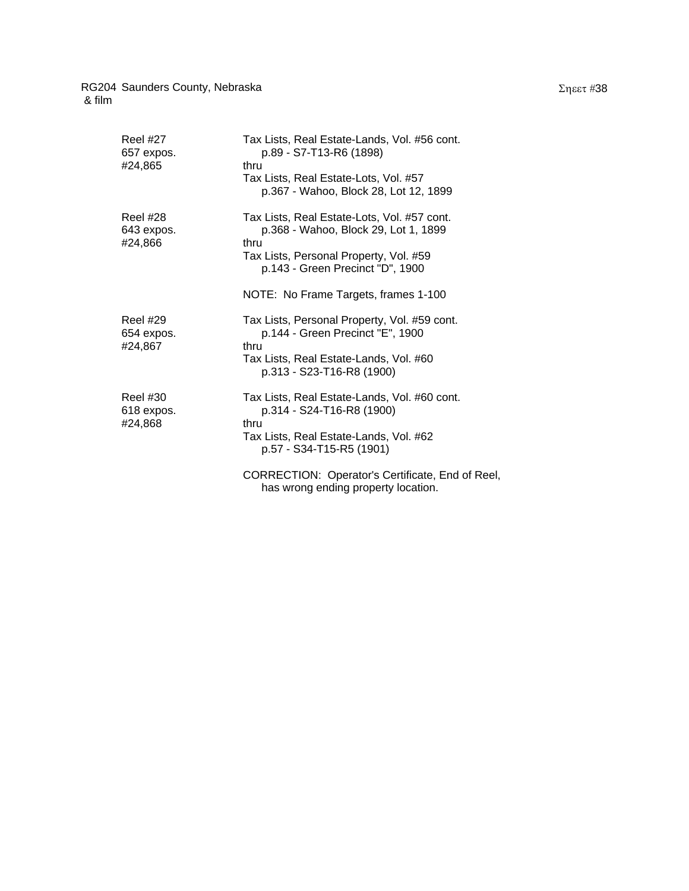RG204 Saunders County, Nebraska
& film

Sheet #38

| | |
|---|---|
| Reel #27<br>657 expos.<br>#24,865 | Tax Lists, Real Estate-Lands, Vol. #56 cont.<br>p.89 - S7-T13-R6 (1898)<br>thru<br>Tax Lists, Real Estate-Lots, Vol. #57<br>p.367 - Wahoo, Block 28, Lot 12, 1899 |
| Reel #28<br>643 expos.<br>#24,866 | Tax Lists, Real Estate-Lots, Vol. #57 cont.<br>p.368 - Wahoo, Block 29, Lot 1, 1899<br>thru<br>Tax Lists, Personal Property, Vol. #59<br>p.143 - Green Precinct "D", 1900<br><br>NOTE: No Frame Targets, frames 1-100 |
| Reel #29<br>654 expos.<br>#24,867 | Tax Lists, Personal Property, Vol. #59 cont.<br>p.144 - Green Precinct "E", 1900<br>thru<br>Tax Lists, Real Estate-Lands, Vol. #60<br>p.313 - S23-T16-R8 (1900) |
| Reel #30<br>618 expos.<br>#24,868 | Tax Lists, Real Estate-Lands, Vol. #60 cont.<br>p.314 - S24-T16-R8 (1900)<br>thru<br>Tax Lists, Real Estate-Lands, Vol. #62<br>p.57 - S34-T15-R5 (1901)<br><br>CORRECTION: Operator's Certificate, End of Reel, has wrong ending property location. |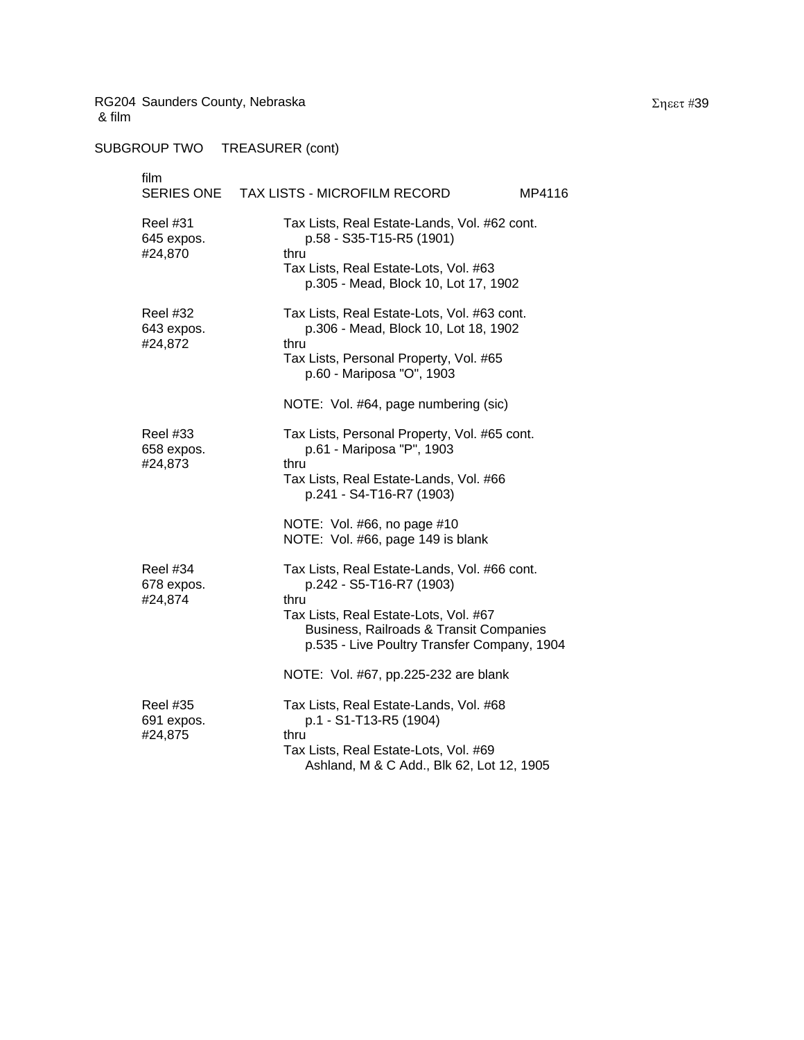RG204 Saunders County, Nebraska
& film

Σηεετ #39

SUBGROUP TWO TREASURER (cont)

film
SERIES ONE TAX LISTS - MICROFILM RECORD MP4116

| | |
|---|---|
| Reel #31<br>645 expos.<br>#24,870 | Tax Lists, Real Estate-Lands, Vol. #62 cont.<br>p.58 - S35-T15-R5 (1901)<br>thru<br>Tax Lists, Real Estate-Lots, Vol. #63<br>p.305 - Mead, Block 10, Lot 17, 1902 |
| Reel #32<br>643 expos.<br>#24,872 | Tax Lists, Real Estate-Lots, Vol. #63 cont.<br>p.306 - Mead, Block 10, Lot 18, 1902<br>thru<br>Tax Lists, Personal Property, Vol. #65<br>p.60 - Mariposa "O", 1903<br><br>NOTE: Vol. #64, page numbering (sic) |
| Reel #33<br>658 expos.<br>#24,873 | Tax Lists, Personal Property, Vol. #65 cont.<br>p.61 - Mariposa "P", 1903<br>thru<br>Tax Lists, Real Estate-Lands, Vol. #66<br>p.241 - S4-T16-R7 (1903)<br><br>NOTE: Vol. #66, no page #10<br>NOTE: Vol. #66, page 149 is blank |
| Reel #34<br>678 expos.<br>#24,874 | Tax Lists, Real Estate-Lands, Vol. #66 cont.<br>p.242 - S5-T16-R7 (1903)<br>thru<br>Tax Lists, Real Estate-Lots, Vol. #67<br>Business, Railroads & Transit Companies<br>p.535 - Live Poultry Transfer Company, 1904<br><br>NOTE: Vol. #67, pp.225-232 are blank |
| Reel #35<br>691 expos.<br>#24,875 | Tax Lists, Real Estate-Lands, Vol. #68<br>p.1 - S1-T13-R5 (1904)<br>thru<br>Tax Lists, Real Estate-Lots, Vol. #69<br>Ashland, M & C Add., Blk 62, Lot 12, 1905 |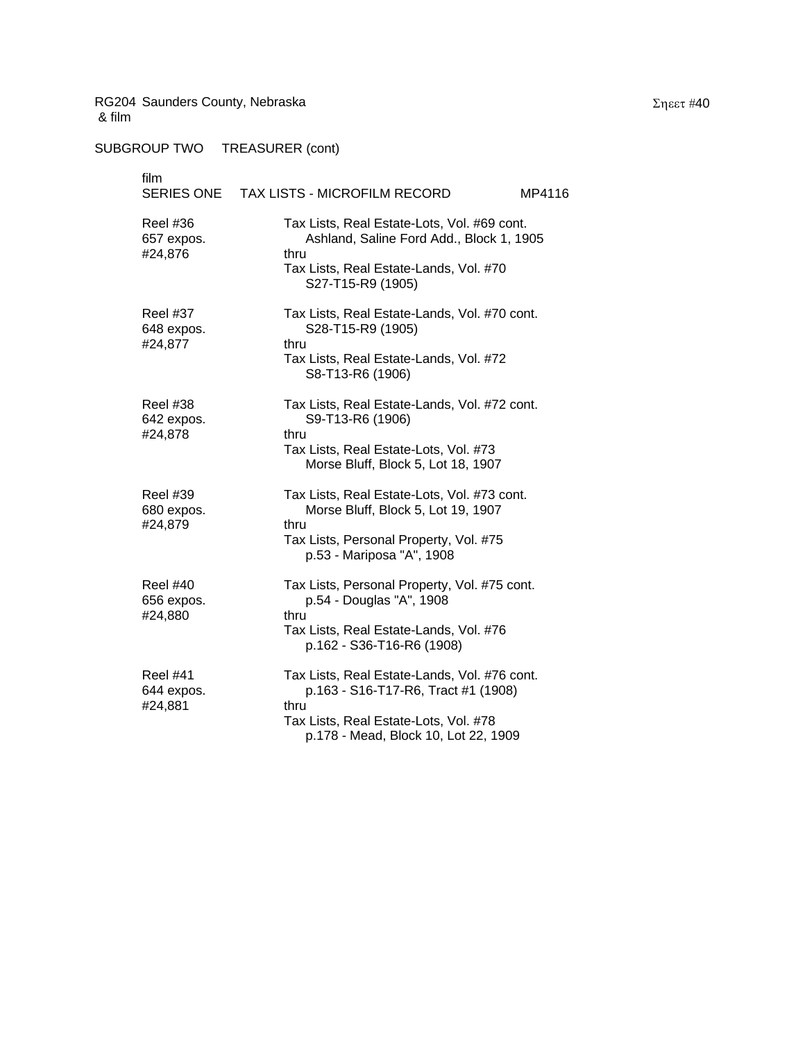RG204 Saunders County, Nebraska
& film

SUBGROUP TWO TREASURER (cont)

film
SERIES ONE TAX LISTS - MICROFILM RECORD MP4116

| | |
|---|---|
| Reel #36<br>657 expos.<br>#24,876 | Tax Lists, Real Estate-Lots, Vol. #69 cont.<br>Ashland, Saline Ford Add., Block 1, 1905<br>thru<br>Tax Lists, Real Estate-Lands, Vol. #70<br>S27-T15-R9 (1905) |
| Reel #37<br>648 expos.<br>#24,877 | Tax Lists, Real Estate-Lands, Vol. #70 cont.<br>S28-T15-R9 (1905)<br>thru<br>Tax Lists, Real Estate-Lands, Vol. #72<br>S8-T13-R6 (1906) |
| Reel #38<br>642 expos.<br>#24,878 | Tax Lists, Real Estate-Lands, Vol. #72 cont.<br>S9-T13-R6 (1906)<br>thru<br>Tax Lists, Real Estate-Lots, Vol. #73<br>Morse Bluff, Block 5, Lot 18, 1907 |
| Reel #39<br>680 expos.<br>#24,879 | Tax Lists, Real Estate-Lots, Vol. #73 cont.<br>Morse Bluff, Block 5, Lot 19, 1907<br>thru<br>Tax Lists, Personal Property, Vol. #75<br>p.53 - Mariposa "A", 1908 |
| Reel #40<br>656 expos.<br>#24,880 | Tax Lists, Personal Property, Vol. #75 cont.<br>p.54 - Douglas "A", 1908<br>thru<br>Tax Lists, Real Estate-Lands, Vol. #76<br>p.162 - S36-T16-R6 (1908) |
| Reel #41<br>644 expos.<br>#24,881 | Tax Lists, Real Estate-Lands, Vol. #76 cont.<br>p.163 - S16-T17-R6, Tract #1 (1908)<br>thru<br>Tax Lists, Real Estate-Lots, Vol. #78<br>p.178 - Mead, Block 10, Lot 22, 1909 |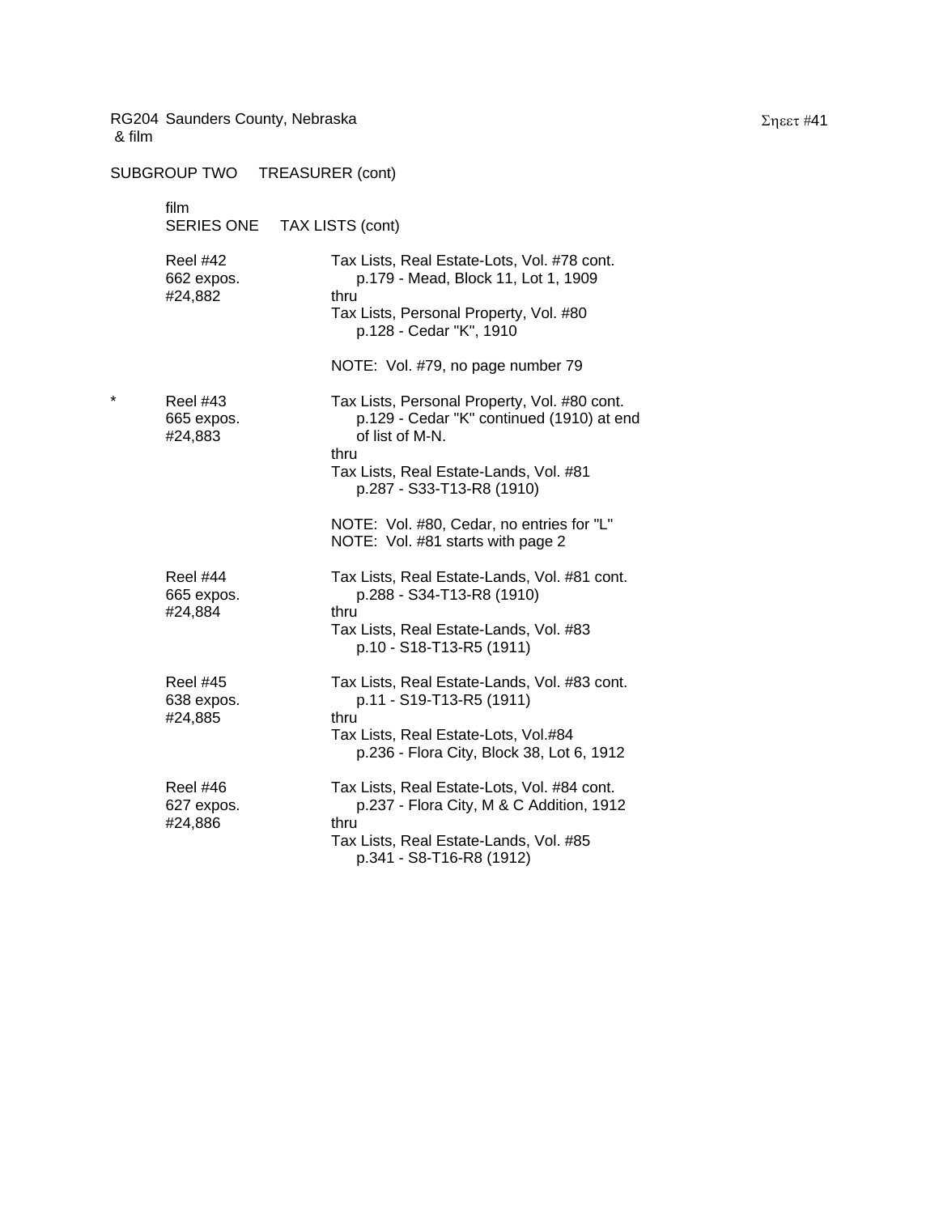RG204 Saunders County, Nebraska
& film

SUBGROUP TWO    TREASURER (cont)

film
SERIES ONE    TAX LISTS (cont)

Reel #42
662 expos.
#24,882

Tax Lists, Real Estate-Lots, Vol. #78 cont.
p.179 - Mead, Block 11, Lot 1, 1909
thru
Tax Lists, Personal Property, Vol. #80
p.128 - Cedar "K", 1910

NOTE: Vol. #79, no page number 79

\* Reel #43
665 expos.
#24,883

Tax Lists, Personal Property, Vol. #80 cont.
p.129 - Cedar "K" continued (1910) at end of list of M-N.
thru
Tax Lists, Real Estate-Lands, Vol. #81
p.287 - S33-T13-R8 (1910)

NOTE: Vol. #80, Cedar, no entries for "L"
NOTE: Vol. #81 starts with page 2

Reel #44
665 expos.
#24,884

Tax Lists, Real Estate-Lands, Vol. #81 cont.
p.288 - S34-T13-R8 (1910)
thru
Tax Lists, Real Estate-Lands, Vol. #83
p.10 - S18-T13-R5 (1911)

Reel #45
638 expos.
#24,885

Tax Lists, Real Estate-Lands, Vol. #83 cont.
p.11 - S19-T13-R5 (1911)
thru
Tax Lists, Real Estate-Lots, Vol.#84
p.236 - Flora City, Block 38, Lot 6, 1912

Reel #46
627 expos.
#24,886

Tax Lists, Real Estate-Lots, Vol. #84 cont.
p.237 - Flora City, M & C Addition, 1912
thru
Tax Lists, Real Estate-Lands, Vol. #85
p.341 - S8-T16-R8 (1912)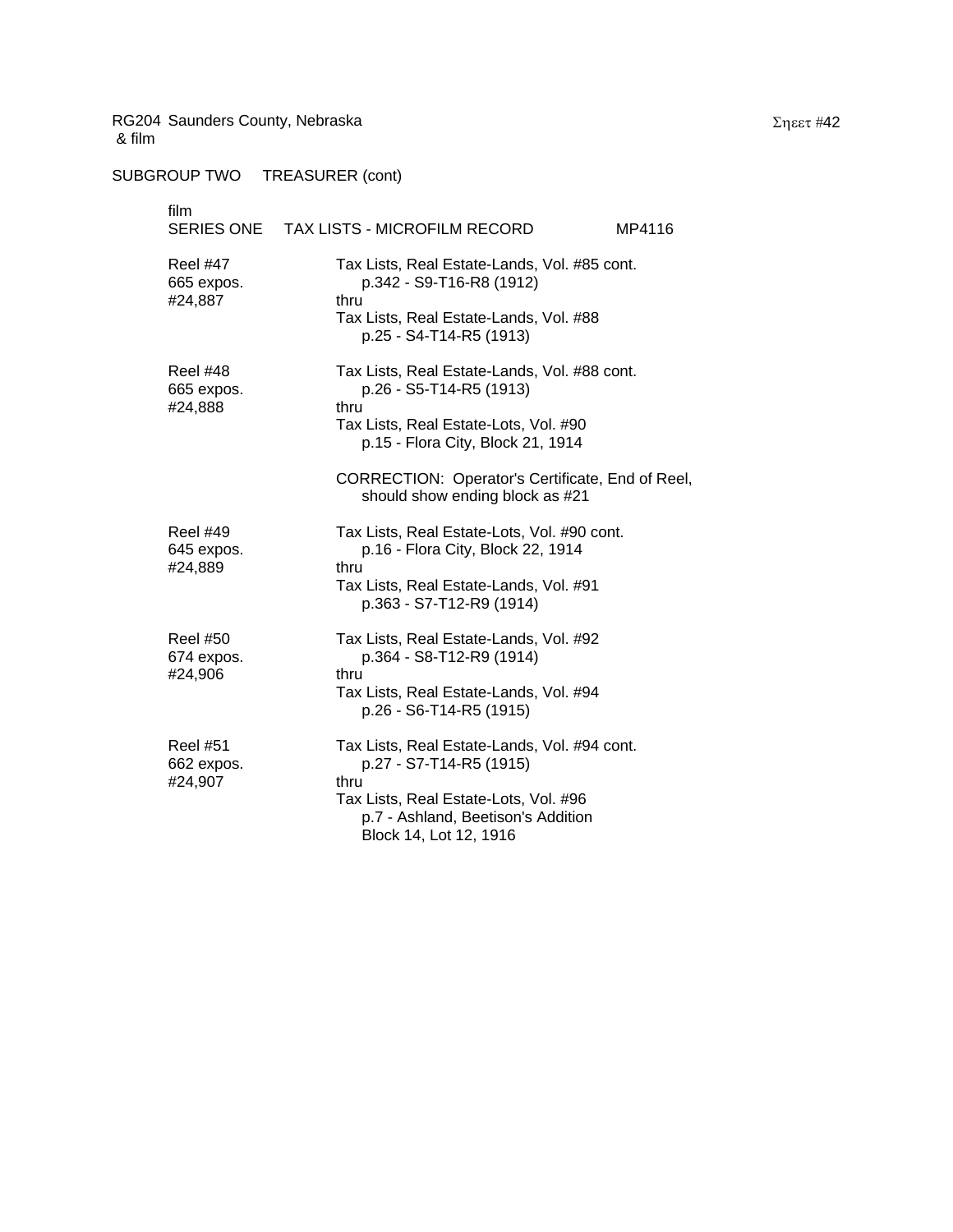RG204 Saunders County, Nebraska
& film

Sheet #42

SUBGROUP TWO TREASURER (cont)

film
SERIES ONE TAX LISTS - MICROFILM RECORD MP4116

| | |
|---|---|
| Reel #47<br>665 expos.<br>#24,887 | Tax Lists, Real Estate-Lands, Vol. #85 cont.<br>p.342 - S9-T16-R8 (1912)<br>thru<br>Tax Lists, Real Estate-Lands, Vol. #88<br>p.25 - S4-T14-R5 (1913) |
| Reel #48<br>665 expos.<br>#24,888 | Tax Lists, Real Estate-Lands, Vol. #88 cont.<br>p.26 - S5-T14-R5 (1913)<br>thru<br>Tax Lists, Real Estate-Lots, Vol. #90<br>p.15 - Flora City, Block 21, 1914<br><br>CORRECTION: Operator's Certificate, End of Reel, should show ending block as #21 |
| Reel #49<br>645 expos.<br>#24,889 | Tax Lists, Real Estate-Lots, Vol. #90 cont.<br>p.16 - Flora City, Block 22, 1914<br>thru<br>Tax Lists, Real Estate-Lands, Vol. #91<br>p.363 - S7-T12-R9 (1914) |
| Reel #50<br>674 expos.<br>#24,906 | Tax Lists, Real Estate-Lands, Vol. #92<br>p.364 - S8-T12-R9 (1914)<br>thru<br>Tax Lists, Real Estate-Lands, Vol. #94<br>p.26 - S6-T14-R5 (1915) |
| Reel #51<br>662 expos.<br>#24,907 | Tax Lists, Real Estate-Lands, Vol. #94 cont.<br>p.27 - S7-T14-R5 (1915)<br>thru<br>Tax Lists, Real Estate-Lots, Vol. #96<br>p.7 - Ashland, Beetison's Addition<br>Block 14, Lot 12, 1916 |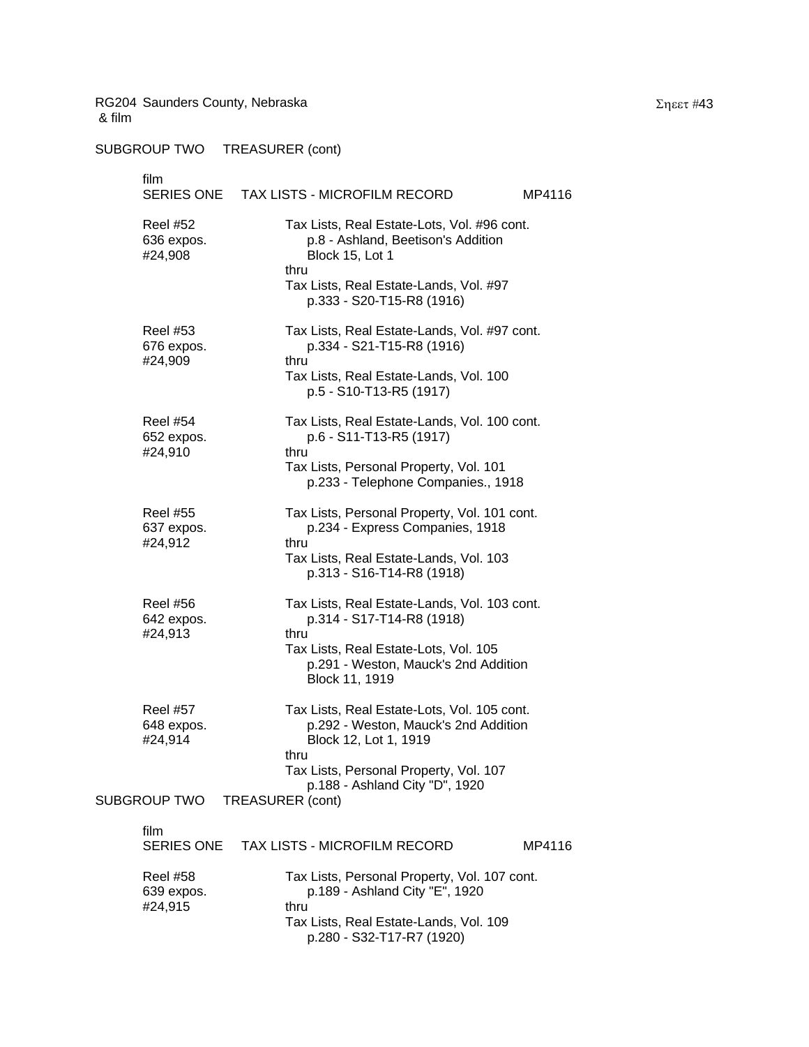RG204 Saunders County, Nebraska
& film

SUBGROUP TWO TREASURER (cont)

film
SERIES ONE TAX LISTS - MICROFILM RECORD MP4116

| | |
|---|---|
| Reel #52<br>636 expos.<br>#24,908 | Tax Lists, Real Estate-Lots, Vol. #96 cont.<br>p.8 - Ashland, Beetison's Addition<br>Block 15, Lot 1<br>thru<br>Tax Lists, Real Estate-Lands, Vol. #97<br>p.333 - S20-T15-R8 (1916) |
| Reel #53<br>676 expos.<br>#24,909 | Tax Lists, Real Estate-Lands, Vol. #97 cont.<br>p.334 - S21-T15-R8 (1916)<br>thru<br>Tax Lists, Real Estate-Lands, Vol. 100<br>p.5 - S10-T13-R5 (1917) |
| Reel #54<br>652 expos.<br>#24,910 | Tax Lists, Real Estate-Lands, Vol. 100 cont.<br>p.6 - S11-T13-R5 (1917)<br>thru<br>Tax Lists, Personal Property, Vol. 101<br>p.233 - Telephone Companies., 1918 |
| Reel #55<br>637 expos.<br>#24,912 | Tax Lists, Personal Property, Vol. 101 cont.<br>p.234 - Express Companies, 1918<br>thru<br>Tax Lists, Real Estate-Lands, Vol. 103<br>p.313 - S16-T14-R8 (1918) |
| Reel #56<br>642 expos.<br>#24,913 | Tax Lists, Real Estate-Lands, Vol. 103 cont.<br>p.314 - S17-T14-R8 (1918)<br>thru<br>Tax Lists, Real Estate-Lots, Vol. 105<br>p.291 - Weston, Mauck's 2nd Addition<br>Block 11, 1919 |
| Reel #57<br>648 expos.<br>#24,914 | Tax Lists, Real Estate-Lots, Vol. 105 cont.<br>p.292 - Weston, Mauck's 2nd Addition<br>Block 12, Lot 1, 1919<br>thru<br>Tax Lists, Personal Property, Vol. 107<br>p.188 - Ashland City "D", 1920 |

SUBGROUP TWO TREASURER (cont)

film
SERIES ONE TAX LISTS - MICROFILM RECORD MP4116

| | |
|---|---|
| Reel #58<br>639 expos.<br>#24,915 | Tax Lists, Personal Property, Vol. 107 cont.<br>p.189 - Ashland City "E", 1920<br>thru<br>Tax Lists, Real Estate-Lands, Vol. 109<br>p.280 - S32-T17-R7 (1920) |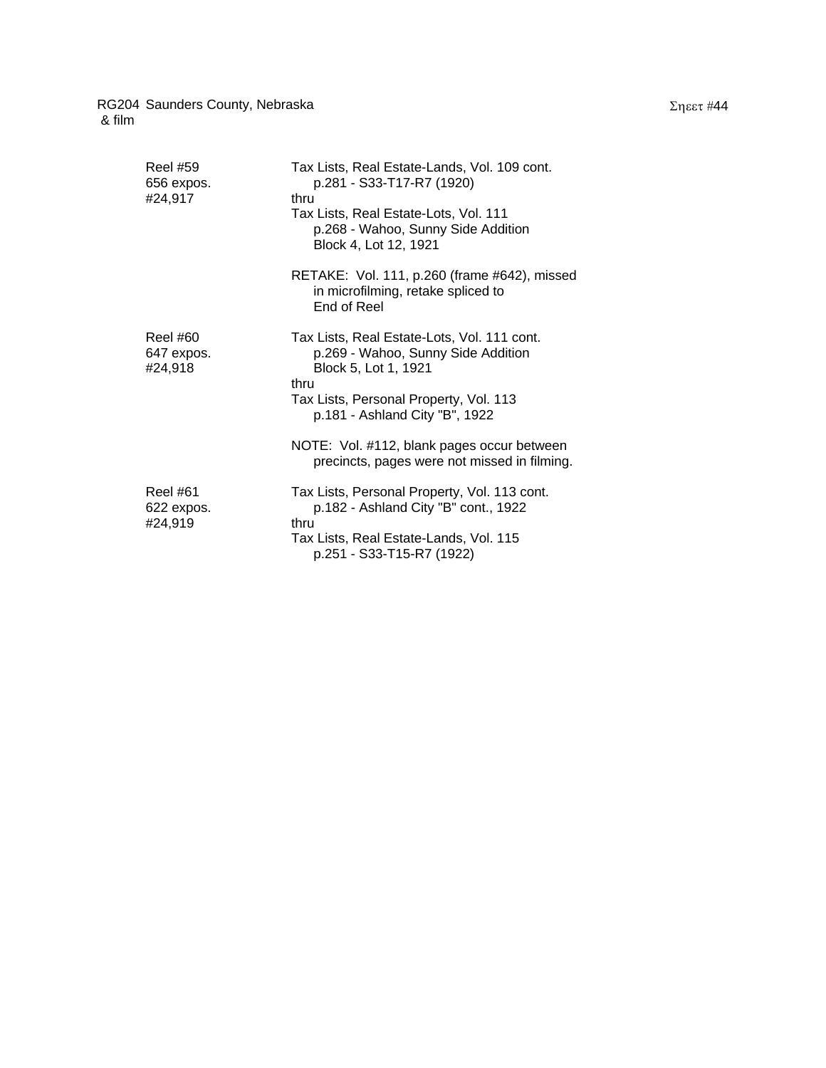RG204 Saunders County, Nebraska
& film

Sheet #44

| | |
|---|---|
| Reel #59<br>656 expos.<br>#24,917 | Tax Lists, Real Estate-Lands, Vol. 109 cont.<br>p.281 - S33-T17-R7 (1920)<br>thru<br>Tax Lists, Real Estate-Lots, Vol. 111<br>p.268 - Wahoo, Sunny Side Addition<br>Block 4, Lot 12, 1921<br><br>RETAKE: Vol. 111, p.260 (frame #642), missed in microfilming, retake spliced to End of Reel |
| Reel #60<br>647 expos.<br>#24,918 | Tax Lists, Real Estate-Lots, Vol. 111 cont.<br>p.269 - Wahoo, Sunny Side Addition<br>Block 5, Lot 1, 1921<br>thru<br>Tax Lists, Personal Property, Vol. 113<br>p.181 - Ashland City "B", 1922<br><br>NOTE: Vol. #112, blank pages occur between precincts, pages were not missed in filming. |
| Reel #61<br>622 expos.<br>#24,919 | Tax Lists, Personal Property, Vol. 113 cont.<br>p.182 - Ashland City "B" cont., 1922<br>thru<br>Tax Lists, Real Estate-Lands, Vol. 115<br>p.251 - S33-T15-R7 (1922) |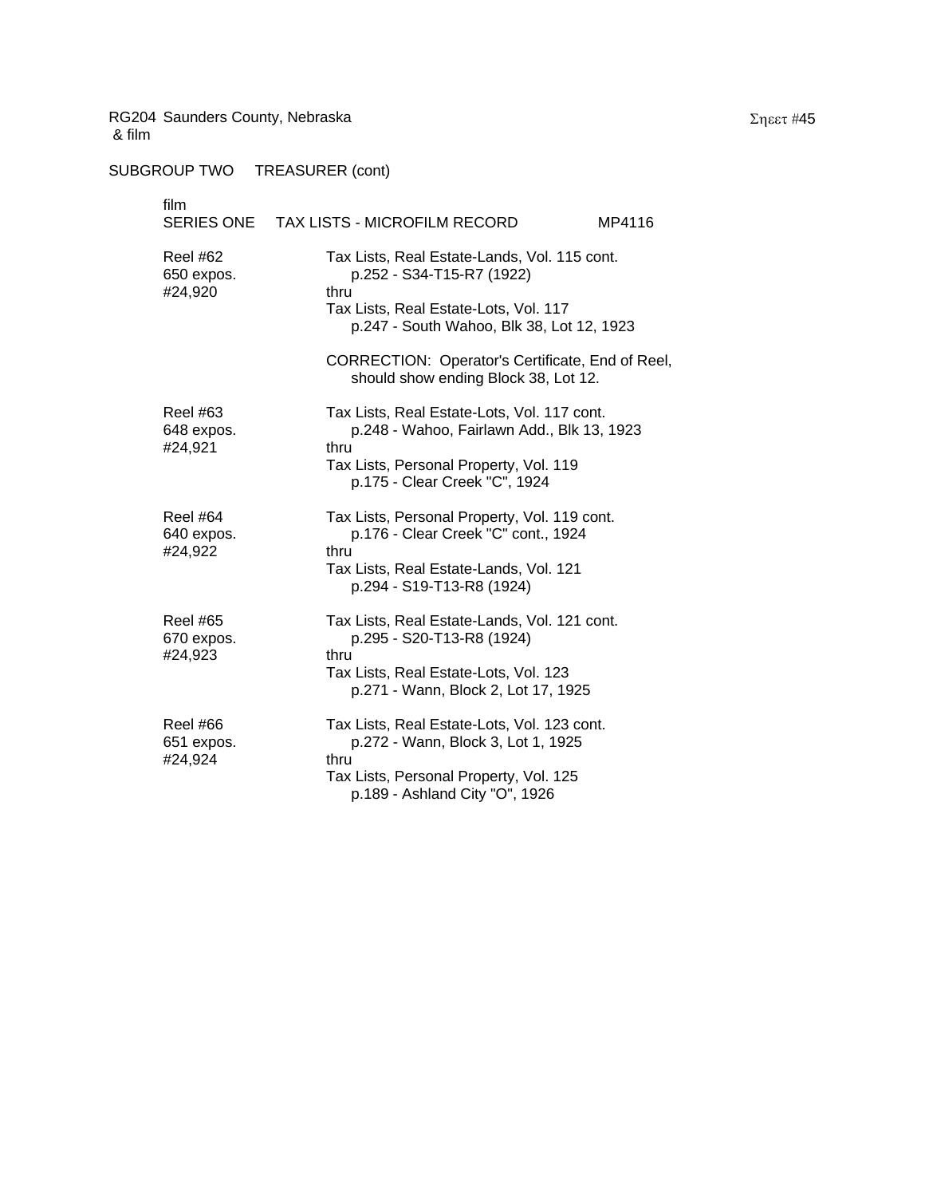RG204 Saunders County, Nebraska
& film

SUBGROUP TWO TREASURER (cont)

film
SERIES ONE TAX LISTS - MICROFILM RECORD MP4116

| | |
|---|---|
| Reel #62<br>650 expos.<br>#24,920 | Tax Lists, Real Estate-Lands, Vol. 115 cont.<br>p.252 - S34-T15-R7 (1922)<br>thru<br>Tax Lists, Real Estate-Lots, Vol. 117<br>p.247 - South Wahoo, Blk 38, Lot 12, 1923<br><br>CORRECTION: Operator's Certificate, End of Reel, should show ending Block 38, Lot 12. |
| Reel #63<br>648 expos.<br>#24,921 | Tax Lists, Real Estate-Lots, Vol. 117 cont.<br>p.248 - Wahoo, Fairlawn Add., Blk 13, 1923<br>thru<br>Tax Lists, Personal Property, Vol. 119<br>p.175 - Clear Creek "C", 1924 |
| Reel #64<br>640 expos.<br>#24,922 | Tax Lists, Personal Property, Vol. 119 cont.<br>p.176 - Clear Creek "C" cont., 1924<br>thru<br>Tax Lists, Real Estate-Lands, Vol. 121<br>p.294 - S19-T13-R8 (1924) |
| Reel #65<br>670 expos.<br>#24,923 | Tax Lists, Real Estate-Lands, Vol. 121 cont.<br>p.295 - S20-T13-R8 (1924)<br>thru<br>Tax Lists, Real Estate-Lots, Vol. 123<br>p.271 - Wann, Block 2, Lot 17, 1925 |
| Reel #66<br>651 expos.<br>#24,924 | Tax Lists, Real Estate-Lots, Vol. 123 cont.<br>p.272 - Wann, Block 3, Lot 1, 1925<br>thru<br>Tax Lists, Personal Property, Vol. 125<br>p.189 - Ashland City "O", 1926 |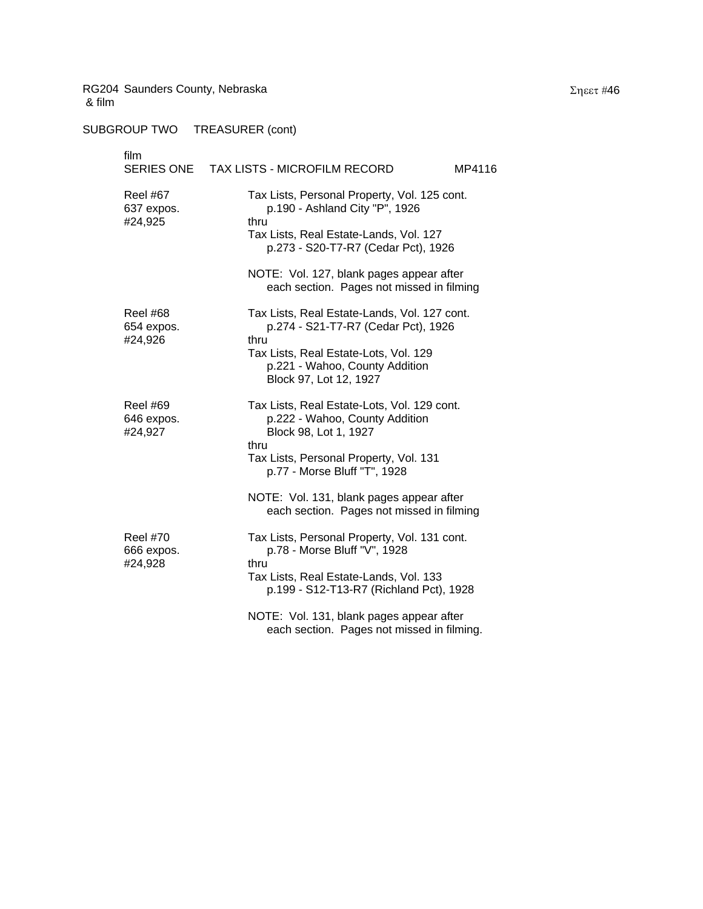RG204 Saunders County, Nebraska
& film

Σηεετ #46

SUBGROUP TWO TREASURER (cont)

film
SERIES ONE TAX LISTS - MICROFILM RECORD MP4116

Reel #67
637 expos.
#24,925

Tax Lists, Personal Property, Vol. 125 cont.
p.190 - Ashland City "P", 1926
thru
Tax Lists, Real Estate-Lands, Vol. 127
p.273 - S20-T7-R7 (Cedar Pct), 1926

NOTE: Vol. 127, blank pages appear after each section. Pages not missed in filming

Reel #68
654 expos.
#24,926

Tax Lists, Real Estate-Lands, Vol. 127 cont.
p.274 - S21-T7-R7 (Cedar Pct), 1926
thru
Tax Lists, Real Estate-Lots, Vol. 129
p.221 - Wahoo, County Addition
Block 97, Lot 12, 1927

Reel #69
646 expos.
#24,927

Tax Lists, Real Estate-Lots, Vol. 129 cont.
p.222 - Wahoo, County Addition
Block 98, Lot 1, 1927
thru
Tax Lists, Personal Property, Vol. 131
p.77 - Morse Bluff "T", 1928

NOTE: Vol. 131, blank pages appear after each section. Pages not missed in filming

Reel #70
666 expos.
#24,928

Tax Lists, Personal Property, Vol. 131 cont.
p.78 - Morse Bluff "V", 1928
thru
Tax Lists, Real Estate-Lands, Vol. 133
p.199 - S12-T13-R7 (Richland Pct), 1928

NOTE: Vol. 131, blank pages appear after each section. Pages not missed in filming.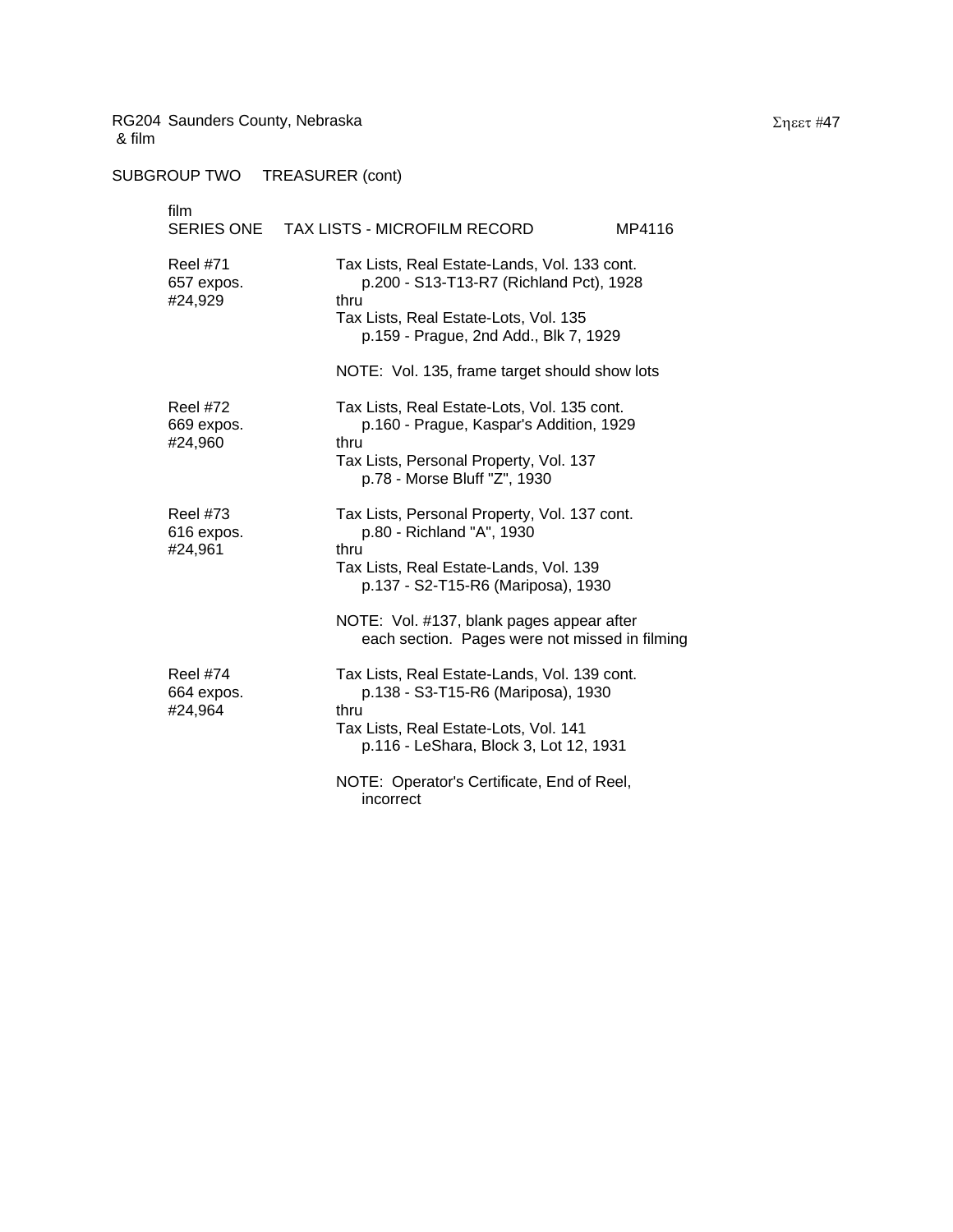RG204 Saunders County, Nebraska
& film

SUBGROUP TWO TREASURER (cont)

film
SERIES ONE TAX LISTS - MICROFILM RECORD MP4116

| | |
|---|---|
| Reel #71<br>657 expos.<br>#24,929 | Tax Lists, Real Estate-Lands, Vol. 133 cont.<br>p.200 - S13-T13-R7 (Richland Pct), 1928<br>thru<br>Tax Lists, Real Estate-Lots, Vol. 135<br>p.159 - Prague, 2nd Add., Blk 7, 1929<br><br>NOTE: Vol. 135, frame target should show lots |
| Reel #72<br>669 expos.<br>#24,960 | Tax Lists, Real Estate-Lots, Vol. 135 cont.<br>p.160 - Prague, Kaspar's Addition, 1929<br>thru<br>Tax Lists, Personal Property, Vol. 137<br>p.78 - Morse Bluff "Z", 1930 |
| Reel #73<br>616 expos.<br>#24,961 | Tax Lists, Personal Property, Vol. 137 cont.<br>p.80 - Richland "A", 1930<br>thru<br>Tax Lists, Real Estate-Lands, Vol. 139<br>p.137 - S2-T15-R6 (Mariposa), 1930<br><br>NOTE: Vol. #137, blank pages appear after each section. Pages were not missed in filming |
| Reel #74<br>664 expos.<br>#24,964 | Tax Lists, Real Estate-Lands, Vol. 139 cont.<br>p.138 - S3-T15-R6 (Mariposa), 1930<br>thru<br>Tax Lists, Real Estate-Lots, Vol. 141<br>p.116 - LeShara, Block 3, Lot 12, 1931<br><br>NOTE: Operator's Certificate, End of Reel, incorrect |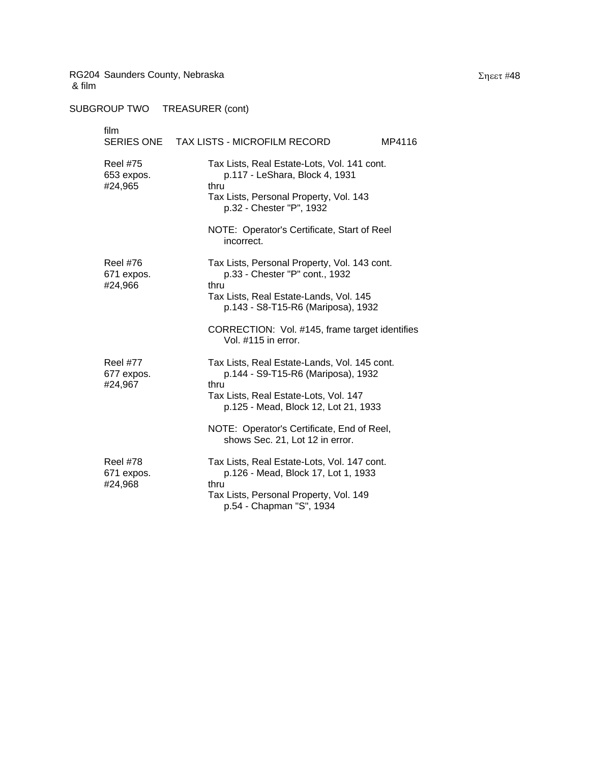RG204 Saunders County, Nebraska
& film

Sheet #48

SUBGROUP TWO TREASURER (cont)

film
SERIES ONE TAX LISTS - MICROFILM RECORD MP4116

Reel #75
653 expos.
#24,965

Tax Lists, Real Estate-Lots, Vol. 141 cont.
p.117 - LeShara, Block 4, 1931
thru
Tax Lists, Personal Property, Vol. 143
p.32 - Chester "P", 1932

NOTE: Operator's Certificate, Start of Reel incorrect.

Reel #76
671 expos.
#24,966

Tax Lists, Personal Property, Vol. 143 cont.
p.33 - Chester "P" cont., 1932
thru
Tax Lists, Real Estate-Lands, Vol. 145
p.143 - S8-T15-R6 (Mariposa), 1932

CORRECTION: Vol. #145, frame target identifies Vol. #115 in error.

Reel #77
677 expos.
#24,967

Tax Lists, Real Estate-Lands, Vol. 145 cont.
p.144 - S9-T15-R6 (Mariposa), 1932
thru
Tax Lists, Real Estate-Lots, Vol. 147
p.125 - Mead, Block 12, Lot 21, 1933

NOTE: Operator's Certificate, End of Reel, shows Sec. 21, Lot 12 in error.

Reel #78
671 expos.
#24,968

Tax Lists, Real Estate-Lots, Vol. 147 cont.
p.126 - Mead, Block 17, Lot 1, 1933
thru
Tax Lists, Personal Property, Vol. 149
p.54 - Chapman "S", 1934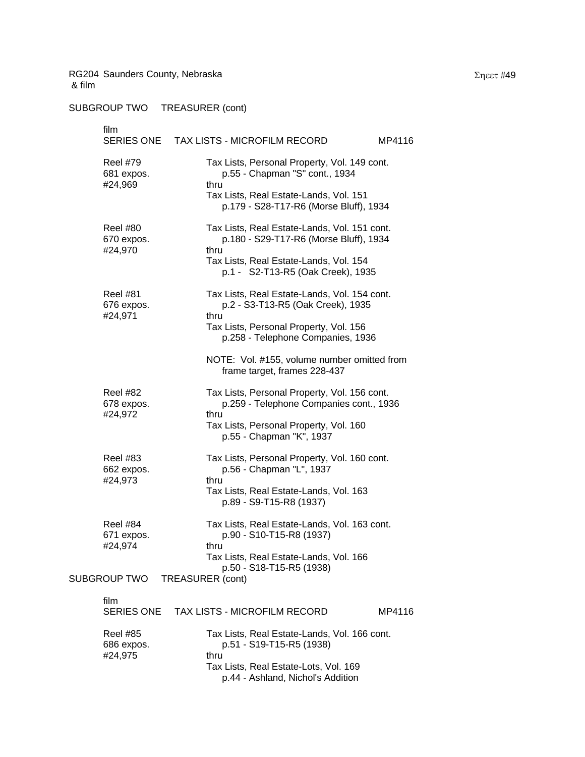RG204 Saunders County, Nebraska
& film

SUBGROUP TWO    TREASURER (cont)

film
SERIES ONE    TAX LISTS - MICROFILM RECORD    MP4116

Reel #79
681 expos.
#24,969

Tax Lists, Personal Property, Vol. 149 cont.
p.55 - Chapman "S" cont., 1934
thru
Tax Lists, Real Estate-Lands, Vol. 151
p.179 - S28-T17-R6 (Morse Bluff), 1934

Reel #80
670 expos.
#24,970

Tax Lists, Real Estate-Lands, Vol. 151 cont.
p.180 - S29-T17-R6 (Morse Bluff), 1934
thru
Tax Lists, Real Estate-Lands, Vol. 154
p.1 - S2-T13-R5 (Oak Creek), 1935

Reel #81
676 expos.
#24,971

Tax Lists, Real Estate-Lands, Vol. 154 cont.
p.2 - S3-T13-R5 (Oak Creek), 1935
thru
Tax Lists, Personal Property, Vol. 156
p.258 - Telephone Companies, 1936

NOTE: Vol. #155, volume number omitted from frame target, frames 228-437

Reel #82
678 expos.
#24,972

Tax Lists, Personal Property, Vol. 156 cont.
p.259 - Telephone Companies cont., 1936
thru
Tax Lists, Personal Property, Vol. 160
p.55 - Chapman "K", 1937

Reel #83
662 expos.
#24,973

Tax Lists, Personal Property, Vol. 160 cont.
p.56 - Chapman "L", 1937
thru
Tax Lists, Real Estate-Lands, Vol. 163
p.89 - S9-T15-R8 (1937)

Reel #84
671 expos.
#24,974

Tax Lists, Real Estate-Lands, Vol. 163 cont.
p.90 - S10-T15-R8 (1937)
thru
Tax Lists, Real Estate-Lands, Vol. 166
p.50 - S18-T15-R5 (1938)

SUBGROUP TWO    TREASURER (cont)

film
SERIES ONE    TAX LISTS - MICROFILM RECORD    MP4116

Reel #85
686 expos.
#24,975

Tax Lists, Real Estate-Lands, Vol. 166 cont.
p.51 - S19-T15-R5 (1938)
thru
Tax Lists, Real Estate-Lots, Vol. 169
p.44 - Ashland, Nichol's Addition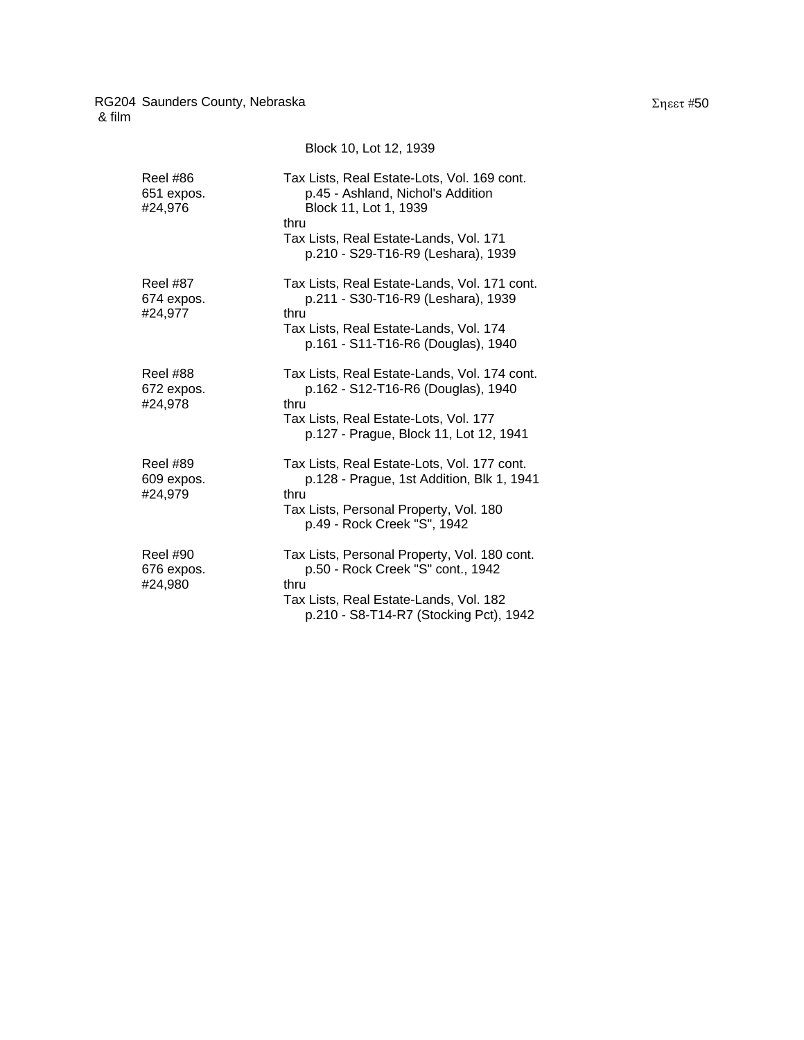Block 10, Lot 12, 1939

| | |
|---|---|
| Reel #86<br>651 expos.<br>#24,976 | Tax Lists, Real Estate-Lots, Vol. 169 cont.<br>p.45 - Ashland, Nichol's Addition<br>Block 11, Lot 1, 1939<br>thru<br>Tax Lists, Real Estate-Lands, Vol. 171<br>p.210 - S29-T16-R9 (Leshara), 1939 |
| Reel #87<br>674 expos.<br>#24,977 | Tax Lists, Real Estate-Lands, Vol. 171 cont.<br>p.211 - S30-T16-R9 (Leshara), 1939<br>thru<br>Tax Lists, Real Estate-Lands, Vol. 174<br>p.161 - S11-T16-R6 (Douglas), 1940 |
| Reel #88<br>672 expos.<br>#24,978 | Tax Lists, Real Estate-Lands, Vol. 174 cont.<br>p.162 - S12-T16-R6 (Douglas), 1940<br>thru<br>Tax Lists, Real Estate-Lots, Vol. 177<br>p.127 - Prague, Block 11, Lot 12, 1941 |
| Reel #89<br>609 expos.<br>#24,979 | Tax Lists, Real Estate-Lots, Vol. 177 cont.<br>p.128 - Prague, 1st Addition, Blk 1, 1941<br>thru<br>Tax Lists, Personal Property, Vol. 180<br>p.49 - Rock Creek "S", 1942 |
| Reel #90<br>676 expos.<br>#24,980 | Tax Lists, Personal Property, Vol. 180 cont.<br>p.50 - Rock Creek "S" cont., 1942<br>thru<br>Tax Lists, Real Estate-Lands, Vol. 182<br>p.210 - S8-T14-R7 (Stocking Pct), 1942 |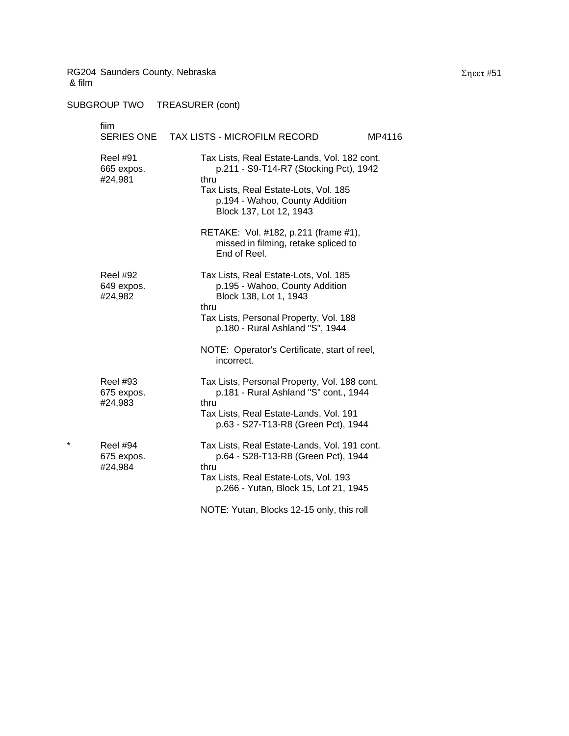RG204 Saunders County, Nebraska
& film

SUBGROUP TWO TREASURER (cont)

fiim
SERIES ONE TAX LISTS - MICROFILM RECORD MP4116

| | |
|---|---|
| Reel #91<br>665 expos.<br>#24,981 | Tax Lists, Real Estate-Lands, Vol. 182 cont.<br>p.211 - S9-T14-R7 (Stocking Pct), 1942<br>thru<br>Tax Lists, Real Estate-Lots, Vol. 185<br>p.194 - Wahoo, County Addition<br>Block 137, Lot 12, 1943<br><br>RETAKE: Vol. #182, p.211 (frame #1), missed in filming, retake spliced to End of Reel. |
| Reel #92<br>649 expos.<br>#24,982 | Tax Lists, Real Estate-Lots, Vol. 185<br>p.195 - Wahoo, County Addition<br>Block 138, Lot 1, 1943<br>thru<br>Tax Lists, Personal Property, Vol. 188<br>p.180 - Rural Ashland "S", 1944<br><br>NOTE: Operator's Certificate, start of reel, incorrect. |
| Reel #93<br>675 expos.<br>#24,983 | Tax Lists, Personal Property, Vol. 188 cont.<br>p.181 - Rural Ashland "S" cont., 1944<br>thru<br>Tax Lists, Real Estate-Lands, Vol. 191<br>p.63 - S27-T13-R8 (Green Pct), 1944 |
| * Reel #94<br>675 expos.<br>#24,984 | Tax Lists, Real Estate-Lands, Vol. 191 cont.<br>p.64 - S28-T13-R8 (Green Pct), 1944<br>thru<br>Tax Lists, Real Estate-Lots, Vol. 193<br>p.266 - Yutan, Block 15, Lot 21, 1945<br><br>NOTE: Yutan, Blocks 12-15 only, this roll |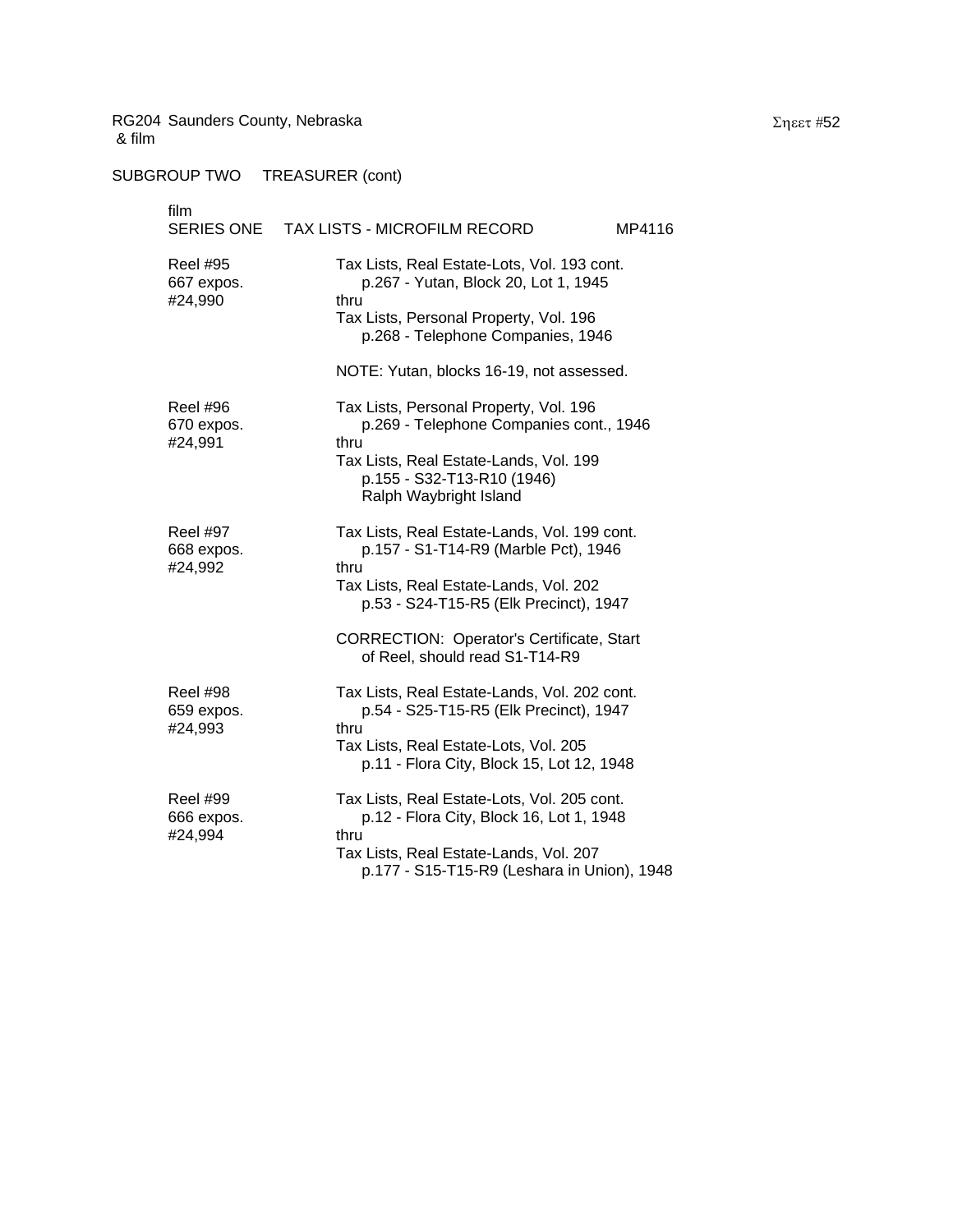RG204 Saunders County, Nebraska
& film

Sheet #52

SUBGROUP TWO TREASURER (cont)

film
SERIES ONE TAX LISTS - MICROFILM RECORD MP4116

| | |
|---|---|
| Reel #95<br>667 expos.<br>#24,990 | Tax Lists, Real Estate-Lots, Vol. 193 cont.<br>p.267 - Yutan, Block 20, Lot 1, 1945<br>thru<br>Tax Lists, Personal Property, Vol. 196<br>p.268 - Telephone Companies, 1946<br><br>NOTE: Yutan, blocks 16-19, not assessed. |
| Reel #96<br>670 expos.<br>#24,991 | Tax Lists, Personal Property, Vol. 196<br>p.269 - Telephone Companies cont., 1946<br>thru<br>Tax Lists, Real Estate-Lands, Vol. 199<br>p.155 - S32-T13-R10 (1946)<br>Ralph Waybright Island |
| Reel #97<br>668 expos.<br>#24,992 | Tax Lists, Real Estate-Lands, Vol. 199 cont.<br>p.157 - S1-T14-R9 (Marble Pct), 1946<br>thru<br>Tax Lists, Real Estate-Lands, Vol. 202<br>p.53 - S24-T15-R5 (Elk Precinct), 1947<br><br>CORRECTION: Operator's Certificate, Start of Reel, should read S1-T14-R9 |
| Reel #98<br>659 expos.<br>#24,993 | Tax Lists, Real Estate-Lands, Vol. 202 cont.<br>p.54 - S25-T15-R5 (Elk Precinct), 1947<br>thru<br>Tax Lists, Real Estate-Lots, Vol. 205<br>p.11 - Flora City, Block 15, Lot 12, 1948 |
| Reel #99<br>666 expos.<br>#24,994 | Tax Lists, Real Estate-Lots, Vol. 205 cont.<br>p.12 - Flora City, Block 16, Lot 1, 1948<br>thru<br>Tax Lists, Real Estate-Lands, Vol. 207<br>p.177 - S15-T15-R9 (Leshara in Union), 1948 |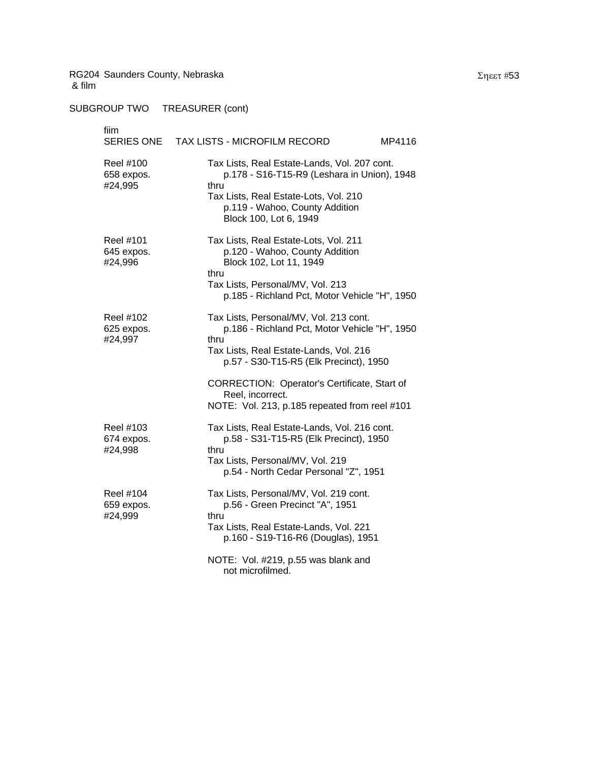RG204 Saunders County, Nebraska
& film

SUBGROUP TWO TREASURER (cont)

fiim
SERIES ONE TAX LISTS - MICROFILM RECORD MP4116

| | |
|---|---|
| Reel #100<br>658 expos.<br>#24,995 | Tax Lists, Real Estate-Lands, Vol. 207 cont.<br>p.178 - S16-T15-R9 (Leshara in Union), 1948<br>thru<br>Tax Lists, Real Estate-Lots, Vol. 210<br>p.119 - Wahoo, County Addition<br>Block 100, Lot 6, 1949 |
| Reel #101<br>645 expos.<br>#24,996 | Tax Lists, Real Estate-Lots, Vol. 211<br>p.120 - Wahoo, County Addition<br>Block 102, Lot 11, 1949<br>thru<br>Tax Lists, Personal/MV, Vol. 213<br>p.185 - Richland Pct, Motor Vehicle "H", 1950 |
| Reel #102<br>625 expos.<br>#24,997 | Tax Lists, Personal/MV, Vol. 213 cont.<br>p.186 - Richland Pct, Motor Vehicle "H", 1950<br>thru<br>Tax Lists, Real Estate-Lands, Vol. 216<br>p.57 - S30-T15-R5 (Elk Precinct), 1950<br><br>CORRECTION: Operator's Certificate, Start of Reel, incorrect.<br>NOTE: Vol. 213, p.185 repeated from reel #101 |
| Reel #103<br>674 expos.<br>#24,998 | Tax Lists, Real Estate-Lands, Vol. 216 cont.<br>p.58 - S31-T15-R5 (Elk Precinct), 1950<br>thru<br>Tax Lists, Personal/MV, Vol. 219<br>p.54 - North Cedar Personal "Z", 1951 |
| Reel #104<br>659 expos.<br>#24,999 | Tax Lists, Personal/MV, Vol. 219 cont.<br>p.56 - Green Precinct "A", 1951<br>thru<br>Tax Lists, Real Estate-Lands, Vol. 221<br>p.160 - S19-T16-R6 (Douglas), 1951<br><br>NOTE: Vol. #219, p.55 was blank and not microfilmed. |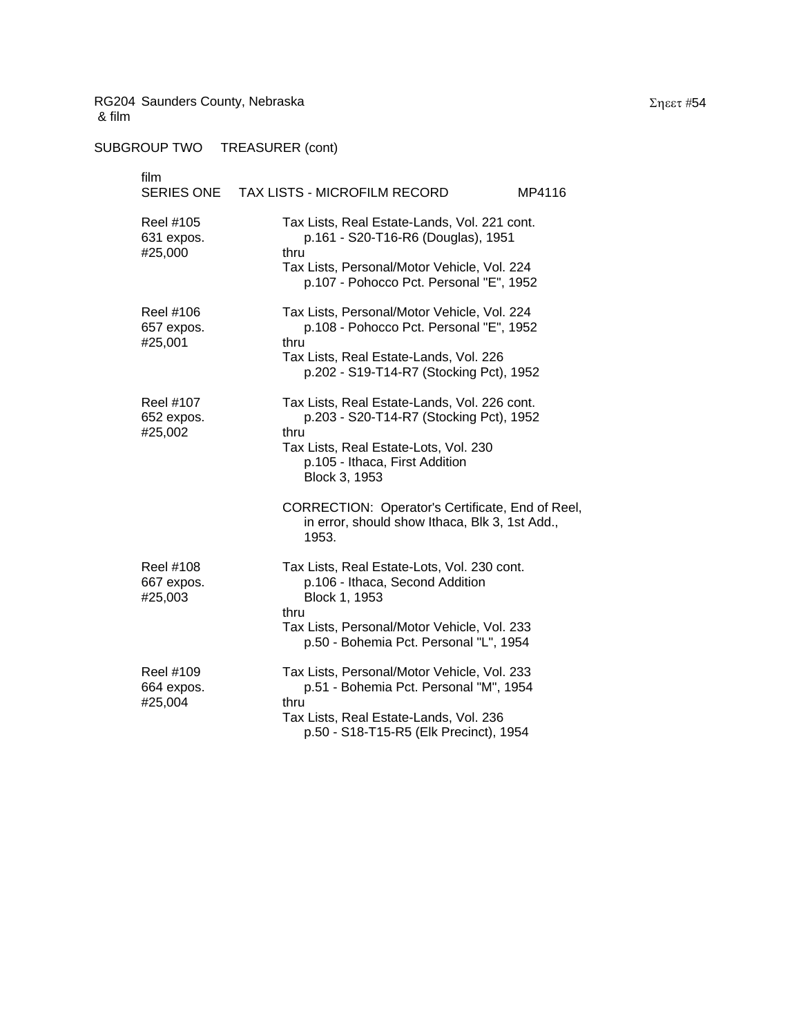RG204 Saunders County, Nebraska
& film

SUBGROUP TWO TREASURER (cont)

film
SERIES ONE TAX LISTS - MICROFILM RECORD MP4116

| Reel | Contents |
|---|---|
| Reel #105<br>631 expos.<br>#25,000 | Tax Lists, Real Estate-Lands, Vol. 221 cont.<br>p.161 - S20-T16-R6 (Douglas), 1951<br>thru<br>Tax Lists, Personal/Motor Vehicle, Vol. 224<br>p.107 - Pohocco Pct. Personal "E", 1952 |
| Reel #106<br>657 expos.<br>#25,001 | Tax Lists, Personal/Motor Vehicle, Vol. 224<br>p.108 - Pohocco Pct. Personal "E", 1952<br>thru<br>Tax Lists, Real Estate-Lands, Vol. 226<br>p.202 - S19-T14-R7 (Stocking Pct), 1952 |
| Reel #107<br>652 expos.<br>#25,002 | Tax Lists, Real Estate-Lands, Vol. 226 cont.<br>p.203 - S20-T14-R7 (Stocking Pct), 1952<br>thru<br>Tax Lists, Real Estate-Lots, Vol. 230<br>p.105 - Ithaca, First Addition<br>Block 3, 1953<br><br>CORRECTION: Operator's Certificate, End of Reel, in error, should show Ithaca, Blk 3, 1st Add., 1953. |
| Reel #108<br>667 expos.<br>#25,003 | Tax Lists, Real Estate-Lots, Vol. 230 cont.<br>p.106 - Ithaca, Second Addition<br>Block 1, 1953<br>thru<br>Tax Lists, Personal/Motor Vehicle, Vol. 233<br>p.50 - Bohemia Pct. Personal "L", 1954 |
| Reel #109<br>664 expos.<br>#25,004 | Tax Lists, Personal/Motor Vehicle, Vol. 233<br>p.51 - Bohemia Pct. Personal "M", 1954<br>thru<br>Tax Lists, Real Estate-Lands, Vol. 236<br>p.50 - S18-T15-R5 (Elk Precinct), 1954 |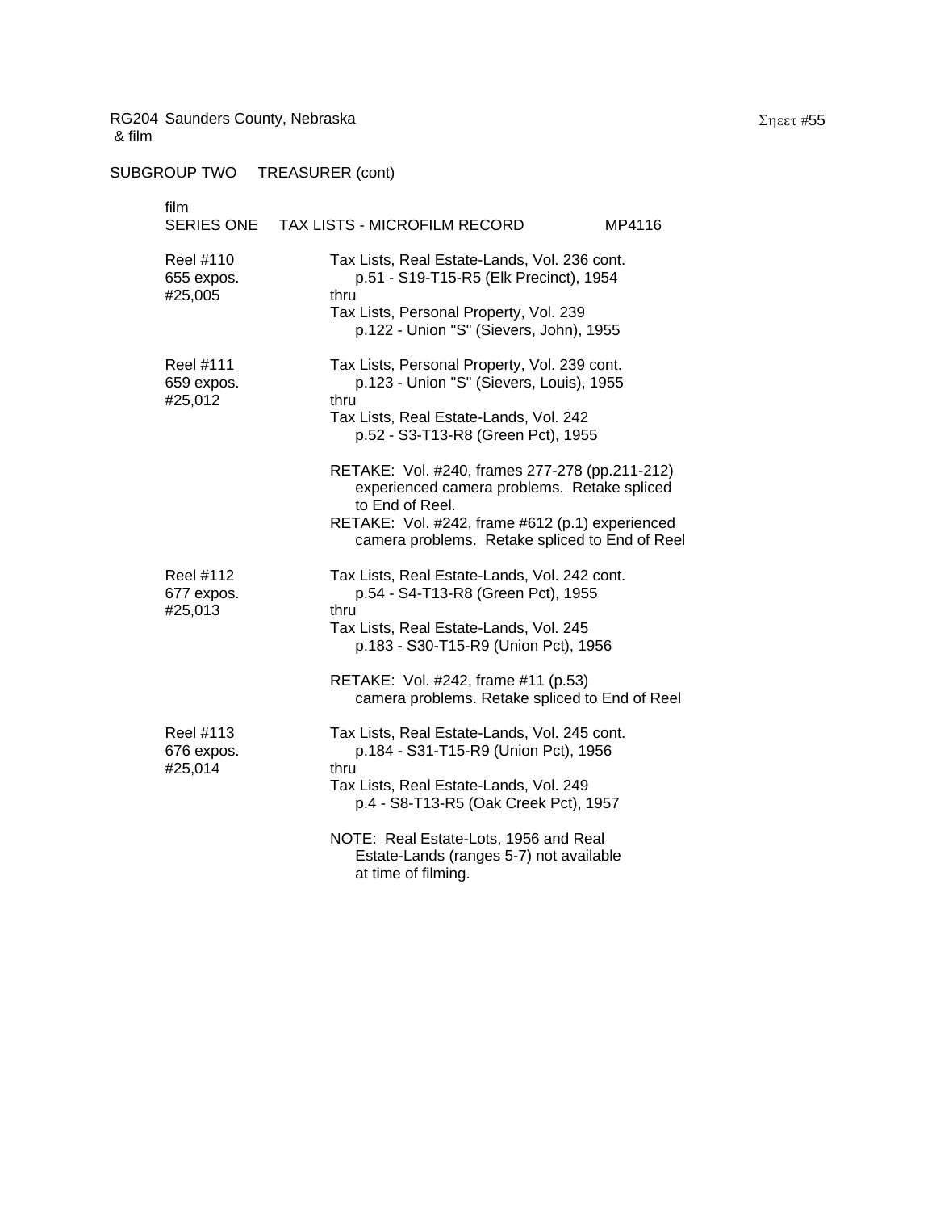RG204 Saunders County, Nebraska
& film

SUBGROUP TWO TREASURER (cont)

film
SERIES ONE TAX LISTS - MICROFILM RECORD MP4116

| | |
|---|---|
| Reel #110<br>655 expos.<br>#25,005 | Tax Lists, Real Estate-Lands, Vol. 236 cont.<br>p.51 - S19-T15-R5 (Elk Precinct), 1954<br>thru<br>Tax Lists, Personal Property, Vol. 239<br>p.122 - Union "S" (Sievers, John), 1955 |
| Reel #111<br>659 expos.<br>#25,012 | Tax Lists, Personal Property, Vol. 239 cont.<br>p.123 - Union "S" (Sievers, Louis), 1955<br>thru<br>Tax Lists, Real Estate-Lands, Vol. 242<br>p.52 - S3-T13-R8 (Green Pct), 1955<br><br>RETAKE: Vol. #240, frames 277-278 (pp.211-212) experienced camera problems. Retake spliced to End of Reel.<br>RETAKE: Vol. #242, frame #612 (p.1) experienced camera problems. Retake spliced to End of Reel |
| Reel #112<br>677 expos.<br>#25,013 | Tax Lists, Real Estate-Lands, Vol. 242 cont.<br>p.54 - S4-T13-R8 (Green Pct), 1955<br>thru<br>Tax Lists, Real Estate-Lands, Vol. 245<br>p.183 - S30-T15-R9 (Union Pct), 1956<br><br>RETAKE: Vol. #242, frame #11 (p.53) camera problems. Retake spliced to End of Reel |
| Reel #113<br>676 expos.<br>#25,014 | Tax Lists, Real Estate-Lands, Vol. 245 cont.<br>p.184 - S31-T15-R9 (Union Pct), 1956<br>thru<br>Tax Lists, Real Estate-Lands, Vol. 249<br>p.4 - S8-T13-R5 (Oak Creek Pct), 1957<br><br>NOTE: Real Estate-Lots, 1956 and Real Estate-Lands (ranges 5-7) not available at time of filming. |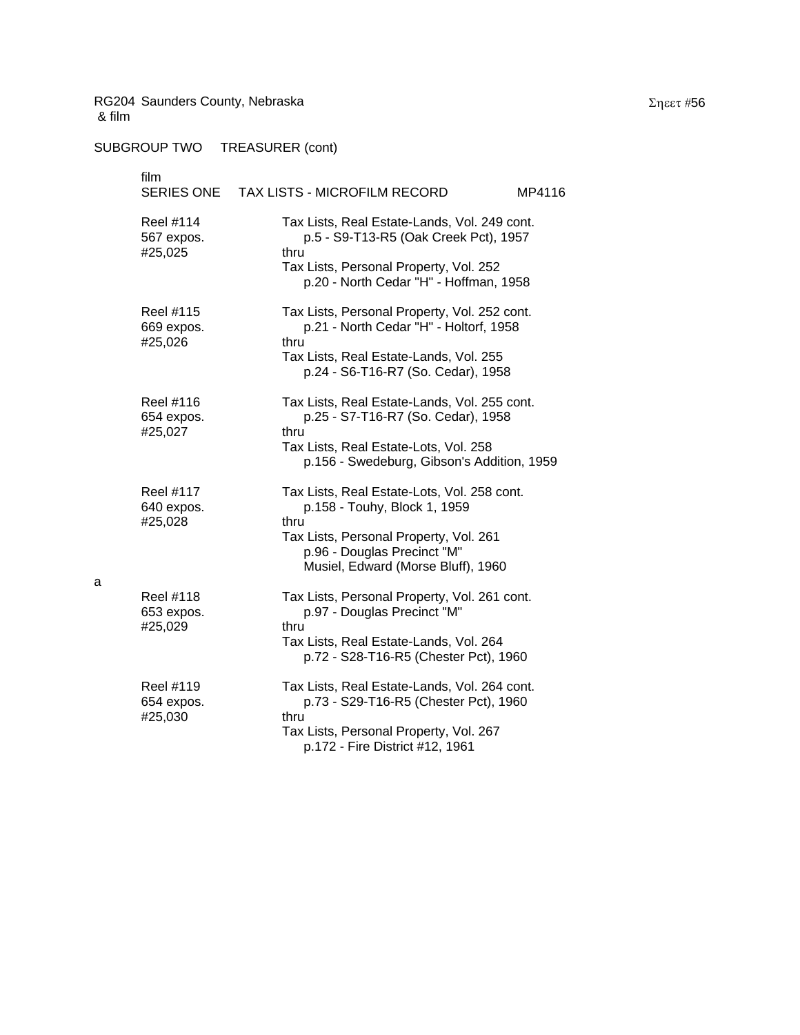RG204 Saunders County, Nebraska
& film

Sheet #56

SUBGROUP TWO TREASURER (cont)

film
SERIES ONE TAX LISTS - MICROFILM RECORD MP4116

| Reel | Contents |
|---|---|
| Reel #114<br>567 expos.<br>#25,025 | Tax Lists, Real Estate-Lands, Vol. 249 cont.<br>p.5 - S9-T13-R5 (Oak Creek Pct), 1957<br>thru<br>Tax Lists, Personal Property, Vol. 252<br>p.20 - North Cedar "H" - Hoffman, 1958 |
| Reel #115<br>669 expos.<br>#25,026 | Tax Lists, Personal Property, Vol. 252 cont.<br>p.21 - North Cedar "H" - Holtorf, 1958<br>thru<br>Tax Lists, Real Estate-Lands, Vol. 255<br>p.24 - S6-T16-R7 (So. Cedar), 1958 |
| Reel #116<br>654 expos.<br>#25,027 | Tax Lists, Real Estate-Lands, Vol. 255 cont.<br>p.25 - S7-T16-R7 (So. Cedar), 1958<br>thru<br>Tax Lists, Real Estate-Lots, Vol. 258<br>p.156 - Swedeburg, Gibson's Addition, 1959 |
| Reel #117<br>640 expos.<br>#25,028 | Tax Lists, Real Estate-Lots, Vol. 258 cont.<br>p.158 - Touhy, Block 1, 1959<br>thru<br>Tax Lists, Personal Property, Vol. 261<br>p.96 - Douglas Precinct "M"<br>Musiel, Edward (Morse Bluff), 1960 |
| Reel #118<br>653 expos.<br>#25,029 | Tax Lists, Personal Property, Vol. 261 cont.<br>p.97 - Douglas Precinct "M"<br>thru<br>Tax Lists, Real Estate-Lands, Vol. 264<br>p.72 - S28-T16-R5 (Chester Pct), 1960 |
| Reel #119<br>654 expos.<br>#25,030 | Tax Lists, Real Estate-Lands, Vol. 264 cont.<br>p.73 - S29-T16-R5 (Chester Pct), 1960<br>thru<br>Tax Lists, Personal Property, Vol. 267<br>p.172 - Fire District #12, 1961 |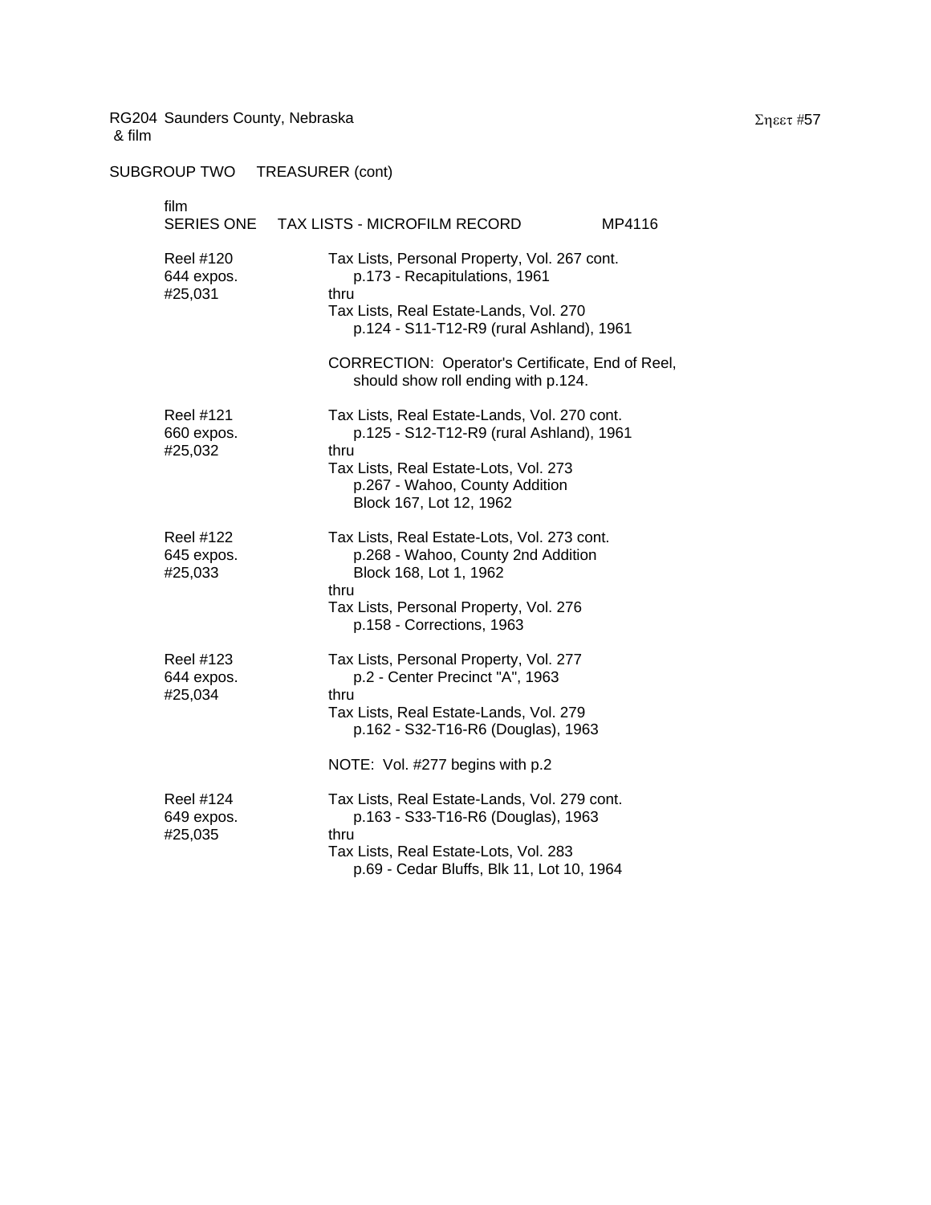RG204 Saunders County, Nebraska
& film

Σηεετ #57

SUBGROUP TWO TREASURER (cont)

film
SERIES ONE TAX LISTS - MICROFILM RECORD MP4116

| | |
|---|---|
| Reel #120<br>644 expos.<br>#25,031 | Tax Lists, Personal Property, Vol. 267 cont.<br>p.173 - Recapitulations, 1961<br>thru<br>Tax Lists, Real Estate-Lands, Vol. 270<br>p.124 - S11-T12-R9 (rural Ashland), 1961<br><br>CORRECTION: Operator's Certificate, End of Reel, should show roll ending with p.124. |
| Reel #121<br>660 expos.<br>#25,032 | Tax Lists, Real Estate-Lands, Vol. 270 cont.<br>p.125 - S12-T12-R9 (rural Ashland), 1961<br>thru<br>Tax Lists, Real Estate-Lots, Vol. 273<br>p.267 - Wahoo, County Addition<br>Block 167, Lot 12, 1962 |
| Reel #122<br>645 expos.<br>#25,033 | Tax Lists, Real Estate-Lots, Vol. 273 cont.<br>p.268 - Wahoo, County 2nd Addition<br>Block 168, Lot 1, 1962<br>thru<br>Tax Lists, Personal Property, Vol. 276<br>p.158 - Corrections, 1963 |
| Reel #123<br>644 expos.<br>#25,034 | Tax Lists, Personal Property, Vol. 277<br>p.2 - Center Precinct "A", 1963<br>thru<br>Tax Lists, Real Estate-Lands, Vol. 279<br>p.162 - S32-T16-R6 (Douglas), 1963<br><br>NOTE: Vol. #277 begins with p.2 |
| Reel #124<br>649 expos.<br>#25,035 | Tax Lists, Real Estate-Lands, Vol. 279 cont.<br>p.163 - S33-T16-R6 (Douglas), 1963<br>thru<br>Tax Lists, Real Estate-Lots, Vol. 283<br>p.69 - Cedar Bluffs, Blk 11, Lot 10, 1964 |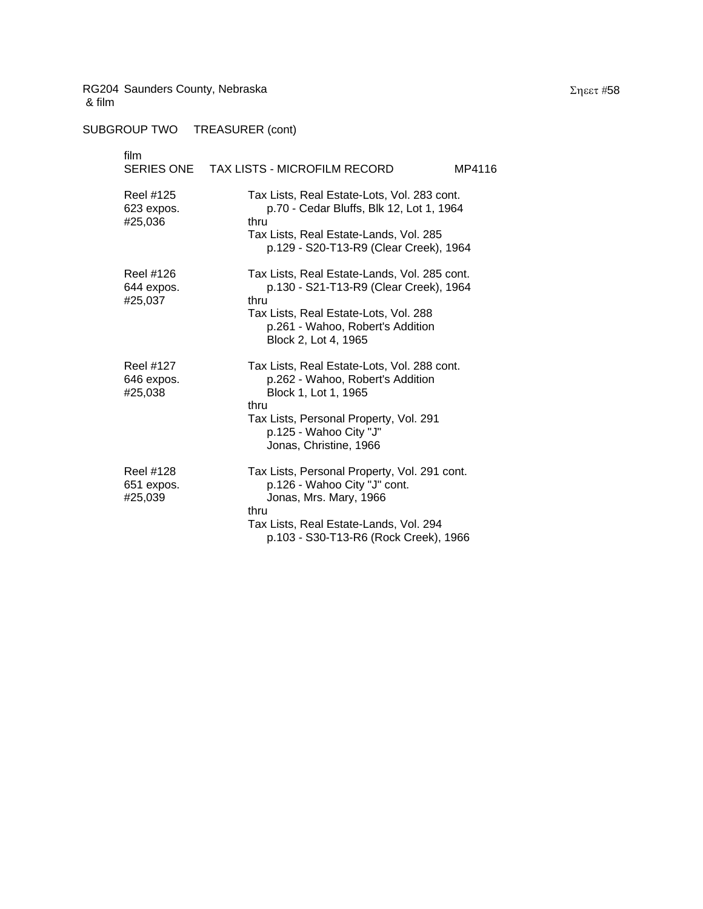RG204 Saunders County, Nebraska
& film

Sheet #58

SUBGROUP TWO TREASURER (cont)

film
SERIES ONE TAX LISTS - MICROFILM RECORD MP4116

| | |
|---|---|
| Reel #125<br>623 expos.<br>#25,036 | Tax Lists, Real Estate-Lots, Vol. 283 cont.<br>p.70 - Cedar Bluffs, Blk 12, Lot 1, 1964<br>thru<br>Tax Lists, Real Estate-Lands, Vol. 285<br>p.129 - S20-T13-R9 (Clear Creek), 1964 |
| Reel #126<br>644 expos.<br>#25,037 | Tax Lists, Real Estate-Lands, Vol. 285 cont.<br>p.130 - S21-T13-R9 (Clear Creek), 1964<br>thru<br>Tax Lists, Real Estate-Lots, Vol. 288<br>p.261 - Wahoo, Robert's Addition<br>Block 2, Lot 4, 1965 |
| Reel #127<br>646 expos.<br>#25,038 | Tax Lists, Real Estate-Lots, Vol. 288 cont.<br>p.262 - Wahoo, Robert's Addition<br>Block 1, Lot 1, 1965<br>thru<br>Tax Lists, Personal Property, Vol. 291<br>p.125 - Wahoo City "J"<br>Jonas, Christine, 1966 |
| Reel #128<br>651 expos.<br>#25,039 | Tax Lists, Personal Property, Vol. 291 cont.<br>p.126 - Wahoo City "J" cont.<br>Jonas, Mrs. Mary, 1966<br>thru<br>Tax Lists, Real Estate-Lands, Vol. 294<br>p.103 - S30-T13-R6 (Rock Creek), 1966 |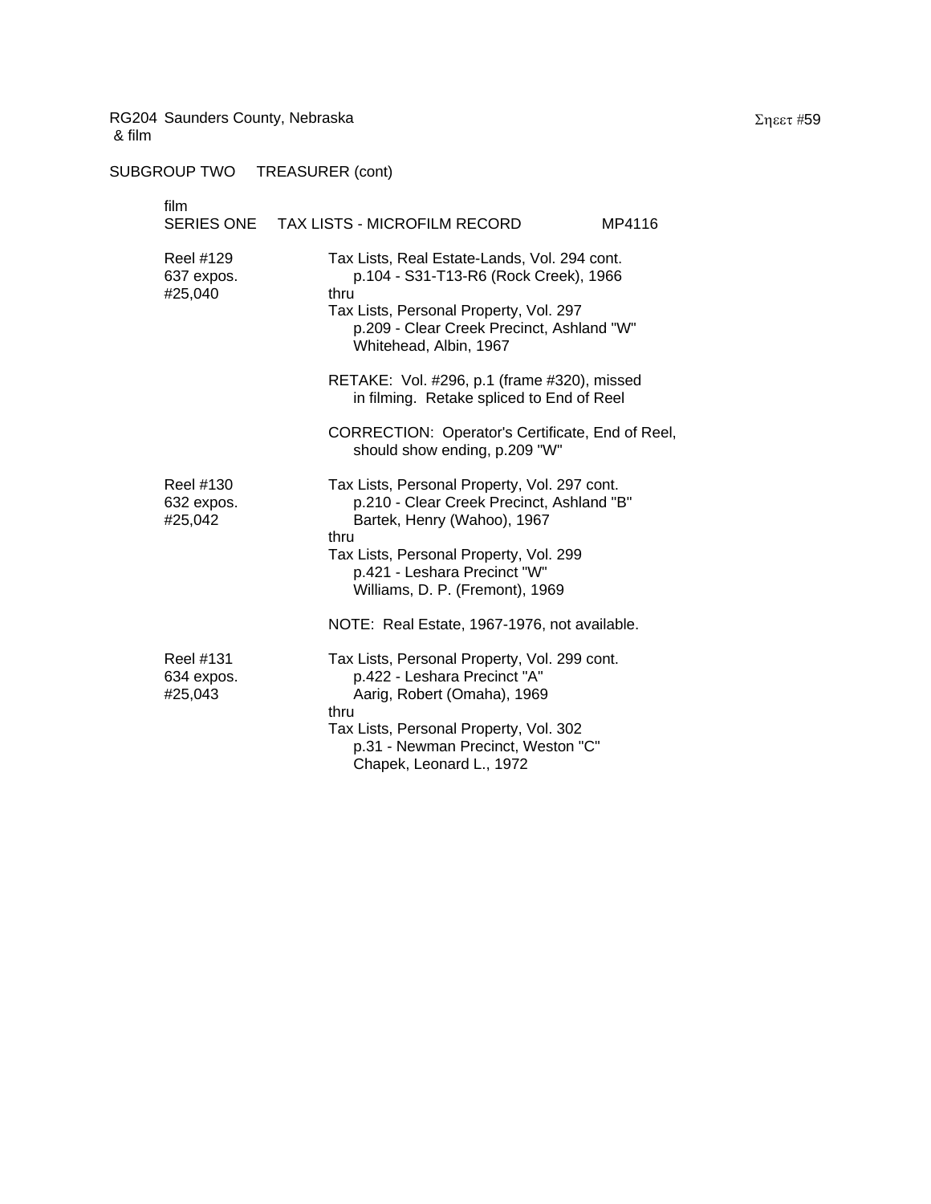RG204 Saunders County, Nebraska
& film

Sheet #59

SUBGROUP TWO TREASURER (cont)

film
SERIES ONE TAX LISTS - MICROFILM RECORD MP4116

Reel #129
637 expos.
#25,040

Tax Lists, Real Estate-Lands, Vol. 294 cont.
p.104 - S31-T13-R6 (Rock Creek), 1966
thru
Tax Lists, Personal Property, Vol. 297
p.209 - Clear Creek Precinct, Ashland "W"
Whitehead, Albin, 1967

RETAKE: Vol. #296, p.1 (frame #320), missed in filming. Retake spliced to End of Reel

CORRECTION: Operator's Certificate, End of Reel, should show ending, p.209 "W"

Reel #130
632 expos.
#25,042

Tax Lists, Personal Property, Vol. 297 cont.
p.210 - Clear Creek Precinct, Ashland "B"
Bartek, Henry (Wahoo), 1967
thru
Tax Lists, Personal Property, Vol. 299
p.421 - Leshara Precinct "W"
Williams, D. P. (Fremont), 1969

NOTE: Real Estate, 1967-1976, not available.

Reel #131
634 expos.
#25,043

Tax Lists, Personal Property, Vol. 299 cont.
p.422 - Leshara Precinct "A"
Aarig, Robert (Omaha), 1969
thru
Tax Lists, Personal Property, Vol. 302
p.31 - Newman Precinct, Weston "C"
Chapek, Leonard L., 1972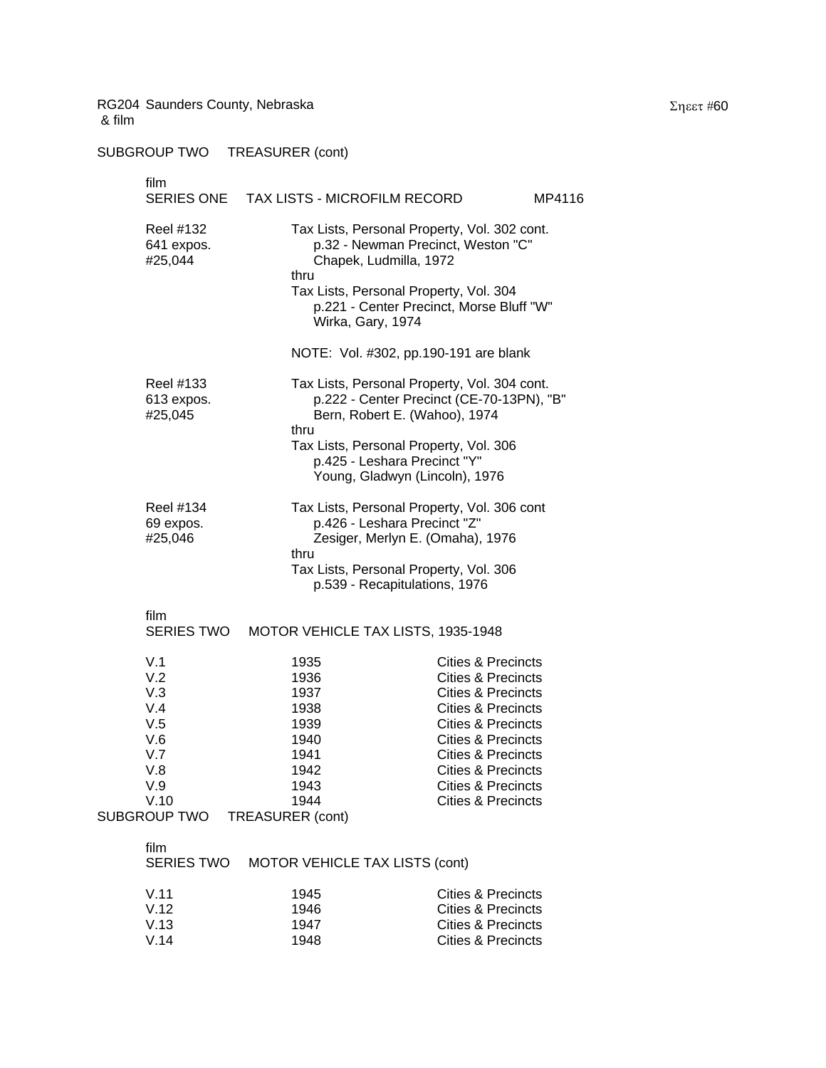RG204 Saunders County, Nebraska
& film

SUBGROUP TWO TREASURER (cont)

film
SERIES ONE TAX LISTS - MICROFILM RECORD MP4116

Reel #132
641 expos.
#25,044

Tax Lists, Personal Property, Vol. 302 cont.
p.32 - Newman Precinct, Weston "C"
Chapek, Ludmilla, 1972
thru
Tax Lists, Personal Property, Vol. 304
p.221 - Center Precinct, Morse Bluff "W"
Wirka, Gary, 1974

NOTE: Vol. #302, pp.190-191 are blank

Reel #133
613 expos.
#25,045

Tax Lists, Personal Property, Vol. 304 cont.
p.222 - Center Precinct (CE-70-13PN), "B"
Bern, Robert E. (Wahoo), 1974
thru
Tax Lists, Personal Property, Vol. 306
p.425 - Leshara Precinct "Y"
Young, Gladwyn (Lincoln), 1976

Reel #134
69 expos.
#25,046

Tax Lists, Personal Property, Vol. 306 cont
p.426 - Leshara Precinct "Z"
Zesiger, Merlyn E. (Omaha), 1976
thru
Tax Lists, Personal Property, Vol. 306
p.539 - Recapitulations, 1976

film
SERIES TWO MOTOR VEHICLE TAX LISTS, 1935-1948

| | | |
|---|---|---|
| V.1 | 1935 | Cities & Precincts |
| V.2 | 1936 | Cities & Precincts |
| V.3 | 1937 | Cities & Precincts |
| V.4 | 1938 | Cities & Precincts |
| V.5 | 1939 | Cities & Precincts |
| V.6 | 1940 | Cities & Precincts |
| V.7 | 1941 | Cities & Precincts |
| V.8 | 1942 | Cities & Precincts |
| V.9 | 1943 | Cities & Precincts |
| V.10 | 1944 | Cities & Precincts |

SUBGROUP TWO TREASURER (cont)

film
SERIES TWO MOTOR VEHICLE TAX LISTS (cont)

| | | |
|---|---|---|
| V.11 | 1945 | Cities & Precincts |
| V.12 | 1946 | Cities & Precincts |
| V.13 | 1947 | Cities & Precincts |
| V.14 | 1948 | Cities & Precincts |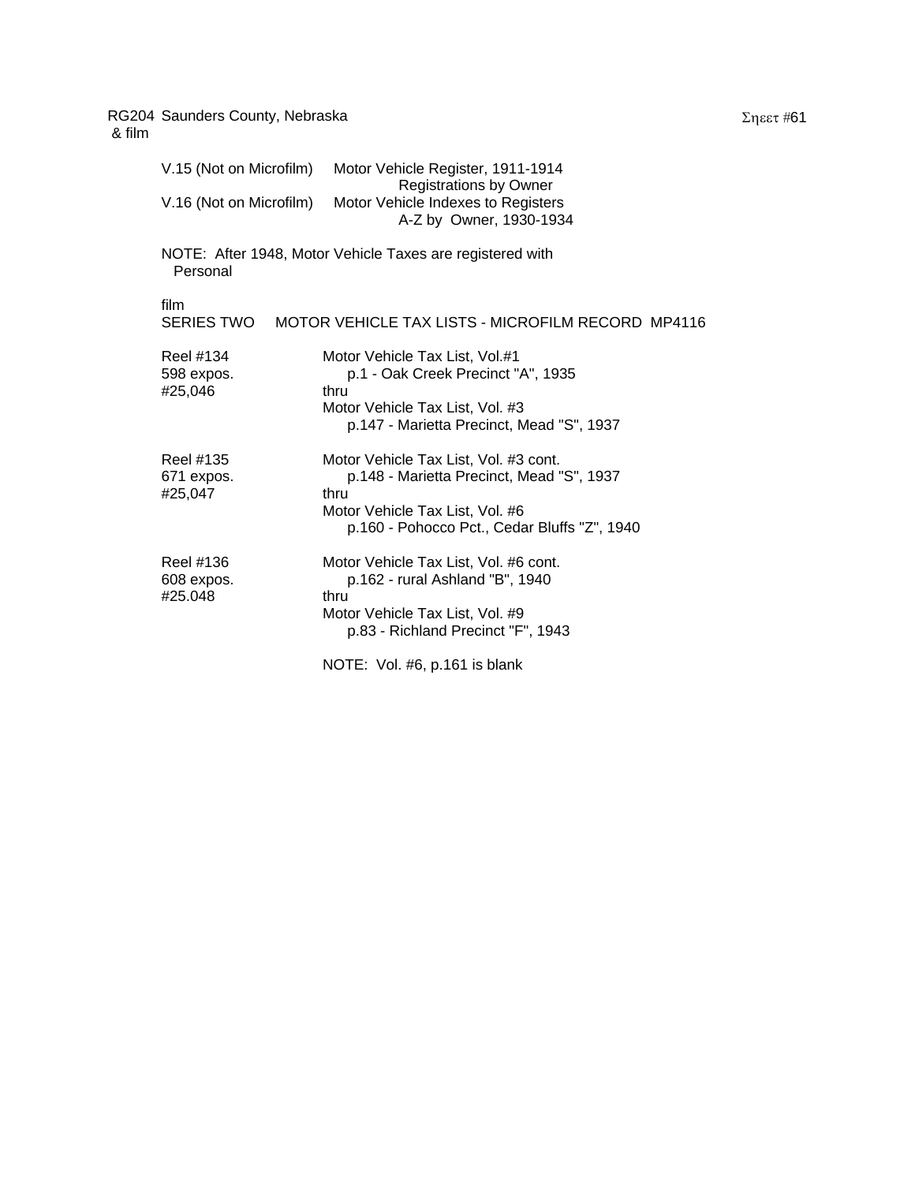RG204 Saunders County, Nebraska
& film

Σηεετ #61

| | |
|---|---|
| V.15 (Not on Microfilm) | Motor Vehicle Register, 1911-1914<br>Registrations by Owner |
| V.16 (Not on Microfilm) | Motor Vehicle Indexes to Registers<br>A-Z by Owner, 1930-1934 |

NOTE: After 1948, Motor Vehicle Taxes are registered with Personal

film
SERIES TWO MOTOR VEHICLE TAX LISTS - MICROFILM RECORD MP4116

| | |
|---|---|
| Reel #134<br>598 expos.<br>#25,046 | Motor Vehicle Tax List, Vol.#1<br>p.1 - Oak Creek Precinct "A", 1935<br>thru<br>Motor Vehicle Tax List, Vol. #3<br>p.147 - Marietta Precinct, Mead "S", 1937 |
| Reel #135<br>671 expos.<br>#25,047 | Motor Vehicle Tax List, Vol. #3 cont.<br>p.148 - Marietta Precinct, Mead "S", 1937<br>thru<br>Motor Vehicle Tax List, Vol. #6<br>p.160 - Pohocco Pct., Cedar Bluffs "Z", 1940 |
| Reel #136<br>608 expos.<br>#25.048 | Motor Vehicle Tax List, Vol. #6 cont.<br>p.162 - rural Ashland "B", 1940<br>thru<br>Motor Vehicle Tax List, Vol. #9<br>p.83 - Richland Precinct "F", 1943<br><br>NOTE: Vol. #6, p.161 is blank |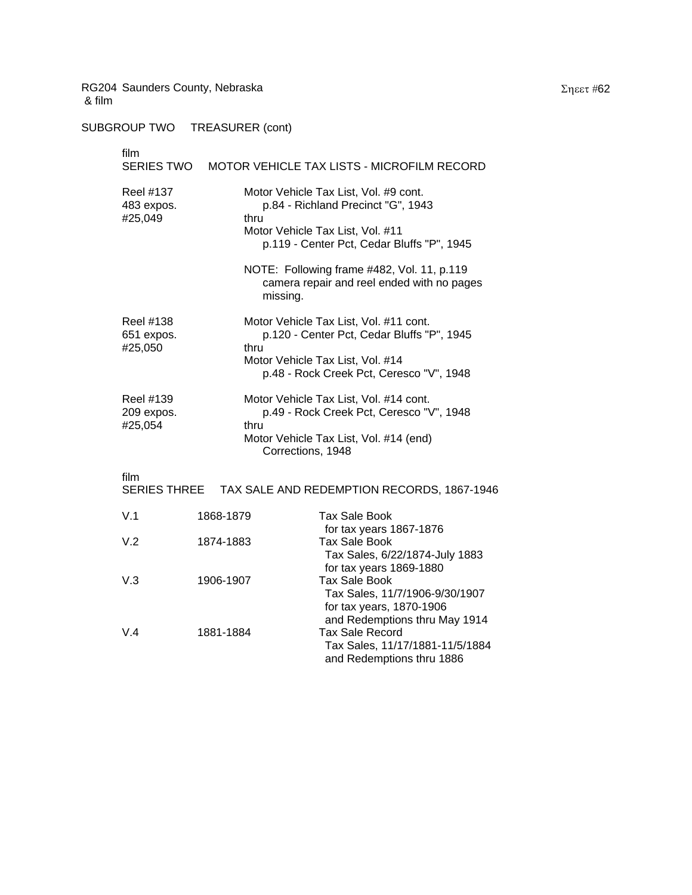RG204 Saunders County, Nebraska
& film

## SUBGROUP TWO TREASURER (cont)

film
### SERIES TWO MOTOR VEHICLE TAX LISTS - MICROFILM RECORD

Reel #137
483 expos.
#25,049

Motor Vehicle Tax List, Vol. #9 cont.
p.84 - Richland Precinct "G", 1943
thru
Motor Vehicle Tax List, Vol. #11
p.119 - Center Pct, Cedar Bluffs "P", 1945

NOTE: Following frame #482, Vol. 11, p.119 camera repair and reel ended with no pages missing.

Reel #138
651 expos.
#25,050

Motor Vehicle Tax List, Vol. #11 cont.
p.120 - Center Pct, Cedar Bluffs "P", 1945
thru
Motor Vehicle Tax List, Vol. #14
p.48 - Rock Creek Pct, Ceresco "V", 1948

Reel #139
209 expos.
#25,054

Motor Vehicle Tax List, Vol. #14 cont.
p.49 - Rock Creek Pct, Ceresco "V", 1948
thru
Motor Vehicle Tax List, Vol. #14 (end)
Corrections, 1948

film
### SERIES THREE TAX SALE AND REDEMPTION RECORDS, 1867-1946

| | | |
|---|---|---|
| V.1 | 1868-1879 | Tax Sale Book<br>for tax years 1867-1876 |
| V.2 | 1874-1883 | Tax Sale Book<br>Tax Sales, 6/22/1874-July 1883<br>for tax years 1869-1880 |
| V.3 | 1906-1907 | Tax Sale Book<br>Tax Sales, 11/7/1906-9/30/1907<br>for tax years, 1870-1906<br>and Redemptions thru May 1914 |
| V.4 | 1881-1884 | Tax Sale Record<br>Tax Sales, 11/17/1881-11/5/1884<br>and Redemptions thru 1886 |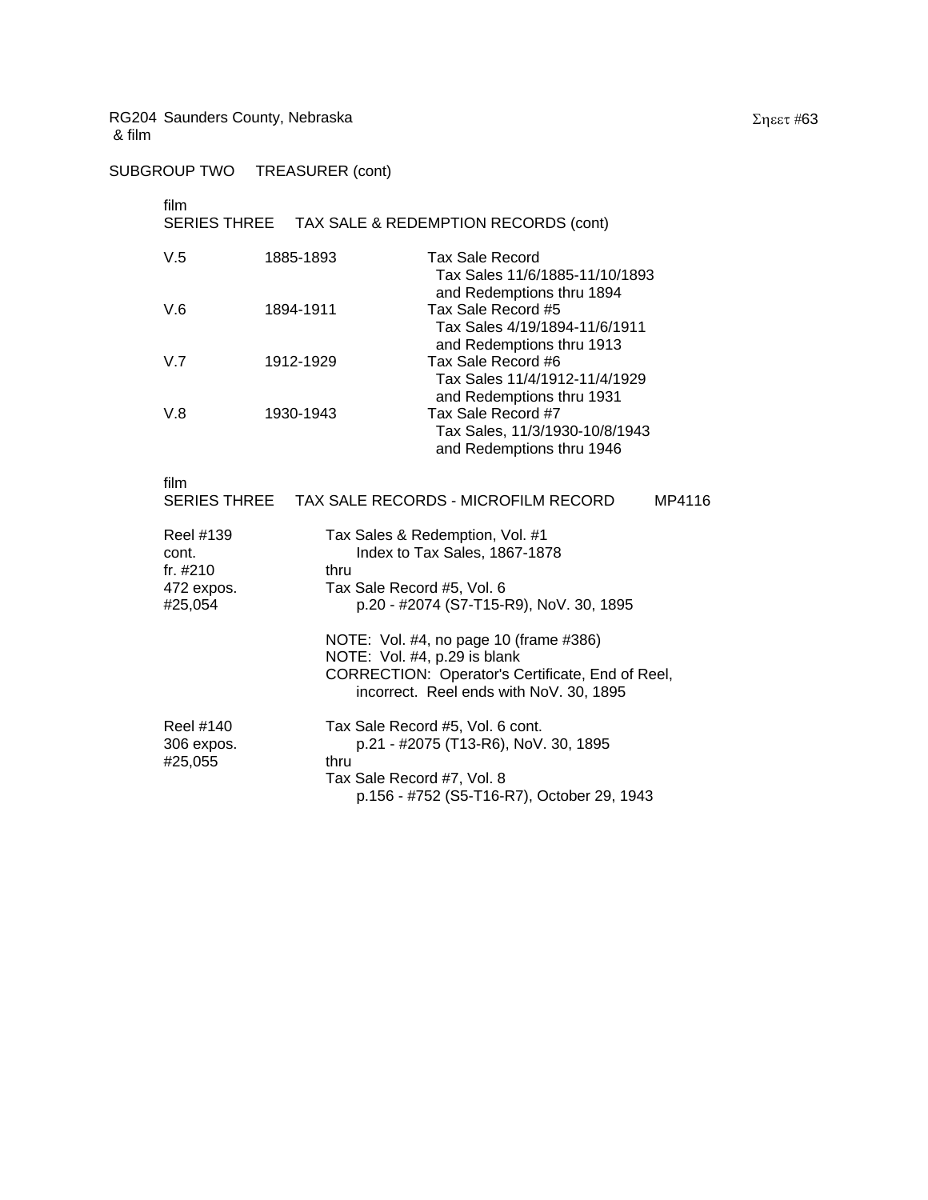RG204 Saunders County, Nebraska
& film

Sheet #63

SUBGROUP TWO TREASURER (cont)

film
SERIES THREE TAX SALE & REDEMPTION RECORDS (cont)

| | | |
|---|---|---|
| V.5 | 1885-1893 | Tax Sale Record<br>Tax Sales 11/6/1885-11/10/1893<br>and Redemptions thru 1894 |
| V.6 | 1894-1911 | Tax Sale Record #5<br>Tax Sales 4/19/1894-11/6/1911<br>and Redemptions thru 1913 |
| V.7 | 1912-1929 | Tax Sale Record #6<br>Tax Sales 11/4/1912-11/4/1929<br>and Redemptions thru 1931 |
| V.8 | 1930-1943 | Tax Sale Record #7<br>Tax Sales, 11/3/1930-10/8/1943<br>and Redemptions thru 1946 |

film
SERIES THREE TAX SALE RECORDS - MICROFILM RECORD MP4116

| | |
|---|---|
| Reel #139<br>cont.<br>fr. #210<br>472 expos.<br>#25,054 | Tax Sales & Redemption, Vol. #1<br>Index to Tax Sales, 1867-1878<br>thru<br>Tax Sale Record #5, Vol. 6<br>p.20 - #2074 (S7-T15-R9), NoV. 30, 1895<br><br>NOTE: Vol. #4, no page 10 (frame #386)<br>NOTE: Vol. #4, p.29 is blank<br>CORRECTION: Operator's Certificate, End of Reel, incorrect. Reel ends with NoV. 30, 1895 |
| Reel #140<br>306 expos.<br>#25,055 | Tax Sale Record #5, Vol. 6 cont.<br>p.21 - #2075 (T13-R6), NoV. 30, 1895<br>thru<br>Tax Sale Record #7, Vol. 8<br>p.156 - #752 (S5-T16-R7), October 29, 1943 |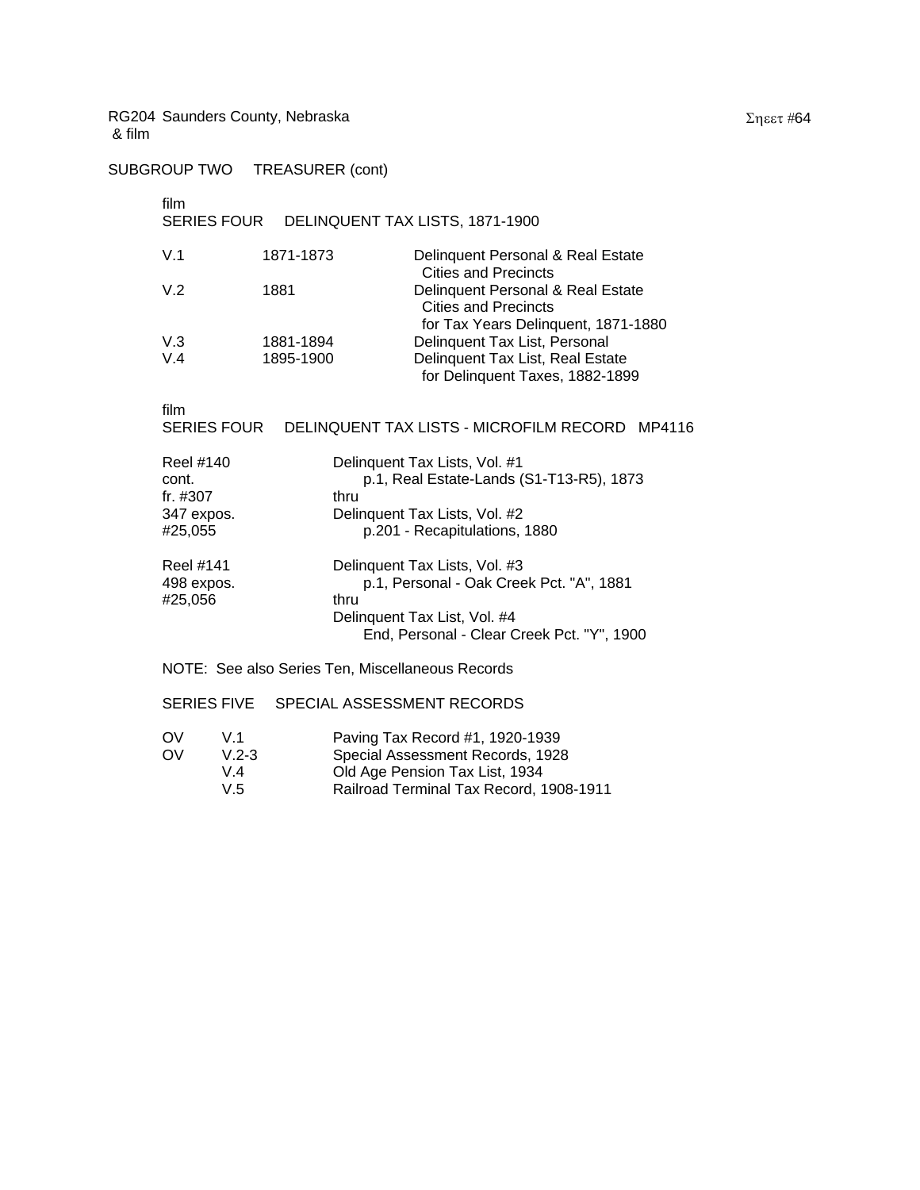RG204 Saunders County, Nebraska
& film

## SUBGROUP TWO TREASURER (cont)

film
### SERIES FOUR DELINQUENT TAX LISTS, 1871-1900

| | | |
|---|---|---|
| V.1 | 1871-1873 | Delinquent Personal & Real Estate Cities and Precincts |
| V.2 | 1881 | Delinquent Personal & Real Estate Cities and Precincts for Tax Years Delinquent, 1871-1880 |
| V.3 | 1881-1894 | Delinquent Tax List, Personal |
| V.4 | 1895-1900 | Delinquent Tax List, Real Estate for Delinquent Taxes, 1882-1899 |

film
### SERIES FOUR DELINQUENT TAX LISTS - MICROFILM RECORD MP4116

| | |
|---|---|
| Reel #140 cont. fr. #307 347 expos. #25,055 | Delinquent Tax Lists, Vol. #1 p.1, Real Estate-Lands (S1-T13-R5), 1873 thru Delinquent Tax Lists, Vol. #2 p.201 - Recapitulations, 1880 |
| Reel #141 498 expos. #25,056 | Delinquent Tax Lists, Vol. #3 p.1, Personal - Oak Creek Pct. "A", 1881 thru Delinquent Tax List, Vol. #4 End, Personal - Clear Creek Pct. "Y", 1900 |

NOTE: See also Series Ten, Miscellaneous Records

### SERIES FIVE SPECIAL ASSESSMENT RECORDS

| | | |
|---|---|---|
| OV | V.1 | Paving Tax Record #1, 1920-1939 |
| OV | V.2-3 | Special Assessment Records, 1928 |
| | V.4 | Old Age Pension Tax List, 1934 |
| | V.5 | Railroad Terminal Tax Record, 1908-1911 |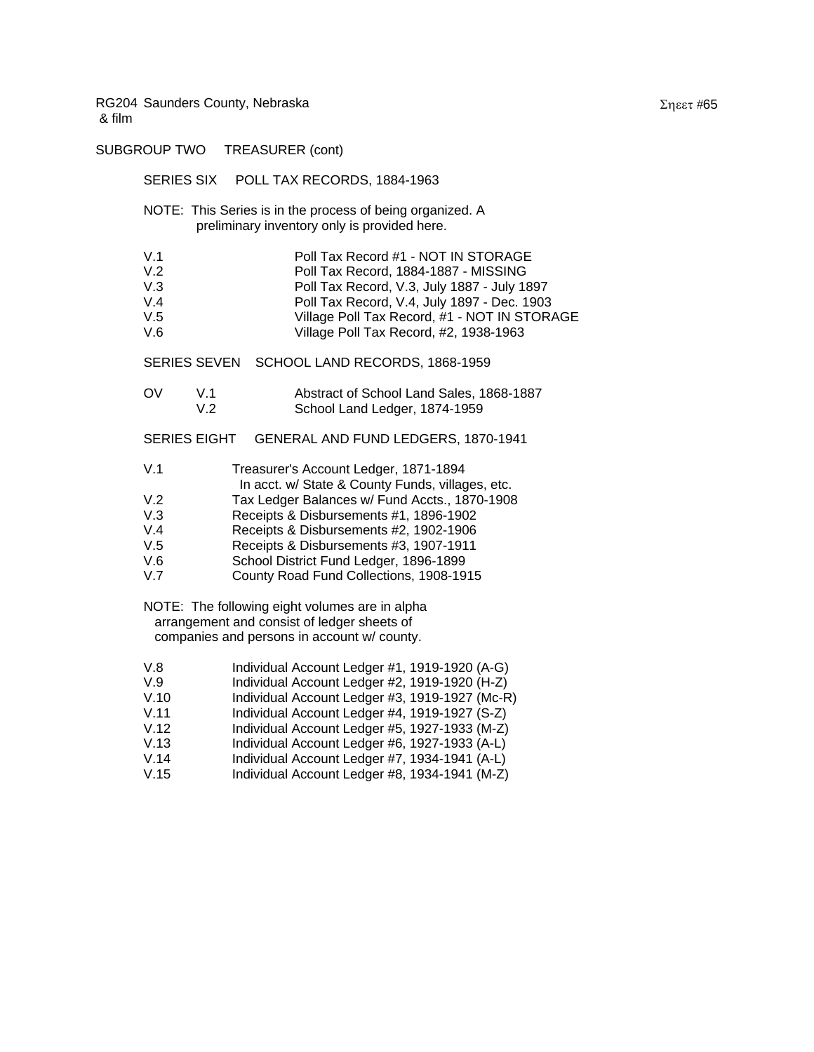RG204 Saunders County, Nebraska
& film

SUBGROUP TWO TREASURER (cont)

SERIES SIX POLL TAX RECORDS, 1884-1963

NOTE: This Series is in the process of being organized. A preliminary inventory only is provided here.

| | |
|---|---|
| V.1 | Poll Tax Record #1 - NOT IN STORAGE |
| V.2 | Poll Tax Record, 1884-1887 - MISSING |
| V.3 | Poll Tax Record, V.3, July 1887 - July 1897 |
| V.4 | Poll Tax Record, V.4, July 1897 - Dec. 1903 |
| V.5 | Village Poll Tax Record, #1 - NOT IN STORAGE |
| V.6 | Village Poll Tax Record, #2, 1938-1963 |

SERIES SEVEN SCHOOL LAND RECORDS, 1868-1959

| | | |
|---|---|---|
| OV | V.1 | Abstract of School Land Sales, 1868-1887 |
| | V.2 | School Land Ledger, 1874-1959 |

SERIES EIGHT GENERAL AND FUND LEDGERS, 1870-1941

| | |
|---|---|
| V.1 | Treasurer's Account Ledger, 1871-1894<br>In acct. w/ State & County Funds, villages, etc. |
| V.2 | Tax Ledger Balances w/ Fund Accts., 1870-1908 |
| V.3 | Receipts & Disbursements #1, 1896-1902 |
| V.4 | Receipts & Disbursements #2, 1902-1906 |
| V.5 | Receipts & Disbursements #3, 1907-1911 |
| V.6 | School District Fund Ledger, 1896-1899 |
| V.7 | County Road Fund Collections, 1908-1915 |

NOTE: The following eight volumes are in alpha arrangement and consist of ledger sheets of companies and persons in account w/ county.

| | |
|---|---|
| V.8 | Individual Account Ledger #1, 1919-1920 (A-G) |
| V.9 | Individual Account Ledger #2, 1919-1920 (H-Z) |
| V.10 | Individual Account Ledger #3, 1919-1927 (Mc-R) |
| V.11 | Individual Account Ledger #4, 1919-1927 (S-Z) |
| V.12 | Individual Account Ledger #5, 1927-1933 (M-Z) |
| V.13 | Individual Account Ledger #6, 1927-1933 (A-L) |
| V.14 | Individual Account Ledger #7, 1934-1941 (A-L) |
| V.15 | Individual Account Ledger #8, 1934-1941 (M-Z) |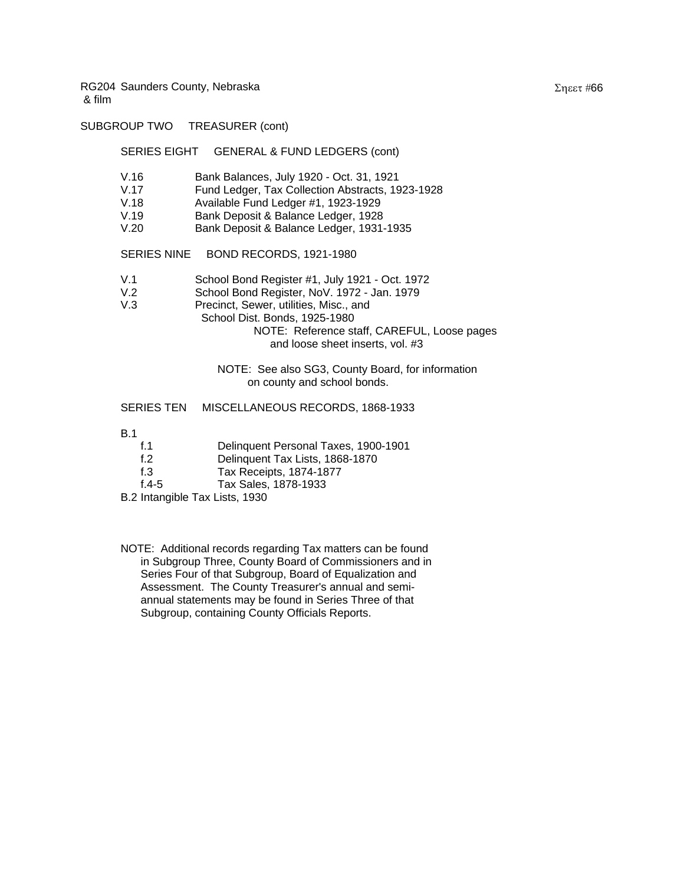RG204 Saunders County, Nebraska
& film

Sheet #66

SUBGROUP TWO TREASURER (cont)

SERIES EIGHT GENERAL & FUND LEDGERS (cont)

V.16 Bank Balances, July 1920 - Oct. 31, 1921
V.17 Fund Ledger, Tax Collection Abstracts, 1923-1928
V.18 Available Fund Ledger #1, 1923-1929
V.19 Bank Deposit & Balance Ledger, 1928
V.20 Bank Deposit & Balance Ledger, 1931-1935

SERIES NINE BOND RECORDS, 1921-1980

V.1 School Bond Register #1, July 1921 - Oct. 1972
V.2 School Bond Register, NoV. 1972 - Jan. 1979
V.3 Precinct, Sewer, utilities, Misc., and
School Dist. Bonds, 1925-1980
NOTE: Reference staff, CAREFUL, Loose pages
and loose sheet inserts, vol. #3

NOTE: See also SG3, County Board, for information
on county and school bonds.

SERIES TEN MISCELLANEOUS RECORDS, 1868-1933

B.1
f.1 Delinquent Personal Taxes, 1900-1901
f.2 Delinquent Tax Lists, 1868-1870
f.3 Tax Receipts, 1874-1877
f.4-5 Tax Sales, 1878-1933
B.2 Intangible Tax Lists, 1930

NOTE: Additional records regarding Tax matters can be found in Subgroup Three, County Board of Commissioners and in Series Four of that Subgroup, Board of Equalization and Assessment. The County Treasurer's annual and semi-annual statements may be found in Series Three of that Subgroup, containing County Officials Reports.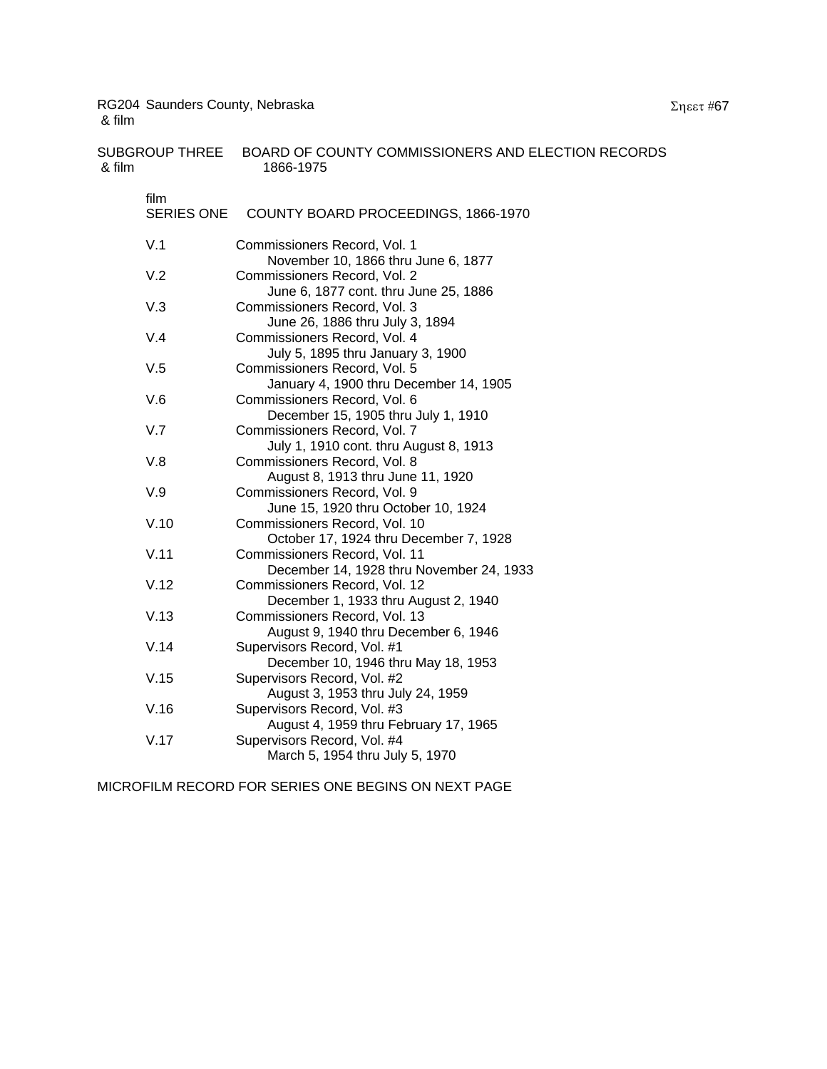RG204 Saunders County, Nebraska
& film

SUBGROUP THREE BOARD OF COUNTY COMMISSIONERS AND ELECTION RECORDS
& film 1866-1975

film
SERIES ONE COUNTY BOARD PROCEEDINGS, 1866-1970

| | |
|---|---|
| V.1 | Commissioners Record, Vol. 1<br>November 10, 1866 thru June 6, 1877 |
| V.2 | Commissioners Record, Vol. 2<br>June 6, 1877 cont. thru June 25, 1886 |
| V.3 | Commissioners Record, Vol. 3<br>June 26, 1886 thru July 3, 1894 |
| V.4 | Commissioners Record, Vol. 4<br>July 5, 1895 thru January 3, 1900 |
| V.5 | Commissioners Record, Vol. 5<br>January 4, 1900 thru December 14, 1905 |
| V.6 | Commissioners Record, Vol. 6<br>December 15, 1905 thru July 1, 1910 |
| V.7 | Commissioners Record, Vol. 7<br>July 1, 1910 cont. thru August 8, 1913 |
| V.8 | Commissioners Record, Vol. 8<br>August 8, 1913 thru June 11, 1920 |
| V.9 | Commissioners Record, Vol. 9<br>June 15, 1920 thru October 10, 1924 |
| V.10 | Commissioners Record, Vol. 10<br>October 17, 1924 thru December 7, 1928 |
| V.11 | Commissioners Record, Vol. 11<br>December 14, 1928 thru November 24, 1933 |
| V.12 | Commissioners Record, Vol. 12<br>December 1, 1933 thru August 2, 1940 |
| V.13 | Commissioners Record, Vol. 13<br>August 9, 1940 thru December 6, 1946 |
| V.14 | Supervisors Record, Vol. #1<br>December 10, 1946 thru May 18, 1953 |
| V.15 | Supervisors Record, Vol. #2<br>August 3, 1953 thru July 24, 1959 |
| V.16 | Supervisors Record, Vol. #3<br>August 4, 1959 thru February 17, 1965 |
| V.17 | Supervisors Record, Vol. #4<br>March 5, 1954 thru July 5, 1970 |

MICROFILM RECORD FOR SERIES ONE BEGINS ON NEXT PAGE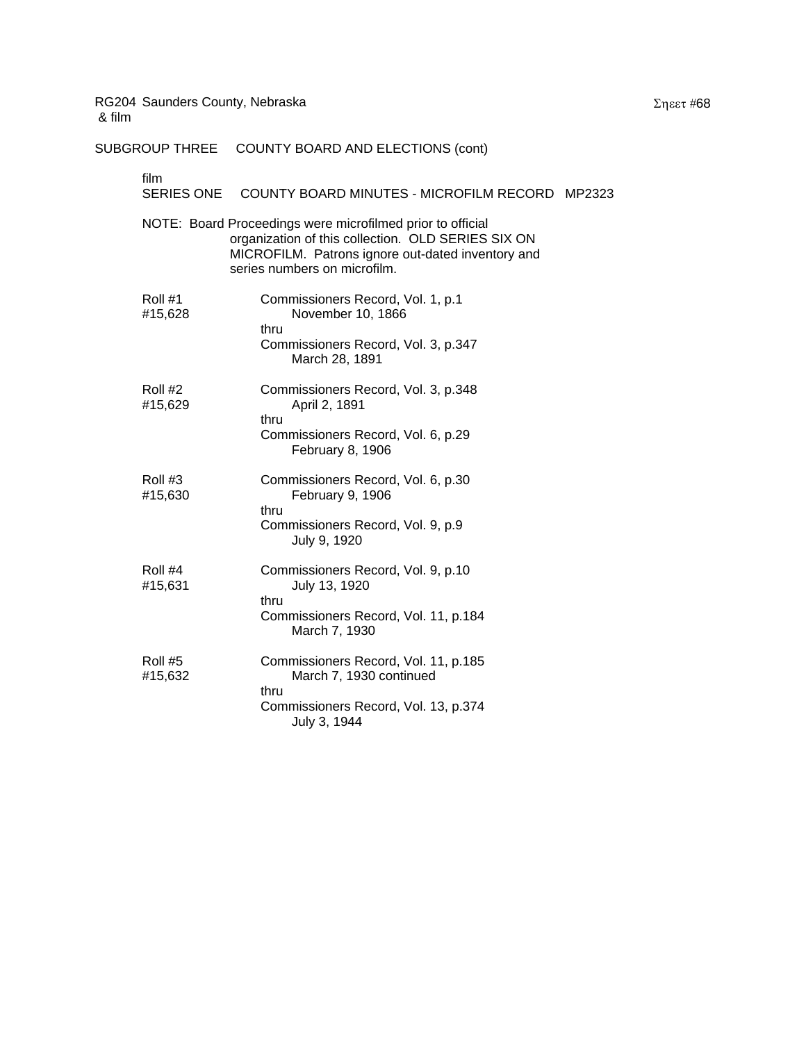RG204 Saunders County, Nebraska
& film

SUBGROUP THREE COUNTY BOARD AND ELECTIONS (cont)

film
SERIES ONE COUNTY BOARD MINUTES - MICROFILM RECORD MP2323

NOTE: Board Proceedings were microfilmed prior to official organization of this collection. OLD SERIES SIX ON MICROFILM. Patrons ignore out-dated inventory and series numbers on microfilm.

Roll #1
#15,628
Commissioners Record, Vol. 1, p.1
November 10, 1866
thru
Commissioners Record, Vol. 3, p.347
March 28, 1891

Roll #2
#15,629
Commissioners Record, Vol. 3, p.348
April 2, 1891
thru
Commissioners Record, Vol. 6, p.29
February 8, 1906

Roll #3
#15,630
Commissioners Record, Vol. 6, p.30
February 9, 1906
thru
Commissioners Record, Vol. 9, p.9
July 9, 1920

Roll #4
#15,631
Commissioners Record, Vol. 9, p.10
July 13, 1920
thru
Commissioners Record, Vol. 11, p.184
March 7, 1930

Roll #5
#15,632
Commissioners Record, Vol. 11, p.185
March 7, 1930 continued
thru
Commissioners Record, Vol. 13, p.374
July 3, 1944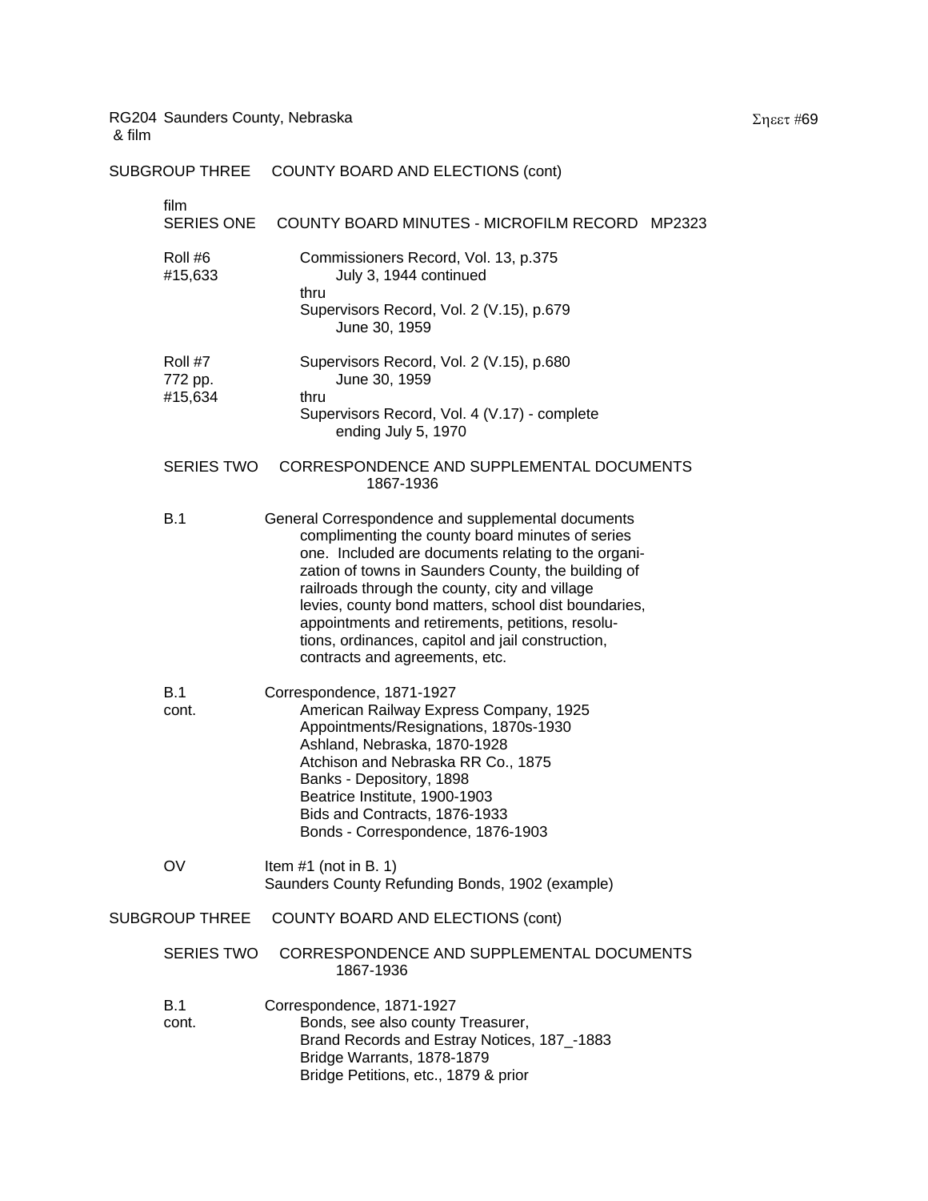RG204 Saunders County, Nebraska
& film

SUBGROUP THREE COUNTY BOARD AND ELECTIONS (cont)

film
SERIES ONE COUNTY BOARD MINUTES - MICROFILM RECORD MP2323

Roll #6
#15,633

Commissioners Record, Vol. 13, p.375
July 3, 1944 continued
thru
Supervisors Record, Vol. 2 (V.15), p.679
June 30, 1959

Roll #7
772 pp.
#15,634

Supervisors Record, Vol. 2 (V.15), p.680
June 30, 1959
thru
Supervisors Record, Vol. 4 (V.17) - complete
ending July 5, 1970

SERIES TWO CORRESPONDENCE AND SUPPLEMENTAL DOCUMENTS
1867-1936

B.1

General Correspondence and supplemental documents complimenting the county board minutes of series one. Included are documents relating to the organization of towns in Saunders County, the building of railroads through the county, city and village levies, county bond matters, school dist boundaries, appointments and retirements, petitions, resolutions, ordinances, capitol and jail construction, contracts and agreements, etc.

B.1
cont.

Correspondence, 1871-1927
American Railway Express Company, 1925
Appointments/Resignations, 1870s-1930
Ashland, Nebraska, 1870-1928
Atchison and Nebraska RR Co., 1875
Banks - Depository, 1898
Beatrice Institute, 1900-1903
Bids and Contracts, 1876-1933
Bonds - Correspondence, 1876-1903

OV

Item #1 (not in B. 1)
Saunders County Refunding Bonds, 1902 (example)

SUBGROUP THREE COUNTY BOARD AND ELECTIONS (cont)

SERIES TWO CORRESPONDENCE AND SUPPLEMENTAL DOCUMENTS
1867-1936

B.1
cont.

Correspondence, 1871-1927
Bonds, see also county Treasurer,
Brand Records and Estray Notices, 187_-1883
Bridge Warrants, 1878-1879
Bridge Petitions, etc., 1879 & prior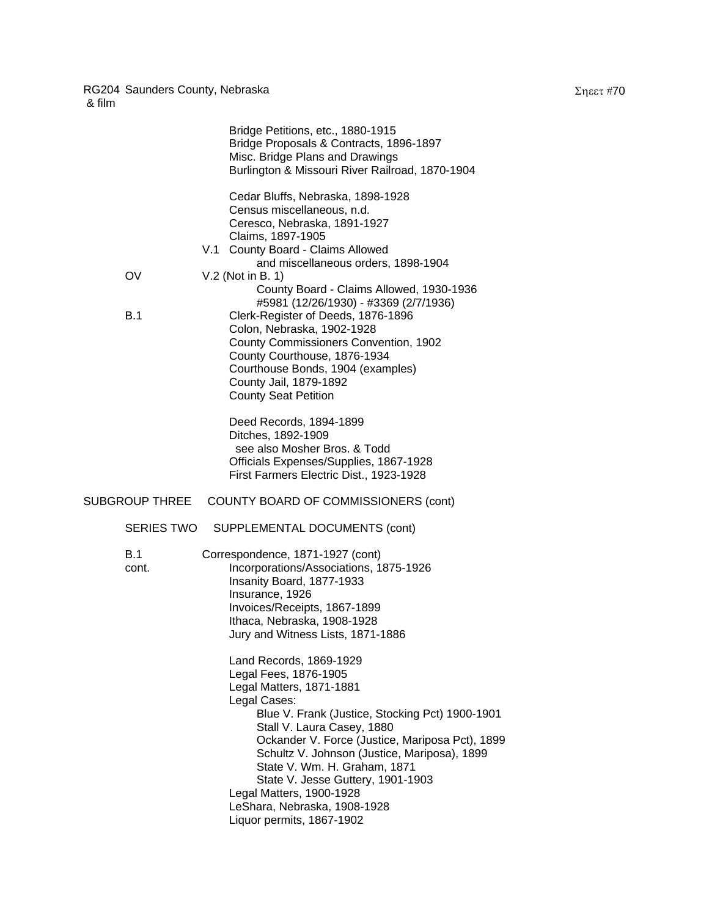Bridge Petitions, etc., 1880-1915
Bridge Proposals & Contracts, 1896-1897
Misc. Bridge Plans and Drawings
Burlington & Missouri River Railroad, 1870-1904

Cedar Bluffs, Nebraska, 1898-1928
Census miscellaneous, n.d.
Ceresco, Nebraska, 1891-1927
Claims, 1897-1905

V.1 County Board - Claims Allowed
and miscellaneous orders, 1898-1904

OV — V.2 (Not in B. 1)
County Board - Claims Allowed, 1930-1936
#5981 (12/26/1930) - #3369 (2/7/1936)

B.1 — Clerk-Register of Deeds, 1876-1896
Colon, Nebraska, 1902-1928
County Commissioners Convention, 1902
County Courthouse, 1876-1934
Courthouse Bonds, 1904 (examples)
County Jail, 1879-1892
County Seat Petition

Deed Records, 1894-1899
Ditches, 1892-1909
see also Mosher Bros. & Todd
Officials Expenses/Supplies, 1867-1928
First Farmers Electric Dist., 1923-1928

## SUBGROUP THREE COUNTY BOARD OF COMMISSIONERS (cont)

### SERIES TWO SUPPLEMENTAL DOCUMENTS (cont)

B.1 cont. — Correspondence, 1871-1927 (cont)

Incorporations/Associations, 1875-1926
Insanity Board, 1877-1933
Insurance, 1926
Invoices/Receipts, 1867-1899
Ithaca, Nebraska, 1908-1928
Jury and Witness Lists, 1871-1886

Land Records, 1869-1929
Legal Fees, 1876-1905
Legal Matters, 1871-1881
Legal Cases:
- Blue V. Frank (Justice, Stocking Pct) 1900-1901
- Stall V. Laura Casey, 1880
- Ockander V. Force (Justice, Mariposa Pct), 1899
- Schultz V. Johnson (Justice, Mariposa), 1899
- State V. Wm. H. Graham, 1871
- State V. Jesse Guttery, 1901-1903

Legal Matters, 1900-1928
LeShara, Nebraska, 1908-1928
Liquor permits, 1867-1902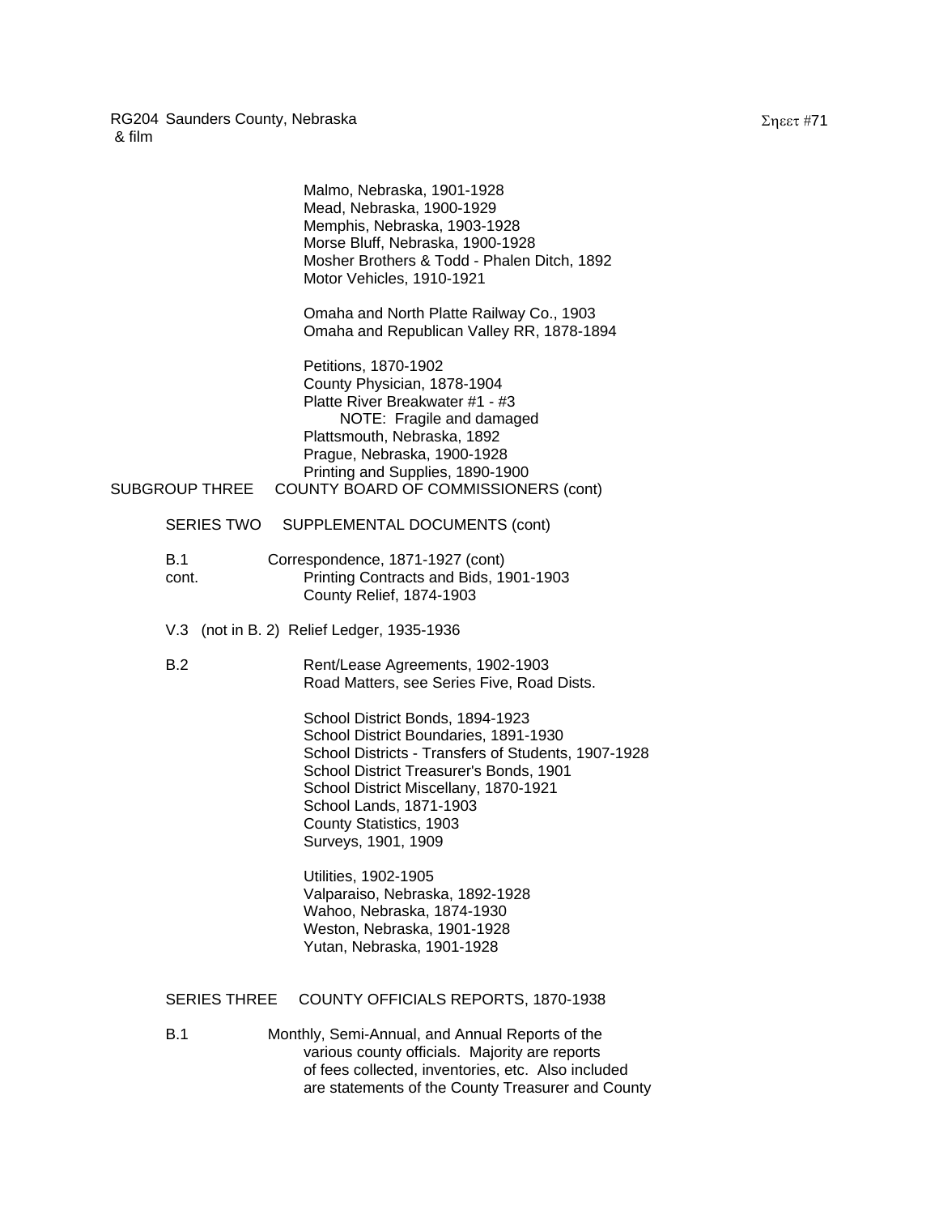Malmo, Nebraska, 1901-1928
Mead, Nebraska, 1900-1929
Memphis, Nebraska, 1903-1928
Morse Bluff, Nebraska, 1900-1928
Mosher Brothers & Todd - Phalen Ditch, 1892
Motor Vehicles, 1910-1921

Omaha and North Platte Railway Co., 1903
Omaha and Republican Valley RR, 1878-1894

Petitions, 1870-1902
County Physician, 1878-1904
Platte River Breakwater #1 - #3
NOTE: Fragile and damaged
Plattsmouth, Nebraska, 1892
Prague, Nebraska, 1900-1928
Printing and Supplies, 1890-1900

SUBGROUP THREE COUNTY BOARD OF COMMISSIONERS (cont)

SERIES TWO SUPPLEMENTAL DOCUMENTS (cont)

B.1 Correspondence, 1871-1927 (cont)
cont. Printing Contracts and Bids, 1901-1903
County Relief, 1874-1903

V.3 (not in B. 2) Relief Ledger, 1935-1936

B.2 Rent/Lease Agreements, 1902-1903
Road Matters, see Series Five, Road Dists.

School District Bonds, 1894-1923
School District Boundaries, 1891-1930
School Districts - Transfers of Students, 1907-1928
School District Treasurer's Bonds, 1901
School District Miscellany, 1870-1921
School Lands, 1871-1903
County Statistics, 1903
Surveys, 1901, 1909

Utilities, 1902-1905
Valparaiso, Nebraska, 1892-1928
Wahoo, Nebraska, 1874-1930
Weston, Nebraska, 1901-1928
Yutan, Nebraska, 1901-1928

SERIES THREE COUNTY OFFICIALS REPORTS, 1870-1938

B.1 Monthly, Semi-Annual, and Annual Reports of the various county officials. Majority are reports of fees collected, inventories, etc. Also included are statements of the County Treasurer and County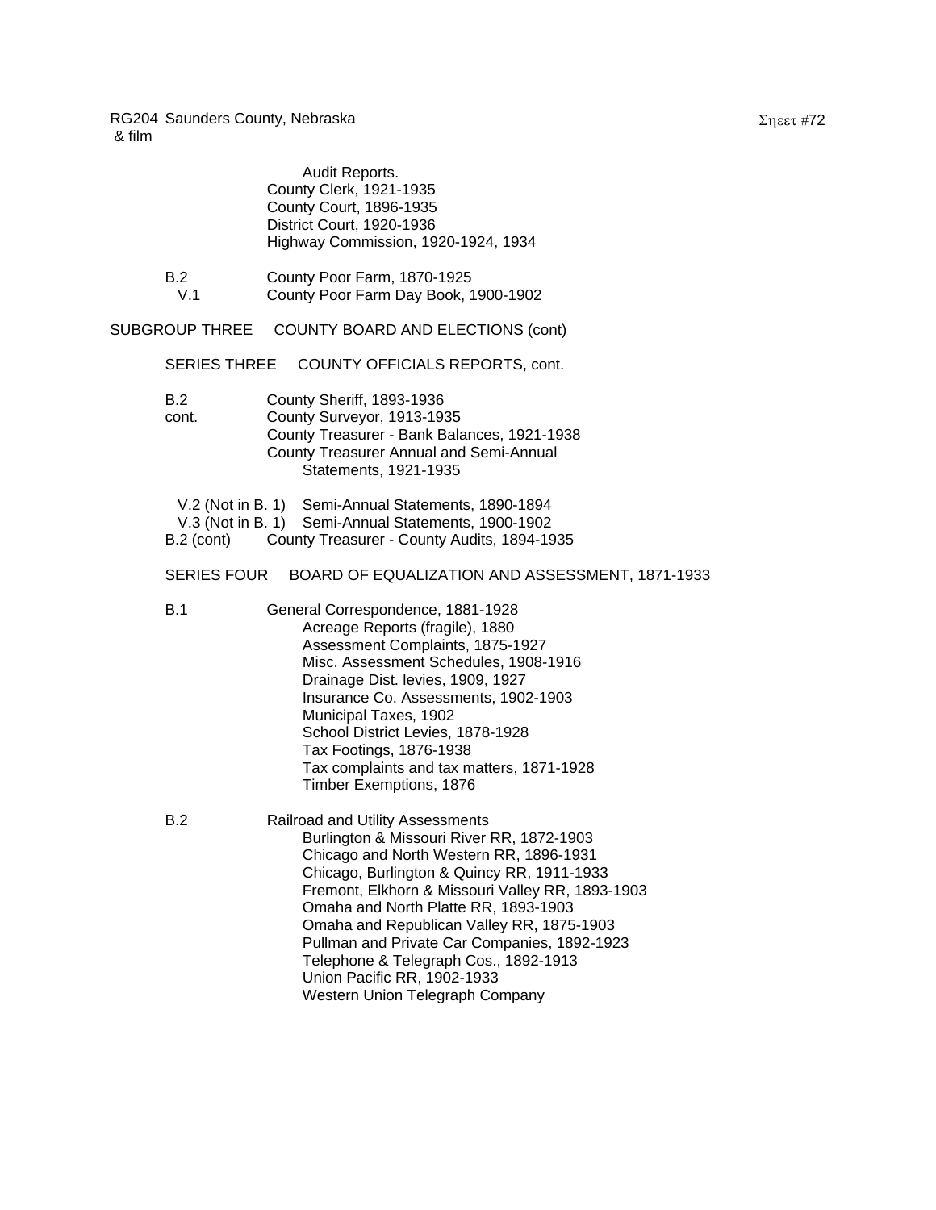Audit Reports.
County Clerk, 1921-1935
County Court, 1896-1935
District Court, 1920-1936
Highway Commission, 1920-1924, 1934

B.2 County Poor Farm, 1870-1925
V.1 County Poor Farm Day Book, 1900-1902

SUBGROUP THREE COUNTY BOARD AND ELECTIONS (cont)

SERIES THREE COUNTY OFFICIALS REPORTS, cont.

B.2 cont.
County Sheriff, 1893-1936
County Surveyor, 1913-1935
County Treasurer - Bank Balances, 1921-1938
County Treasurer Annual and Semi-Annual Statements, 1921-1935

V.2 (Not in B. 1) Semi-Annual Statements, 1890-1894
V.3 (Not in B. 1) Semi-Annual Statements, 1900-1902
B.2 (cont) County Treasurer - County Audits, 1894-1935

SERIES FOUR BOARD OF EQUALIZATION AND ASSESSMENT, 1871-1933

B.1 General Correspondence, 1881-1928
- Acreage Reports (fragile), 1880
- Assessment Complaints, 1875-1927
- Misc. Assessment Schedules, 1908-1916
- Drainage Dist. levies, 1909, 1927
- Insurance Co. Assessments, 1902-1903
- Municipal Taxes, 1902
- School District Levies, 1878-1928
- Tax Footings, 1876-1938
- Tax complaints and tax matters, 1871-1928
- Timber Exemptions, 1876

B.2 Railroad and Utility Assessments
- Burlington & Missouri River RR, 1872-1903
- Chicago and North Western RR, 1896-1931
- Chicago, Burlington & Quincy RR, 1911-1933
- Fremont, Elkhorn & Missouri Valley RR, 1893-1903
- Omaha and North Platte RR, 1893-1903
- Omaha and Republican Valley RR, 1875-1903
- Pullman and Private Car Companies, 1892-1923
- Telephone & Telegraph Cos., 1892-1913
- Union Pacific RR, 1902-1933
- Western Union Telegraph Company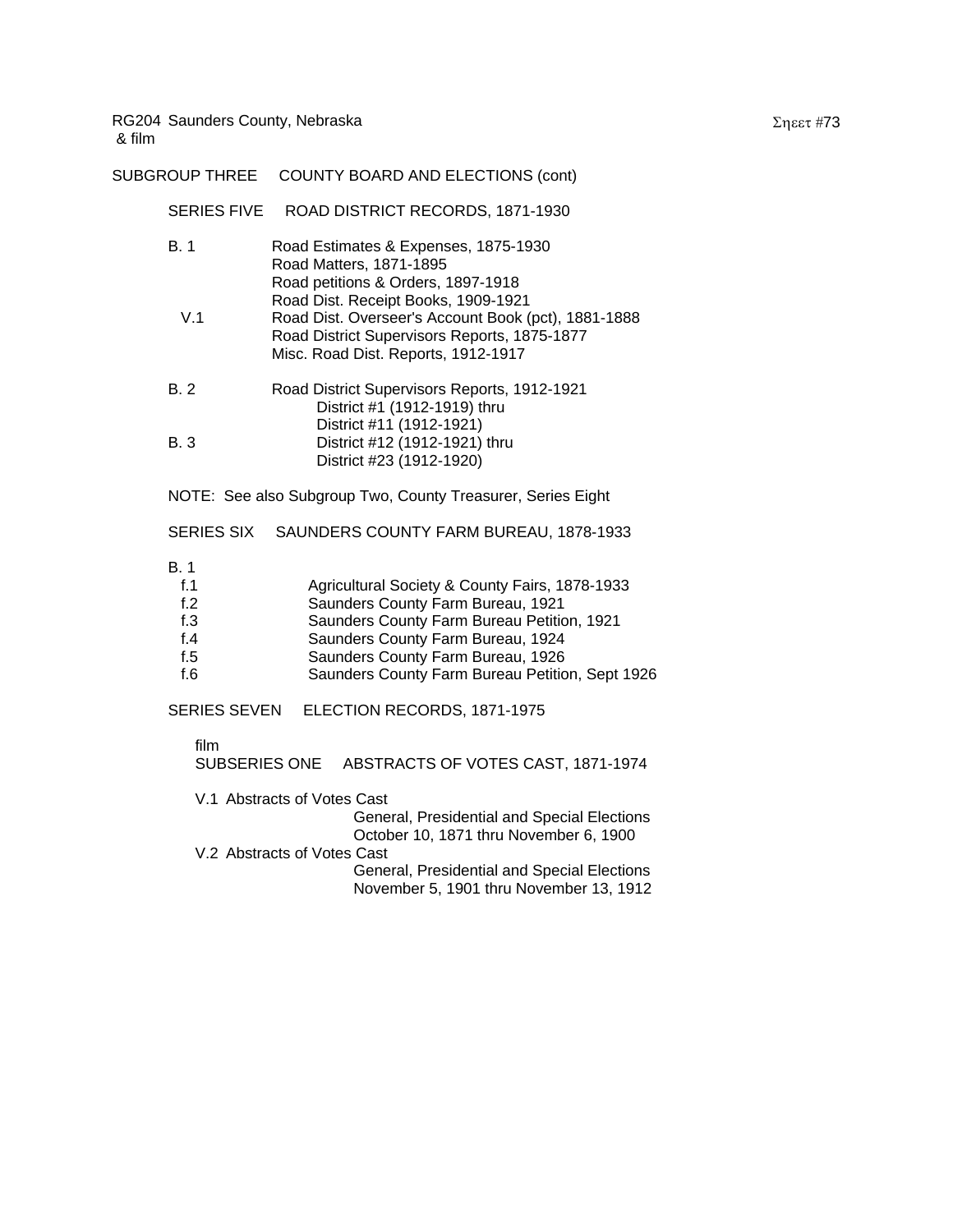RG204 Saunders County, Nebraska
& film

SUBGROUP THREE COUNTY BOARD AND ELECTIONS (cont)

SERIES FIVE ROAD DISTRICT RECORDS, 1871-1930

B. 1
Road Estimates & Expenses, 1875-1930
Road Matters, 1871-1895
Road petitions & Orders, 1897-1918
Road Dist. Receipt Books, 1909-1921

V.1
Road Dist. Overseer's Account Book (pct), 1881-1888
Road District Supervisors Reports, 1875-1877
Misc. Road Dist. Reports, 1912-1917

B. 2
Road District Supervisors Reports, 1912-1921
District #1 (1912-1919) thru
District #11 (1912-1921)

B. 3
District #12 (1912-1921) thru
District #23 (1912-1920)

NOTE: See also Subgroup Two, County Treasurer, Series Eight

SERIES SIX SAUNDERS COUNTY FARM BUREAU, 1878-1933

B. 1
- f.1 Agricultural Society & County Fairs, 1878-1933
- f.2 Saunders County Farm Bureau, 1921
- f.3 Saunders County Farm Bureau Petition, 1921
- f.4 Saunders County Farm Bureau, 1924
- f.5 Saunders County Farm Bureau, 1926
- f.6 Saunders County Farm Bureau Petition, Sept 1926

SERIES SEVEN ELECTION RECORDS, 1871-1975

film
SUBSERIES ONE ABSTRACTS OF VOTES CAST, 1871-1974

V.1 Abstracts of Votes Cast
General, Presidential and Special Elections
October 10, 1871 thru November 6, 1900

V.2 Abstracts of Votes Cast
General, Presidential and Special Elections
November 5, 1901 thru November 13, 1912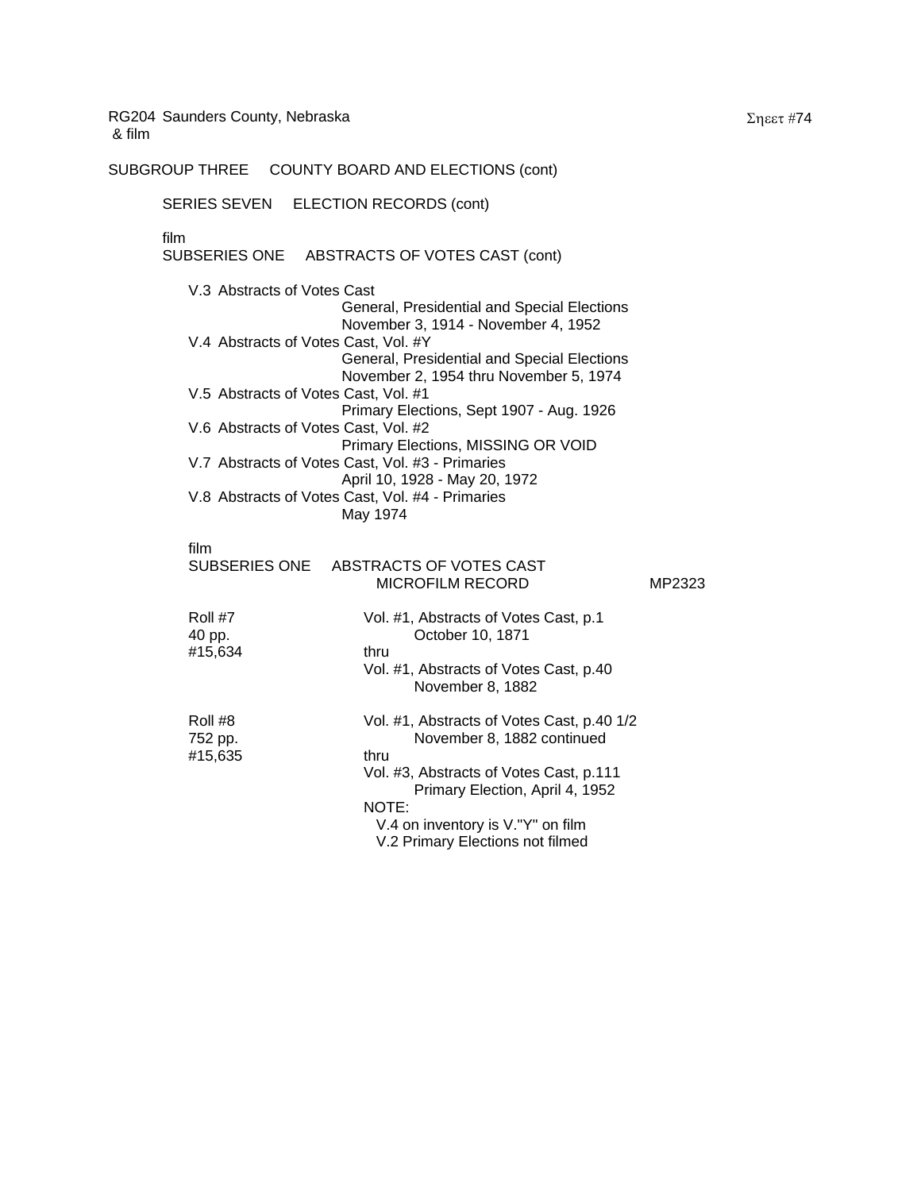RG204 Saunders County, Nebraska
& film

Sheet #74

SUBGROUP THREE COUNTY BOARD AND ELECTIONS (cont)

SERIES SEVEN ELECTION RECORDS (cont)

film
SUBSERIES ONE ABSTRACTS OF VOTES CAST (cont)

V.3 Abstracts of Votes Cast
General, Presidential and Special Elections
November 3, 1914 - November 4, 1952

V.4 Abstracts of Votes Cast, Vol. #Y
General, Presidential and Special Elections
November 2, 1954 thru November 5, 1974

V.5 Abstracts of Votes Cast, Vol. #1
Primary Elections, Sept 1907 - Aug. 1926

V.6 Abstracts of Votes Cast, Vol. #2
Primary Elections, MISSING OR VOID

V.7 Abstracts of Votes Cast, Vol. #3 - Primaries
April 10, 1928 - May 20, 1972

V.8 Abstracts of Votes Cast, Vol. #4 - Primaries
May 1974

film
SUBSERIES ONE ABSTRACTS OF VOTES CAST
MICROFILM RECORD MP2323

| | |
|---|---|
| Roll #7<br>40 pp.<br>#15,634 | Vol. #1, Abstracts of Votes Cast, p.1<br>October 10, 1871<br>thru<br>Vol. #1, Abstracts of Votes Cast, p.40<br>November 8, 1882 |
| Roll #8<br>752 pp.<br>#15,635 | Vol. #1, Abstracts of Votes Cast, p.40 1/2<br>November 8, 1882 continued<br>thru<br>Vol. #3, Abstracts of Votes Cast, p.111<br>Primary Election, April 4, 1952<br>NOTE:<br>V.4 on inventory is V."Y" on film<br>V.2 Primary Elections not filmed |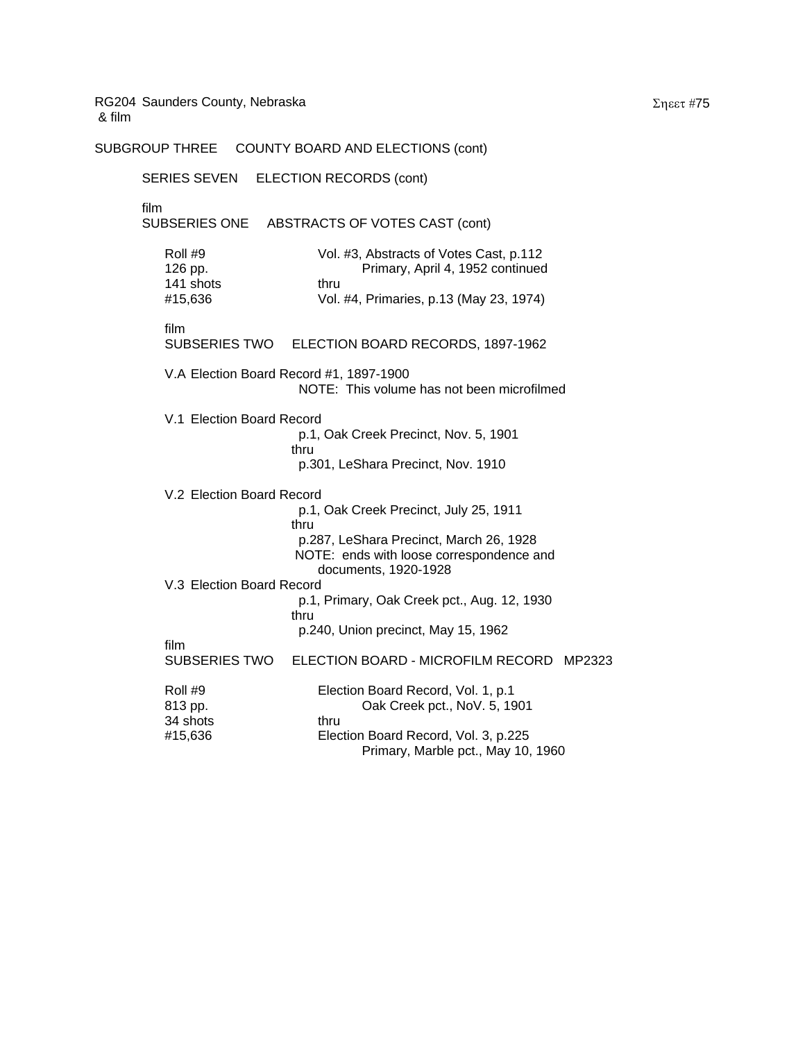RG204 Saunders County, Nebraska
& film

SUBGROUP THREE COUNTY BOARD AND ELECTIONS (cont)

SERIES SEVEN ELECTION RECORDS (cont)

film
SUBSERIES ONE ABSTRACTS OF VOTES CAST (cont)

Roll #9
126 pp.
141 shots
#15,636

Vol. #3, Abstracts of Votes Cast, p.112
Primary, April 4, 1952 continued
thru
Vol. #4, Primaries, p.13 (May 23, 1974)

film
SUBSERIES TWO ELECTION BOARD RECORDS, 1897-1962

V.A Election Board Record #1, 1897-1900
NOTE: This volume has not been microfilmed

V.1 Election Board Record
p.1, Oak Creek Precinct, Nov. 5, 1901
thru
p.301, LeShara Precinct, Nov. 1910

V.2 Election Board Record
p.1, Oak Creek Precinct, July 25, 1911
thru
p.287, LeShara Precinct, March 26, 1928
NOTE: ends with loose correspondence and documents, 1920-1928

V.3 Election Board Record
p.1, Primary, Oak Creek pct., Aug. 12, 1930
thru
p.240, Union precinct, May 15, 1962

film
SUBSERIES TWO ELECTION BOARD - MICROFILM RECORD MP2323

Roll #9
813 pp.
34 shots
#15,636

Election Board Record, Vol. 1, p.1
Oak Creek pct., NoV. 5, 1901
thru
Election Board Record, Vol. 3, p.225
Primary, Marble pct., May 10, 1960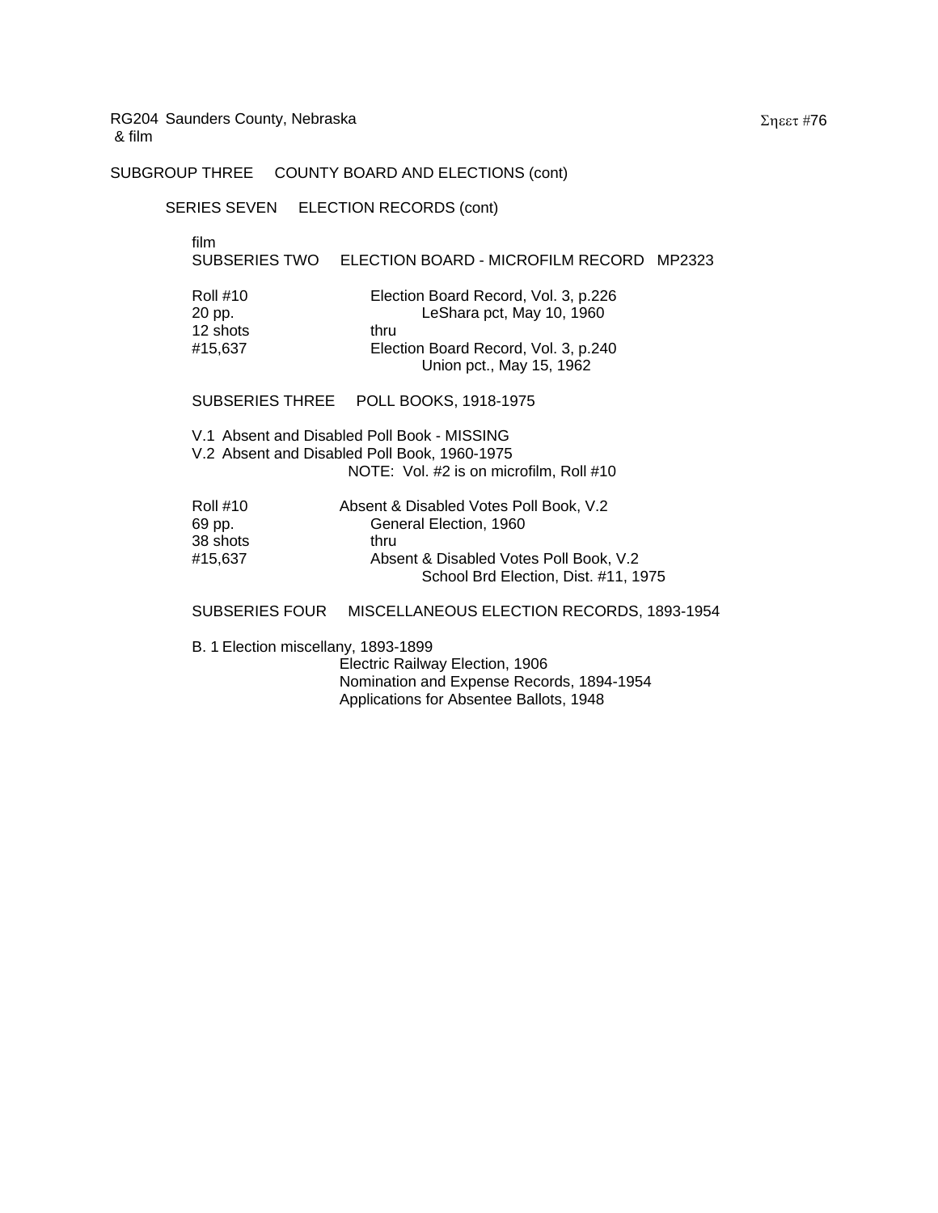RG204 Saunders County, Nebraska
& film

SUBGROUP THREE COUNTY BOARD AND ELECTIONS (cont)

SERIES SEVEN ELECTION RECORDS (cont)

film
SUBSERIES TWO ELECTION BOARD - MICROFILM RECORD MP2323

| | |
|---|---|
| Roll #10 | Election Board Record, Vol. 3, p.226 |
| 20 pp. | LeShara pct, May 10, 1960 |
| 12 shots | thru |
| #15,637 | Election Board Record, Vol. 3, p.240 |
| | Union pct., May 15, 1962 |

SUBSERIES THREE POLL BOOKS, 1918-1975

V.1 Absent and Disabled Poll Book - MISSING
V.2 Absent and Disabled Poll Book, 1960-1975
NOTE: Vol. #2 is on microfilm, Roll #10

| | |
|---|---|
| Roll #10 | Absent & Disabled Votes Poll Book, V.2 |
| 69 pp. | General Election, 1960 |
| 38 shots | thru |
| #15,637 | Absent & Disabled Votes Poll Book, V.2 |
| | School Brd Election, Dist. #11, 1975 |

SUBSERIES FOUR MISCELLANEOUS ELECTION RECORDS, 1893-1954

B. 1 Election miscellany, 1893-1899
Electric Railway Election, 1906
Nomination and Expense Records, 1894-1954
Applications for Absentee Ballots, 1948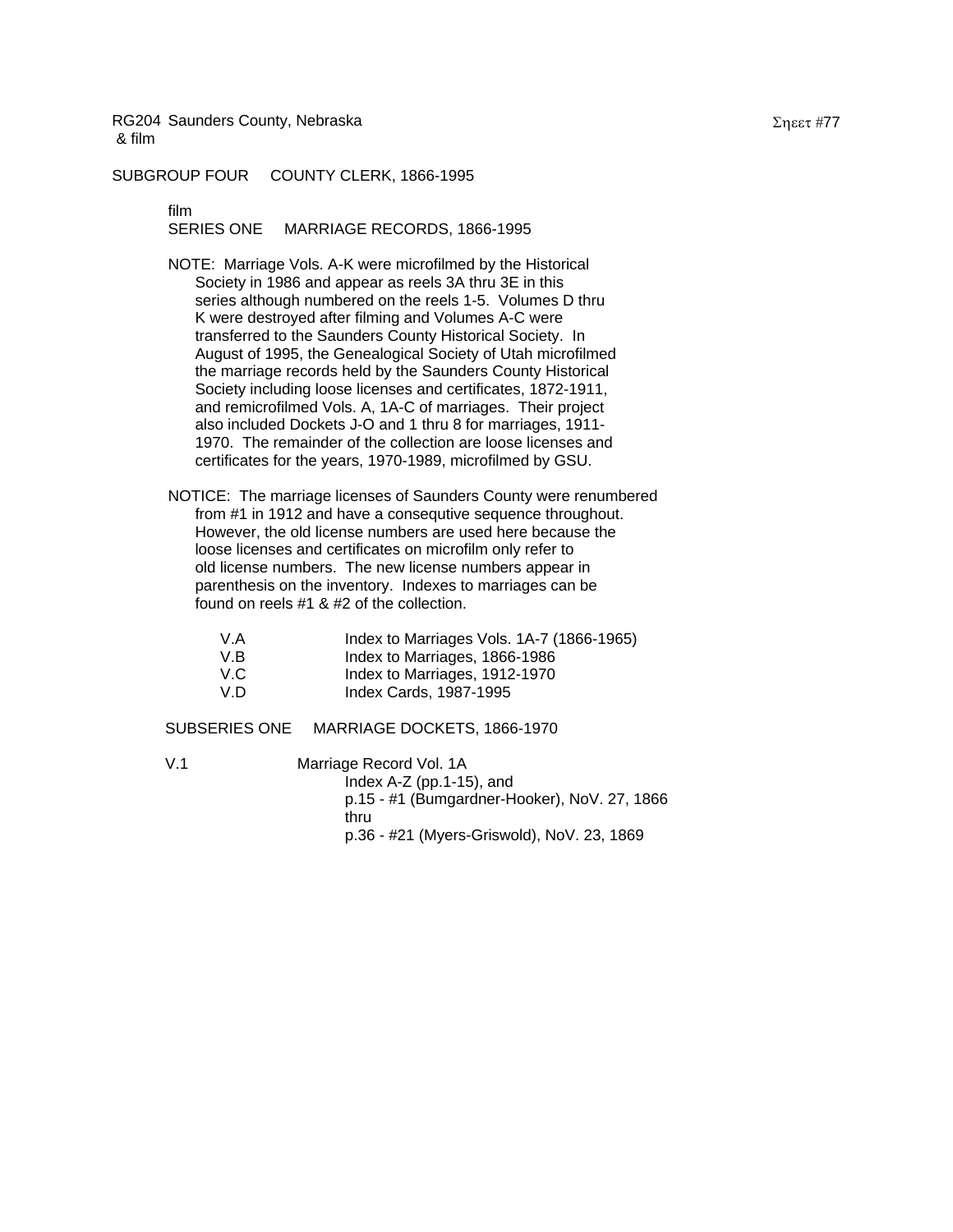RG204 Saunders County, Nebraska
& film

Sheet #77

SUBGROUP FOUR COUNTY CLERK, 1866-1995

film
SERIES ONE MARRIAGE RECORDS, 1866-1995

NOTE: Marriage Vols. A-K were microfilmed by the Historical Society in 1986 and appear as reels 3A thru 3E in this series although numbered on the reels 1-5. Volumes D thru K were destroyed after filming and Volumes A-C were transferred to the Saunders County Historical Society. In August of 1995, the Genealogical Society of Utah microfilmed the marriage records held by the Saunders County Historical Society including loose licenses and certificates, 1872-1911, and remicrofilmed Vols. A, 1A-C of marriages. Their project also included Dockets J-O and 1 thru 8 for marriages, 1911-1970. The remainder of the collection are loose licenses and certificates for the years, 1970-1989, microfilmed by GSU.

NOTICE: The marriage licenses of Saunders County were renumbered from #1 in 1912 and have a consequtive sequence throughout. However, the old license numbers are used here because the loose licenses and certificates on microfilm only refer to old license numbers. The new license numbers appear in parenthesis on the inventory. Indexes to marriages can be found on reels #1 & #2 of the collection.

| | |
|---|---|
| V.A | Index to Marriages Vols. 1A-7 (1866-1965) |
| V.B | Index to Marriages, 1866-1986 |
| V.C | Index to Marriages, 1912-1970 |
| V.D | Index Cards, 1987-1995 |

SUBSERIES ONE MARRIAGE DOCKETS, 1866-1970

V.1 Marriage Record Vol. 1A
Index A-Z (pp.1-15), and
p.15 - #1 (Bumgardner-Hooker), NoV. 27, 1866
thru
p.36 - #21 (Myers-Griswold), NoV. 23, 1869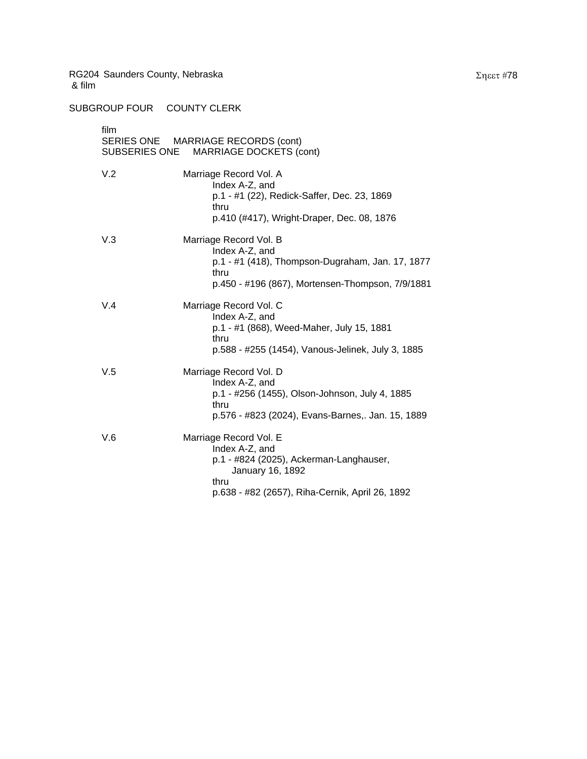RG204 Saunders County, Nebraska
& film

SUBGROUP FOUR COUNTY CLERK

film
SERIES ONE MARRIAGE RECORDS (cont)
SUBSERIES ONE MARRIAGE DOCKETS (cont)

V.2 Marriage Record Vol. A
- Index A-Z, and
- p.1 - #1 (22), Redick-Saffer, Dec. 23, 1869
- thru
- p.410 (#417), Wright-Draper, Dec. 08, 1876

V.3 Marriage Record Vol. B
- Index A-Z, and
- p.1 - #1 (418), Thompson-Dugraham, Jan. 17, 1877
- thru
- p.450 - #196 (867), Mortensen-Thompson, 7/9/1881

V.4 Marriage Record Vol. C
- Index A-Z, and
- p.1 - #1 (868), Weed-Maher, July 15, 1881
- thru
- p.588 - #255 (1454), Vanous-Jelinek, July 3, 1885

V.5 Marriage Record Vol. D
- Index A-Z, and
- p.1 - #256 (1455), Olson-Johnson, July 4, 1885
- thru
- p.576 - #823 (2024), Evans-Barnes,. Jan. 15, 1889

V.6 Marriage Record Vol. E
- Index A-Z, and
- p.1 - #824 (2025), Ackerman-Langhauser, January 16, 1892
- thru
- p.638 - #82 (2657), Riha-Cernik, April 26, 1892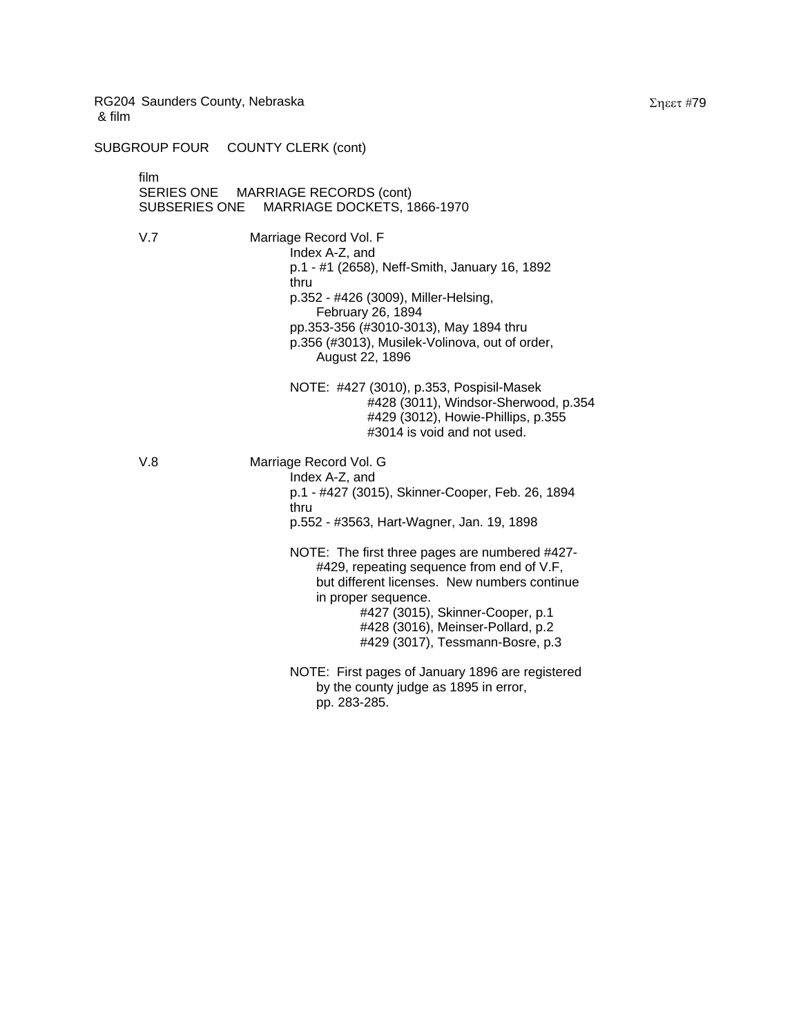RG204 Saunders County, Nebraska
& film

SUBGROUP FOUR COUNTY CLERK (cont)

film
SERIES ONE MARRIAGE RECORDS (cont)
SUBSERIES ONE MARRIAGE DOCKETS, 1866-1970

V.7 Marriage Record Vol. F
Index A-Z, and
p.1 - #1 (2658), Neff-Smith, January 16, 1892
thru
p.352 - #426 (3009), Miller-Helsing,
February 26, 1894
pp.353-356 (#3010-3013), May 1894 thru
p.356 (#3013), Musilek-Volinova, out of order,
August 22, 1896

NOTE: #427 (3010), p.353, Pospisil-Masek
#428 (3011), Windsor-Sherwood, p.354
#429 (3012), Howie-Phillips, p.355
#3014 is void and not used.

V.8 Marriage Record Vol. G
Index A-Z, and
p.1 - #427 (3015), Skinner-Cooper, Feb. 26, 1894
thru
p.552 - #3563, Hart-Wagner, Jan. 19, 1898

NOTE: The first three pages are numbered #427-#429, repeating sequence from end of V.F, but different licenses. New numbers continue in proper sequence.
#427 (3015), Skinner-Cooper, p.1
#428 (3016), Meinser-Pollard, p.2
#429 (3017), Tessmann-Bosre, p.3

NOTE: First pages of January 1896 are registered by the county judge as 1895 in error, pp. 283-285.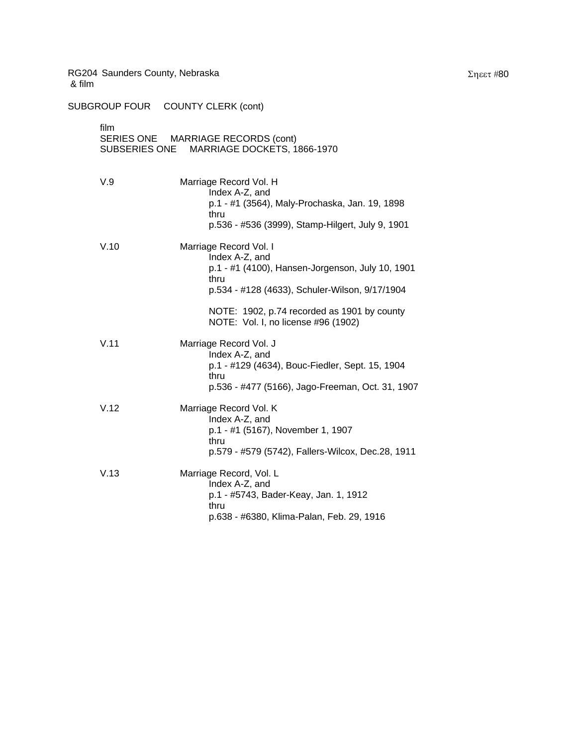RG204 Saunders County, Nebraska
& film

SUBGROUP FOUR COUNTY CLERK (cont)

film
SERIES ONE MARRIAGE RECORDS (cont)
SUBSERIES ONE MARRIAGE DOCKETS, 1866-1970

V.9 Marriage Record Vol. H
Index A-Z, and
p.1 - #1 (3564), Maly-Prochaska, Jan. 19, 1898
thru
p.536 - #536 (3999), Stamp-Hilgert, July 9, 1901

V.10 Marriage Record Vol. I
Index A-Z, and
p.1 - #1 (4100), Hansen-Jorgenson, July 10, 1901
thru
p.534 - #128 (4633), Schuler-Wilson, 9/17/1904

NOTE: 1902, p.74 recorded as 1901 by county
NOTE: Vol. I, no license #96 (1902)

V.11 Marriage Record Vol. J
Index A-Z, and
p.1 - #129 (4634), Bouc-Fiedler, Sept. 15, 1904
thru
p.536 - #477 (5166), Jago-Freeman, Oct. 31, 1907

V.12 Marriage Record Vol. K
Index A-Z, and
p.1 - #1 (5167), November 1, 1907
thru
p.579 - #579 (5742), Fallers-Wilcox, Dec.28, 1911

V.13 Marriage Record, Vol. L
Index A-Z, and
p.1 - #5743, Bader-Keay, Jan. 1, 1912
thru
p.638 - #6380, Klima-Palan, Feb. 29, 1916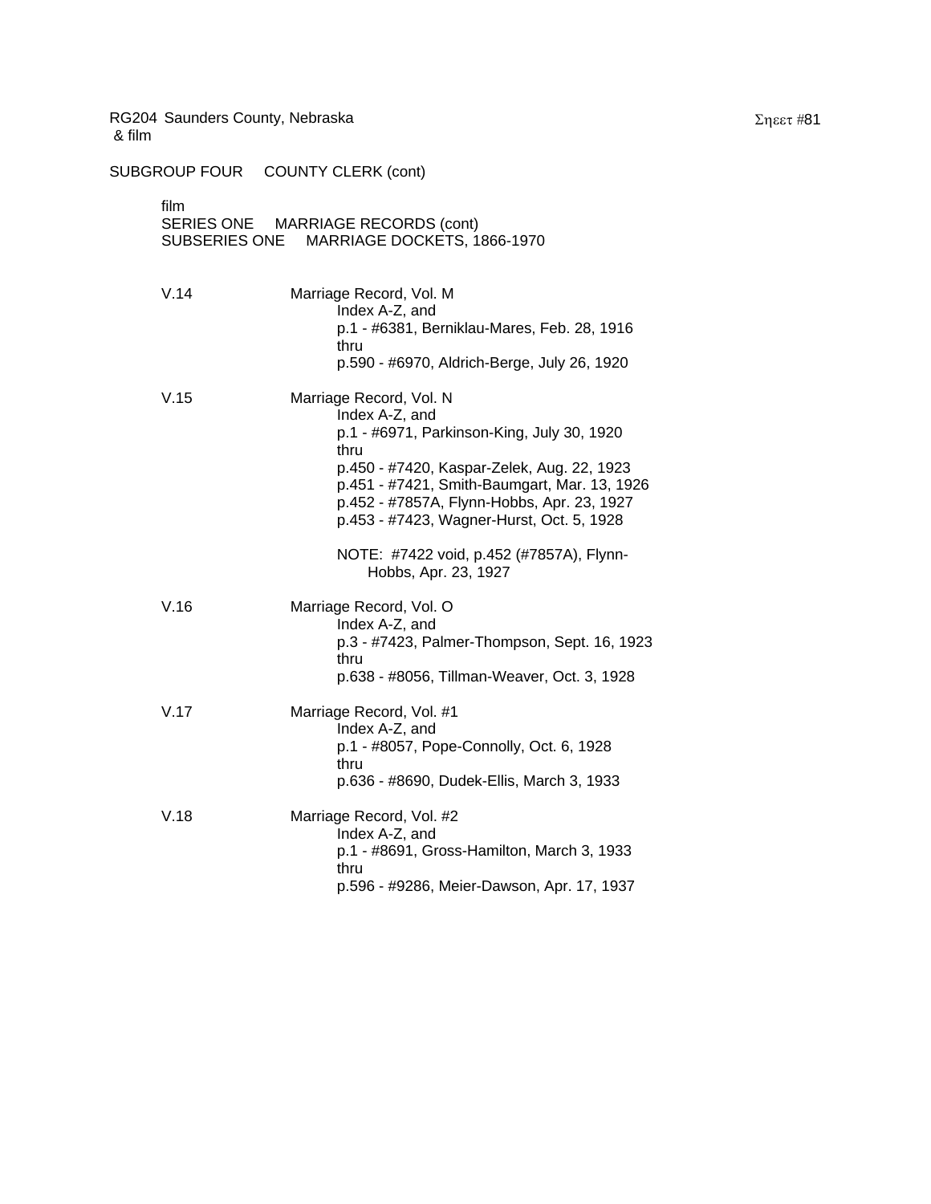RG204 Saunders County, Nebraska
& film

SUBGROUP FOUR COUNTY CLERK (cont)

film
SERIES ONE MARRIAGE RECORDS (cont)
SUBSERIES ONE MARRIAGE DOCKETS, 1866-1970

V.14 Marriage Record, Vol. M
Index A-Z, and
p.1 - #6381, Berniklau-Mares, Feb. 28, 1916
thru
p.590 - #6970, Aldrich-Berge, July 26, 1920

V.15 Marriage Record, Vol. N
Index A-Z, and
p.1 - #6971, Parkinson-King, July 30, 1920
thru
p.450 - #7420, Kaspar-Zelek, Aug. 22, 1923
p.451 - #7421, Smith-Baumgart, Mar. 13, 1926
p.452 - #7857A, Flynn-Hobbs, Apr. 23, 1927
p.453 - #7423, Wagner-Hurst, Oct. 5, 1928

NOTE: #7422 void, p.452 (#7857A), Flynn-Hobbs, Apr. 23, 1927

V.16 Marriage Record, Vol. O
Index A-Z, and
p.3 - #7423, Palmer-Thompson, Sept. 16, 1923
thru
p.638 - #8056, Tillman-Weaver, Oct. 3, 1928

V.17 Marriage Record, Vol. #1
Index A-Z, and
p.1 - #8057, Pope-Connolly, Oct. 6, 1928
thru
p.636 - #8690, Dudek-Ellis, March 3, 1933

V.18 Marriage Record, Vol. #2
Index A-Z, and
p.1 - #8691, Gross-Hamilton, March 3, 1933
thru
p.596 - #9286, Meier-Dawson, Apr. 17, 1937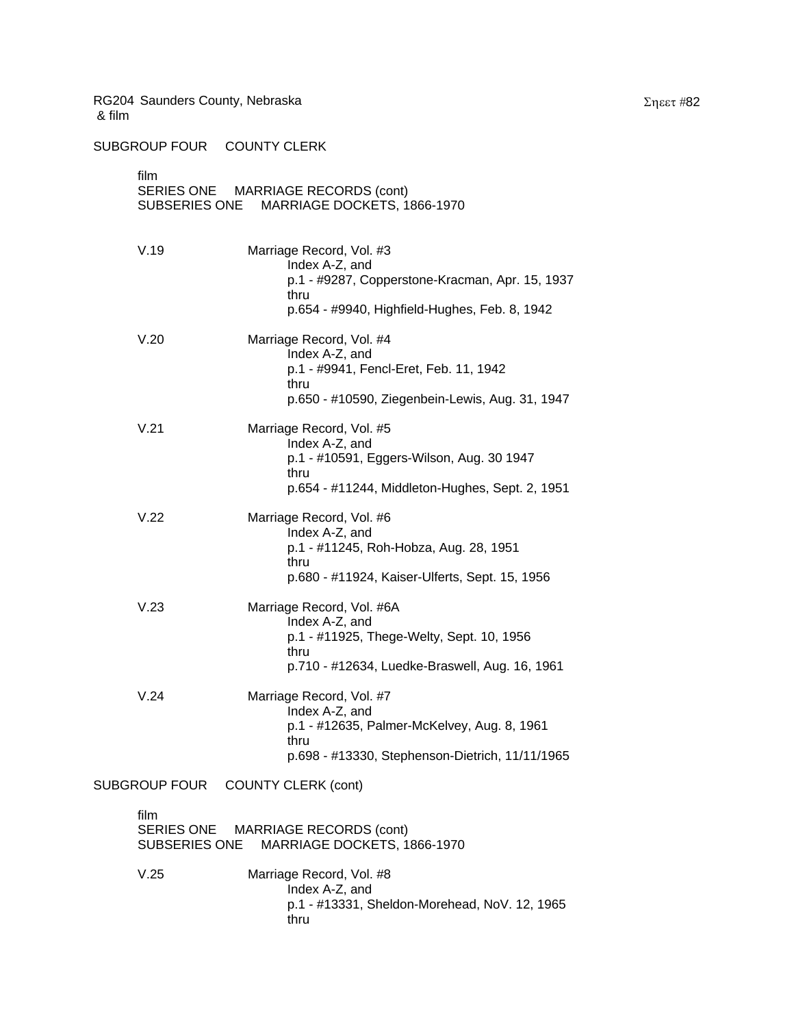RG204 Saunders County, Nebraska
& film

SUBGROUP FOUR COUNTY CLERK

film
SERIES ONE MARRIAGE RECORDS (cont)
SUBSERIES ONE MARRIAGE DOCKETS, 1866-1970

V.19 Marriage Record, Vol. #3
Index A-Z, and
p.1 - #9287, Copperstone-Kracman, Apr. 15, 1937
thru
p.654 - #9940, Highfield-Hughes, Feb. 8, 1942

V.20 Marriage Record, Vol. #4
Index A-Z, and
p.1 - #9941, Fencl-Eret, Feb. 11, 1942
thru
p.650 - #10590, Ziegenbein-Lewis, Aug. 31, 1947

V.21 Marriage Record, Vol. #5
Index A-Z, and
p.1 - #10591, Eggers-Wilson, Aug. 30 1947
thru
p.654 - #11244, Middleton-Hughes, Sept. 2, 1951

V.22 Marriage Record, Vol. #6
Index A-Z, and
p.1 - #11245, Roh-Hobza, Aug. 28, 1951
thru
p.680 - #11924, Kaiser-Ulferts, Sept. 15, 1956

V.23 Marriage Record, Vol. #6A
Index A-Z, and
p.1 - #11925, Thege-Welty, Sept. 10, 1956
thru
p.710 - #12634, Luedke-Braswell, Aug. 16, 1961

V.24 Marriage Record, Vol. #7
Index A-Z, and
p.1 - #12635, Palmer-McKelvey, Aug. 8, 1961
thru
p.698 - #13330, Stephenson-Dietrich, 11/11/1965

SUBGROUP FOUR COUNTY CLERK (cont)

film
SERIES ONE MARRIAGE RECORDS (cont)
SUBSERIES ONE MARRIAGE DOCKETS, 1866-1970

V.25 Marriage Record, Vol. #8
Index A-Z, and
p.1 - #13331, Sheldon-Morehead, NoV. 12, 1965
thru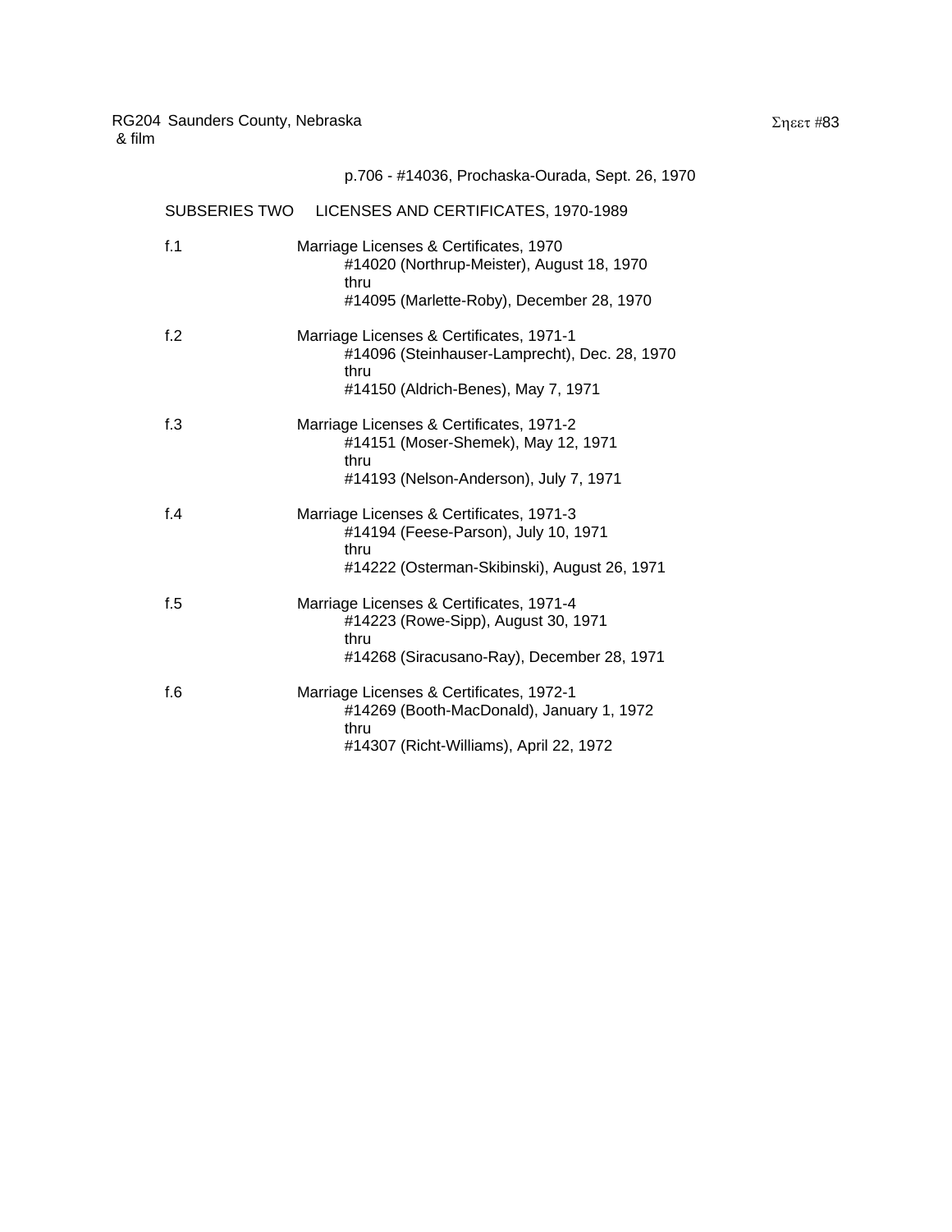p.706 - #14036, Prochaska-Ourada, Sept. 26, 1970

SUBSERIES TWO LICENSES AND CERTIFICATES, 1970-1989

f.1 Marriage Licenses & Certificates, 1970
#14020 (Northrup-Meister), August 18, 1970
thru
#14095 (Marlette-Roby), December 28, 1970

f.2 Marriage Licenses & Certificates, 1971-1
#14096 (Steinhauser-Lamprecht), Dec. 28, 1970
thru
#14150 (Aldrich-Benes), May 7, 1971

f.3 Marriage Licenses & Certificates, 1971-2
#14151 (Moser-Shemek), May 12, 1971
thru
#14193 (Nelson-Anderson), July 7, 1971

f.4 Marriage Licenses & Certificates, 1971-3
#14194 (Feese-Parson), July 10, 1971
thru
#14222 (Osterman-Skibinski), August 26, 1971

f.5 Marriage Licenses & Certificates, 1971-4
#14223 (Rowe-Sipp), August 30, 1971
thru
#14268 (Siracusano-Ray), December 28, 1971

f.6 Marriage Licenses & Certificates, 1972-1
#14269 (Booth-MacDonald), January 1, 1972
thru
#14307 (Richt-Williams), April 22, 1972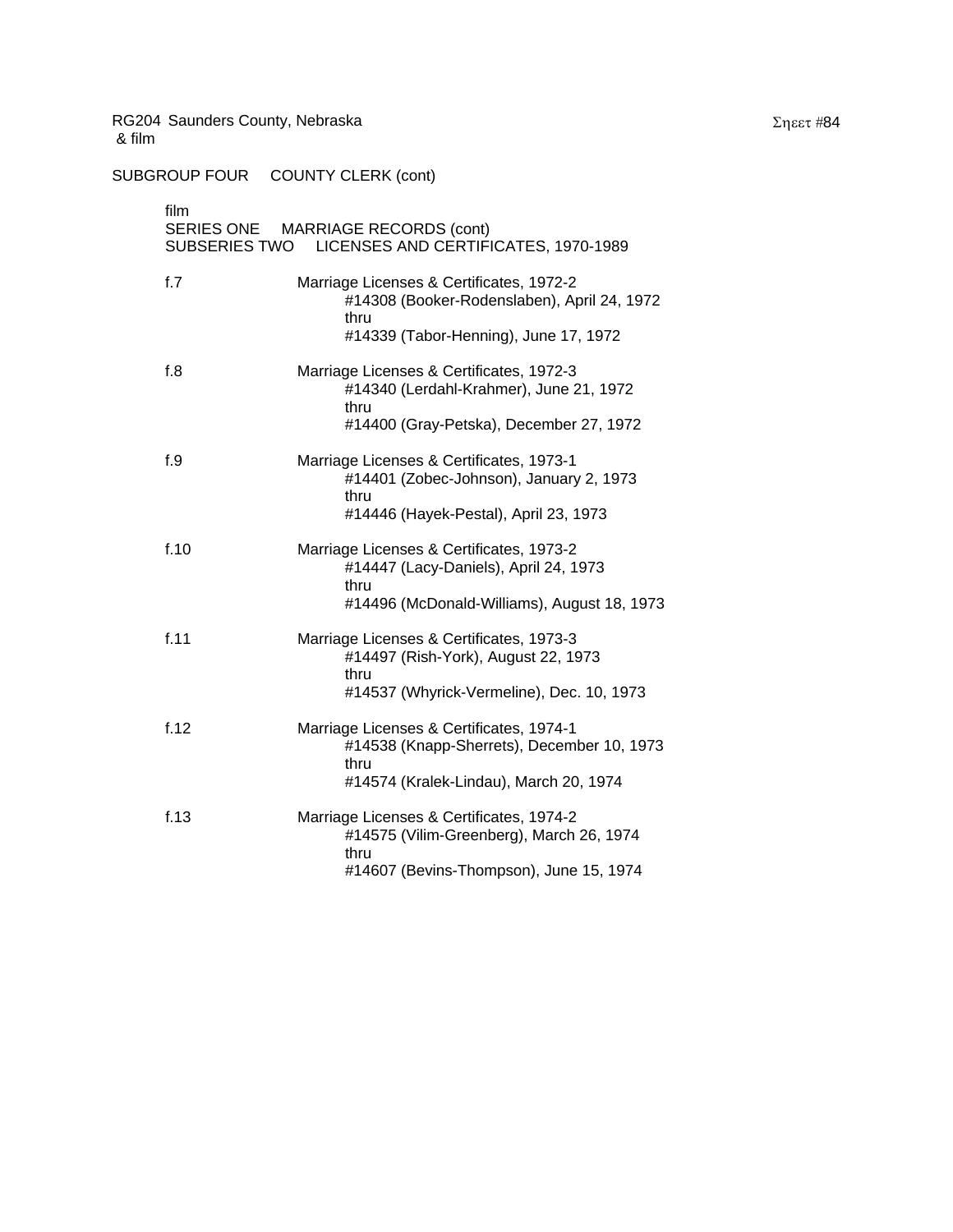RG204 Saunders County, Nebraska
& film

SUBGROUP FOUR COUNTY CLERK (cont)

film
SERIES ONE MARRIAGE RECORDS (cont)
SUBSERIES TWO LICENSES AND CERTIFICATES, 1970-1989

f.7 Marriage Licenses & Certificates, 1972-2
#14308 (Booker-Rodenslaben), April 24, 1972
thru
#14339 (Tabor-Henning), June 17, 1972

f.8 Marriage Licenses & Certificates, 1972-3
#14340 (Lerdahl-Krahmer), June 21, 1972
thru
#14400 (Gray-Petska), December 27, 1972

f.9 Marriage Licenses & Certificates, 1973-1
#14401 (Zobec-Johnson), January 2, 1973
thru
#14446 (Hayek-Pestal), April 23, 1973

f.10 Marriage Licenses & Certificates, 1973-2
#14447 (Lacy-Daniels), April 24, 1973
thru
#14496 (McDonald-Williams), August 18, 1973

f.11 Marriage Licenses & Certificates, 1973-3
#14497 (Rish-York), August 22, 1973
thru
#14537 (Whyrick-Vermeline), Dec. 10, 1973

f.12 Marriage Licenses & Certificates, 1974-1
#14538 (Knapp-Sherrets), December 10, 1973
thru
#14574 (Kralek-Lindau), March 20, 1974

f.13 Marriage Licenses & Certificates, 1974-2
#14575 (Vilim-Greenberg), March 26, 1974
thru
#14607 (Bevins-Thompson), June 15, 1974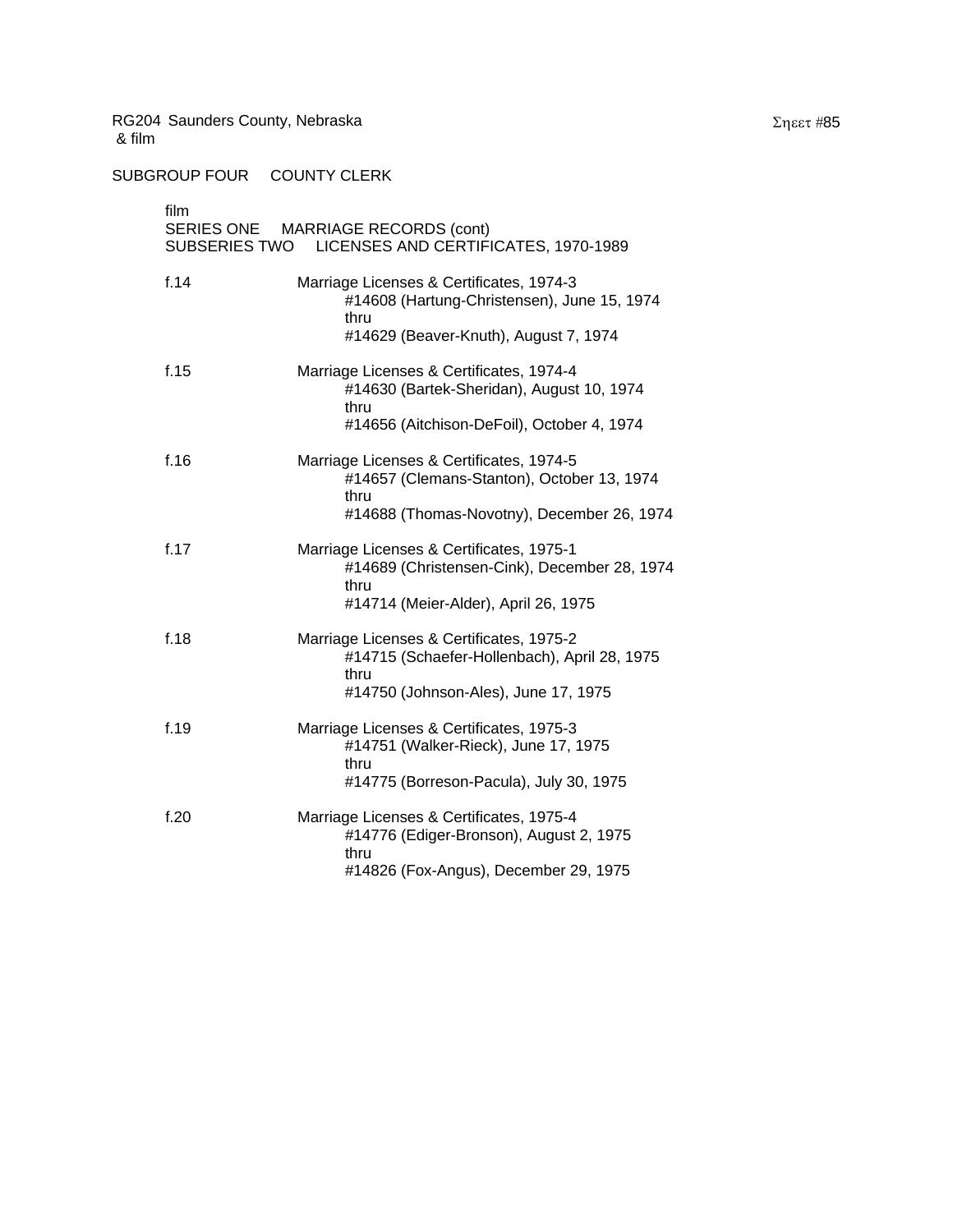RG204 Saunders County, Nebraska
& film

SUBGROUP FOUR COUNTY CLERK

film
SERIES ONE MARRIAGE RECORDS (cont)
SUBSERIES TWO LICENSES AND CERTIFICATES, 1970-1989

f.14 Marriage Licenses & Certificates, 1974-3
#14608 (Hartung-Christensen), June 15, 1974
thru
#14629 (Beaver-Knuth), August 7, 1974

f.15 Marriage Licenses & Certificates, 1974-4
#14630 (Bartek-Sheridan), August 10, 1974
thru
#14656 (Aitchison-DeFoil), October 4, 1974

f.16 Marriage Licenses & Certificates, 1974-5
#14657 (Clemans-Stanton), October 13, 1974
thru
#14688 (Thomas-Novotny), December 26, 1974

f.17 Marriage Licenses & Certificates, 1975-1
#14689 (Christensen-Cink), December 28, 1974
thru
#14714 (Meier-Alder), April 26, 1975

f.18 Marriage Licenses & Certificates, 1975-2
#14715 (Schaefer-Hollenbach), April 28, 1975
thru
#14750 (Johnson-Ales), June 17, 1975

f.19 Marriage Licenses & Certificates, 1975-3
#14751 (Walker-Rieck), June 17, 1975
thru
#14775 (Borreson-Pacula), July 30, 1975

f.20 Marriage Licenses & Certificates, 1975-4
#14776 (Ediger-Bronson), August 2, 1975
thru
#14826 (Fox-Angus), December 29, 1975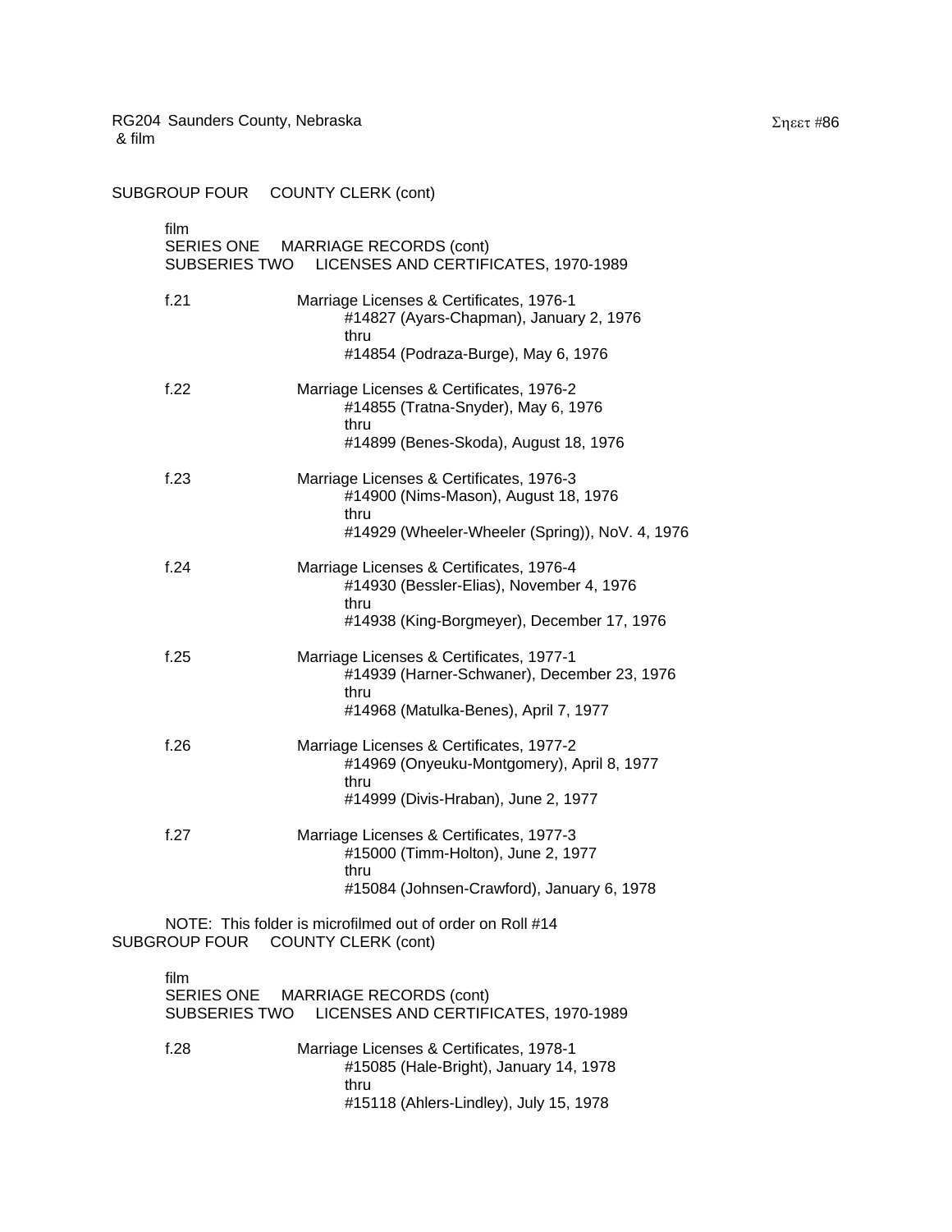SUBGROUP FOUR COUNTY CLERK (cont)

film
SERIES ONE MARRIAGE RECORDS (cont)
SUBSERIES TWO LICENSES AND CERTIFICATES, 1970-1989

f.21 Marriage Licenses & Certificates, 1976-1
#14827 (Ayars-Chapman), January 2, 1976
thru
#14854 (Podraza-Burge), May 6, 1976

f.22 Marriage Licenses & Certificates, 1976-2
#14855 (Tratna-Snyder), May 6, 1976
thru
#14899 (Benes-Skoda), August 18, 1976

f.23 Marriage Licenses & Certificates, 1976-3
#14900 (Nims-Mason), August 18, 1976
thru
#14929 (Wheeler-Wheeler (Spring)), NoV. 4, 1976

f.24 Marriage Licenses & Certificates, 1976-4
#14930 (Bessler-Elias), November 4, 1976
thru
#14938 (King-Borgmeyer), December 17, 1976

f.25 Marriage Licenses & Certificates, 1977-1
#14939 (Harner-Schwaner), December 23, 1976
thru
#14968 (Matulka-Benes), April 7, 1977

f.26 Marriage Licenses & Certificates, 1977-2
#14969 (Onyeuku-Montgomery), April 8, 1977
thru
#14999 (Divis-Hraban), June 2, 1977

f.27 Marriage Licenses & Certificates, 1977-3
#15000 (Timm-Holton), June 2, 1977
thru
#15084 (Johnsen-Crawford), January 6, 1978

NOTE: This folder is microfilmed out of order on Roll #14

SUBGROUP FOUR COUNTY CLERK (cont)

film
SERIES ONE MARRIAGE RECORDS (cont)
SUBSERIES TWO LICENSES AND CERTIFICATES, 1970-1989

f.28 Marriage Licenses & Certificates, 1978-1
#15085 (Hale-Bright), January 14, 1978
thru
#15118 (Ahlers-Lindley), July 15, 1978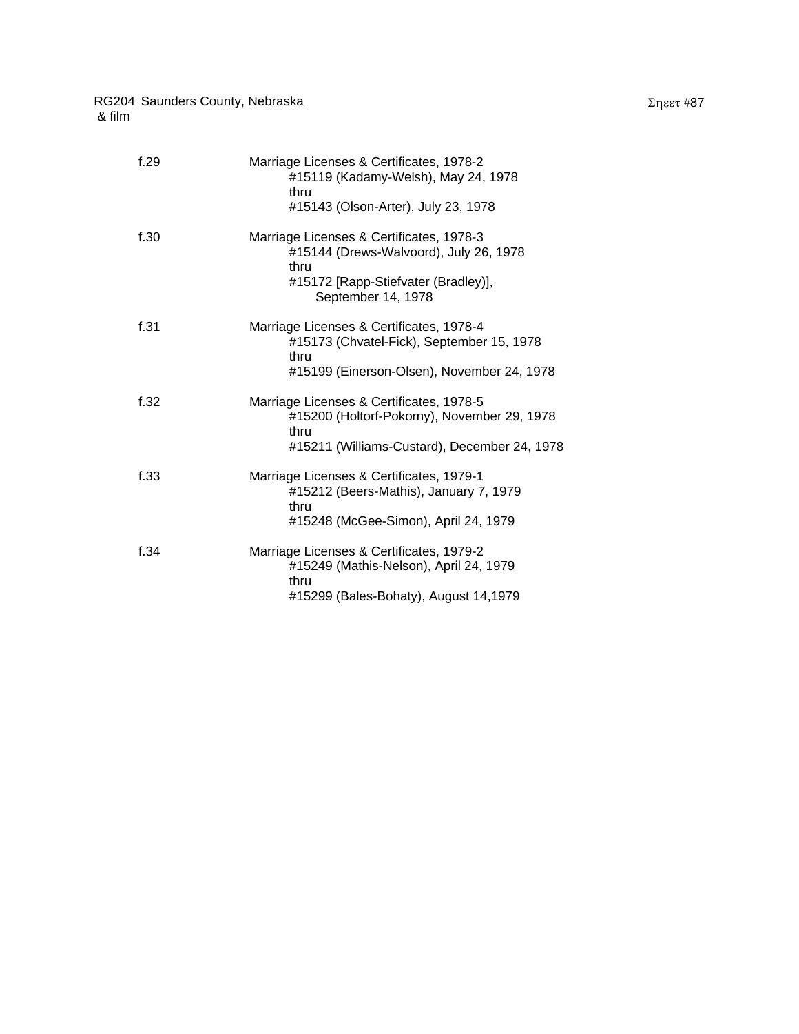f.29 Marriage Licenses & Certificates, 1978-2
#15119 (Kadamy-Welsh), May 24, 1978
thru
#15143 (Olson-Arter), July 23, 1978

f.30 Marriage Licenses & Certificates, 1978-3
#15144 (Drews-Walvoord), July 26, 1978
thru
#15172 [Rapp-Stiefvater (Bradley)], September 14, 1978

f.31 Marriage Licenses & Certificates, 1978-4
#15173 (Chvatel-Fick), September 15, 1978
thru
#15199 (Einerson-Olsen), November 24, 1978

f.32 Marriage Licenses & Certificates, 1978-5
#15200 (Holtorf-Pokorny), November 29, 1978
thru
#15211 (Williams-Custard), December 24, 1978

f.33 Marriage Licenses & Certificates, 1979-1
#15212 (Beers-Mathis), January 7, 1979
thru
#15248 (McGee-Simon), April 24, 1979

f.34 Marriage Licenses & Certificates, 1979-2
#15249 (Mathis-Nelson), April 24, 1979
thru
#15299 (Bales-Bohaty), August 14,1979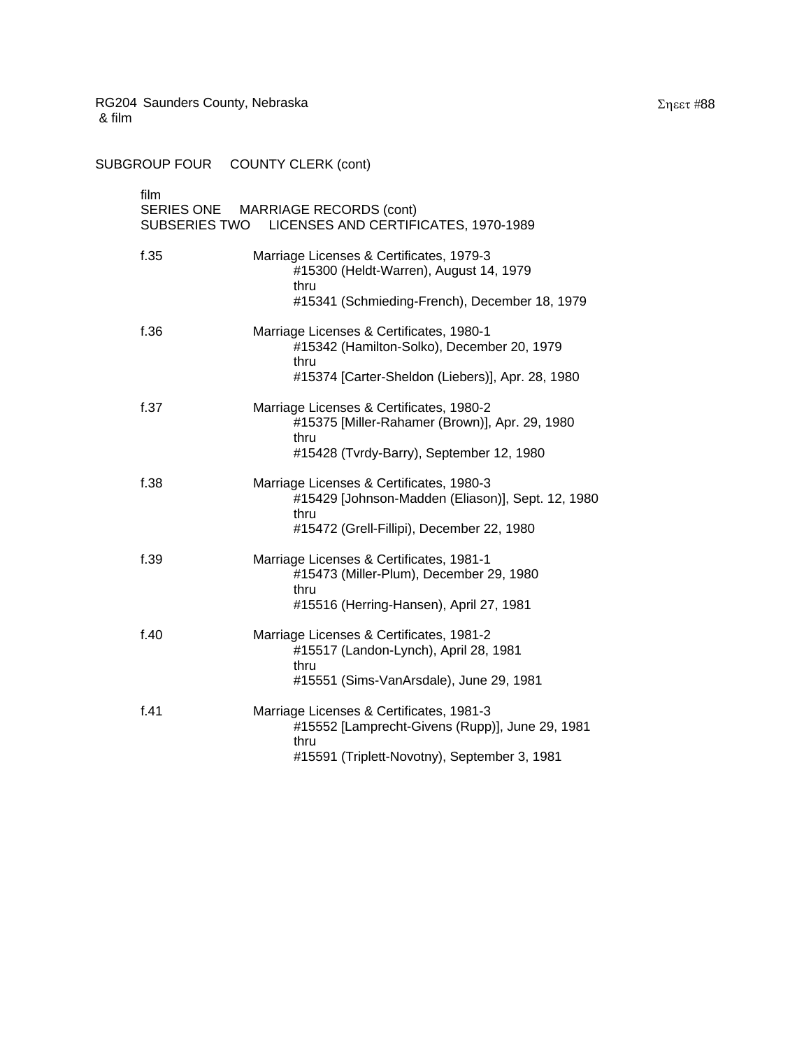RG204 Saunders County, Nebraska
& film

SUBGROUP FOUR COUNTY CLERK (cont)

film
SERIES ONE MARRIAGE RECORDS (cont)
SUBSERIES TWO LICENSES AND CERTIFICATES, 1970-1989

f.35 Marriage Licenses & Certificates, 1979-3
#15300 (Heldt-Warren), August 14, 1979
thru
#15341 (Schmieding-French), December 18, 1979

f.36 Marriage Licenses & Certificates, 1980-1
#15342 (Hamilton-Solko), December 20, 1979
thru
#15374 [Carter-Sheldon (Liebers)], Apr. 28, 1980

f.37 Marriage Licenses & Certificates, 1980-2
#15375 [Miller-Rahamer (Brown)], Apr. 29, 1980
thru
#15428 (Tvrdy-Barry), September 12, 1980

f.38 Marriage Licenses & Certificates, 1980-3
#15429 [Johnson-Madden (Eliason)], Sept. 12, 1980
thru
#15472 (Grell-Fillipi), December 22, 1980

f.39 Marriage Licenses & Certificates, 1981-1
#15473 (Miller-Plum), December 29, 1980
thru
#15516 (Herring-Hansen), April 27, 1981

f.40 Marriage Licenses & Certificates, 1981-2
#15517 (Landon-Lynch), April 28, 1981
thru
#15551 (Sims-VanArsdale), June 29, 1981

f.41 Marriage Licenses & Certificates, 1981-3
#15552 [Lamprecht-Givens (Rupp)], June 29, 1981
thru
#15591 (Triplett-Novotny), September 3, 1981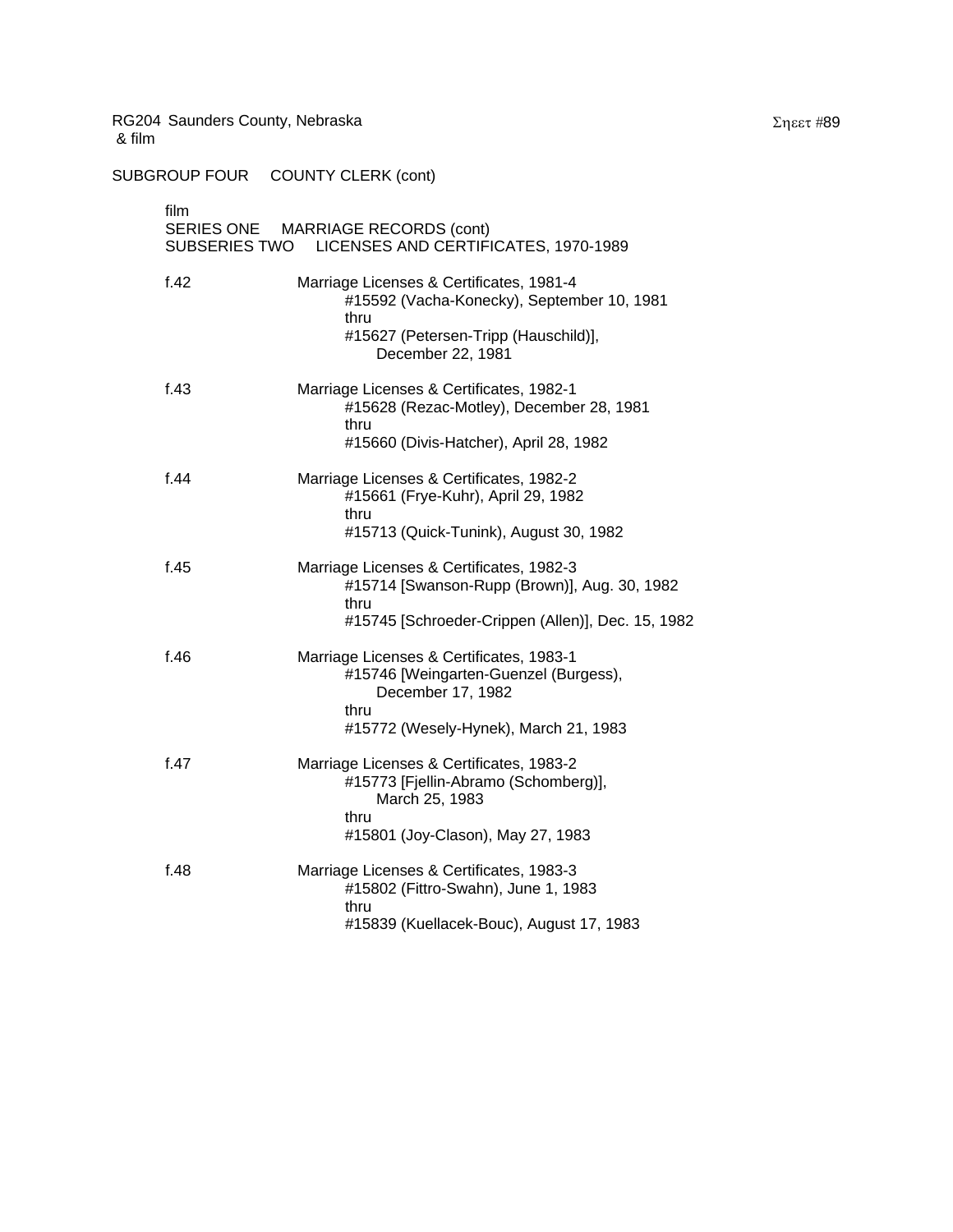RG204 Saunders County, Nebraska
& film

SUBGROUP FOUR COUNTY CLERK (cont)

film
SERIES ONE MARRIAGE RECORDS (cont)
SUBSERIES TWO LICENSES AND CERTIFICATES, 1970-1989

f.42 Marriage Licenses & Certificates, 1981-4
#15592 (Vacha-Konecky), September 10, 1981
thru
#15627 (Petersen-Tripp (Hauschild)],
December 22, 1981

f.43 Marriage Licenses & Certificates, 1982-1
#15628 (Rezac-Motley), December 28, 1981
thru
#15660 (Divis-Hatcher), April 28, 1982

f.44 Marriage Licenses & Certificates, 1982-2
#15661 (Frye-Kuhr), April 29, 1982
thru
#15713 (Quick-Tunink), August 30, 1982

f.45 Marriage Licenses & Certificates, 1982-3
#15714 [Swanson-Rupp (Brown)], Aug. 30, 1982
thru
#15745 [Schroeder-Crippen (Allen)], Dec. 15, 1982

f.46 Marriage Licenses & Certificates, 1983-1
#15746 [Weingarten-Guenzel (Burgess),
December 17, 1982
thru
#15772 (Wesely-Hynek), March 21, 1983

f.47 Marriage Licenses & Certificates, 1983-2
#15773 [Fjellin-Abramo (Schomberg)],
March 25, 1983
thru
#15801 (Joy-Clason), May 27, 1983

f.48 Marriage Licenses & Certificates, 1983-3
#15802 (Fittro-Swahn), June 1, 1983
thru
#15839 (Kuellacek-Bouc), August 17, 1983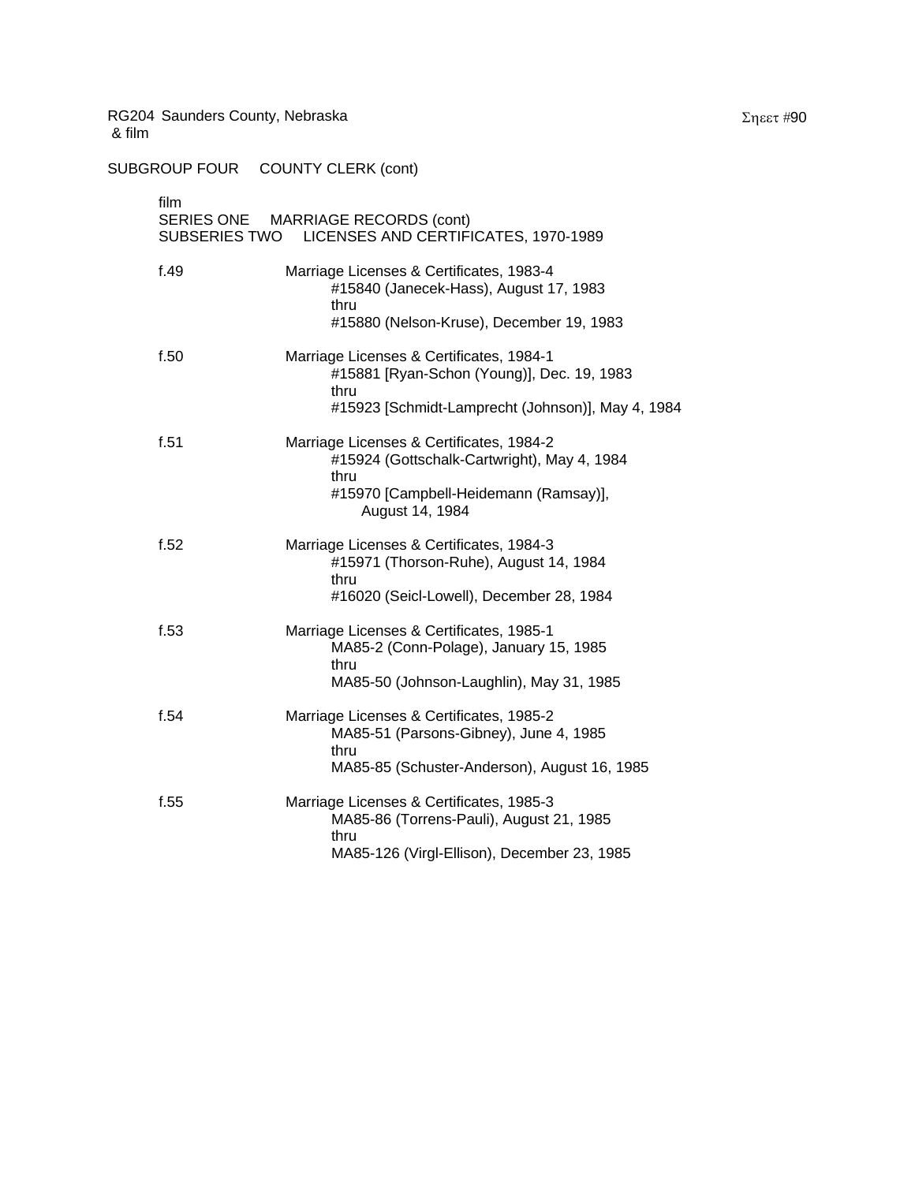RG204 Saunders County, Nebraska
& film

SUBGROUP FOUR COUNTY CLERK (cont)

film
SERIES ONE MARRIAGE RECORDS (cont)
SUBSERIES TWO LICENSES AND CERTIFICATES, 1970-1989

f.49 Marriage Licenses & Certificates, 1983-4
#15840 (Janecek-Hass), August 17, 1983
thru
#15880 (Nelson-Kruse), December 19, 1983

f.50 Marriage Licenses & Certificates, 1984-1
#15881 [Ryan-Schon (Young)], Dec. 19, 1983
thru
#15923 [Schmidt-Lamprecht (Johnson)], May 4, 1984

f.51 Marriage Licenses & Certificates, 1984-2
#15924 (Gottschalk-Cartwright), May 4, 1984
thru
#15970 [Campbell-Heidemann (Ramsay)], August 14, 1984

f.52 Marriage Licenses & Certificates, 1984-3
#15971 (Thorson-Ruhe), August 14, 1984
thru
#16020 (Seicl-Lowell), December 28, 1984

f.53 Marriage Licenses & Certificates, 1985-1
MA85-2 (Conn-Polage), January 15, 1985
thru
MA85-50 (Johnson-Laughlin), May 31, 1985

f.54 Marriage Licenses & Certificates, 1985-2
MA85-51 (Parsons-Gibney), June 4, 1985
thru
MA85-85 (Schuster-Anderson), August 16, 1985

f.55 Marriage Licenses & Certificates, 1985-3
MA85-86 (Torrens-Pauli), August 21, 1985
thru
MA85-126 (Virgl-Ellison), December 23, 1985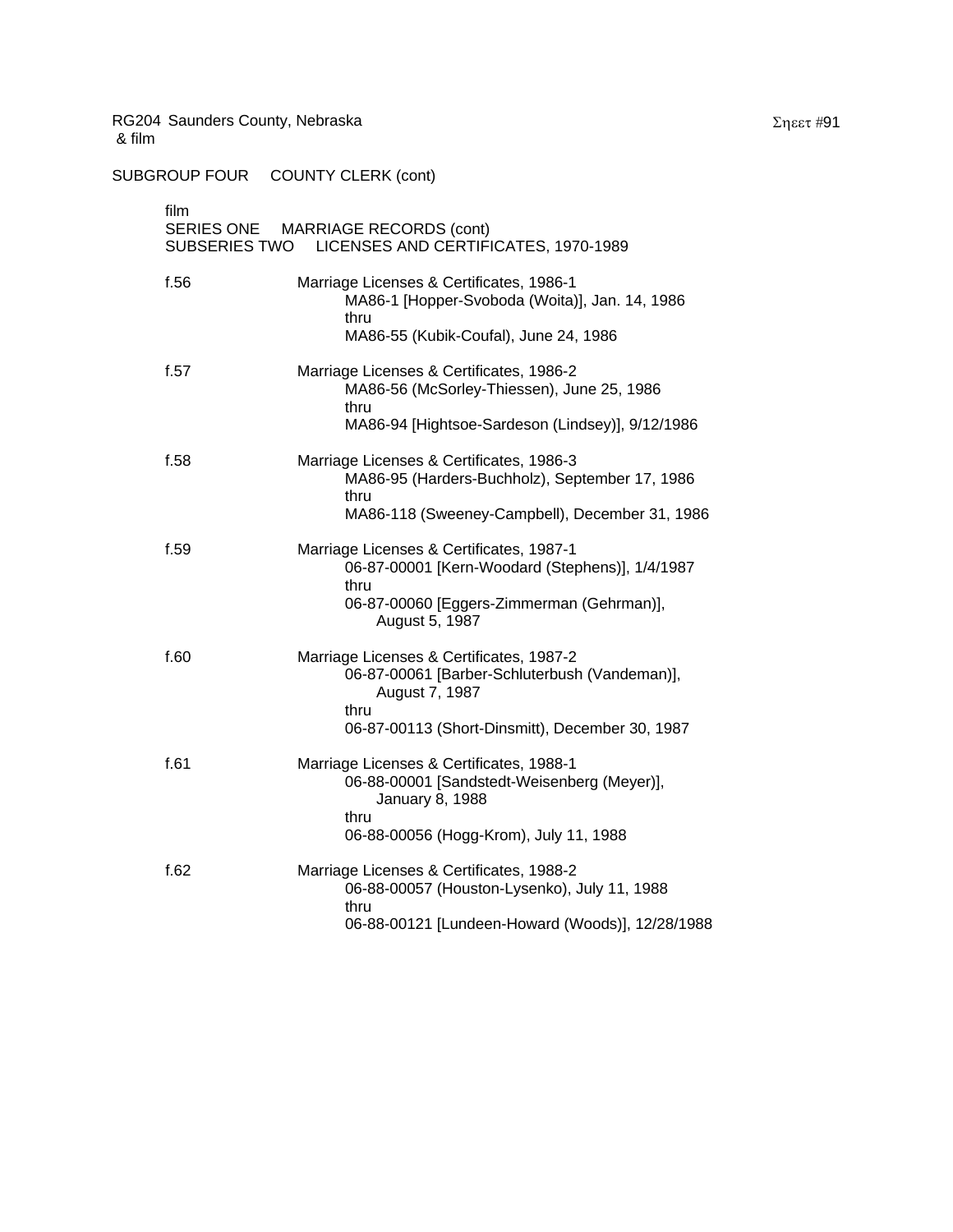RG204 Saunders County, Nebraska
& film

SUBGROUP FOUR COUNTY CLERK (cont)

film
SERIES ONE MARRIAGE RECORDS (cont)
SUBSERIES TWO LICENSES AND CERTIFICATES, 1970-1989

f.56 Marriage Licenses & Certificates, 1986-1
MA86-1 [Hopper-Svoboda (Woita)], Jan. 14, 1986
thru
MA86-55 (Kubik-Coufal), June 24, 1986

f.57 Marriage Licenses & Certificates, 1986-2
MA86-56 (McSorley-Thiessen), June 25, 1986
thru
MA86-94 [Hightsoe-Sardeson (Lindsey)], 9/12/1986

f.58 Marriage Licenses & Certificates, 1986-3
MA86-95 (Harders-Buchholz), September 17, 1986
thru
MA86-118 (Sweeney-Campbell), December 31, 1986

f.59 Marriage Licenses & Certificates, 1987-1
06-87-00001 [Kern-Woodard (Stephens)], 1/4/1987
thru
06-87-00060 [Eggers-Zimmerman (Gehrman)], August 5, 1987

f.60 Marriage Licenses & Certificates, 1987-2
06-87-00061 [Barber-Schluterbush (Vandeman)], August 7, 1987
thru
06-87-00113 (Short-Dinsmitt), December 30, 1987

f.61 Marriage Licenses & Certificates, 1988-1
06-88-00001 [Sandstedt-Weisenberg (Meyer)], January 8, 1988
thru
06-88-00056 (Hogg-Krom), July 11, 1988

f.62 Marriage Licenses & Certificates, 1988-2
06-88-00057 (Houston-Lysenko), July 11, 1988
thru
06-88-00121 [Lundeen-Howard (Woods)], 12/28/1988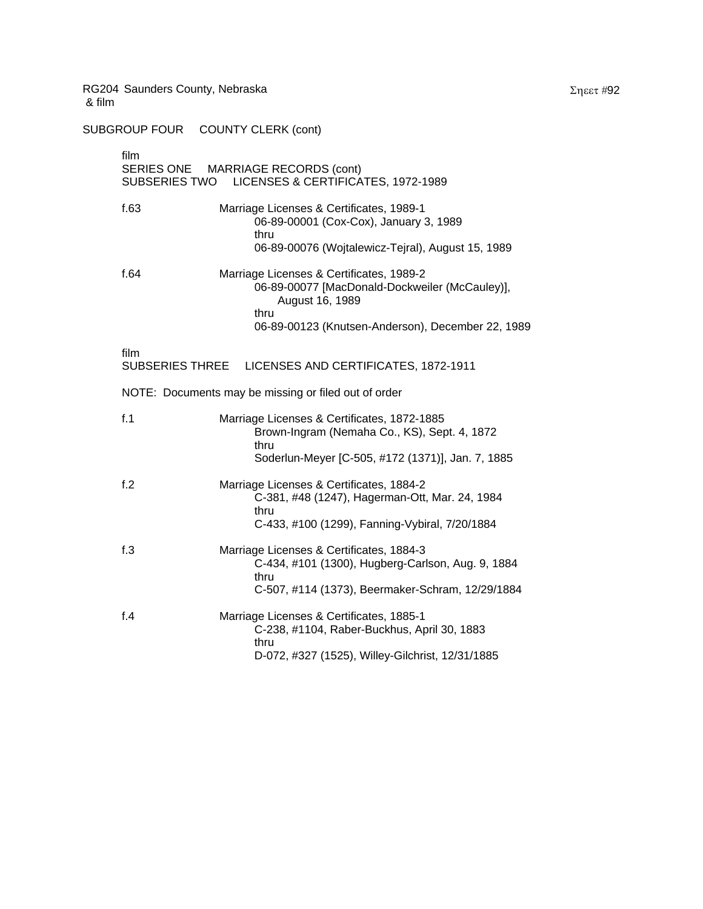RG204 Saunders County, Nebraska
& film

SUBGROUP FOUR COUNTY CLERK (cont)

film
SERIES ONE MARRIAGE RECORDS (cont)
SUBSERIES TWO LICENSES & CERTIFICATES, 1972-1989

f.63 Marriage Licenses & Certificates, 1989-1
06-89-00001 (Cox-Cox), January 3, 1989
thru
06-89-00076 (Wojtalewicz-Tejral), August 15, 1989

f.64 Marriage Licenses & Certificates, 1989-2
06-89-00077 [MacDonald-Dockweiler (McCauley)], August 16, 1989
thru
06-89-00123 (Knutsen-Anderson), December 22, 1989

film
SUBSERIES THREE LICENSES AND CERTIFICATES, 1872-1911

NOTE: Documents may be missing or filed out of order

f.1 Marriage Licenses & Certificates, 1872-1885
Brown-Ingram (Nemaha Co., KS), Sept. 4, 1872
thru
Soderlun-Meyer [C-505, #172 (1371)], Jan. 7, 1885

f.2 Marriage Licenses & Certificates, 1884-2
C-381, #48 (1247), Hagerman-Ott, Mar. 24, 1984
thru
C-433, #100 (1299), Fanning-Vybiral, 7/20/1884

f.3 Marriage Licenses & Certificates, 1884-3
C-434, #101 (1300), Hugberg-Carlson, Aug. 9, 1884
thru
C-507, #114 (1373), Beermaker-Schram, 12/29/1884

f.4 Marriage Licenses & Certificates, 1885-1
C-238, #1104, Raber-Buckhus, April 30, 1883
thru
D-072, #327 (1525), Willey-Gilchrist, 12/31/1885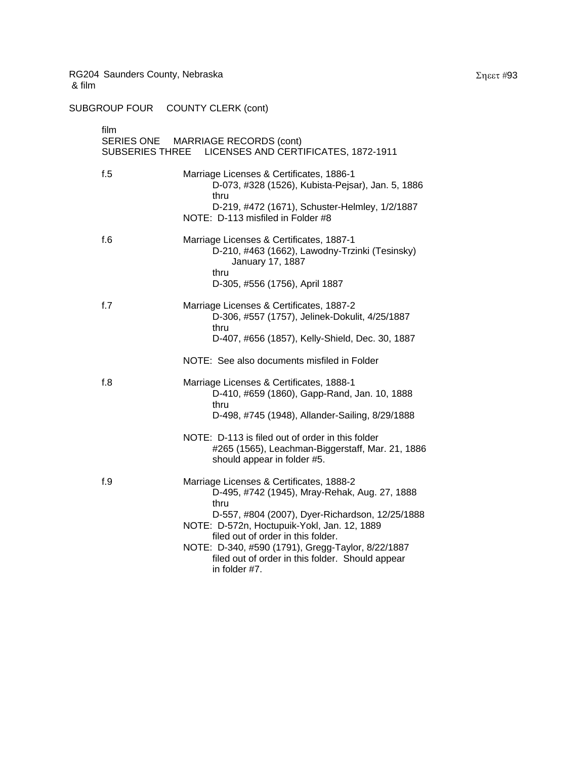RG204 Saunders County, Nebraska
& film

SUBGROUP FOUR COUNTY CLERK (cont)

film
SERIES ONE MARRIAGE RECORDS (cont)
SUBSERIES THREE LICENSES AND CERTIFICATES, 1872-1911

f.5 Marriage Licenses & Certificates, 1886-1
D-073, #328 (1526), Kubista-Pejsar), Jan. 5, 1886
thru
D-219, #472 (1671), Schuster-Helmley, 1/2/1887
NOTE: D-113 misfiled in Folder #8

f.6 Marriage Licenses & Certificates, 1887-1
D-210, #463 (1662), Lawodny-Trzinki (Tesinsky)
January 17, 1887
thru
D-305, #556 (1756), April 1887

f.7 Marriage Licenses & Certificates, 1887-2
D-306, #557 (1757), Jelinek-Dokulit, 4/25/1887
thru
D-407, #656 (1857), Kelly-Shield, Dec. 30, 1887

NOTE: See also documents misfiled in Folder

f.8 Marriage Licenses & Certificates, 1888-1
D-410, #659 (1860), Gapp-Rand, Jan. 10, 1888
thru
D-498, #745 (1948), Allander-Sailing, 8/29/1888

NOTE: D-113 is filed out of order in this folder
#265 (1565), Leachman-Biggerstaff, Mar. 21, 1886
should appear in folder #5.

f.9 Marriage Licenses & Certificates, 1888-2
D-495, #742 (1945), Mray-Rehak, Aug. 27, 1888
thru
D-557, #804 (2007), Dyer-Richardson, 12/25/1888
NOTE: D-572n, Hoctupuik-Yokl, Jan. 12, 1889
filed out of order in this folder.
NOTE: D-340, #590 (1791), Gregg-Taylor, 8/22/1887
filed out of order in this folder. Should appear
in folder #7.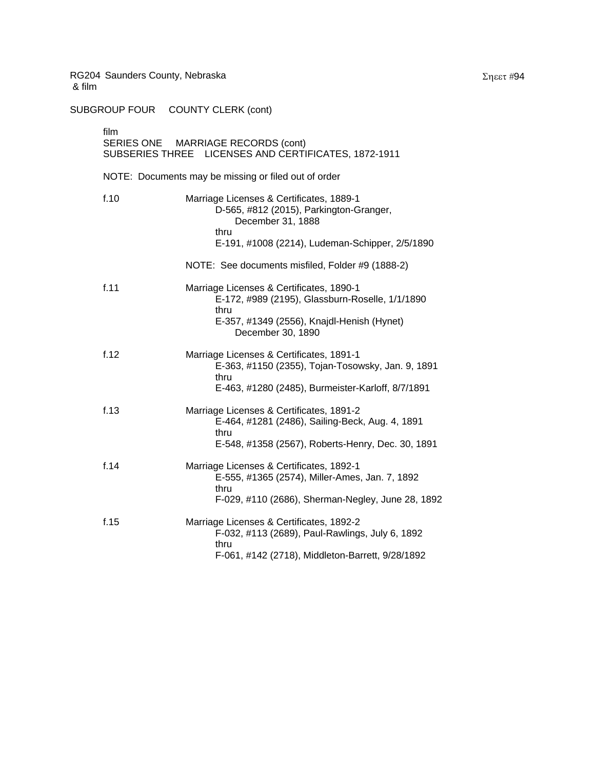RG204 Saunders County, Nebraska
& film

SUBGROUP FOUR COUNTY CLERK (cont)

film
SERIES ONE MARRIAGE RECORDS (cont)
SUBSERIES THREE LICENSES AND CERTIFICATES, 1872-1911

NOTE: Documents may be missing or filed out of order

f.10 Marriage Licenses & Certificates, 1889-1
D-565, #812 (2015), Parkington-Granger, December 31, 1888
thru
E-191, #1008 (2214), Ludeman-Schipper, 2/5/1890

NOTE: See documents misfiled, Folder #9 (1888-2)

f.11 Marriage Licenses & Certificates, 1890-1
E-172, #989 (2195), Glassburn-Roselle, 1/1/1890
thru
E-357, #1349 (2556), Knajdl-Henish (Hynet) December 30, 1890

f.12 Marriage Licenses & Certificates, 1891-1
E-363, #1150 (2355), Tojan-Tosowsky, Jan. 9, 1891
thru
E-463, #1280 (2485), Burmeister-Karloff, 8/7/1891

f.13 Marriage Licenses & Certificates, 1891-2
E-464, #1281 (2486), Sailing-Beck, Aug. 4, 1891
thru
E-548, #1358 (2567), Roberts-Henry, Dec. 30, 1891

f.14 Marriage Licenses & Certificates, 1892-1
E-555, #1365 (2574), Miller-Ames, Jan. 7, 1892
thru
F-029, #110 (2686), Sherman-Negley, June 28, 1892

f.15 Marriage Licenses & Certificates, 1892-2
F-032, #113 (2689), Paul-Rawlings, July 6, 1892
thru
F-061, #142 (2718), Middleton-Barrett, 9/28/1892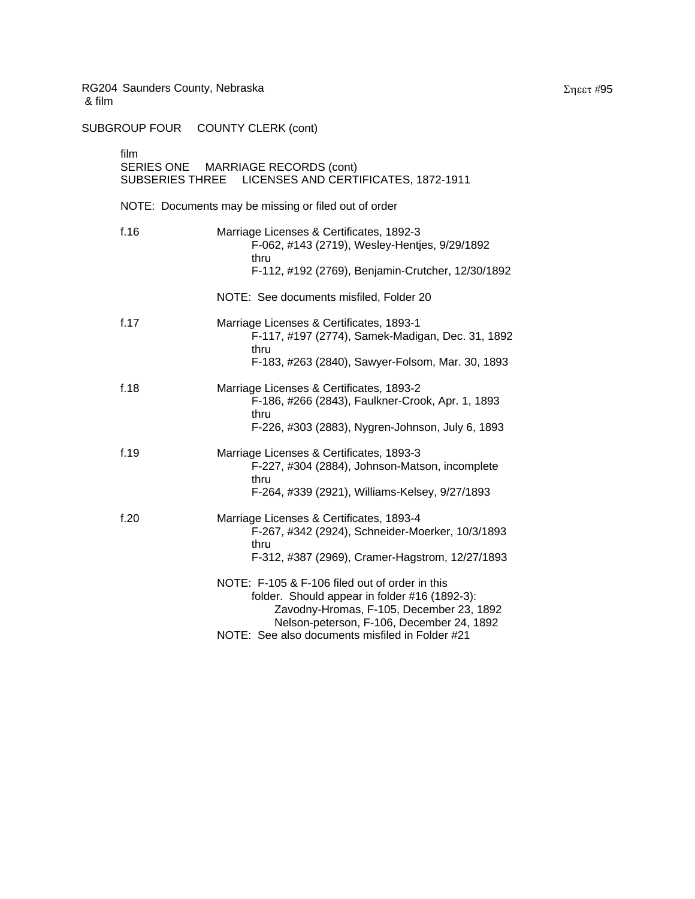RG204 Saunders County, Nebraska
& film

SUBGROUP FOUR COUNTY CLERK (cont)

film
SERIES ONE MARRIAGE RECORDS (cont)
SUBSERIES THREE LICENSES AND CERTIFICATES, 1872-1911

NOTE: Documents may be missing or filed out of order

f.16 Marriage Licenses & Certificates, 1892-3
F-062, #143 (2719), Wesley-Hentjes, 9/29/1892
thru
F-112, #192 (2769), Benjamin-Crutcher, 12/30/1892

NOTE: See documents misfiled, Folder 20

f.17 Marriage Licenses & Certificates, 1893-1
F-117, #197 (2774), Samek-Madigan, Dec. 31, 1892
thru
F-183, #263 (2840), Sawyer-Folsom, Mar. 30, 1893

f.18 Marriage Licenses & Certificates, 1893-2
F-186, #266 (2843), Faulkner-Crook, Apr. 1, 1893
thru
F-226, #303 (2883), Nygren-Johnson, July 6, 1893

f.19 Marriage Licenses & Certificates, 1893-3
F-227, #304 (2884), Johnson-Matson, incomplete
thru
F-264, #339 (2921), Williams-Kelsey, 9/27/1893

f.20 Marriage Licenses & Certificates, 1893-4
F-267, #342 (2924), Schneider-Moerker, 10/3/1893
thru
F-312, #387 (2969), Cramer-Hagstrom, 12/27/1893

NOTE: F-105 & F-106 filed out of order in this folder. Should appear in folder #16 (1892-3):
Zavodny-Hromas, F-105, December 23, 1892
Nelson-peterson, F-106, December 24, 1892
NOTE: See also documents misfiled in Folder #21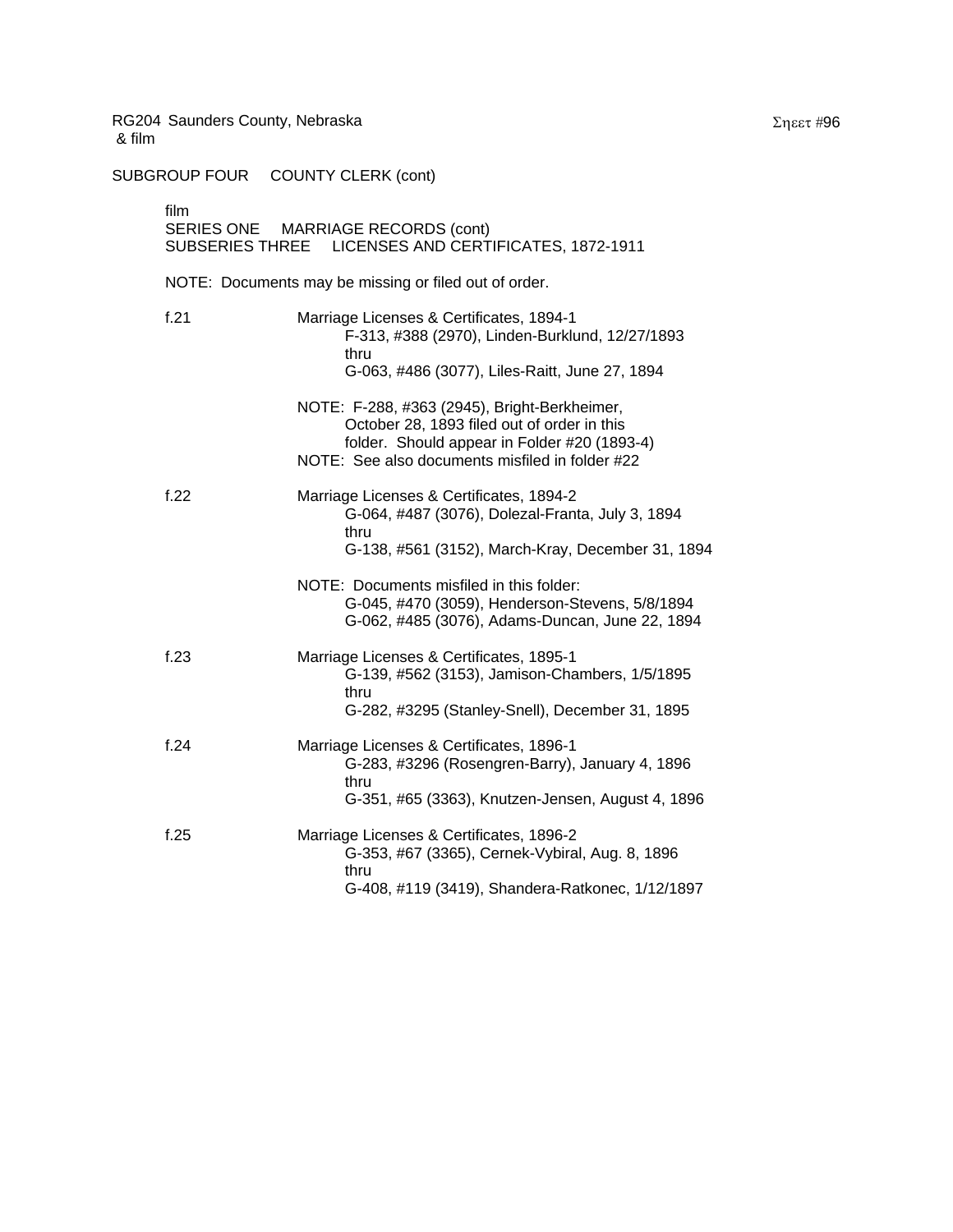RG204 Saunders County, Nebraska
& film

SUBGROUP FOUR COUNTY CLERK (cont)

film
SERIES ONE MARRIAGE RECORDS (cont)
SUBSERIES THREE LICENSES AND CERTIFICATES, 1872-1911

NOTE: Documents may be missing or filed out of order.

f.21 Marriage Licenses & Certificates, 1894-1
F-313, #388 (2970), Linden-Burklund, 12/27/1893
thru
G-063, #486 (3077), Liles-Raitt, June 27, 1894

NOTE: F-288, #363 (2945), Bright-Berkheimer, October 28, 1893 filed out of order in this folder. Should appear in Folder #20 (1893-4)
NOTE: See also documents misfiled in folder #22

f.22 Marriage Licenses & Certificates, 1894-2
G-064, #487 (3076), Dolezal-Franta, July 3, 1894
thru
G-138, #561 (3152), March-Kray, December 31, 1894

NOTE: Documents misfiled in this folder:
G-045, #470 (3059), Henderson-Stevens, 5/8/1894
G-062, #485 (3076), Adams-Duncan, June 22, 1894

f.23 Marriage Licenses & Certificates, 1895-1
G-139, #562 (3153), Jamison-Chambers, 1/5/1895
thru
G-282, #3295 (Stanley-Snell), December 31, 1895

f.24 Marriage Licenses & Certificates, 1896-1
G-283, #3296 (Rosengren-Barry), January 4, 1896
thru
G-351, #65 (3363), Knutzen-Jensen, August 4, 1896

f.25 Marriage Licenses & Certificates, 1896-2
G-353, #67 (3365), Cernek-Vybiral, Aug. 8, 1896
thru
G-408, #119 (3419), Shandera-Ratkonec, 1/12/1897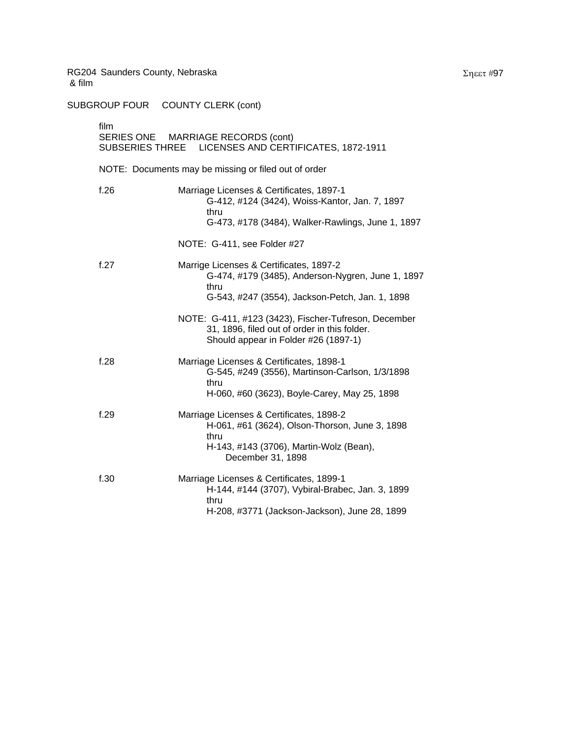RG204 Saunders County, Nebraska
& film

SUBGROUP FOUR COUNTY CLERK (cont)

film
SERIES ONE MARRIAGE RECORDS (cont)
SUBSERIES THREE LICENSES AND CERTIFICATES, 1872-1911

NOTE: Documents may be missing or filed out of order

f.26 Marriage Licenses & Certificates, 1897-1
G-412, #124 (3424), Woiss-Kantor, Jan. 7, 1897
thru
G-473, #178 (3484), Walker-Rawlings, June 1, 1897

NOTE: G-411, see Folder #27

f.27 Marrige Licenses & Certificates, 1897-2
G-474, #179 (3485), Anderson-Nygren, June 1, 1897
thru
G-543, #247 (3554), Jackson-Petch, Jan. 1, 1898

NOTE: G-411, #123 (3423), Fischer-Tufreson, December 31, 1896, filed out of order in this folder. Should appear in Folder #26 (1897-1)

f.28 Marriage Licenses & Certificates, 1898-1
G-545, #249 (3556), Martinson-Carlson, 1/3/1898
thru
H-060, #60 (3623), Boyle-Carey, May 25, 1898

f.29 Marriage Licenses & Certificates, 1898-2
H-061, #61 (3624), Olson-Thorson, June 3, 1898
thru
H-143, #143 (3706), Martin-Wolz (Bean), December 31, 1898

f.30 Marriage Licenses & Certificates, 1899-1
H-144, #144 (3707), Vybiral-Brabec, Jan. 3, 1899
thru
H-208, #3771 (Jackson-Jackson), June 28, 1899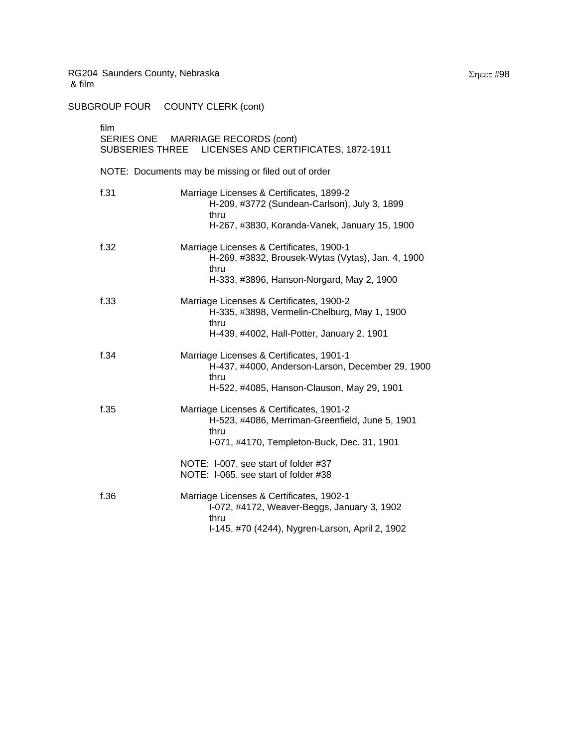RG204 Saunders County, Nebraska
& film

SUBGROUP FOUR COUNTY CLERK (cont)

film
SERIES ONE MARRIAGE RECORDS (cont)
SUBSERIES THREE LICENSES AND CERTIFICATES, 1872-1911

NOTE: Documents may be missing or filed out of order

f.31 Marriage Licenses & Certificates, 1899-2
H-209, #3772 (Sundean-Carlson), July 3, 1899
thru
H-267, #3830, Koranda-Vanek, January 15, 1900

f.32 Marriage Licenses & Certificates, 1900-1
H-269, #3832, Brousek-Wytas (Vytas), Jan. 4, 1900
thru
H-333, #3896, Hanson-Norgard, May 2, 1900

f.33 Marriage Licenses & Certificates, 1900-2
H-335, #3898, Vermelin-Chelburg, May 1, 1900
thru
H-439, #4002, Hall-Potter, January 2, 1901

f.34 Marriage Licenses & Certificates, 1901-1
H-437, #4000, Anderson-Larson, December 29, 1900
thru
H-522, #4085, Hanson-Clauson, May 29, 1901

f.35 Marriage Licenses & Certificates, 1901-2
H-523, #4086, Merriman-Greenfield, June 5, 1901
thru
I-071, #4170, Templeton-Buck, Dec. 31, 1901

NOTE: I-007, see start of folder #37
NOTE: I-065, see start of folder #38

f.36 Marriage Licenses & Certificates, 1902-1
I-072, #4172, Weaver-Beggs, January 3, 1902
thru
I-145, #70 (4244), Nygren-Larson, April 2, 1902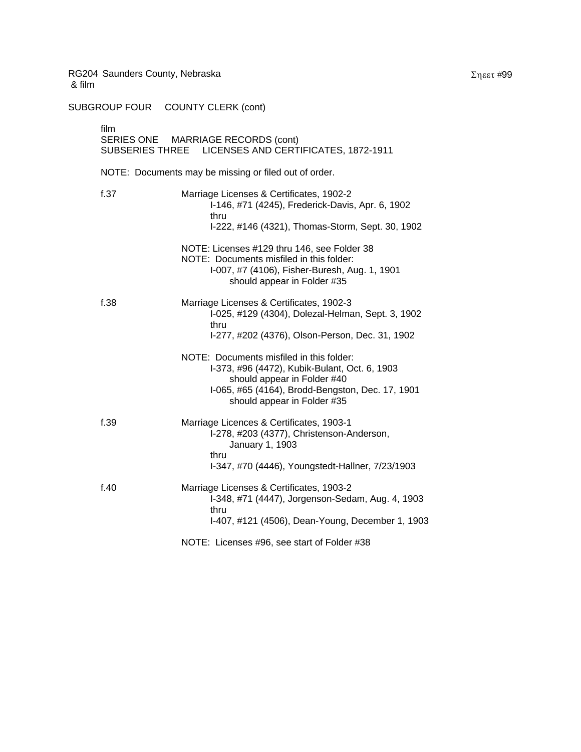RG204 Saunders County, Nebraska
& film

SUBGROUP FOUR COUNTY CLERK (cont)

film
SERIES ONE MARRIAGE RECORDS (cont)
SUBSERIES THREE LICENSES AND CERTIFICATES, 1872-1911

NOTE: Documents may be missing or filed out of order.

f.37 Marriage Licenses & Certificates, 1902-2
I-146, #71 (4245), Frederick-Davis, Apr. 6, 1902
thru
I-222, #146 (4321), Thomas-Storm, Sept. 30, 1902

NOTE: Licenses #129 thru 146, see Folder 38
NOTE: Documents misfiled in this folder:
I-007, #7 (4106), Fisher-Buresh, Aug. 1, 1901
should appear in Folder #35

f.38 Marriage Licenses & Certificates, 1902-3
I-025, #129 (4304), Dolezal-Helman, Sept. 3, 1902
thru
I-277, #202 (4376), Olson-Person, Dec. 31, 1902

NOTE: Documents misfiled in this folder:
I-373, #96 (4472), Kubik-Bulant, Oct. 6, 1903
should appear in Folder #40
I-065, #65 (4164), Brodd-Bengston, Dec. 17, 1901
should appear in Folder #35

f.39 Marriage Licences & Certificates, 1903-1
I-278, #203 (4377), Christenson-Anderson,
January 1, 1903
thru
I-347, #70 (4446), Youngstedt-Hallner, 7/23/1903

f.40 Marriage Licenses & Certificates, 1903-2
I-348, #71 (4447), Jorgenson-Sedam, Aug. 4, 1903
thru
I-407, #121 (4506), Dean-Young, December 1, 1903

NOTE: Licenses #96, see start of Folder #38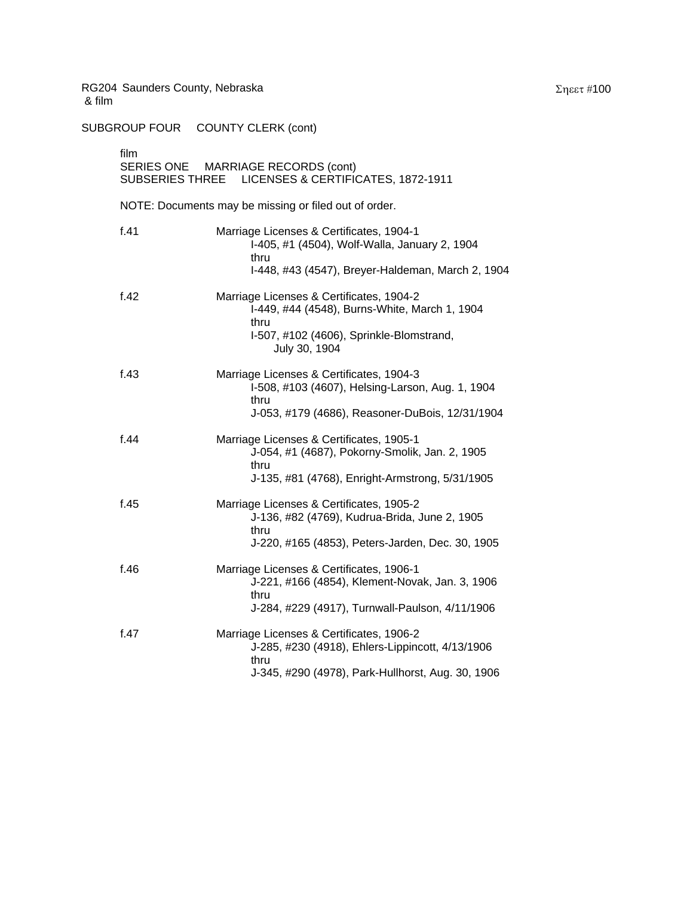RG204 Saunders County, Nebraska
& film

SUBGROUP FOUR COUNTY CLERK (cont)

film
SERIES ONE MARRIAGE RECORDS (cont)
SUBSERIES THREE LICENSES & CERTIFICATES, 1872-1911

NOTE: Documents may be missing or filed out of order.

f.41 Marriage Licenses & Certificates, 1904-1
I-405, #1 (4504), Wolf-Walla, January 2, 1904
thru
I-448, #43 (4547), Breyer-Haldeman, March 2, 1904

f.42 Marriage Licenses & Certificates, 1904-2
I-449, #44 (4548), Burns-White, March 1, 1904
thru
I-507, #102 (4606), Sprinkle-Blomstrand, July 30, 1904

f.43 Marriage Licenses & Certificates, 1904-3
I-508, #103 (4607), Helsing-Larson, Aug. 1, 1904
thru
J-053, #179 (4686), Reasoner-DuBois, 12/31/1904

f.44 Marriage Licenses & Certificates, 1905-1
J-054, #1 (4687), Pokorny-Smolik, Jan. 2, 1905
thru
J-135, #81 (4768), Enright-Armstrong, 5/31/1905

f.45 Marriage Licenses & Certificates, 1905-2
J-136, #82 (4769), Kudrua-Brida, June 2, 1905
thru
J-220, #165 (4853), Peters-Jarden, Dec. 30, 1905

f.46 Marriage Licenses & Certificates, 1906-1
J-221, #166 (4854), Klement-Novak, Jan. 3, 1906
thru
J-284, #229 (4917), Turnwall-Paulson, 4/11/1906

f.47 Marriage Licenses & Certificates, 1906-2
J-285, #230 (4918), Ehlers-Lippincott, 4/13/1906
thru
J-345, #290 (4978), Park-Hullhorst, Aug. 30, 1906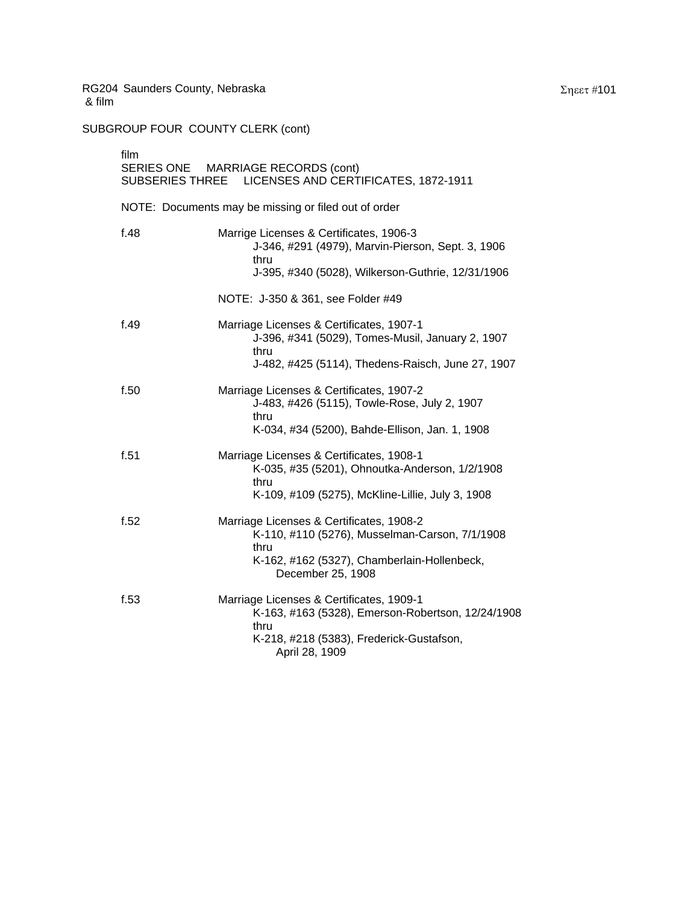RG204 Saunders County, Nebraska
& film

SUBGROUP FOUR COUNTY CLERK (cont)

film
SERIES ONE MARRIAGE RECORDS (cont)
SUBSERIES THREE LICENSES AND CERTIFICATES, 1872-1911

NOTE: Documents may be missing or filed out of order

f.48 Marrige Licenses & Certificates, 1906-3
J-346, #291 (4979), Marvin-Pierson, Sept. 3, 1906
thru
J-395, #340 (5028), Wilkerson-Guthrie, 12/31/1906

NOTE: J-350 & 361, see Folder #49

f.49 Marriage Licenses & Certificates, 1907-1
J-396, #341 (5029), Tomes-Musil, January 2, 1907
thru
J-482, #425 (5114), Thedens-Raisch, June 27, 1907

f.50 Marriage Licenses & Certificates, 1907-2
J-483, #426 (5115), Towle-Rose, July 2, 1907
thru
K-034, #34 (5200), Bahde-Ellison, Jan. 1, 1908

f.51 Marriage Licenses & Certificates, 1908-1
K-035, #35 (5201), Ohnoutka-Anderson, 1/2/1908
thru
K-109, #109 (5275), McKline-Lillie, July 3, 1908

f.52 Marriage Licenses & Certificates, 1908-2
K-110, #110 (5276), Musselman-Carson, 7/1/1908
thru
K-162, #162 (5327), Chamberlain-Hollenbeck, December 25, 1908

f.53 Marriage Licenses & Certificates, 1909-1
K-163, #163 (5328), Emerson-Robertson, 12/24/1908
thru
K-218, #218 (5383), Frederick-Gustafson, April 28, 1909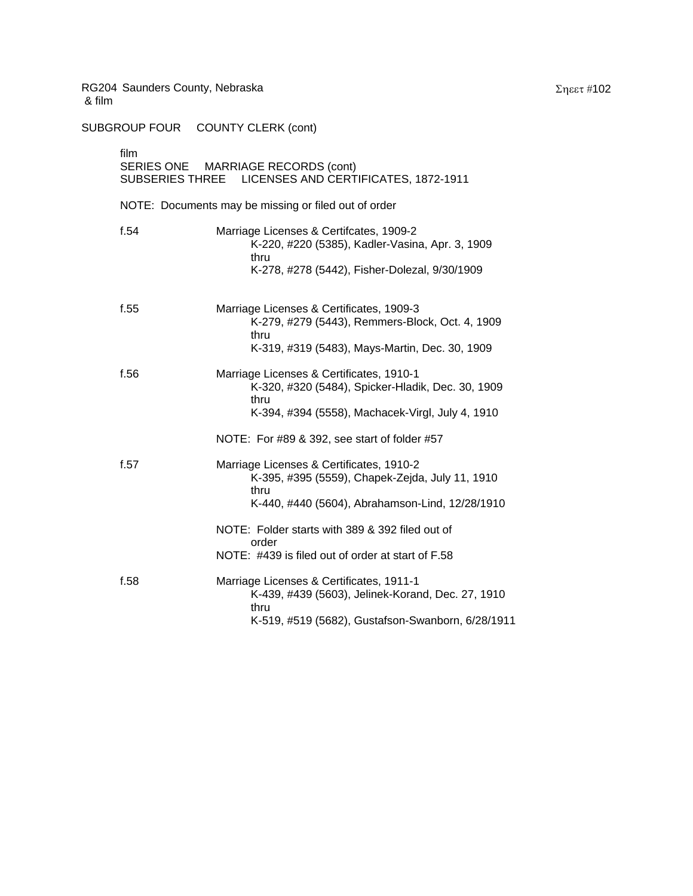RG204 Saunders County, Nebraska
& film

SUBGROUP FOUR COUNTY CLERK (cont)

film
SERIES ONE MARRIAGE RECORDS (cont)
SUBSERIES THREE LICENSES AND CERTIFICATES, 1872-1911

NOTE: Documents may be missing or filed out of order

f.54 Marriage Licenses & Certifcates, 1909-2
K-220, #220 (5385), Kadler-Vasina, Apr. 3, 1909
thru
K-278, #278 (5442), Fisher-Dolezal, 9/30/1909

f.55 Marriage Licenses & Certificates, 1909-3
K-279, #279 (5443), Remmers-Block, Oct. 4, 1909
thru
K-319, #319 (5483), Mays-Martin, Dec. 30, 1909

f.56 Marriage Licenses & Certificates, 1910-1
K-320, #320 (5484), Spicker-Hladik, Dec. 30, 1909
thru
K-394, #394 (5558), Machacek-Virgl, July 4, 1910

NOTE: For #89 & 392, see start of folder #57

f.57 Marriage Licenses & Certificates, 1910-2
K-395, #395 (5559), Chapek-Zejda, July 11, 1910
thru
K-440, #440 (5604), Abrahamson-Lind, 12/28/1910

NOTE: Folder starts with 389 & 392 filed out of order
NOTE: #439 is filed out of order at start of F.58

f.58 Marriage Licenses & Certificates, 1911-1
K-439, #439 (5603), Jelinek-Korand, Dec. 27, 1910
thru
K-519, #519 (5682), Gustafson-Swanborn, 6/28/1911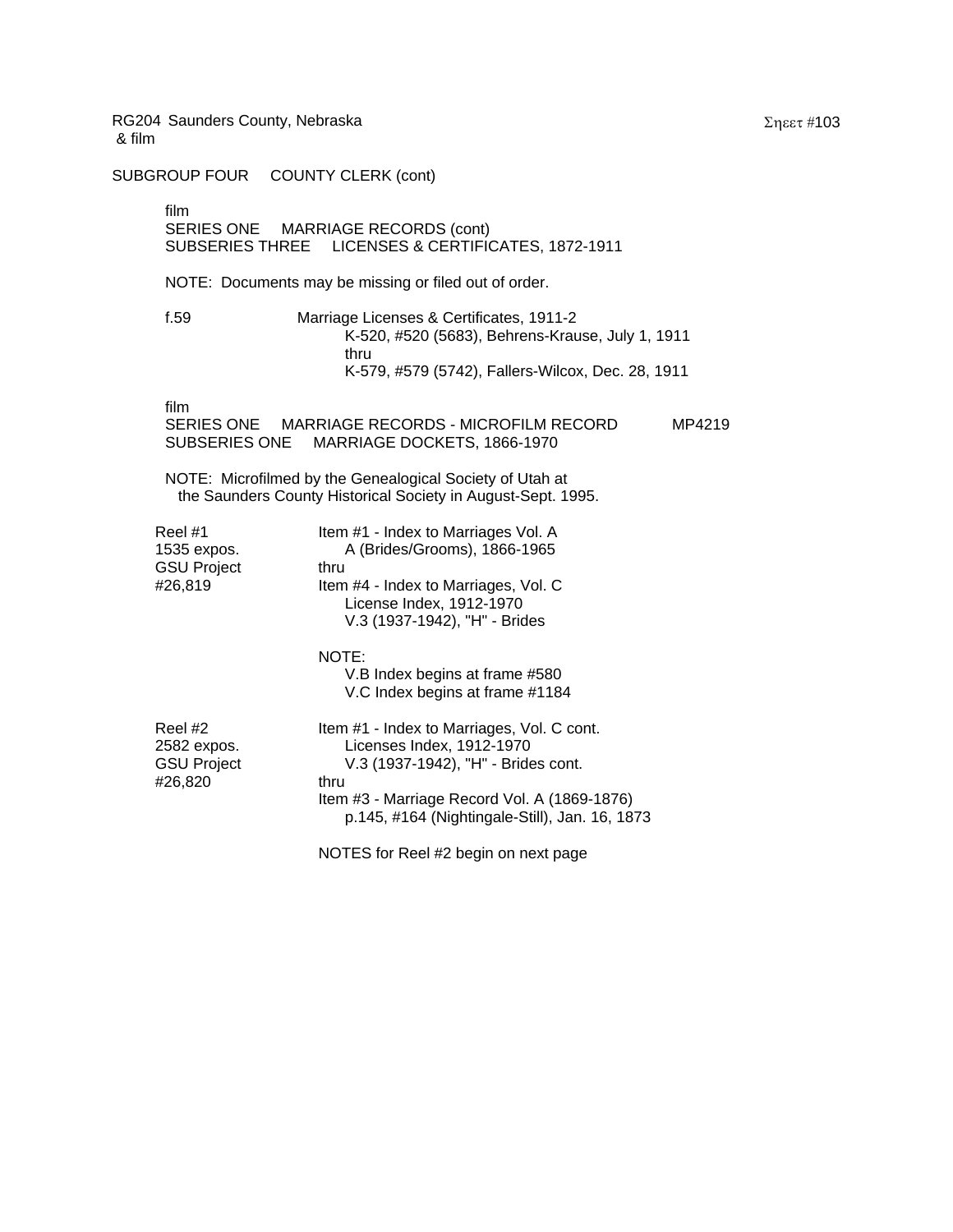RG204 Saunders County, Nebraska
& film

SUBGROUP FOUR COUNTY CLERK (cont)

film
SERIES ONE MARRIAGE RECORDS (cont)
SUBSERIES THREE LICENSES & CERTIFICATES, 1872-1911

NOTE: Documents may be missing or filed out of order.

f.59 Marriage Licenses & Certificates, 1911-2
K-520, #520 (5683), Behrens-Krause, July 1, 1911
thru
K-579, #579 (5742), Fallers-Wilcox, Dec. 28, 1911

film
SERIES ONE MARRIAGE RECORDS - MICROFILM RECORD MP4219
SUBSERIES ONE MARRIAGE DOCKETS, 1866-1970

NOTE: Microfilmed by the Genealogical Society of Utah at the Saunders County Historical Society in August-Sept. 1995.

Reel #1
1535 expos.
GSU Project
#26,819

Item #1 - Index to Marriages Vol. A
A (Brides/Grooms), 1866-1965
thru
Item #4 - Index to Marriages, Vol. C
License Index, 1912-1970
V.3 (1937-1942), "H" - Brides

NOTE:
V.B Index begins at frame #580
V.C Index begins at frame #1184

Reel #2
2582 expos.
GSU Project
#26,820

Item #1 - Index to Marriages, Vol. C cont.
Licenses Index, 1912-1970
V.3 (1937-1942), "H" - Brides cont.
thru
Item #3 - Marriage Record Vol. A (1869-1876)
p.145, #164 (Nightingale-Still), Jan. 16, 1873

NOTES for Reel #2 begin on next page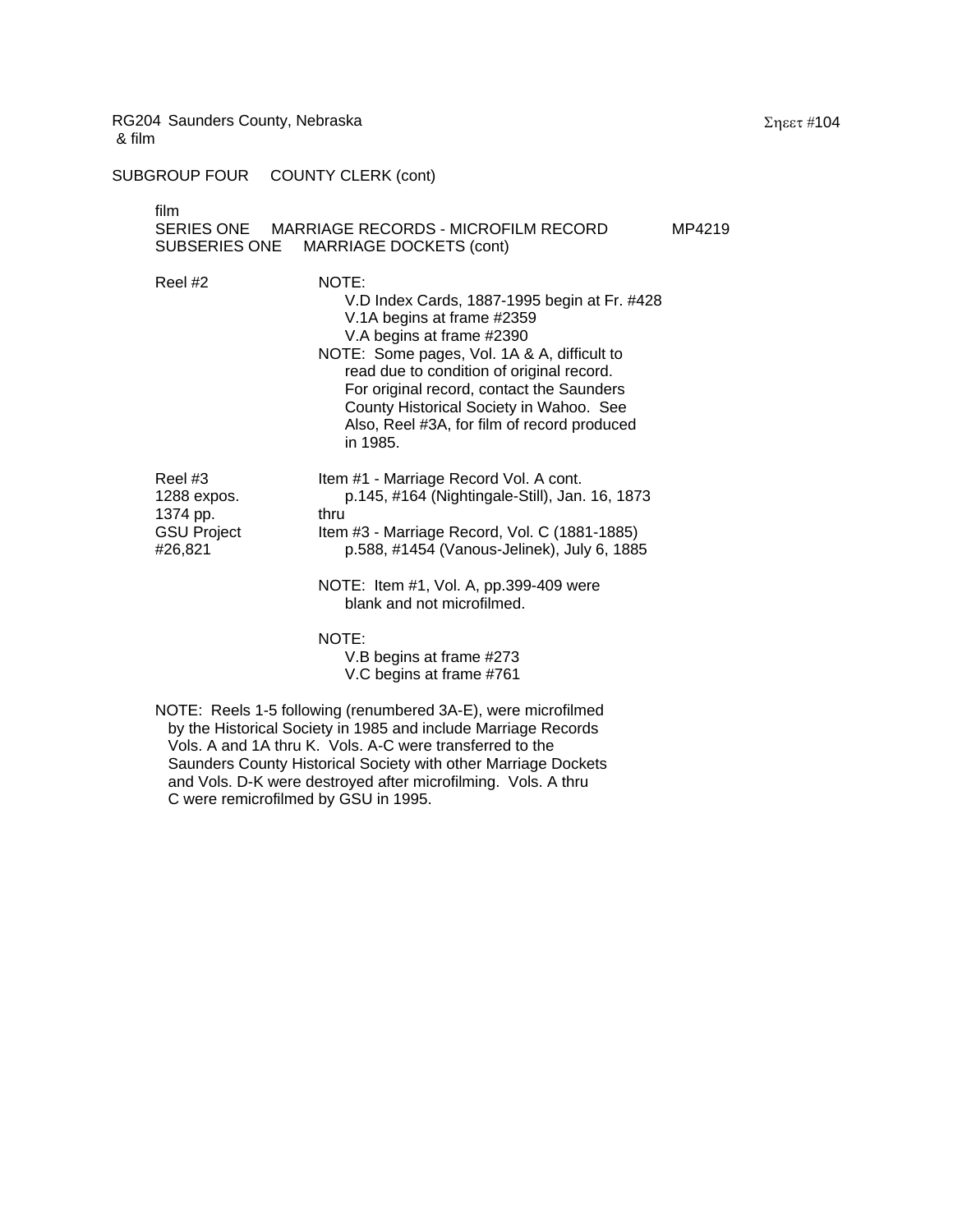RG204 Saunders County, Nebraska
& film

Σηεετ #104

SUBGROUP FOUR    COUNTY CLERK (cont)

film
SERIES ONE    MARRIAGE RECORDS - MICROFILM RECORD    MP4219
SUBSERIES ONE    MARRIAGE DOCKETS (cont)

| | |
|---|---|
| Reel #2 | NOTE:<br>V.D Index Cards, 1887-1995 begin at Fr. #428<br>V.1A begins at frame #2359<br>V.A begins at frame #2390<br>NOTE: Some pages, Vol. 1A & A, difficult to read due to condition of original record. For original record, contact the Saunders County Historical Society in Wahoo. See Also, Reel #3A, for film of record produced in 1985. |
| Reel #3<br>1288 expos.<br>1374 pp.<br>GSU Project<br>#26,821 | Item #1 - Marriage Record Vol. A cont.<br>p.145, #164 (Nightingale-Still), Jan. 16, 1873<br>thru<br>Item #3 - Marriage Record, Vol. C (1881-1885)<br>p.588, #1454 (Vanous-Jelinek), July 6, 1885<br><br>NOTE: Item #1, Vol. A, pp.399-409 were blank and not microfilmed.<br><br>NOTE:<br>V.B begins at frame #273<br>V.C begins at frame #761 |

NOTE: Reels 1-5 following (renumbered 3A-E), were microfilmed by the Historical Society in 1985 and include Marriage Records Vols. A and 1A thru K. Vols. A-C were transferred to the Saunders County Historical Society with other Marriage Dockets and Vols. D-K were destroyed after microfilming. Vols. A thru C were remicrofilmed by GSU in 1995.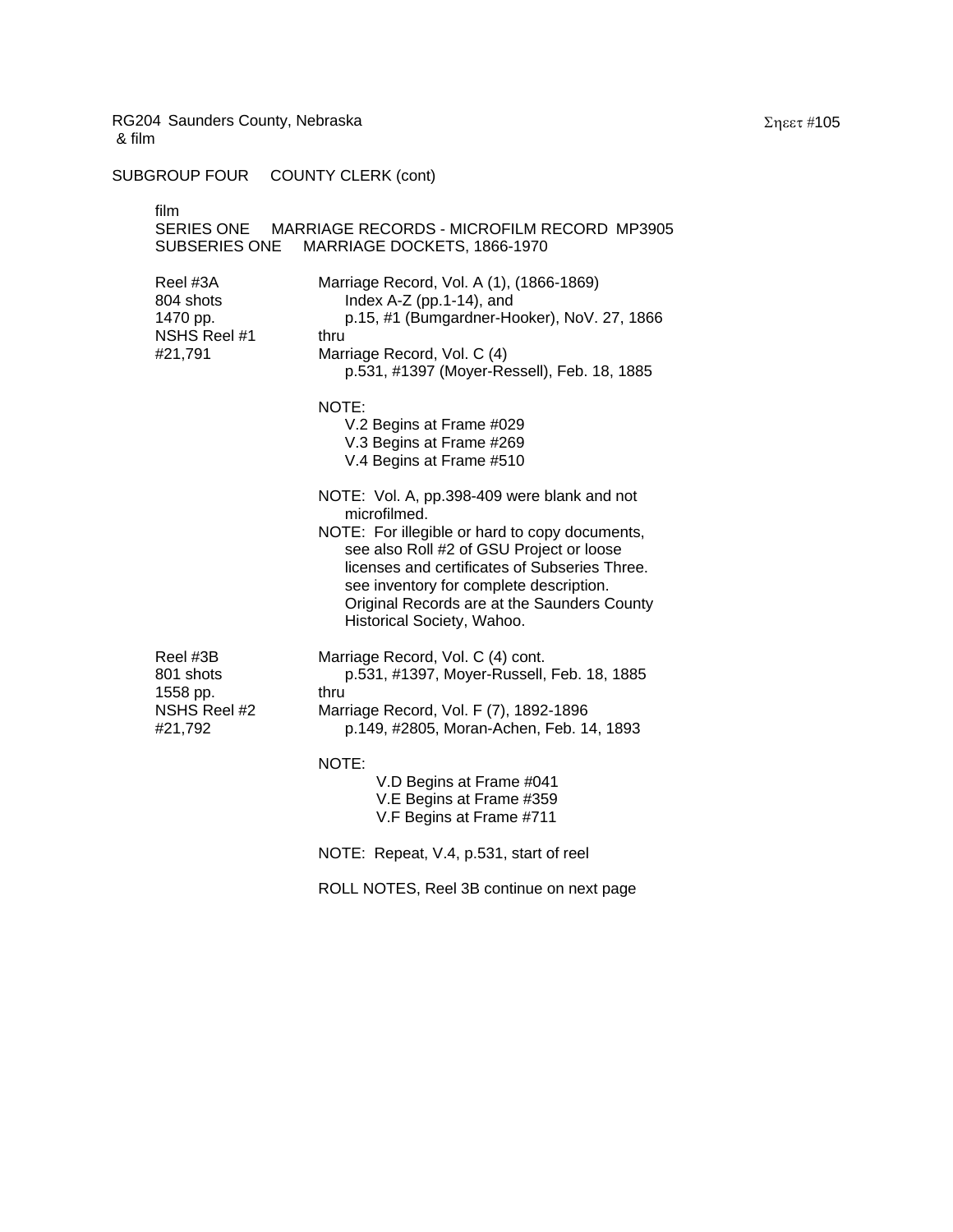RG204 Saunders County, Nebraska
& film

SUBGROUP FOUR COUNTY CLERK (cont)

film
SERIES ONE MARRIAGE RECORDS - MICROFILM RECORD MP3905
SUBSERIES ONE MARRIAGE DOCKETS, 1866-1970

| | |
|---|---|
| Reel #3A<br>804 shots<br>1470 pp.<br>NSHS Reel #1<br>#21,791 | Marriage Record, Vol. A (1), (1866-1869)<br>Index A-Z (pp.1-14), and<br>p.15, #1 (Bumgardner-Hooker), NoV. 27, 1866<br>thru<br>Marriage Record, Vol. C (4)<br>p.531, #1397 (Moyer-Ressell), Feb. 18, 1885<br><br>NOTE:<br>V.2 Begins at Frame #029<br>V.3 Begins at Frame #269<br>V.4 Begins at Frame #510<br><br>NOTE: Vol. A, pp.398-409 were blank and not microfilmed.<br>NOTE: For illegible or hard to copy documents, see also Roll #2 of GSU Project or loose licenses and certificates of Subseries Three. see inventory for complete description. Original Records are at the Saunders County Historical Society, Wahoo. |
| Reel #3B<br>801 shots<br>1558 pp.<br>NSHS Reel #2<br>#21,792 | Marriage Record, Vol. C (4) cont.<br>p.531, #1397, Moyer-Russell, Feb. 18, 1885<br>thru<br>Marriage Record, Vol. F (7), 1892-1896<br>p.149, #2805, Moran-Achen, Feb. 14, 1893<br><br>NOTE:<br>V.D Begins at Frame #041<br>V.E Begins at Frame #359<br>V.F Begins at Frame #711<br><br>NOTE: Repeat, V.4, p.531, start of reel<br><br>ROLL NOTES, Reel 3B continue on next page |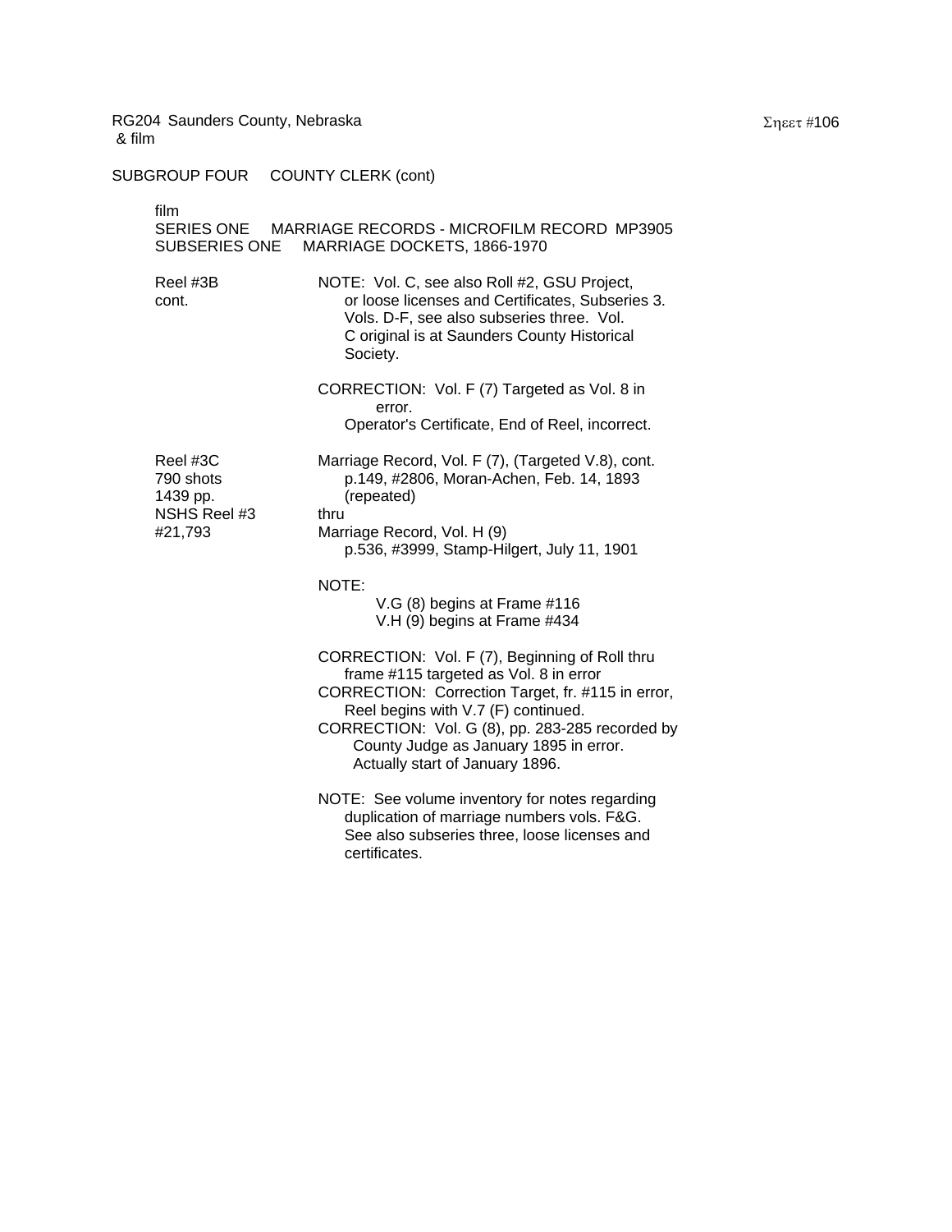RG204 Saunders County, Nebraska
& film

SUBGROUP FOUR COUNTY CLERK (cont)

film
SERIES ONE MARRIAGE RECORDS - MICROFILM RECORD MP3905
SUBSERIES ONE MARRIAGE DOCKETS, 1866-1970

Reel #3B
cont.

NOTE: Vol. C, see also Roll #2, GSU Project, or loose licenses and Certificates, Subseries 3. Vols. D-F, see also subseries three. Vol. C original is at Saunders County Historical Society.

CORRECTION: Vol. F (7) Targeted as Vol. 8 in error.
Operator's Certificate, End of Reel, incorrect.

Reel #3C
790 shots
1439 pp.
NSHS Reel #3
#21,793

Marriage Record, Vol. F (7), (Targeted V.8), cont.
p.149, #2806, Moran-Achen, Feb. 14, 1893 (repeated)
thru
Marriage Record, Vol. H (9)
p.536, #3999, Stamp-Hilgert, July 11, 1901

NOTE:
V.G (8) begins at Frame #116
V.H (9) begins at Frame #434

CORRECTION: Vol. F (7), Beginning of Roll thru frame #115 targeted as Vol. 8 in error
CORRECTION: Correction Target, fr. #115 in error, Reel begins with V.7 (F) continued.
CORRECTION: Vol. G (8), pp. 283-285 recorded by County Judge as January 1895 in error. Actually start of January 1896.

NOTE: See volume inventory for notes regarding duplication of marriage numbers vols. F&G. See also subseries three, loose licenses and certificates.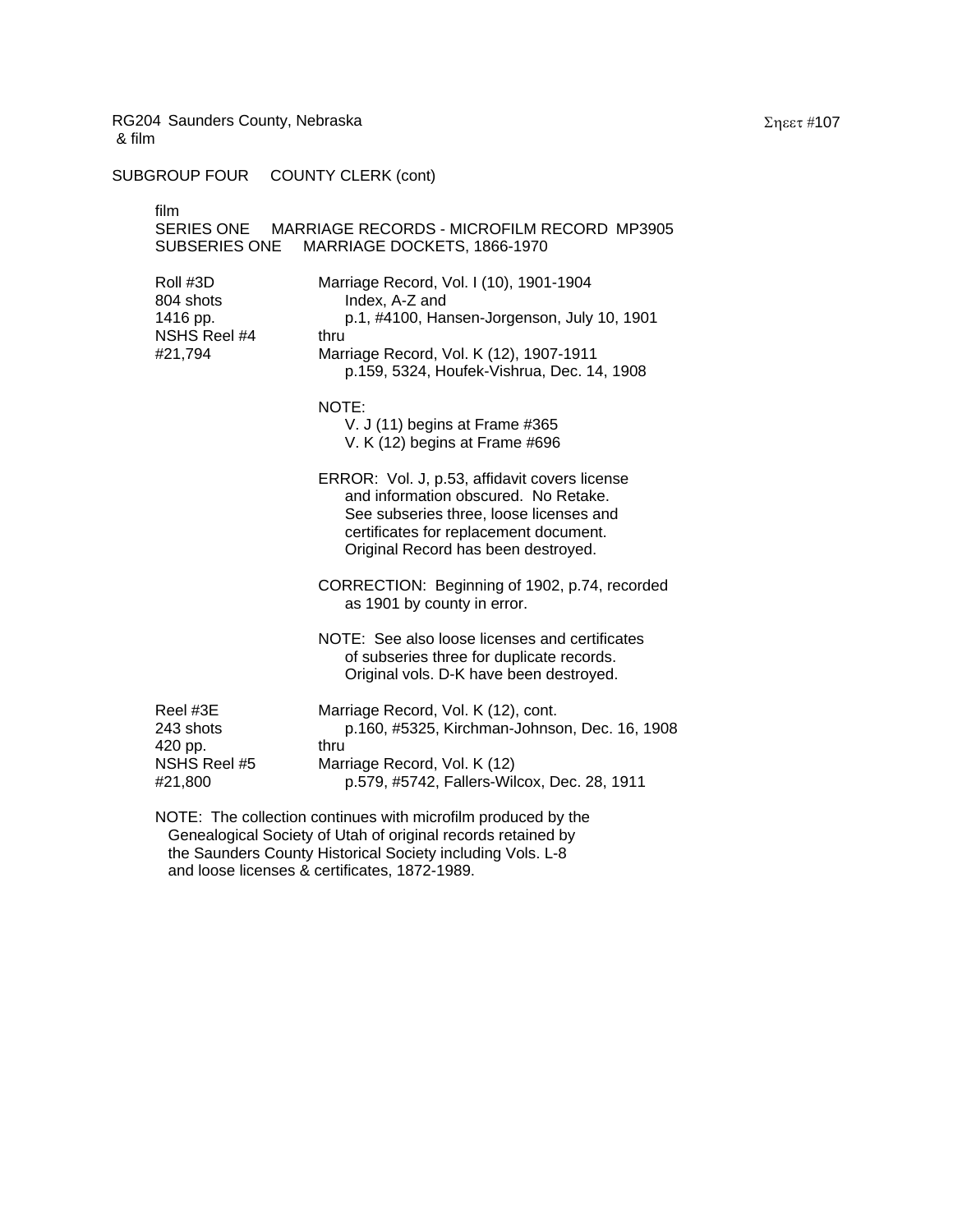SUBGROUP FOUR COUNTY CLERK (cont)

film
SERIES ONE MARRIAGE RECORDS - MICROFILM RECORD MP3905
SUBSERIES ONE MARRIAGE DOCKETS, 1866-1970

| | |
|---|---|
| Roll #3D<br>804 shots<br>1416 pp.<br>NSHS Reel #4<br>#21,794 | Marriage Record, Vol. I (10), 1901-1904<br>Index, A-Z and<br>p.1, #4100, Hansen-Jorgenson, July 10, 1901<br>thru<br>Marriage Record, Vol. K (12), 1907-1911<br>p.159, 5324, Houfek-Vishrua, Dec. 14, 1908<br><br>NOTE:<br>V. J (11) begins at Frame #365<br>V. K (12) begins at Frame #696<br><br>ERROR: Vol. J, p.53, affidavit covers license and information obscured. No Retake. See subseries three, loose licenses and certificates for replacement document. Original Record has been destroyed.<br><br>CORRECTION: Beginning of 1902, p.74, recorded as 1901 by county in error.<br><br>NOTE: See also loose licenses and certificates of subseries three for duplicate records. Original vols. D-K have been destroyed. |
| Reel #3E<br>243 shots<br>420 pp.<br>NSHS Reel #5<br>#21,800 | Marriage Record, Vol. K (12), cont.<br>p.160, #5325, Kirchman-Johnson, Dec. 16, 1908<br>thru<br>Marriage Record, Vol. K (12)<br>p.579, #5742, Fallers-Wilcox, Dec. 28, 1911 |

NOTE: The collection continues with microfilm produced by the Genealogical Society of Utah of original records retained by the Saunders County Historical Society including Vols. L-8 and loose licenses & certificates, 1872-1989.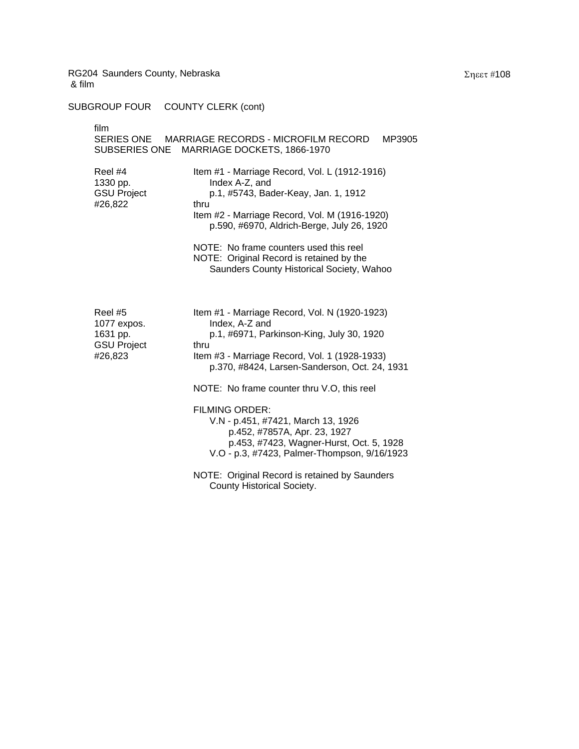RG204 Saunders County, Nebraska
& film

SUBGROUP FOUR COUNTY CLERK (cont)

film
SERIES ONE MARRIAGE RECORDS - MICROFILM RECORD MP3905
SUBSERIES ONE MARRIAGE DOCKETS, 1866-1970

| | |
|---|---|
| Reel #4<br>1330 pp.<br>GSU Project<br>#26,822 | Item #1 - Marriage Record, Vol. L (1912-1916)<br>Index A-Z, and<br>p.1, #5743, Bader-Keay, Jan. 1, 1912<br>thru<br>Item #2 - Marriage Record, Vol. M (1916-1920)<br>p.590, #6970, Aldrich-Berge, July 26, 1920<br><br>NOTE: No frame counters used this reel<br>NOTE: Original Record is retained by the Saunders County Historical Society, Wahoo |
| Reel #5<br>1077 expos.<br>1631 pp.<br>GSU Project<br>#26,823 | Item #1 - Marriage Record, Vol. N (1920-1923)<br>Index, A-Z and<br>p.1, #6971, Parkinson-King, July 30, 1920<br>thru<br>Item #3 - Marriage Record, Vol. 1 (1928-1933)<br>p.370, #8424, Larsen-Sanderson, Oct. 24, 1931<br><br>NOTE: No frame counter thru V.O, this reel<br><br>FILMING ORDER:<br>V.N - p.451, #7421, March 13, 1926<br>p.452, #7857A, Apr. 23, 1927<br>p.453, #7423, Wagner-Hurst, Oct. 5, 1928<br>V.O - p.3, #7423, Palmer-Thompson, 9/16/1923<br><br>NOTE: Original Record is retained by Saunders County Historical Society. |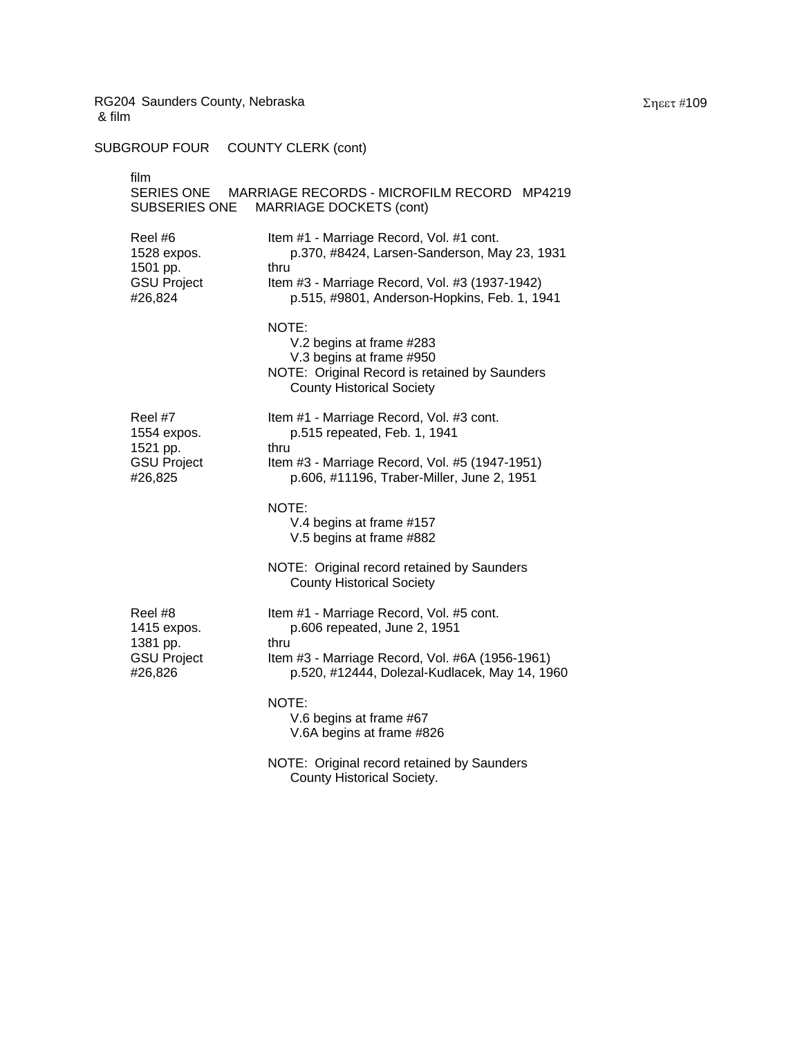RG204 Saunders County, Nebraska
& film

SUBGROUP FOUR COUNTY CLERK (cont)

film
SERIES ONE MARRIAGE RECORDS - MICROFILM RECORD MP4219
SUBSERIES ONE MARRIAGE DOCKETS (cont)

| | |
|---|---|
| Reel #6<br>1528 expos.<br>1501 pp.<br>GSU Project<br>#26,824 | Item #1 - Marriage Record, Vol. #1 cont.<br>p.370, #8424, Larsen-Sanderson, May 23, 1931<br>thru<br>Item #3 - Marriage Record, Vol. #3 (1937-1942)<br>p.515, #9801, Anderson-Hopkins, Feb. 1, 1941<br><br>NOTE:<br>V.2 begins at frame #283<br>V.3 begins at frame #950<br>NOTE: Original Record is retained by Saunders County Historical Society |
| Reel #7<br>1554 expos.<br>1521 pp.<br>GSU Project<br>#26,825 | Item #1 - Marriage Record, Vol. #3 cont.<br>p.515 repeated, Feb. 1, 1941<br>thru<br>Item #3 - Marriage Record, Vol. #5 (1947-1951)<br>p.606, #11196, Traber-Miller, June 2, 1951<br><br>NOTE:<br>V.4 begins at frame #157<br>V.5 begins at frame #882<br><br>NOTE: Original record retained by Saunders County Historical Society |
| Reel #8<br>1415 expos.<br>1381 pp.<br>GSU Project<br>#26,826 | Item #1 - Marriage Record, Vol. #5 cont.<br>p.606 repeated, June 2, 1951<br>thru<br>Item #3 - Marriage Record, Vol. #6A (1956-1961)<br>p.520, #12444, Dolezal-Kudlacek, May 14, 1960<br><br>NOTE:<br>V.6 begins at frame #67<br>V.6A begins at frame #826<br><br>NOTE: Original record retained by Saunders County Historical Society. |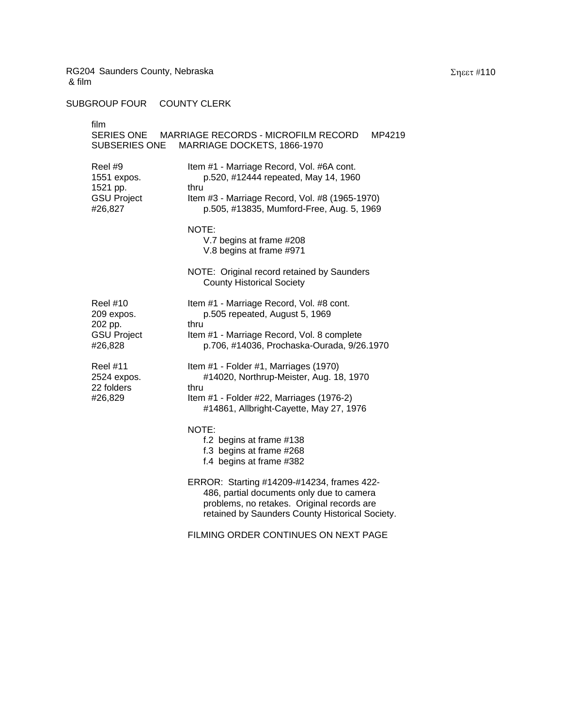RG204 Saunders County, Nebraska
& film

Sheet #110

SUBGROUP FOUR    COUNTY CLERK

film
SERIES ONE    MARRIAGE RECORDS - MICROFILM RECORD    MP4219
SUBSERIES ONE    MARRIAGE DOCKETS, 1866-1970

| | |
|---|---|
| Reel #9<br>1551 expos.<br>1521 pp.<br>GSU Project<br>#26,827 | Item #1 - Marriage Record, Vol. #6A cont.<br>p.520, #12444 repeated, May 14, 1960<br>thru<br>Item #3 - Marriage Record, Vol. #8 (1965-1970)<br>p.505, #13835, Mumford-Free, Aug. 5, 1969<br><br>NOTE:<br>V.7 begins at frame #208<br>V.8 begins at frame #971<br><br>NOTE: Original record retained by Saunders County Historical Society |
| Reel #10<br>209 expos.<br>202 pp.<br>GSU Project<br>#26,828 | Item #1 - Marriage Record, Vol. #8 cont.<br>p.505 repeated, August 5, 1969<br>thru<br>Item #1 - Marriage Record, Vol. 8 complete<br>p.706, #14036, Prochaska-Ourada, 9/26.1970 |
| Reel #11<br>2524 expos.<br>22 folders<br>#26,829 | Item #1 - Folder #1, Marriages (1970)<br>#14020, Northrup-Meister, Aug. 18, 1970<br>thru<br>Item #1 - Folder #22, Marriages (1976-2)<br>#14861, Allbright-Cayette, May 27, 1976<br><br>NOTE:<br>f.2 begins at frame #138<br>f.3 begins at frame #268<br>f.4 begins at frame #382<br><br>ERROR: Starting #14209-#14234, frames 422-486, partial documents only due to camera problems, no retakes. Original records are retained by Saunders County Historical Society.<br><br>FILMING ORDER CONTINUES ON NEXT PAGE |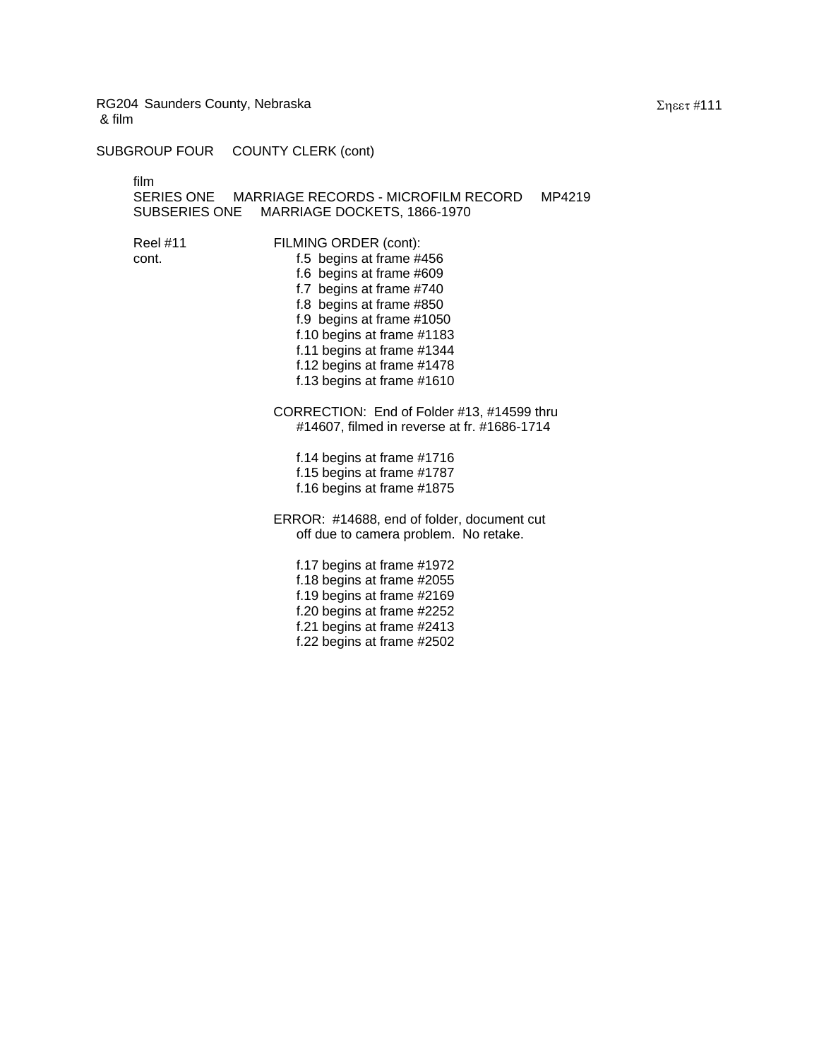RG204 Saunders County, Nebraska
& film

SUBGROUP FOUR COUNTY CLERK (cont)

film
SERIES ONE MARRIAGE RECORDS - MICROFILM RECORD MP4219
SUBSERIES ONE MARRIAGE DOCKETS, 1866-1970

Reel #11 cont.

FILMING ORDER (cont):

- f.5 begins at frame #456
- f.6 begins at frame #609
- f.7 begins at frame #740
- f.8 begins at frame #850
- f.9 begins at frame #1050
- f.10 begins at frame #1183
- f.11 begins at frame #1344
- f.12 begins at frame #1478
- f.13 begins at frame #1610

CORRECTION: End of Folder #13, #14599 thru #14607, filmed in reverse at fr. #1686-1714

- f.14 begins at frame #1716
- f.15 begins at frame #1787
- f.16 begins at frame #1875

ERROR: #14688, end of folder, document cut off due to camera problem. No retake.

- f.17 begins at frame #1972
- f.18 begins at frame #2055
- f.19 begins at frame #2169
- f.20 begins at frame #2252
- f.21 begins at frame #2413
- f.22 begins at frame #2502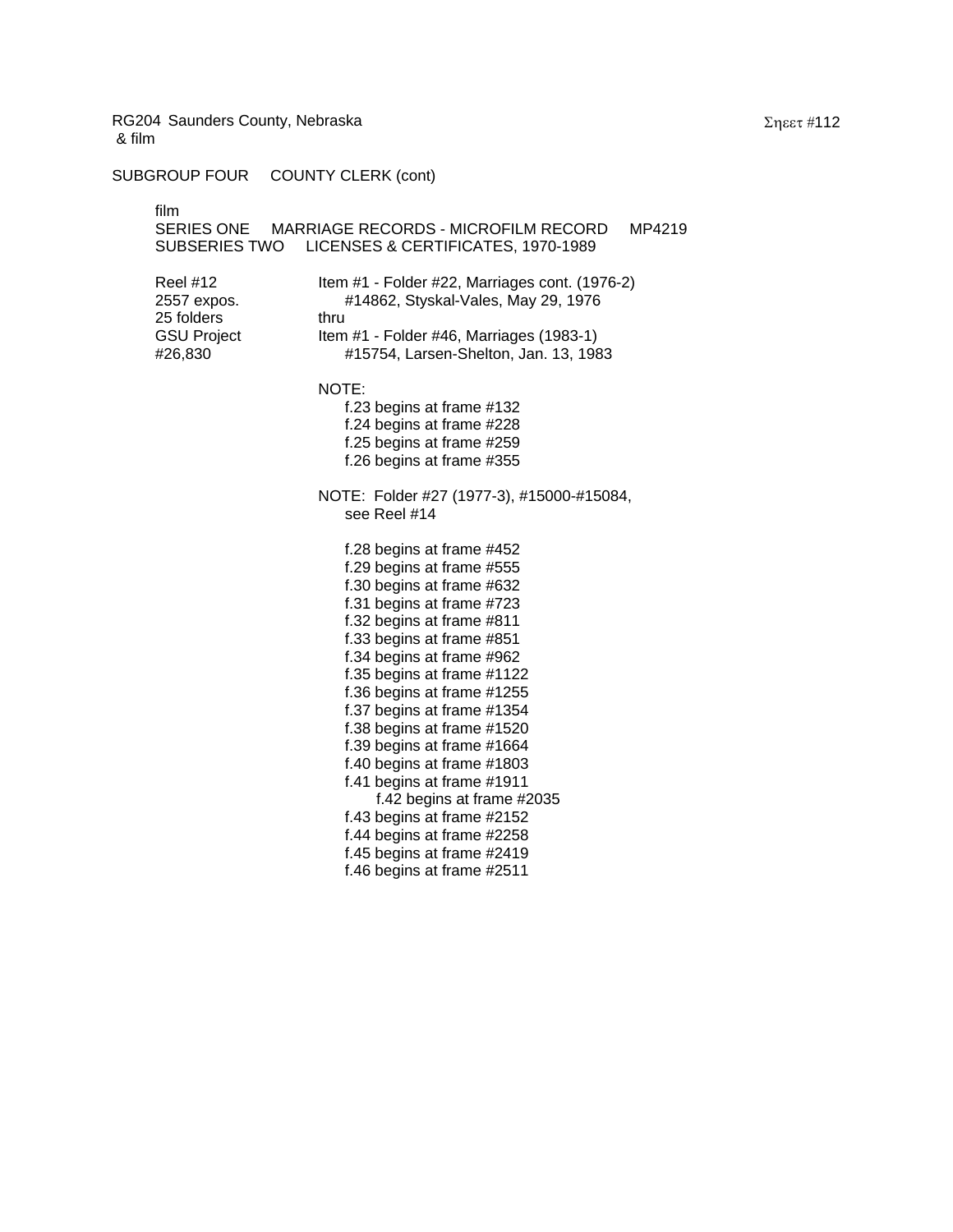RG204 Saunders County, Nebraska
& film

Σηεετ #112

SUBGROUP FOUR COUNTY CLERK (cont)

film
SERIES ONE MARRIAGE RECORDS - MICROFILM RECORD MP4219
SUBSERIES TWO LICENSES & CERTIFICATES, 1970-1989

| | |
|---|---|
| Reel #12 | Item #1 - Folder #22, Marriages cont. (1976-2) |
| 2557 expos. | #14862, Styskal-Vales, May 29, 1976 |
| 25 folders | thru |
| GSU Project | Item #1 - Folder #46, Marriages (1983-1) |
| #26,830 | #15754, Larsen-Shelton, Jan. 13, 1983 |

NOTE:
f.23 begins at frame #132
f.24 begins at frame #228
f.25 begins at frame #259
f.26 begins at frame #355

NOTE: Folder #27 (1977-3), #15000-#15084,
see Reel #14

f.28 begins at frame #452
f.29 begins at frame #555
f.30 begins at frame #632
f.31 begins at frame #723
f.32 begins at frame #811
f.33 begins at frame #851
f.34 begins at frame #962
f.35 begins at frame #1122
f.36 begins at frame #1255
f.37 begins at frame #1354
f.38 begins at frame #1520
f.39 begins at frame #1664
f.40 begins at frame #1803
f.41 begins at frame #1911
f.42 begins at frame #2035
f.43 begins at frame #2152
f.44 begins at frame #2258
f.45 begins at frame #2419
f.46 begins at frame #2511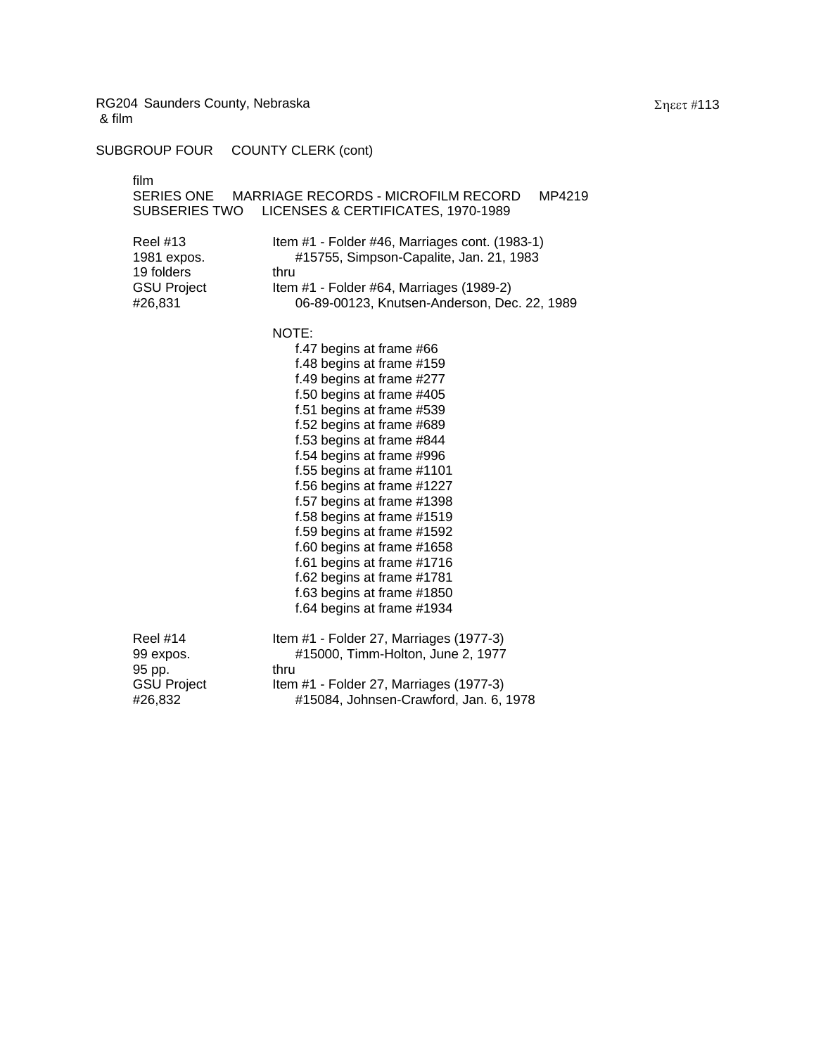RG204 Saunders County, Nebraska
& film

SUBGROUP FOUR COUNTY CLERK (cont)

film
SERIES ONE MARRIAGE RECORDS - MICROFILM RECORD MP4219
SUBSERIES TWO LICENSES & CERTIFICATES, 1970-1989

Reel #13
1981 expos.
19 folders
GSU Project
#26,831

Item #1 - Folder #46, Marriages cont. (1983-1)
#15755, Simpson-Capalite, Jan. 21, 1983
thru
Item #1 - Folder #64, Marriages (1989-2)
06-89-00123, Knutsen-Anderson, Dec. 22, 1989

NOTE:
f.47 begins at frame #66
f.48 begins at frame #159
f.49 begins at frame #277
f.50 begins at frame #405
f.51 begins at frame #539
f.52 begins at frame #689
f.53 begins at frame #844
f.54 begins at frame #996
f.55 begins at frame #1101
f.56 begins at frame #1227
f.57 begins at frame #1398
f.58 begins at frame #1519
f.59 begins at frame #1592
f.60 begins at frame #1658
f.61 begins at frame #1716
f.62 begins at frame #1781
f.63 begins at frame #1850
f.64 begins at frame #1934

Reel #14
99 expos.
95 pp.
GSU Project
#26,832

Item #1 - Folder 27, Marriages (1977-3)
#15000, Timm-Holton, June 2, 1977
thru
Item #1 - Folder 27, Marriages (1977-3)
#15084, Johnsen-Crawford, Jan. 6, 1978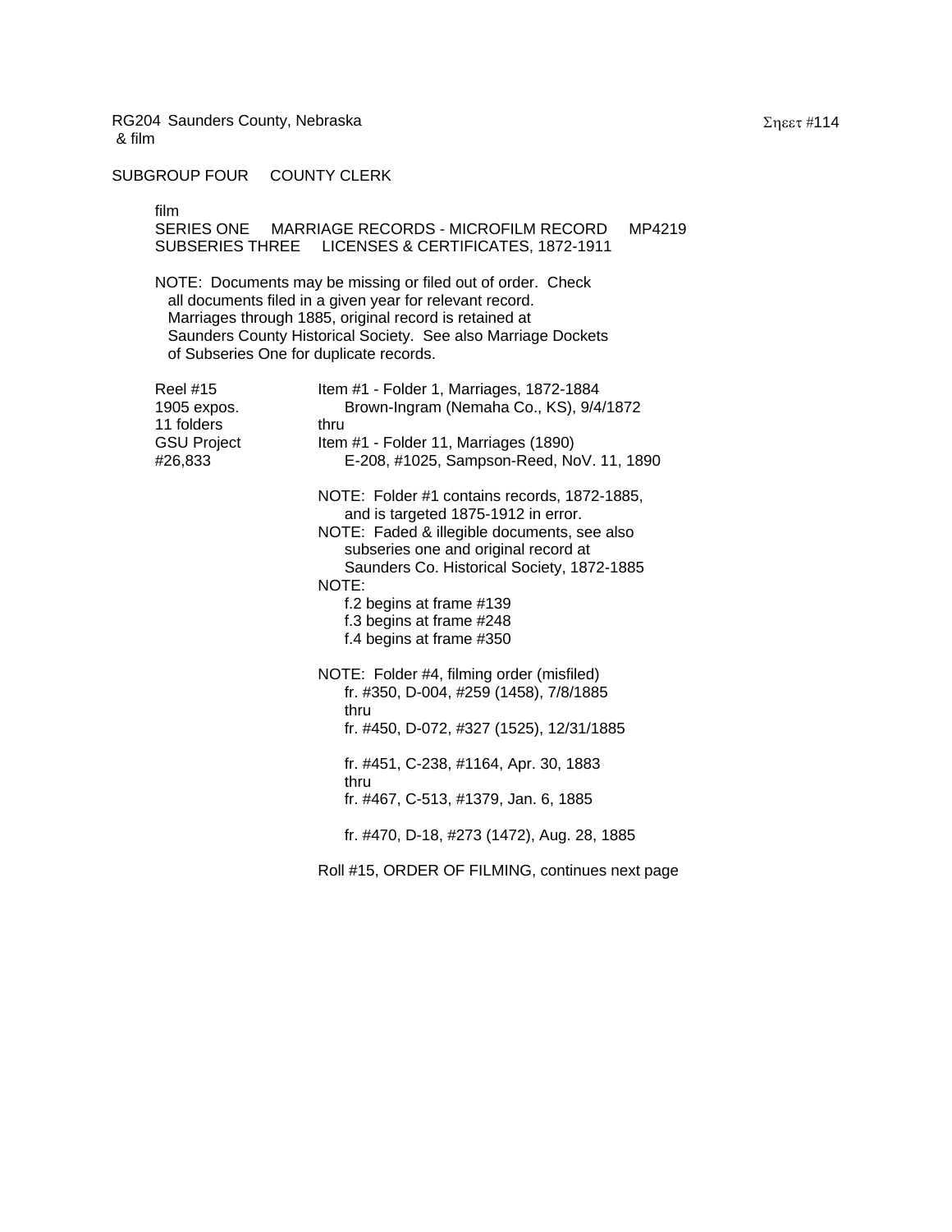RG204 Saunders County, Nebraska
& film

SUBGROUP FOUR     COUNTY CLERK

film
SERIES ONE     MARRIAGE RECORDS - MICROFILM RECORD     MP4219
SUBSERIES THREE     LICENSES & CERTIFICATES, 1872-1911

NOTE: Documents may be missing or filed out of order. Check all documents filed in a given year for relevant record. Marriages through 1885, original record is retained at Saunders County Historical Society. See also Marriage Dockets of Subseries One for duplicate records.

| | |
|---|---|
| Reel #15<br>1905 expos.<br>11 folders<br>GSU Project<br>#26,833 | Item #1 - Folder 1, Marriages, 1872-1884<br>Brown-Ingram (Nemaha Co., KS), 9/4/1872<br>thru<br>Item #1 - Folder 11, Marriages (1890)<br>E-208, #1025, Sampson-Reed, NoV. 11, 1890 |

NOTE: Folder #1 contains records, 1872-1885, and is targeted 1875-1912 in error.
NOTE: Faded & illegible documents, see also subseries one and original record at Saunders Co. Historical Society, 1872-1885
NOTE:
f.2 begins at frame #139
f.3 begins at frame #248
f.4 begins at frame #350

NOTE: Folder #4, filming order (misfiled)
fr. #350, D-004, #259 (1458), 7/8/1885
thru
fr. #450, D-072, #327 (1525), 12/31/1885

fr. #451, C-238, #1164, Apr. 30, 1883
thru
fr. #467, C-513, #1379, Jan. 6, 1885

fr. #470, D-18, #273 (1472), Aug. 28, 1885

Roll #15, ORDER OF FILMING, continues next page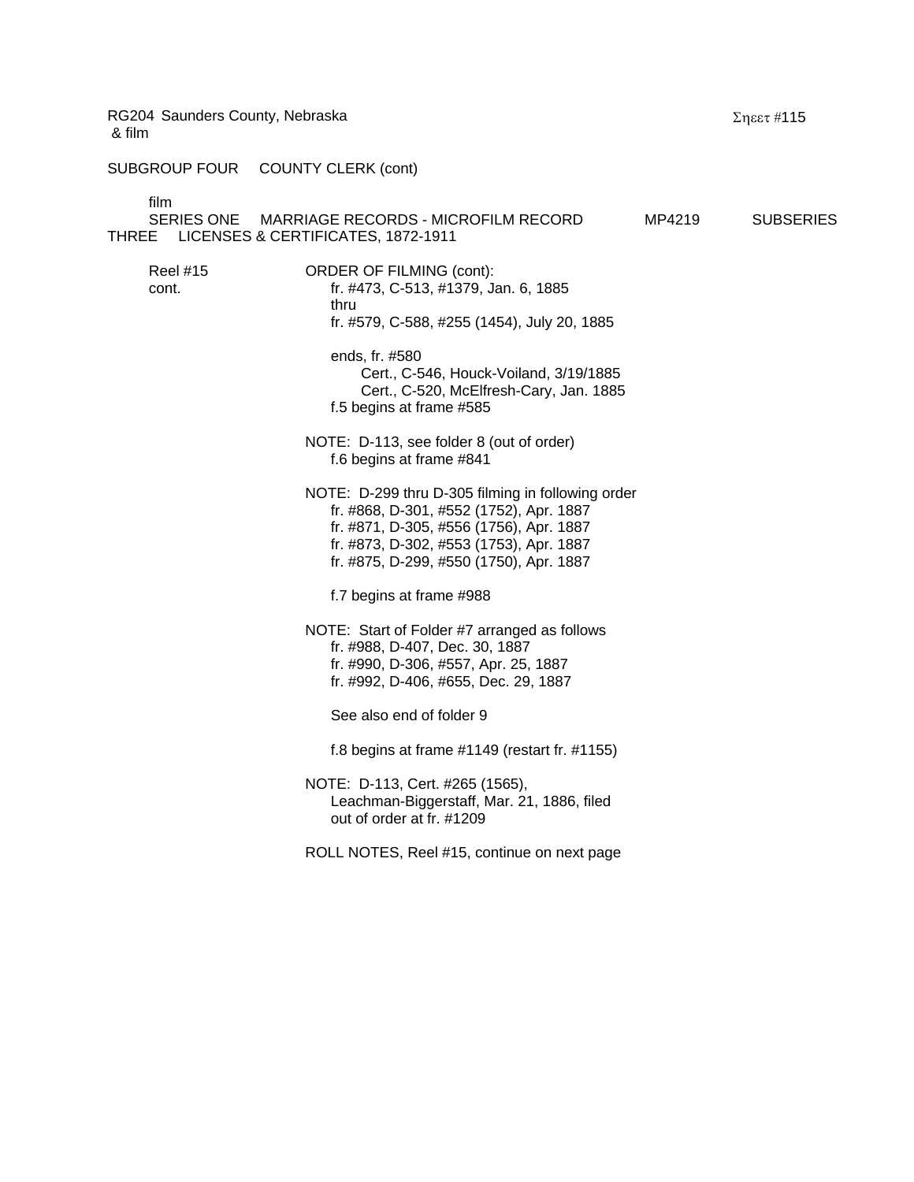RG204 Saunders County, Nebraska & film

Σηεετ #115

SUBGROUP FOUR COUNTY CLERK (cont)

film
SERIES ONE MARRIAGE RECORDS - MICROFILM RECORD MP4219 SUBSERIES THREE LICENSES & CERTIFICATES, 1872-1911

Reel #15 cont.

ORDER OF FILMING (cont):
fr. #473, C-513, #1379, Jan. 6, 1885
thru
fr. #579, C-588, #255 (1454), July 20, 1885

ends, fr. #580
Cert., C-546, Houck-Voiland, 3/19/1885
Cert., C-520, McElfresh-Cary, Jan. 1885
f.5 begins at frame #585

NOTE: D-113, see folder 8 (out of order)
f.6 begins at frame #841

NOTE: D-299 thru D-305 filming in following order
fr. #868, D-301, #552 (1752), Apr. 1887
fr. #871, D-305, #556 (1756), Apr. 1887
fr. #873, D-302, #553 (1753), Apr. 1887
fr. #875, D-299, #550 (1750), Apr. 1887

f.7 begins at frame #988

NOTE: Start of Folder #7 arranged as follows
fr. #988, D-407, Dec. 30, 1887
fr. #990, D-306, #557, Apr. 25, 1887
fr. #992, D-406, #655, Dec. 29, 1887

See also end of folder 9

f.8 begins at frame #1149 (restart fr. #1155)

NOTE: D-113, Cert. #265 (1565), Leachman-Biggerstaff, Mar. 21, 1886, filed out of order at fr. #1209

ROLL NOTES, Reel #15, continue on next page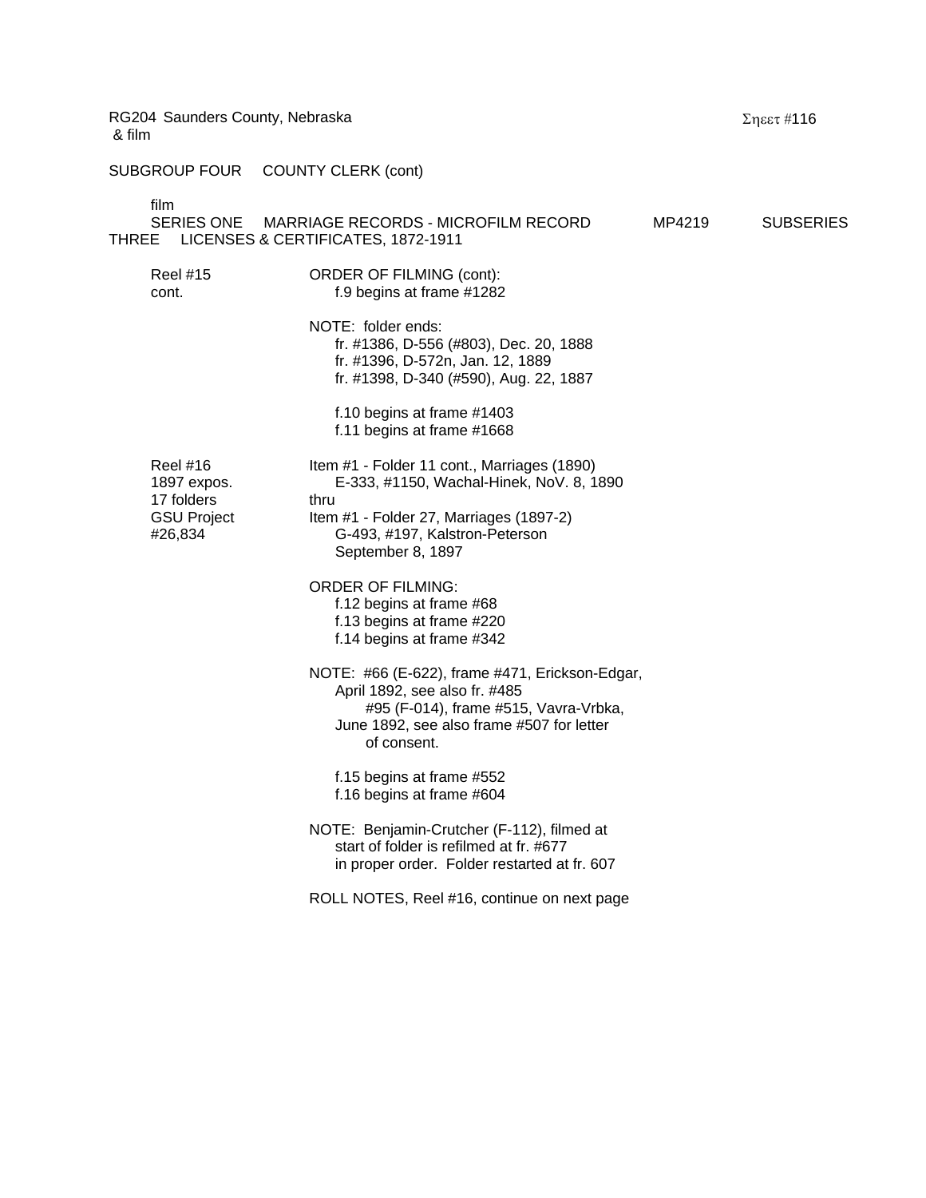RG204 Saunders County, Nebraska
& film

Σηεετ #116

SUBGROUP FOUR COUNTY CLERK (cont)

film
SERIES ONE MARRIAGE RECORDS - MICROFILM RECORD MP4219 SUBSERIES THREE LICENSES & CERTIFICATES, 1872-1911

Reel #15
cont.

ORDER OF FILMING (cont):
f.9 begins at frame #1282

NOTE: folder ends:
fr. #1386, D-556 (#803), Dec. 20, 1888
fr. #1396, D-572n, Jan. 12, 1889
fr. #1398, D-340 (#590), Aug. 22, 1887

f.10 begins at frame #1403
f.11 begins at frame #1668

Reel #16
1897 expos.
17 folders
GSU Project
#26,834

Item #1 - Folder 11 cont., Marriages (1890)
E-333, #1150, Wachal-Hinek, NoV. 8, 1890
thru
Item #1 - Folder 27, Marriages (1897-2)
G-493, #197, Kalstron-Peterson
September 8, 1897

ORDER OF FILMING:
f.12 begins at frame #68
f.13 begins at frame #220
f.14 begins at frame #342

NOTE: #66 (E-622), frame #471, Erickson-Edgar, April 1892, see also fr. #485
#95 (F-014), frame #515, Vavra-Vrbka, June 1892, see also frame #507 for letter of consent.

f.15 begins at frame #552
f.16 begins at frame #604

NOTE: Benjamin-Crutcher (F-112), filmed at start of folder is refilmed at fr. #677 in proper order. Folder restarted at fr. 607

ROLL NOTES, Reel #16, continue on next page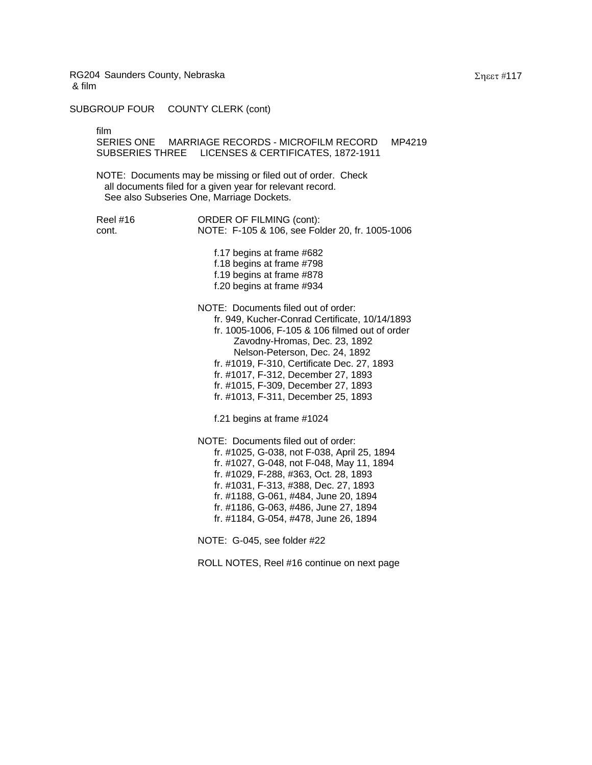RG204 Saunders County, Nebraska
& film

SUBGROUP FOUR COUNTY CLERK (cont)

film
SERIES ONE MARRIAGE RECORDS - MICROFILM RECORD MP4219
SUBSERIES THREE LICENSES & CERTIFICATES, 1872-1911

NOTE: Documents may be missing or filed out of order. Check all documents filed for a given year for relevant record. See also Subseries One, Marriage Dockets.

Reel #16 cont.

ORDER OF FILMING (cont):
NOTE: F-105 & 106, see Folder 20, fr. 1005-1006

- f.17 begins at frame #682
- f.18 begins at frame #798
- f.19 begins at frame #878
- f.20 begins at frame #934

NOTE: Documents filed out of order:

- fr. 949, Kucher-Conrad Certificate, 10/14/1893
- fr. 1005-1006, F-105 & 106 filmed out of order
  - Zavodny-Hromas, Dec. 23, 1892
  - Nelson-Peterson, Dec. 24, 1892
- fr. #1019, F-310, Certificate Dec. 27, 1893
- fr. #1017, F-312, December 27, 1893
- fr. #1015, F-309, December 27, 1893
- fr. #1013, F-311, December 25, 1893

f.21 begins at frame #1024

NOTE: Documents filed out of order:

- fr. #1025, G-038, not F-038, April 25, 1894
- fr. #1027, G-048, not F-048, May 11, 1894
- fr. #1029, F-288, #363, Oct. 28, 1893
- fr. #1031, F-313, #388, Dec. 27, 1893
- fr. #1188, G-061, #484, June 20, 1894
- fr. #1186, G-063, #486, June 27, 1894
- fr. #1184, G-054, #478, June 26, 1894

NOTE: G-045, see folder #22

ROLL NOTES, Reel #16 continue on next page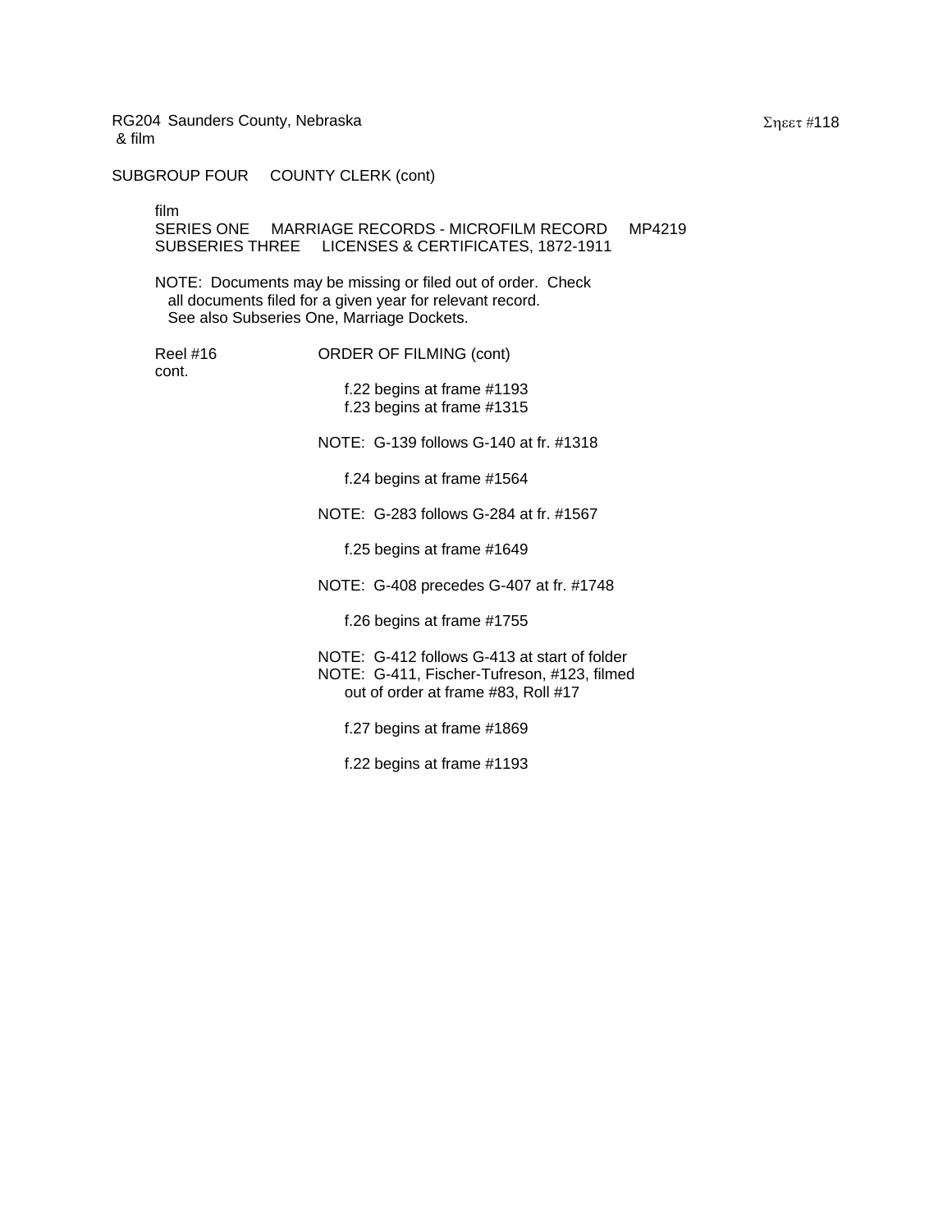RG204 Saunders County, Nebraska
& film

SUBGROUP FOUR COUNTY CLERK (cont)

film
SERIES ONE MARRIAGE RECORDS - MICROFILM RECORD MP4219
SUBSERIES THREE LICENSES & CERTIFICATES, 1872-1911

NOTE: Documents may be missing or filed out of order. Check all documents filed for a given year for relevant record. See also Subseries One, Marriage Dockets.

Reel #16 cont. ORDER OF FILMING (cont)

f.22 begins at frame #1193
f.23 begins at frame #1315

NOTE: G-139 follows G-140 at fr. #1318

f.24 begins at frame #1564

NOTE: G-283 follows G-284 at fr. #1567

f.25 begins at frame #1649

NOTE: G-408 precedes G-407 at fr. #1748

f.26 begins at frame #1755

NOTE: G-412 follows G-413 at start of folder
NOTE: G-411, Fischer-Tufreson, #123, filmed out of order at frame #83, Roll #17

f.27 begins at frame #1869

f.22 begins at frame #1193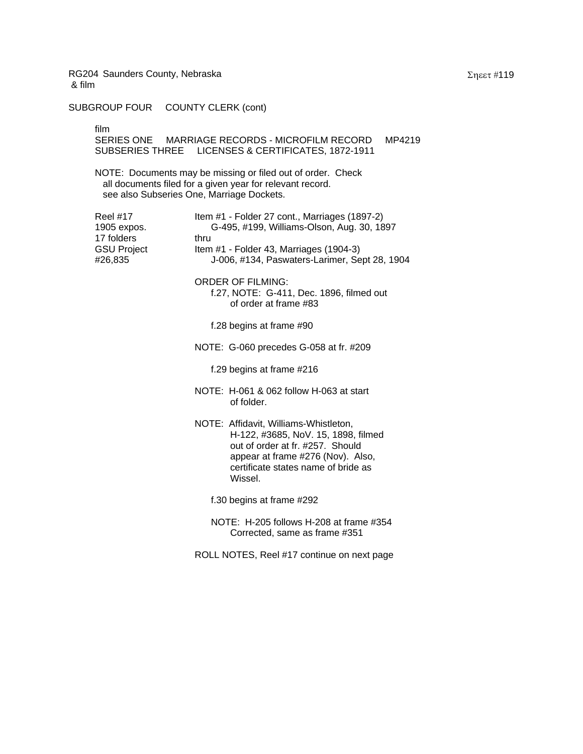RG204 Saunders County, Nebraska
& film

SUBGROUP FOUR COUNTY CLERK (cont)

film
SERIES ONE MARRIAGE RECORDS - MICROFILM RECORD MP4219
SUBSERIES THREE LICENSES & CERTIFICATES, 1872-1911

NOTE: Documents may be missing or filed out of order. Check all documents filed for a given year for relevant record. see also Subseries One, Marriage Dockets.

Reel #17
1905 expos.
17 folders
GSU Project
#26,835

Item #1 - Folder 27 cont., Marriages (1897-2)
G-495, #199, Williams-Olson, Aug. 30, 1897
thru
Item #1 - Folder 43, Marriages (1904-3)
J-006, #134, Paswaters-Larimer, Sept 28, 1904

ORDER OF FILMING:
f.27, NOTE: G-411, Dec. 1896, filmed out of order at frame #83

f.28 begins at frame #90

NOTE: G-060 precedes G-058 at fr. #209

f.29 begins at frame #216

NOTE: H-061 & 062 follow H-063 at start of folder.

NOTE: Affidavit, Williams-Whistleton, H-122, #3685, NoV. 15, 1898, filmed out of order at fr. #257. Should appear at frame #276 (Nov). Also, certificate states name of bride as Wissel.

f.30 begins at frame #292

NOTE: H-205 follows H-208 at frame #354 Corrected, same as frame #351

ROLL NOTES, Reel #17 continue on next page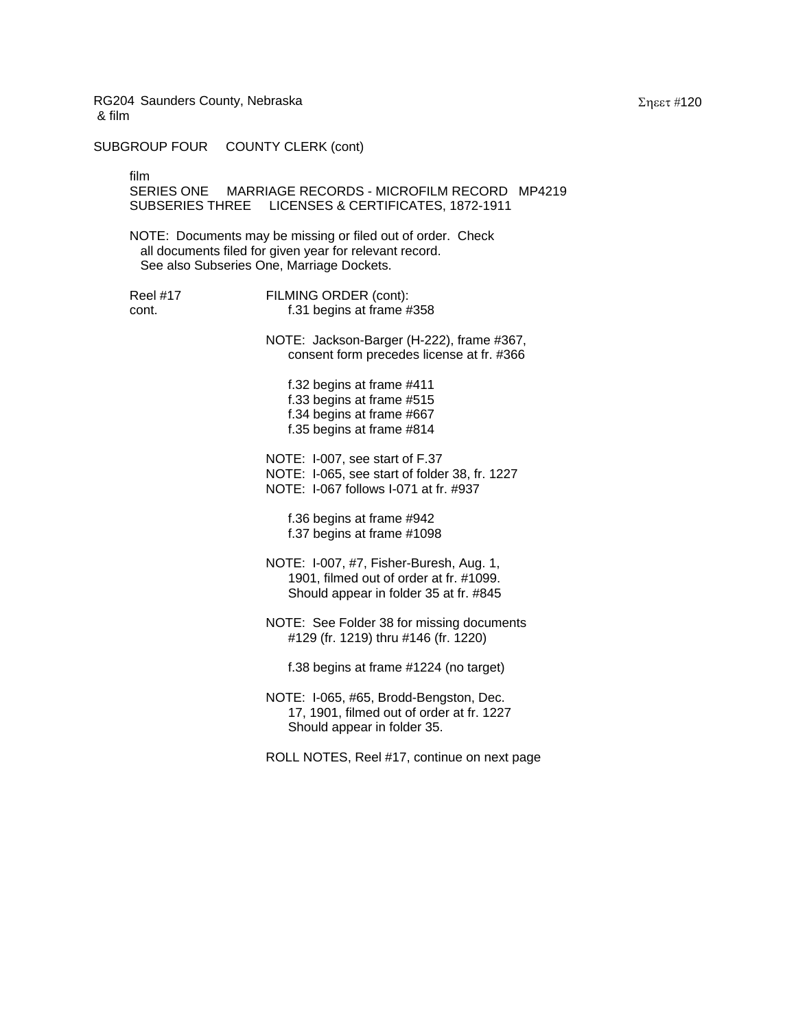RG204 Saunders County, Nebraska
& film

SUBGROUP FOUR COUNTY CLERK (cont)

film
SERIES ONE MARRIAGE RECORDS - MICROFILM RECORD MP4219
SUBSERIES THREE LICENSES & CERTIFICATES, 1872-1911

NOTE: Documents may be missing or filed out of order. Check all documents filed for given year for relevant record. See also Subseries One, Marriage Dockets.

Reel #17 cont.

FILMING ORDER (cont):

f.31 begins at frame #358

NOTE: Jackson-Barger (H-222), frame #367, consent form precedes license at fr. #366

f.32 begins at frame #411
f.33 begins at frame #515
f.34 begins at frame #667
f.35 begins at frame #814

NOTE: I-007, see start of F.37
NOTE: I-065, see start of folder 38, fr. 1227
NOTE: I-067 follows I-071 at fr. #937

f.36 begins at frame #942
f.37 begins at frame #1098

NOTE: I-007, #7, Fisher-Buresh, Aug. 1, 1901, filmed out of order at fr. #1099. Should appear in folder 35 at fr. #845

NOTE: See Folder 38 for missing documents #129 (fr. 1219) thru #146 (fr. 1220)

f.38 begins at frame #1224 (no target)

NOTE: I-065, #65, Brodd-Bengston, Dec. 17, 1901, filmed out of order at fr. 1227 Should appear in folder 35.

ROLL NOTES, Reel #17, continue on next page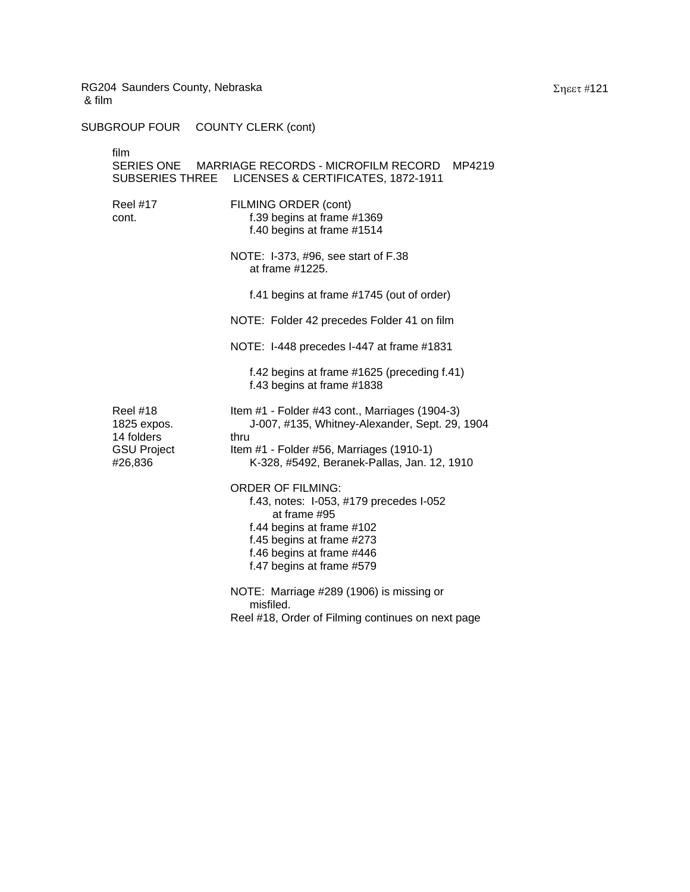RG204 Saunders County, Nebraska
& film

SUBGROUP FOUR COUNTY CLERK (cont)

film
SERIES ONE MARRIAGE RECORDS - MICROFILM RECORD MP4219
SUBSERIES THREE LICENSES & CERTIFICATES, 1872-1911

Reel #17 cont.

FILMING ORDER (cont)
- f.39 begins at frame #1369
- f.40 begins at frame #1514

NOTE: I-373, #96, see start of F.38 at frame #1225.

- f.41 begins at frame #1745 (out of order)

NOTE: Folder 42 precedes Folder 41 on film

NOTE: I-448 precedes I-447 at frame #1831

- f.42 begins at frame #1625 (preceding f.41)
- f.43 begins at frame #1838

Reel #18
1825 expos.
14 folders
GSU Project
#26,836

Item #1 - Folder #43 cont., Marriages (1904-3)
J-007, #135, Whitney-Alexander, Sept. 29, 1904
thru
Item #1 - Folder #56, Marriages (1910-1)
K-328, #5492, Beranek-Pallas, Jan. 12, 1910

ORDER OF FILMING:
- f.43, notes: I-053, #179 precedes I-052 at frame #95
- f.44 begins at frame #102
- f.45 begins at frame #273
- f.46 begins at frame #446
- f.47 begins at frame #579

NOTE: Marriage #289 (1906) is missing or misfiled.

Reel #18, Order of Filming continues on next page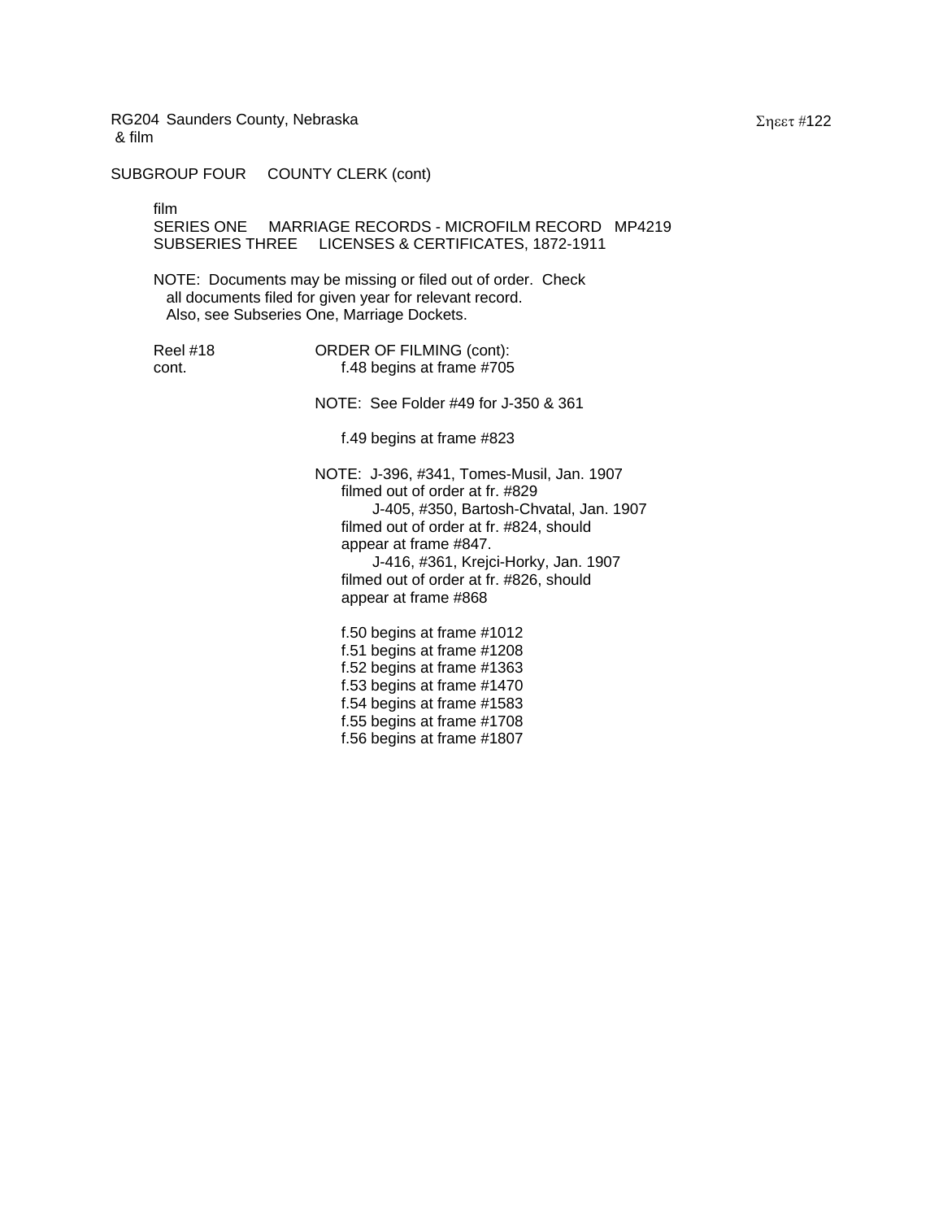RG204 Saunders County, Nebraska
& film

SUBGROUP FOUR COUNTY CLERK (cont)

film
SERIES ONE MARRIAGE RECORDS - MICROFILM RECORD MP4219
SUBSERIES THREE LICENSES & CERTIFICATES, 1872-1911

NOTE: Documents may be missing or filed out of order. Check all documents filed for given year for relevant record. Also, see Subseries One, Marriage Dockets.

Reel #18 cont.

ORDER OF FILMING (cont):

f.48 begins at frame #705

NOTE: See Folder #49 for J-350 & 361

f.49 begins at frame #823

NOTE: J-396, #341, Tomes-Musil, Jan. 1907 filmed out of order at fr. #829
J-405, #350, Bartosh-Chvatal, Jan. 1907 filmed out of order at fr. #824, should appear at frame #847.
J-416, #361, Krejci-Horky, Jan. 1907 filmed out of order at fr. #826, should appear at frame #868

f.50 begins at frame #1012
f.51 begins at frame #1208
f.52 begins at frame #1363
f.53 begins at frame #1470
f.54 begins at frame #1583
f.55 begins at frame #1708
f.56 begins at frame #1807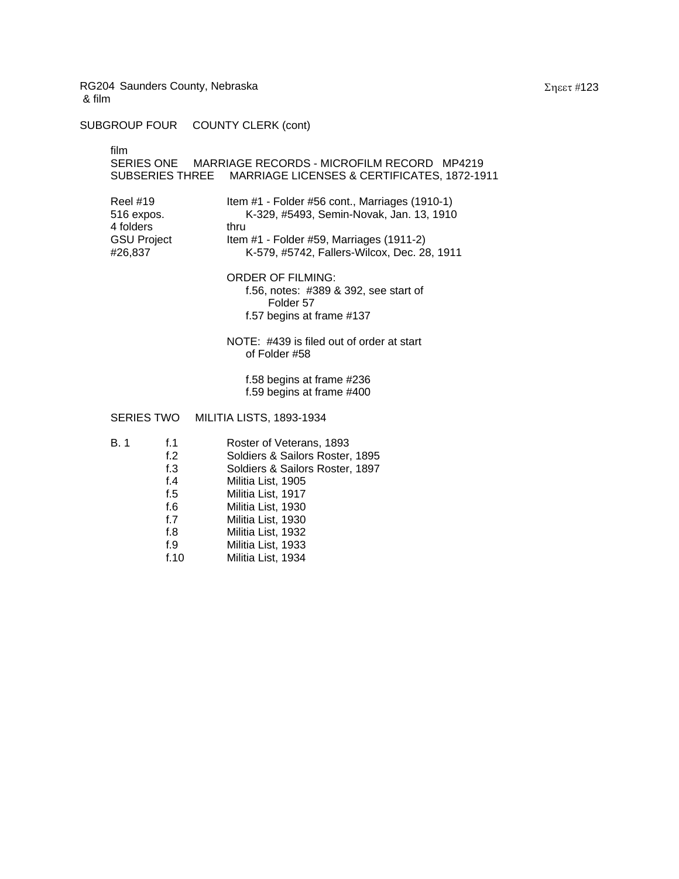RG204 Saunders County, Nebraska
& film

SUBGROUP FOUR COUNTY CLERK (cont)

film
SERIES ONE MARRIAGE RECORDS - MICROFILM RECORD MP4219
SUBSERIES THREE MARRIAGE LICENSES & CERTIFICATES, 1872-1911

| | |
|---|---|
| Reel #19 | Item #1 - Folder #56 cont., Marriages (1910-1) |
| 516 expos. | K-329, #5493, Semin-Novak, Jan. 13, 1910 |
| 4 folders | thru |
| GSU Project | Item #1 - Folder #59, Marriages (1911-2) |
| #26,837 | K-579, #5742, Fallers-Wilcox, Dec. 28, 1911 |

ORDER OF FILMING:
f.56, notes: #389 & 392, see start of Folder 57
f.57 begins at frame #137

NOTE: #439 is filed out of order at start of Folder #58

f.58 begins at frame #236
f.59 begins at frame #400

SERIES TWO MILITIA LISTS, 1893-1934

| | | |
|---|---|---|
| B. 1 | f.1 | Roster of Veterans, 1893 |
| | f.2 | Soldiers & Sailors Roster, 1895 |
| | f.3 | Soldiers & Sailors Roster, 1897 |
| | f.4 | Militia List, 1905 |
| | f.5 | Militia List, 1917 |
| | f.6 | Militia List, 1930 |
| | f.7 | Militia List, 1930 |
| | f.8 | Militia List, 1932 |
| | f.9 | Militia List, 1933 |
| | f.10 | Militia List, 1934 |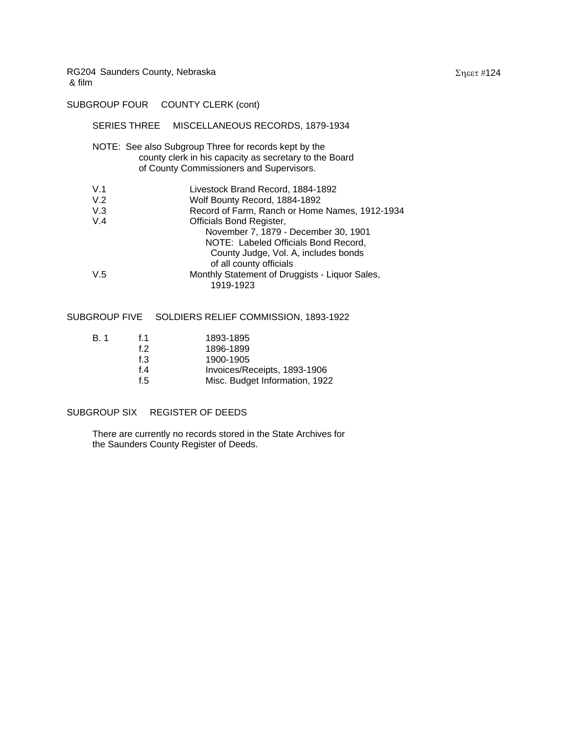SUBGROUP FOUR COUNTY CLERK (cont)

SERIES THREE MISCELLANEOUS RECORDS, 1879-1934

NOTE: See also Subgroup Three for records kept by the county clerk in his capacity as secretary to the Board of County Commissioners and Supervisors.

| | |
|---|---|
| V.1 | Livestock Brand Record, 1884-1892 |
| V.2 | Wolf Bounty Record, 1884-1892 |
| V.3 | Record of Farm, Ranch or Home Names, 1912-1934 |
| V.4 | Officials Bond Register, November 7, 1879 - December 30, 1901<br>NOTE: Labeled Officials Bond Record, County Judge, Vol. A, includes bonds of all county officials |
| V.5 | Monthly Statement of Druggists - Liquor Sales, 1919-1923 |

SUBGROUP FIVE SOLDIERS RELIEF COMMISSION, 1893-1922

| | | |
|---|---|---|
| B. 1 | f.1 | 1893-1895 |
| | f.2 | 1896-1899 |
| | f.3 | 1900-1905 |
| | f.4 | Invoices/Receipts, 1893-1906 |
| | f.5 | Misc. Budget Information, 1922 |

SUBGROUP SIX REGISTER OF DEEDS

There are currently no records stored in the State Archives for the Saunders County Register of Deeds.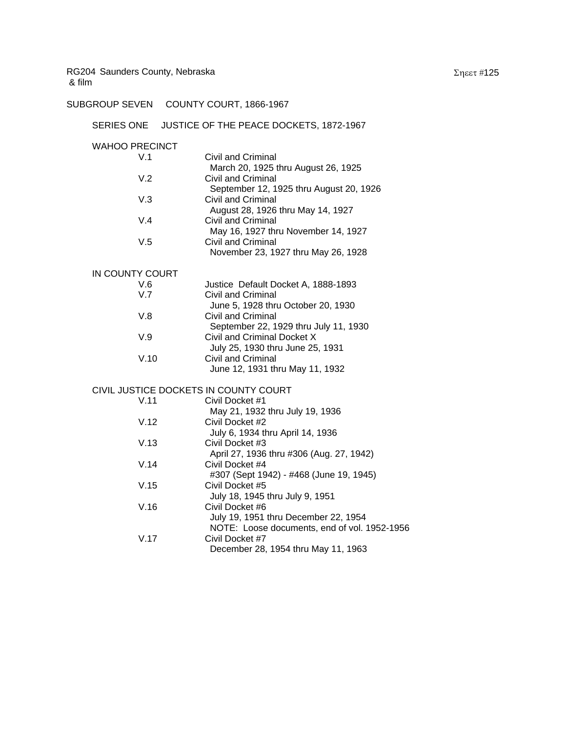RG204 Saunders County, Nebraska
& film

SUBGROUP SEVEN COUNTY COURT, 1866-1967

SERIES ONE JUSTICE OF THE PEACE DOCKETS, 1872-1967

WAHOO PRECINCT

| | |
|---|---|
| V.1 | Civil and Criminal<br>March 20, 1925 thru August 26, 1925 |
| V.2 | Civil and Criminal<br>September 12, 1925 thru August 20, 1926 |
| V.3 | Civil and Criminal<br>August 28, 1926 thru May 14, 1927 |
| V.4 | Civil and Criminal<br>May 16, 1927 thru November 14, 1927 |
| V.5 | Civil and Criminal<br>November 23, 1927 thru May 26, 1928 |

IN COUNTY COURT

| | |
|---|---|
| V.6 | Justice Default Docket A, 1888-1893 |
| V.7 | Civil and Criminal<br>June 5, 1928 thru October 20, 1930 |
| V.8 | Civil and Criminal<br>September 22, 1929 thru July 11, 1930 |
| V.9 | Civil and Criminal Docket X<br>July 25, 1930 thru June 25, 1931 |
| V.10 | Civil and Criminal<br>June 12, 1931 thru May 11, 1932 |

CIVIL JUSTICE DOCKETS IN COUNTY COURT

| | |
|---|---|
| V.11 | Civil Docket #1<br>May 21, 1932 thru July 19, 1936 |
| V.12 | Civil Docket #2<br>July 6, 1934 thru April 14, 1936 |
| V.13 | Civil Docket #3<br>April 27, 1936 thru #306 (Aug. 27, 1942) |
| V.14 | Civil Docket #4<br>#307 (Sept 1942) - #468 (June 19, 1945) |
| V.15 | Civil Docket #5<br>July 18, 1945 thru July 9, 1951 |
| V.16 | Civil Docket #6<br>July 19, 1951 thru December 22, 1954<br>NOTE: Loose documents, end of vol. 1952-1956 |
| V.17 | Civil Docket #7<br>December 28, 1954 thru May 11, 1963 |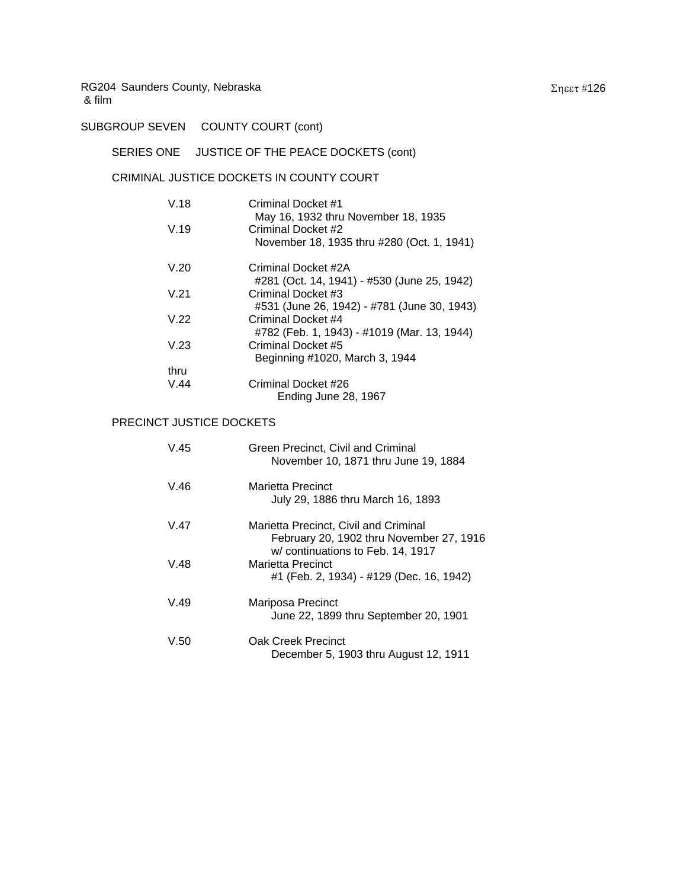SUBGROUP SEVEN COUNTY COURT (cont)

SERIES ONE JUSTICE OF THE PEACE DOCKETS (cont)

CRIMINAL JUSTICE DOCKETS IN COUNTY COURT

| | |
|---|---|
| V.18 | Criminal Docket #1<br>May 16, 1932 thru November 18, 1935 |
| V.19 | Criminal Docket #2<br>November 18, 1935 thru #280 (Oct. 1, 1941) |
| V.20 | Criminal Docket #2A<br>#281 (Oct. 14, 1941) - #530 (June 25, 1942) |
| V.21 | Criminal Docket #3<br>#531 (June 26, 1942) - #781 (June 30, 1943) |
| V.22 | Criminal Docket #4<br>#782 (Feb. 1, 1943) - #1019 (Mar. 13, 1944) |
| V.23 | Criminal Docket #5<br>Beginning #1020, March 3, 1944 |
| thru | |
| V.44 | Criminal Docket #26<br>Ending June 28, 1967 |

PRECINCT JUSTICE DOCKETS

| | |
|---|---|
| V.45 | Green Precinct, Civil and Criminal<br>November 10, 1871 thru June 19, 1884 |
| V.46 | Marietta Precinct<br>July 29, 1886 thru March 16, 1893 |
| V.47 | Marietta Precinct, Civil and Criminal<br>February 20, 1902 thru November 27, 1916<br>w/ continuations to Feb. 14, 1917 |
| V.48 | Marietta Precinct<br>#1 (Feb. 2, 1934) - #129 (Dec. 16, 1942) |
| V.49 | Mariposa Precinct<br>June 22, 1899 thru September 20, 1901 |
| V.50 | Oak Creek Precinct<br>December 5, 1903 thru August 12, 1911 |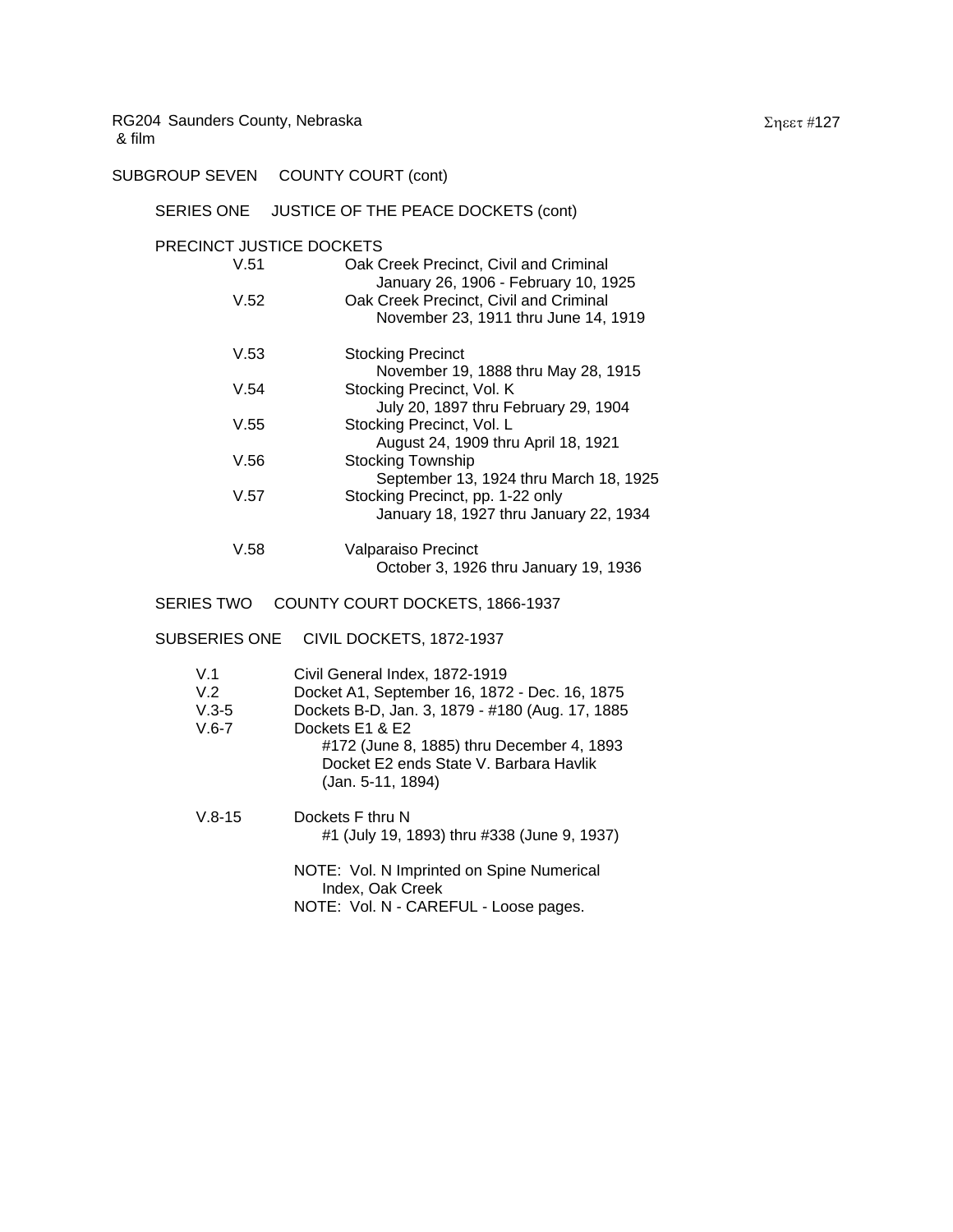RG204 Saunders County, Nebraska
& film

SUBGROUP SEVEN COUNTY COURT (cont)

SERIES ONE JUSTICE OF THE PEACE DOCKETS (cont)

PRECINCT JUSTICE DOCKETS

| | |
|---|---|
| V.51 | Oak Creek Precinct, Civil and Criminal<br>January 26, 1906 - February 10, 1925 |
| V.52 | Oak Creek Precinct, Civil and Criminal<br>November 23, 1911 thru June 14, 1919 |
| V.53 | Stocking Precinct<br>November 19, 1888 thru May 28, 1915 |
| V.54 | Stocking Precinct, Vol. K<br>July 20, 1897 thru February 29, 1904 |
| V.55 | Stocking Precinct, Vol. L<br>August 24, 1909 thru April 18, 1921 |
| V.56 | Stocking Township<br>September 13, 1924 thru March 18, 1925 |
| V.57 | Stocking Precinct, pp. 1-22 only<br>January 18, 1927 thru January 22, 1934 |
| V.58 | Valparaiso Precinct<br>October 3, 1926 thru January 19, 1936 |

SERIES TWO COUNTY COURT DOCKETS, 1866-1937

SUBSERIES ONE CIVIL DOCKETS, 1872-1937

| | |
|---|---|
| V.1 | Civil General Index, 1872-1919 |
| V.2 | Docket A1, September 16, 1872 - Dec. 16, 1875 |
| V.3-5 | Dockets B-D, Jan. 3, 1879 - #180 (Aug. 17, 1885 |
| V.6-7 | Dockets E1 & E2<br>#172 (June 8, 1885) thru December 4, 1893<br>Docket E2 ends State V. Barbara Havlik<br>(Jan. 5-11, 1894) |
| V.8-15 | Dockets F thru N<br>#1 (July 19, 1893) thru #338 (June 9, 1937) |

NOTE: Vol. N Imprinted on Spine Numerical Index, Oak Creek
NOTE: Vol. N - CAREFUL - Loose pages.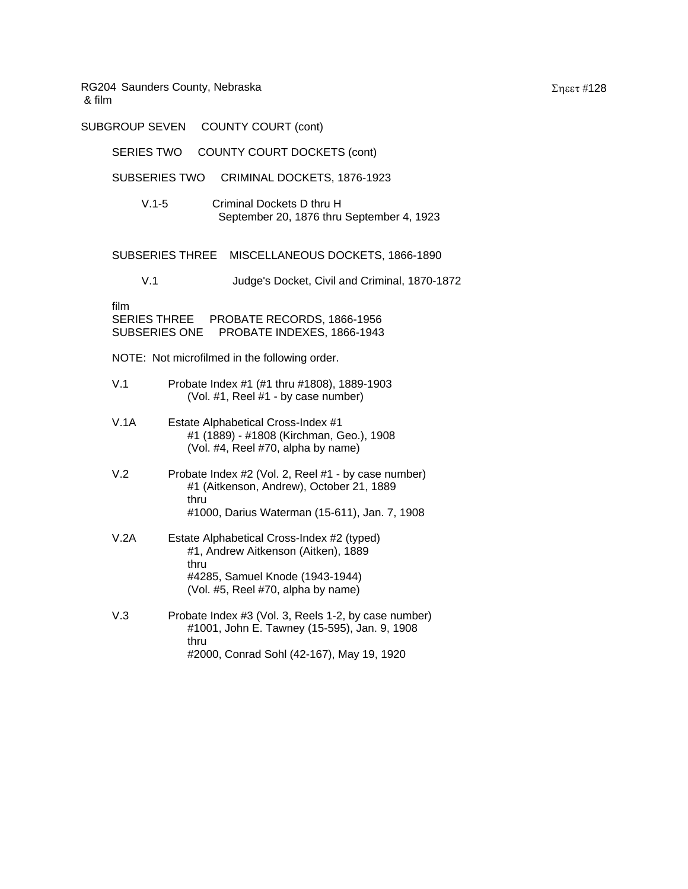SUBGROUP SEVEN COUNTY COURT (cont)

SERIES TWO COUNTY COURT DOCKETS (cont)

SUBSERIES TWO CRIMINAL DOCKETS, 1876-1923

V.1-5 Criminal Dockets D thru H
September 20, 1876 thru September 4, 1923

SUBSERIES THREE MISCELLANEOUS DOCKETS, 1866-1890

V.1 Judge's Docket, Civil and Criminal, 1870-1872

film
SERIES THREE PROBATE RECORDS, 1866-1956
SUBSERIES ONE PROBATE INDEXES, 1866-1943

NOTE: Not microfilmed in the following order.

V.1 Probate Index #1 (#1 thru #1808), 1889-1903
(Vol. #1, Reel #1 - by case number)

V.1A Estate Alphabetical Cross-Index #1
#1 (1889) - #1808 (Kirchman, Geo.), 1908
(Vol. #4, Reel #70, alpha by name)

V.2 Probate Index #2 (Vol. 2, Reel #1 - by case number)
#1 (Aitkenson, Andrew), October 21, 1889
thru
#1000, Darius Waterman (15-611), Jan. 7, 1908

V.2A Estate Alphabetical Cross-Index #2 (typed)
#1, Andrew Aitkenson (Aitken), 1889
thru
#4285, Samuel Knode (1943-1944)
(Vol. #5, Reel #70, alpha by name)

V.3 Probate Index #3 (Vol. 3, Reels 1-2, by case number)
#1001, John E. Tawney (15-595), Jan. 9, 1908
thru
#2000, Conrad Sohl (42-167), May 19, 1920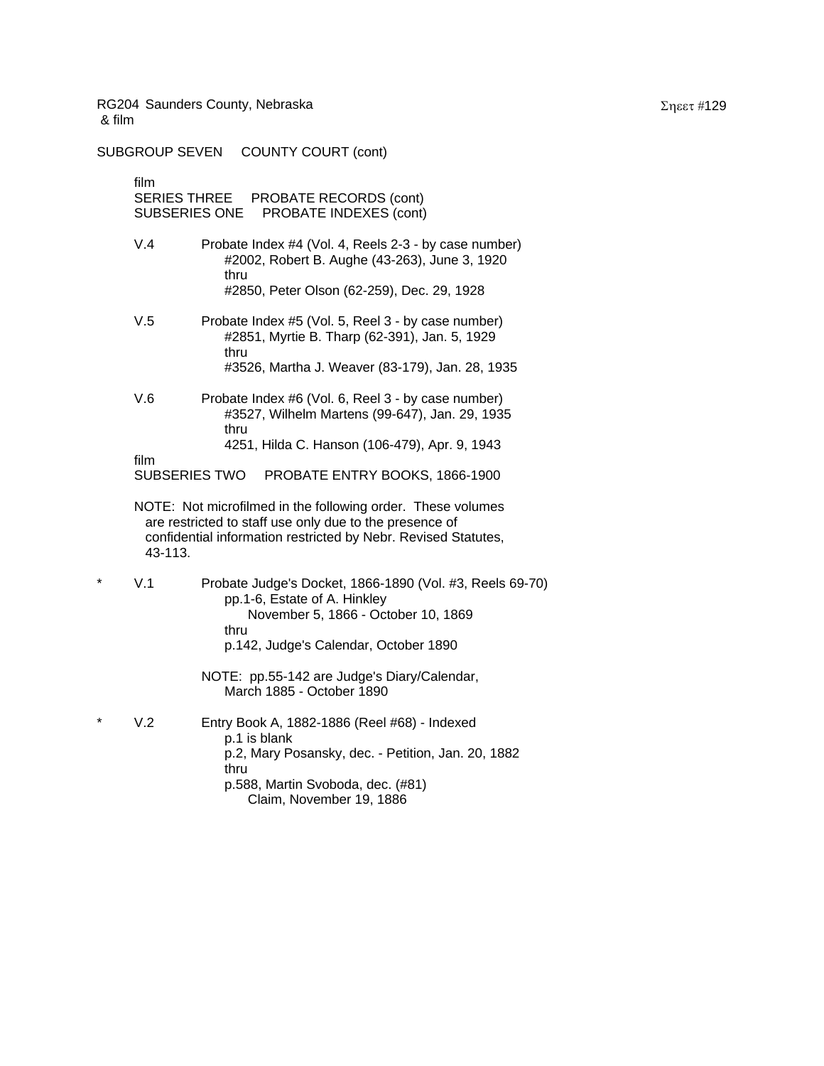RG204 Saunders County, Nebraska
& film

SUBGROUP SEVEN COUNTY COURT (cont)

film
SERIES THREE PROBATE RECORDS (cont)
SUBSERIES ONE PROBATE INDEXES (cont)

V.4 Probate Index #4 (Vol. 4, Reels 2-3 - by case number)
#2002, Robert B. Aughe (43-263), June 3, 1920
thru
#2850, Peter Olson (62-259), Dec. 29, 1928

V.5 Probate Index #5 (Vol. 5, Reel 3 - by case number)
#2851, Myrtie B. Tharp (62-391), Jan. 5, 1929
thru
#3526, Martha J. Weaver (83-179), Jan. 28, 1935

V.6 Probate Index #6 (Vol. 6, Reel 3 - by case number)
#3527, Wilhelm Martens (99-647), Jan. 29, 1935
thru
4251, Hilda C. Hanson (106-479), Apr. 9, 1943

film
SUBSERIES TWO PROBATE ENTRY BOOKS, 1866-1900

NOTE: Not microfilmed in the following order. These volumes are restricted to staff use only due to the presence of confidential information restricted by Nebr. Revised Statutes, 43-113.

* V.1 Probate Judge's Docket, 1866-1890 (Vol. #3, Reels 69-70)
pp.1-6, Estate of A. Hinkley
November 5, 1866 - October 10, 1869
thru
p.142, Judge's Calendar, October 1890

NOTE: pp.55-142 are Judge's Diary/Calendar, March 1885 - October 1890

* V.2 Entry Book A, 1882-1886 (Reel #68) - Indexed
p.1 is blank
p.2, Mary Posansky, dec. - Petition, Jan. 20, 1882
thru
p.588, Martin Svoboda, dec. (#81)
Claim, November 19, 1886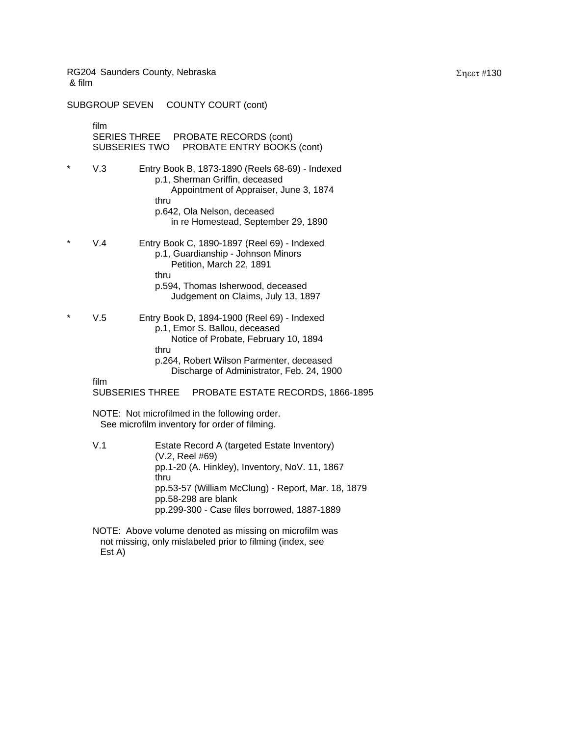RG204 Saunders County, Nebraska
& film

SUBGROUP SEVEN COUNTY COURT (cont)

film
SERIES THREE PROBATE RECORDS (cont)
SUBSERIES TWO PROBATE ENTRY BOOKS (cont)

* V.3 Entry Book B, 1873-1890 (Reels 68-69) - Indexed
  p.1, Sherman Griffin, deceased
    Appointment of Appraiser, June 3, 1874
  thru
  p.642, Ola Nelson, deceased
    in re Homestead, September 29, 1890

* V.4 Entry Book C, 1890-1897 (Reel 69) - Indexed
  p.1, Guardianship - Johnson Minors
    Petition, March 22, 1891
  thru
  p.594, Thomas Isherwood, deceased
    Judgement on Claims, July 13, 1897

* V.5 Entry Book D, 1894-1900 (Reel 69) - Indexed
  p.1, Emor S. Ballou, deceased
    Notice of Probate, February 10, 1894
  thru
  p.264, Robert Wilson Parmenter, deceased
    Discharge of Administrator, Feb. 24, 1900

film
SUBSERIES THREE PROBATE ESTATE RECORDS, 1866-1895

NOTE: Not microfilmed in the following order.
See microfilm inventory for order of filming.

V.1 Estate Record A (targeted Estate Inventory)
  (V.2, Reel #69)
  pp.1-20 (A. Hinkley), Inventory, NoV. 11, 1867
  thru
  pp.53-57 (William McClung) - Report, Mar. 18, 1879
  pp.58-298 are blank
  pp.299-300 - Case files borrowed, 1887-1889

NOTE: Above volume denoted as missing on microfilm was
not missing, only mislabeled prior to filming (index, see
Est A)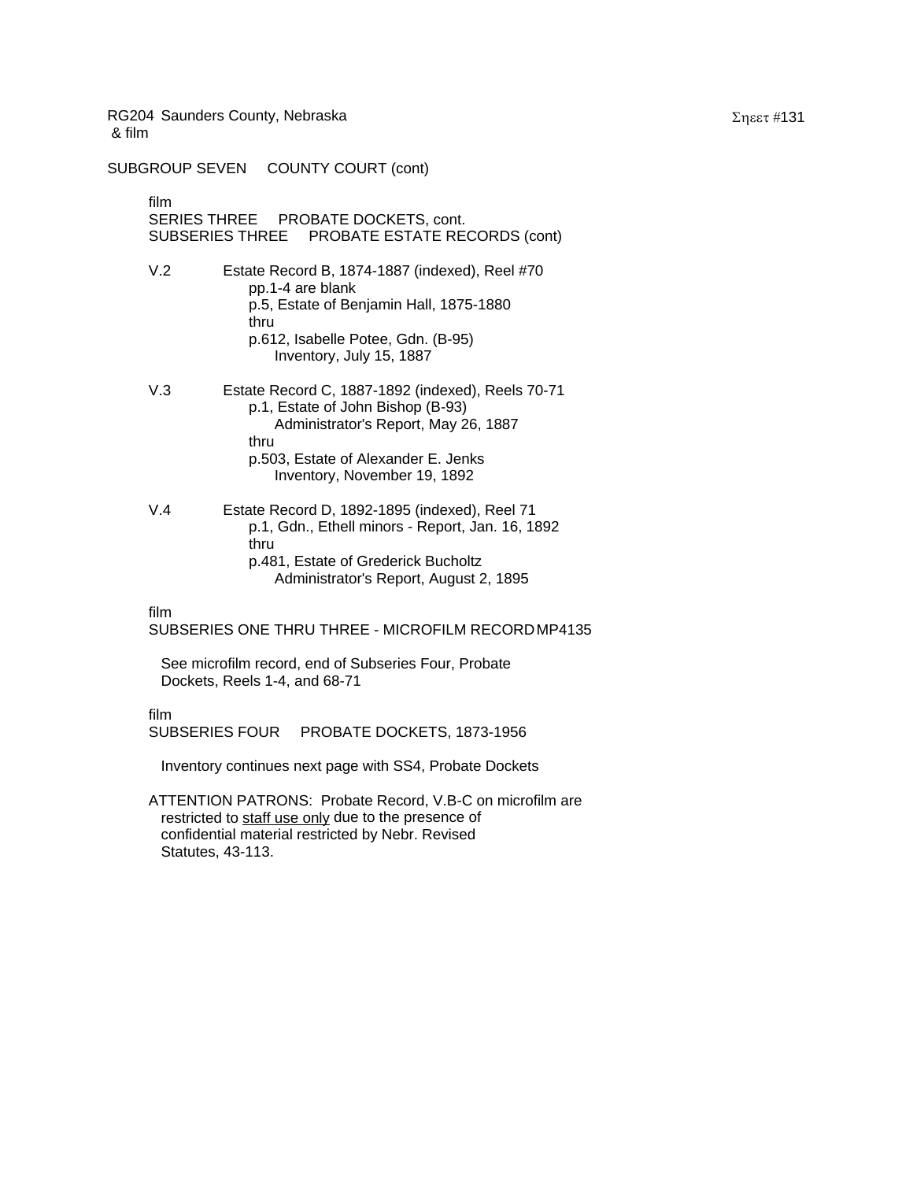RG204 Saunders County, Nebraska
& film

SUBGROUP SEVEN COUNTY COURT (cont)

film
SERIES THREE PROBATE DOCKETS, cont.
SUBSERIES THREE PROBATE ESTATE RECORDS (cont)

V.2 Estate Record B, 1874-1887 (indexed), Reel #70
- pp.1-4 are blank
- p.5, Estate of Benjamin Hall, 1875-1880
- thru
- p.612, Isabelle Potee, Gdn. (B-95)
  - Inventory, July 15, 1887

V.3 Estate Record C, 1887-1892 (indexed), Reels 70-71
- p.1, Estate of John Bishop (B-93)
  - Administrator's Report, May 26, 1887
- thru
- p.503, Estate of Alexander E. Jenks
  - Inventory, November 19, 1892

V.4 Estate Record D, 1892-1895 (indexed), Reel 71
- p.1, Gdn., Ethell minors - Report, Jan. 16, 1892
- thru
- p.481, Estate of Grederick Bucholtz
  - Administrator's Report, August 2, 1895

film
SUBSERIES ONE THRU THREE - MICROFILM RECORD MP4135

See microfilm record, end of Subseries Four, Probate Dockets, Reels 1-4, and 68-71

film
SUBSERIES FOUR PROBATE DOCKETS, 1873-1956

Inventory continues next page with SS4, Probate Dockets

ATTENTION PATRONS: Probate Record, V.B-C on microfilm are restricted to staff use only due to the presence of confidential material restricted by Nebr. Revised Statutes, 43-113.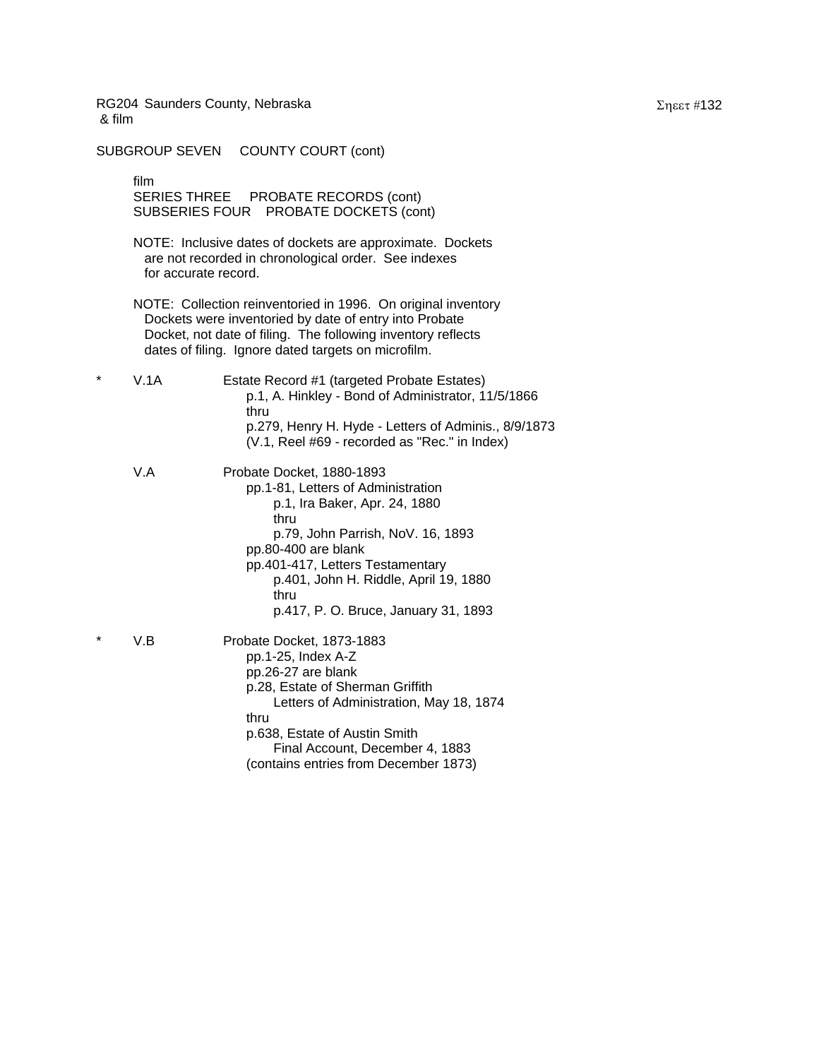RG204 Saunders County, Nebraska
& film

SUBGROUP SEVEN  COUNTY COURT (cont)

film
SERIES THREE  PROBATE RECORDS (cont)
SUBSERIES FOUR  PROBATE DOCKETS (cont)

NOTE: Inclusive dates of dockets are approximate. Dockets are not recorded in chronological order. See indexes for accurate record.

NOTE: Collection reinventoried in 1996. On original inventory Dockets were inventoried by date of entry into Probate Docket, not date of filing. The following inventory reflects dates of filing. Ignore dated targets on microfilm.

\* V.1A  Estate Record #1 (targeted Probate Estates)
- p.1, A. Hinkley - Bond of Administrator, 11/5/1866
- thru
- p.279, Henry H. Hyde - Letters of Adminis., 8/9/1873
- (V.1, Reel #69 - recorded as "Rec." in Index)

V.A  Probate Docket, 1880-1893
- pp.1-81, Letters of Administration
  - p.1, Ira Baker, Apr. 24, 1880
  - thru
  - p.79, John Parrish, NoV. 16, 1893
- pp.80-400 are blank
- pp.401-417, Letters Testamentary
  - p.401, John H. Riddle, April 19, 1880
  - thru
  - p.417, P. O. Bruce, January 31, 1893

\* V.B  Probate Docket, 1873-1883
- pp.1-25, Index A-Z
- pp.26-27 are blank
- p.28, Estate of Sherman Griffith
  - Letters of Administration, May 18, 1874
- thru
- p.638, Estate of Austin Smith
  - Final Account, December 4, 1883
- (contains entries from December 1873)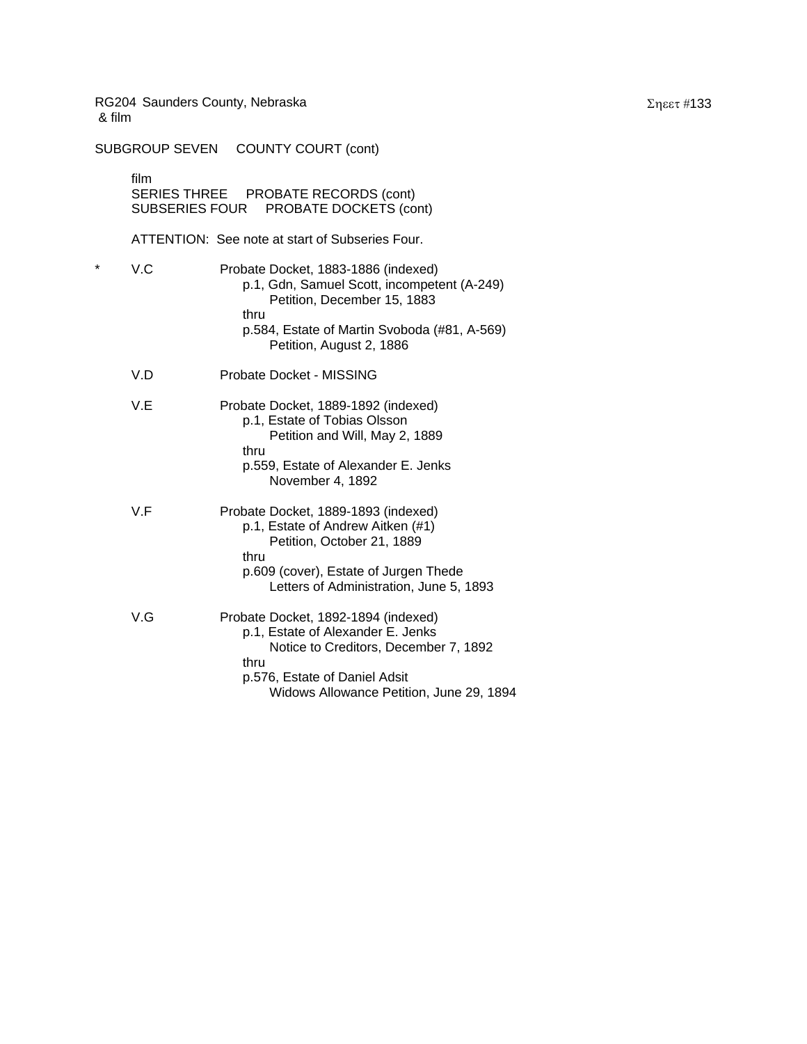RG204 Saunders County, Nebraska
& film

SUBGROUP SEVEN COUNTY COURT (cont)

film
SERIES THREE PROBATE RECORDS (cont)
SUBSERIES FOUR PROBATE DOCKETS (cont)

ATTENTION: See note at start of Subseries Four.

* V.C Probate Docket, 1883-1886 (indexed)
  - p.1, Gdn, Samuel Scott, incompetent (A-249)
    - Petition, December 15, 1883
  - thru
  - p.584, Estate of Martin Svoboda (#81, A-569)
    - Petition, August 2, 1886

V.D Probate Docket - MISSING

V.E Probate Docket, 1889-1892 (indexed)
  - p.1, Estate of Tobias Olsson
    - Petition and Will, May 2, 1889
  - thru
  - p.559, Estate of Alexander E. Jenks
    - November 4, 1892

V.F Probate Docket, 1889-1893 (indexed)
  - p.1, Estate of Andrew Aitken (#1)
    - Petition, October 21, 1889
  - thru
  - p.609 (cover), Estate of Jurgen Thede
    - Letters of Administration, June 5, 1893

V.G Probate Docket, 1892-1894 (indexed)
  - p.1, Estate of Alexander E. Jenks
    - Notice to Creditors, December 7, 1892
  - thru
  - p.576, Estate of Daniel Adsit
    - Widows Allowance Petition, June 29, 1894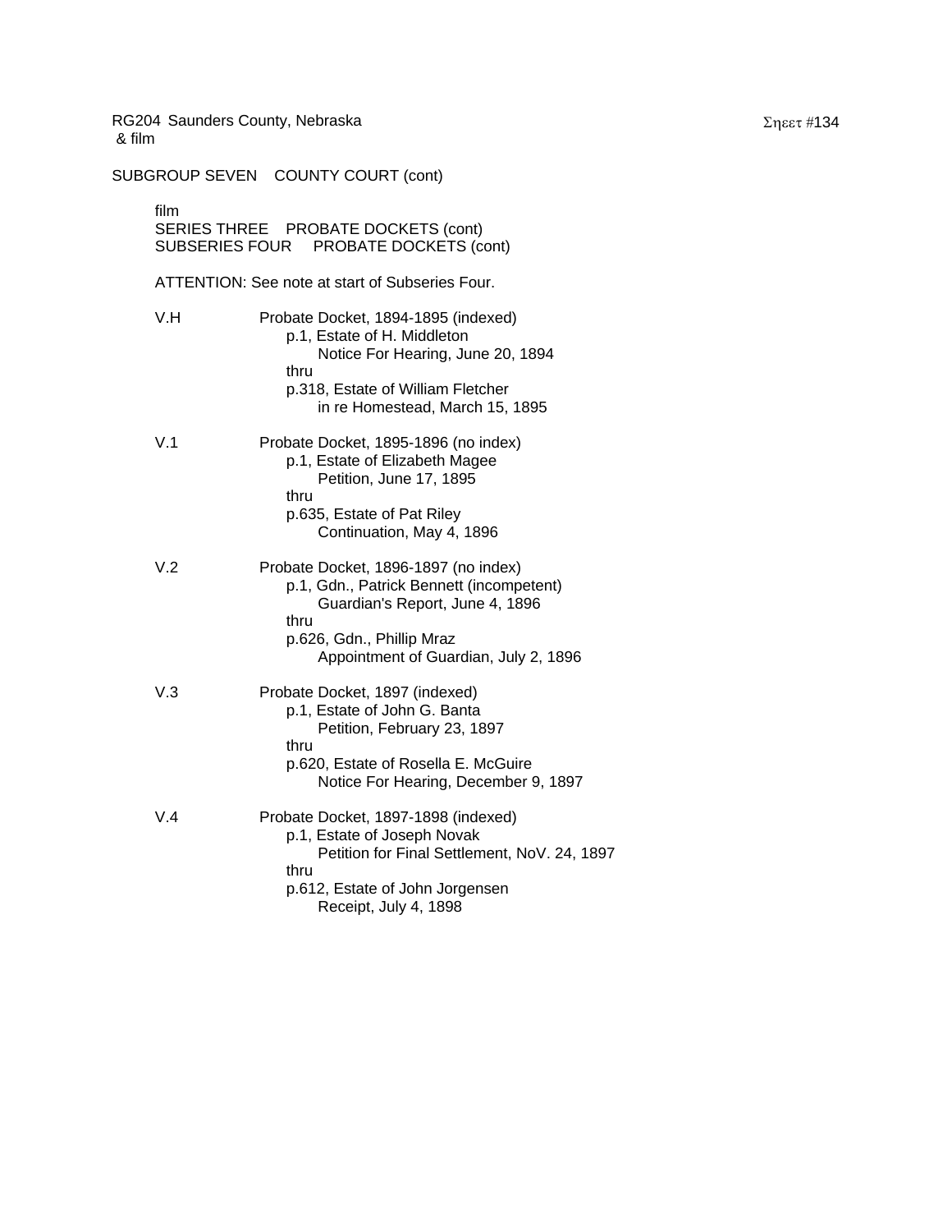RG204 Saunders County, Nebraska
& film

SUBGROUP SEVEN COUNTY COURT (cont)

film
SERIES THREE PROBATE DOCKETS (cont)
SUBSERIES FOUR PROBATE DOCKETS (cont)

ATTENTION: See note at start of Subseries Four.

V.H Probate Docket, 1894-1895 (indexed)
p.1, Estate of H. Middleton
Notice For Hearing, June 20, 1894
thru
p.318, Estate of William Fletcher
in re Homestead, March 15, 1895

V.1 Probate Docket, 1895-1896 (no index)
p.1, Estate of Elizabeth Magee
Petition, June 17, 1895
thru
p.635, Estate of Pat Riley
Continuation, May 4, 1896

V.2 Probate Docket, 1896-1897 (no index)
p.1, Gdn., Patrick Bennett (incompetent)
Guardian's Report, June 4, 1896
thru
p.626, Gdn., Phillip Mraz
Appointment of Guardian, July 2, 1896

V.3 Probate Docket, 1897 (indexed)
p.1, Estate of John G. Banta
Petition, February 23, 1897
thru
p.620, Estate of Rosella E. McGuire
Notice For Hearing, December 9, 1897

V.4 Probate Docket, 1897-1898 (indexed)
p.1, Estate of Joseph Novak
Petition for Final Settlement, NoV. 24, 1897
thru
p.612, Estate of John Jorgensen
Receipt, July 4, 1898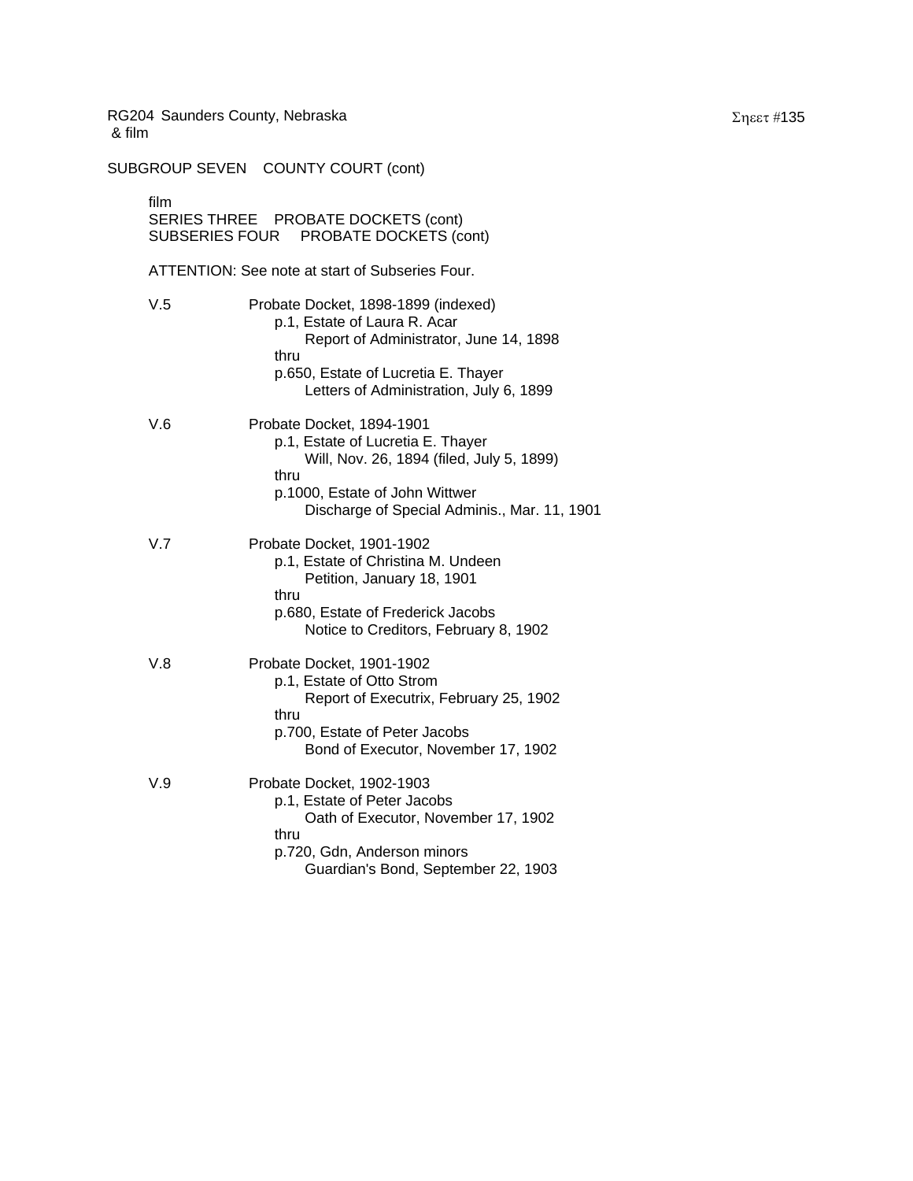RG204 Saunders County, Nebraska
& film

SUBGROUP SEVEN COUNTY COURT (cont)

film
SERIES THREE PROBATE DOCKETS (cont)
SUBSERIES FOUR PROBATE DOCKETS (cont)

ATTENTION: See note at start of Subseries Four.

V.5 Probate Docket, 1898-1899 (indexed)
p.1, Estate of Laura R. Acar
Report of Administrator, June 14, 1898
thru
p.650, Estate of Lucretia E. Thayer
Letters of Administration, July 6, 1899

V.6 Probate Docket, 1894-1901
p.1, Estate of Lucretia E. Thayer
Will, Nov. 26, 1894 (filed, July 5, 1899)
thru
p.1000, Estate of John Wittwer
Discharge of Special Adminis., Mar. 11, 1901

V.7 Probate Docket, 1901-1902
p.1, Estate of Christina M. Undeen
Petition, January 18, 1901
thru
p.680, Estate of Frederick Jacobs
Notice to Creditors, February 8, 1902

V.8 Probate Docket, 1901-1902
p.1, Estate of Otto Strom
Report of Executrix, February 25, 1902
thru
p.700, Estate of Peter Jacobs
Bond of Executor, November 17, 1902

V.9 Probate Docket, 1902-1903
p.1, Estate of Peter Jacobs
Oath of Executor, November 17, 1902
thru
p.720, Gdn, Anderson minors
Guardian's Bond, September 22, 1903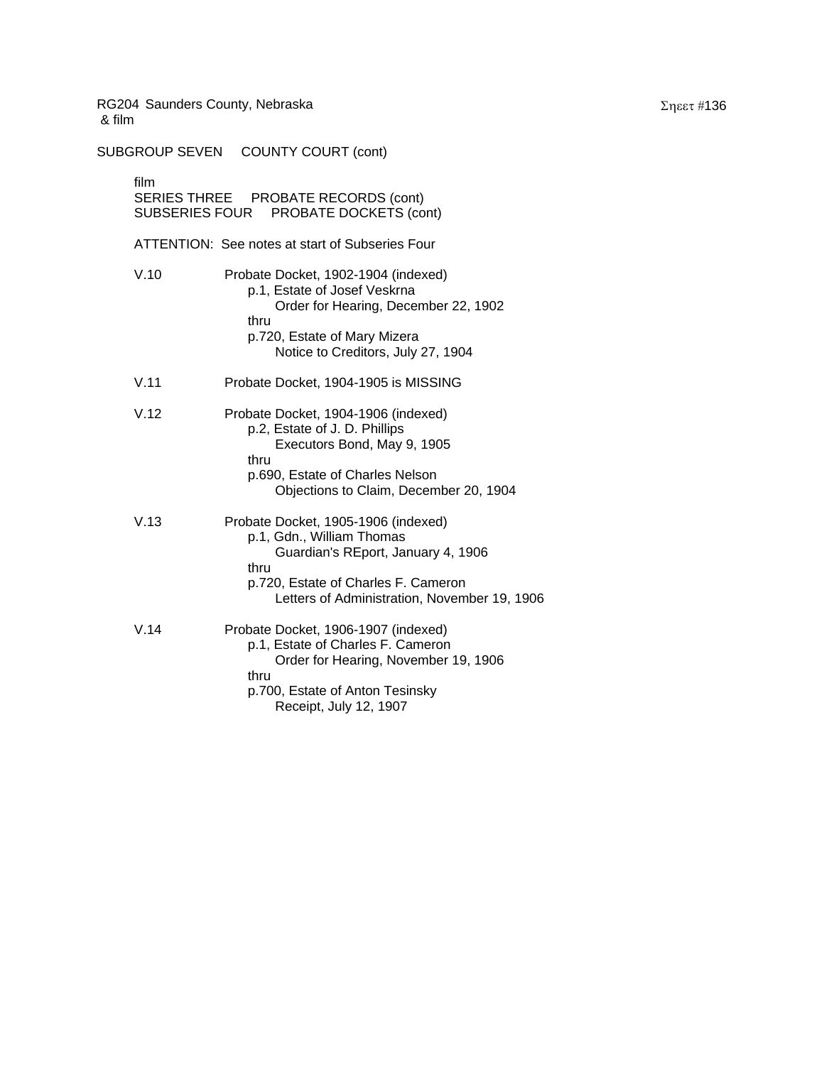RG204 Saunders County, Nebraska
& film

SUBGROUP SEVEN COUNTY COURT (cont)

film
SERIES THREE PROBATE RECORDS (cont)
SUBSERIES FOUR PROBATE DOCKETS (cont)

ATTENTION: See notes at start of Subseries Four

V.10 Probate Docket, 1902-1904 (indexed)
p.1, Estate of Josef Veskrna
Order for Hearing, December 22, 1902
thru
p.720, Estate of Mary Mizera
Notice to Creditors, July 27, 1904

V.11 Probate Docket, 1904-1905 is MISSING

V.12 Probate Docket, 1904-1906 (indexed)
p.2, Estate of J. D. Phillips
Executors Bond, May 9, 1905
thru
p.690, Estate of Charles Nelson
Objections to Claim, December 20, 1904

V.13 Probate Docket, 1905-1906 (indexed)
p.1, Gdn., William Thomas
Guardian's REport, January 4, 1906
thru
p.720, Estate of Charles F. Cameron
Letters of Administration, November 19, 1906

V.14 Probate Docket, 1906-1907 (indexed)
p.1, Estate of Charles F. Cameron
Order for Hearing, November 19, 1906
thru
p.700, Estate of Anton Tesinsky
Receipt, July 12, 1907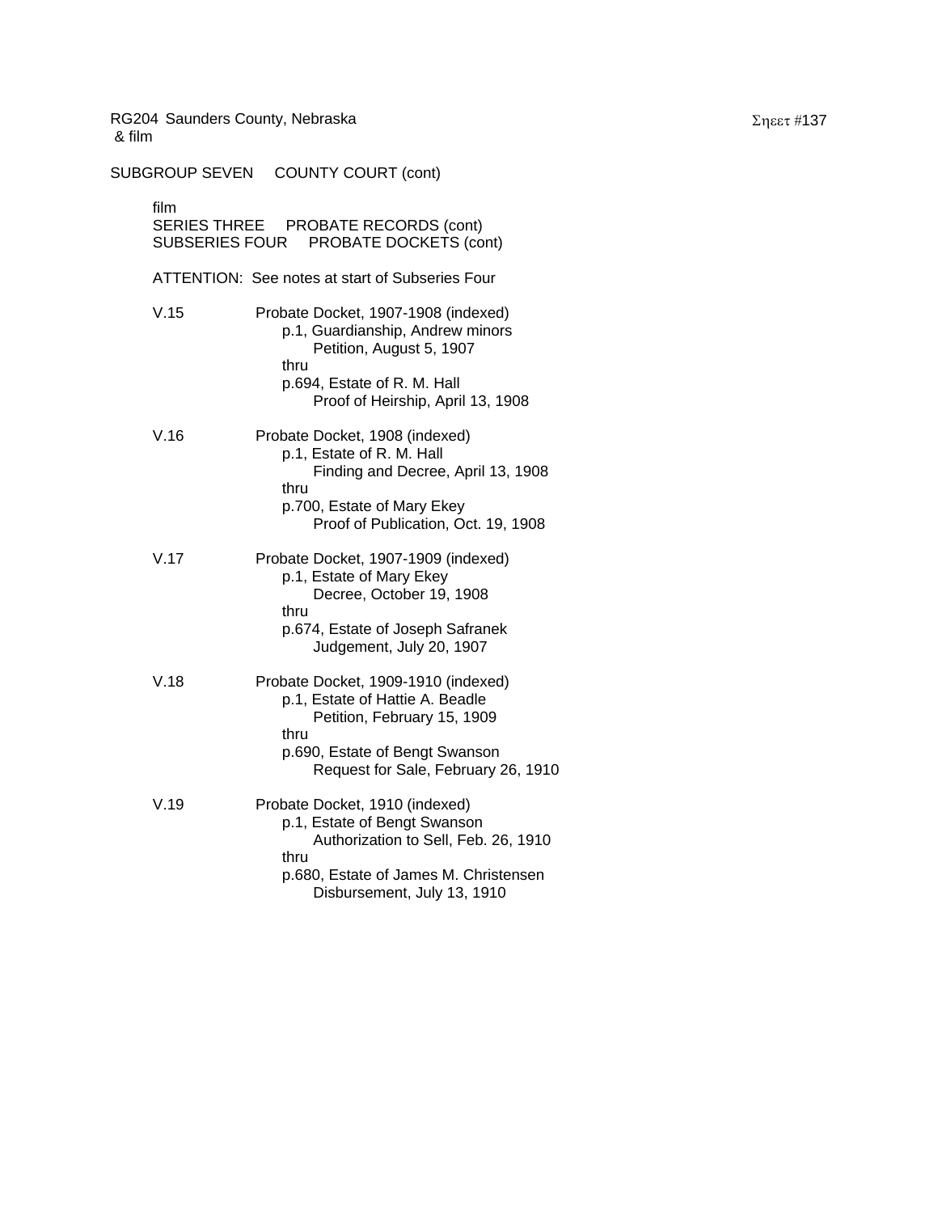RG204 Saunders County, Nebraska
& film

SUBGROUP SEVEN COUNTY COURT (cont)

film
SERIES THREE PROBATE RECORDS (cont)
SUBSERIES FOUR PROBATE DOCKETS (cont)

ATTENTION: See notes at start of Subseries Four

V.15 Probate Docket, 1907-1908 (indexed)
p.1, Guardianship, Andrew minors
Petition, August 5, 1907
thru
p.694, Estate of R. M. Hall
Proof of Heirship, April 13, 1908

V.16 Probate Docket, 1908 (indexed)
p.1, Estate of R. M. Hall
Finding and Decree, April 13, 1908
thru
p.700, Estate of Mary Ekey
Proof of Publication, Oct. 19, 1908

V.17 Probate Docket, 1907-1909 (indexed)
p.1, Estate of Mary Ekey
Decree, October 19, 1908
thru
p.674, Estate of Joseph Safranek
Judgement, July 20, 1907

V.18 Probate Docket, 1909-1910 (indexed)
p.1, Estate of Hattie A. Beadle
Petition, February 15, 1909
thru
p.690, Estate of Bengt Swanson
Request for Sale, February 26, 1910

V.19 Probate Docket, 1910 (indexed)
p.1, Estate of Bengt Swanson
Authorization to Sell, Feb. 26, 1910
thru
p.680, Estate of James M. Christensen
Disbursement, July 13, 1910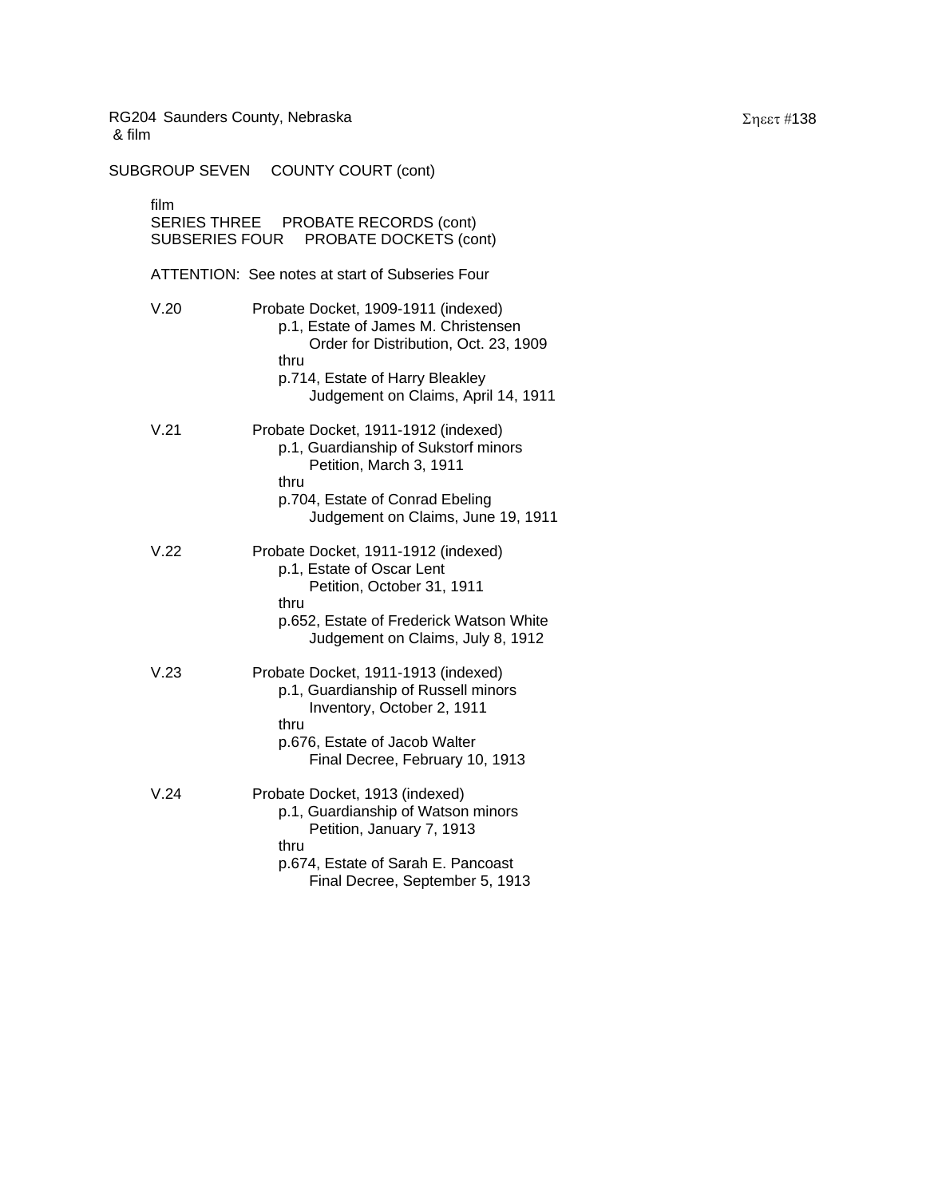RG204 Saunders County, Nebraska
& film

SUBGROUP SEVEN COUNTY COURT (cont)

film
SERIES THREE PROBATE RECORDS (cont)
SUBSERIES FOUR PROBATE DOCKETS (cont)

ATTENTION: See notes at start of Subseries Four

V.20 Probate Docket, 1909-1911 (indexed)
p.1, Estate of James M. Christensen
Order for Distribution, Oct. 23, 1909
thru
p.714, Estate of Harry Bleakley
Judgement on Claims, April 14, 1911

V.21 Probate Docket, 1911-1912 (indexed)
p.1, Guardianship of Sukstorf minors
Petition, March 3, 1911
thru
p.704, Estate of Conrad Ebeling
Judgement on Claims, June 19, 1911

V.22 Probate Docket, 1911-1912 (indexed)
p.1, Estate of Oscar Lent
Petition, October 31, 1911
thru
p.652, Estate of Frederick Watson White
Judgement on Claims, July 8, 1912

V.23 Probate Docket, 1911-1913 (indexed)
p.1, Guardianship of Russell minors
Inventory, October 2, 1911
thru
p.676, Estate of Jacob Walter
Final Decree, February 10, 1913

V.24 Probate Docket, 1913 (indexed)
p.1, Guardianship of Watson minors
Petition, January 7, 1913
thru
p.674, Estate of Sarah E. Pancoast
Final Decree, September 5, 1913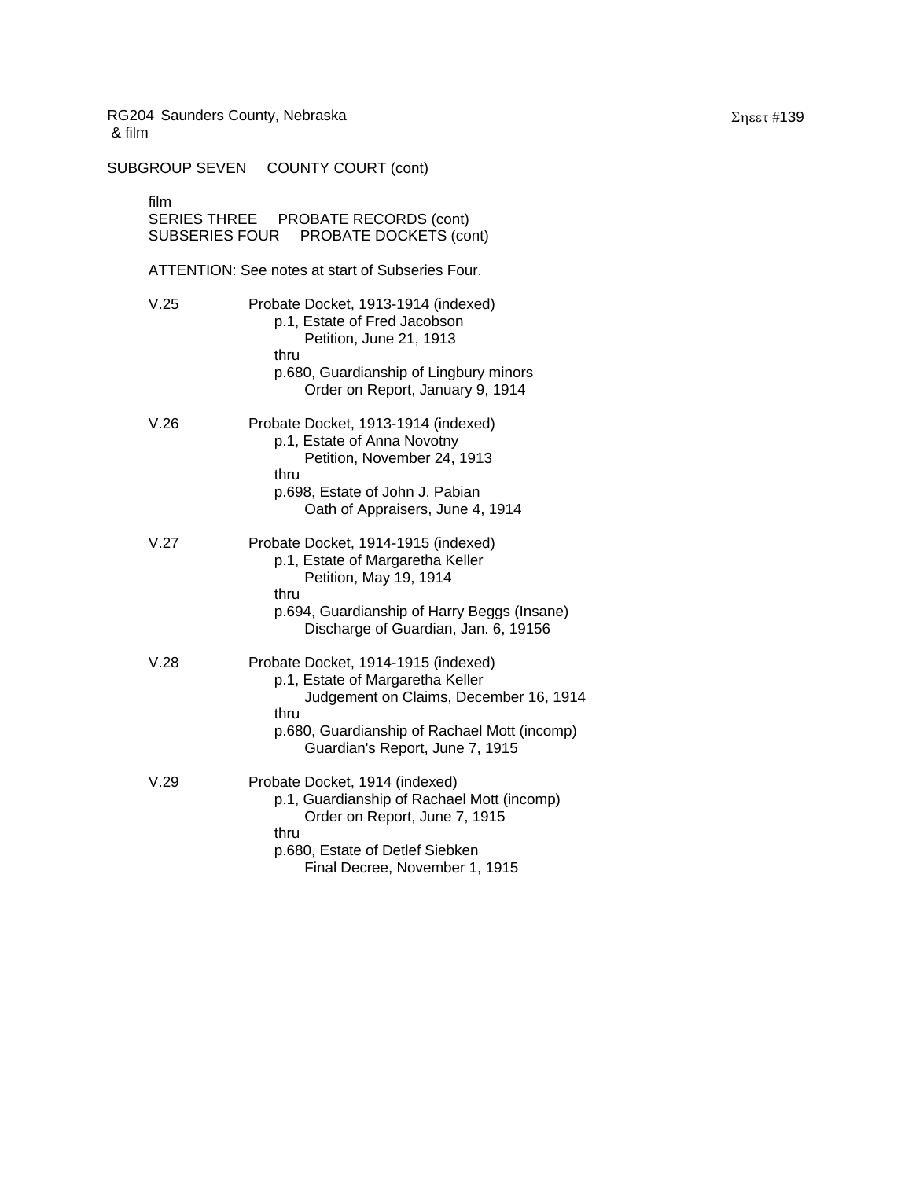RG204 Saunders County, Nebraska
& film

SUBGROUP SEVEN COUNTY COURT (cont)

film
SERIES THREE PROBATE RECORDS (cont)
SUBSERIES FOUR PROBATE DOCKETS (cont)

ATTENTION: See notes at start of Subseries Four.

V.25 Probate Docket, 1913-1914 (indexed)
- p.1, Estate of Fred Jacobson
  - Petition, June 21, 1913
- thru
- p.680, Guardianship of Lingbury minors
  - Order on Report, January 9, 1914

V.26 Probate Docket, 1913-1914 (indexed)
- p.1, Estate of Anna Novotny
  - Petition, November 24, 1913
- thru
- p.698, Estate of John J. Pabian
  - Oath of Appraisers, June 4, 1914

V.27 Probate Docket, 1914-1915 (indexed)
- p.1, Estate of Margaretha Keller
  - Petition, May 19, 1914
- thru
- p.694, Guardianship of Harry Beggs (Insane)
  - Discharge of Guardian, Jan. 6, 19156

V.28 Probate Docket, 1914-1915 (indexed)
- p.1, Estate of Margaretha Keller
  - Judgement on Claims, December 16, 1914
- thru
- p.680, Guardianship of Rachael Mott (incomp)
  - Guardian's Report, June 7, 1915

V.29 Probate Docket, 1914 (indexed)
- p.1, Guardianship of Rachael Mott (incomp)
  - Order on Report, June 7, 1915
- thru
- p.680, Estate of Detlef Siebken
  - Final Decree, November 1, 1915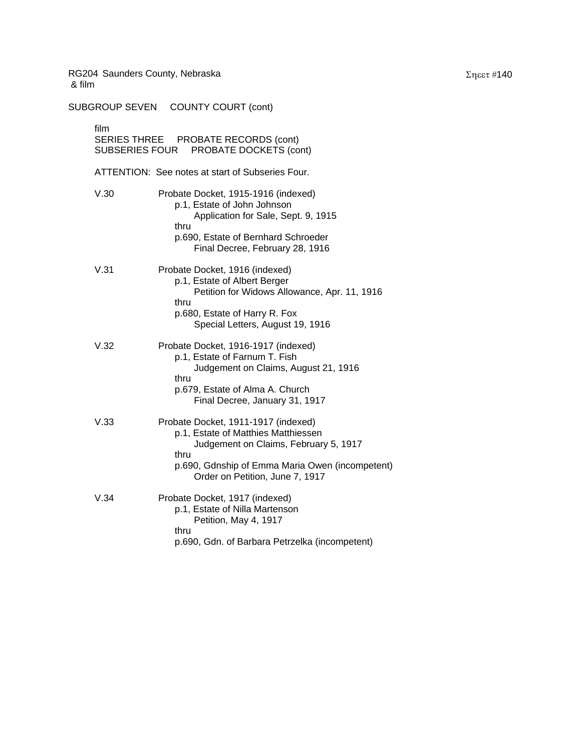RG204 Saunders County, Nebraska
& film

SUBGROUP SEVEN COUNTY COURT (cont)

film
SERIES THREE PROBATE RECORDS (cont)
SUBSERIES FOUR PROBATE DOCKETS (cont)

ATTENTION: See notes at start of Subseries Four.

V.30 Probate Docket, 1915-1916 (indexed)
p.1, Estate of John Johnson
Application for Sale, Sept. 9, 1915
thru
p.690, Estate of Bernhard Schroeder
Final Decree, February 28, 1916

V.31 Probate Docket, 1916 (indexed)
p.1, Estate of Albert Berger
Petition for Widows Allowance, Apr. 11, 1916
thru
p.680, Estate of Harry R. Fox
Special Letters, August 19, 1916

V.32 Probate Docket, 1916-1917 (indexed)
p.1, Estate of Farnum T. Fish
Judgement on Claims, August 21, 1916
thru
p.679, Estate of Alma A. Church
Final Decree, January 31, 1917

V.33 Probate Docket, 1911-1917 (indexed)
p.1, Estate of Matthies Matthiessen
Judgement on Claims, February 5, 1917
thru
p.690, Gdnship of Emma Maria Owen (incompetent)
Order on Petition, June 7, 1917

V.34 Probate Docket, 1917 (indexed)
p.1, Estate of Nilla Martenson
Petition, May 4, 1917
thru
p.690, Gdn. of Barbara Petrzelka (incompetent)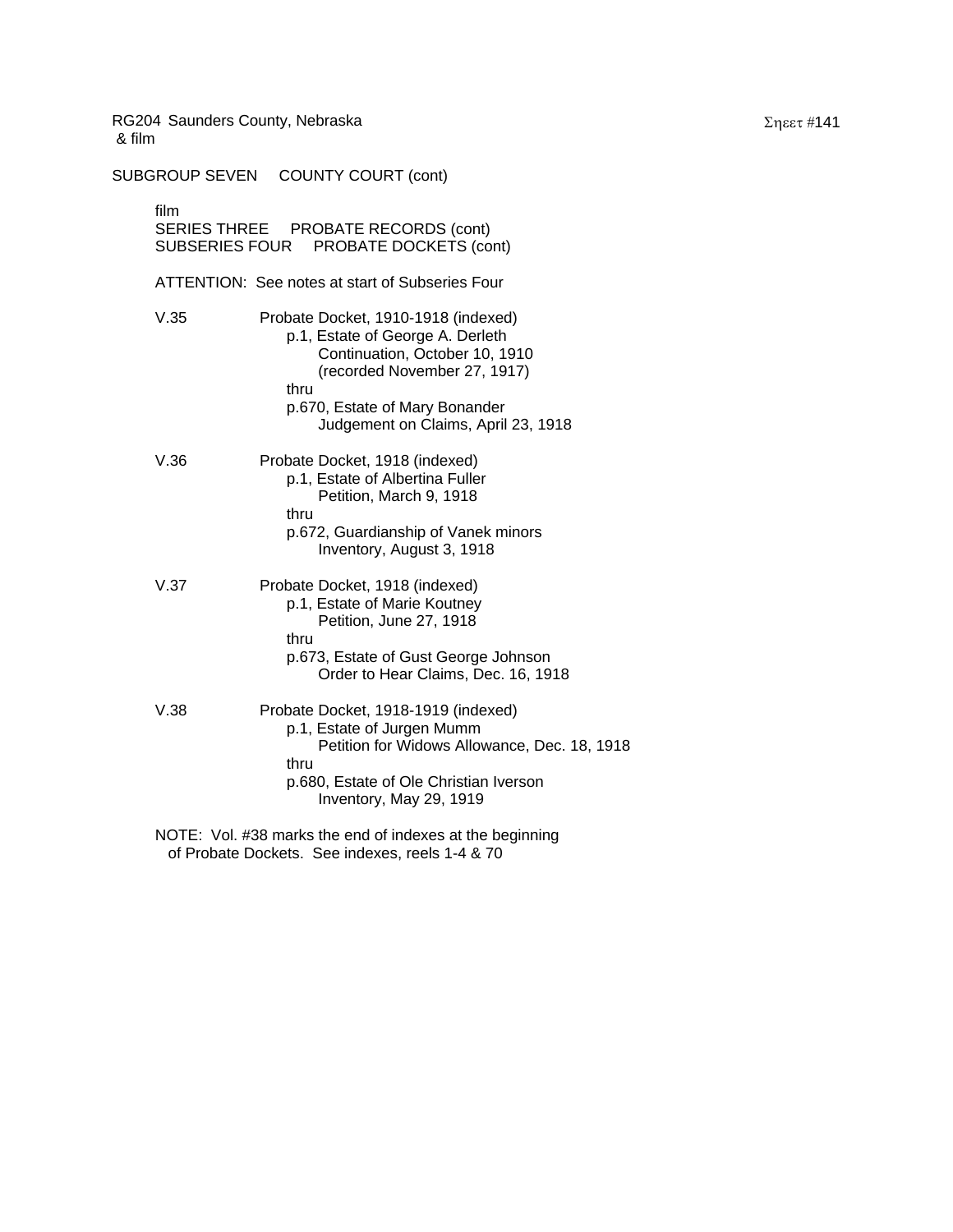RG204 Saunders County, Nebraska
& film

SUBGROUP SEVEN     COUNTY COURT (cont)

film
SERIES THREE     PROBATE RECORDS (cont)
SUBSERIES FOUR     PROBATE DOCKETS (cont)

ATTENTION: See notes at start of Subseries Four

V.35     Probate Docket, 1910-1918 (indexed)
p.1, Estate of George A. Derleth
Continuation, October 10, 1910
(recorded November 27, 1917)
thru
p.670, Estate of Mary Bonander
Judgement on Claims, April 23, 1918

V.36     Probate Docket, 1918 (indexed)
p.1, Estate of Albertina Fuller
Petition, March 9, 1918
thru
p.672, Guardianship of Vanek minors
Inventory, August 3, 1918

V.37     Probate Docket, 1918 (indexed)
p.1, Estate of Marie Koutney
Petition, June 27, 1918
thru
p.673, Estate of Gust George Johnson
Order to Hear Claims, Dec. 16, 1918

V.38     Probate Docket, 1918-1919 (indexed)
p.1, Estate of Jurgen Mumm
Petition for Widows Allowance, Dec. 18, 1918
thru
p.680, Estate of Ole Christian Iverson
Inventory, May 29, 1919

NOTE: Vol. #38 marks the end of indexes at the beginning of Probate Dockets. See indexes, reels 1-4 & 70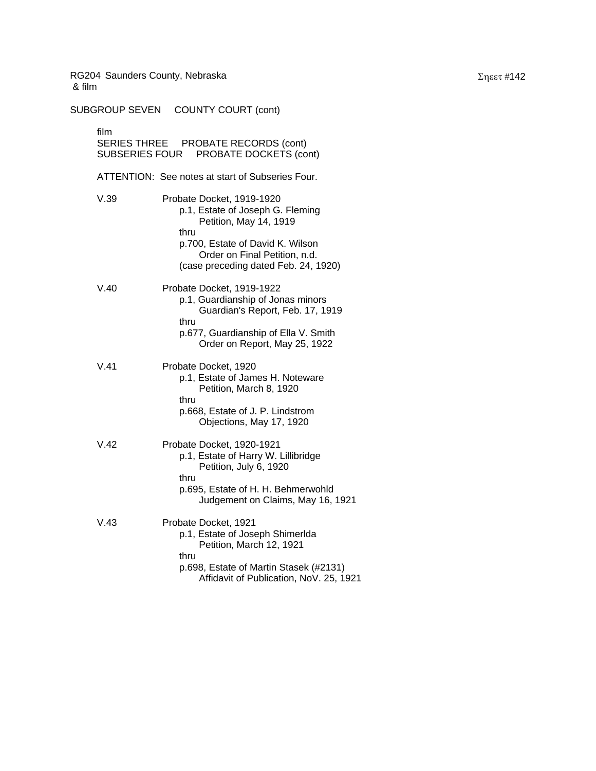RG204 Saunders County, Nebraska
& film

SUBGROUP SEVEN    COUNTY COURT (cont)

film
SERIES THREE    PROBATE RECORDS (cont)
SUBSERIES FOUR    PROBATE DOCKETS (cont)

ATTENTION: See notes at start of Subseries Four.

V.39    Probate Docket, 1919-1920
    p.1, Estate of Joseph G. Fleming
        Petition, May 14, 1919
    thru
    p.700, Estate of David K. Wilson
        Order on Final Petition, n.d.
    (case preceding dated Feb. 24, 1920)

V.40    Probate Docket, 1919-1922
    p.1, Guardianship of Jonas minors
        Guardian's Report, Feb. 17, 1919
    thru
    p.677, Guardianship of Ella V. Smith
        Order on Report, May 25, 1922

V.41    Probate Docket, 1920
    p.1, Estate of James H. Noteware
        Petition, March 8, 1920
    thru
    p.668, Estate of J. P. Lindstrom
        Objections, May 17, 1920

V.42    Probate Docket, 1920-1921
    p.1, Estate of Harry W. Lillibridge
        Petition, July 6, 1920
    thru
    p.695, Estate of H. H. Behmerwohld
        Judgement on Claims, May 16, 1921

V.43    Probate Docket, 1921
    p.1, Estate of Joseph Shimerlda
        Petition, March 12, 1921
    thru
    p.698, Estate of Martin Stasek (#2131)
        Affidavit of Publication, NoV. 25, 1921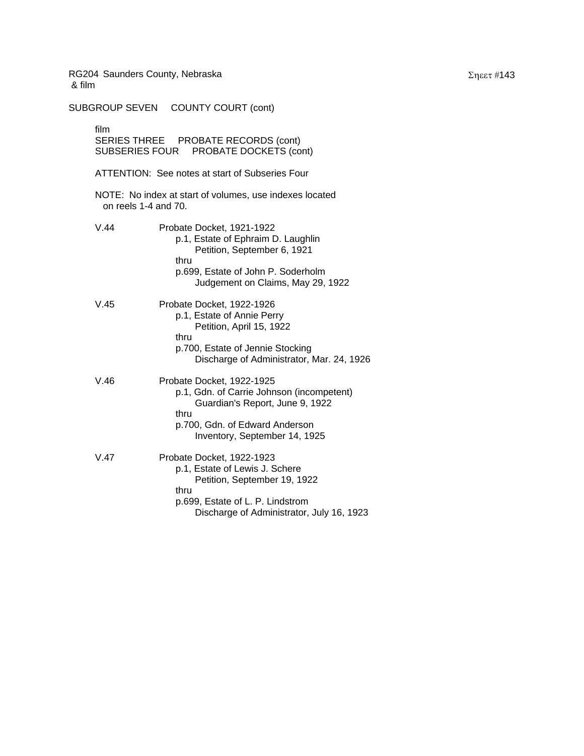RG204 Saunders County, Nebraska
& film

SUBGROUP SEVEN  COUNTY COURT (cont)

film
SERIES THREE  PROBATE RECORDS (cont)
SUBSERIES FOUR  PROBATE DOCKETS (cont)

ATTENTION: See notes at start of Subseries Four

NOTE: No index at start of volumes, use indexes located on reels 1-4 and 70.

V.44  Probate Docket, 1921-1922
  p.1, Estate of Ephraim D. Laughlin
    Petition, September 6, 1921
  thru
  p.699, Estate of John P. Soderholm
    Judgement on Claims, May 29, 1922

V.45  Probate Docket, 1922-1926
  p.1, Estate of Annie Perry
    Petition, April 15, 1922
  thru
  p.700, Estate of Jennie Stocking
    Discharge of Administrator, Mar. 24, 1926

V.46  Probate Docket, 1922-1925
  p.1, Gdn. of Carrie Johnson (incompetent)
    Guardian's Report, June 9, 1922
  thru
  p.700, Gdn. of Edward Anderson
    Inventory, September 14, 1925

V.47  Probate Docket, 1922-1923
  p.1, Estate of Lewis J. Schere
    Petition, September 19, 1922
  thru
  p.699, Estate of L. P. Lindstrom
    Discharge of Administrator, July 16, 1923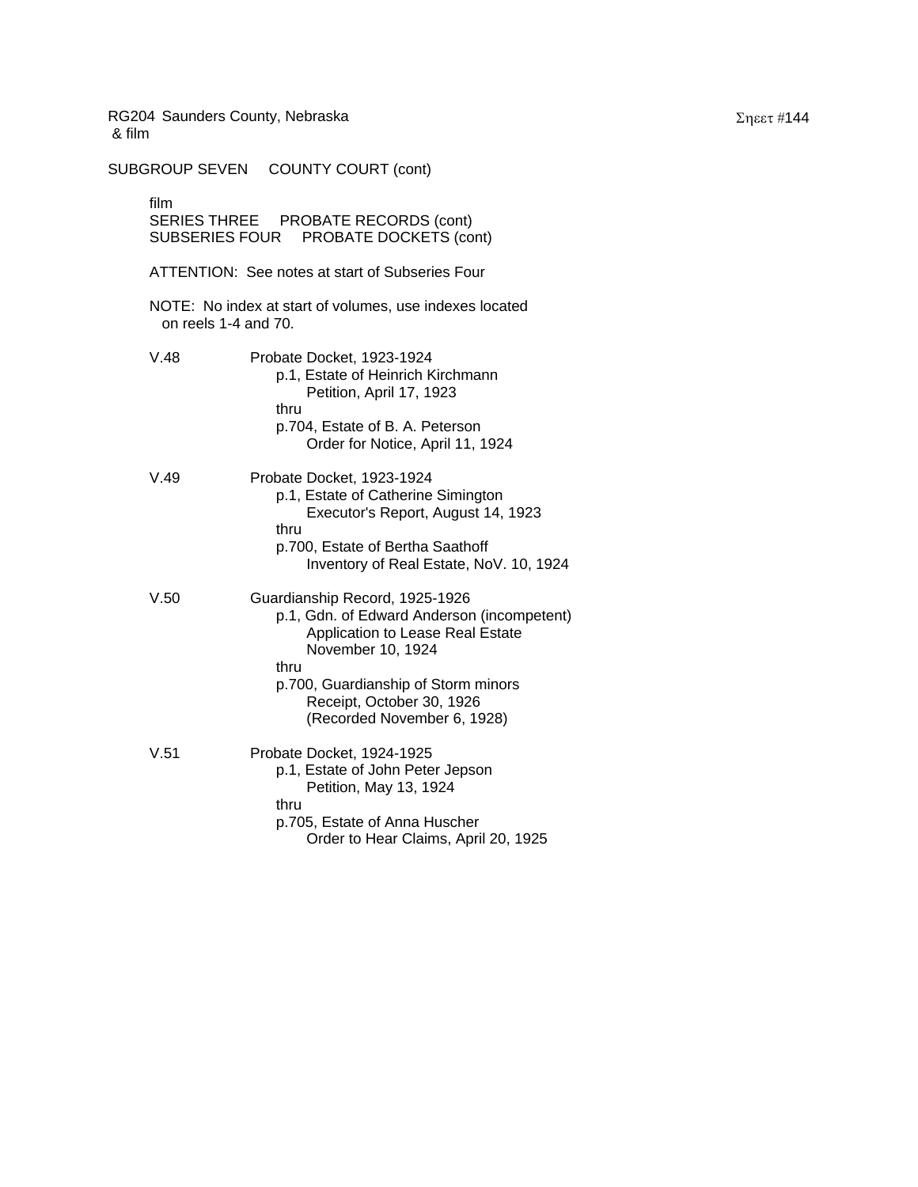RG204 Saunders County, Nebraska
& film

SUBGROUP SEVEN     COUNTY COURT (cont)

film
SERIES THREE     PROBATE RECORDS (cont)
SUBSERIES FOUR     PROBATE DOCKETS (cont)

ATTENTION: See notes at start of Subseries Four

NOTE: No index at start of volumes, use indexes located on reels 1-4 and 70.

V.48     Probate Docket, 1923-1924
   p.1, Estate of Heinrich Kirchmann
      Petition, April 17, 1923
   thru
   p.704, Estate of B. A. Peterson
      Order for Notice, April 11, 1924

V.49     Probate Docket, 1923-1924
   p.1, Estate of Catherine Simington
      Executor's Report, August 14, 1923
   thru
   p.700, Estate of Bertha Saathoff
      Inventory of Real Estate, NoV. 10, 1924

V.50     Guardianship Record, 1925-1926
   p.1, Gdn. of Edward Anderson (incompetent)
      Application to Lease Real Estate
      November 10, 1924
   thru
   p.700, Guardianship of Storm minors
      Receipt, October 30, 1926
      (Recorded November 6, 1928)

V.51     Probate Docket, 1924-1925
   p.1, Estate of John Peter Jepson
      Petition, May 13, 1924
   thru
   p.705, Estate of Anna Huscher
      Order to Hear Claims, April 20, 1925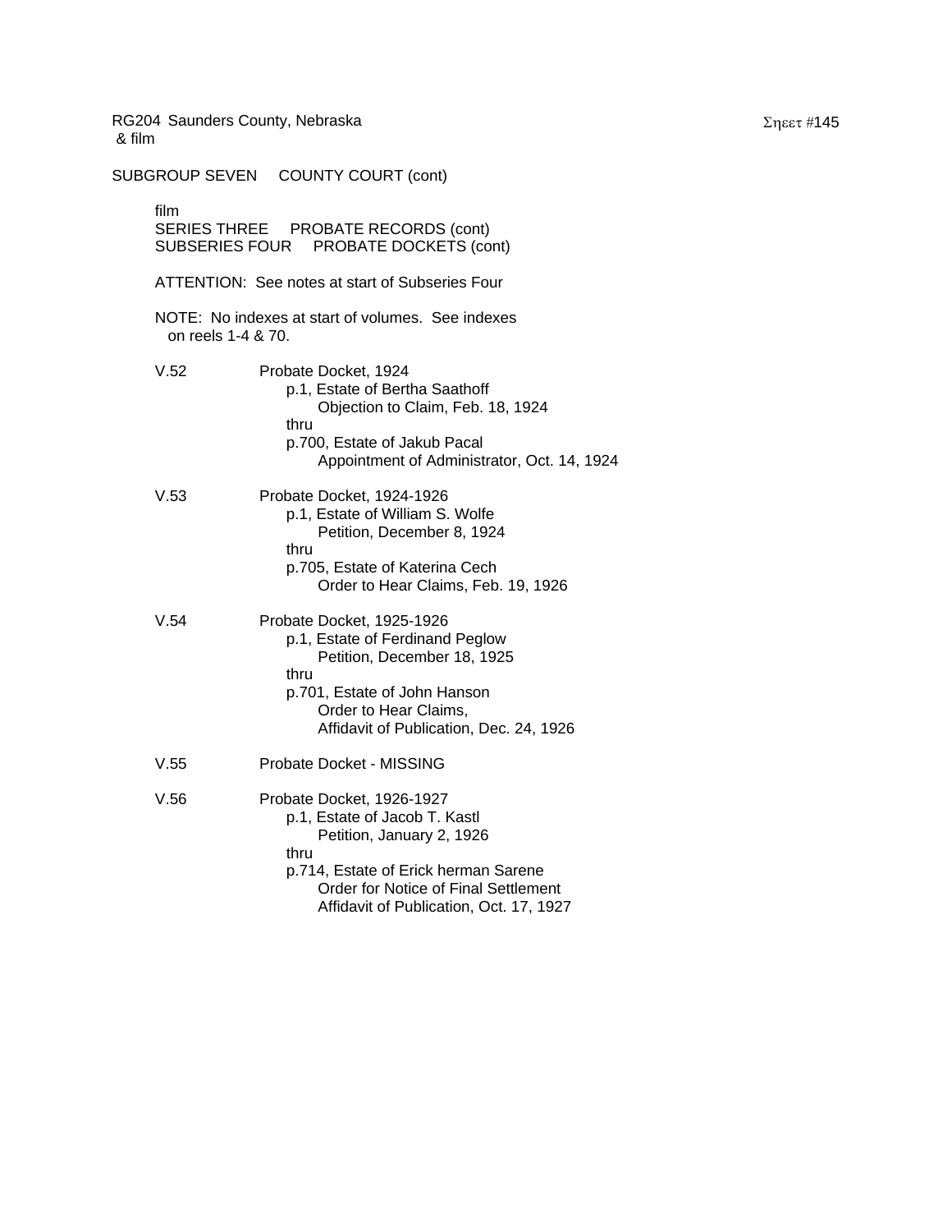RG204 Saunders County, Nebraska
& film

SUBGROUP SEVEN COUNTY COURT (cont)

film
SERIES THREE PROBATE RECORDS (cont)
SUBSERIES FOUR PROBATE DOCKETS (cont)

ATTENTION: See notes at start of Subseries Four

NOTE: No indexes at start of volumes. See indexes on reels 1-4 & 70.

V.52 Probate Docket, 1924
- p.1, Estate of Bertha Saathoff
  - Objection to Claim, Feb. 18, 1924
- thru
- p.700, Estate of Jakub Pacal
  - Appointment of Administrator, Oct. 14, 1924

V.53 Probate Docket, 1924-1926
- p.1, Estate of William S. Wolfe
  - Petition, December 8, 1924
- thru
- p.705, Estate of Katerina Cech
  - Order to Hear Claims, Feb. 19, 1926

V.54 Probate Docket, 1925-1926
- p.1, Estate of Ferdinand Peglow
  - Petition, December 18, 1925
- thru
- p.701, Estate of John Hanson
  - Order to Hear Claims,
  - Affidavit of Publication, Dec. 24, 1926

V.55 Probate Docket - MISSING

V.56 Probate Docket, 1926-1927
- p.1, Estate of Jacob T. Kastl
  - Petition, January 2, 1926
- thru
- p.714, Estate of Erick herman Sarene
  - Order for Notice of Final Settlement
  - Affidavit of Publication, Oct. 17, 1927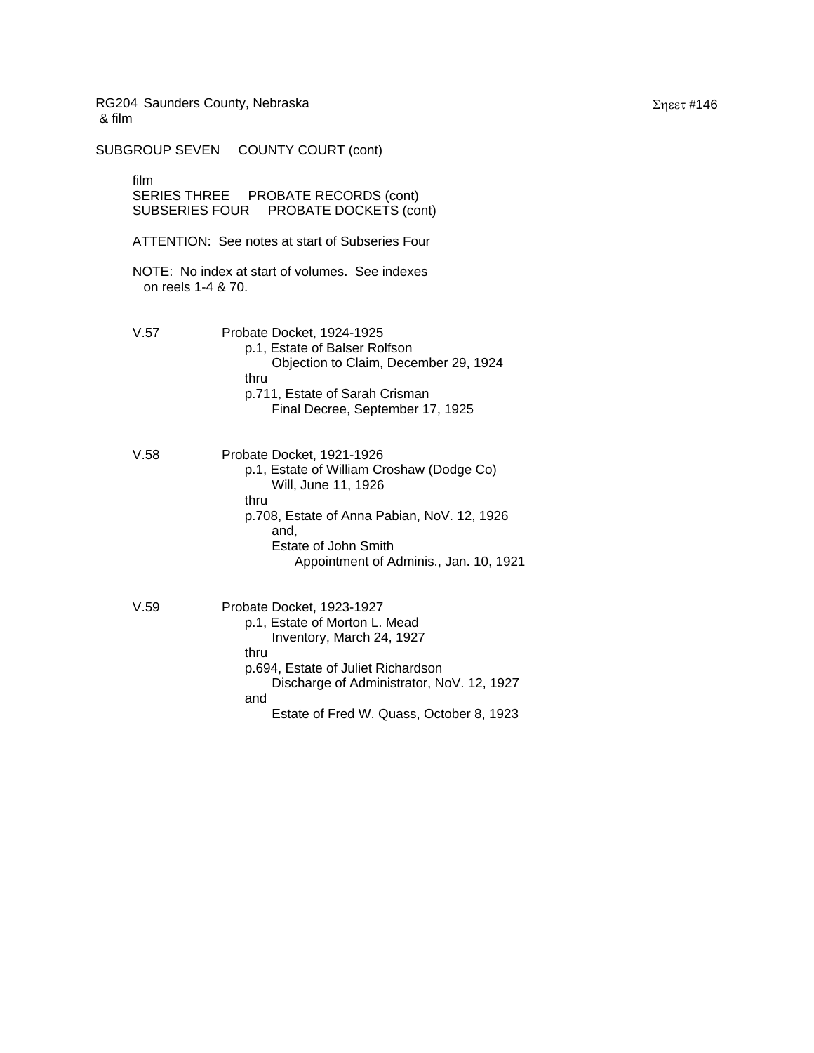RG204 Saunders County, Nebraska
& film

SUBGROUP SEVEN COUNTY COURT (cont)

film
SERIES THREE PROBATE RECORDS (cont)
SUBSERIES FOUR PROBATE DOCKETS (cont)

ATTENTION: See notes at start of Subseries Four

NOTE: No index at start of volumes. See indexes on reels 1-4 & 70.

V.57 Probate Docket, 1924-1925
p.1, Estate of Balser Rolfson
Objection to Claim, December 29, 1924
thru
p.711, Estate of Sarah Crisman
Final Decree, September 17, 1925

V.58 Probate Docket, 1921-1926
p.1, Estate of William Croshaw (Dodge Co)
Will, June 11, 1926
thru
p.708, Estate of Anna Pabian, NoV. 12, 1926
and,
Estate of John Smith
Appointment of Adminis., Jan. 10, 1921

V.59 Probate Docket, 1923-1927
p.1, Estate of Morton L. Mead
Inventory, March 24, 1927
thru
p.694, Estate of Juliet Richardson
Discharge of Administrator, NoV. 12, 1927
and
Estate of Fred W. Quass, October 8, 1923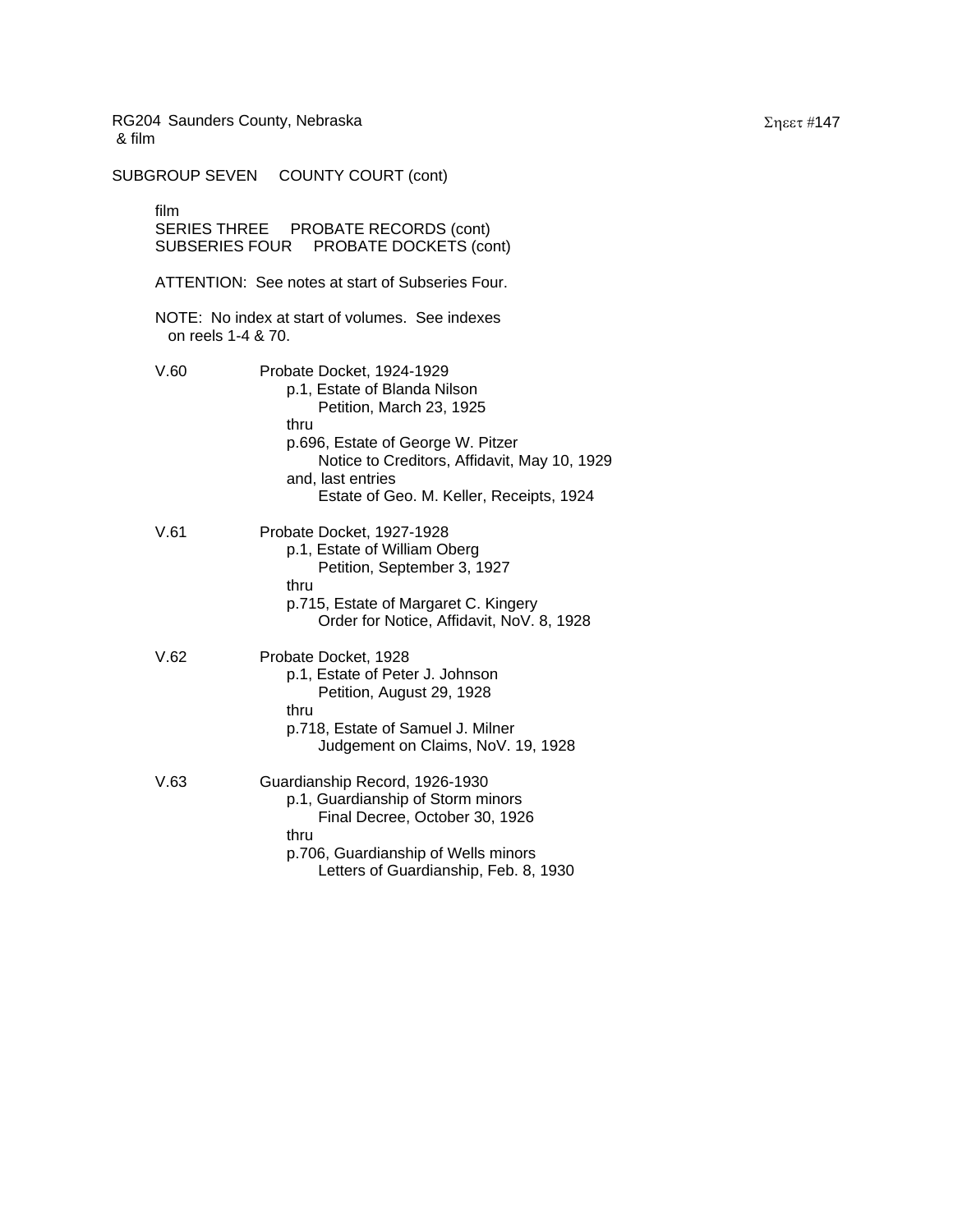RG204 Saunders County, Nebraska
& film

SUBGROUP SEVEN COUNTY COURT (cont)

film
SERIES THREE PROBATE RECORDS (cont)
SUBSERIES FOUR PROBATE DOCKETS (cont)

ATTENTION: See notes at start of Subseries Four.

NOTE: No index at start of volumes. See indexes on reels 1-4 & 70.

V.60 Probate Docket, 1924-1929
p.1, Estate of Blanda Nilson
Petition, March 23, 1925
thru
p.696, Estate of George W. Pitzer
Notice to Creditors, Affidavit, May 10, 1929
and, last entries
Estate of Geo. M. Keller, Receipts, 1924

V.61 Probate Docket, 1927-1928
p.1, Estate of William Oberg
Petition, September 3, 1927
thru
p.715, Estate of Margaret C. Kingery
Order for Notice, Affidavit, NoV. 8, 1928

V.62 Probate Docket, 1928
p.1, Estate of Peter J. Johnson
Petition, August 29, 1928
thru
p.718, Estate of Samuel J. Milner
Judgement on Claims, NoV. 19, 1928

V.63 Guardianship Record, 1926-1930
p.1, Guardianship of Storm minors
Final Decree, October 30, 1926
thru
p.706, Guardianship of Wells minors
Letters of Guardianship, Feb. 8, 1930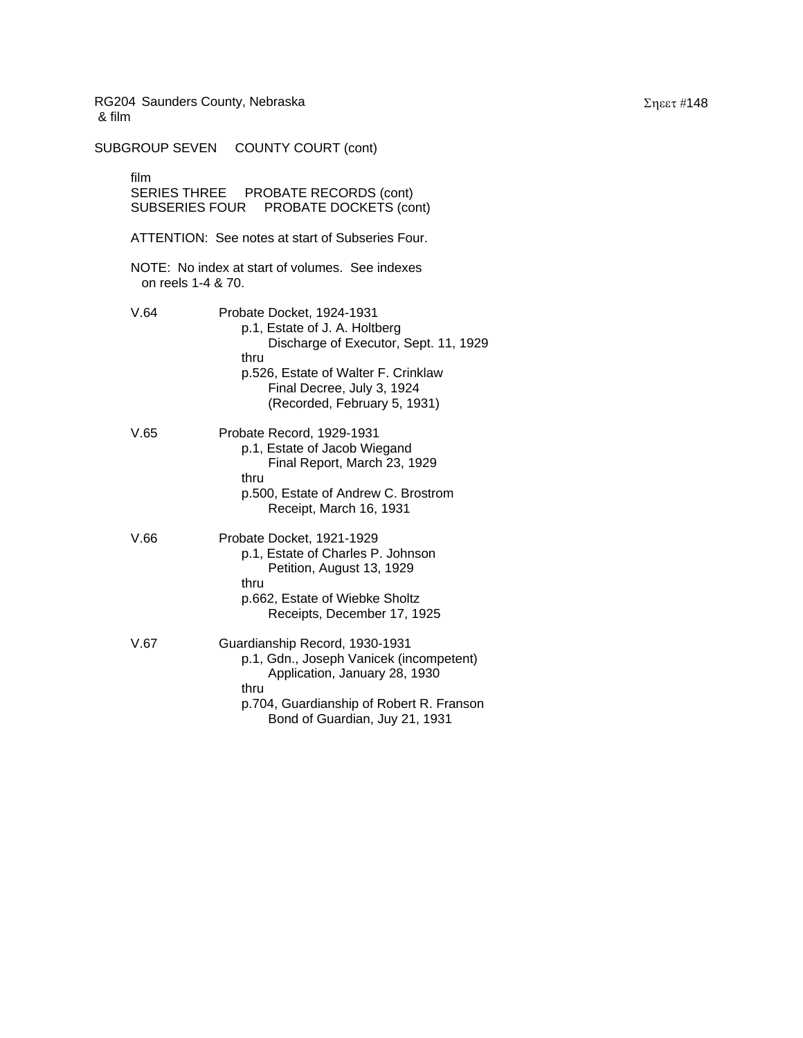RG204 Saunders County, Nebraska
& film

SUBGROUP SEVEN COUNTY COURT (cont)

film
SERIES THREE PROBATE RECORDS (cont)
SUBSERIES FOUR PROBATE DOCKETS (cont)

ATTENTION: See notes at start of Subseries Four.

NOTE: No index at start of volumes. See indexes on reels 1-4 & 70.

V.64 Probate Docket, 1924-1931
p.1, Estate of J. A. Holtberg
Discharge of Executor, Sept. 11, 1929
thru
p.526, Estate of Walter F. Crinklaw
Final Decree, July 3, 1924
(Recorded, February 5, 1931)

V.65 Probate Record, 1929-1931
p.1, Estate of Jacob Wiegand
Final Report, March 23, 1929
thru
p.500, Estate of Andrew C. Brostrom
Receipt, March 16, 1931

V.66 Probate Docket, 1921-1929
p.1, Estate of Charles P. Johnson
Petition, August 13, 1929
thru
p.662, Estate of Wiebke Sholtz
Receipts, December 17, 1925

V.67 Guardianship Record, 1930-1931
p.1, Gdn., Joseph Vanicek (incompetent)
Application, January 28, 1930
thru
p.704, Guardianship of Robert R. Franson
Bond of Guardian, Juy 21, 1931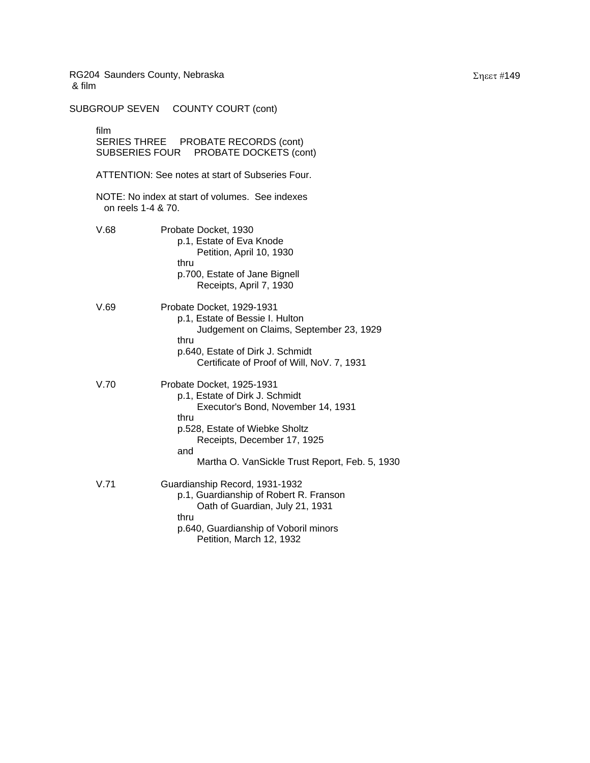RG204 Saunders County, Nebraska
& film

SUBGROUP SEVEN COUNTY COURT (cont)

film
SERIES THREE PROBATE RECORDS (cont)
SUBSERIES FOUR PROBATE DOCKETS (cont)

ATTENTION: See notes at start of Subseries Four.

NOTE: No index at start of volumes. See indexes on reels 1-4 & 70.

V.68 Probate Docket, 1930
p.1, Estate of Eva Knode
Petition, April 10, 1930
thru
p.700, Estate of Jane Bignell
Receipts, April 7, 1930

V.69 Probate Docket, 1929-1931
p.1, Estate of Bessie I. Hulton
Judgement on Claims, September 23, 1929
thru
p.640, Estate of Dirk J. Schmidt
Certificate of Proof of Will, NoV. 7, 1931

V.70 Probate Docket, 1925-1931
p.1, Estate of Dirk J. Schmidt
Executor's Bond, November 14, 1931
thru
p.528, Estate of Wiebke Sholtz
Receipts, December 17, 1925
and
Martha O. VanSickle Trust Report, Feb. 5, 1930

V.71 Guardianship Record, 1931-1932
p.1, Guardianship of Robert R. Franson
Oath of Guardian, July 21, 1931
thru
p.640, Guardianship of Voboril minors
Petition, March 12, 1932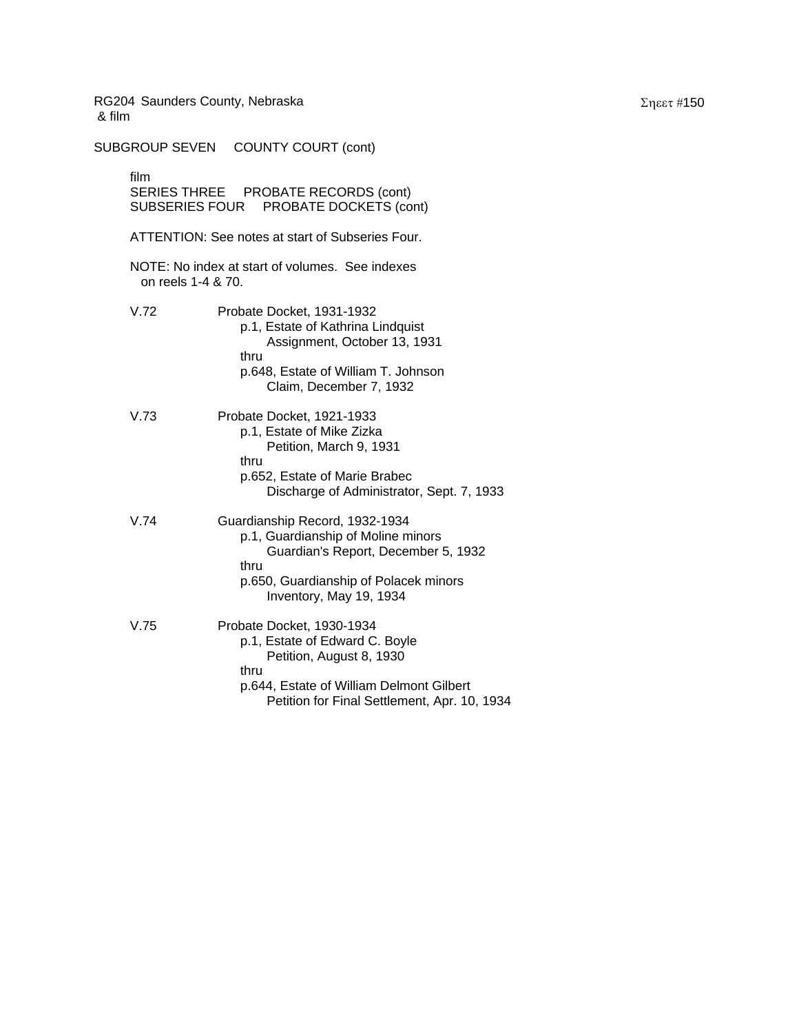RG204 Saunders County, Nebraska
& film

SUBGROUP SEVEN COUNTY COURT (cont)

film
SERIES THREE PROBATE RECORDS (cont)
SUBSERIES FOUR PROBATE DOCKETS (cont)

ATTENTION: See notes at start of Subseries Four.

NOTE: No index at start of volumes. See indexes on reels 1-4 & 70.

V.72 Probate Docket, 1931-1932
- p.1, Estate of Kathrina Lindquist
  - Assignment, October 13, 1931
- thru
- p.648, Estate of William T. Johnson
  - Claim, December 7, 1932

V.73 Probate Docket, 1921-1933
- p.1, Estate of Mike Zizka
  - Petition, March 9, 1931
- thru
- p.652, Estate of Marie Brabec
  - Discharge of Administrator, Sept. 7, 1933

V.74 Guardianship Record, 1932-1934
- p.1, Guardianship of Moline minors
  - Guardian's Report, December 5, 1932
- thru
- p.650, Guardianship of Polacek minors
  - Inventory, May 19, 1934

V.75 Probate Docket, 1930-1934
- p.1, Estate of Edward C. Boyle
  - Petition, August 8, 1930
- thru
- p.644, Estate of William Delmont Gilbert
  - Petition for Final Settlement, Apr. 10, 1934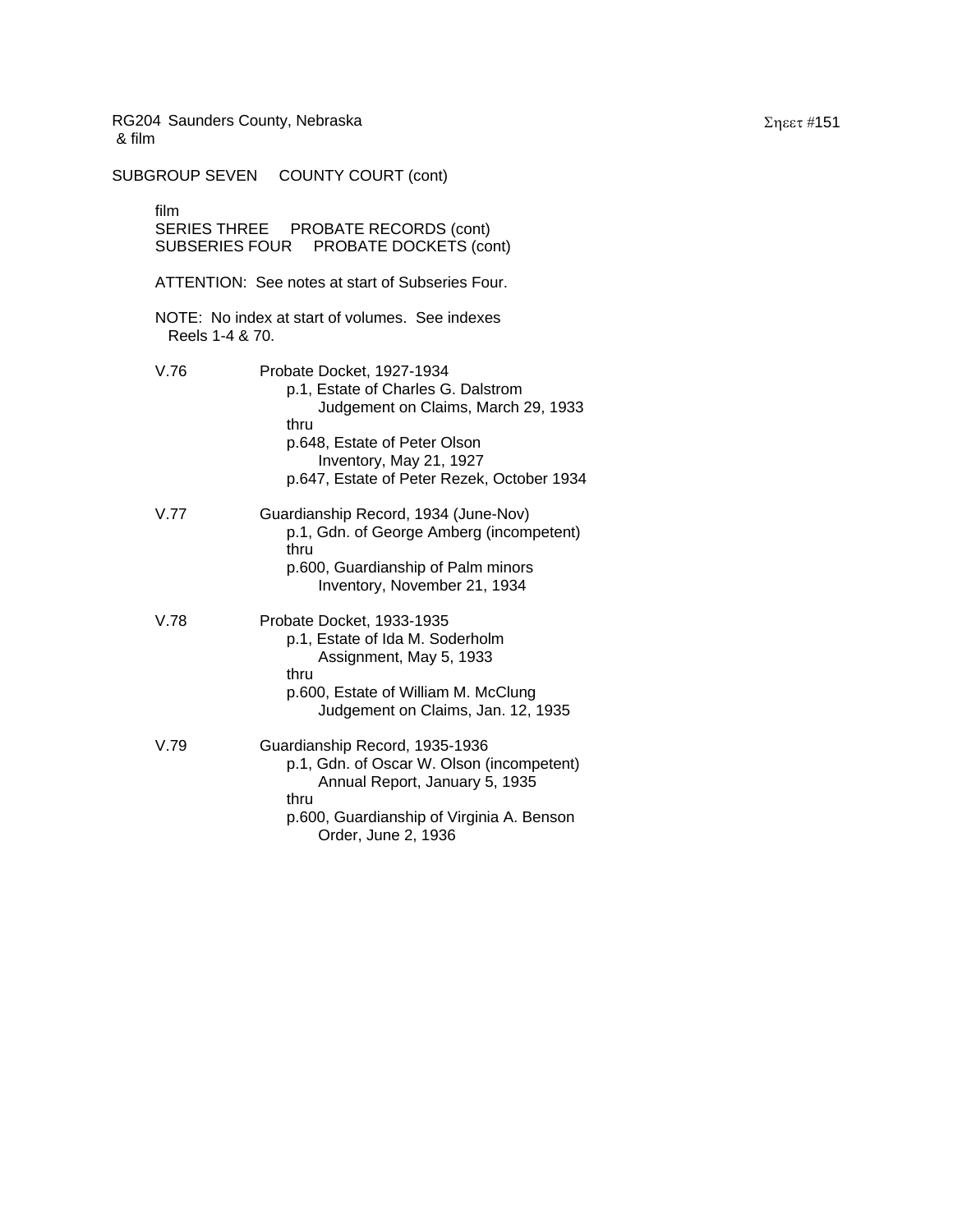RG204 Saunders County, Nebraska
& film

SUBGROUP SEVEN COUNTY COURT (cont)

film
SERIES THREE PROBATE RECORDS (cont)
SUBSERIES FOUR PROBATE DOCKETS (cont)

ATTENTION: See notes at start of Subseries Four.

NOTE: No index at start of volumes. See indexes Reels 1-4 & 70.

V.76 Probate Docket, 1927-1934
- p.1, Estate of Charles G. Dalstrom
  - Judgement on Claims, March 29, 1933
- thru
- p.648, Estate of Peter Olson
  - Inventory, May 21, 1927
- p.647, Estate of Peter Rezek, October 1934

V.77 Guardianship Record, 1934 (June-Nov)
- p.1, Gdn. of George Amberg (incompetent)
- thru
- p.600, Guardianship of Palm minors
  - Inventory, November 21, 1934

V.78 Probate Docket, 1933-1935
- p.1, Estate of Ida M. Soderholm
  - Assignment, May 5, 1933
- thru
- p.600, Estate of William M. McClung
  - Judgement on Claims, Jan. 12, 1935

V.79 Guardianship Record, 1935-1936
- p.1, Gdn. of Oscar W. Olson (incompetent)
  - Annual Report, January 5, 1935
- thru
- p.600, Guardianship of Virginia A. Benson
  - Order, June 2, 1936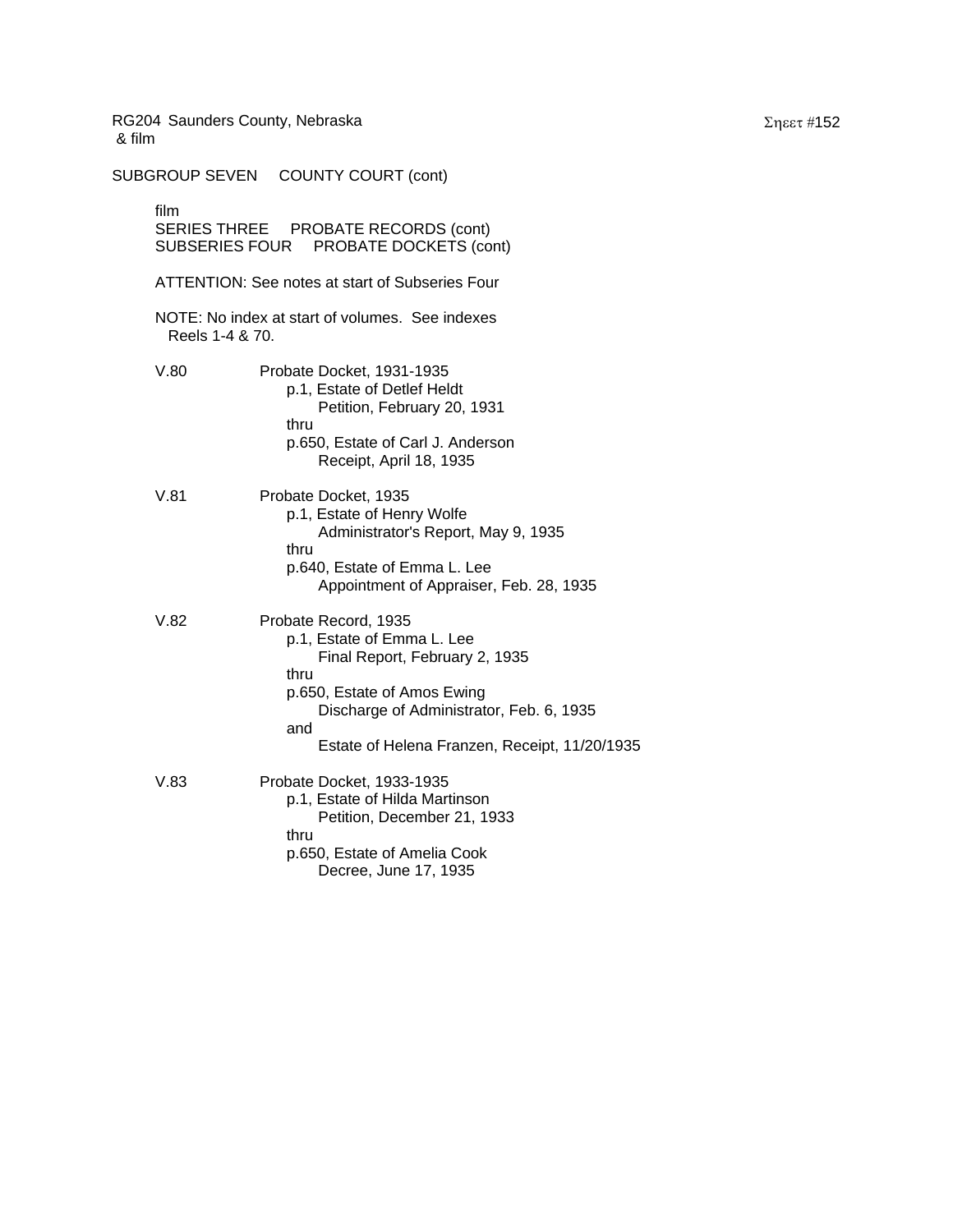RG204 Saunders County, Nebraska
& film

SUBGROUP SEVEN     COUNTY COURT (cont)

film
SERIES THREE     PROBATE RECORDS (cont)
SUBSERIES FOUR     PROBATE DOCKETS (cont)

ATTENTION: See notes at start of Subseries Four

NOTE: No index at start of volumes. See indexes
Reels 1-4 & 70.

V.80     Probate Docket, 1931-1935
p.1, Estate of Detlef Heldt
Petition, February 20, 1931
thru
p.650, Estate of Carl J. Anderson
Receipt, April 18, 1935

V.81     Probate Docket, 1935
p.1, Estate of Henry Wolfe
Administrator's Report, May 9, 1935
thru
p.640, Estate of Emma L. Lee
Appointment of Appraiser, Feb. 28, 1935

V.82     Probate Record, 1935
p.1, Estate of Emma L. Lee
Final Report, February 2, 1935
thru
p.650, Estate of Amos Ewing
Discharge of Administrator, Feb. 6, 1935
and
Estate of Helena Franzen, Receipt, 11/20/1935

V.83     Probate Docket, 1933-1935
p.1, Estate of Hilda Martinson
Petition, December 21, 1933
thru
p.650, Estate of Amelia Cook
Decree, June 17, 1935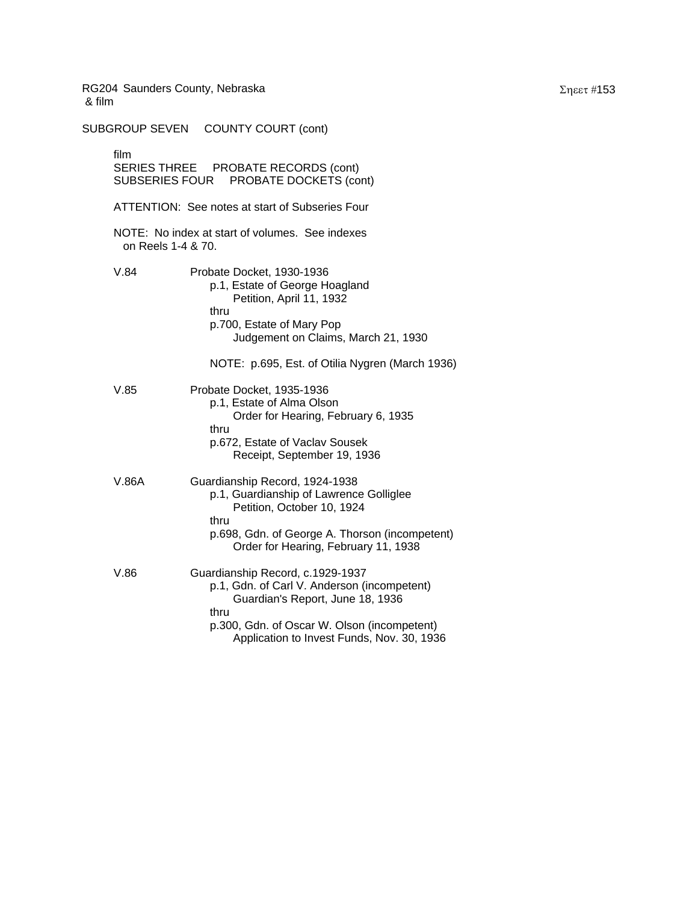RG204 Saunders County, Nebraska
& film

SUBGROUP SEVEN COUNTY COURT (cont)

film
SERIES THREE PROBATE RECORDS (cont)
SUBSERIES FOUR PROBATE DOCKETS (cont)

ATTENTION: See notes at start of Subseries Four

NOTE: No index at start of volumes. See indexes on Reels 1-4 & 70.

V.84 Probate Docket, 1930-1936
p.1, Estate of George Hoagland
Petition, April 11, 1932
thru
p.700, Estate of Mary Pop
Judgement on Claims, March 21, 1930

NOTE: p.695, Est. of Otilia Nygren (March 1936)

V.85 Probate Docket, 1935-1936
p.1, Estate of Alma Olson
Order for Hearing, February 6, 1935
thru
p.672, Estate of Vaclav Sousek
Receipt, September 19, 1936

V.86A Guardianship Record, 1924-1938
p.1, Guardianship of Lawrence Golliglee
Petition, October 10, 1924
thru
p.698, Gdn. of George A. Thorson (incompetent)
Order for Hearing, February 11, 1938

V.86 Guardianship Record, c.1929-1937
p.1, Gdn. of Carl V. Anderson (incompetent)
Guardian's Report, June 18, 1936
thru
p.300, Gdn. of Oscar W. Olson (incompetent)
Application to Invest Funds, Nov. 30, 1936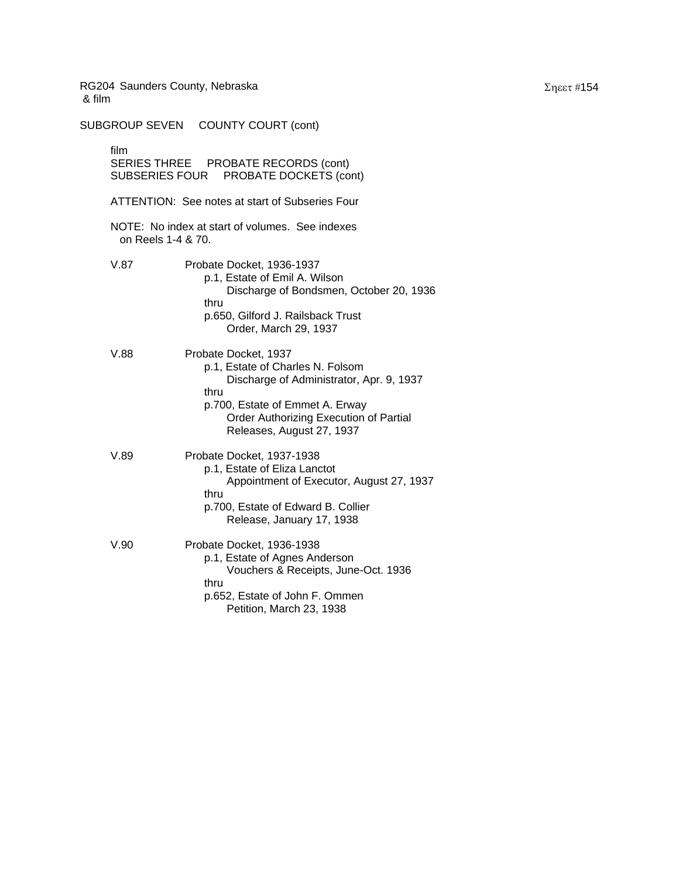SUBGROUP SEVEN COUNTY COURT (cont)

film
SERIES THREE PROBATE RECORDS (cont)
SUBSERIES FOUR PROBATE DOCKETS (cont)

ATTENTION: See notes at start of Subseries Four

NOTE: No index at start of volumes. See indexes on Reels 1-4 & 70.

V.87 Probate Docket, 1936-1937
p.1, Estate of Emil A. Wilson
Discharge of Bondsmen, October 20, 1936
thru
p.650, Gilford J. Railsback Trust
Order, March 29, 1937

V.88 Probate Docket, 1937
p.1, Estate of Charles N. Folsom
Discharge of Administrator, Apr. 9, 1937
thru
p.700, Estate of Emmet A. Erway
Order Authorizing Execution of Partial Releases, August 27, 1937

V.89 Probate Docket, 1937-1938
p.1, Estate of Eliza Lanctot
Appointment of Executor, August 27, 1937
thru
p.700, Estate of Edward B. Collier
Release, January 17, 1938

V.90 Probate Docket, 1936-1938
p.1, Estate of Agnes Anderson
Vouchers & Receipts, June-Oct. 1936
thru
p.652, Estate of John F. Ommen
Petition, March 23, 1938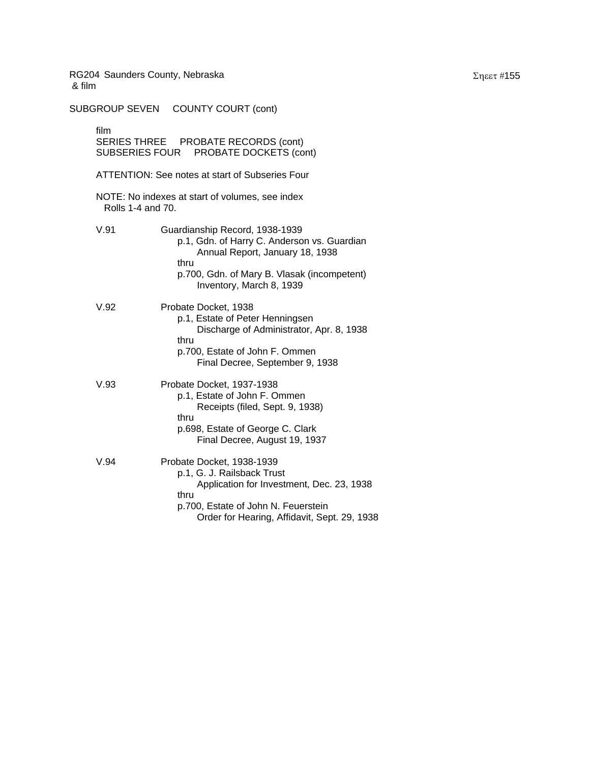RG204 Saunders County, Nebraska
& film

SUBGROUP SEVEN COUNTY COURT (cont)

film
SERIES THREE PROBATE RECORDS (cont)
SUBSERIES FOUR PROBATE DOCKETS (cont)

ATTENTION: See notes at start of Subseries Four

NOTE: No indexes at start of volumes, see index Rolls 1-4 and 70.

V.91 Guardianship Record, 1938-1939
- p.1, Gdn. of Harry C. Anderson vs. Guardian
  - Annual Report, January 18, 1938
- thru
- p.700, Gdn. of Mary B. Vlasak (incompetent)
  - Inventory, March 8, 1939

V.92 Probate Docket, 1938
- p.1, Estate of Peter Henningsen
  - Discharge of Administrator, Apr. 8, 1938
- thru
- p.700, Estate of John F. Ommen
  - Final Decree, September 9, 1938

V.93 Probate Docket, 1937-1938
- p.1, Estate of John F. Ommen
  - Receipts (filed, Sept. 9, 1938)
- thru
- p.698, Estate of George C. Clark
  - Final Decree, August 19, 1937

V.94 Probate Docket, 1938-1939
- p.1, G. J. Railsback Trust
  - Application for Investment, Dec. 23, 1938
- thru
- p.700, Estate of John N. Feuerstein
  - Order for Hearing, Affidavit, Sept. 29, 1938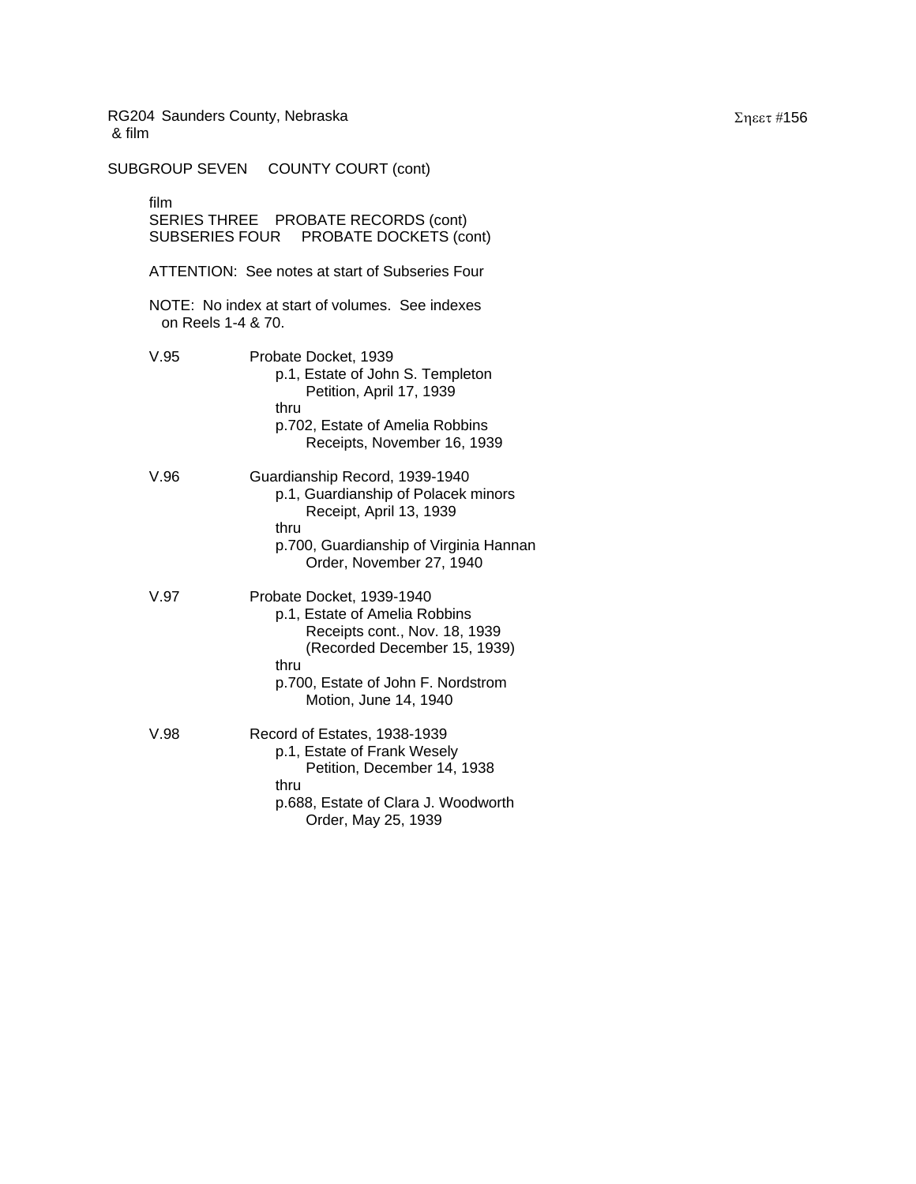RG204 Saunders County, Nebraska
& film

SUBGROUP SEVEN COUNTY COURT (cont)

film
SERIES THREE PROBATE RECORDS (cont)
SUBSERIES FOUR PROBATE DOCKETS (cont)

ATTENTION: See notes at start of Subseries Four

NOTE: No index at start of volumes. See indexes on Reels 1-4 & 70.

V.95 Probate Docket, 1939
p.1, Estate of John S. Templeton
Petition, April 17, 1939
thru
p.702, Estate of Amelia Robbins
Receipts, November 16, 1939

V.96 Guardianship Record, 1939-1940
p.1, Guardianship of Polacek minors
Receipt, April 13, 1939
thru
p.700, Guardianship of Virginia Hannan
Order, November 27, 1940

V.97 Probate Docket, 1939-1940
p.1, Estate of Amelia Robbins
Receipts cont., Nov. 18, 1939
(Recorded December 15, 1939)
thru
p.700, Estate of John F. Nordstrom
Motion, June 14, 1940

V.98 Record of Estates, 1938-1939
p.1, Estate of Frank Wesely
Petition, December 14, 1938
thru
p.688, Estate of Clara J. Woodworth
Order, May 25, 1939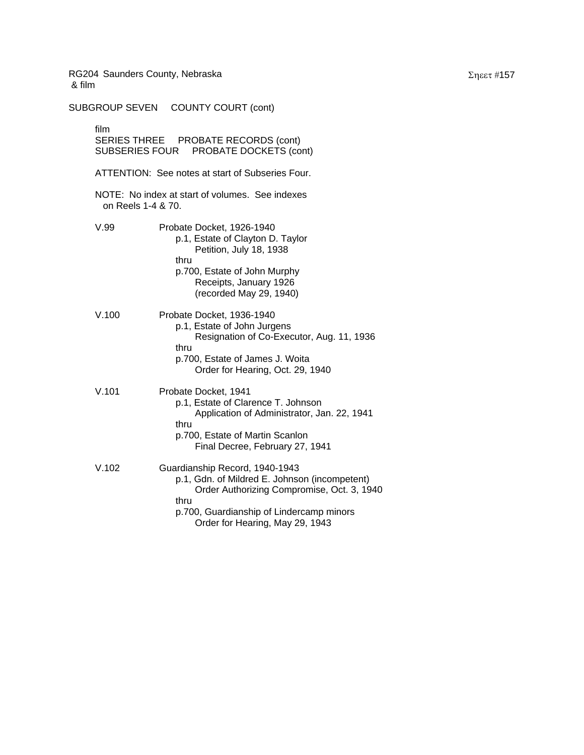RG204 Saunders County, Nebraska
& film

SUBGROUP SEVEN COUNTY COURT (cont)

film
SERIES THREE PROBATE RECORDS (cont)
SUBSERIES FOUR PROBATE DOCKETS (cont)

ATTENTION: See notes at start of Subseries Four.

NOTE: No index at start of volumes. See indexes on Reels 1-4 & 70.

V.99 Probate Docket, 1926-1940
- p.1, Estate of Clayton D. Taylor
  - Petition, July 18, 1938
- thru
- p.700, Estate of John Murphy
  - Receipts, January 1926
  - (recorded May 29, 1940)

V.100 Probate Docket, 1936-1940
- p.1, Estate of John Jurgens
  - Resignation of Co-Executor, Aug. 11, 1936
- thru
- p.700, Estate of James J. Woita
  - Order for Hearing, Oct. 29, 1940

V.101 Probate Docket, 1941
- p.1, Estate of Clarence T. Johnson
  - Application of Administrator, Jan. 22, 1941
- thru
- p.700, Estate of Martin Scanlon
  - Final Decree, February 27, 1941

V.102 Guardianship Record, 1940-1943
- p.1, Gdn. of Mildred E. Johnson (incompetent)
  - Order Authorizing Compromise, Oct. 3, 1940
- thru
- p.700, Guardianship of Lindercamp minors
  - Order for Hearing, May 29, 1943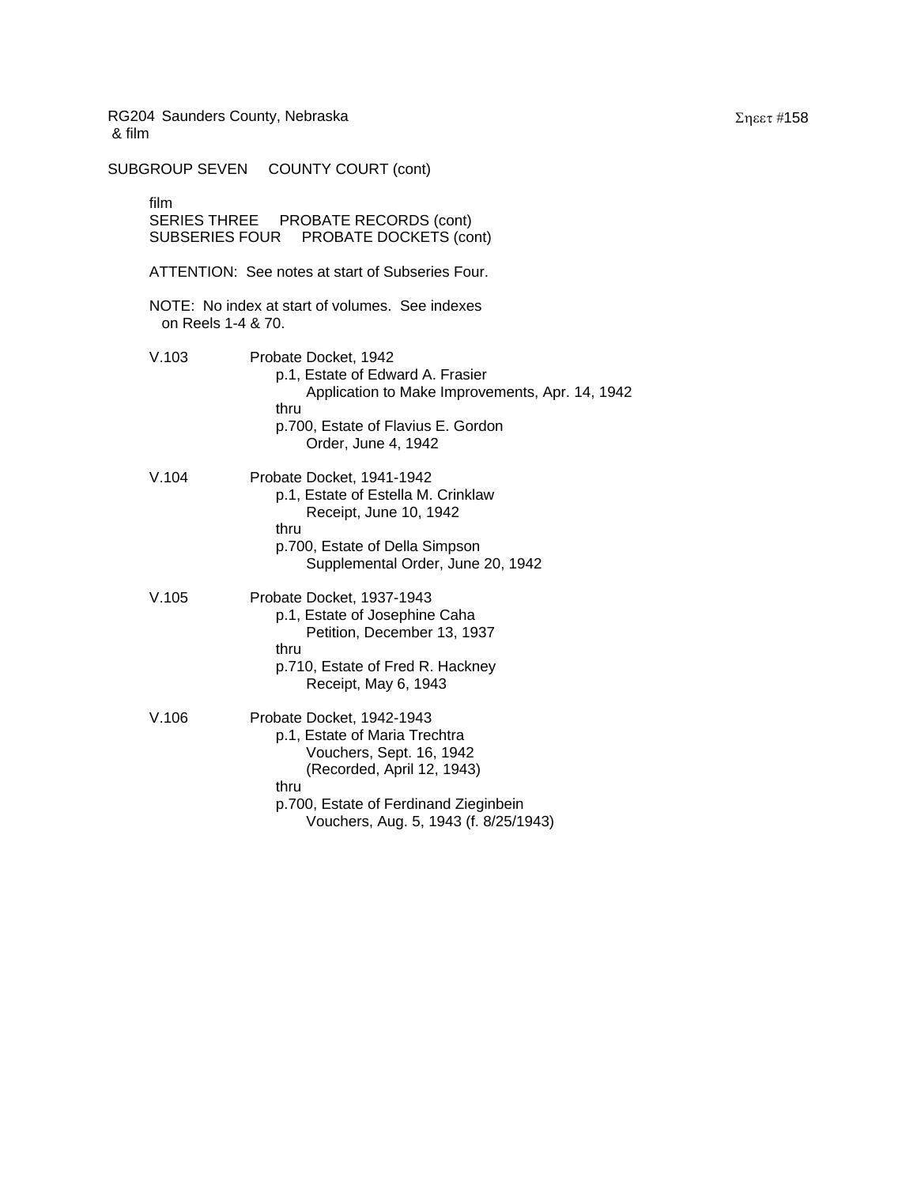RG204 Saunders County, Nebraska
& film

SUBGROUP SEVEN COUNTY COURT (cont)

film
SERIES THREE PROBATE RECORDS (cont)
SUBSERIES FOUR PROBATE DOCKETS (cont)

ATTENTION: See notes at start of Subseries Four.

NOTE: No index at start of volumes. See indexes on Reels 1-4 & 70.

V.103 Probate Docket, 1942
p.1, Estate of Edward A. Frasier
Application to Make Improvements, Apr. 14, 1942
thru
p.700, Estate of Flavius E. Gordon
Order, June 4, 1942

V.104 Probate Docket, 1941-1942
p.1, Estate of Estella M. Crinklaw
Receipt, June 10, 1942
thru
p.700, Estate of Della Simpson
Supplemental Order, June 20, 1942

V.105 Probate Docket, 1937-1943
p.1, Estate of Josephine Caha
Petition, December 13, 1937
thru
p.710, Estate of Fred R. Hackney
Receipt, May 6, 1943

V.106 Probate Docket, 1942-1943
p.1, Estate of Maria Trechtra
Vouchers, Sept. 16, 1942
(Recorded, April 12, 1943)
thru
p.700, Estate of Ferdinand Zieginbein
Vouchers, Aug. 5, 1943 (f. 8/25/1943)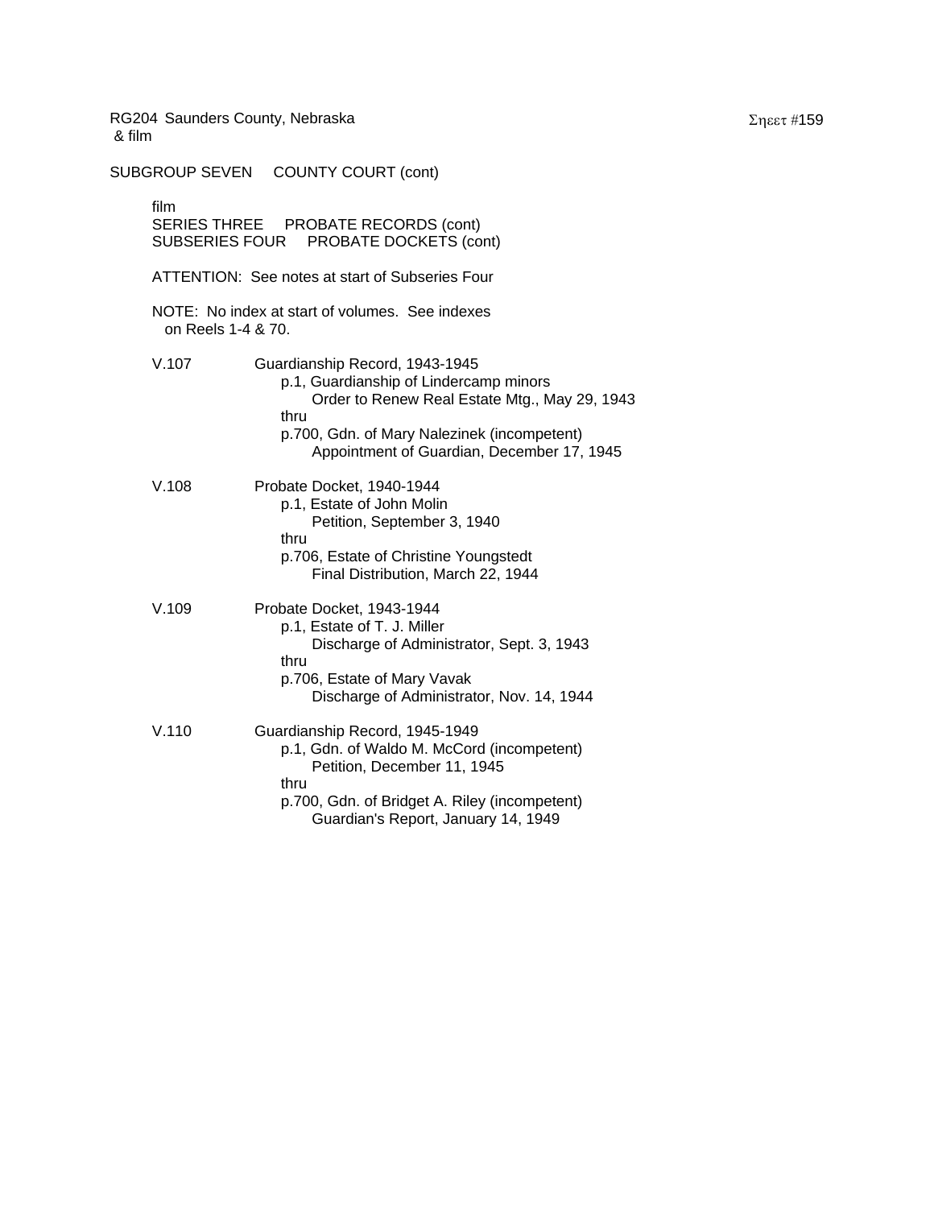RG204 Saunders County, Nebraska
& film

SUBGROUP SEVEN COUNTY COURT (cont)

film
SERIES THREE PROBATE RECORDS (cont)
SUBSERIES FOUR PROBATE DOCKETS (cont)

ATTENTION: See notes at start of Subseries Four

NOTE: No index at start of volumes. See indexes on Reels 1-4 & 70.

V.107 Guardianship Record, 1943-1945
- p.1, Guardianship of Lindercamp minors
  - Order to Renew Real Estate Mtg., May 29, 1943
- thru
- p.700, Gdn. of Mary Nalezinek (incompetent)
  - Appointment of Guardian, December 17, 1945

V.108 Probate Docket, 1940-1944
- p.1, Estate of John Molin
  - Petition, September 3, 1940
- thru
- p.706, Estate of Christine Youngstedt
  - Final Distribution, March 22, 1944

V.109 Probate Docket, 1943-1944
- p.1, Estate of T. J. Miller
  - Discharge of Administrator, Sept. 3, 1943
- thru
- p.706, Estate of Mary Vavak
  - Discharge of Administrator, Nov. 14, 1944

V.110 Guardianship Record, 1945-1949
- p.1, Gdn. of Waldo M. McCord (incompetent)
  - Petition, December 11, 1945
- thru
- p.700, Gdn. of Bridget A. Riley (incompetent)
  - Guardian's Report, January 14, 1949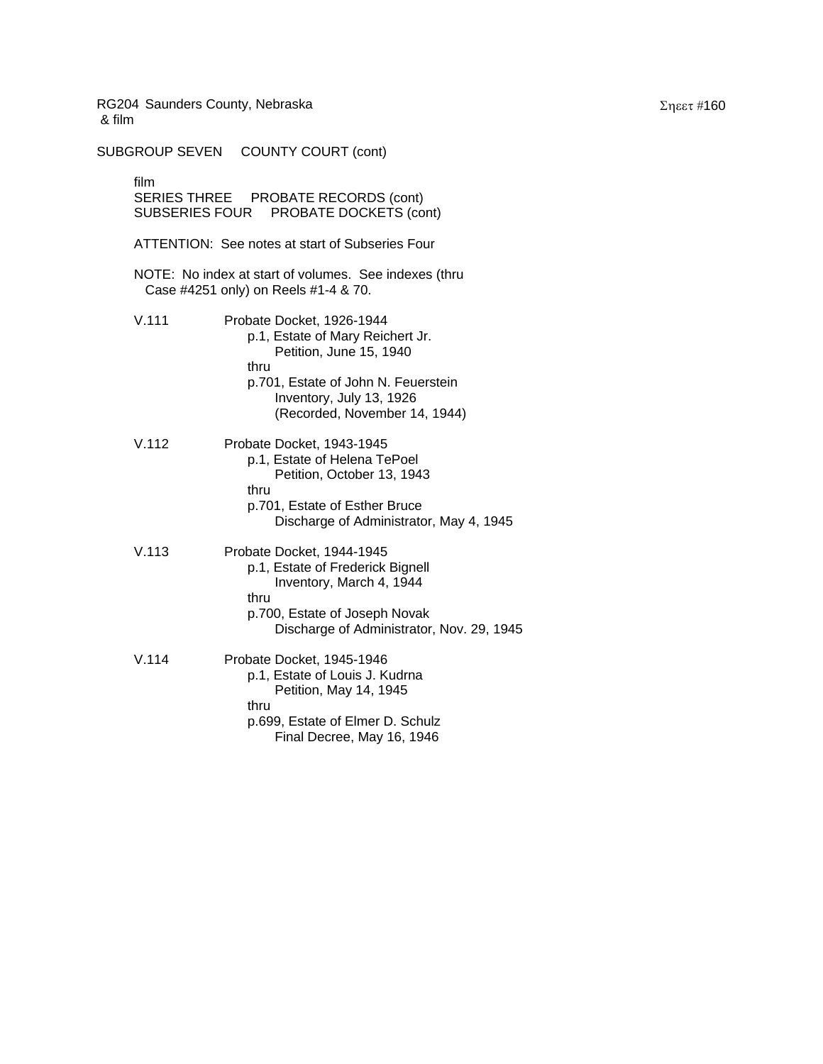RG204 Saunders County, Nebraska
& film

SUBGROUP SEVEN COUNTY COURT (cont)

film
SERIES THREE PROBATE RECORDS (cont)
SUBSERIES FOUR PROBATE DOCKETS (cont)

ATTENTION: See notes at start of Subseries Four

NOTE: No index at start of volumes. See indexes (thru Case #4251 only) on Reels #1-4 & 70.

V.111 Probate Docket, 1926-1944
- p.1, Estate of Mary Reichert Jr.
  - Petition, June 15, 1940
- thru
- p.701, Estate of John N. Feuerstein
  - Inventory, July 13, 1926
  - (Recorded, November 14, 1944)

V.112 Probate Docket, 1943-1945
- p.1, Estate of Helena TePoel
  - Petition, October 13, 1943
- thru
- p.701, Estate of Esther Bruce
  - Discharge of Administrator, May 4, 1945

V.113 Probate Docket, 1944-1945
- p.1, Estate of Frederick Bignell
  - Inventory, March 4, 1944
- thru
- p.700, Estate of Joseph Novak
  - Discharge of Administrator, Nov. 29, 1945

V.114 Probate Docket, 1945-1946
- p.1, Estate of Louis J. Kudrna
  - Petition, May 14, 1945
- thru
- p.699, Estate of Elmer D. Schulz
  - Final Decree, May 16, 1946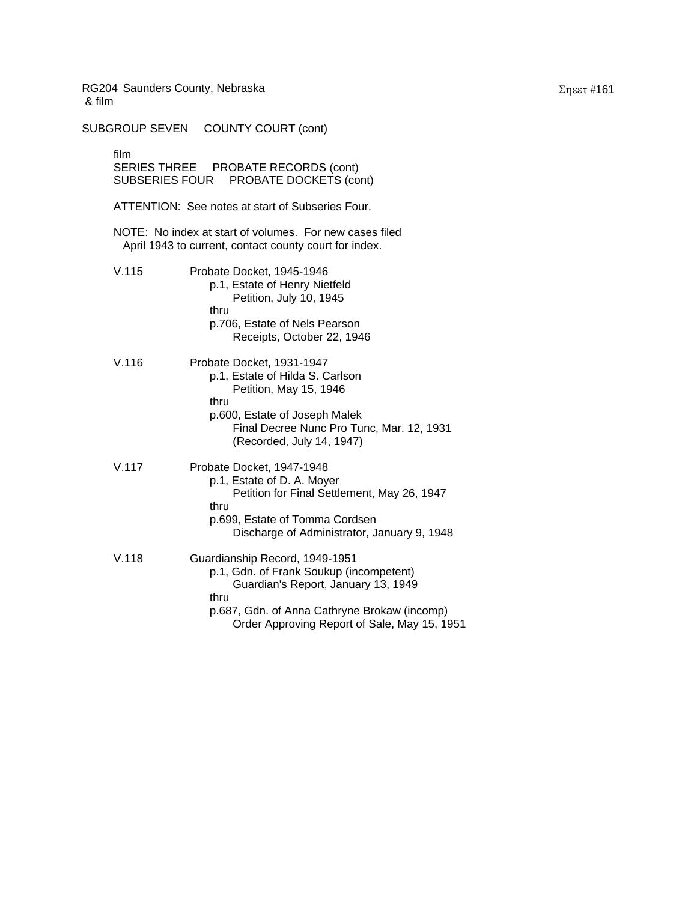RG204 Saunders County, Nebraska
& film

SUBGROUP SEVEN COUNTY COURT (cont)

film
SERIES THREE PROBATE RECORDS (cont)
SUBSERIES FOUR PROBATE DOCKETS (cont)

ATTENTION: See notes at start of Subseries Four.

NOTE: No index at start of volumes. For new cases filed April 1943 to current, contact county court for index.

V.115 Probate Docket, 1945-1946
p.1, Estate of Henry Nietfeld
Petition, July 10, 1945
thru
p.706, Estate of Nels Pearson
Receipts, October 22, 1946

V.116 Probate Docket, 1931-1947
p.1, Estate of Hilda S. Carlson
Petition, May 15, 1946
thru
p.600, Estate of Joseph Malek
Final Decree Nunc Pro Tunc, Mar. 12, 1931
(Recorded, July 14, 1947)

V.117 Probate Docket, 1947-1948
p.1, Estate of D. A. Moyer
Petition for Final Settlement, May 26, 1947
thru
p.699, Estate of Tomma Cordsen
Discharge of Administrator, January 9, 1948

V.118 Guardianship Record, 1949-1951
p.1, Gdn. of Frank Soukup (incompetent)
Guardian's Report, January 13, 1949
thru
p.687, Gdn. of Anna Cathryne Brokaw (incomp)
Order Approving Report of Sale, May 15, 1951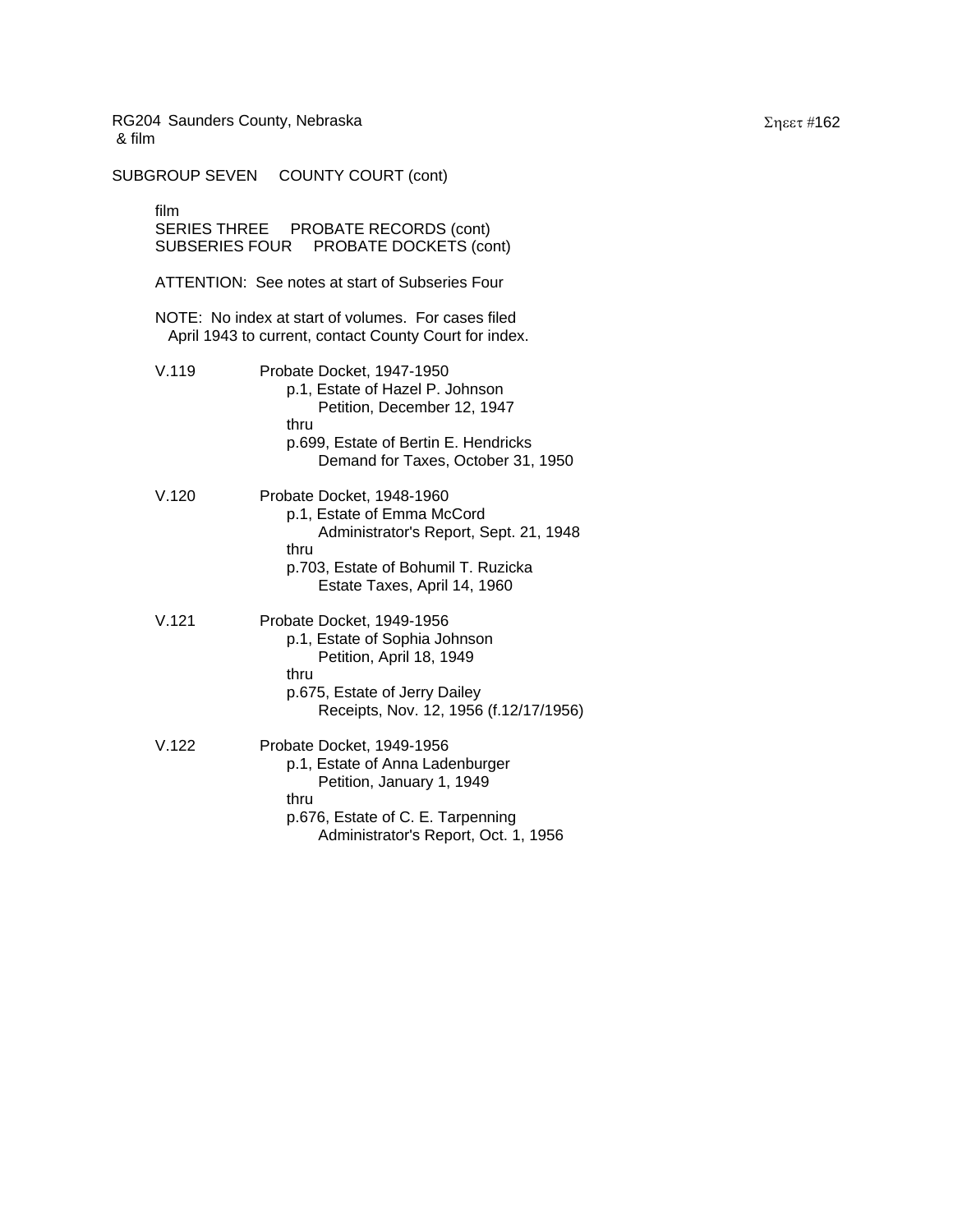RG204 Saunders County, Nebraska
& film

SUBGROUP SEVEN COUNTY COURT (cont)

film
SERIES THREE PROBATE RECORDS (cont)
SUBSERIES FOUR PROBATE DOCKETS (cont)

ATTENTION: See notes at start of Subseries Four

NOTE: No index at start of volumes. For cases filed April 1943 to current, contact County Court for index.

V.119 Probate Docket, 1947-1950
p.1, Estate of Hazel P. Johnson
Petition, December 12, 1947
thru
p.699, Estate of Bertin E. Hendricks
Demand for Taxes, October 31, 1950

V.120 Probate Docket, 1948-1960
p.1, Estate of Emma McCord
Administrator's Report, Sept. 21, 1948
thru
p.703, Estate of Bohumil T. Ruzicka
Estate Taxes, April 14, 1960

V.121 Probate Docket, 1949-1956
p.1, Estate of Sophia Johnson
Petition, April 18, 1949
thru
p.675, Estate of Jerry Dailey
Receipts, Nov. 12, 1956 (f.12/17/1956)

V.122 Probate Docket, 1949-1956
p.1, Estate of Anna Ladenburger
Petition, January 1, 1949
thru
p.676, Estate of C. E. Tarpenning
Administrator's Report, Oct. 1, 1956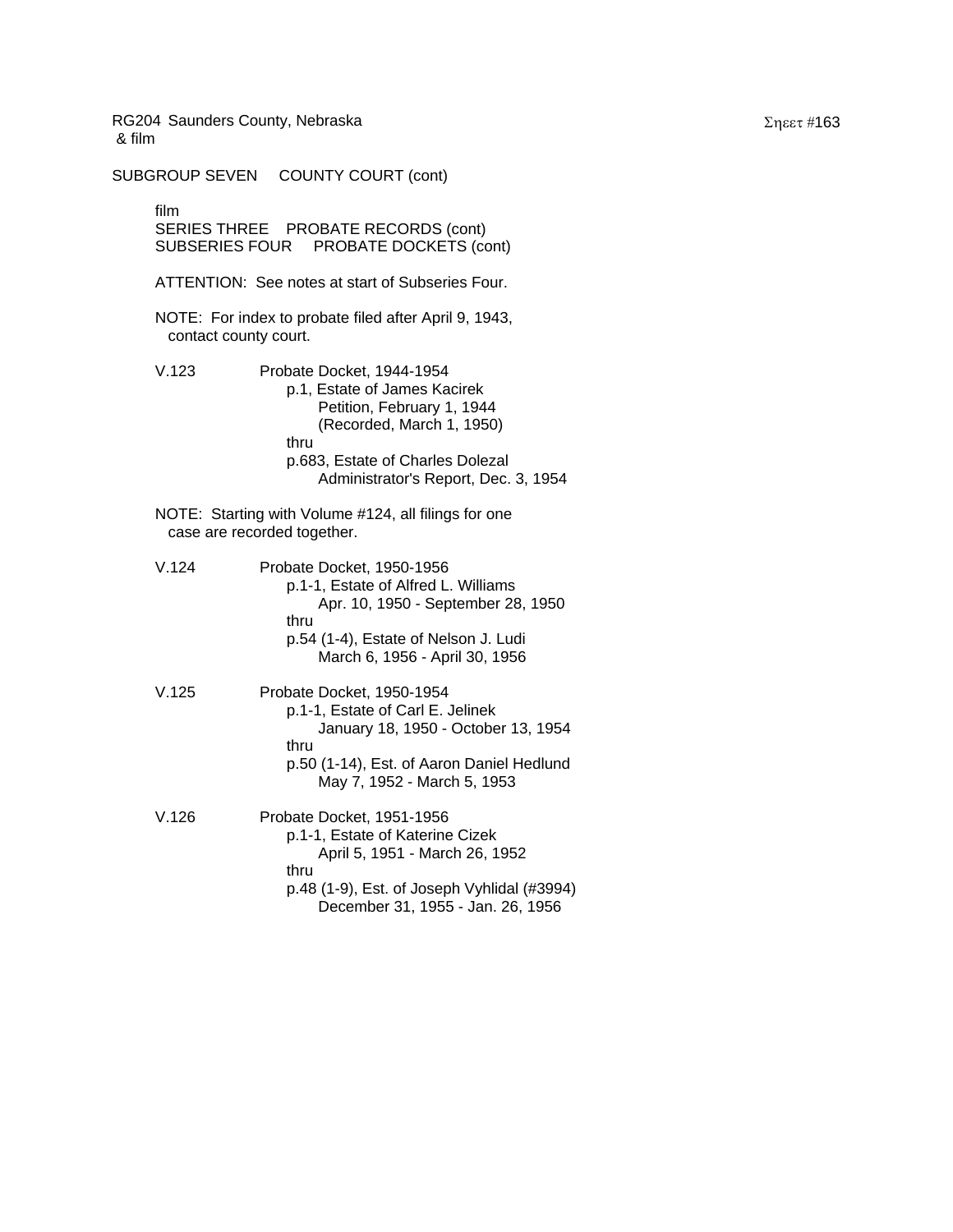RG204 Saunders County, Nebraska
& film

SUBGROUP SEVEN COUNTY COURT (cont)

film
SERIES THREE PROBATE RECORDS (cont)
SUBSERIES FOUR PROBATE DOCKETS (cont)

ATTENTION: See notes at start of Subseries Four.

NOTE: For index to probate filed after April 9, 1943, contact county court.

V.123 Probate Docket, 1944-1954
- p.1, Estate of James Kacirek
  - Petition, February 1, 1944
  - (Recorded, March 1, 1950)
- thru
- p.683, Estate of Charles Dolezal
  - Administrator's Report, Dec. 3, 1954

NOTE: Starting with Volume #124, all filings for one case are recorded together.

V.124 Probate Docket, 1950-1956
- p.1-1, Estate of Alfred L. Williams
  - Apr. 10, 1950 - September 28, 1950
- thru
- p.54 (1-4), Estate of Nelson J. Ludi
  - March 6, 1956 - April 30, 1956

V.125 Probate Docket, 1950-1954
- p.1-1, Estate of Carl E. Jelinek
  - January 18, 1950 - October 13, 1954
- thru
- p.50 (1-14), Est. of Aaron Daniel Hedlund
  - May 7, 1952 - March 5, 1953

V.126 Probate Docket, 1951-1956
- p.1-1, Estate of Katerine Cizek
  - April 5, 1951 - March 26, 1952
- thru
- p.48 (1-9), Est. of Joseph Vyhlidal (#3994)
  - December 31, 1955 - Jan. 26, 1956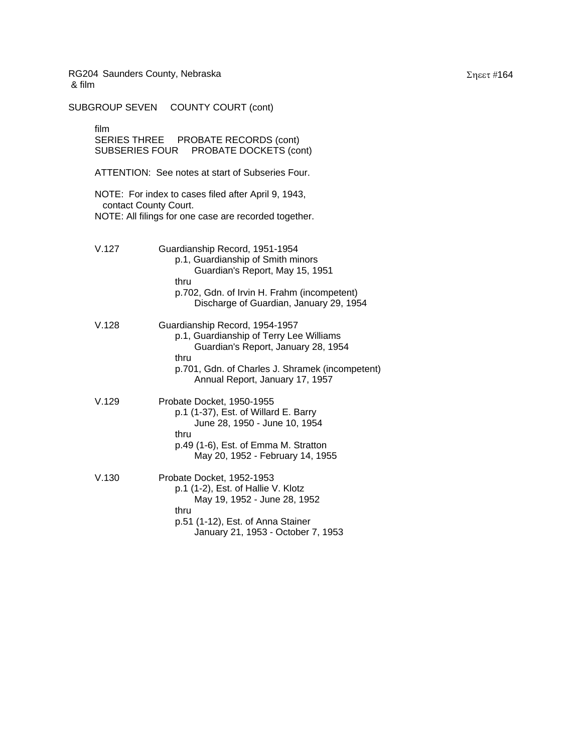RG204 Saunders County, Nebraska
& film

SUBGROUP SEVEN COUNTY COURT (cont)

film
SERIES THREE PROBATE RECORDS (cont)
SUBSERIES FOUR PROBATE DOCKETS (cont)

ATTENTION: See notes at start of Subseries Four.

NOTE: For index to cases filed after April 9, 1943, contact County Court.
NOTE: All filings for one case are recorded together.

V.127 Guardianship Record, 1951-1954
p.1, Guardianship of Smith minors
Guardian's Report, May 15, 1951
thru
p.702, Gdn. of Irvin H. Frahm (incompetent)
Discharge of Guardian, January 29, 1954

V.128 Guardianship Record, 1954-1957
p.1, Guardianship of Terry Lee Williams
Guardian's Report, January 28, 1954
thru
p.701, Gdn. of Charles J. Shramek (incompetent)
Annual Report, January 17, 1957

V.129 Probate Docket, 1950-1955
p.1 (1-37), Est. of Willard E. Barry
June 28, 1950 - June 10, 1954
thru
p.49 (1-6), Est. of Emma M. Stratton
May 20, 1952 - February 14, 1955

V.130 Probate Docket, 1952-1953
p.1 (1-2), Est. of Hallie V. Klotz
May 19, 1952 - June 28, 1952
thru
p.51 (1-12), Est. of Anna Stainer
January 21, 1953 - October 7, 1953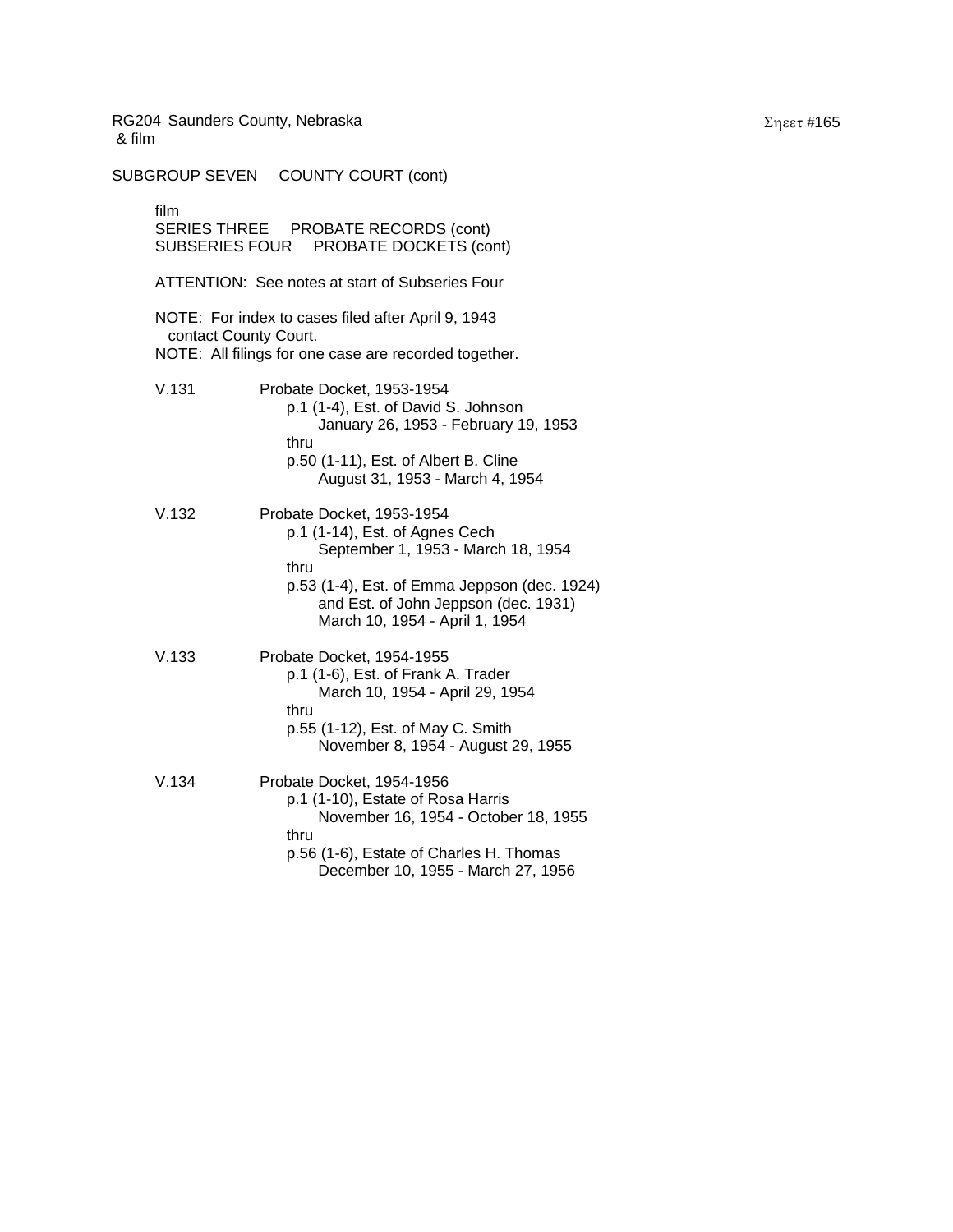RG204 Saunders County, Nebraska
& film

SUBGROUP SEVEN COUNTY COURT (cont)

film
SERIES THREE PROBATE RECORDS (cont)
SUBSERIES FOUR PROBATE DOCKETS (cont)

ATTENTION: See notes at start of Subseries Four

NOTE: For index to cases filed after April 9, 1943 contact County Court.
NOTE: All filings for one case are recorded together.

V.131 Probate Docket, 1953-1954
p.1 (1-4), Est. of David S. Johnson
January 26, 1953 - February 19, 1953
thru
p.50 (1-11), Est. of Albert B. Cline
August 31, 1953 - March 4, 1954

V.132 Probate Docket, 1953-1954
p.1 (1-14), Est. of Agnes Cech
September 1, 1953 - March 18, 1954
thru
p.53 (1-4), Est. of Emma Jeppson (dec. 1924)
and Est. of John Jeppson (dec. 1931)
March 10, 1954 - April 1, 1954

V.133 Probate Docket, 1954-1955
p.1 (1-6), Est. of Frank A. Trader
March 10, 1954 - April 29, 1954
thru
p.55 (1-12), Est. of May C. Smith
November 8, 1954 - August 29, 1955

V.134 Probate Docket, 1954-1956
p.1 (1-10), Estate of Rosa Harris
November 16, 1954 - October 18, 1955
thru
p.56 (1-6), Estate of Charles H. Thomas
December 10, 1955 - March 27, 1956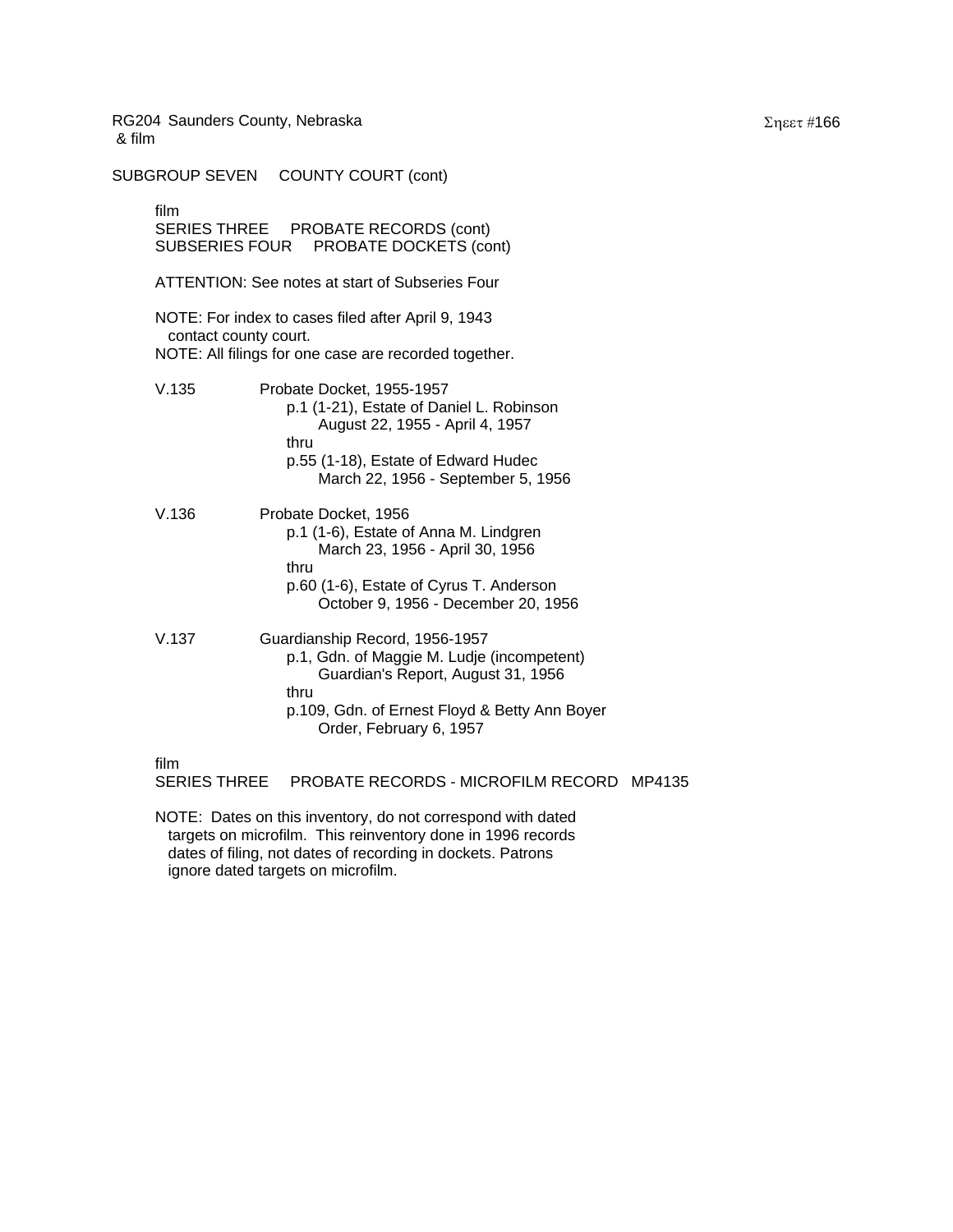RG204 Saunders County, Nebraska
& film

SUBGROUP SEVEN  COUNTY COURT (cont)

film
SERIES THREE  PROBATE RECORDS (cont)
SUBSERIES FOUR  PROBATE DOCKETS (cont)

ATTENTION: See notes at start of Subseries Four

NOTE: For index to cases filed after April 9, 1943
contact county court.
NOTE: All filings for one case are recorded together.

V.135  Probate Docket, 1955-1957
p.1 (1-21), Estate of Daniel L. Robinson
August 22, 1955 - April 4, 1957
thru
p.55 (1-18), Estate of Edward Hudec
March 22, 1956 - September 5, 1956

V.136  Probate Docket, 1956
p.1 (1-6), Estate of Anna M. Lindgren
March 23, 1956 - April 30, 1956
thru
p.60 (1-6), Estate of Cyrus T. Anderson
October 9, 1956 - December 20, 1956

V.137  Guardianship Record, 1956-1957
p.1, Gdn. of Maggie M. Ludje (incompetent)
Guardian's Report, August 31, 1956
thru
p.109, Gdn. of Ernest Floyd & Betty Ann Boyer
Order, February 6, 1957

film
SERIES THREE  PROBATE RECORDS - MICROFILM RECORD  MP4135

NOTE: Dates on this inventory, do not correspond with dated targets on microfilm. This reinventory done in 1996 records dates of filing, not dates of recording in dockets. Patrons ignore dated targets on microfilm.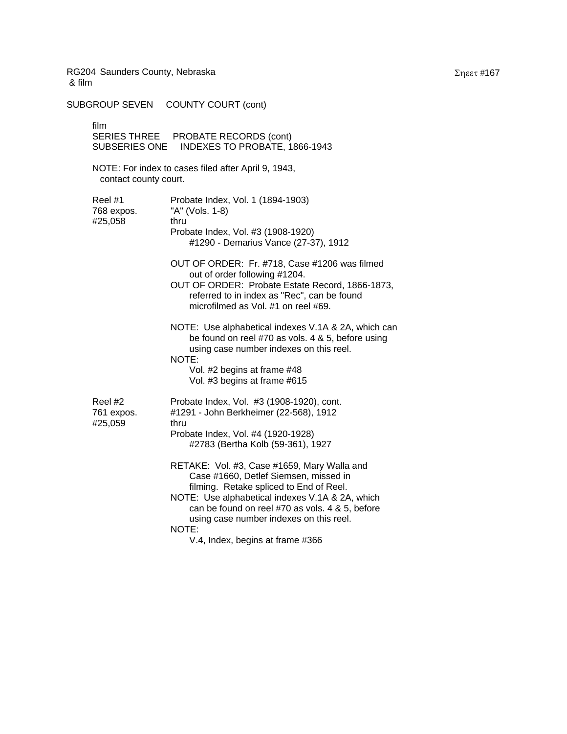RG204 Saunders County, Nebraska
& film

SUBGROUP SEVEN COUNTY COURT (cont)

film
SERIES THREE PROBATE RECORDS (cont)
SUBSERIES ONE INDEXES TO PROBATE, 1866-1943

NOTE: For index to cases filed after April 9, 1943, contact county court.

| | |
|---|---|
| Reel #1<br>768 expos.<br>#25,058 | Probate Index, Vol. 1 (1894-1903)<br>"A" (Vols. 1-8)<br>thru<br>Probate Index, Vol. #3 (1908-1920)<br>#1290 - Demarius Vance (27-37), 1912<br><br>OUT OF ORDER: Fr. #718, Case #1206 was filmed out of order following #1204.<br>OUT OF ORDER: Probate Estate Record, 1866-1873, referred to in index as "Rec", can be found microfilmed as Vol. #1 on reel #69.<br><br>NOTE: Use alphabetical indexes V.1A & 2A, which can be found on reel #70 as vols. 4 & 5, before using using case number indexes on this reel.<br>NOTE:<br>Vol. #2 begins at frame #48<br>Vol. #3 begins at frame #615 |
| Reel #2<br>761 expos.<br>#25,059 | Probate Index, Vol. #3 (1908-1920), cont.<br>#1291 - John Berkheimer (22-568), 1912<br>thru<br>Probate Index, Vol. #4 (1920-1928)<br>#2783 (Bertha Kolb (59-361), 1927<br><br>RETAKE: Vol. #3, Case #1659, Mary Walla and Case #1660, Detlef Siemsen, missed in filming. Retake spliced to End of Reel.<br>NOTE: Use alphabetical indexes V.1A & 2A, which can be found on reel #70 as vols. 4 & 5, before using case number indexes on this reel.<br>NOTE:<br>V.4, Index, begins at frame #366 |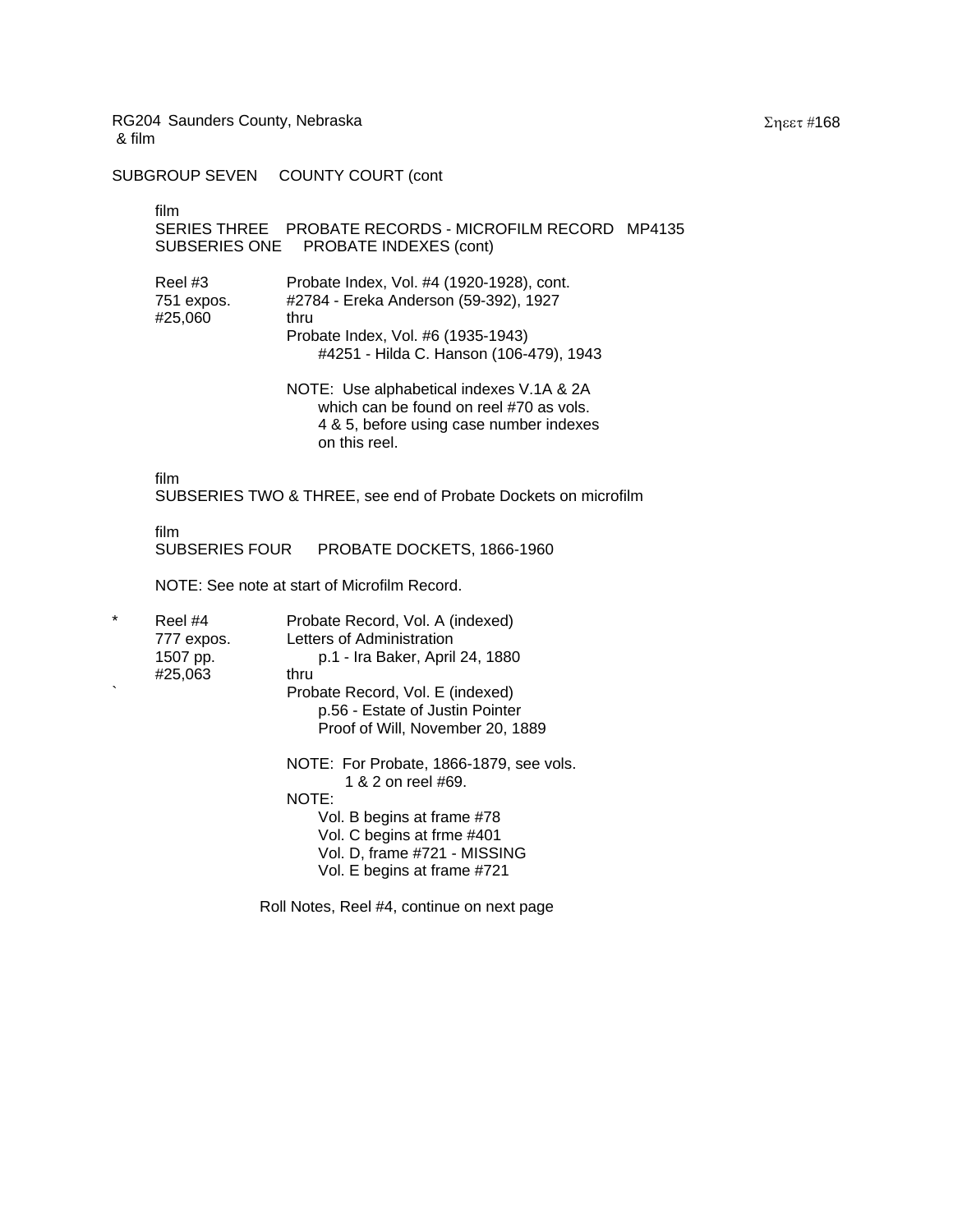RG204 Saunders County, Nebraska
& film

SUBGROUP SEVEN COUNTY COURT (cont

film
SERIES THREE PROBATE RECORDS - MICROFILM RECORD MP4135
SUBSERIES ONE PROBATE INDEXES (cont)

Reel #3
751 expos.
#25,060

Probate Index, Vol. #4 (1920-1928), cont.
#2784 - Ereka Anderson (59-392), 1927
thru
Probate Index, Vol. #6 (1935-1943)
#4251 - Hilda C. Hanson (106-479), 1943

NOTE: Use alphabetical indexes V.1A & 2A which can be found on reel #70 as vols. 4 & 5, before using case number indexes on this reel.

film
SUBSERIES TWO & THREE, see end of Probate Dockets on microfilm

film
SUBSERIES FOUR PROBATE DOCKETS, 1866-1960

NOTE: See note at start of Microfilm Record.

\* Reel #4
777 expos.
1507 pp.
#25,063

Probate Record, Vol. A (indexed)
Letters of Administration
p.1 - Ira Baker, April 24, 1880
thru
Probate Record, Vol. E (indexed)
p.56 - Estate of Justin Pointer
Proof of Will, November 20, 1889

NOTE: For Probate, 1866-1879, see vols. 1 & 2 on reel #69.

NOTE:
Vol. B begins at frame #78
Vol. C begins at frme #401
Vol. D, frame #721 - MISSING
Vol. E begins at frame #721

Roll Notes, Reel #4, continue on next page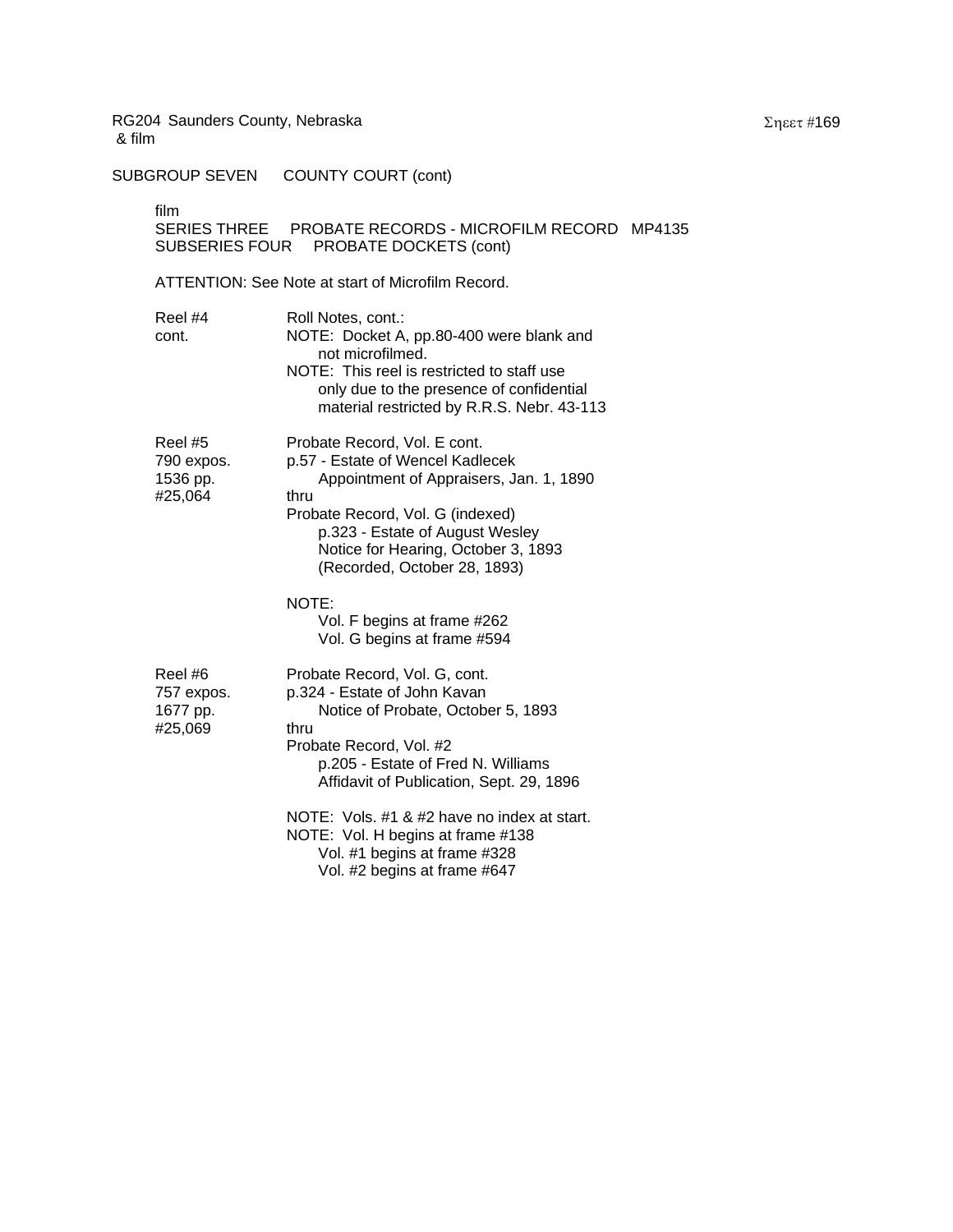RG204 Saunders County, Nebraska
& film

SUBGROUP SEVEN COUNTY COURT (cont)

film
SERIES THREE PROBATE RECORDS - MICROFILM RECORD MP4135
SUBSERIES FOUR PROBATE DOCKETS (cont)

ATTENTION: See Note at start of Microfilm Record.

| | |
|---|---|
| Reel #4<br>cont. | Roll Notes, cont.:<br>NOTE: Docket A, pp.80-400 were blank and not microfilmed.<br>NOTE: This reel is restricted to staff use only due to the presence of confidential material restricted by R.R.S. Nebr. 43-113 |
| Reel #5<br>790 expos.<br>1536 pp.<br>#25,064 | Probate Record, Vol. E cont.<br>p.57 - Estate of Wencel Kadlecek<br>Appointment of Appraisers, Jan. 1, 1890<br>thru<br>Probate Record, Vol. G (indexed)<br>p.323 - Estate of August Wesley<br>Notice for Hearing, October 3, 1893<br>(Recorded, October 28, 1893)<br><br>NOTE:<br>Vol. F begins at frame #262<br>Vol. G begins at frame #594 |
| Reel #6<br>757 expos.<br>1677 pp.<br>#25,069 | Probate Record, Vol. G, cont.<br>p.324 - Estate of John Kavan<br>Notice of Probate, October 5, 1893<br>thru<br>Probate Record, Vol. #2<br>p.205 - Estate of Fred N. Williams<br>Affidavit of Publication, Sept. 29, 1896<br><br>NOTE: Vols. #1 & #2 have no index at start.<br>NOTE: Vol. H begins at frame #138<br>Vol. #1 begins at frame #328<br>Vol. #2 begins at frame #647 |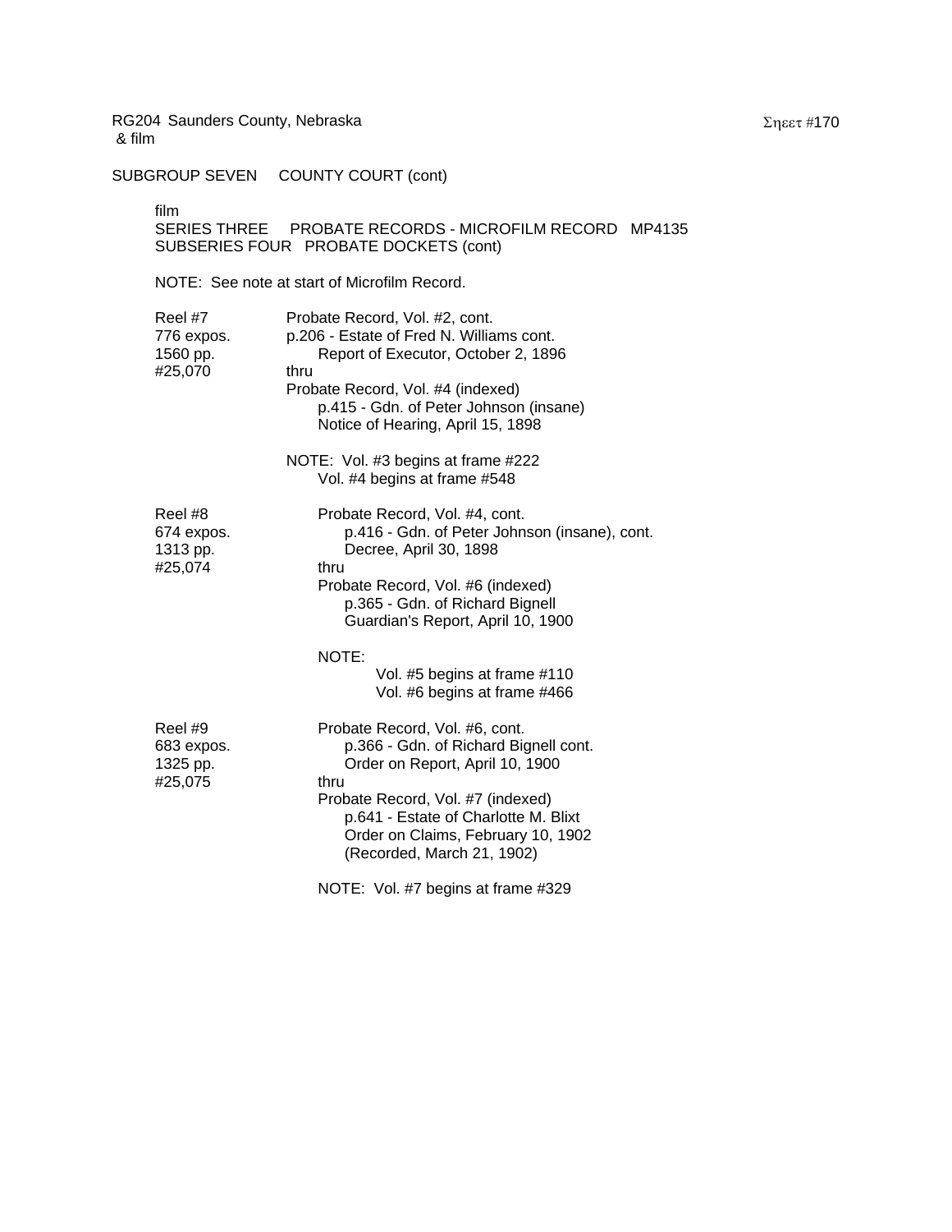RG204 Saunders County, Nebraska
& film

SUBGROUP SEVEN COUNTY COURT (cont)

film
SERIES THREE PROBATE RECORDS - MICROFILM RECORD MP4135
SUBSERIES FOUR PROBATE DOCKETS (cont)

NOTE: See note at start of Microfilm Record.

| | |
|---|---|
| Reel #7<br>776 expos.<br>1560 pp.<br>#25,070 | Probate Record, Vol. #2, cont.<br>p.206 - Estate of Fred N. Williams cont.<br>Report of Executor, October 2, 1896<br>thru<br>Probate Record, Vol. #4 (indexed)<br>p.415 - Gdn. of Peter Johnson (insane)<br>Notice of Hearing, April 15, 1898<br><br>NOTE: Vol. #3 begins at frame #222<br>Vol. #4 begins at frame #548 |
| Reel #8<br>674 expos.<br>1313 pp.<br>#25,074 | Probate Record, Vol. #4, cont.<br>p.416 - Gdn. of Peter Johnson (insane), cont.<br>Decree, April 30, 1898<br>thru<br>Probate Record, Vol. #6 (indexed)<br>p.365 - Gdn. of Richard Bignell<br>Guardian's Report, April 10, 1900<br><br>NOTE:<br>Vol. #5 begins at frame #110<br>Vol. #6 begins at frame #466 |
| Reel #9<br>683 expos.<br>1325 pp.<br>#25,075 | Probate Record, Vol. #6, cont.<br>p.366 - Gdn. of Richard Bignell cont.<br>Order on Report, April 10, 1900<br>thru<br>Probate Record, Vol. #7 (indexed)<br>p.641 - Estate of Charlotte M. Blixt<br>Order on Claims, February 10, 1902<br>(Recorded, March 21, 1902)<br><br>NOTE: Vol. #7 begins at frame #329 |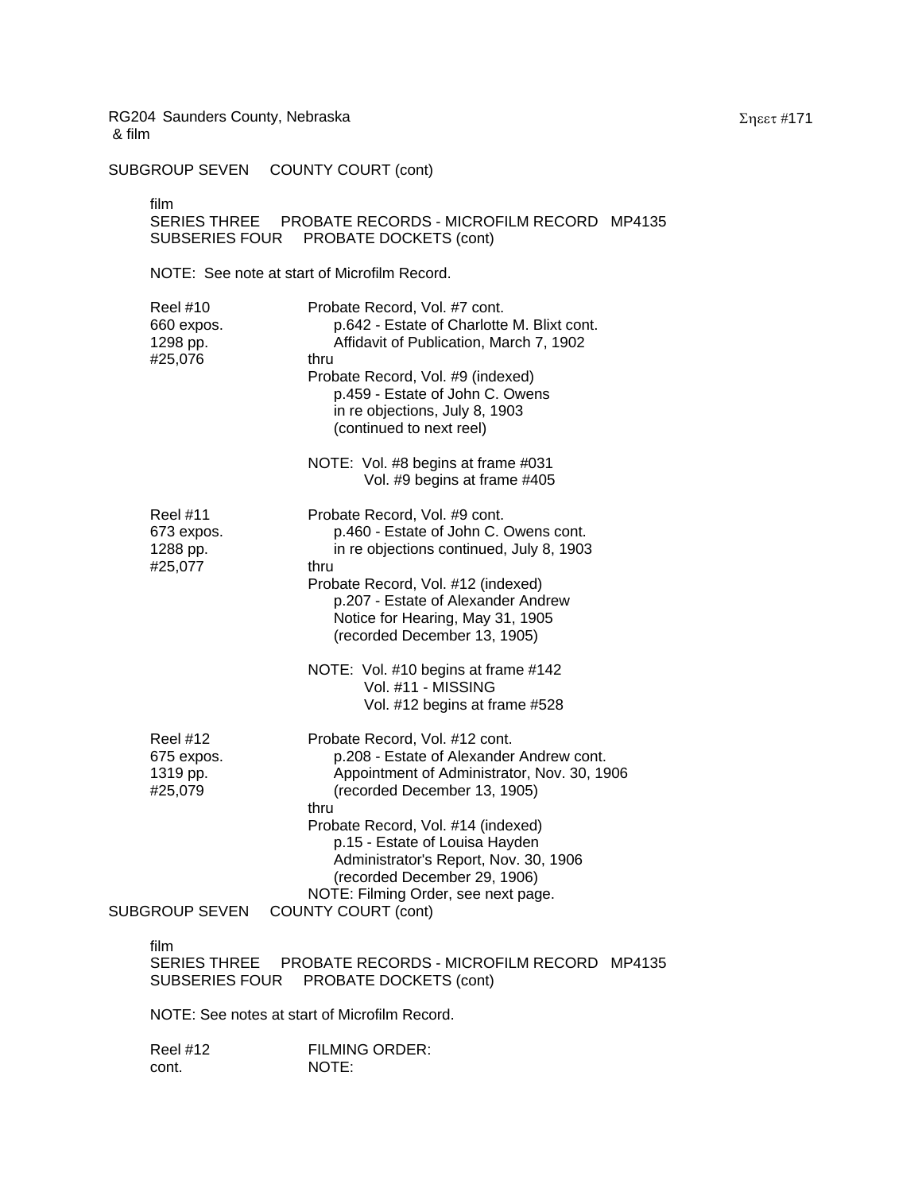RG204 Saunders County, Nebraska
& film

Σηεετ #171

SUBGROUP SEVEN COUNTY COURT (cont)

film
SERIES THREE PROBATE RECORDS - MICROFILM RECORD MP4135
SUBSERIES FOUR PROBATE DOCKETS (cont)

NOTE: See note at start of Microfilm Record.

| | |
|---|---|
| Reel #10<br>660 expos.<br>1298 pp.<br>#25,076 | Probate Record, Vol. #7 cont.<br>p.642 - Estate of Charlotte M. Blixt cont.<br>Affidavit of Publication, March 7, 1902<br>thru<br>Probate Record, Vol. #9 (indexed)<br>p.459 - Estate of John C. Owens<br>in re objections, July 8, 1903<br>(continued to next reel)<br><br>NOTE: Vol. #8 begins at frame #031<br>Vol. #9 begins at frame #405 |
| Reel #11<br>673 expos.<br>1288 pp.<br>#25,077 | Probate Record, Vol. #9 cont.<br>p.460 - Estate of John C. Owens cont.<br>in re objections continued, July 8, 1903<br>thru<br>Probate Record, Vol. #12 (indexed)<br>p.207 - Estate of Alexander Andrew<br>Notice for Hearing, May 31, 1905<br>(recorded December 13, 1905)<br><br>NOTE: Vol. #10 begins at frame #142<br>Vol. #11 - MISSING<br>Vol. #12 begins at frame #528 |
| Reel #12<br>675 expos.<br>1319 pp.<br>#25,079 | Probate Record, Vol. #12 cont.<br>p.208 - Estate of Alexander Andrew cont.<br>Appointment of Administrator, Nov. 30, 1906<br>(recorded December 13, 1905)<br>thru<br>Probate Record, Vol. #14 (indexed)<br>p.15 - Estate of Louisa Hayden<br>Administrator's Report, Nov. 30, 1906<br>(recorded December 29, 1906)<br>NOTE: Filming Order, see next page. |

SUBGROUP SEVEN COUNTY COURT (cont)

film
SERIES THREE PROBATE RECORDS - MICROFILM RECORD MP4135
SUBSERIES FOUR PROBATE DOCKETS (cont)

NOTE: See notes at start of Microfilm Record.

| | |
|---|---|
| Reel #12<br>cont. | FILMING ORDER:<br>NOTE: |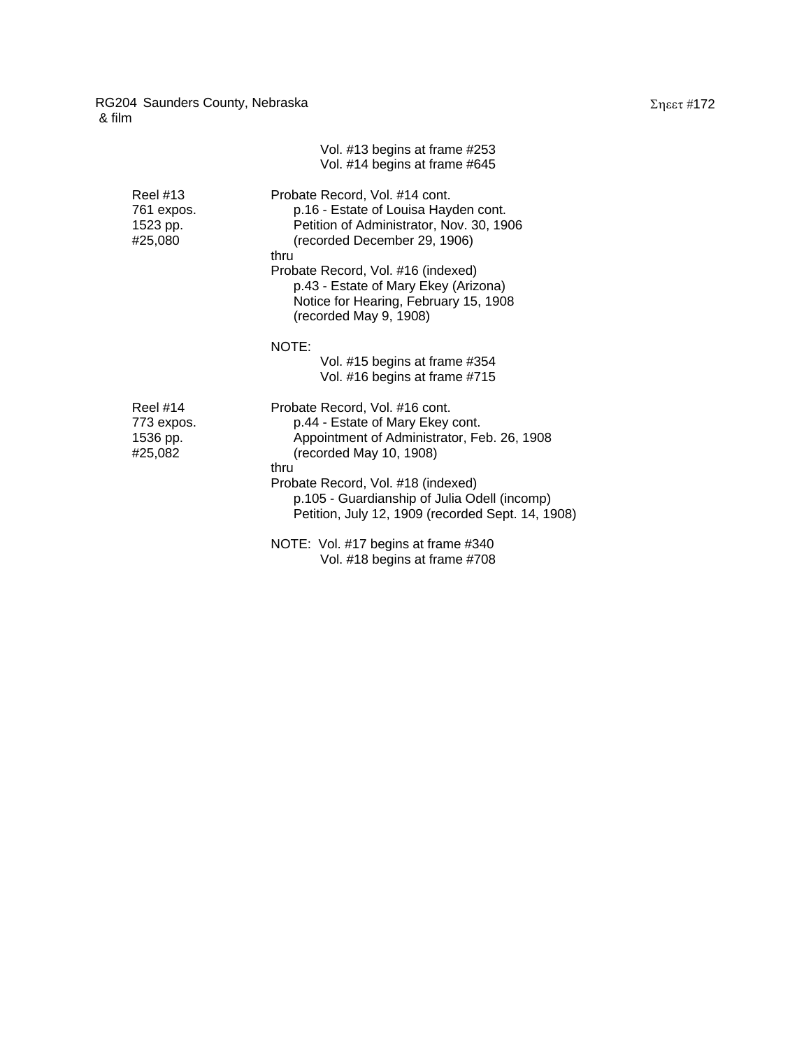RG204 Saunders County, Nebraska
& film

Vol. #13 begins at frame #253
Vol. #14 begins at frame #645

| | |
|---|---|
| Reel #13<br>761 expos.<br>1523 pp.<br>#25,080 | Probate Record, Vol. #14 cont.<br>p.16 - Estate of Louisa Hayden cont.<br>Petition of Administrator, Nov. 30, 1906<br>(recorded December 29, 1906)<br>thru<br>Probate Record, Vol. #16 (indexed)<br>p.43 - Estate of Mary Ekey (Arizona)<br>Notice for Hearing, February 15, 1908<br>(recorded May 9, 1908)<br><br>NOTE:<br>Vol. #15 begins at frame #354<br>Vol. #16 begins at frame #715 |
| Reel #14<br>773 expos.<br>1536 pp.<br>#25,082 | Probate Record, Vol. #16 cont.<br>p.44 - Estate of Mary Ekey cont.<br>Appointment of Administrator, Feb. 26, 1908<br>(recorded May 10, 1908)<br>thru<br>Probate Record, Vol. #18 (indexed)<br>p.105 - Guardianship of Julia Odell (incomp)<br>Petition, July 12, 1909 (recorded Sept. 14, 1908)<br><br>NOTE: Vol. #17 begins at frame #340<br>Vol. #18 begins at frame #708 |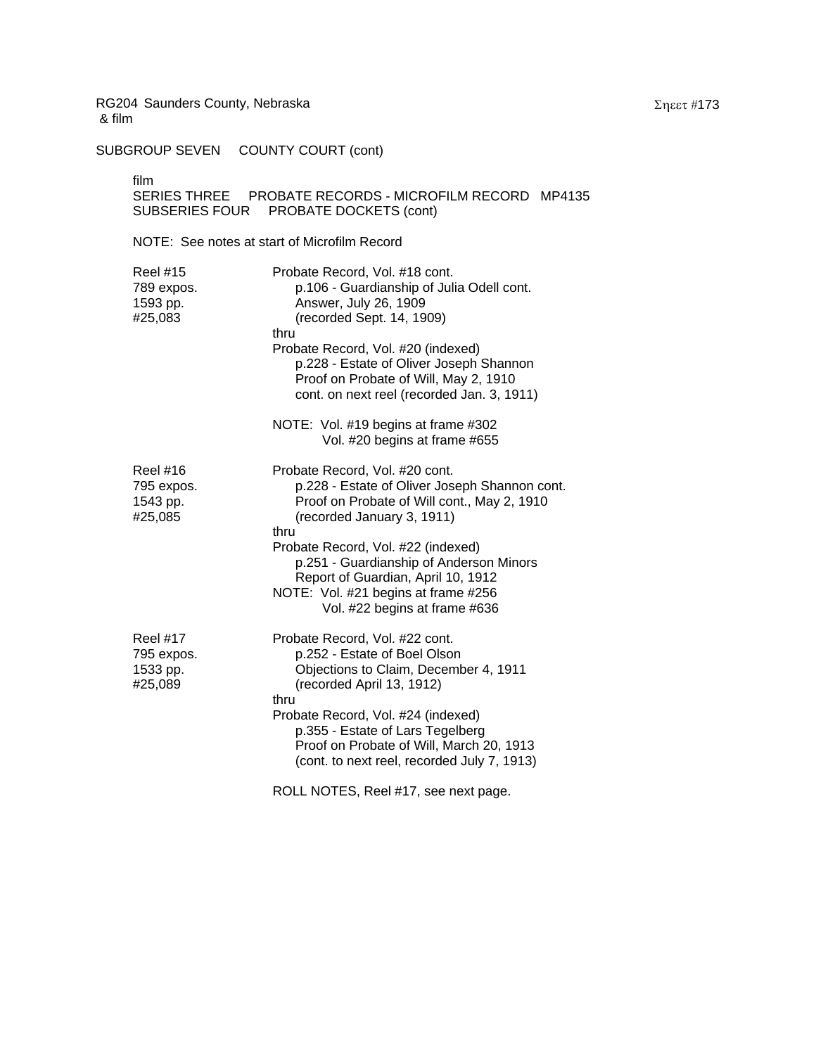RG204 Saunders County, Nebraska
& film

SUBGROUP SEVEN  COUNTY COURT (cont)

film
SERIES THREE  PROBATE RECORDS - MICROFILM RECORD  MP4135
SUBSERIES FOUR  PROBATE DOCKETS (cont)

NOTE: See notes at start of Microfilm Record

| | |
|---|---|
| Reel #15<br>789 expos.<br>1593 pp.<br>#25,083 | Probate Record, Vol. #18 cont.<br>p.106 - Guardianship of Julia Odell cont.<br>Answer, July 26, 1909<br>(recorded Sept. 14, 1909)<br>thru<br>Probate Record, Vol. #20 (indexed)<br>p.228 - Estate of Oliver Joseph Shannon<br>Proof on Probate of Will, May 2, 1910<br>cont. on next reel (recorded Jan. 3, 1911)<br><br>NOTE: Vol. #19 begins at frame #302<br>Vol. #20 begins at frame #655 |
| Reel #16<br>795 expos.<br>1543 pp.<br>#25,085 | Probate Record, Vol. #20 cont.<br>p.228 - Estate of Oliver Joseph Shannon cont.<br>Proof on Probate of Will cont., May 2, 1910<br>(recorded January 3, 1911)<br>thru<br>Probate Record, Vol. #22 (indexed)<br>p.251 - Guardianship of Anderson Minors<br>Report of Guardian, April 10, 1912<br>NOTE: Vol. #21 begins at frame #256<br>Vol. #22 begins at frame #636 |
| Reel #17<br>795 expos.<br>1533 pp.<br>#25,089 | Probate Record, Vol. #22 cont.<br>p.252 - Estate of Boel Olson<br>Objections to Claim, December 4, 1911<br>(recorded April 13, 1912)<br>thru<br>Probate Record, Vol. #24 (indexed)<br>p.355 - Estate of Lars Tegelberg<br>Proof on Probate of Will, March 20, 1913<br>(cont. to next reel, recorded July 7, 1913)<br><br>ROLL NOTES, Reel #17, see next page. |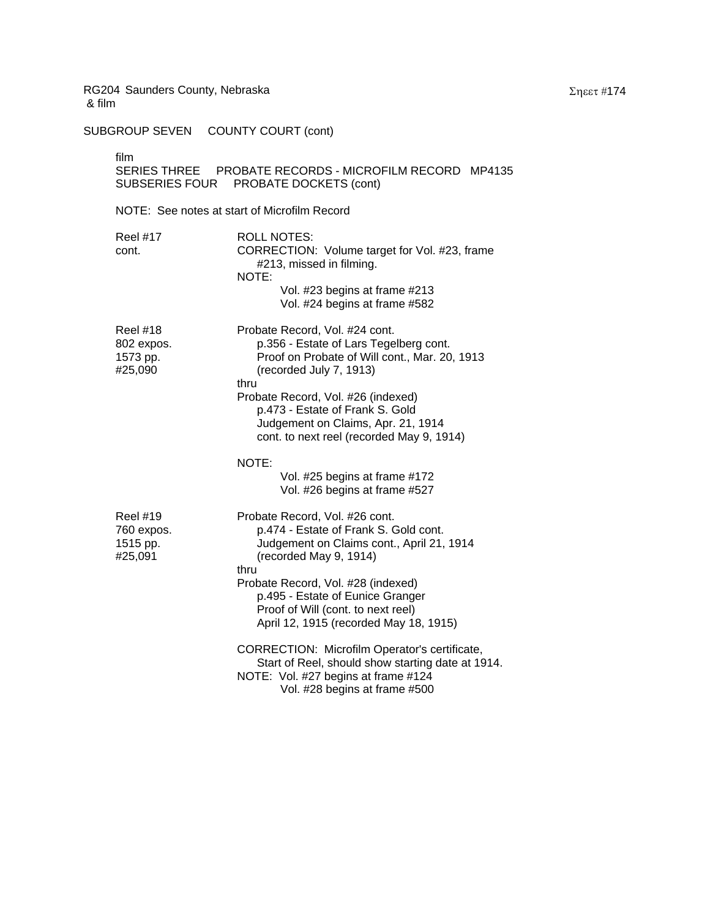RG204 Saunders County, Nebraska
& film

SUBGROUP SEVEN COUNTY COURT (cont)

film
SERIES THREE PROBATE RECORDS - MICROFILM RECORD MP4135
SUBSERIES FOUR PROBATE DOCKETS (cont)

NOTE: See notes at start of Microfilm Record

| | |
|---|---|
| Reel #17<br>cont. | ROLL NOTES:<br>CORRECTION: Volume target for Vol. #23, frame #213, missed in filming.<br>NOTE:<br>Vol. #23 begins at frame #213<br>Vol. #24 begins at frame #582 |
| Reel #18<br>802 expos.<br>1573 pp.<br>#25,090 | Probate Record, Vol. #24 cont.<br>p.356 - Estate of Lars Tegelberg cont.<br>Proof on Probate of Will cont., Mar. 20, 1913<br>(recorded July 7, 1913)<br>thru<br>Probate Record, Vol. #26 (indexed)<br>p.473 - Estate of Frank S. Gold<br>Judgement on Claims, Apr. 21, 1914<br>cont. to next reel (recorded May 9, 1914)<br><br>NOTE:<br>Vol. #25 begins at frame #172<br>Vol. #26 begins at frame #527 |
| Reel #19<br>760 expos.<br>1515 pp.<br>#25,091 | Probate Record, Vol. #26 cont.<br>p.474 - Estate of Frank S. Gold cont.<br>Judgement on Claims cont., April 21, 1914<br>(recorded May 9, 1914)<br>thru<br>Probate Record, Vol. #28 (indexed)<br>p.495 - Estate of Eunice Granger<br>Proof of Will (cont. to next reel)<br>April 12, 1915 (recorded May 18, 1915)<br><br>CORRECTION: Microfilm Operator's certificate, Start of Reel, should show starting date at 1914.<br>NOTE: Vol. #27 begins at frame #124<br>Vol. #28 begins at frame #500 |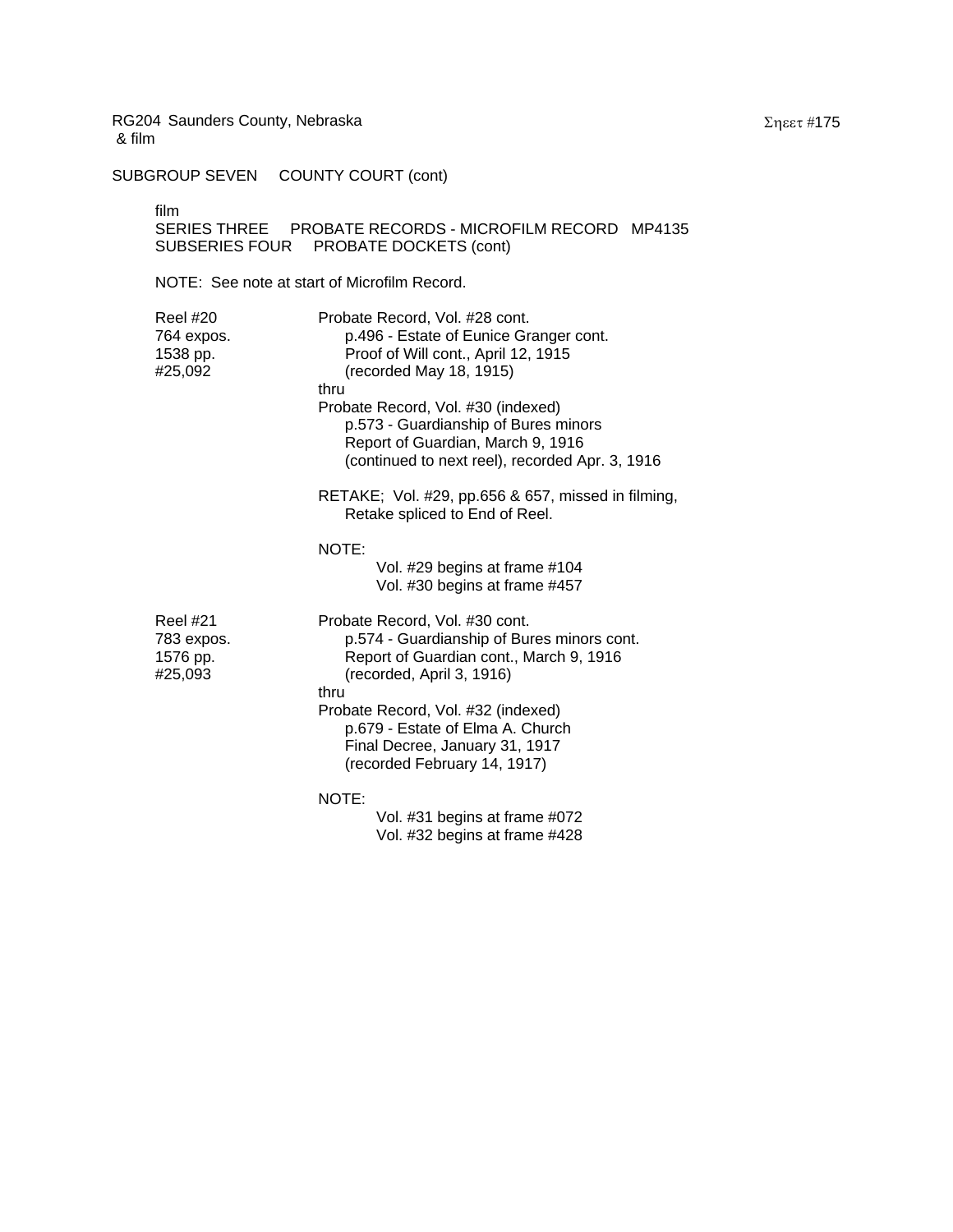RG204 Saunders County, Nebraska
& film

SUBGROUP SEVEN COUNTY COURT (cont)

film
SERIES THREE PROBATE RECORDS - MICROFILM RECORD MP4135
SUBSERIES FOUR PROBATE DOCKETS (cont)

NOTE: See note at start of Microfilm Record.

| | |
|---|---|
| Reel #20<br>764 expos.<br>1538 pp.<br>#25,092 | Probate Record, Vol. #28 cont.<br>p.496 - Estate of Eunice Granger cont.<br>Proof of Will cont., April 12, 1915<br>(recorded May 18, 1915)<br>thru<br>Probate Record, Vol. #30 (indexed)<br>p.573 - Guardianship of Bures minors<br>Report of Guardian, March 9, 1916<br>(continued to next reel), recorded Apr. 3, 1916<br><br>RETAKE; Vol. #29, pp.656 & 657, missed in filming,<br>Retake spliced to End of Reel.<br><br>NOTE:<br>Vol. #29 begins at frame #104<br>Vol. #30 begins at frame #457 |
| Reel #21<br>783 expos.<br>1576 pp.<br>#25,093 | Probate Record, Vol. #30 cont.<br>p.574 - Guardianship of Bures minors cont.<br>Report of Guardian cont., March 9, 1916<br>(recorded, April 3, 1916)<br>thru<br>Probate Record, Vol. #32 (indexed)<br>p.679 - Estate of Elma A. Church<br>Final Decree, January 31, 1917<br>(recorded February 14, 1917)<br><br>NOTE:<br>Vol. #31 begins at frame #072<br>Vol. #32 begins at frame #428 |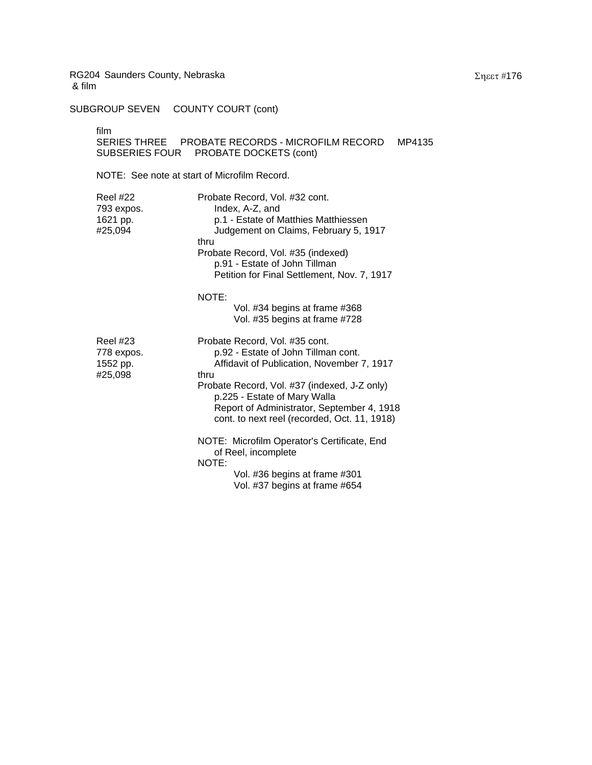RG204 Saunders County, Nebraska
& film

SUBGROUP SEVEN     COUNTY COURT (cont)

film
SERIES THREE     PROBATE RECORDS - MICROFILM RECORD     MP4135
SUBSERIES FOUR     PROBATE DOCKETS (cont)

NOTE: See note at start of Microfilm Record.

| | |
|---|---|
| Reel #22<br>793 expos.<br>1621 pp.<br>#25,094 | Probate Record, Vol. #32 cont.<br>Index, A-Z, and<br>p.1 - Estate of Matthies Matthiessen<br>Judgement on Claims, February 5, 1917<br>thru<br>Probate Record, Vol. #35 (indexed)<br>p.91 - Estate of John Tillman<br>Petition for Final Settlement, Nov. 7, 1917<br><br>NOTE:<br>Vol. #34 begins at frame #368<br>Vol. #35 begins at frame #728 |
| Reel #23<br>778 expos.<br>1552 pp.<br>#25,098 | Probate Record, Vol. #35 cont.<br>p.92 - Estate of John Tillman cont.<br>Affidavit of Publication, November 7, 1917<br>thru<br>Probate Record, Vol. #37 (indexed, J-Z only)<br>p.225 - Estate of Mary Walla<br>Report of Administrator, September 4, 1918<br>cont. to next reel (recorded, Oct. 11, 1918)<br><br>NOTE: Microfilm Operator's Certificate, End of Reel, incomplete<br>NOTE:<br>Vol. #36 begins at frame #301<br>Vol. #37 begins at frame #654 |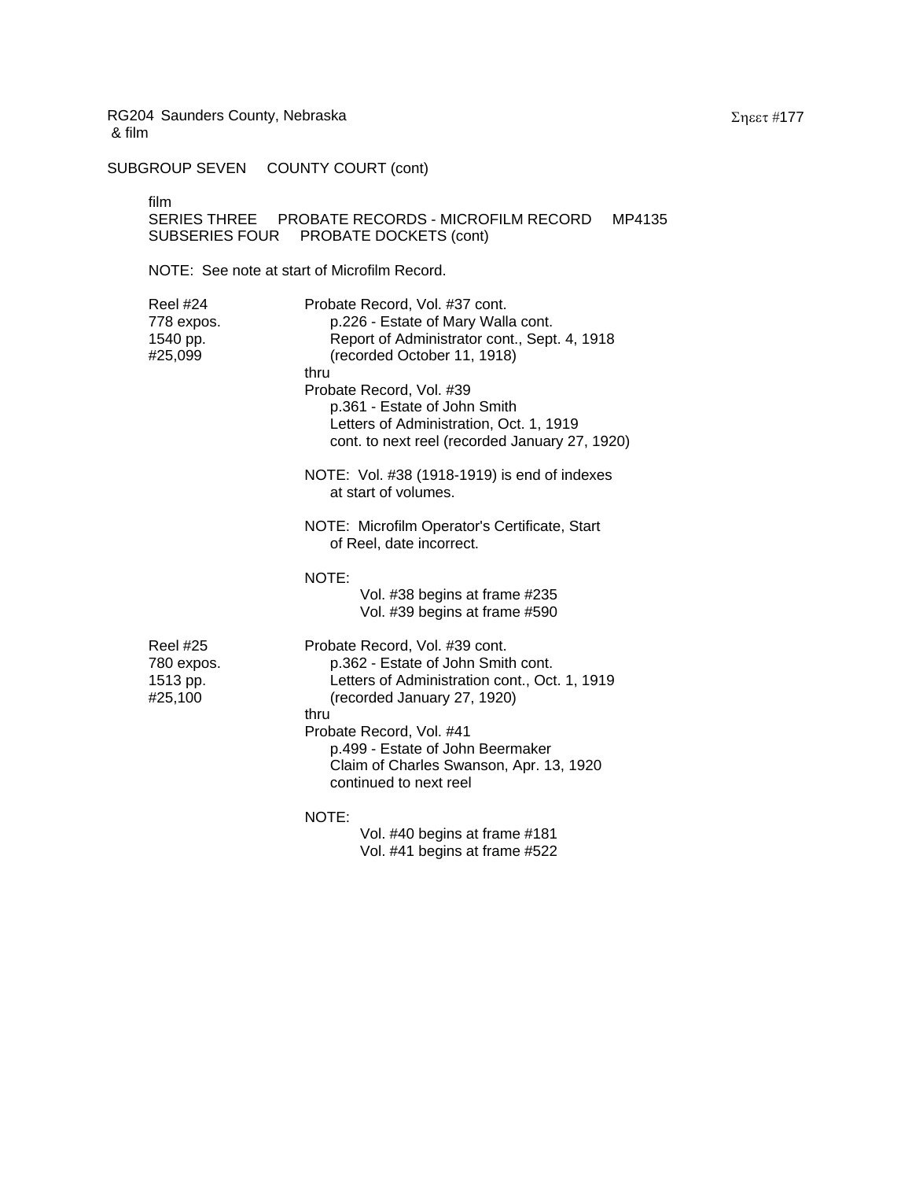RG204 Saunders County, Nebraska
& film

SUBGROUP SEVEN COUNTY COURT (cont)

film
SERIES THREE PROBATE RECORDS - MICROFILM RECORD MP4135
SUBSERIES FOUR PROBATE DOCKETS (cont)

NOTE: See note at start of Microfilm Record.

| | |
|---|---|
| Reel #24<br>778 expos.<br>1540 pp.<br>#25,099 | Probate Record, Vol. #37 cont.<br>p.226 - Estate of Mary Walla cont.<br>Report of Administrator cont., Sept. 4, 1918<br>(recorded October 11, 1918)<br>thru<br>Probate Record, Vol. #39<br>p.361 - Estate of John Smith<br>Letters of Administration, Oct. 1, 1919<br>cont. to next reel (recorded January 27, 1920)<br><br>NOTE: Vol. #38 (1918-1919) is end of indexes at start of volumes.<br><br>NOTE: Microfilm Operator's Certificate, Start of Reel, date incorrect.<br><br>NOTE:<br>Vol. #38 begins at frame #235<br>Vol. #39 begins at frame #590 |
| Reel #25<br>780 expos.<br>1513 pp.<br>#25,100 | Probate Record, Vol. #39 cont.<br>p.362 - Estate of John Smith cont.<br>Letters of Administration cont., Oct. 1, 1919<br>(recorded January 27, 1920)<br>thru<br>Probate Record, Vol. #41<br>p.499 - Estate of John Beermaker<br>Claim of Charles Swanson, Apr. 13, 1920<br>continued to next reel<br><br>NOTE:<br>Vol. #40 begins at frame #181<br>Vol. #41 begins at frame #522 |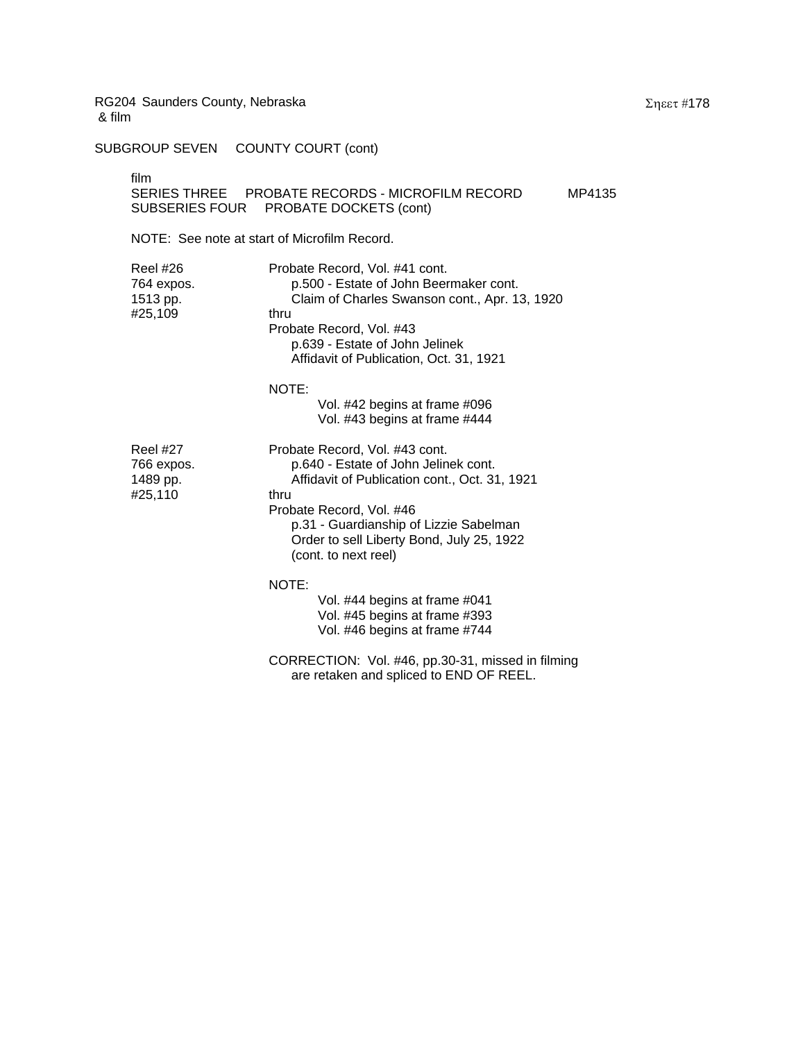RG204 Saunders County, Nebraska
& film

SUBGROUP SEVEN COUNTY COURT (cont)

film
SERIES THREE PROBATE RECORDS - MICROFILM RECORD MP4135
SUBSERIES FOUR PROBATE DOCKETS (cont)

NOTE: See note at start of Microfilm Record.

| | |
|---|---|
| Reel #26<br>764 expos.<br>1513 pp.<br>#25,109 | Probate Record, Vol. #41 cont.<br>p.500 - Estate of John Beermaker cont.<br>Claim of Charles Swanson cont., Apr. 13, 1920<br>thru<br>Probate Record, Vol. #43<br>p.639 - Estate of John Jelinek<br>Affidavit of Publication, Oct. 31, 1921<br><br>NOTE:<br>Vol. #42 begins at frame #096<br>Vol. #43 begins at frame #444 |
| Reel #27<br>766 expos.<br>1489 pp.<br>#25,110 | Probate Record, Vol. #43 cont.<br>p.640 - Estate of John Jelinek cont.<br>Affidavit of Publication cont., Oct. 31, 1921<br>thru<br>Probate Record, Vol. #46<br>p.31 - Guardianship of Lizzie Sabelman<br>Order to sell Liberty Bond, July 25, 1922<br>(cont. to next reel)<br><br>NOTE:<br>Vol. #44 begins at frame #041<br>Vol. #45 begins at frame #393<br>Vol. #46 begins at frame #744<br><br>CORRECTION: Vol. #46, pp.30-31, missed in filming are retaken and spliced to END OF REEL. |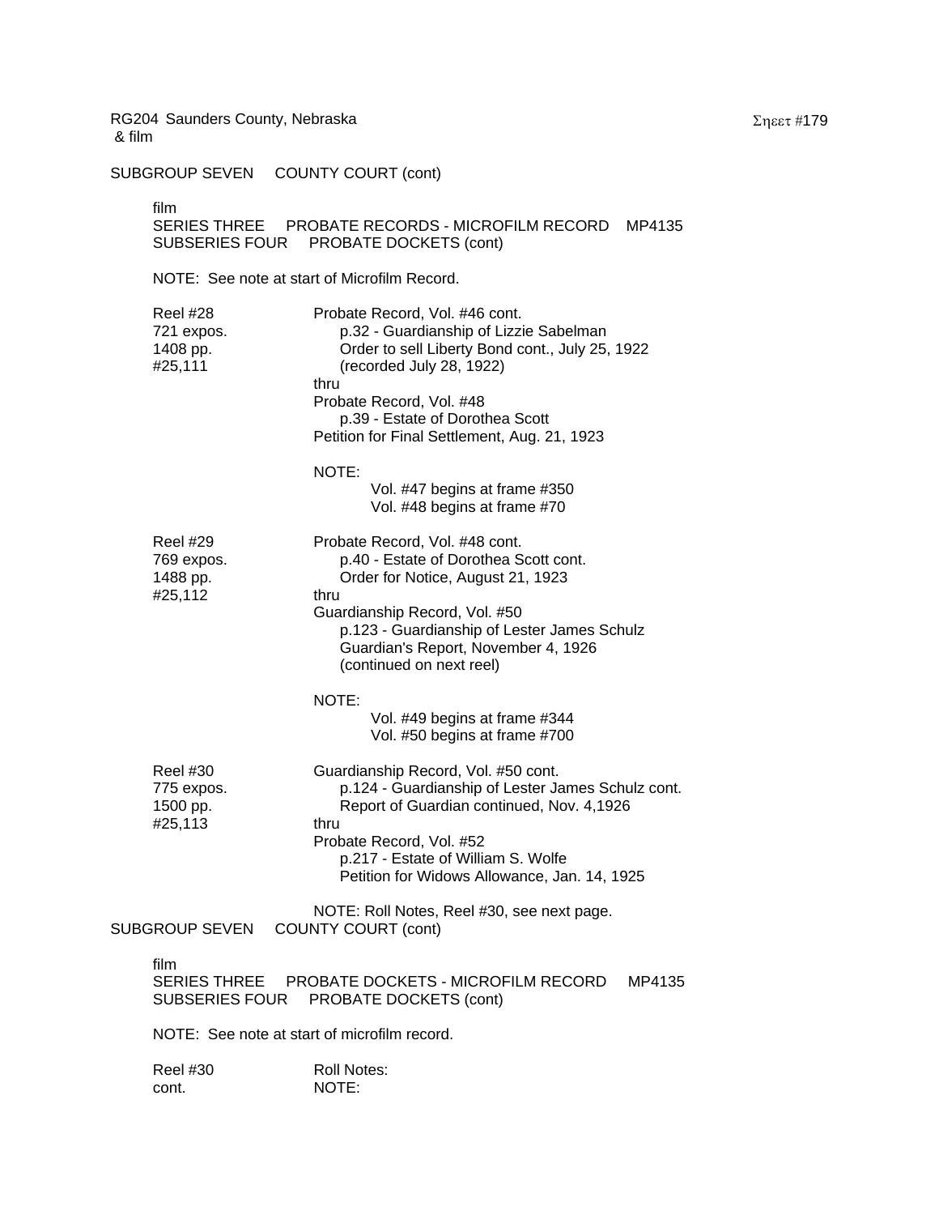RG204 Saunders County, Nebraska
& film

SUBGROUP SEVEN COUNTY COURT (cont)

film
SERIES THREE PROBATE RECORDS - MICROFILM RECORD MP4135
SUBSERIES FOUR PROBATE DOCKETS (cont)

NOTE: See note at start of Microfilm Record.

| | |
|---|---|
| Reel #28<br>721 expos.<br>1408 pp.<br>#25,111 | Probate Record, Vol. #46 cont.<br>p.32 - Guardianship of Lizzie Sabelman<br>Order to sell Liberty Bond cont., July 25, 1922<br>(recorded July 28, 1922)<br>thru<br>Probate Record, Vol. #48<br>p.39 - Estate of Dorothea Scott<br>Petition for Final Settlement, Aug. 21, 1923<br><br>NOTE:<br>Vol. #47 begins at frame #350<br>Vol. #48 begins at frame #70 |
| Reel #29<br>769 expos.<br>1488 pp.<br>#25,112 | Probate Record, Vol. #48 cont.<br>p.40 - Estate of Dorothea Scott cont.<br>Order for Notice, August 21, 1923<br>thru<br>Guardianship Record, Vol. #50<br>p.123 - Guardianship of Lester James Schulz<br>Guardian's Report, November 4, 1926<br>(continued on next reel)<br><br>NOTE:<br>Vol. #49 begins at frame #344<br>Vol. #50 begins at frame #700 |
| Reel #30<br>775 expos.<br>1500 pp.<br>#25,113 | Guardianship Record, Vol. #50 cont.<br>p.124 - Guardianship of Lester James Schulz cont.<br>Report of Guardian continued, Nov. 4,1926<br>thru<br>Probate Record, Vol. #52<br>p.217 - Estate of William S. Wolfe<br>Petition for Widows Allowance, Jan. 14, 1925<br><br>NOTE: Roll Notes, Reel #30, see next page. |

SUBGROUP SEVEN COUNTY COURT (cont)

film
SERIES THREE PROBATE DOCKETS - MICROFILM RECORD MP4135
SUBSERIES FOUR PROBATE DOCKETS (cont)

NOTE: See note at start of microfilm record.

| | |
|---|---|
| Reel #30<br>cont. | Roll Notes:<br>NOTE: |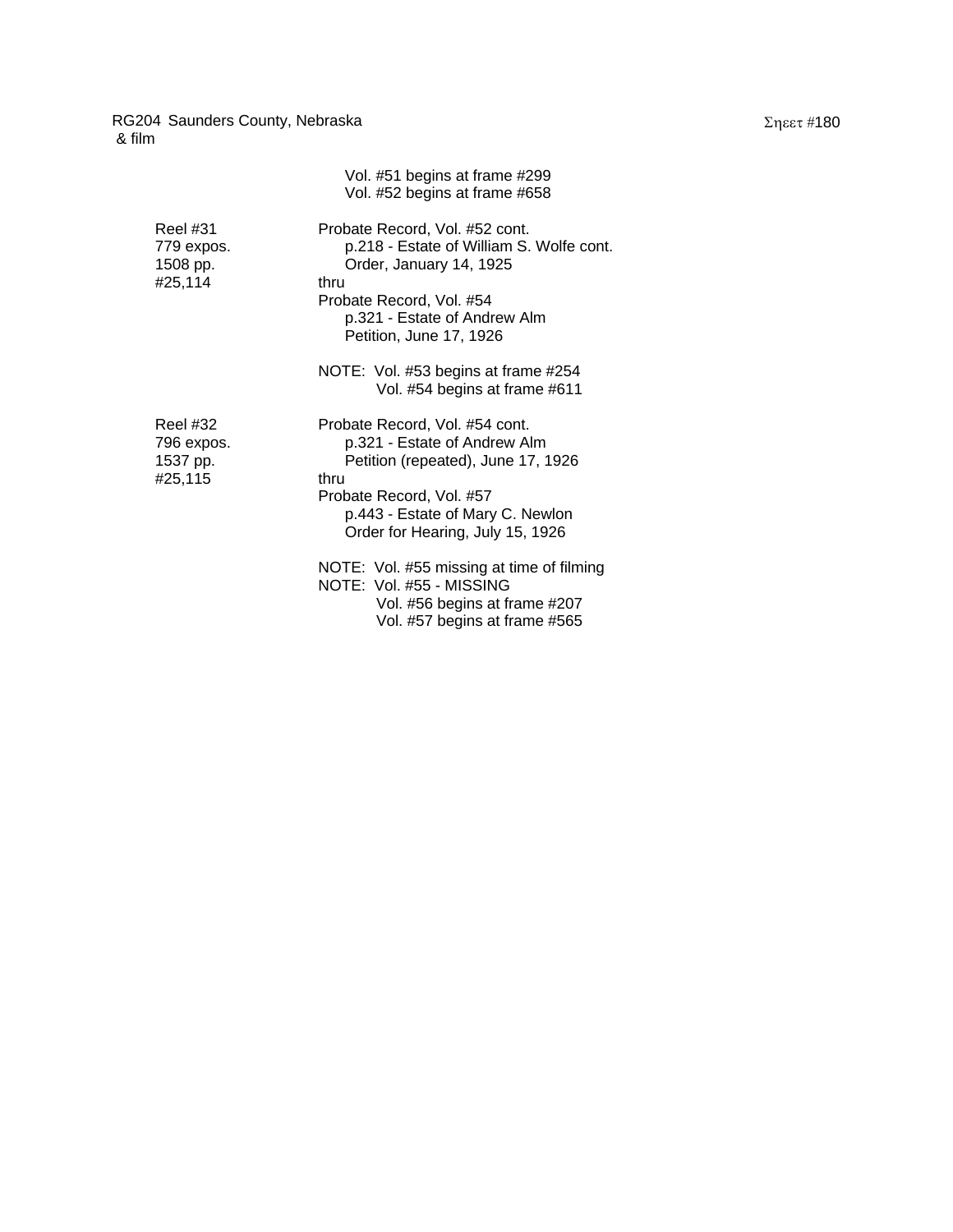Vol. #51 begins at frame #299
Vol. #52 begins at frame #658

| | |
|---|---|
| Reel #31<br>779 expos.<br>1508 pp.<br>#25,114 | Probate Record, Vol. #52 cont.<br>p.218 - Estate of William S. Wolfe cont.<br>Order, January 14, 1925<br>thru<br>Probate Record, Vol. #54<br>p.321 - Estate of Andrew Alm<br>Petition, June 17, 1926<br><br>NOTE: Vol. #53 begins at frame #254<br>Vol. #54 begins at frame #611 |
| Reel #32<br>796 expos.<br>1537 pp.<br>#25,115 | Probate Record, Vol. #54 cont.<br>p.321 - Estate of Andrew Alm<br>Petition (repeated), June 17, 1926<br>thru<br>Probate Record, Vol. #57<br>p.443 - Estate of Mary C. Newlon<br>Order for Hearing, July 15, 1926<br><br>NOTE: Vol. #55 missing at time of filming<br>NOTE: Vol. #55 - MISSING<br>Vol. #56 begins at frame #207<br>Vol. #57 begins at frame #565 |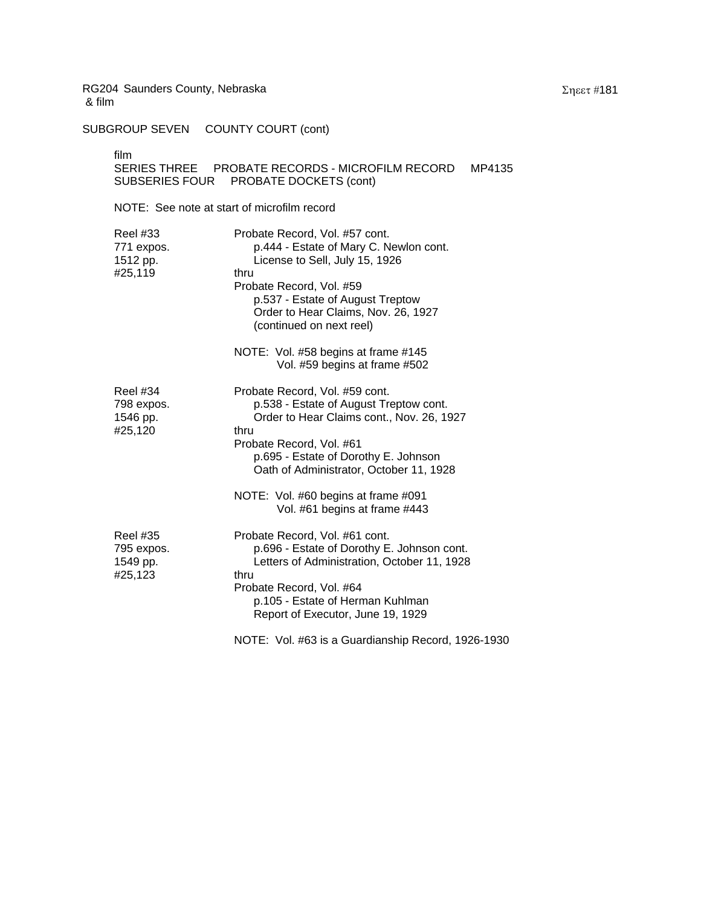RG204 Saunders County, Nebraska
& film

SUBGROUP SEVEN COUNTY COURT (cont)

film
SERIES THREE PROBATE RECORDS - MICROFILM RECORD MP4135
SUBSERIES FOUR PROBATE DOCKETS (cont)

NOTE: See note at start of microfilm record

| | |
|---|---|
| Reel #33<br>771 expos.<br>1512 pp.<br>#25,119 | Probate Record, Vol. #57 cont.<br>p.444 - Estate of Mary C. Newlon cont.<br>License to Sell, July 15, 1926<br>thru<br>Probate Record, Vol. #59<br>p.537 - Estate of August Treptow<br>Order to Hear Claims, Nov. 26, 1927<br>(continued on next reel)<br><br>NOTE: Vol. #58 begins at frame #145<br>Vol. #59 begins at frame #502 |
| Reel #34<br>798 expos.<br>1546 pp.<br>#25,120 | Probate Record, Vol. #59 cont.<br>p.538 - Estate of August Treptow cont.<br>Order to Hear Claims cont., Nov. 26, 1927<br>thru<br>Probate Record, Vol. #61<br>p.695 - Estate of Dorothy E. Johnson<br>Oath of Administrator, October 11, 1928<br><br>NOTE: Vol. #60 begins at frame #091<br>Vol. #61 begins at frame #443 |
| Reel #35<br>795 expos.<br>1549 pp.<br>#25,123 | Probate Record, Vol. #61 cont.<br>p.696 - Estate of Dorothy E. Johnson cont.<br>Letters of Administration, October 11, 1928<br>thru<br>Probate Record, Vol. #64<br>p.105 - Estate of Herman Kuhlman<br>Report of Executor, June 19, 1929<br><br>NOTE: Vol. #63 is a Guardianship Record, 1926-1930 |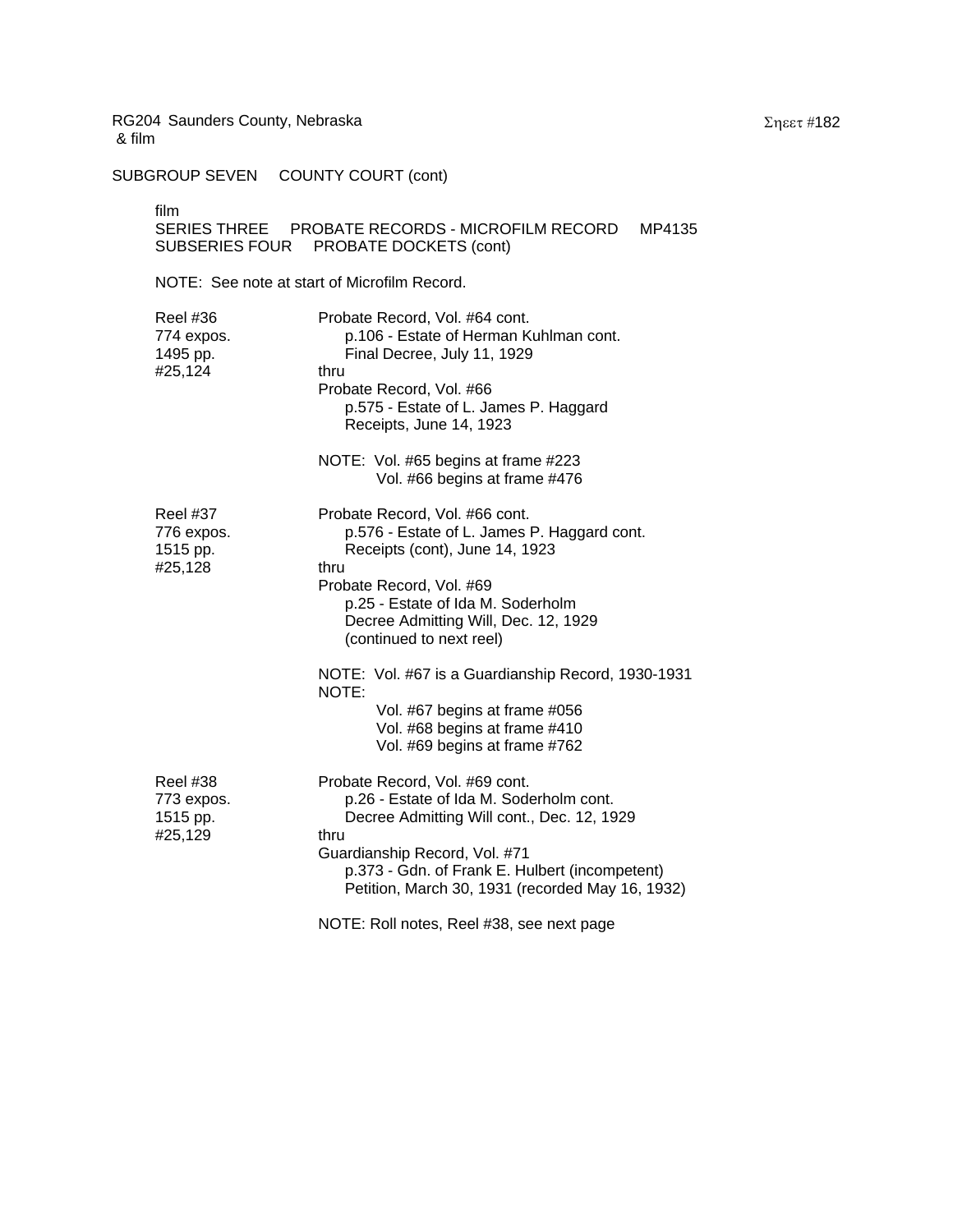RG204 Saunders County, Nebraska
& film

SUBGROUP SEVEN COUNTY COURT (cont)

film
SERIES THREE PROBATE RECORDS - MICROFILM RECORD MP4135
SUBSERIES FOUR PROBATE DOCKETS (cont)

NOTE: See note at start of Microfilm Record.

| | |
|---|---|
| Reel #36<br>774 expos.<br>1495 pp.<br>#25,124 | Probate Record, Vol. #64 cont.<br>p.106 - Estate of Herman Kuhlman cont.<br>Final Decree, July 11, 1929<br>thru<br>Probate Record, Vol. #66<br>p.575 - Estate of L. James P. Haggard<br>Receipts, June 14, 1923<br><br>NOTE: Vol. #65 begins at frame #223<br>Vol. #66 begins at frame #476 |
| Reel #37<br>776 expos.<br>1515 pp.<br>#25,128 | Probate Record, Vol. #66 cont.<br>p.576 - Estate of L. James P. Haggard cont.<br>Receipts (cont), June 14, 1923<br>thru<br>Probate Record, Vol. #69<br>p.25 - Estate of Ida M. Soderholm<br>Decree Admitting Will, Dec. 12, 1929<br>(continued to next reel)<br><br>NOTE: Vol. #67 is a Guardianship Record, 1930-1931<br>NOTE:<br>Vol. #67 begins at frame #056<br>Vol. #68 begins at frame #410<br>Vol. #69 begins at frame #762 |
| Reel #38<br>773 expos.<br>1515 pp.<br>#25,129 | Probate Record, Vol. #69 cont.<br>p.26 - Estate of Ida M. Soderholm cont.<br>Decree Admitting Will cont., Dec. 12, 1929<br>thru<br>Guardianship Record, Vol. #71<br>p.373 - Gdn. of Frank E. Hulbert (incompetent)<br>Petition, March 30, 1931 (recorded May 16, 1932)<br><br>NOTE: Roll notes, Reel #38, see next page |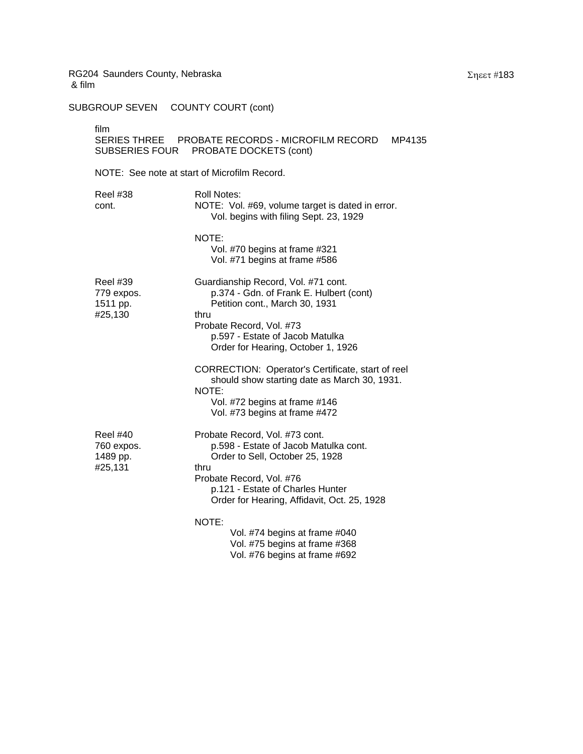RG204 Saunders County, Nebraska
& film

SUBGROUP SEVEN    COUNTY COURT (cont)

film
SERIES THREE    PROBATE RECORDS - MICROFILM RECORD    MP4135
SUBSERIES FOUR    PROBATE DOCKETS (cont)

NOTE: See note at start of Microfilm Record.

| | |
|---|---|
| Reel #38<br>cont. | Roll Notes:<br>NOTE: Vol. #69, volume target is dated in error.<br>Vol. begins with filing Sept. 23, 1929<br><br>NOTE:<br>Vol. #70 begins at frame #321<br>Vol. #71 begins at frame #586 |
| Reel #39<br>779 expos.<br>1511 pp.<br>#25,130 | Guardianship Record, Vol. #71 cont.<br>p.374 - Gdn. of Frank E. Hulbert (cont)<br>Petition cont., March 30, 1931<br>thru<br>Probate Record, Vol. #73<br>p.597 - Estate of Jacob Matulka<br>Order for Hearing, October 1, 1926<br><br>CORRECTION: Operator's Certificate, start of reel should show starting date as March 30, 1931.<br>NOTE:<br>Vol. #72 begins at frame #146<br>Vol. #73 begins at frame #472 |
| Reel #40<br>760 expos.<br>1489 pp.<br>#25,131 | Probate Record, Vol. #73 cont.<br>p.598 - Estate of Jacob Matulka cont.<br>Order to Sell, October 25, 1928<br>thru<br>Probate Record, Vol. #76<br>p.121 - Estate of Charles Hunter<br>Order for Hearing, Affidavit, Oct. 25, 1928<br><br>NOTE:<br>Vol. #74 begins at frame #040<br>Vol. #75 begins at frame #368<br>Vol. #76 begins at frame #692 |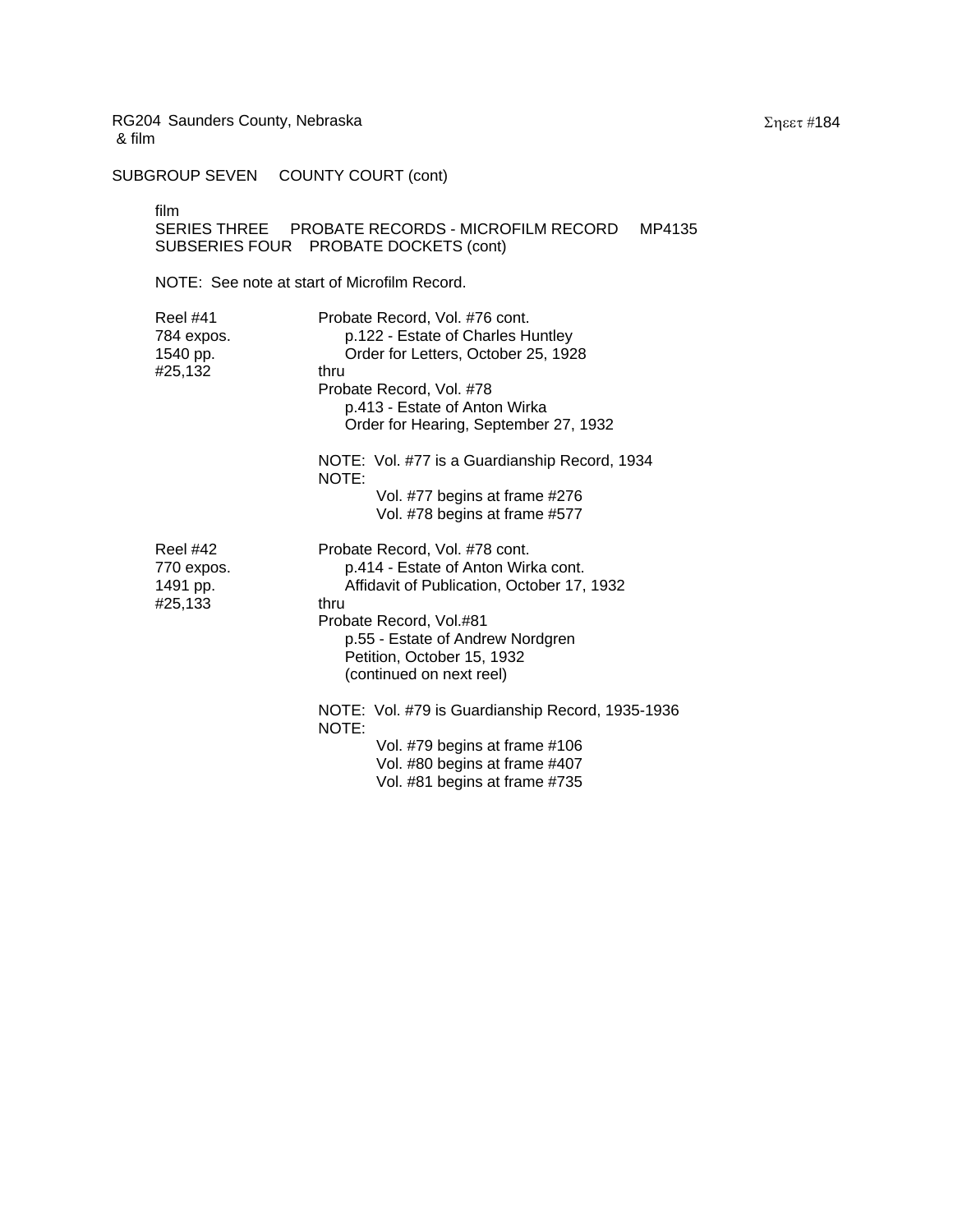RG204 Saunders County, Nebraska
& film

SUBGROUP SEVEN COUNTY COURT (cont)

film
SERIES THREE PROBATE RECORDS - MICROFILM RECORD MP4135
SUBSERIES FOUR PROBATE DOCKETS (cont)

NOTE: See note at start of Microfilm Record.

| | |
|---|---|
| Reel #41<br>784 expos.<br>1540 pp.<br>#25,132 | Probate Record, Vol. #76 cont.<br>p.122 - Estate of Charles Huntley<br>Order for Letters, October 25, 1928<br>thru<br>Probate Record, Vol. #78<br>p.413 - Estate of Anton Wirka<br>Order for Hearing, September 27, 1932<br><br>NOTE: Vol. #77 is a Guardianship Record, 1934<br>NOTE:<br>Vol. #77 begins at frame #276<br>Vol. #78 begins at frame #577 |
| Reel #42<br>770 expos.<br>1491 pp.<br>#25,133 | Probate Record, Vol. #78 cont.<br>p.414 - Estate of Anton Wirka cont.<br>Affidavit of Publication, October 17, 1932<br>thru<br>Probate Record, Vol.#81<br>p.55 - Estate of Andrew Nordgren<br>Petition, October 15, 1932<br>(continued on next reel)<br><br>NOTE: Vol. #79 is Guardianship Record, 1935-1936<br>NOTE:<br>Vol. #79 begins at frame #106<br>Vol. #80 begins at frame #407<br>Vol. #81 begins at frame #735 |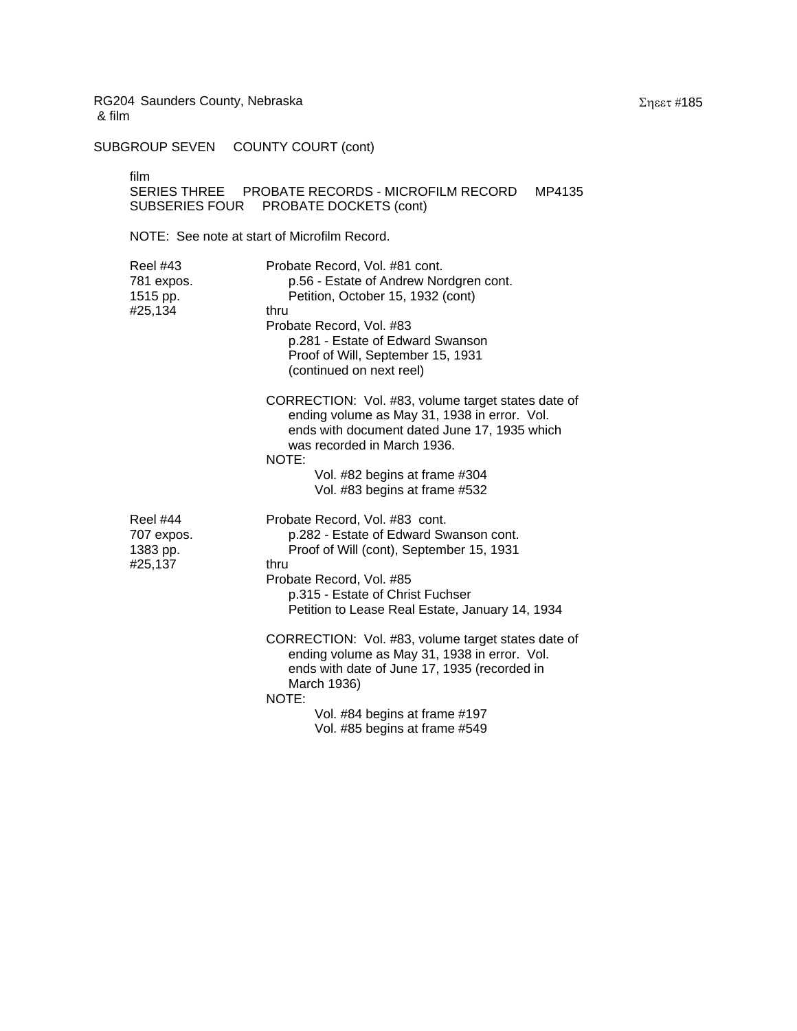RG204 Saunders County, Nebraska
& film

SUBGROUP SEVEN COUNTY COURT (cont)

film
SERIES THREE PROBATE RECORDS - MICROFILM RECORD MP4135
SUBSERIES FOUR PROBATE DOCKETS (cont)

NOTE: See note at start of Microfilm Record.

| | |
|---|---|
| Reel #43<br>781 expos.<br>1515 pp.<br>#25,134 | Probate Record, Vol. #81 cont.<br>p.56 - Estate of Andrew Nordgren cont.<br>Petition, October 15, 1932 (cont)<br>thru<br>Probate Record, Vol. #83<br>p.281 - Estate of Edward Swanson<br>Proof of Will, September 15, 1931<br>(continued on next reel)<br><br>CORRECTION: Vol. #83, volume target states date of ending volume as May 31, 1938 in error. Vol. ends with document dated June 17, 1935 which was recorded in March 1936.<br>NOTE:<br>Vol. #82 begins at frame #304<br>Vol. #83 begins at frame #532 |
| Reel #44<br>707 expos.<br>1383 pp.<br>#25,137 | Probate Record, Vol. #83 cont.<br>p.282 - Estate of Edward Swanson cont.<br>Proof of Will (cont), September 15, 1931<br>thru<br>Probate Record, Vol. #85<br>p.315 - Estate of Christ Fuchser<br>Petition to Lease Real Estate, January 14, 1934<br><br>CORRECTION: Vol. #83, volume target states date of ending volume as May 31, 1938 in error. Vol. ends with date of June 17, 1935 (recorded in March 1936)<br>NOTE:<br>Vol. #84 begins at frame #197<br>Vol. #85 begins at frame #549 |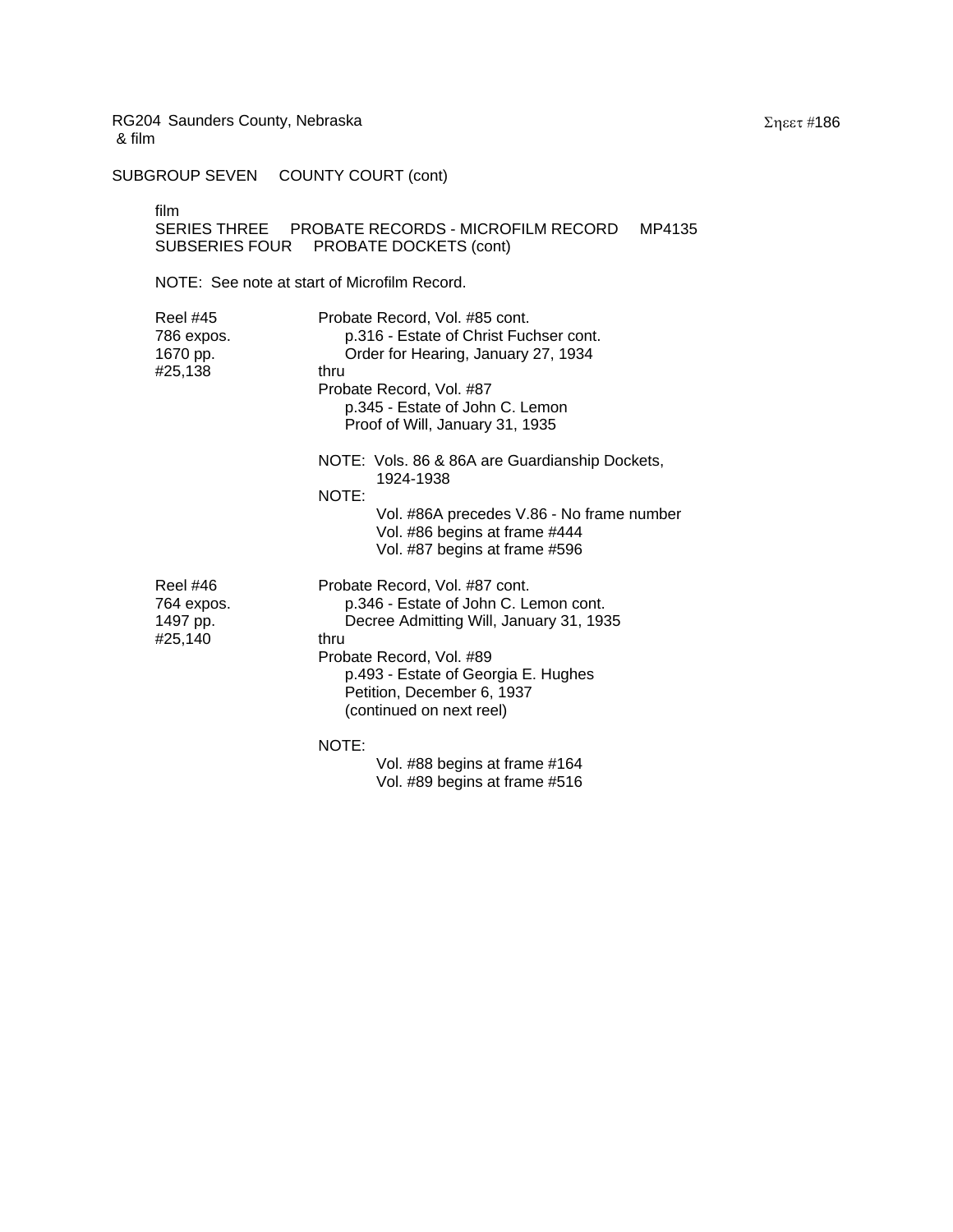RG204 Saunders County, Nebraska
& film

SUBGROUP SEVEN COUNTY COURT (cont)

film
SERIES THREE PROBATE RECORDS - MICROFILM RECORD MP4135
SUBSERIES FOUR PROBATE DOCKETS (cont)

NOTE: See note at start of Microfilm Record.

| | |
|---|---|
| Reel #45<br>786 expos.<br>1670 pp.<br>#25,138 | Probate Record, Vol. #85 cont.<br>p.316 - Estate of Christ Fuchser cont.<br>Order for Hearing, January 27, 1934<br>thru<br>Probate Record, Vol. #87<br>p.345 - Estate of John C. Lemon<br>Proof of Will, January 31, 1935<br><br>NOTE: Vols. 86 & 86A are Guardianship Dockets, 1924-1938<br>NOTE:<br>Vol. #86A precedes V.86 - No frame number<br>Vol. #86 begins at frame #444<br>Vol. #87 begins at frame #596 |
| Reel #46<br>764 expos.<br>1497 pp.<br>#25,140 | Probate Record, Vol. #87 cont.<br>p.346 - Estate of John C. Lemon cont.<br>Decree Admitting Will, January 31, 1935<br>thru<br>Probate Record, Vol. #89<br>p.493 - Estate of Georgia E. Hughes<br>Petition, December 6, 1937<br>(continued on next reel)<br><br>NOTE:<br>Vol. #88 begins at frame #164<br>Vol. #89 begins at frame #516 |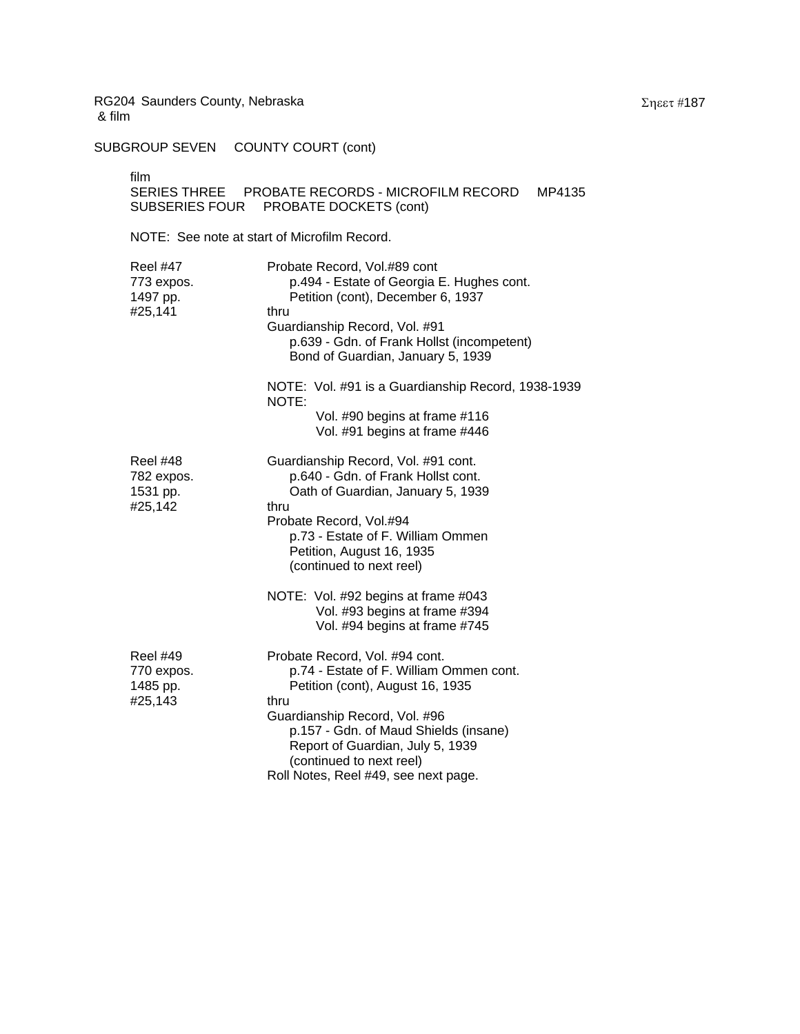RG204 Saunders County, Nebraska
& film

SUBGROUP SEVEN COUNTY COURT (cont)

film
SERIES THREE PROBATE RECORDS - MICROFILM RECORD MP4135
SUBSERIES FOUR PROBATE DOCKETS (cont)

NOTE: See note at start of Microfilm Record.

| | |
|---|---|
| Reel #47<br>773 expos.<br>1497 pp.<br>#25,141 | Probate Record, Vol.#89 cont<br>p.494 - Estate of Georgia E. Hughes cont.<br>Petition (cont), December 6, 1937<br>thru<br>Guardianship Record, Vol. #91<br>p.639 - Gdn. of Frank Hollst (incompetent)<br>Bond of Guardian, January 5, 1939<br><br>NOTE: Vol. #91 is a Guardianship Record, 1938-1939<br>NOTE:<br>Vol. #90 begins at frame #116<br>Vol. #91 begins at frame #446 |
| Reel #48<br>782 expos.<br>1531 pp.<br>#25,142 | Guardianship Record, Vol. #91 cont.<br>p.640 - Gdn. of Frank Hollst cont.<br>Oath of Guardian, January 5, 1939<br>thru<br>Probate Record, Vol.#94<br>p.73 - Estate of F. William Ommen<br>Petition, August 16, 1935<br>(continued to next reel)<br><br>NOTE: Vol. #92 begins at frame #043<br>Vol. #93 begins at frame #394<br>Vol. #94 begins at frame #745 |
| Reel #49<br>770 expos.<br>1485 pp.<br>#25,143 | Probate Record, Vol. #94 cont.<br>p.74 - Estate of F. William Ommen cont.<br>Petition (cont), August 16, 1935<br>thru<br>Guardianship Record, Vol. #96<br>p.157 - Gdn. of Maud Shields (insane)<br>Report of Guardian, July 5, 1939<br>(continued to next reel)<br>Roll Notes, Reel #49, see next page. |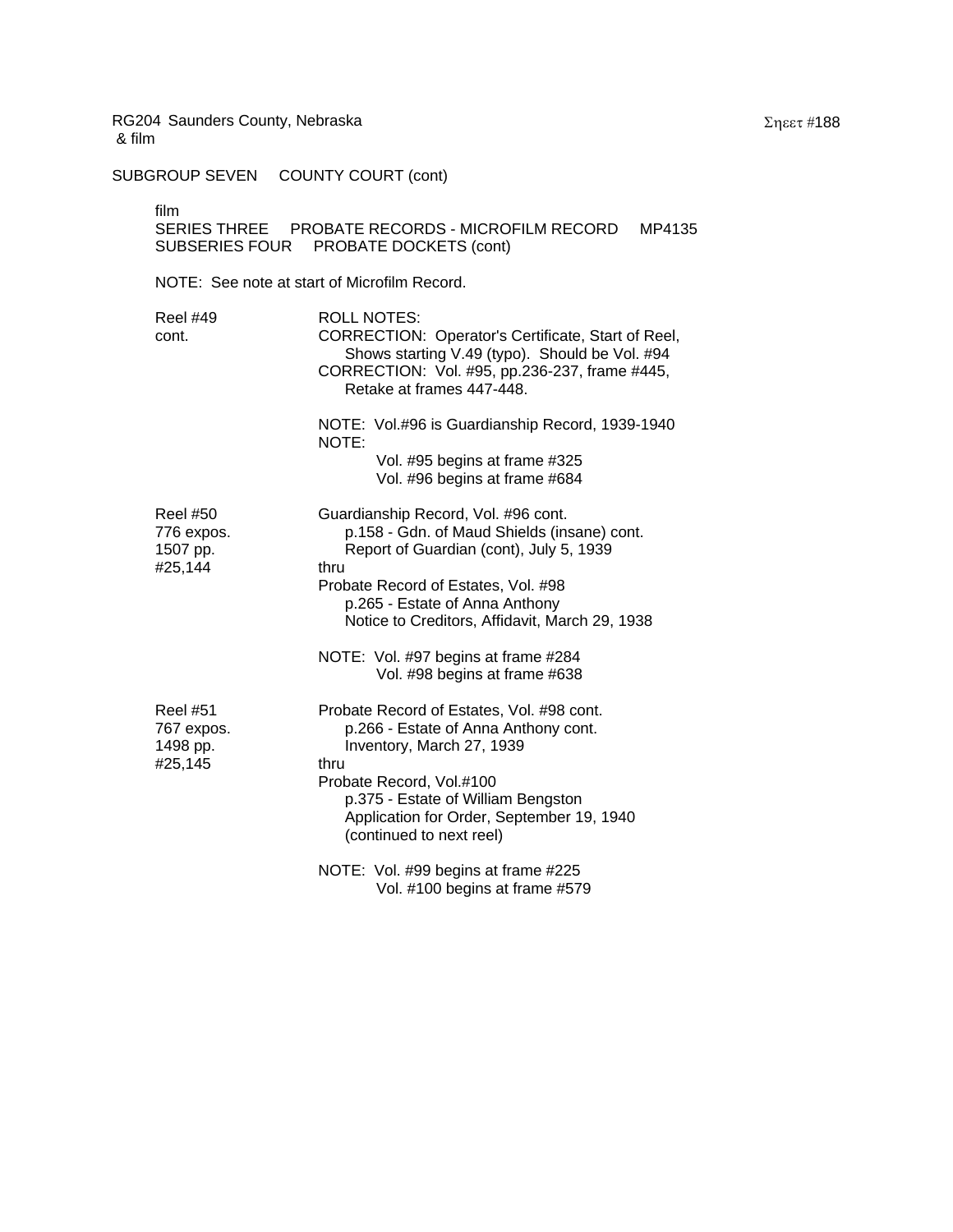RG204 Saunders County, Nebraska
& film

SUBGROUP SEVEN COUNTY COURT (cont)

film
SERIES THREE PROBATE RECORDS - MICROFILM RECORD MP4135
SUBSERIES FOUR PROBATE DOCKETS (cont)

NOTE: See note at start of Microfilm Record.

| | |
|---|---|
| Reel #49<br>cont. | ROLL NOTES:<br>CORRECTION: Operator's Certificate, Start of Reel, Shows starting V.49 (typo). Should be Vol. #94<br>CORRECTION: Vol. #95, pp.236-237, frame #445, Retake at frames 447-448.<br><br>NOTE: Vol.#96 is Guardianship Record, 1939-1940<br>NOTE:<br>Vol. #95 begins at frame #325<br>Vol. #96 begins at frame #684 |
| Reel #50<br>776 expos.<br>1507 pp.<br>#25,144 | Guardianship Record, Vol. #96 cont.<br>p.158 - Gdn. of Maud Shields (insane) cont.<br>Report of Guardian (cont), July 5, 1939<br>thru<br>Probate Record of Estates, Vol. #98<br>p.265 - Estate of Anna Anthony<br>Notice to Creditors, Affidavit, March 29, 1938<br><br>NOTE: Vol. #97 begins at frame #284<br>Vol. #98 begins at frame #638 |
| Reel #51<br>767 expos.<br>1498 pp.<br>#25,145 | Probate Record of Estates, Vol. #98 cont.<br>p.266 - Estate of Anna Anthony cont.<br>Inventory, March 27, 1939<br>thru<br>Probate Record, Vol.#100<br>p.375 - Estate of William Bengston<br>Application for Order, September 19, 1940<br>(continued to next reel)<br><br>NOTE: Vol. #99 begins at frame #225<br>Vol. #100 begins at frame #579 |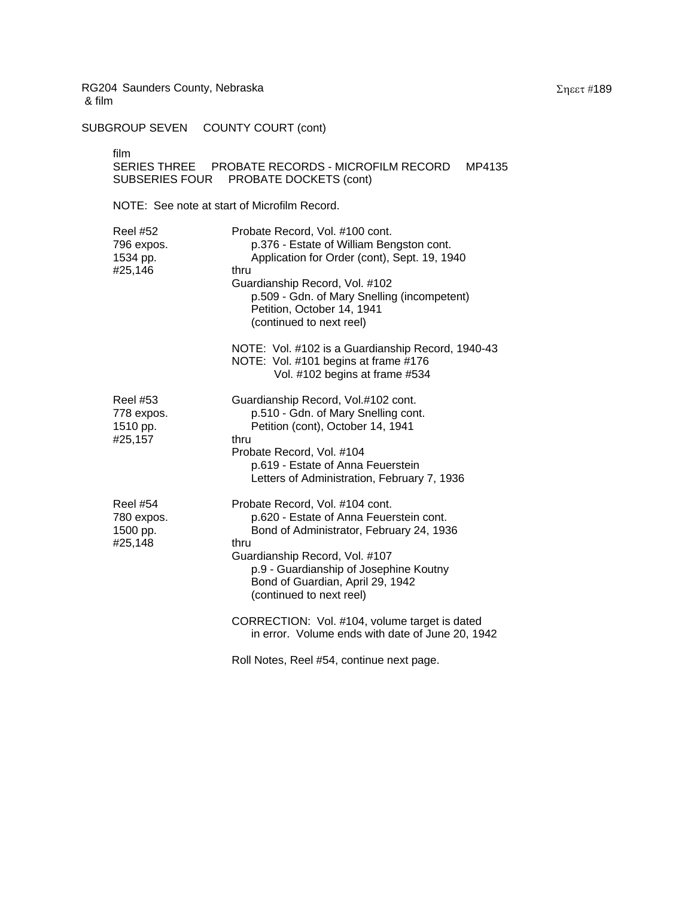RG204 Saunders County, Nebraska
& film

SUBGROUP SEVEN COUNTY COURT (cont)

film
SERIES THREE PROBATE RECORDS - MICROFILM RECORD MP4135
SUBSERIES FOUR PROBATE DOCKETS (cont)

NOTE: See note at start of Microfilm Record.

| | |
|---|---|
| Reel #52<br>796 expos.<br>1534 pp.<br>#25,146 | Probate Record, Vol. #100 cont.<br>p.376 - Estate of William Bengston cont.<br>Application for Order (cont), Sept. 19, 1940<br>thru<br>Guardianship Record, Vol. #102<br>p.509 - Gdn. of Mary Snelling (incompetent)<br>Petition, October 14, 1941<br>(continued to next reel)<br><br>NOTE: Vol. #102 is a Guardianship Record, 1940-43<br>NOTE: Vol. #101 begins at frame #176<br>Vol. #102 begins at frame #534 |
| Reel #53<br>778 expos.<br>1510 pp.<br>#25,157 | Guardianship Record, Vol.#102 cont.<br>p.510 - Gdn. of Mary Snelling cont.<br>Petition (cont), October 14, 1941<br>thru<br>Probate Record, Vol. #104<br>p.619 - Estate of Anna Feuerstein<br>Letters of Administration, February 7, 1936 |
| Reel #54<br>780 expos.<br>1500 pp.<br>#25,148 | Probate Record, Vol. #104 cont.<br>p.620 - Estate of Anna Feuerstein cont.<br>Bond of Administrator, February 24, 1936<br>thru<br>Guardianship Record, Vol. #107<br>p.9 - Guardianship of Josephine Koutny<br>Bond of Guardian, April 29, 1942<br>(continued to next reel)<br><br>CORRECTION: Vol. #104, volume target is dated in error. Volume ends with date of June 20, 1942<br><br>Roll Notes, Reel #54, continue next page. |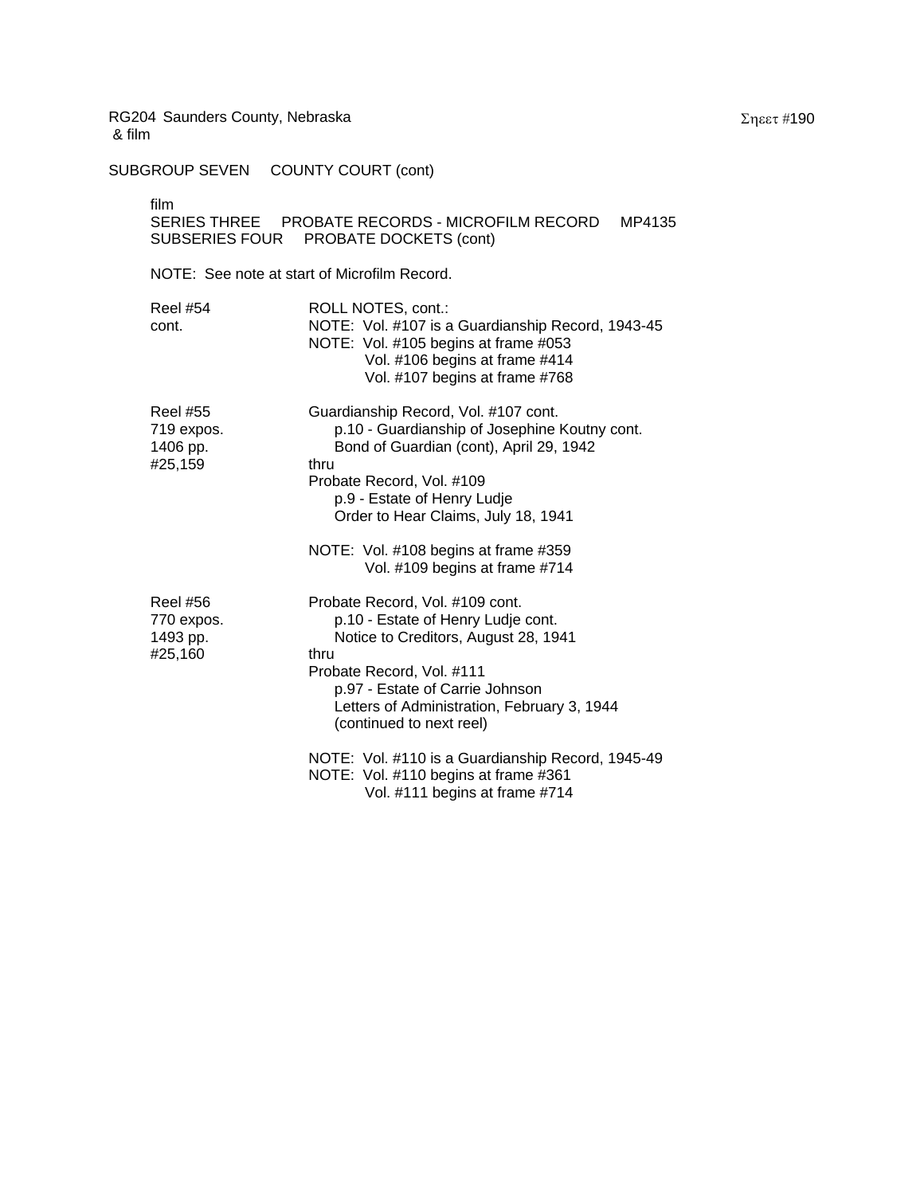RG204 Saunders County, Nebraska
& film

SUBGROUP SEVEN     COUNTY COURT (cont)

film
SERIES THREE     PROBATE RECORDS - MICROFILM RECORD     MP4135
SUBSERIES FOUR     PROBATE DOCKETS (cont)

NOTE: See note at start of Microfilm Record.

| | |
|---|---|
| Reel #54<br>cont. | ROLL NOTES, cont.:<br>NOTE: Vol. #107 is a Guardianship Record, 1943-45<br>NOTE: Vol. #105 begins at frame #053<br>Vol. #106 begins at frame #414<br>Vol. #107 begins at frame #768 |
| Reel #55<br>719 expos.<br>1406 pp.<br>#25,159 | Guardianship Record, Vol. #107 cont.<br>p.10 - Guardianship of Josephine Koutny cont.<br>Bond of Guardian (cont), April 29, 1942<br>thru<br>Probate Record, Vol. #109<br>p.9 - Estate of Henry Ludje<br>Order to Hear Claims, July 18, 1941<br><br>NOTE: Vol. #108 begins at frame #359<br>Vol. #109 begins at frame #714 |
| Reel #56<br>770 expos.<br>1493 pp.<br>#25,160 | Probate Record, Vol. #109 cont.<br>p.10 - Estate of Henry Ludje cont.<br>Notice to Creditors, August 28, 1941<br>thru<br>Probate Record, Vol. #111<br>p.97 - Estate of Carrie Johnson<br>Letters of Administration, February 3, 1944<br>(continued to next reel)<br><br>NOTE: Vol. #110 is a Guardianship Record, 1945-49<br>NOTE: Vol. #110 begins at frame #361<br>Vol. #111 begins at frame #714 |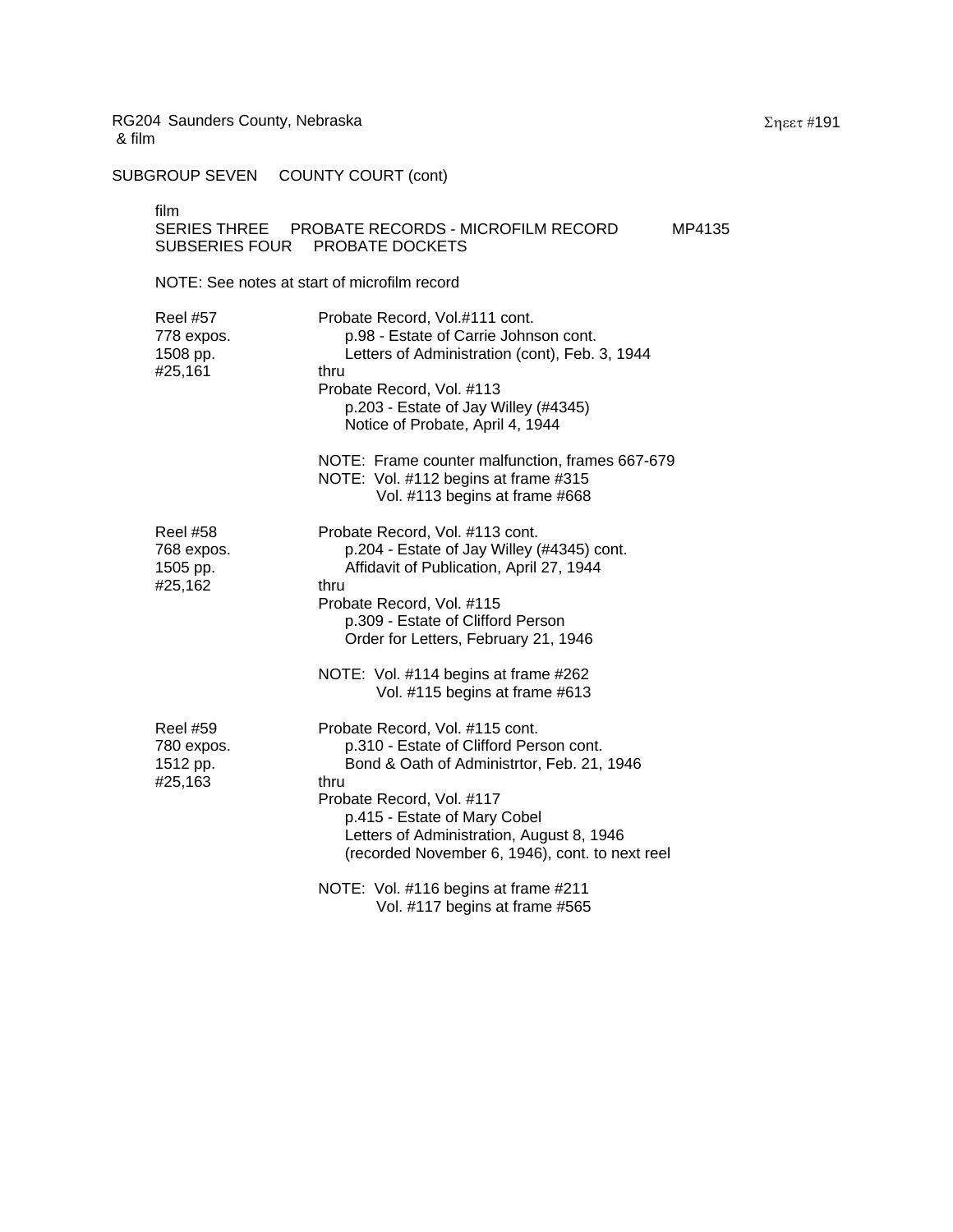RG204 Saunders County, Nebraska
& film

SUBGROUP SEVEN COUNTY COURT (cont)

film
SERIES THREE PROBATE RECORDS - MICROFILM RECORD MP4135
SUBSERIES FOUR PROBATE DOCKETS

NOTE: See notes at start of microfilm record

| | |
|---|---|
| Reel #57<br>778 expos.<br>1508 pp.<br>#25,161 | Probate Record, Vol.#111 cont.<br>p.98 - Estate of Carrie Johnson cont.<br>Letters of Administration (cont), Feb. 3, 1944<br>thru<br>Probate Record, Vol. #113<br>p.203 - Estate of Jay Willey (#4345)<br>Notice of Probate, April 4, 1944<br><br>NOTE: Frame counter malfunction, frames 667-679<br>NOTE: Vol. #112 begins at frame #315<br>Vol. #113 begins at frame #668 |
| Reel #58<br>768 expos.<br>1505 pp.<br>#25,162 | Probate Record, Vol. #113 cont.<br>p.204 - Estate of Jay Willey (#4345) cont.<br>Affidavit of Publication, April 27, 1944<br>thru<br>Probate Record, Vol. #115<br>p.309 - Estate of Clifford Person<br>Order for Letters, February 21, 1946<br><br>NOTE: Vol. #114 begins at frame #262<br>Vol. #115 begins at frame #613 |
| Reel #59<br>780 expos.<br>1512 pp.<br>#25,163 | Probate Record, Vol. #115 cont.<br>p.310 - Estate of Clifford Person cont.<br>Bond & Oath of Administrtor, Feb. 21, 1946<br>thru<br>Probate Record, Vol. #117<br>p.415 - Estate of Mary Cobel<br>Letters of Administration, August 8, 1946<br>(recorded November 6, 1946), cont. to next reel<br><br>NOTE: Vol. #116 begins at frame #211<br>Vol. #117 begins at frame #565 |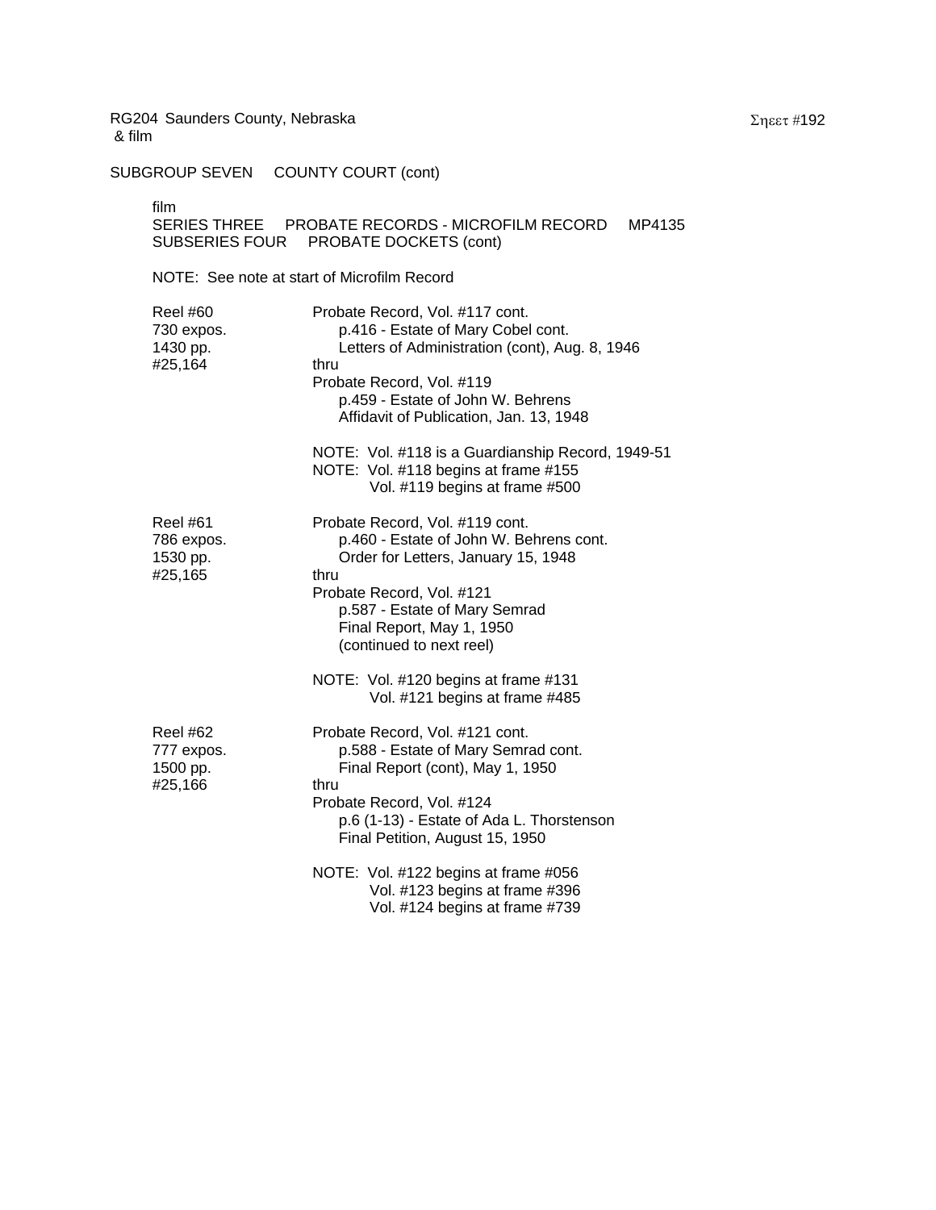RG204 Saunders County, Nebraska
& film

SUBGROUP SEVEN COUNTY COURT (cont)

film
SERIES THREE PROBATE RECORDS - MICROFILM RECORD MP4135
SUBSERIES FOUR PROBATE DOCKETS (cont)

NOTE: See note at start of Microfilm Record

| | |
|---|---|
| Reel #60<br>730 expos.<br>1430 pp.<br>#25,164 | Probate Record, Vol. #117 cont.<br>p.416 - Estate of Mary Cobel cont.<br>Letters of Administration (cont), Aug. 8, 1946<br>thru<br>Probate Record, Vol. #119<br>p.459 - Estate of John W. Behrens<br>Affidavit of Publication, Jan. 13, 1948<br><br>NOTE: Vol. #118 is a Guardianship Record, 1949-51<br>NOTE: Vol. #118 begins at frame #155<br>Vol. #119 begins at frame #500 |
| Reel #61<br>786 expos.<br>1530 pp.<br>#25,165 | Probate Record, Vol. #119 cont.<br>p.460 - Estate of John W. Behrens cont.<br>Order for Letters, January 15, 1948<br>thru<br>Probate Record, Vol. #121<br>p.587 - Estate of Mary Semrad<br>Final Report, May 1, 1950<br>(continued to next reel)<br><br>NOTE: Vol. #120 begins at frame #131<br>Vol. #121 begins at frame #485 |
| Reel #62<br>777 expos.<br>1500 pp.<br>#25,166 | Probate Record, Vol. #121 cont.<br>p.588 - Estate of Mary Semrad cont.<br>Final Report (cont), May 1, 1950<br>thru<br>Probate Record, Vol. #124<br>p.6 (1-13) - Estate of Ada L. Thorstenson<br>Final Petition, August 15, 1950<br><br>NOTE: Vol. #122 begins at frame #056<br>Vol. #123 begins at frame #396<br>Vol. #124 begins at frame #739 |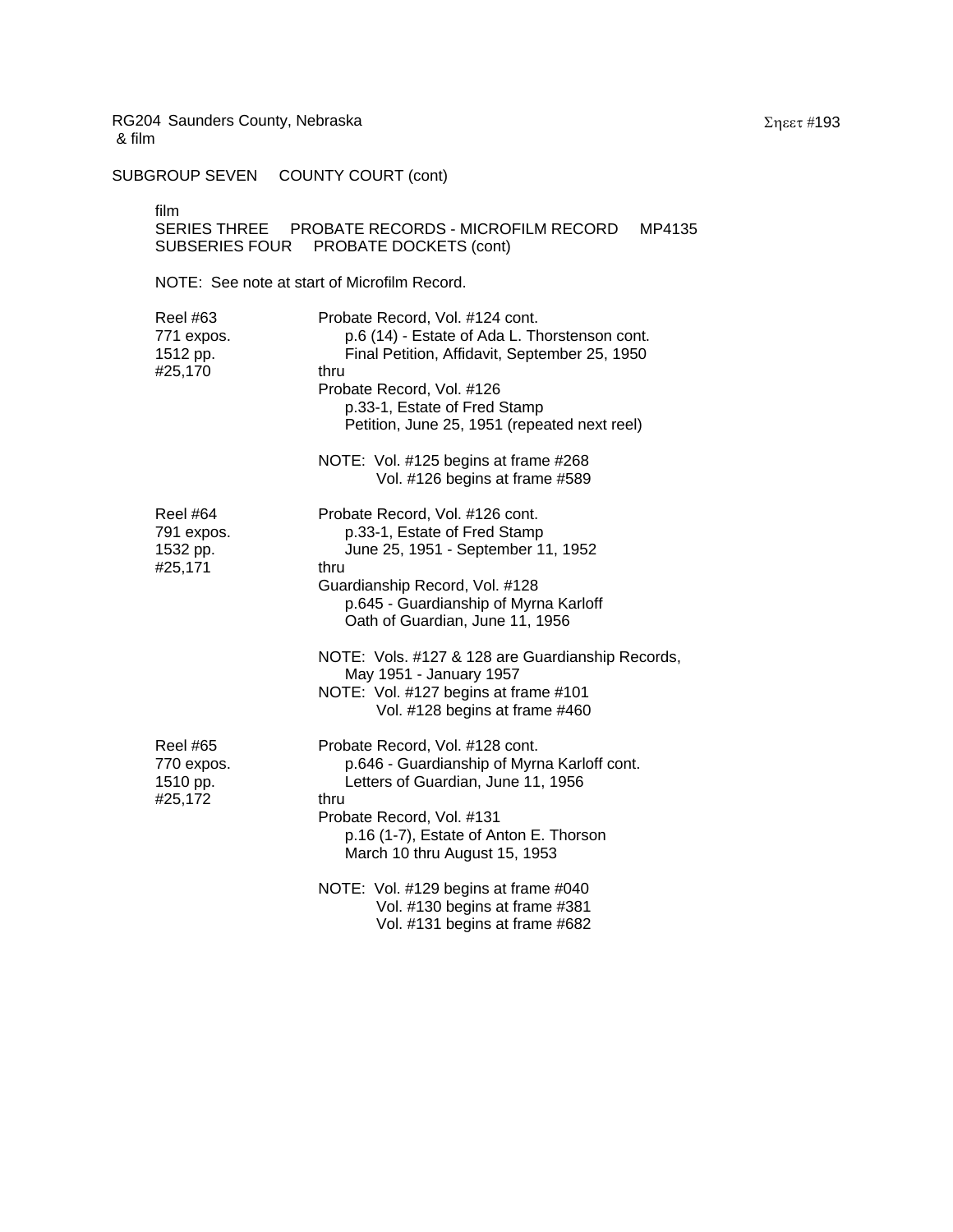RG204 Saunders County, Nebraska
& film

Sheet #193

SUBGROUP SEVEN  COUNTY COURT (cont)

film
SERIES THREE  PROBATE RECORDS - MICROFILM RECORD  MP4135
SUBSERIES FOUR  PROBATE DOCKETS (cont)

NOTE: See note at start of Microfilm Record.

| | |
|---|---|
| Reel #63<br>771 expos.<br>1512 pp.<br>#25,170 | Probate Record, Vol. #124 cont.<br>p.6 (14) - Estate of Ada L. Thorstenson cont.<br>Final Petition, Affidavit, September 25, 1950<br>thru<br>Probate Record, Vol. #126<br>p.33-1, Estate of Fred Stamp<br>Petition, June 25, 1951 (repeated next reel)<br><br>NOTE: Vol. #125 begins at frame #268<br>Vol. #126 begins at frame #589 |
| Reel #64<br>791 expos.<br>1532 pp.<br>#25,171 | Probate Record, Vol. #126 cont.<br>p.33-1, Estate of Fred Stamp<br>June 25, 1951 - September 11, 1952<br>thru<br>Guardianship Record, Vol. #128<br>p.645 - Guardianship of Myrna Karloff<br>Oath of Guardian, June 11, 1956<br><br>NOTE: Vols. #127 & 128 are Guardianship Records,<br>May 1951 - January 1957<br>NOTE: Vol. #127 begins at frame #101<br>Vol. #128 begins at frame #460 |
| Reel #65<br>770 expos.<br>1510 pp.<br>#25,172 | Probate Record, Vol. #128 cont.<br>p.646 - Guardianship of Myrna Karloff cont.<br>Letters of Guardian, June 11, 1956<br>thru<br>Probate Record, Vol. #131<br>p.16 (1-7), Estate of Anton E. Thorson<br>March 10 thru August 15, 1953<br><br>NOTE: Vol. #129 begins at frame #040<br>Vol. #130 begins at frame #381<br>Vol. #131 begins at frame #682 |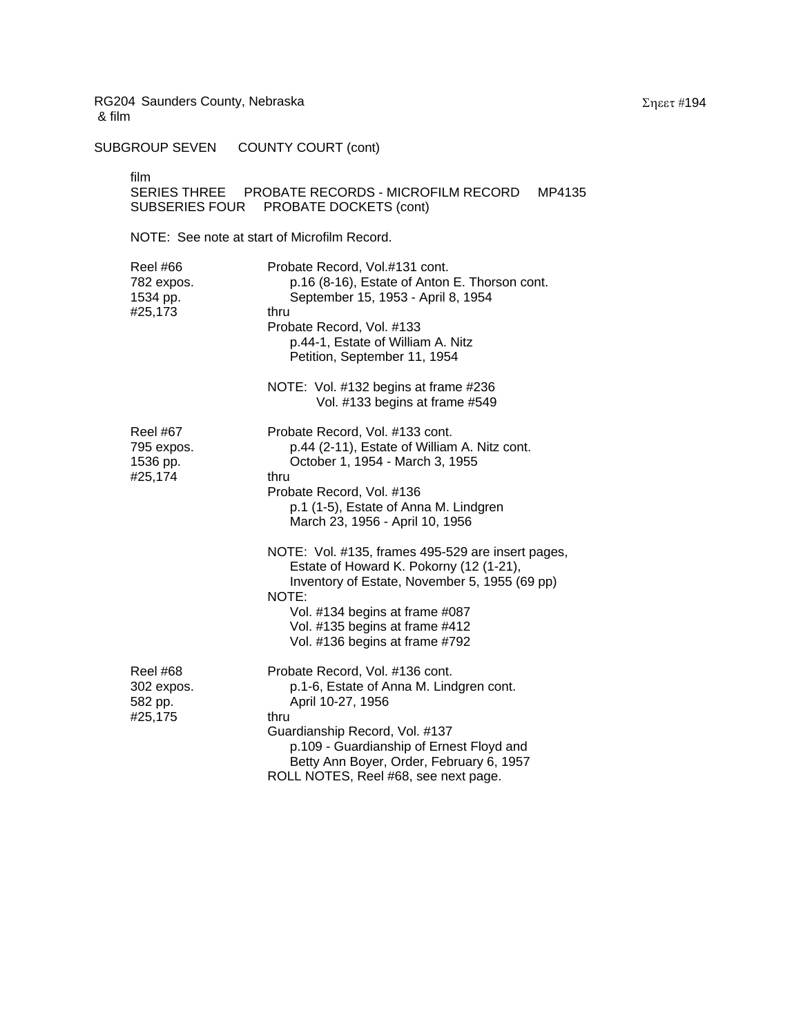RG204 Saunders County, Nebraska
& film

SUBGROUP SEVEN    COUNTY COURT (cont)

film
SERIES THREE    PROBATE RECORDS - MICROFILM RECORD    MP4135
SUBSERIES FOUR    PROBATE DOCKETS (cont)

NOTE: See note at start of Microfilm Record.

| | |
|---|---|
| Reel #66<br>782 expos.<br>1534 pp.<br>#25,173 | Probate Record, Vol.#131 cont.<br>p.16 (8-16), Estate of Anton E. Thorson cont.<br>September 15, 1953 - April 8, 1954<br>thru<br>Probate Record, Vol. #133<br>p.44-1, Estate of William A. Nitz<br>Petition, September 11, 1954<br><br>NOTE: Vol. #132 begins at frame #236<br>Vol. #133 begins at frame #549 |
| Reel #67<br>795 expos.<br>1536 pp.<br>#25,174 | Probate Record, Vol. #133 cont.<br>p.44 (2-11), Estate of William A. Nitz cont.<br>October 1, 1954 - March 3, 1955<br>thru<br>Probate Record, Vol. #136<br>p.1 (1-5), Estate of Anna M. Lindgren<br>March 23, 1956 - April 10, 1956<br><br>NOTE: Vol. #135, frames 495-529 are insert pages,<br>Estate of Howard K. Pokorny (12 (1-21),<br>Inventory of Estate, November 5, 1955 (69 pp)<br>NOTE:<br>Vol. #134 begins at frame #087<br>Vol. #135 begins at frame #412<br>Vol. #136 begins at frame #792 |
| Reel #68<br>302 expos.<br>582 pp.<br>#25,175 | Probate Record, Vol. #136 cont.<br>p.1-6, Estate of Anna M. Lindgren cont.<br>April 10-27, 1956<br>thru<br>Guardianship Record, Vol. #137<br>p.109 - Guardianship of Ernest Floyd and<br>Betty Ann Boyer, Order, February 6, 1957<br>ROLL NOTES, Reel #68, see next page. |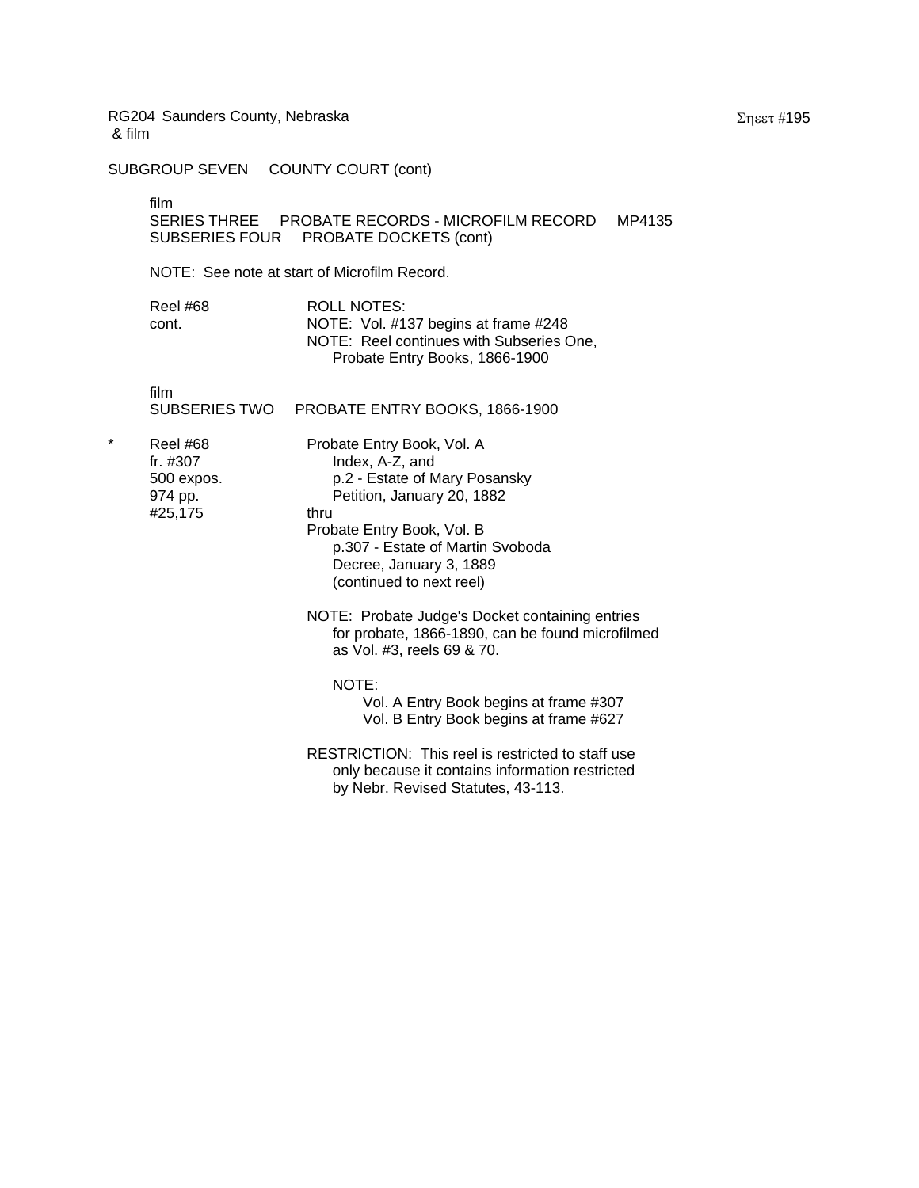RG204 Saunders County, Nebraska
& film

SUBGROUP SEVEN COUNTY COURT (cont)

film
SERIES THREE PROBATE RECORDS - MICROFILM RECORD MP4135
SUBSERIES FOUR PROBATE DOCKETS (cont)

NOTE: See note at start of Microfilm Record.

Reel #68
cont.

ROLL NOTES:
NOTE: Vol. #137 begins at frame #248
NOTE: Reel continues with Subseries One, Probate Entry Books, 1866-1900

film
SUBSERIES TWO PROBATE ENTRY BOOKS, 1866-1900

* Reel #68
fr. #307
500 expos.
974 pp.
#25,175

Probate Entry Book, Vol. A
Index, A-Z, and
p.2 - Estate of Mary Posansky
Petition, January 20, 1882
thru
Probate Entry Book, Vol. B
p.307 - Estate of Martin Svoboda
Decree, January 3, 1889
(continued to next reel)

NOTE: Probate Judge's Docket containing entries for probate, 1866-1890, can be found microfilmed as Vol. #3, reels 69 & 70.

NOTE:
Vol. A Entry Book begins at frame #307
Vol. B Entry Book begins at frame #627

RESTRICTION: This reel is restricted to staff use only because it contains information restricted by Nebr. Revised Statutes, 43-113.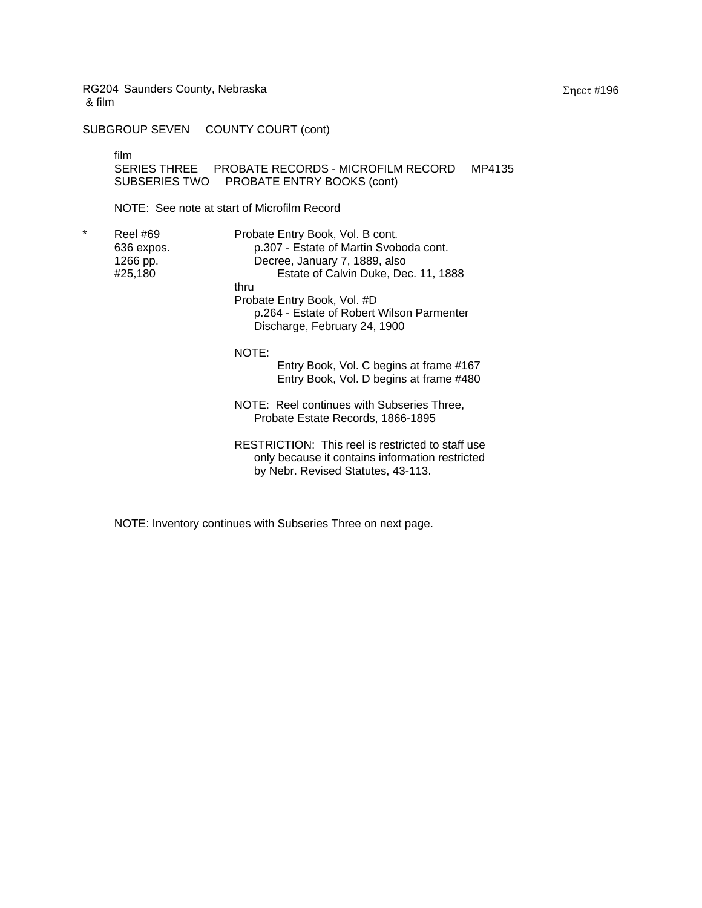RG204 Saunders County, Nebraska
& film

SUBGROUP SEVEN     COUNTY COURT (cont)

film
SERIES THREE     PROBATE RECORDS - MICROFILM RECORD     MP4135
SUBSERIES TWO     PROBATE ENTRY BOOKS (cont)

NOTE: See note at start of Microfilm Record

| | | |
|---|---|---|
| * | Reel #69<br>636 expos.<br>1266 pp.<br>#25,180 | Probate Entry Book, Vol. B cont.<br>p.307 - Estate of Martin Svoboda cont.<br>Decree, January 7, 1889, also<br>Estate of Calvin Duke, Dec. 11, 1888<br>thru<br>Probate Entry Book, Vol. #D<br>p.264 - Estate of Robert Wilson Parmenter<br>Discharge, February 24, 1900<br><br>NOTE:<br>Entry Book, Vol. C begins at frame #167<br>Entry Book, Vol. D begins at frame #480<br><br>NOTE: Reel continues with Subseries Three,<br>Probate Estate Records, 1866-1895<br><br>RESTRICTION: This reel is restricted to staff use only because it contains information restricted by Nebr. Revised Statutes, 43-113. |

NOTE: Inventory continues with Subseries Three on next page.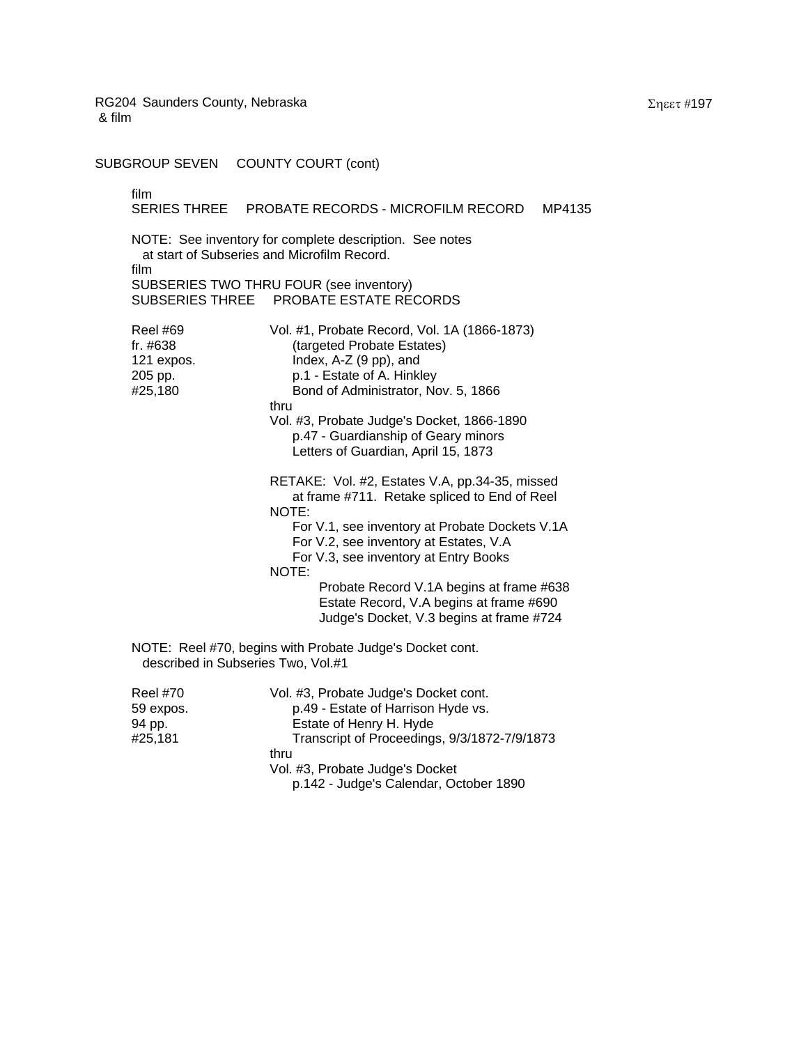SUBGROUP SEVEN COUNTY COURT (cont)

film
SERIES THREE PROBATE RECORDS - MICROFILM RECORD MP4135

NOTE: See inventory for complete description. See notes at start of Subseries and Microfilm Record.

film
SUBSERIES TWO THRU FOUR (see inventory)
SUBSERIES THREE PROBATE ESTATE RECORDS

| | |
|---|---|
| Reel #69<br>fr. #638<br>121 expos.<br>205 pp.<br>#25,180 | Vol. #1, Probate Record, Vol. 1A (1866-1873)<br>(targeted Probate Estates)<br>Index, A-Z (9 pp), and<br>p.1 - Estate of A. Hinkley<br>Bond of Administrator, Nov. 5, 1866<br>thru<br>Vol. #3, Probate Judge's Docket, 1866-1890<br>p.47 - Guardianship of Geary minors<br>Letters of Guardian, April 15, 1873<br><br>RETAKE: Vol. #2, Estates V.A, pp.34-35, missed at frame #711. Retake spliced to End of Reel<br>NOTE:<br>For V.1, see inventory at Probate Dockets V.1A<br>For V.2, see inventory at Estates, V.A<br>For V.3, see inventory at Entry Books<br>NOTE:<br>Probate Record V.1A begins at frame #638<br>Estate Record, V.A begins at frame #690<br>Judge's Docket, V.3 begins at frame #724 |

NOTE: Reel #70, begins with Probate Judge's Docket cont. described in Subseries Two, Vol.#1

| | |
|---|---|
| Reel #70<br>59 expos.<br>94 pp.<br>#25,181 | Vol. #3, Probate Judge's Docket cont.<br>p.49 - Estate of Harrison Hyde vs.<br>Estate of Henry H. Hyde<br>Transcript of Proceedings, 9/3/1872-7/9/1873<br>thru<br>Vol. #3, Probate Judge's Docket<br>p.142 - Judge's Calendar, October 1890 |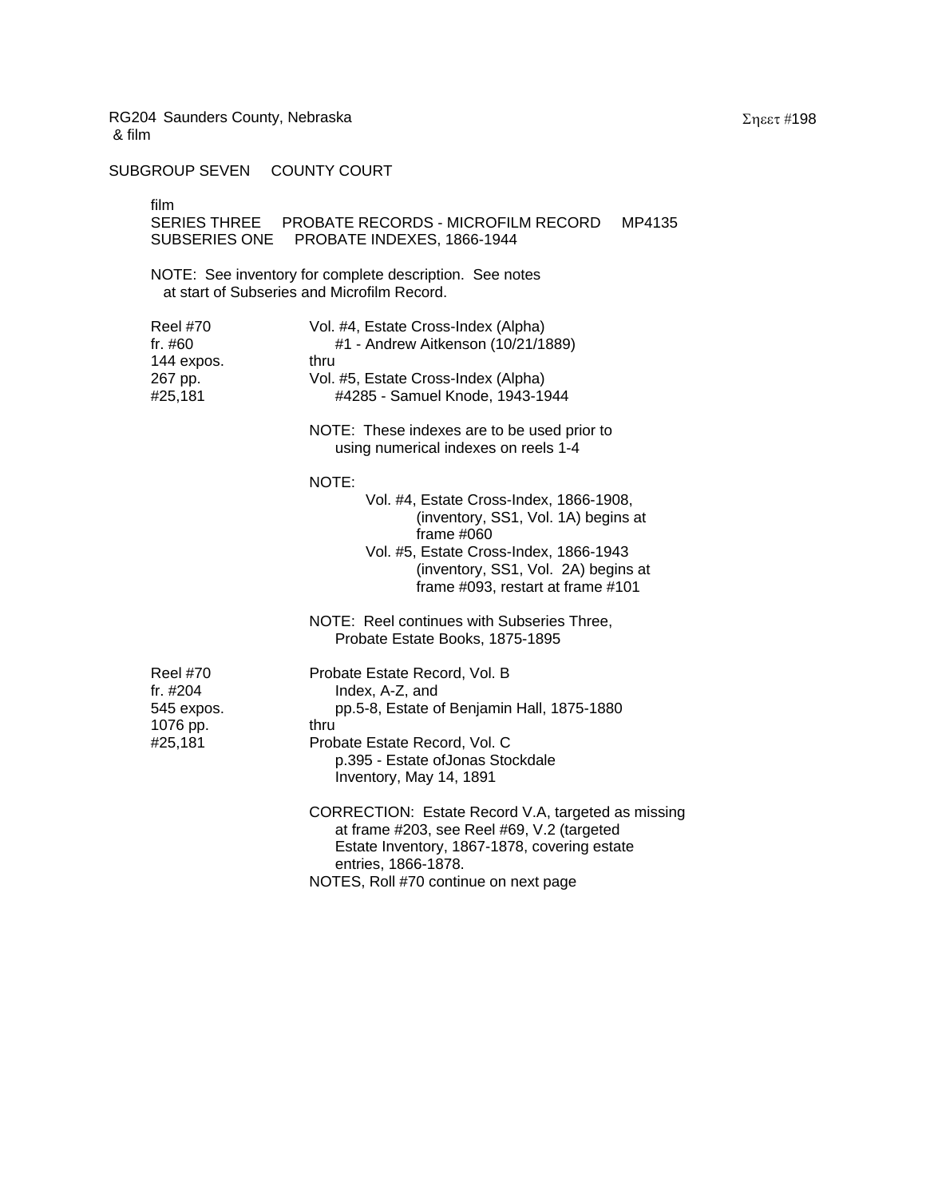RG204 Saunders County, Nebraska
& film

SUBGROUP SEVEN COUNTY COURT

film
SERIES THREE PROBATE RECORDS - MICROFILM RECORD MP4135
SUBSERIES ONE PROBATE INDEXES, 1866-1944

NOTE: See inventory for complete description. See notes at start of Subseries and Microfilm Record.

| | |
|---|---|
| Reel #70<br>fr. #60<br>144 expos.<br>267 pp.<br>#25,181 | Vol. #4, Estate Cross-Index (Alpha)<br>#1 - Andrew Aitkenson (10/21/1889)<br>thru<br>Vol. #5, Estate Cross-Index (Alpha)<br>#4285 - Samuel Knode, 1943-1944<br><br>NOTE: These indexes are to be used prior to using numerical indexes on reels 1-4<br><br>NOTE:<br>Vol. #4, Estate Cross-Index, 1866-1908, (inventory, SS1, Vol. 1A) begins at frame #060<br>Vol. #5, Estate Cross-Index, 1866-1943 (inventory, SS1, Vol. 2A) begins at frame #093, restart at frame #101<br><br>NOTE: Reel continues with Subseries Three, Probate Estate Books, 1875-1895 |
| Reel #70<br>fr. #204<br>545 expos.<br>1076 pp.<br>#25,181 | Probate Estate Record, Vol. B<br>Index, A-Z, and<br>pp.5-8, Estate of Benjamin Hall, 1875-1880<br>thru<br>Probate Estate Record, Vol. C<br>p.395 - Estate ofJonas Stockdale<br>Inventory, May 14, 1891<br><br>CORRECTION: Estate Record V.A, targeted as missing at frame #203, see Reel #69, V.2 (targeted Estate Inventory, 1867-1878, covering estate entries, 1866-1878.<br>NOTES, Roll #70 continue on next page |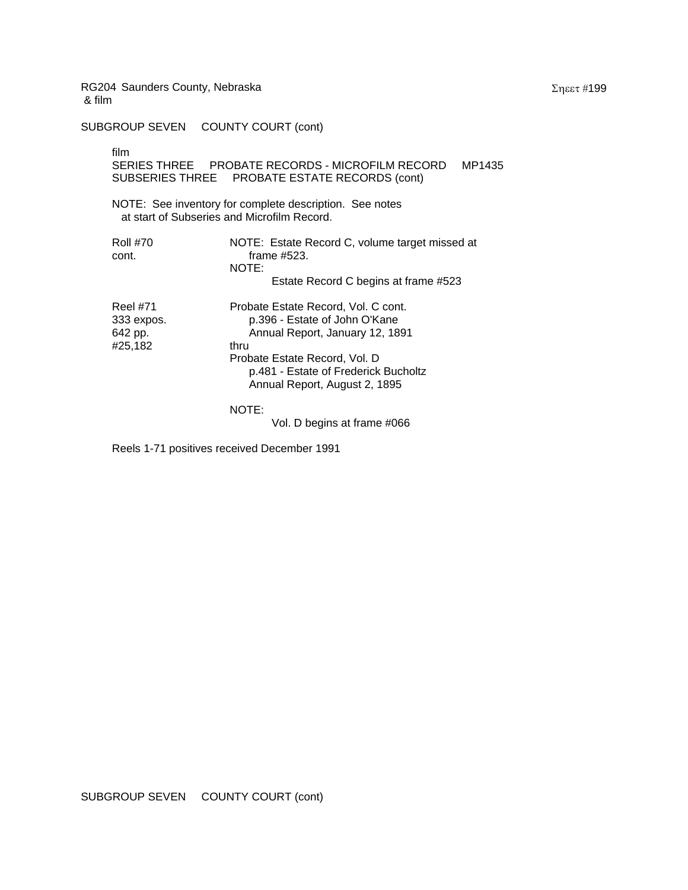RG204 Saunders County, Nebraska
& film

SUBGROUP SEVEN COUNTY COURT (cont)

film
SERIES THREE PROBATE RECORDS - MICROFILM RECORD MP1435
SUBSERIES THREE PROBATE ESTATE RECORDS (cont)

NOTE: See inventory for complete description. See notes at start of Subseries and Microfilm Record.

| | |
|---|---|
| Roll #70<br>cont. | NOTE: Estate Record C, volume target missed at frame #523.<br>NOTE:<br>Estate Record C begins at frame #523 |
| Reel #71<br>333 expos.<br>642 pp.<br>#25,182 | Probate Estate Record, Vol. C cont.<br>p.396 - Estate of John O'Kane<br>Annual Report, January 12, 1891<br>thru<br>Probate Estate Record, Vol. D<br>p.481 - Estate of Frederick Bucholtz<br>Annual Report, August 2, 1895<br><br>NOTE:<br>Vol. D begins at frame #066 |

Reels 1-71 positives received December 1991

SUBGROUP SEVEN COUNTY COURT (cont)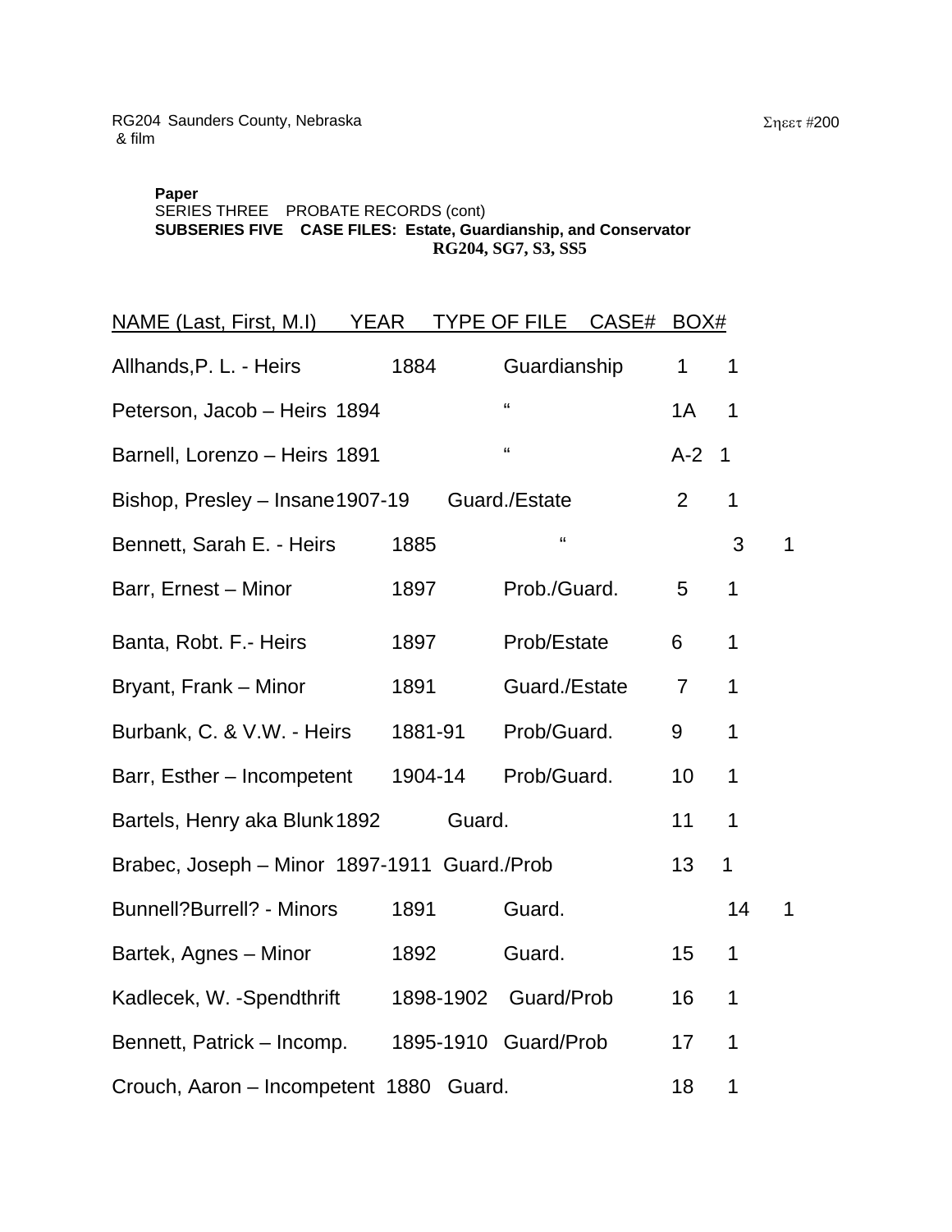RG204 Saunders County, Nebraska
& film

**Paper**
SERIES THREE PROBATE RECORDS (cont)
**SUBSERIES FIVE CASE FILES: Estate, Guardianship, and Conservator**
**RG204, SG7, S3, SS5**

| NAME (Last, First, M.I) | YEAR | TYPE OF FILE | CASE# | BOX# |
|---|---|---|---|---|
| Allhands,P. L. - Heirs | 1884 | Guardianship | 1 | 1 |
| Peterson, Jacob – Heirs | 1894 | " | 1A | 1 |
| Barnell, Lorenzo – Heirs | 1891 | " | A-2 | 1 |
| Bishop, Presley – Insane | 1907-19 | Guard./Estate | 2 | 1 |
| Bennett, Sarah E. - Heirs | 1885 | " | 3 | 1 |
| Barr, Ernest – Minor | 1897 | Prob./Guard. | 5 | 1 |
| Banta, Robt. F.- Heirs | 1897 | Prob/Estate | 6 | 1 |
| Bryant, Frank – Minor | 1891 | Guard./Estate | 7 | 1 |
| Burbank, C. & V.W. - Heirs | 1881-91 | Prob/Guard. | 9 | 1 |
| Barr, Esther – Incompetent | 1904-14 | Prob/Guard. | 10 | 1 |
| Bartels, Henry aka Blunk | 1892 | Guard. | 11 | 1 |
| Brabec, Joseph – Minor | 1897-1911 | Guard./Prob | 13 | 1 |
| Bunnell?Burrell? - Minors | 1891 | Guard. | 14 | 1 |
| Bartek, Agnes – Minor | 1892 | Guard. | 15 | 1 |
| Kadlecek, W. -Spendthrift | 1898-1902 | Guard/Prob | 16 | 1 |
| Bennett, Patrick – Incomp. | 1895-1910 | Guard/Prob | 17 | 1 |
| Crouch, Aaron – Incompetent | 1880 | Guard. | 18 | 1 |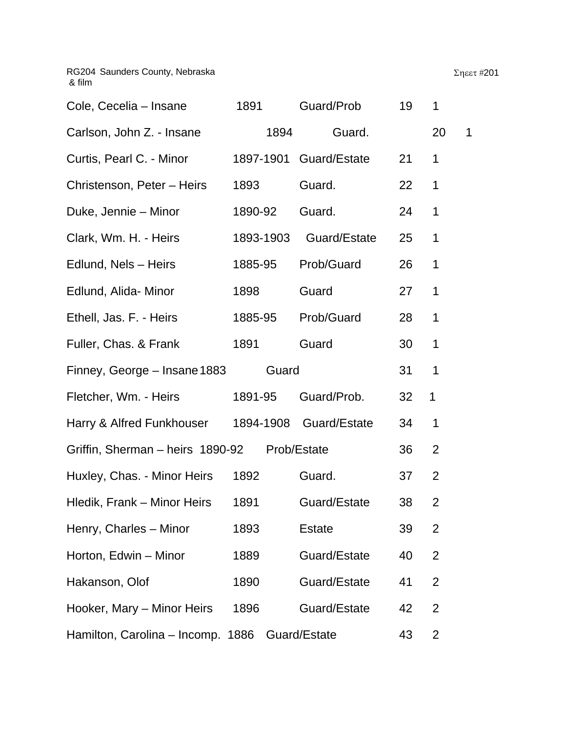RG204 Saunders County, Nebraska
& film

Σηεετ #201

| | | | | |
|---|---|---|---|---|
| Cole, Cecelia – Insane | 1891 | Guard/Prob | 19 | 1 |
| Carlson, John Z. - Insane | 1894 | Guard. | 20 | 1 |
| Curtis, Pearl C. - Minor | 1897-1901 | Guard/Estate | 21 | 1 |
| Christenson, Peter – Heirs | 1893 | Guard. | 22 | 1 |
| Duke, Jennie – Minor | 1890-92 | Guard. | 24 | 1 |
| Clark, Wm. H. - Heirs | 1893-1903 | Guard/Estate | 25 | 1 |
| Edlund, Nels – Heirs | 1885-95 | Prob/Guard | 26 | 1 |
| Edlund, Alida- Minor | 1898 | Guard | 27 | 1 |
| Ethell, Jas. F. - Heirs | 1885-95 | Prob/Guard | 28 | 1 |
| Fuller, Chas. & Frank | 1891 | Guard | 30 | 1 |
| Finney, George – Insane | 1883 | Guard | 31 | 1 |
| Fletcher, Wm. - Heirs | 1891-95 | Guard/Prob. | 32 | 1 |
| Harry & Alfred Funkhouser | 1894-1908 | Guard/Estate | 34 | 1 |
| Griffin, Sherman – heirs | 1890-92 | Prob/Estate | 36 | 2 |
| Huxley, Chas. - Minor Heirs | 1892 | Guard. | 37 | 2 |
| Hledik, Frank – Minor Heirs | 1891 | Guard/Estate | 38 | 2 |
| Henry, Charles – Minor | 1893 | Estate | 39 | 2 |
| Horton, Edwin – Minor | 1889 | Guard/Estate | 40 | 2 |
| Hakanson, Olof | 1890 | Guard/Estate | 41 | 2 |
| Hooker, Mary – Minor Heirs | 1896 | Guard/Estate | 42 | 2 |
| Hamilton, Carolina – Incomp. | 1886 | Guard/Estate | 43 | 2 |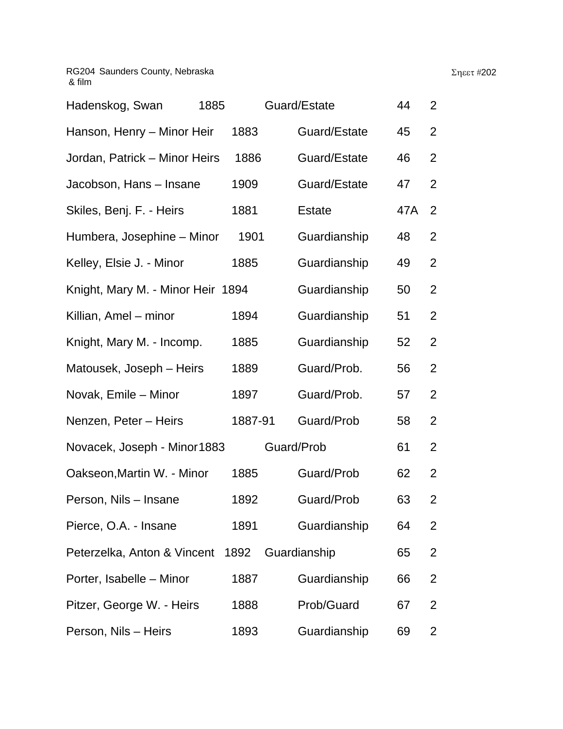RG204 Saunders County, Nebraska
& film

Σηεετ #202

| | | | | |
|---|---|---|---|---|
| Hadenskog, Swan | 1885 | Guard/Estate | 44 | 2 |
| Hanson, Henry – Minor Heir | 1883 | Guard/Estate | 45 | 2 |
| Jordan, Patrick – Minor Heirs | 1886 | Guard/Estate | 46 | 2 |
| Jacobson, Hans – Insane | 1909 | Guard/Estate | 47 | 2 |
| Skiles, Benj. F. - Heirs | 1881 | Estate | 47A | 2 |
| Humbera, Josephine – Minor | 1901 | Guardianship | 48 | 2 |
| Kelley, Elsie J. - Minor | 1885 | Guardianship | 49 | 2 |
| Knight, Mary M. - Minor Heir | 1894 | Guardianship | 50 | 2 |
| Killian, Amel – minor | 1894 | Guardianship | 51 | 2 |
| Knight, Mary M. - Incomp. | 1885 | Guardianship | 52 | 2 |
| Matousek, Joseph – Heirs | 1889 | Guard/Prob. | 56 | 2 |
| Novak, Emile – Minor | 1897 | Guard/Prob. | 57 | 2 |
| Nenzen, Peter – Heirs | 1887-91 | Guard/Prob | 58 | 2 |
| Novacek, Joseph - Minor | 1883 | Guard/Prob | 61 | 2 |
| Oakseon,Martin W. - Minor | 1885 | Guard/Prob | 62 | 2 |
| Person, Nils – Insane | 1892 | Guard/Prob | 63 | 2 |
| Pierce, O.A. - Insane | 1891 | Guardianship | 64 | 2 |
| Peterzelka, Anton & Vincent | 1892 | Guardianship | 65 | 2 |
| Porter, Isabelle – Minor | 1887 | Guardianship | 66 | 2 |
| Pitzer, George W. - Heirs | 1888 | Prob/Guard | 67 | 2 |
| Person, Nils – Heirs | 1893 | Guardianship | 69 | 2 |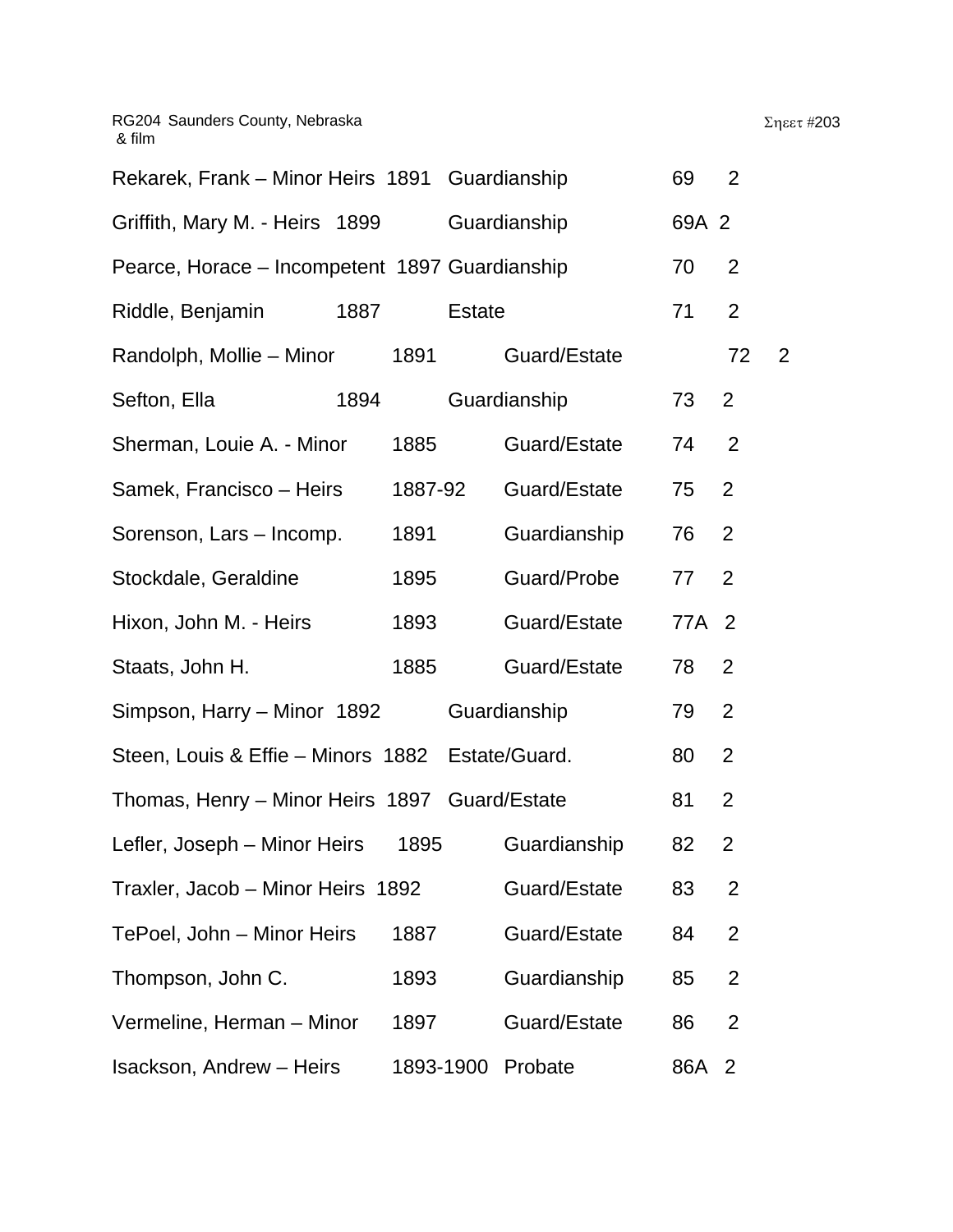RG204 Saunders County, Nebraska
& film

Σηεετ #203

| | | | | |
|---|---|---|---|---|
| Rekarek, Frank – Minor Heirs | 1891 | Guardianship | 69 | 2 |
| Griffith, Mary M. - Heirs | 1899 | Guardianship | 69A | 2 |
| Pearce, Horace – Incompetent | 1897 | Guardianship | 70 | 2 |
| Riddle, Benjamin | 1887 | Estate | 71 | 2 |
| Randolph, Mollie – Minor | 1891 | Guard/Estate | 72 | 2 |
| Sefton, Ella | 1894 | Guardianship | 73 | 2 |
| Sherman, Louie A. - Minor | 1885 | Guard/Estate | 74 | 2 |
| Samek, Francisco – Heirs | 1887-92 | Guard/Estate | 75 | 2 |
| Sorenson, Lars – Incomp. | 1891 | Guardianship | 76 | 2 |
| Stockdale, Geraldine | 1895 | Guard/Probe | 77 | 2 |
| Hixon, John M. - Heirs | 1893 | Guard/Estate | 77A | 2 |
| Staats, John H. | 1885 | Guard/Estate | 78 | 2 |
| Simpson, Harry – Minor | 1892 | Guardianship | 79 | 2 |
| Steen, Louis & Effie – Minors | 1882 | Estate/Guard. | 80 | 2 |
| Thomas, Henry – Minor Heirs | 1897 | Guard/Estate | 81 | 2 |
| Lefler, Joseph – Minor Heirs | 1895 | Guardianship | 82 | 2 |
| Traxler, Jacob – Minor Heirs | 1892 | Guard/Estate | 83 | 2 |
| TePoel, John – Minor Heirs | 1887 | Guard/Estate | 84 | 2 |
| Thompson, John C. | 1893 | Guardianship | 85 | 2 |
| Vermeline, Herman – Minor | 1897 | Guard/Estate | 86 | 2 |
| Isackson, Andrew – Heirs | 1893-1900 | Probate | 86A | 2 |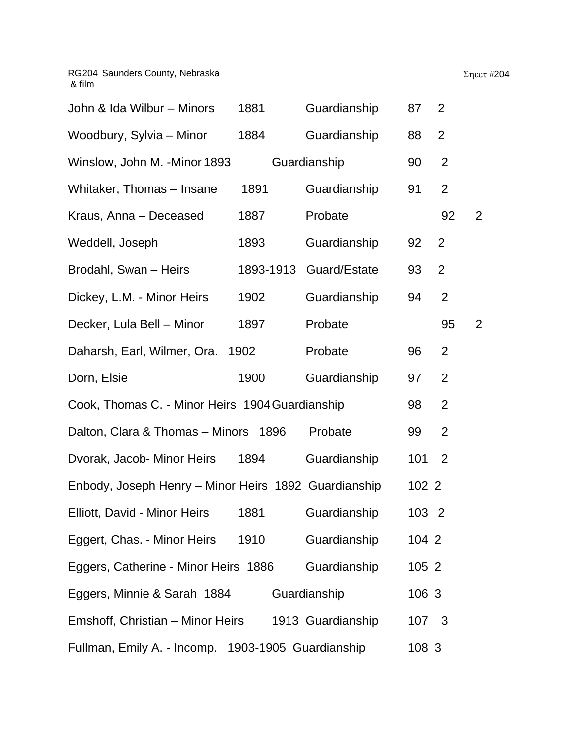RG204 Saunders County, Nebraska
& film

Σηεετ #204

| | | | | |
|---|---|---|---|---|
| John & Ida Wilbur – Minors | 1881 | Guardianship | 87 | 2 |
| Woodbury, Sylvia – Minor | 1884 | Guardianship | 88 | 2 |
| Winslow, John M. -Minor | 1893 | Guardianship | 90 | 2 |
| Whitaker, Thomas – Insane | 1891 | Guardianship | 91 | 2 |
| Kraus, Anna – Deceased | 1887 | Probate | 92 | 2 |
| Weddell, Joseph | 1893 | Guardianship | 92 | 2 |
| Brodahl, Swan – Heirs | 1893-1913 | Guard/Estate | 93 | 2 |
| Dickey, L.M. - Minor Heirs | 1902 | Guardianship | 94 | 2 |
| Decker, Lula Bell – Minor | 1897 | Probate | 95 | 2 |
| Daharsh, Earl, Wilmer, Ora. | 1902 | Probate | 96 | 2 |
| Dorn, Elsie | 1900 | Guardianship | 97 | 2 |
| Cook, Thomas C. - Minor Heirs | 1904 | Guardianship | 98 | 2 |
| Dalton, Clara & Thomas – Minors | 1896 | Probate | 99 | 2 |
| Dvorak, Jacob- Minor Heirs | 1894 | Guardianship | 101 | 2 |
| Enbody, Joseph Henry – Minor Heirs | 1892 | Guardianship | 102 | 2 |
| Elliott, David - Minor Heirs | 1881 | Guardianship | 103 | 2 |
| Eggert, Chas. - Minor Heirs | 1910 | Guardianship | 104 | 2 |
| Eggers, Catherine - Minor Heirs | 1886 | Guardianship | 105 | 2 |
| Eggers, Minnie & Sarah | 1884 | Guardianship | 106 | 3 |
| Emshoff, Christian – Minor Heirs | 1913 | Guardianship | 107 | 3 |
| Fullman, Emily A. - Incomp. | 1903-1905 | Guardianship | 108 | 3 |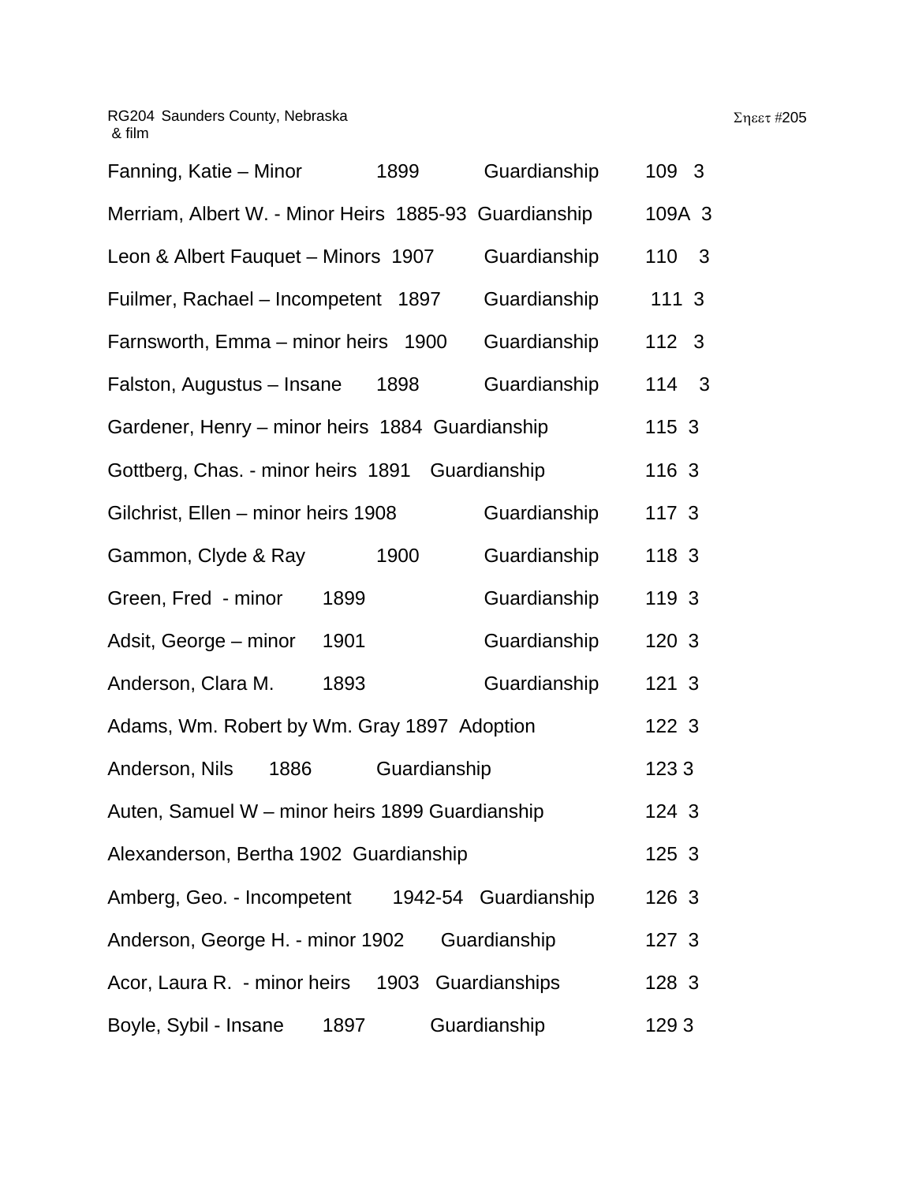RG204 Saunders County, Nebraska
& film

Σηεετ #205

Fanning, Katie – Minor 1899 Guardianship 109 3

Merriam, Albert W. - Minor Heirs 1885-93 Guardianship 109A 3

Leon & Albert Fauquet – Minors 1907 Guardianship 110 3

Fuilmer, Rachael – Incompetent 1897 Guardianship 111 3

Farnsworth, Emma – minor heirs 1900 Guardianship 112 3

Falston, Augustus – Insane 1898 Guardianship 114 3

Gardener, Henry – minor heirs 1884 Guardianship 115 3

Gottberg, Chas. - minor heirs 1891 Guardianship 116 3

Gilchrist, Ellen – minor heirs 1908 Guardianship 117 3

Gammon, Clyde & Ray 1900 Guardianship 118 3

Green, Fred - minor 1899 Guardianship 119 3

Adsit, George – minor 1901 Guardianship 120 3

Anderson, Clara M. 1893 Guardianship 121 3

Adams, Wm. Robert by Wm. Gray 1897 Adoption 122 3

Anderson, Nils 1886 Guardianship 123 3

Auten, Samuel W – minor heirs 1899 Guardianship 124 3

Alexanderson, Bertha 1902 Guardianship 125 3

Amberg, Geo. - Incompetent 1942-54 Guardianship 126 3

Anderson, George H. - minor 1902 Guardianship 127 3

Acor, Laura R. - minor heirs 1903 Guardianships 128 3

Boyle, Sybil - Insane 1897 Guardianship 129 3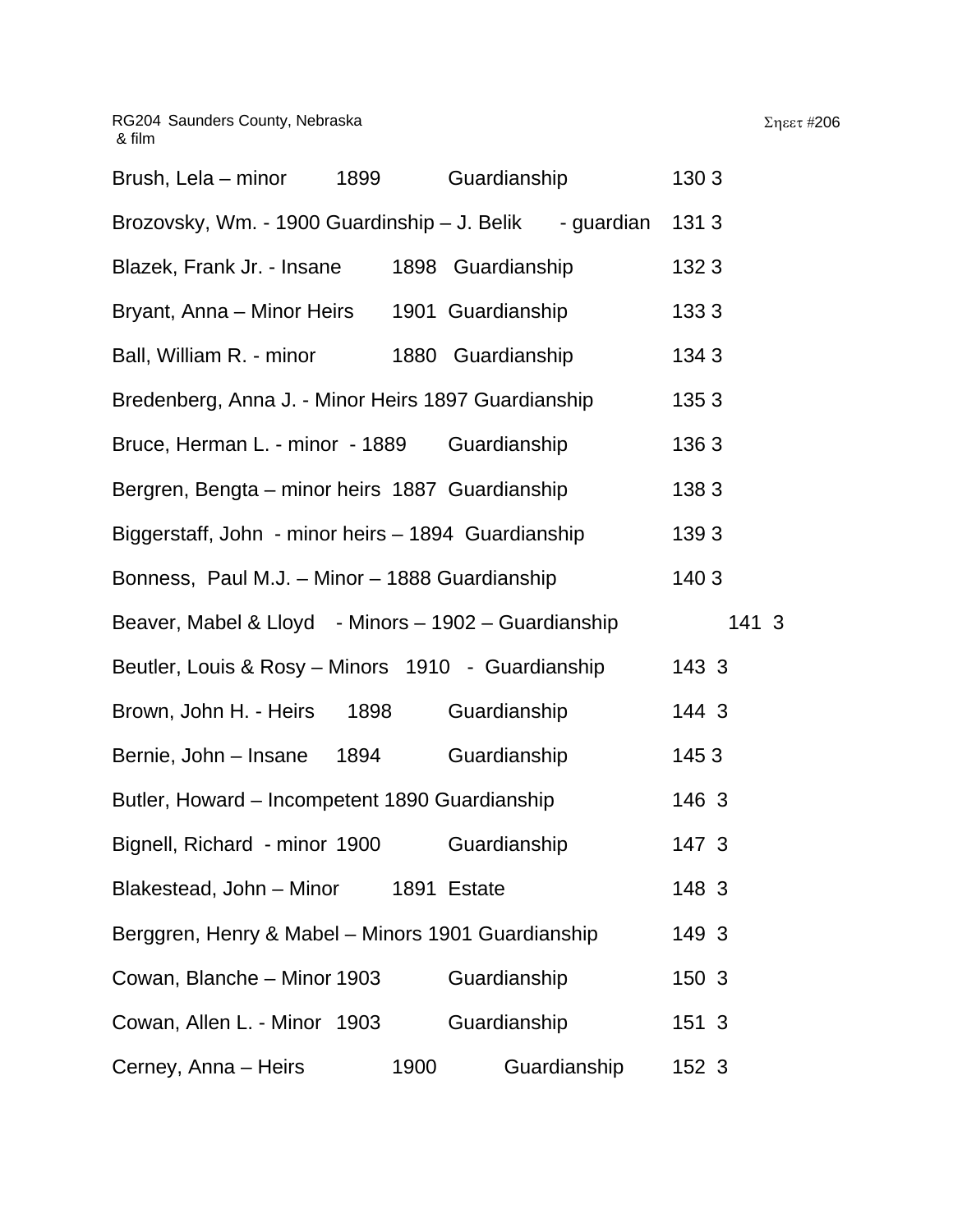RG204 Saunders County, Nebraska
& film

Σηεετ #206

Brush, Lela – minor 1899 Guardianship 130 3

Brozovsky, Wm. - 1900 Guardinship – J. Belik - guardian 131 3

Blazek, Frank Jr. - Insane 1898 Guardianship 132 3

Bryant, Anna – Minor Heirs 1901 Guardianship 133 3

Ball, William R. - minor 1880 Guardianship 134 3

Bredenberg, Anna J. - Minor Heirs 1897 Guardianship 135 3

Bruce, Herman L. - minor - 1889 Guardianship 136 3

Bergren, Bengta – minor heirs 1887 Guardianship 138 3

Biggerstaff, John - minor heirs – 1894 Guardianship 139 3

Bonness, Paul M.J. – Minor – 1888 Guardianship 140 3

Beaver, Mabel & Lloyd - Minors – 1902 – Guardianship 141 3

Beutler, Louis & Rosy – Minors 1910 - Guardianship 143 3

Brown, John H. - Heirs 1898 Guardianship 144 3

Bernie, John – Insane 1894 Guardianship 145 3

Butler, Howard – Incompetent 1890 Guardianship 146 3

Bignell, Richard - minor 1900 Guardianship 147 3

Blakestead, John – Minor 1891 Estate 148 3

Berggren, Henry & Mabel – Minors 1901 Guardianship 149 3

Cowan, Blanche – Minor 1903 Guardianship 150 3

Cowan, Allen L. - Minor 1903 Guardianship 151 3

Cerney, Anna – Heirs 1900 Guardianship 152 3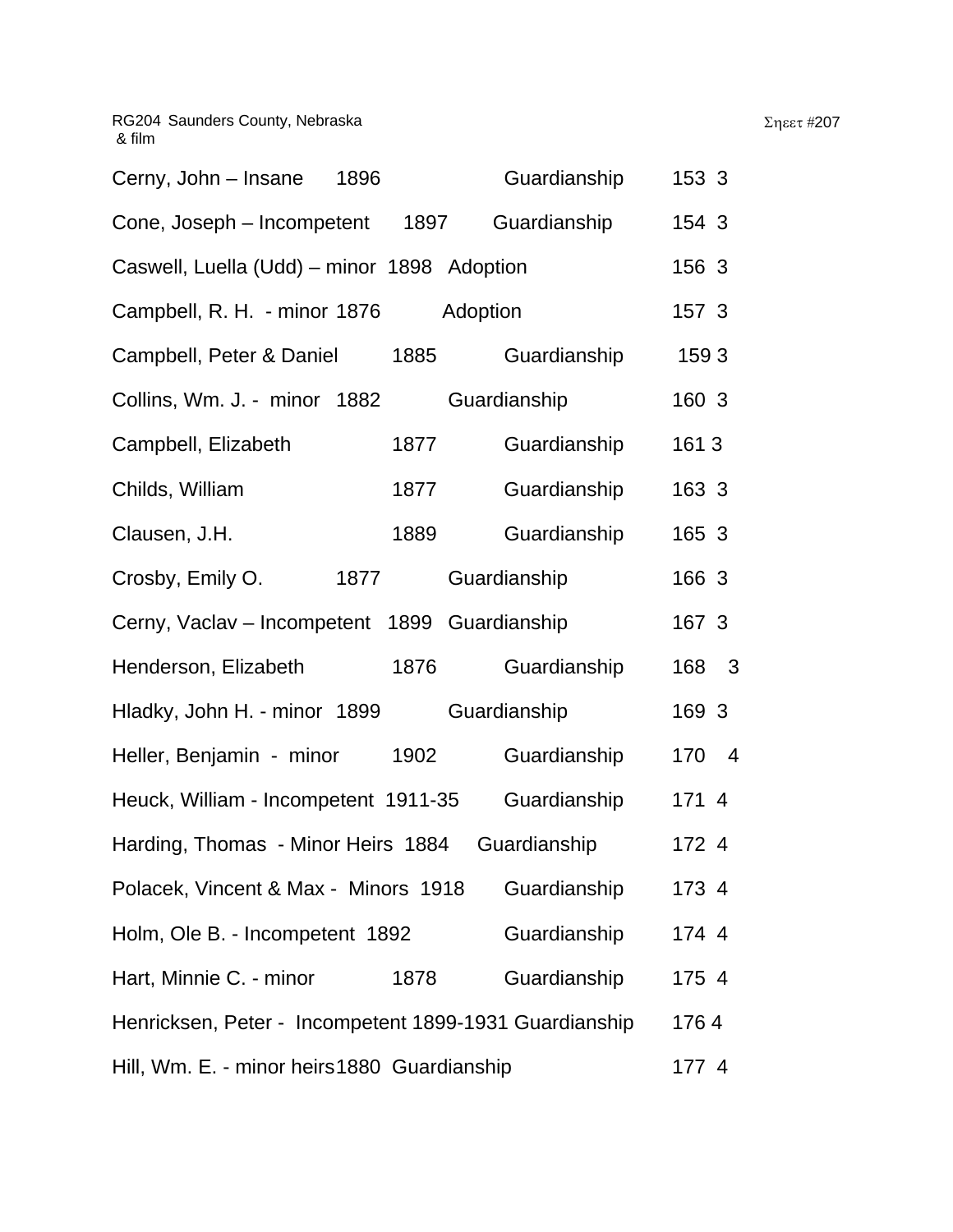RG204 Saunders County, Nebraska
& film

Σηεετ #207

| | | | |
|---|---|---|---|
| Cerny, John – Insane | 1896 | Guardianship | 153 3 |
| Cone, Joseph – Incompetent | 1897 | Guardianship | 154 3 |
| Caswell, Luella (Udd) – minor | 1898 | Adoption | 156 3 |
| Campbell, R. H. - minor | 1876 | Adoption | 157 3 |
| Campbell, Peter & Daniel | 1885 | Guardianship | 159 3 |
| Collins, Wm. J. - minor | 1882 | Guardianship | 160 3 |
| Campbell, Elizabeth | 1877 | Guardianship | 161 3 |
| Childs, William | 1877 | Guardianship | 163 3 |
| Clausen, J.H. | 1889 | Guardianship | 165 3 |
| Crosby, Emily O. | 1877 | Guardianship | 166 3 |
| Cerny, Vaclav – Incompetent | 1899 | Guardianship | 167 3 |
| Henderson, Elizabeth | 1876 | Guardianship | 168 3 |
| Hladky, John H. - minor | 1899 | Guardianship | 169 3 |
| Heller, Benjamin - minor | 1902 | Guardianship | 170 4 |
| Heuck, William - Incompetent | 1911-35 | Guardianship | 171 4 |
| Harding, Thomas - Minor Heirs | 1884 | Guardianship | 172 4 |
| Polacek, Vincent & Max - Minors | 1918 | Guardianship | 173 4 |
| Holm, Ole B. - Incompetent | 1892 | Guardianship | 174 4 |
| Hart, Minnie C. - minor | 1878 | Guardianship | 175 4 |
| Henricksen, Peter - Incompetent | 1899-1931 | Guardianship | 176 4 |
| Hill, Wm. E. - minor heirs | 1880 | Guardianship | 177 4 |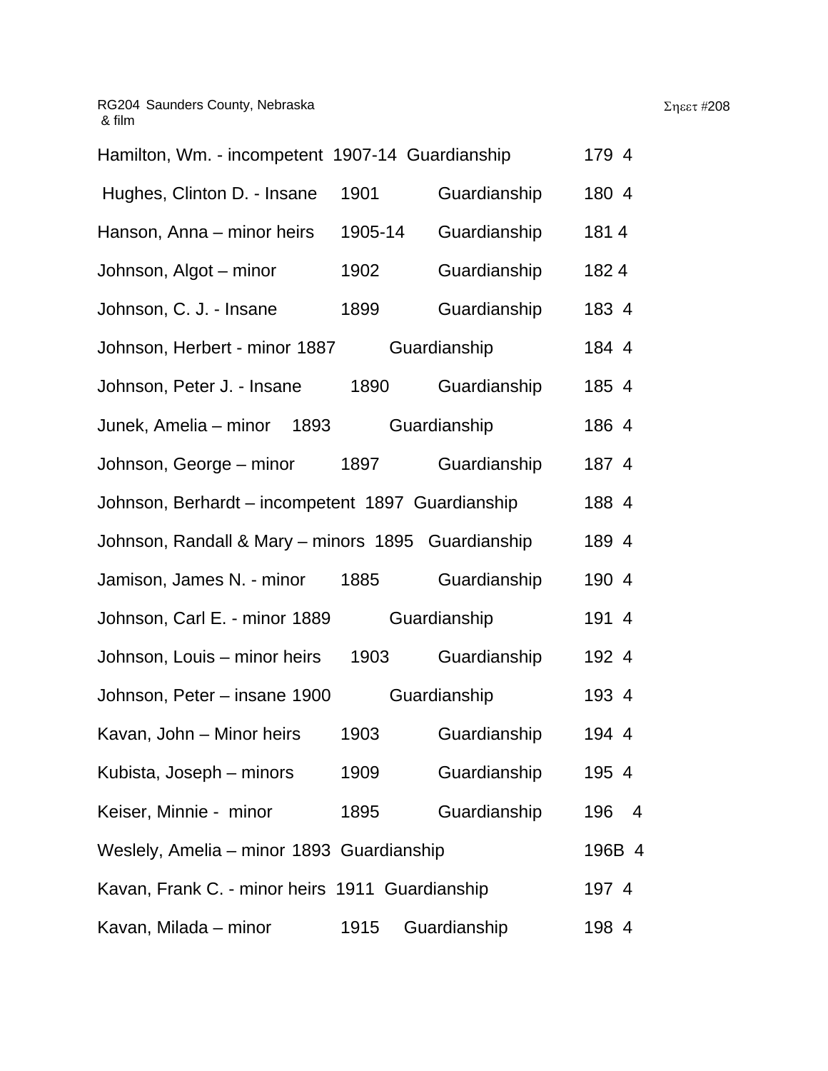RG204 Saunders County, Nebraska & film

Σηεετ #208

| | | | |
|---|---|---|---|
| Hamilton, Wm. - incompetent | 1907-14 | Guardianship | 179 4 |
| Hughes, Clinton D. - Insane | 1901 | Guardianship | 180 4 |
| Hanson, Anna – minor heirs | 1905-14 | Guardianship | 181 4 |
| Johnson, Algot – minor | 1902 | Guardianship | 182 4 |
| Johnson, C. J. - Insane | 1899 | Guardianship | 183 4 |
| Johnson, Herbert - minor | 1887 | Guardianship | 184 4 |
| Johnson, Peter J. - Insane | 1890 | Guardianship | 185 4 |
| Junek, Amelia – minor | 1893 | Guardianship | 186 4 |
| Johnson, George – minor | 1897 | Guardianship | 187 4 |
| Johnson, Berhardt – incompetent | 1897 | Guardianship | 188 4 |
| Johnson, Randall & Mary – minors | 1895 | Guardianship | 189 4 |
| Jamison, James N. - minor | 1885 | Guardianship | 190 4 |
| Johnson, Carl E. - minor | 1889 | Guardianship | 191 4 |
| Johnson, Louis – minor heirs | 1903 | Guardianship | 192 4 |
| Johnson, Peter – insane | 1900 | Guardianship | 193 4 |
| Kavan, John – Minor heirs | 1903 | Guardianship | 194 4 |
| Kubista, Joseph – minors | 1909 | Guardianship | 195 4 |
| Keiser, Minnie - minor | 1895 | Guardianship | 196 4 |
| Weslely, Amelia – minor | 1893 | Guardianship | 196B 4 |
| Kavan, Frank C. - minor heirs | 1911 | Guardianship | 197 4 |
| Kavan, Milada – minor | 1915 | Guardianship | 198 4 |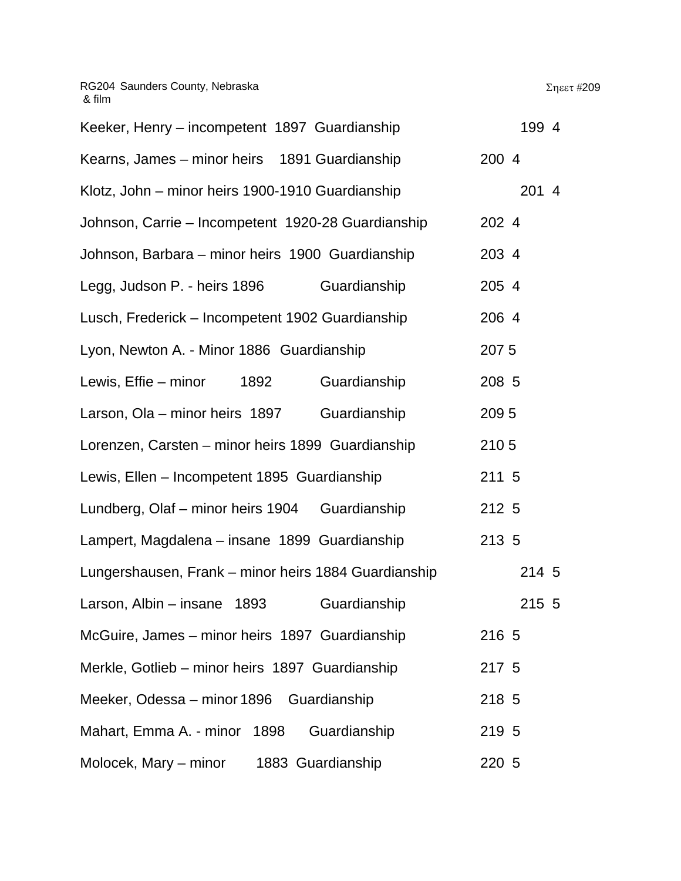RG204 Saunders County, Nebraska
& film

Σηεετ #209

Keeker, Henry – incompetent 1897 Guardianship 199 4

Kearns, James – minor heirs 1891 Guardianship 200 4

Klotz, John – minor heirs 1900-1910 Guardianship 201 4

Johnson, Carrie – Incompetent 1920-28 Guardianship 202 4

Johnson, Barbara – minor heirs 1900 Guardianship 203 4

Legg, Judson P. - heirs 1896 Guardianship 205 4

Lusch, Frederick – Incompetent 1902 Guardianship 206 4

Lyon, Newton A. - Minor 1886 Guardianship 207 5

Lewis, Effie – minor 1892 Guardianship 208 5

Larson, Ola – minor heirs 1897 Guardianship 209 5

Lorenzen, Carsten – minor heirs 1899 Guardianship 210 5

Lewis, Ellen – Incompetent 1895 Guardianship 211 5

Lundberg, Olaf – minor heirs 1904 Guardianship 212 5

Lampert, Magdalena – insane 1899 Guardianship 213 5

Lungershausen, Frank – minor heirs 1884 Guardianship 214 5

Larson, Albin – insane 1893 Guardianship 215 5

McGuire, James – minor heirs 1897 Guardianship 216 5

Merkle, Gotlieb – minor heirs 1897 Guardianship 217 5

Meeker, Odessa – minor 1896 Guardianship 218 5

Mahart, Emma A. - minor 1898 Guardianship 219 5

Molocek, Mary – minor 1883 Guardianship 220 5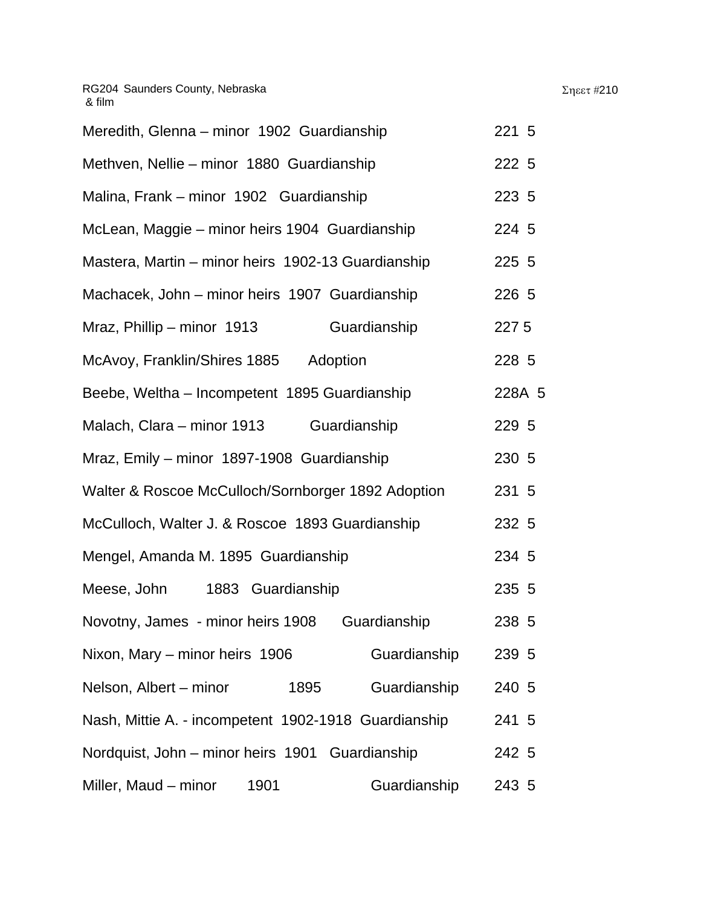RG204 Saunders County, Nebraska
& film

Σηεετ #210

Meredith, Glenna – minor 1902 Guardianship 221 5

Methven, Nellie – minor 1880 Guardianship 222 5

Malina, Frank – minor 1902 Guardianship 223 5

McLean, Maggie – minor heirs 1904 Guardianship 224 5

Mastera, Martin – minor heirs 1902-13 Guardianship 225 5

Machacek, John – minor heirs 1907 Guardianship 226 5

Mraz, Phillip – minor 1913 Guardianship 227 5

McAvoy, Franklin/Shires 1885 Adoption 228 5

Beebe, Weltha – Incompetent 1895 Guardianship 228A 5

Malach, Clara – minor 1913 Guardianship 229 5

Mraz, Emily – minor 1897-1908 Guardianship 230 5

Walter & Roscoe McCulloch/Sornborger 1892 Adoption 231 5

McCulloch, Walter J. & Roscoe 1893 Guardianship 232 5

Mengel, Amanda M. 1895 Guardianship 234 5

Meese, John 1883 Guardianship 235 5

Novotny, James - minor heirs 1908 Guardianship 238 5

Nixon, Mary – minor heirs 1906 Guardianship 239 5

Nelson, Albert – minor 1895 Guardianship 240 5

Nash, Mittie A. - incompetent 1902-1918 Guardianship 241 5

Nordquist, John – minor heirs 1901 Guardianship 242 5

Miller, Maud – minor 1901 Guardianship 243 5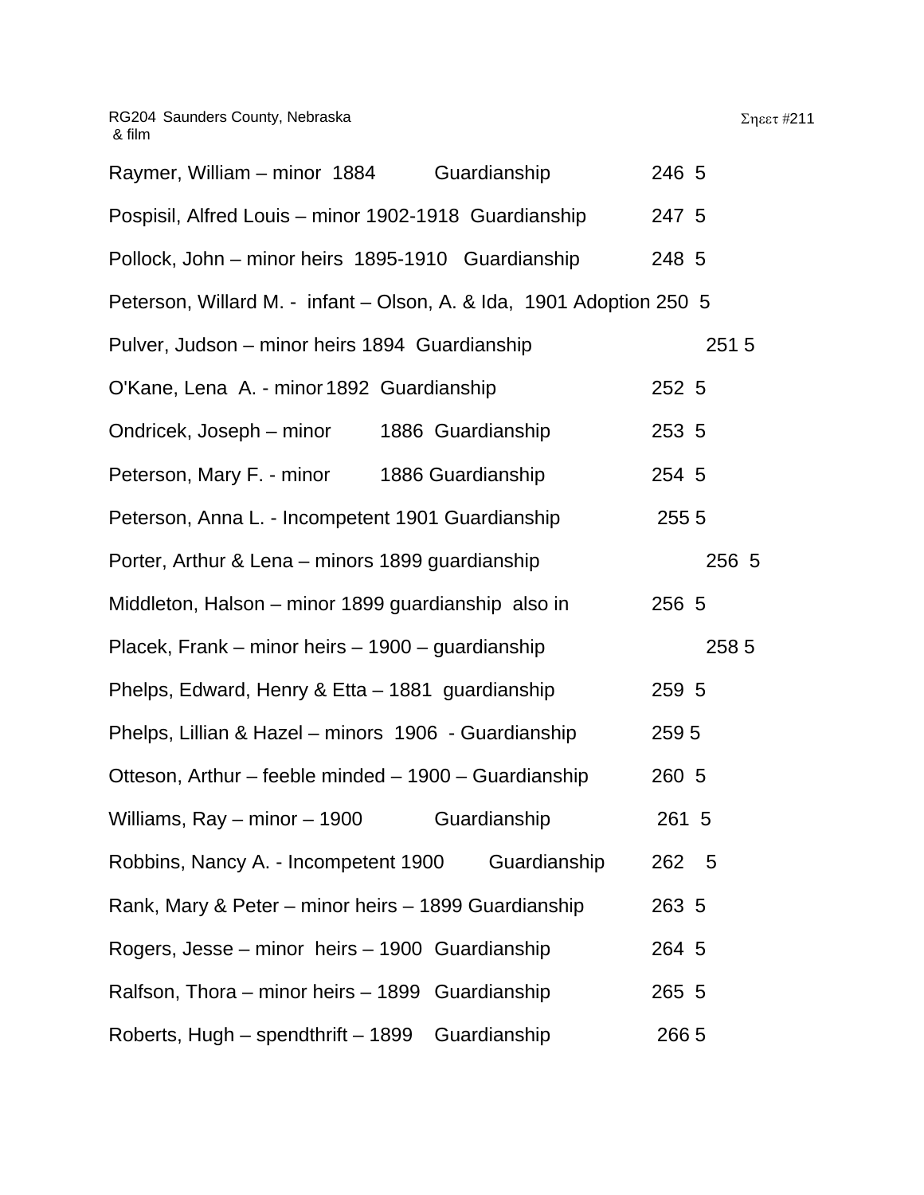RG204 Saunders County, Nebraska
& film

Σηεετ #211

Raymer, William – minor 1884 Guardianship 246 5

Pospisil, Alfred Louis – minor 1902-1918 Guardianship 247 5

Pollock, John – minor heirs 1895-1910 Guardianship 248 5

Peterson, Willard M. - infant – Olson, A. & Ida, 1901 Adoption 250 5

Pulver, Judson – minor heirs 1894 Guardianship 251 5

O'Kane, Lena A. - minor 1892 Guardianship 252 5

Ondricek, Joseph – minor 1886 Guardianship 253 5

Peterson, Mary F. - minor 1886 Guardianship 254 5

Peterson, Anna L. - Incompetent 1901 Guardianship 255 5

Porter, Arthur & Lena – minors 1899 guardianship 256 5

Middleton, Halson – minor 1899 guardianship also in 256 5

Placek, Frank – minor heirs – 1900 – guardianship 258 5

Phelps, Edward, Henry & Etta – 1881 guardianship 259 5

Phelps, Lillian & Hazel – minors 1906 - Guardianship 259 5

Otteson, Arthur – feeble minded – 1900 – Guardianship 260 5

Williams, Ray – minor – 1900 Guardianship 261 5

Robbins, Nancy A. - Incompetent 1900 Guardianship 262 5

Rank, Mary & Peter – minor heirs – 1899 Guardianship 263 5

Rogers, Jesse – minor heirs – 1900 Guardianship 264 5

Ralfson, Thora – minor heirs – 1899 Guardianship 265 5

Roberts, Hugh – spendthrift – 1899 Guardianship 266 5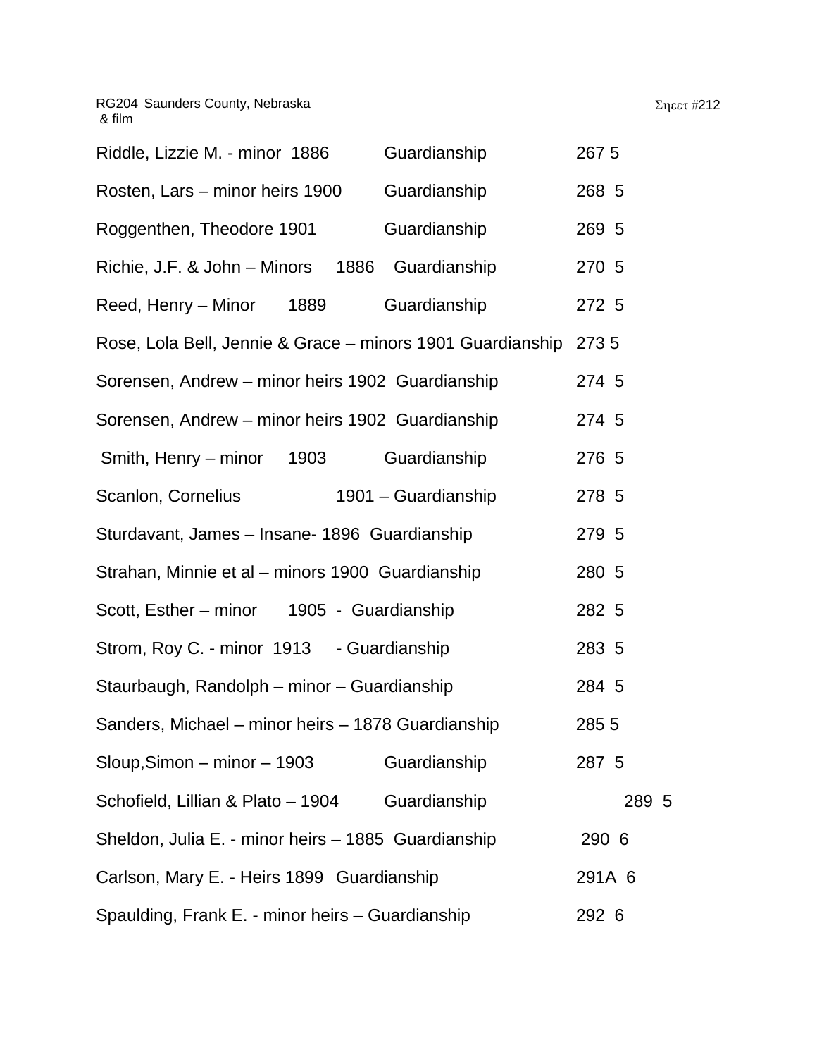RG204 Saunders County, Nebraska
& film

Σηεετ #212

Riddle, Lizzie M. - minor 1886 Guardianship 267 5

Rosten, Lars – minor heirs 1900 Guardianship 268 5

Roggenthen, Theodore 1901 Guardianship 269 5

Richie, J.F. & John – Minors 1886 Guardianship 270 5

Reed, Henry – Minor 1889 Guardianship 272 5

Rose, Lola Bell, Jennie & Grace – minors 1901 Guardianship 273 5

Sorensen, Andrew – minor heirs 1902 Guardianship 274 5

Sorensen, Andrew – minor heirs 1902 Guardianship 274 5

Smith, Henry – minor 1903 Guardianship 276 5

Scanlon, Cornelius 1901 – Guardianship 278 5

Sturdavant, James – Insane- 1896 Guardianship 279 5

Strahan, Minnie et al – minors 1900 Guardianship 280 5

Scott, Esther – minor 1905 - Guardianship 282 5

Strom, Roy C. - minor 1913 - Guardianship 283 5

Staurbaugh, Randolph – minor – Guardianship 284 5

Sanders, Michael – minor heirs – 1878 Guardianship 285 5

Sloup,Simon – minor – 1903 Guardianship 287 5

Schofield, Lillian & Plato – 1904 Guardianship 289 5

Sheldon, Julia E. - minor heirs – 1885 Guardianship 290 6

Carlson, Mary E. - Heirs 1899 Guardianship 291A 6

Spaulding, Frank E. - minor heirs – Guardianship 292 6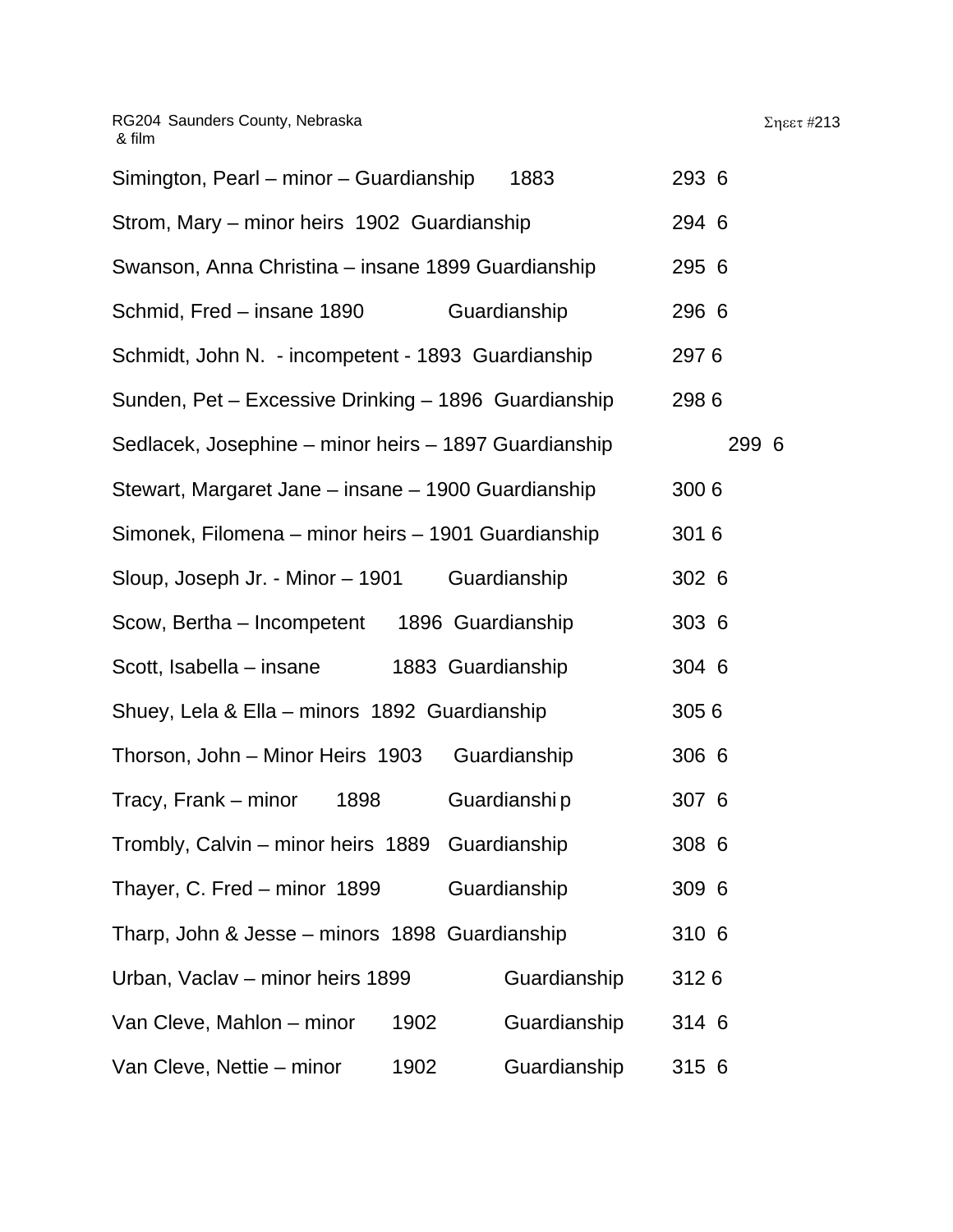RG204 Saunders County, Nebraska
& film

Σηεετ #213

Simington, Pearl – minor – Guardianship 1883 293 6

Strom, Mary – minor heirs 1902 Guardianship 294 6

Swanson, Anna Christina – insane 1899 Guardianship 295 6

Schmid, Fred – insane 1890 Guardianship 296 6

Schmidt, John N. - incompetent - 1893 Guardianship 297 6

Sunden, Pet – Excessive Drinking – 1896 Guardianship 298 6

Sedlacek, Josephine – minor heirs – 1897 Guardianship 299 6

Stewart, Margaret Jane – insane – 1900 Guardianship 300 6

Simonek, Filomena – minor heirs – 1901 Guardianship 301 6

Sloup, Joseph Jr. - Minor – 1901 Guardianship 302 6

Scow, Bertha – Incompetent 1896 Guardianship 303 6

Scott, Isabella – insane 1883 Guardianship 304 6

Shuey, Lela & Ella – minors 1892 Guardianship 305 6

Thorson, John – Minor Heirs 1903 Guardianship 306 6

Tracy, Frank – minor 1898 Guardianship 307 6

Trombly, Calvin – minor heirs 1889 Guardianship 308 6

Thayer, C. Fred – minor 1899 Guardianship 309 6

Tharp, John & Jesse – minors 1898 Guardianship 310 6

Urban, Vaclav – minor heirs 1899 Guardianship 312 6

Van Cleve, Mahlon – minor 1902 Guardianship 314 6

Van Cleve, Nettie – minor 1902 Guardianship 315 6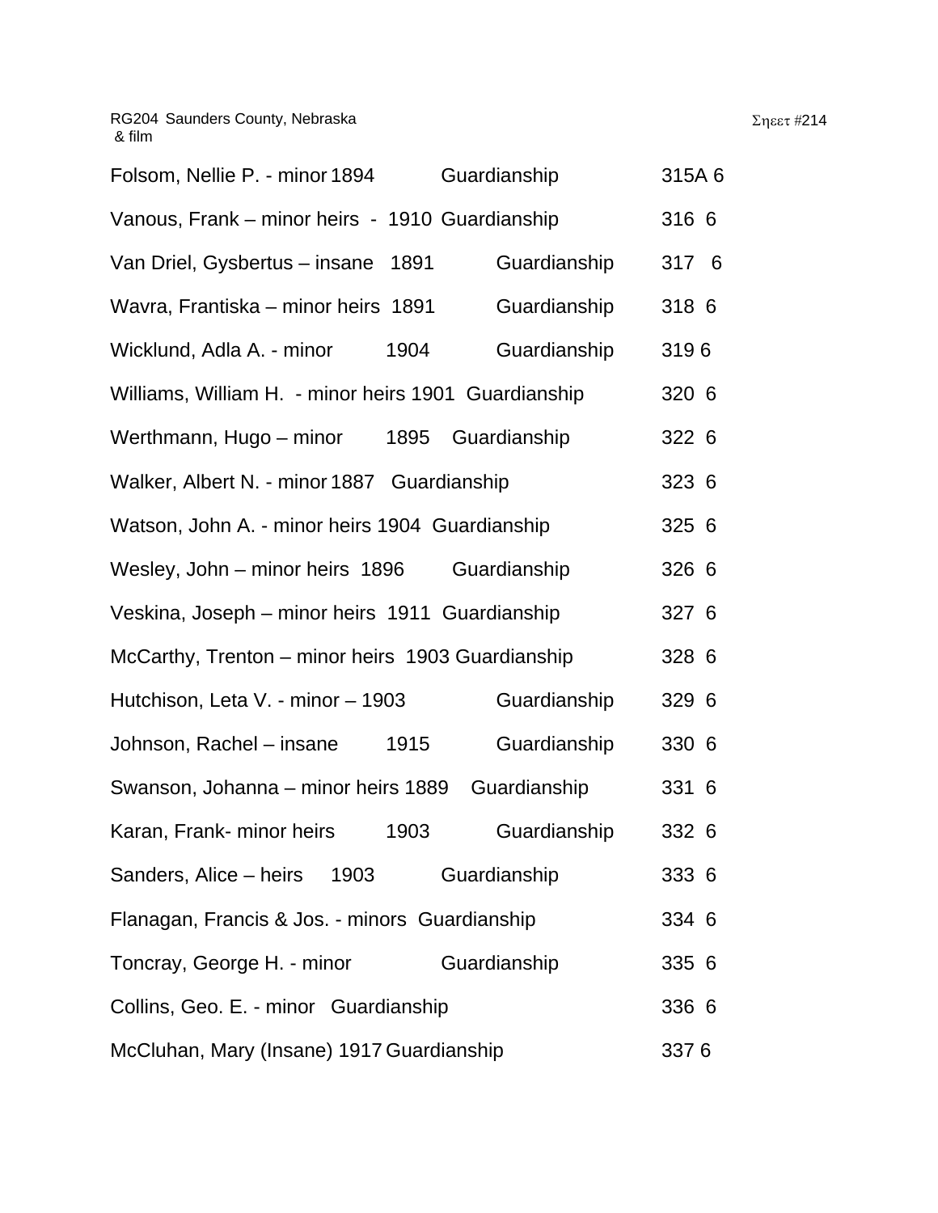RG204 Saunders County, Nebraska
& film

Σηεετ #214

Folsom, Nellie P. - minor 1894 Guardianship 315A 6

Vanous, Frank – minor heirs - 1910 Guardianship 316 6

Van Driel, Gysbertus – insane 1891 Guardianship 317 6

Wavra, Frantiska – minor heirs 1891 Guardianship 318 6

Wicklund, Adla A. - minor 1904 Guardianship 319 6

Williams, William H. - minor heirs 1901 Guardianship 320 6

Werthmann, Hugo – minor 1895 Guardianship 322 6

Walker, Albert N. - minor 1887 Guardianship 323 6

Watson, John A. - minor heirs 1904 Guardianship 325 6

Wesley, John – minor heirs 1896 Guardianship 326 6

Veskina, Joseph – minor heirs 1911 Guardianship 327 6

McCarthy, Trenton – minor heirs 1903 Guardianship 328 6

Hutchison, Leta V. - minor – 1903 Guardianship 329 6

Johnson, Rachel – insane 1915 Guardianship 330 6

Swanson, Johanna – minor heirs 1889 Guardianship 331 6

Karan, Frank- minor heirs 1903 Guardianship 332 6

Sanders, Alice – heirs 1903 Guardianship 333 6

Flanagan, Francis & Jos. - minors Guardianship 334 6

Toncray, George H. - minor Guardianship 335 6

Collins, Geo. E. - minor Guardianship 336 6

McCluhan, Mary (Insane) 1917 Guardianship 337 6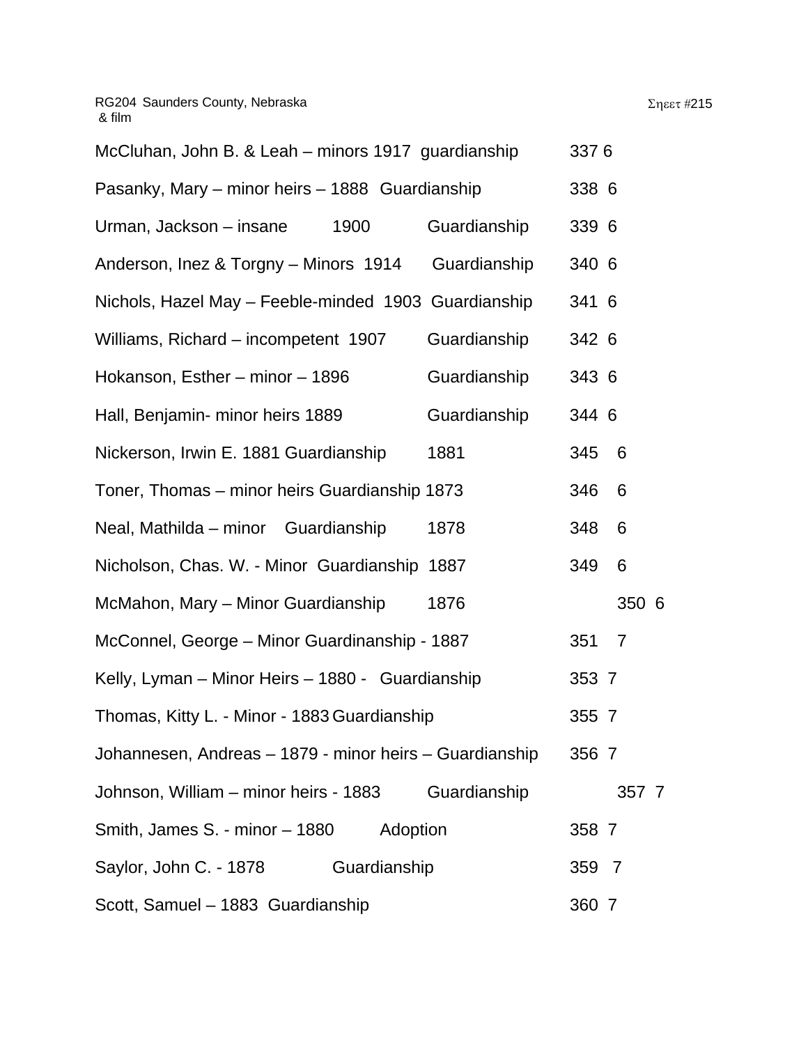RG204 Saunders County, Nebraska
& film

Σηεετ #215

McCluhan, John B. & Leah – minors 1917 guardianship 337 6

Pasanky, Mary – minor heirs – 1888 Guardianship 338 6

Urman, Jackson – insane 1900 Guardianship 339 6

Anderson, Inez & Torgny – Minors 1914 Guardianship 340 6

Nichols, Hazel May – Feeble-minded 1903 Guardianship 341 6

Williams, Richard – incompetent 1907 Guardianship 342 6

Hokanson, Esther – minor – 1896 Guardianship 343 6

Hall, Benjamin- minor heirs 1889 Guardianship 344 6

Nickerson, Irwin E. 1881 Guardianship 1881 345 6

Toner, Thomas – minor heirs Guardianship 1873 346 6

Neal, Mathilda – minor Guardianship 1878 348 6

Nicholson, Chas. W. - Minor Guardianship 1887 349 6

McMahon, Mary – Minor Guardianship 1876 350 6

McConnel, George – Minor Guardinanship - 1887 351 7

Kelly, Lyman – Minor Heirs – 1880 - Guardianship 353 7

Thomas, Kitty L. - Minor - 1883 Guardianship 355 7

Johannesen, Andreas – 1879 - minor heirs – Guardianship 356 7

Johnson, William – minor heirs - 1883 Guardianship 357 7

Smith, James S. - minor – 1880 Adoption 358 7

Saylor, John C. - 1878 Guardianship 359 7

Scott, Samuel – 1883 Guardianship 360 7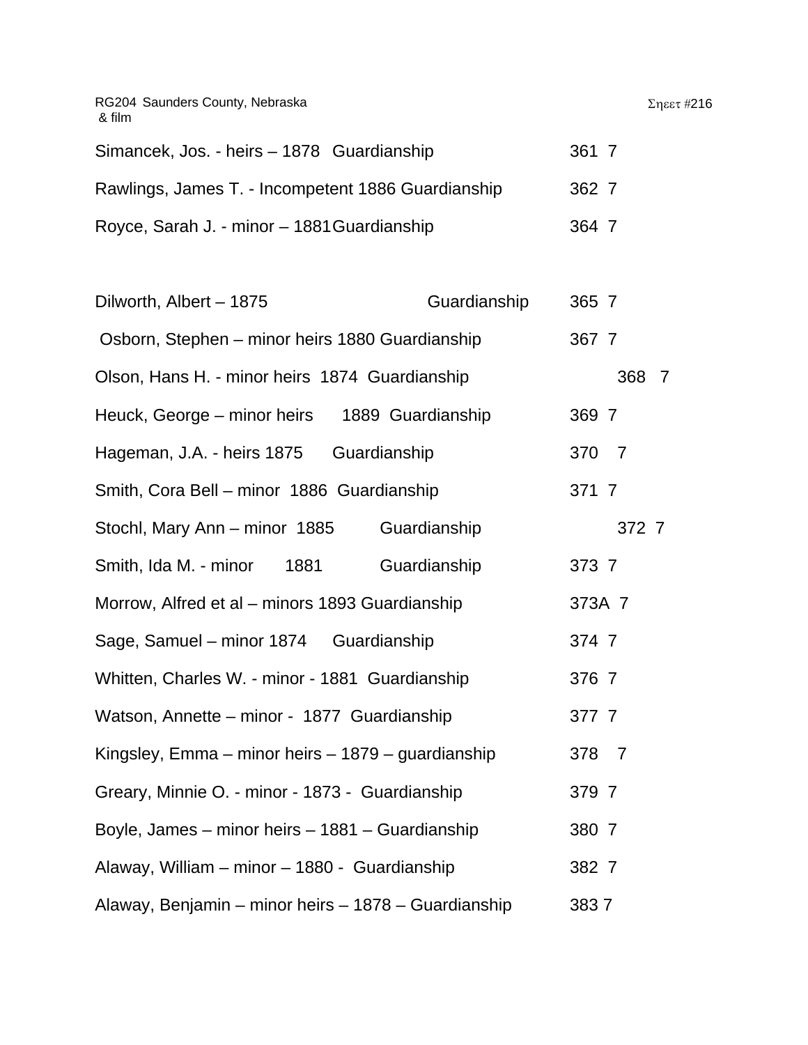RG204 Saunders County, Nebraska
& film

Σηεετ #216

Simancek, Jos. - heirs – 1878 Guardianship 361 7

Rawlings, James T. - Incompetent 1886 Guardianship 362 7

Royce, Sarah J. - minor – 1881 Guardianship 364 7

Dilworth, Albert – 1875 Guardianship 365 7

Osborn, Stephen – minor heirs 1880 Guardianship 367 7

Olson, Hans H. - minor heirs 1874 Guardianship 368 7

Heuck, George – minor heirs 1889 Guardianship 369 7

Hageman, J.A. - heirs 1875 Guardianship 370 7

Smith, Cora Bell – minor 1886 Guardianship 371 7

Stochl, Mary Ann – minor 1885 Guardianship 372 7

Smith, Ida M. - minor 1881 Guardianship 373 7

Morrow, Alfred et al – minors 1893 Guardianship 373A 7

Sage, Samuel – minor 1874 Guardianship 374 7

Whitten, Charles W. - minor - 1881 Guardianship 376 7

Watson, Annette – minor - 1877 Guardianship 377 7

Kingsley, Emma – minor heirs – 1879 – guardianship 378 7

Greary, Minnie O. - minor - 1873 - Guardianship 379 7

Boyle, James – minor heirs – 1881 – Guardianship 380 7

Alaway, William – minor – 1880 - Guardianship 382 7

Alaway, Benjamin – minor heirs – 1878 – Guardianship 383 7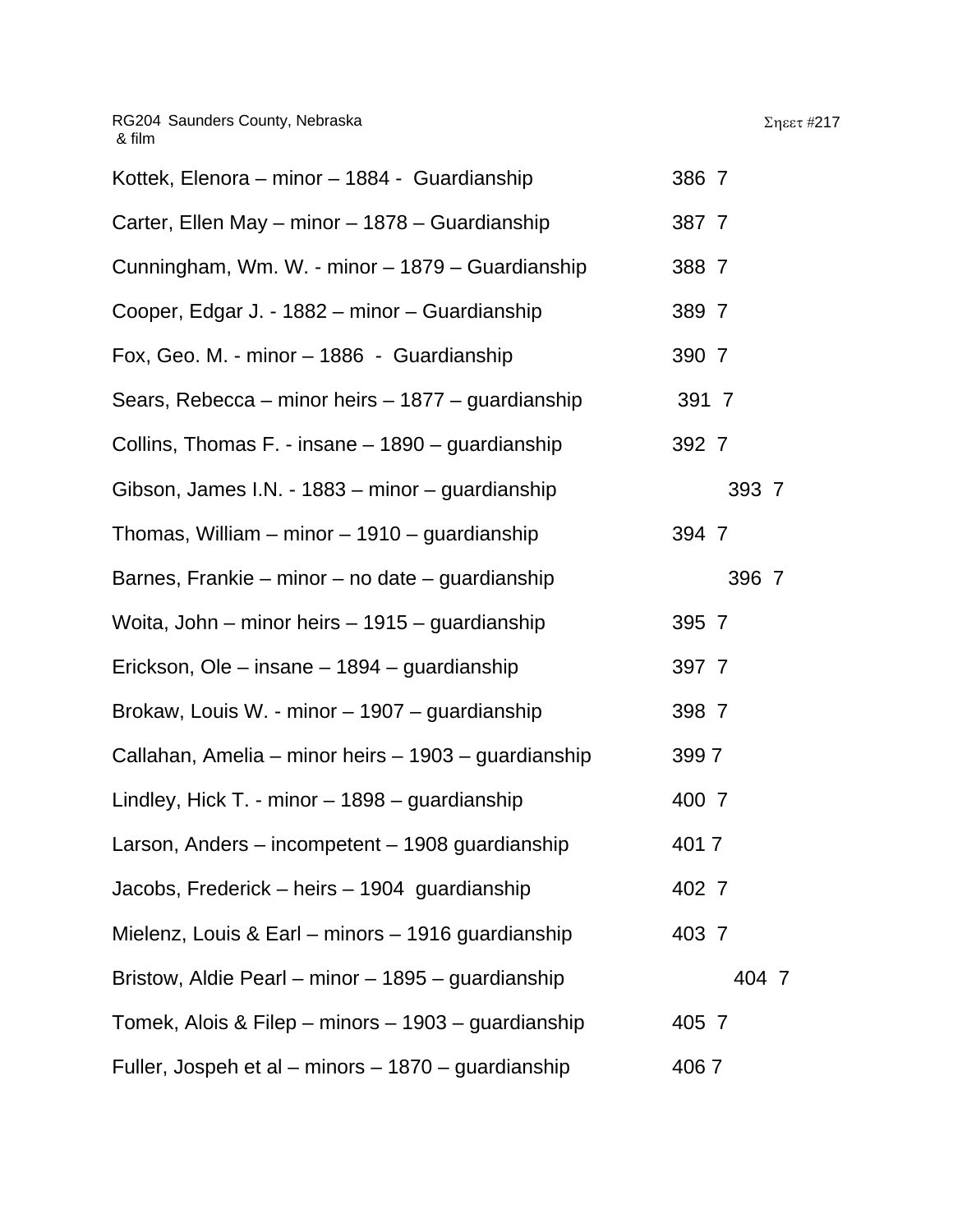RG204 Saunders County, Nebraska
& film

Σηεετ #217

| | |
|---|---|
| Kottek, Elenora – minor – 1884 - Guardianship | 386 7 |
| Carter, Ellen May – minor – 1878 – Guardianship | 387 7 |
| Cunningham, Wm. W. - minor – 1879 – Guardianship | 388 7 |
| Cooper, Edgar J. - 1882 – minor – Guardianship | 389 7 |
| Fox, Geo. M. - minor – 1886 - Guardianship | 390 7 |
| Sears, Rebecca – minor heirs – 1877 – guardianship | 391 7 |
| Collins, Thomas F. - insane – 1890 – guardianship | 392 7 |
| Gibson, James I.N. - 1883 – minor – guardianship | 393 7 |
| Thomas, William – minor – 1910 – guardianship | 394 7 |
| Barnes, Frankie – minor – no date – guardianship | 396 7 |
| Woita, John – minor heirs – 1915 – guardianship | 395 7 |
| Erickson, Ole – insane – 1894 – guardianship | 397 7 |
| Brokaw, Louis W. - minor – 1907 – guardianship | 398 7 |
| Callahan, Amelia – minor heirs – 1903 – guardianship | 399 7 |
| Lindley, Hick T. - minor – 1898 – guardianship | 400 7 |
| Larson, Anders – incompetent – 1908 guardianship | 401 7 |
| Jacobs, Frederick – heirs – 1904 guardianship | 402 7 |
| Mielenz, Louis & Earl – minors – 1916 guardianship | 403 7 |
| Bristow, Aldie Pearl – minor – 1895 – guardianship | 404 7 |
| Tomek, Alois & Filep – minors – 1903 – guardianship | 405 7 |
| Fuller, Jospeh et al – minors – 1870 – guardianship | 406 7 |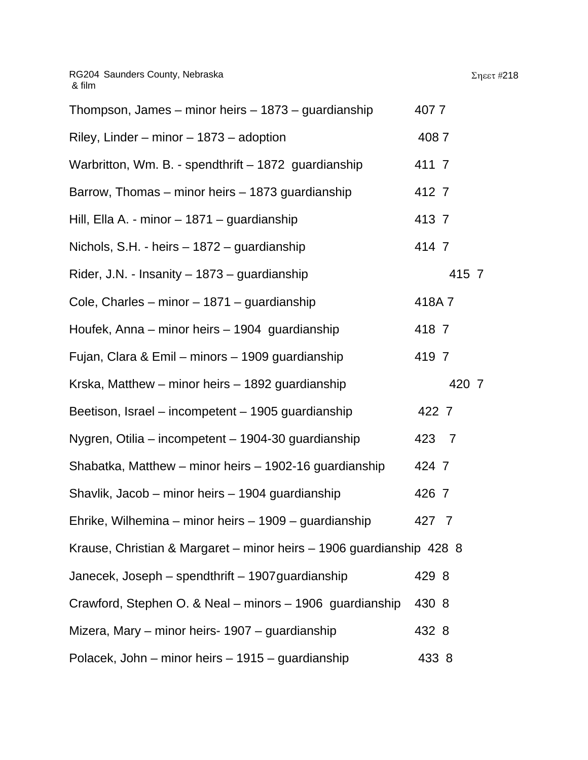RG204 Saunders County, Nebraska
& film

Σηεετ #218

Thompson, James – minor heirs – 1873 – guardianship 407 7

Riley, Linder – minor – 1873 – adoption 408 7

Warbritton, Wm. B. - spendthrift – 1872 guardianship 411 7

Barrow, Thomas – minor heirs – 1873 guardianship 412 7

Hill, Ella A. - minor – 1871 – guardianship 413 7

Nichols, S.H. - heirs – 1872 – guardianship 414 7

Rider, J.N. - Insanity – 1873 – guardianship 415 7

Cole, Charles – minor – 1871 – guardianship 418A 7

Houfek, Anna – minor heirs – 1904 guardianship 418 7

Fujan, Clara & Emil – minors – 1909 guardianship 419 7

Krska, Matthew – minor heirs – 1892 guardianship 420 7

Beetison, Israel – incompetent – 1905 guardianship 422 7

Nygren, Otilia – incompetent – 1904-30 guardianship 423 7

Shabatka, Matthew – minor heirs – 1902-16 guardianship 424 7

Shavlik, Jacob – minor heirs – 1904 guardianship 426 7

Ehrike, Wilhemina – minor heirs – 1909 – guardianship 427 7

Krause, Christian & Margaret – minor heirs – 1906 guardianship 428 8

Janecek, Joseph – spendthrift – 1907guardianship 429 8

Crawford, Stephen O. & Neal – minors – 1906 guardianship 430 8

Mizera, Mary – minor heirs- 1907 – guardianship 432 8

Polacek, John – minor heirs – 1915 – guardianship 433 8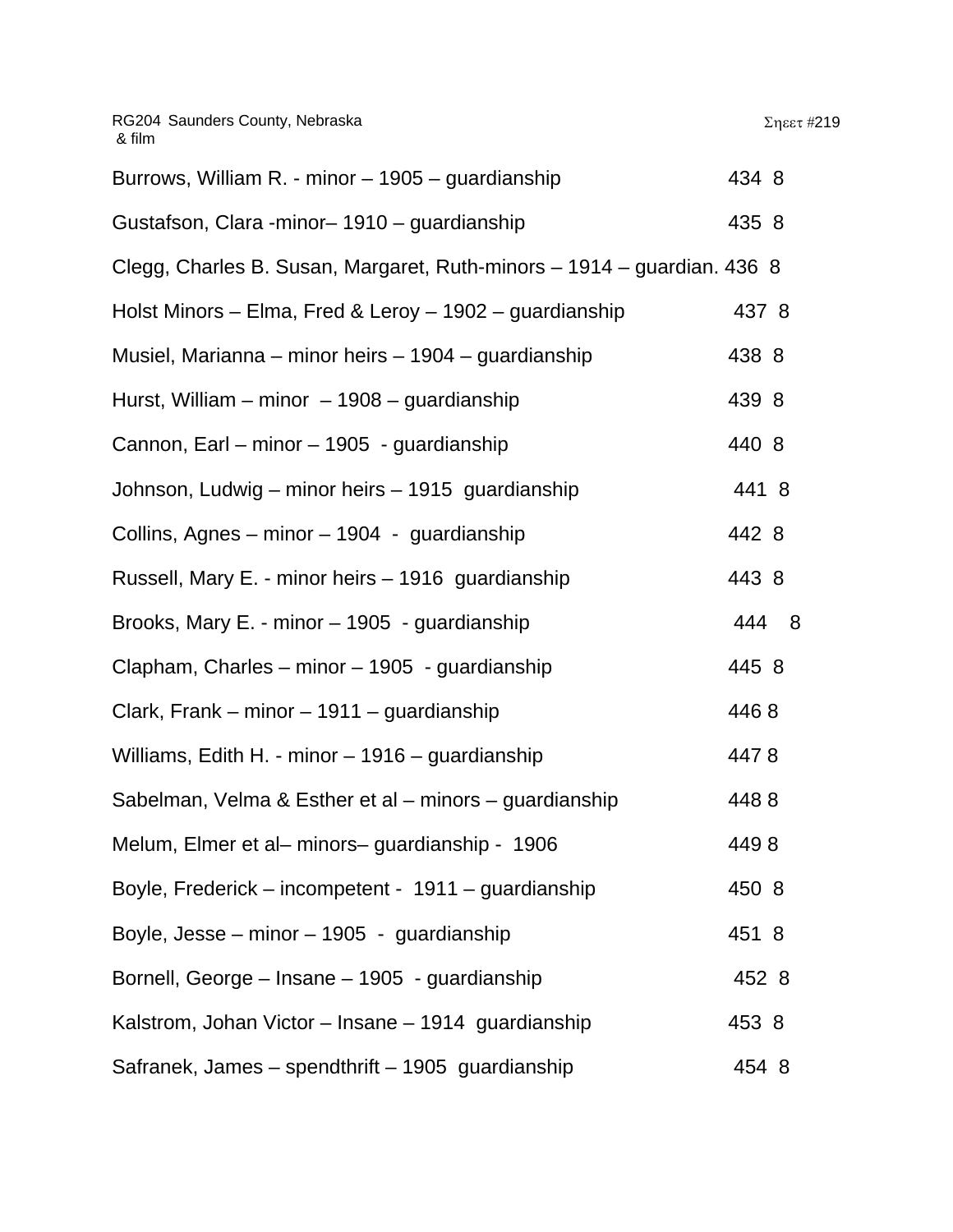RG204 Saunders County, Nebraska
& film

Σηεετ #219

Burrows, William R. - minor – 1905 – guardianship 434 8

Gustafson, Clara -minor– 1910 – guardianship 435 8

Clegg, Charles B. Susan, Margaret, Ruth-minors – 1914 – guardian. 436 8

Holst Minors – Elma, Fred & Leroy – 1902 – guardianship 437 8

Musiel, Marianna – minor heirs – 1904 – guardianship 438 8

Hurst, William – minor – 1908 – guardianship 439 8

Cannon, Earl – minor – 1905 - guardianship 440 8

Johnson, Ludwig – minor heirs – 1915 guardianship 441 8

Collins, Agnes – minor – 1904 - guardianship 442 8

Russell, Mary E. - minor heirs – 1916 guardianship 443 8

Brooks, Mary E. - minor – 1905 - guardianship 444 8

Clapham, Charles – minor – 1905 - guardianship 445 8

Clark, Frank – minor – 1911 – guardianship 446 8

Williams, Edith H. - minor – 1916 – guardianship 447 8

Sabelman, Velma & Esther et al – minors – guardianship 448 8

Melum, Elmer et al– minors– guardianship - 1906 449 8

Boyle, Frederick – incompetent - 1911 – guardianship 450 8

Boyle, Jesse – minor – 1905 - guardianship 451 8

Bornell, George – Insane – 1905 - guardianship 452 8

Kalstrom, Johan Victor – Insane – 1914 guardianship 453 8

Safranek, James – spendthrift – 1905 guardianship 454 8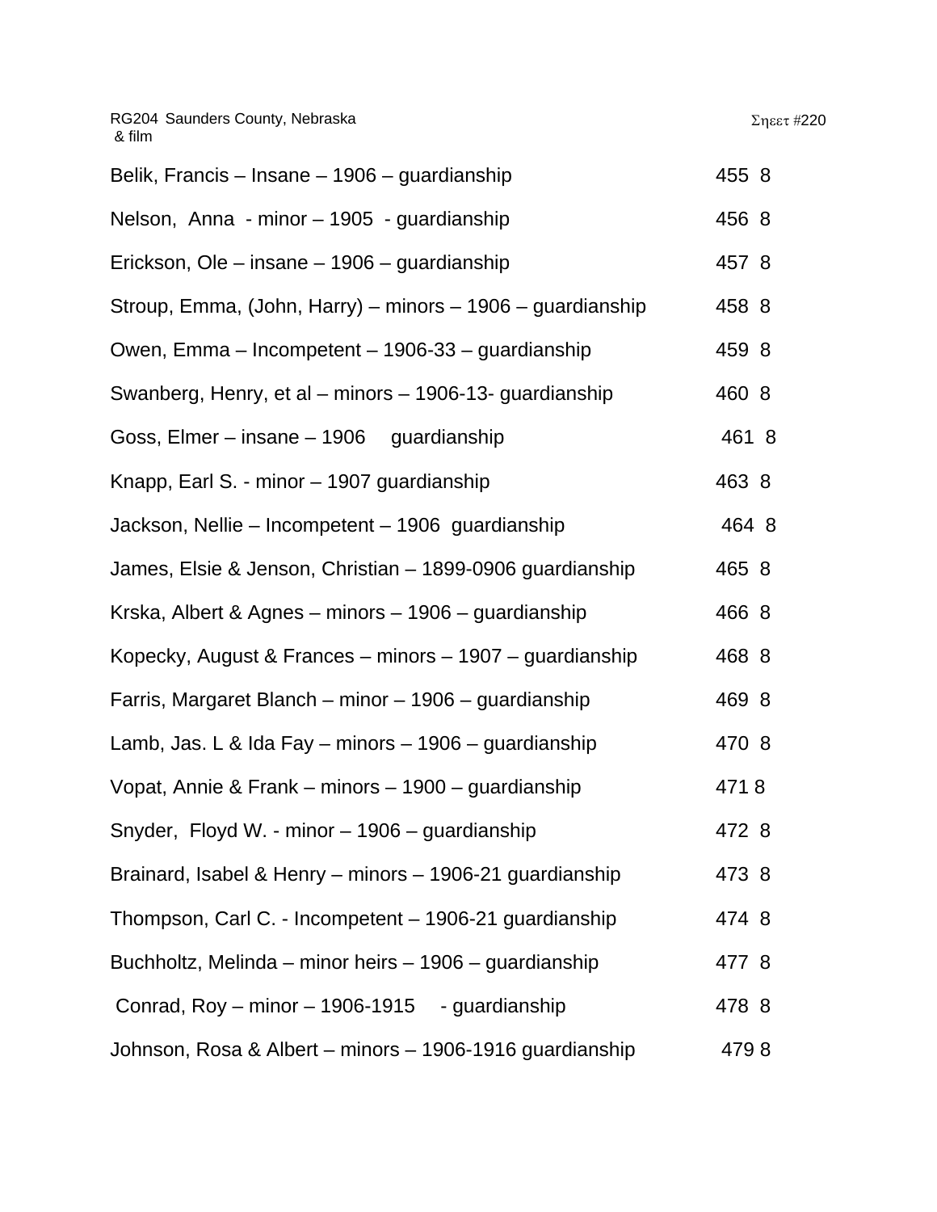RG204 Saunders County, Nebraska
& film

Σηεετ #220

| | |
|---|---|
| Belik, Francis – Insane – 1906 – guardianship | 455 8 |
| Nelson, Anna - minor – 1905 - guardianship | 456 8 |
| Erickson, Ole – insane – 1906 – guardianship | 457 8 |
| Stroup, Emma, (John, Harry) – minors – 1906 – guardianship | 458 8 |
| Owen, Emma – Incompetent – 1906-33 – guardianship | 459 8 |
| Swanberg, Henry, et al – minors – 1906-13- guardianship | 460 8 |
| Goss, Elmer – insane – 1906 guardianship | 461 8 |
| Knapp, Earl S. - minor – 1907 guardianship | 463 8 |
| Jackson, Nellie – Incompetent – 1906 guardianship | 464 8 |
| James, Elsie & Jenson, Christian – 1899-0906 guardianship | 465 8 |
| Krska, Albert & Agnes – minors – 1906 – guardianship | 466 8 |
| Kopecky, August & Frances – minors – 1907 – guardianship | 468 8 |
| Farris, Margaret Blanch – minor – 1906 – guardianship | 469 8 |
| Lamb, Jas. L & Ida Fay – minors – 1906 – guardianship | 470 8 |
| Vopat, Annie & Frank – minors – 1900 – guardianship | 471 8 |
| Snyder, Floyd W. - minor – 1906 – guardianship | 472 8 |
| Brainard, Isabel & Henry – minors – 1906-21 guardianship | 473 8 |
| Thompson, Carl C. - Incompetent – 1906-21 guardianship | 474 8 |
| Buchholtz, Melinda – minor heirs – 1906 – guardianship | 477 8 |
| Conrad, Roy – minor – 1906-1915 - guardianship | 478 8 |
| Johnson, Rosa & Albert – minors – 1906-1916 guardianship | 479 8 |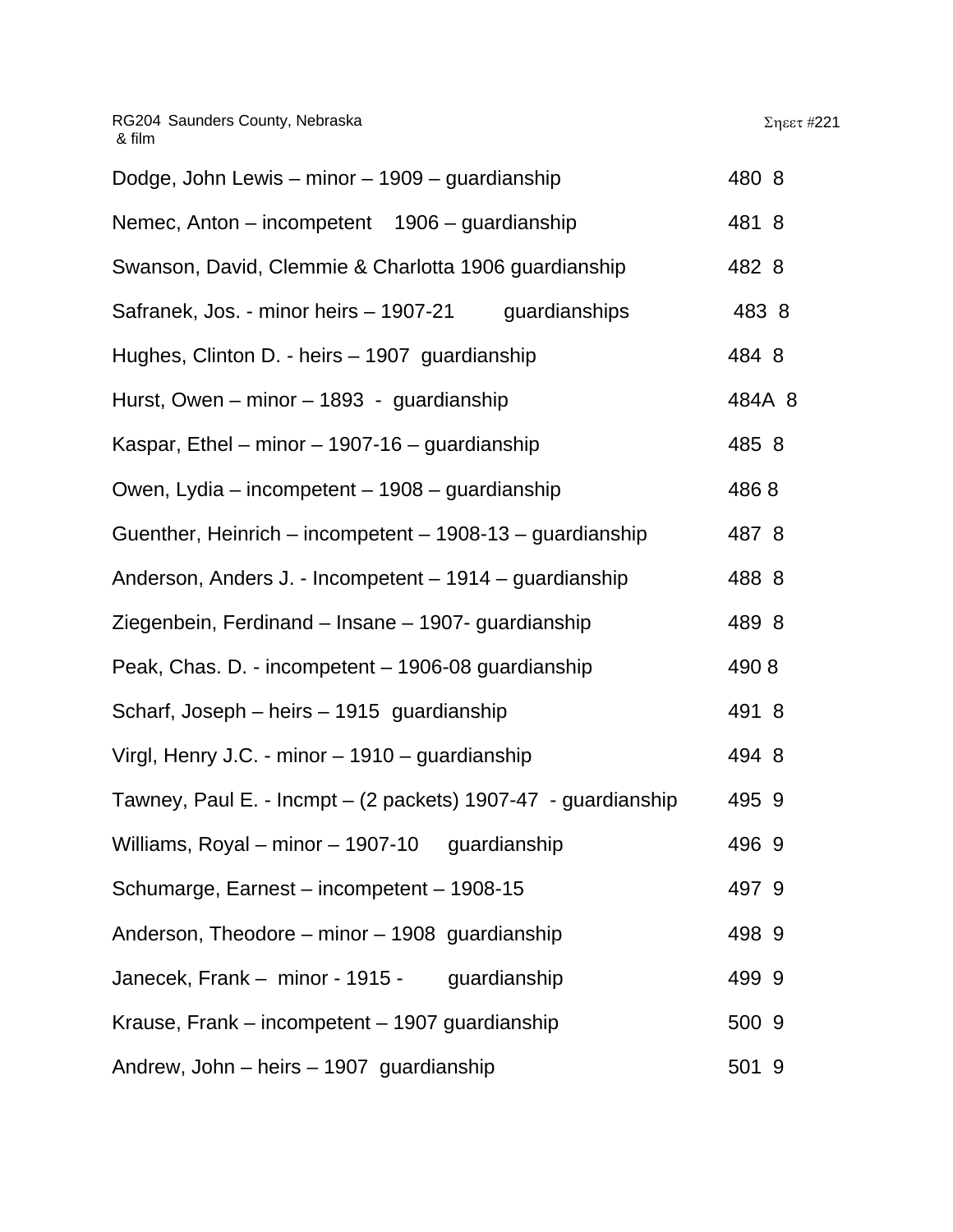RG204 Saunders County, Nebraska
& film

Σηεετ #221

Dodge, John Lewis – minor – 1909 – guardianship 480 8

Nemec, Anton – incompetent 1906 – guardianship 481 8

Swanson, David, Clemmie & Charlotta 1906 guardianship 482 8

Safranek, Jos. - minor heirs – 1907-21 guardianships 483 8

Hughes, Clinton D. - heirs – 1907 guardianship 484 8

Hurst, Owen – minor – 1893 - guardianship 484A 8

Kaspar, Ethel – minor – 1907-16 – guardianship 485 8

Owen, Lydia – incompetent – 1908 – guardianship 486 8

Guenther, Heinrich – incompetent – 1908-13 – guardianship 487 8

Anderson, Anders J. - Incompetent – 1914 – guardianship 488 8

Ziegenbein, Ferdinand – Insane – 1907- guardianship 489 8

Peak, Chas. D. - incompetent – 1906-08 guardianship 490 8

Scharf, Joseph – heirs – 1915 guardianship 491 8

Virgl, Henry J.C. - minor – 1910 – guardianship 494 8

Tawney, Paul E. - Incmpt – (2 packets) 1907-47 - guardianship 495 9

Williams, Royal – minor – 1907-10 guardianship 496 9

Schumarge, Earnest – incompetent – 1908-15 497 9

Anderson, Theodore – minor – 1908 guardianship 498 9

Janecek, Frank – minor - 1915 - guardianship 499 9

Krause, Frank – incompetent – 1907 guardianship 500 9

Andrew, John – heirs – 1907 guardianship 501 9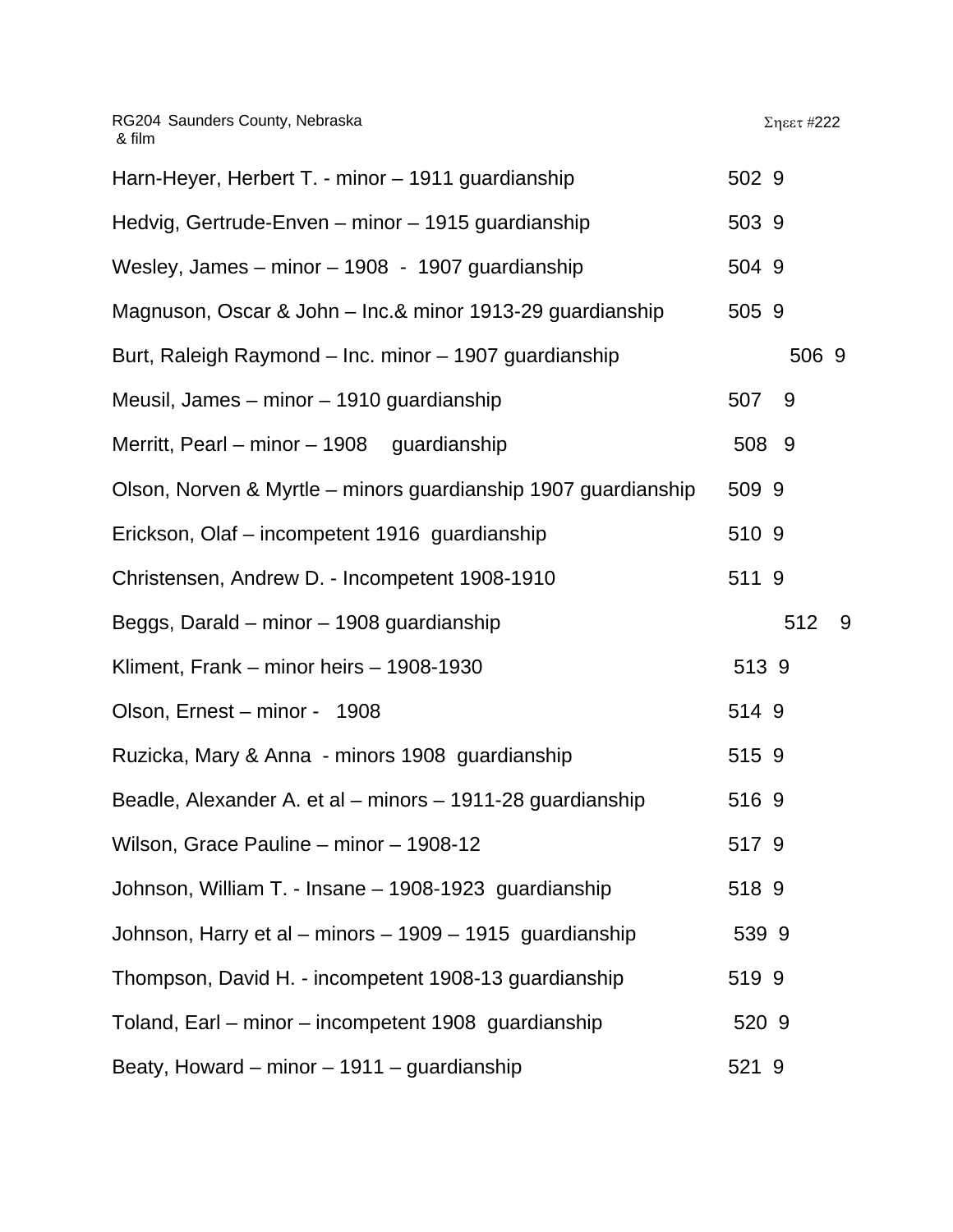RG204 Saunders County, Nebraska
& film

Σηεετ #222

| | | |
|---|---|---|
| Harn-Heyer, Herbert T. - minor – 1911 guardianship | 502 | 9 |
| Hedvig, Gertrude-Enven – minor – 1915 guardianship | 503 | 9 |
| Wesley, James – minor – 1908 - 1907 guardianship | 504 | 9 |
| Magnuson, Oscar & John – Inc.& minor 1913-29 guardianship | 505 | 9 |
| Burt, Raleigh Raymond – Inc. minor – 1907 guardianship | 506 | 9 |
| Meusil, James – minor – 1910 guardianship | 507 | 9 |
| Merritt, Pearl – minor – 1908 guardianship | 508 | 9 |
| Olson, Norven & Myrtle – minors guardianship 1907 guardianship | 509 | 9 |
| Erickson, Olaf – incompetent 1916 guardianship | 510 | 9 |
| Christensen, Andrew D. - Incompetent 1908-1910 | 511 | 9 |
| Beggs, Darald – minor – 1908 guardianship | 512 | 9 |
| Kliment, Frank – minor heirs – 1908-1930 | 513 | 9 |
| Olson, Ernest – minor - 1908 | 514 | 9 |
| Ruzicka, Mary & Anna - minors 1908 guardianship | 515 | 9 |
| Beadle, Alexander A. et al – minors – 1911-28 guardianship | 516 | 9 |
| Wilson, Grace Pauline – minor – 1908-12 | 517 | 9 |
| Johnson, William T. - Insane – 1908-1923 guardianship | 518 | 9 |
| Johnson, Harry et al – minors – 1909 – 1915 guardianship | 539 | 9 |
| Thompson, David H. - incompetent 1908-13 guardianship | 519 | 9 |
| Toland, Earl – minor – incompetent 1908 guardianship | 520 | 9 |
| Beaty, Howard – minor – 1911 – guardianship | 521 | 9 |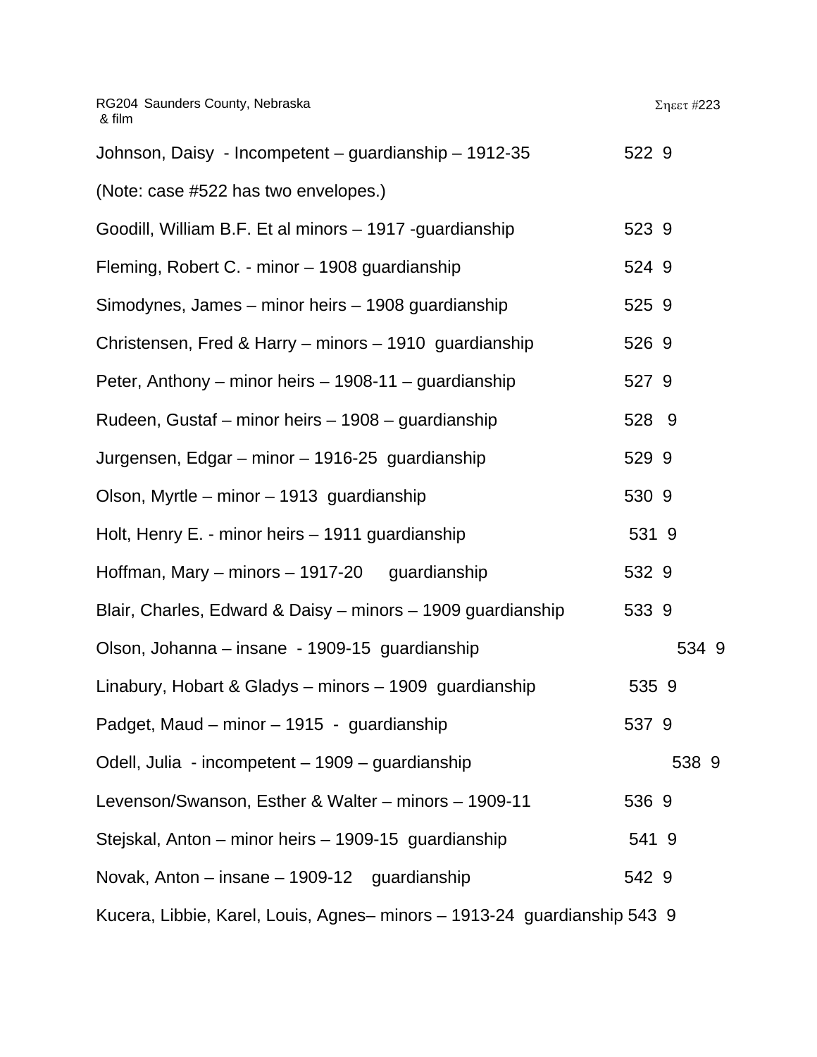RG204 Saunders County, Nebraska
& film

Σηεετ #223

Johnson, Daisy - Incompetent – guardianship – 1912-35 522 9

(Note: case #522 has two envelopes.)

Goodill, William B.F. Et al minors – 1917 -guardianship 523 9

Fleming, Robert C. - minor – 1908 guardianship 524 9

Simodynes, James – minor heirs – 1908 guardianship 525 9

Christensen, Fred & Harry – minors – 1910 guardianship 526 9

Peter, Anthony – minor heirs – 1908-11 – guardianship 527 9

Rudeen, Gustaf – minor heirs – 1908 – guardianship 528 9

Jurgensen, Edgar – minor – 1916-25 guardianship 529 9

Olson, Myrtle – minor – 1913 guardianship 530 9

Holt, Henry E. - minor heirs – 1911 guardianship 531 9

Hoffman, Mary – minors – 1917-20 guardianship 532 9

Blair, Charles, Edward & Daisy – minors – 1909 guardianship 533 9

Olson, Johanna – insane - 1909-15 guardianship 534 9

Linabury, Hobart & Gladys – minors – 1909 guardianship 535 9

Padget, Maud – minor – 1915 - guardianship 537 9

Odell, Julia - incompetent – 1909 – guardianship 538 9

Levenson/Swanson, Esther & Walter – minors – 1909-11 536 9

Stejskal, Anton – minor heirs – 1909-15 guardianship 541 9

Novak, Anton – insane – 1909-12 guardianship 542 9

Kucera, Libbie, Karel, Louis, Agnes– minors – 1913-24 guardianship 543 9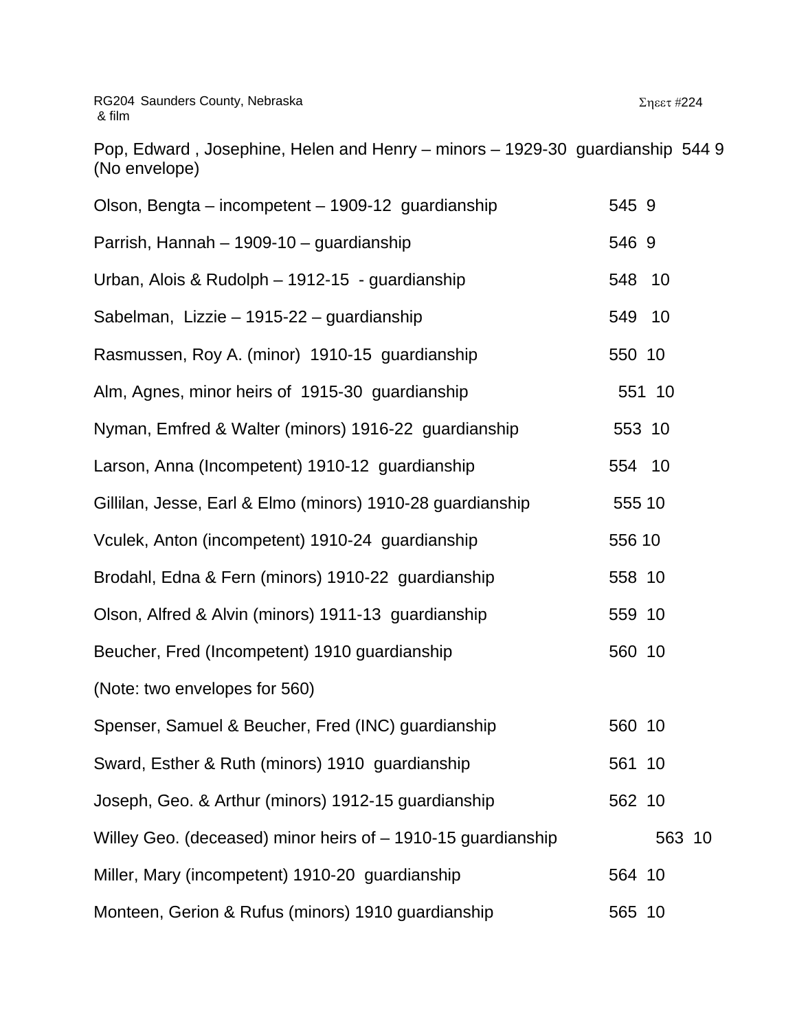RG204 Saunders County, Nebraska
& film

Σηεετ #224

Pop, Edward , Josephine, Helen and Henry – minors – 1929-30 guardianship 544 9
(No envelope)

Olson, Bengta – incompetent – 1909-12 guardianship 545 9

Parrish, Hannah – 1909-10 – guardianship 546 9

Urban, Alois & Rudolph – 1912-15 - guardianship 548 10

Sabelman, Lizzie – 1915-22 – guardianship 549 10

Rasmussen, Roy A. (minor) 1910-15 guardianship 550 10

Alm, Agnes, minor heirs of 1915-30 guardianship 551 10

Nyman, Emfred & Walter (minors) 1916-22 guardianship 553 10

Larson, Anna (Incompetent) 1910-12 guardianship 554 10

Gillilan, Jesse, Earl & Elmo (minors) 1910-28 guardianship 555 10

Vculek, Anton (incompetent) 1910-24 guardianship 556 10

Brodahl, Edna & Fern (minors) 1910-22 guardianship 558 10

Olson, Alfred & Alvin (minors) 1911-13 guardianship 559 10

Beucher, Fred (Incompetent) 1910 guardianship 560 10

(Note: two envelopes for 560)

Spenser, Samuel & Beucher, Fred (INC) guardianship 560 10

Sward, Esther & Ruth (minors) 1910 guardianship 561 10

Joseph, Geo. & Arthur (minors) 1912-15 guardianship 562 10

Willey Geo. (deceased) minor heirs of – 1910-15 guardianship 563 10

Miller, Mary (incompetent) 1910-20 guardianship 564 10

Monteen, Gerion & Rufus (minors) 1910 guardianship 565 10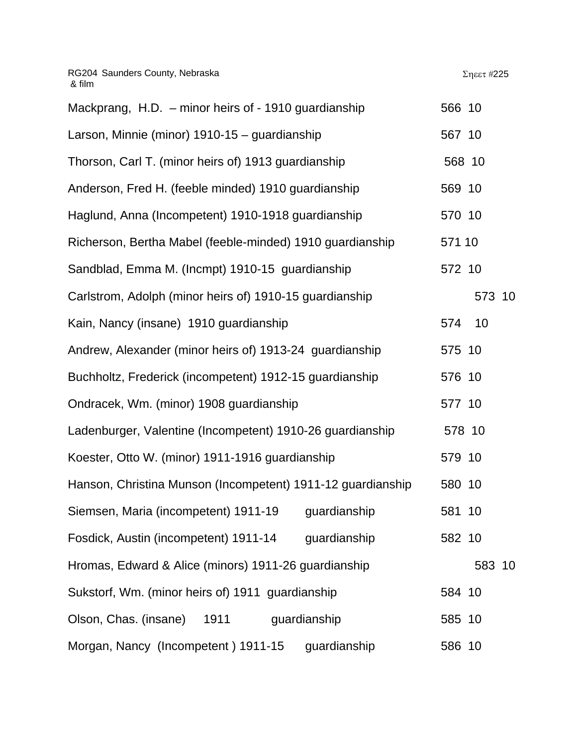RG204 Saunders County, Nebraska
& film

Σηεετ #225

| | | |
|---|---|---|
| Mackprang, H.D. – minor heirs of - 1910 guardianship | 566 | 10 |
| Larson, Minnie (minor) 1910-15 – guardianship | 567 | 10 |
| Thorson, Carl T. (minor heirs of) 1913 guardianship | 568 | 10 |
| Anderson, Fred H. (feeble minded) 1910 guardianship | 569 | 10 |
| Haglund, Anna (Incompetent) 1910-1918 guardianship | 570 | 10 |
| Richerson, Bertha Mabel (feeble-minded) 1910 guardianship | 571 | 10 |
| Sandblad, Emma M. (Incmpt) 1910-15 guardianship | 572 | 10 |
| Carlstrom, Adolph (minor heirs of) 1910-15 guardianship | 573 | 10 |
| Kain, Nancy (insane) 1910 guardianship | 574 | 10 |
| Andrew, Alexander (minor heirs of) 1913-24 guardianship | 575 | 10 |
| Buchholtz, Frederick (incompetent) 1912-15 guardianship | 576 | 10 |
| Ondracek, Wm. (minor) 1908 guardianship | 577 | 10 |
| Ladenburger, Valentine (Incompetent) 1910-26 guardianship | 578 | 10 |
| Koester, Otto W. (minor) 1911-1916 guardianship | 579 | 10 |
| Hanson, Christina Munson (Incompetent) 1911-12 guardianship | 580 | 10 |
| Siemsen, Maria (incompetent) 1911-19 guardianship | 581 | 10 |
| Fosdick, Austin (incompetent) 1911-14 guardianship | 582 | 10 |
| Hromas, Edward & Alice (minors) 1911-26 guardianship | 583 | 10 |
| Sukstorf, Wm. (minor heirs of) 1911 guardianship | 584 | 10 |
| Olson, Chas. (insane) 1911 guardianship | 585 | 10 |
| Morgan, Nancy (Incompetent ) 1911-15 guardianship | 586 | 10 |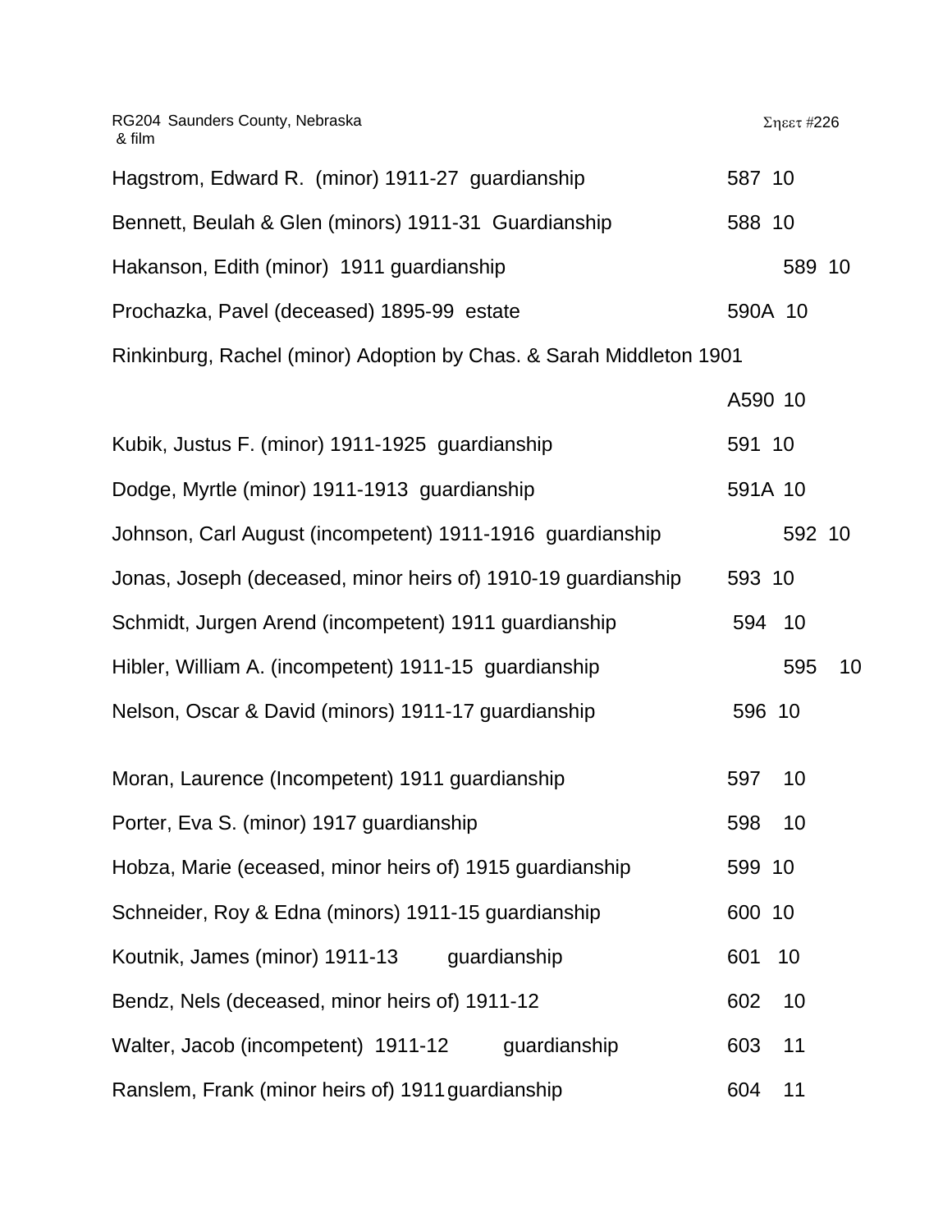RG204 Saunders County, Nebraska
& film

Σηεετ #226

| | | |
|---|---|---|
| Hagstrom, Edward R. (minor) 1911-27 guardianship | 587 | 10 |
| Bennett, Beulah & Glen (minors) 1911-31 Guardianship | 588 | 10 |
| Hakanson, Edith (minor) 1911 guardianship | 589 | 10 |
| Prochazka, Pavel (deceased) 1895-99 estate | 590A | 10 |
| Rinkinburg, Rachel (minor) Adoption by Chas. & Sarah Middleton 1901 | A590 | 10 |
| Kubik, Justus F. (minor) 1911-1925 guardianship | 591 | 10 |
| Dodge, Myrtle (minor) 1911-1913 guardianship | 591A | 10 |
| Johnson, Carl August (incompetent) 1911-1916 guardianship | 592 | 10 |
| Jonas, Joseph (deceased, minor heirs of) 1910-19 guardianship | 593 | 10 |
| Schmidt, Jurgen Arend (incompetent) 1911 guardianship | 594 | 10 |
| Hibler, William A. (incompetent) 1911-15 guardianship | 595 | 10 |
| Nelson, Oscar & David (minors) 1911-17 guardianship | 596 | 10 |
| Moran, Laurence (Incompetent) 1911 guardianship | 597 | 10 |
| Porter, Eva S. (minor) 1917 guardianship | 598 | 10 |
| Hobza, Marie (eceased, minor heirs of) 1915 guardianship | 599 | 10 |
| Schneider, Roy & Edna (minors) 1911-15 guardianship | 600 | 10 |
| Koutnik, James (minor) 1911-13 guardianship | 601 | 10 |
| Bendz, Nels (deceased, minor heirs of) 1911-12 | 602 | 10 |
| Walter, Jacob (incompetent) 1911-12 guardianship | 603 | 11 |
| Ranslem, Frank (minor heirs of) 1911 guardianship | 604 | 11 |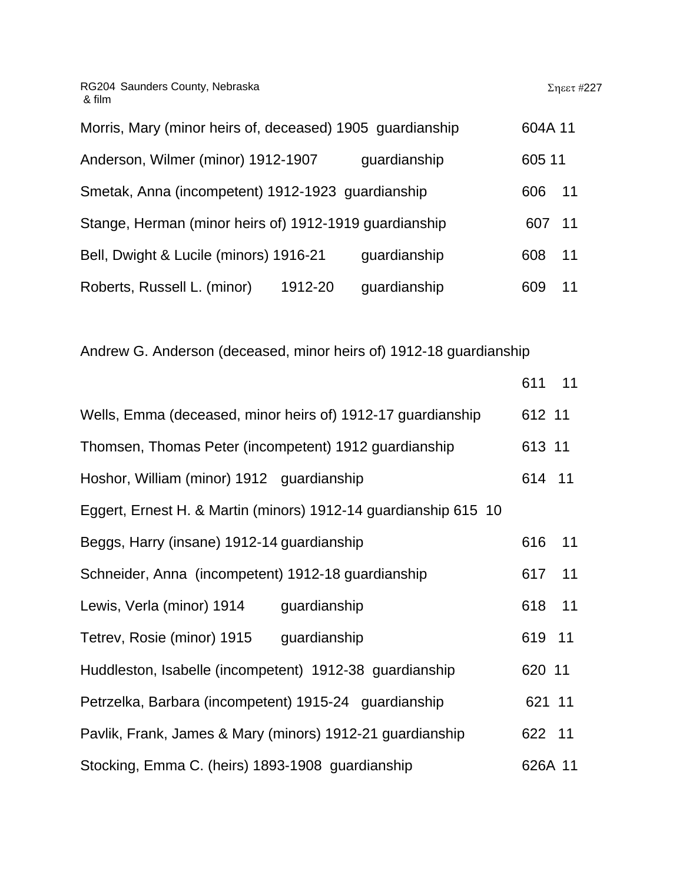RG204 Saunders County, Nebraska
& film

Σηεετ #227

Morris, Mary (minor heirs of, deceased) 1905 guardianship 604A 11

Anderson, Wilmer (minor) 1912-1907 guardianship 605 11

Smetak, Anna (incompetent) 1912-1923 guardianship 606 11

Stange, Herman (minor heirs of) 1912-1919 guardianship 607 11

Bell, Dwight & Lucile (minors) 1916-21 guardianship 608 11

Roberts, Russell L. (minor) 1912-20 guardianship 609 11

Andrew G. Anderson (deceased, minor heirs of) 1912-18 guardianship

611 11

Wells, Emma (deceased, minor heirs of) 1912-17 guardianship 612 11

Thomsen, Thomas Peter (incompetent) 1912 guardianship 613 11

Hoshor, William (minor) 1912 guardianship 614 11

Eggert, Ernest H. & Martin (minors) 1912-14 guardianship 615 10

Beggs, Harry (insane) 1912-14 guardianship 616 11

Schneider, Anna (incompetent) 1912-18 guardianship 617 11

Lewis, Verla (minor) 1914 guardianship 618 11

Tetrev, Rosie (minor) 1915 guardianship 619 11

Huddleston, Isabelle (incompetent) 1912-38 guardianship 620 11

Petrzelka, Barbara (incompetent) 1915-24 guardianship 621 11

Pavlik, Frank, James & Mary (minors) 1912-21 guardianship 622 11

Stocking, Emma C. (heirs) 1893-1908 guardianship 626A 11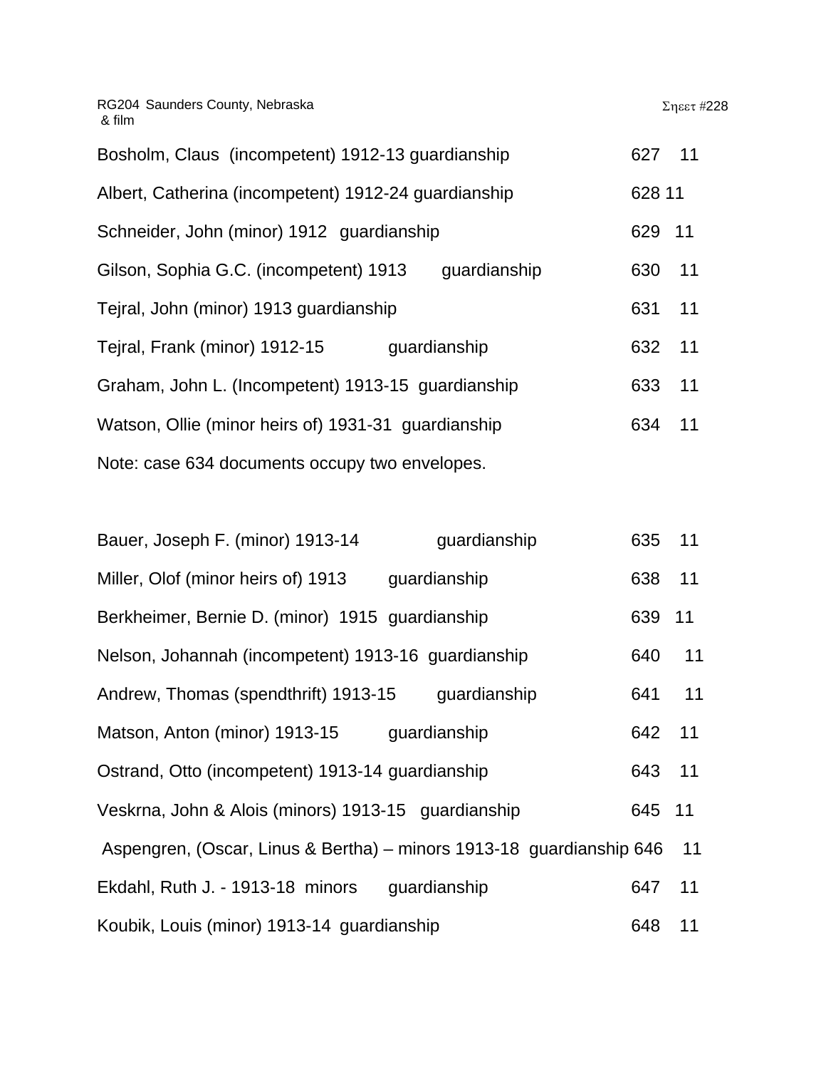RG204 Saunders County, Nebraska
& film

Σηεετ #228

| | | |
|---|---|---|
| Bosholm, Claus (incompetent) 1912-13 guardianship | 627 | 11 |
| Albert, Catherina (incompetent) 1912-24 guardianship | 628 | 11 |
| Schneider, John (minor) 1912 guardianship | 629 | 11 |
| Gilson, Sophia G.C. (incompetent) 1913 guardianship | 630 | 11 |
| Tejral, John (minor) 1913 guardianship | 631 | 11 |
| Tejral, Frank (minor) 1912-15 guardianship | 632 | 11 |
| Graham, John L. (Incompetent) 1913-15 guardianship | 633 | 11 |
| Watson, Ollie (minor heirs of) 1931-31 guardianship | 634 | 11 |

Note: case 634 documents occupy two envelopes.

| | | |
|---|---|---|
| Bauer, Joseph F. (minor) 1913-14 guardianship | 635 | 11 |
| Miller, Olof (minor heirs of) 1913 guardianship | 638 | 11 |
| Berkheimer, Bernie D. (minor) 1915 guardianship | 639 | 11 |
| Nelson, Johannah (incompetent) 1913-16 guardianship | 640 | 11 |
| Andrew, Thomas (spendthrift) 1913-15 guardianship | 641 | 11 |
| Matson, Anton (minor) 1913-15 guardianship | 642 | 11 |
| Ostrand, Otto (incompetent) 1913-14 guardianship | 643 | 11 |
| Veskrna, John & Alois (minors) 1913-15 guardianship | 645 | 11 |
| Aspengren, (Oscar, Linus & Bertha) – minors 1913-18 guardianship | 646 | 11 |
| Ekdahl, Ruth J. - 1913-18 minors guardianship | 647 | 11 |
| Koubik, Louis (minor) 1913-14 guardianship | 648 | 11 |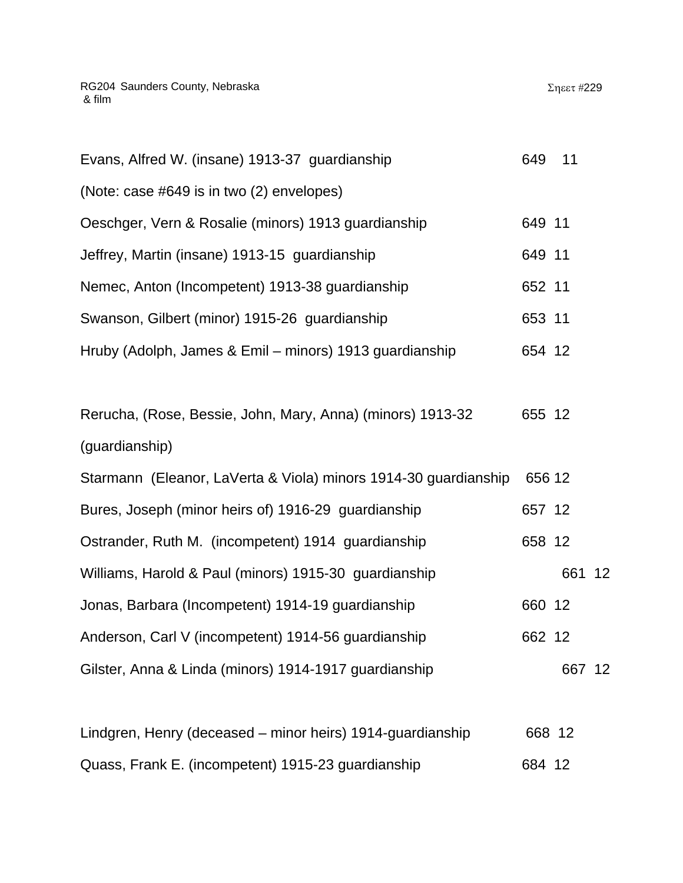Evans, Alfred W. (insane) 1913-37 guardianship 649 11

(Note: case #649 is in two (2) envelopes)

Oeschger, Vern & Rosalie (minors) 1913 guardianship 649 11

Jeffrey, Martin (insane) 1913-15 guardianship 649 11

Nemec, Anton (Incompetent) 1913-38 guardianship 652 11

Swanson, Gilbert (minor) 1915-26 guardianship 653 11

Hruby (Adolph, James & Emil – minors) 1913 guardianship 654 12

Rerucha, (Rose, Bessie, John, Mary, Anna) (minors) 1913-32 (guardianship) 655 12

Starmann (Eleanor, LaVerta & Viola) minors 1914-30 guardianship 656 12

Bures, Joseph (minor heirs of) 1916-29 guardianship 657 12

Ostrander, Ruth M. (incompetent) 1914 guardianship 658 12

Williams, Harold & Paul (minors) 1915-30 guardianship 661 12

Jonas, Barbara (Incompetent) 1914-19 guardianship 660 12

Anderson, Carl V (incompetent) 1914-56 guardianship 662 12

Gilster, Anna & Linda (minors) 1914-1917 guardianship 667 12

Lindgren, Henry (deceased – minor heirs) 1914-guardianship 668 12

Quass, Frank E. (incompetent) 1915-23 guardianship 684 12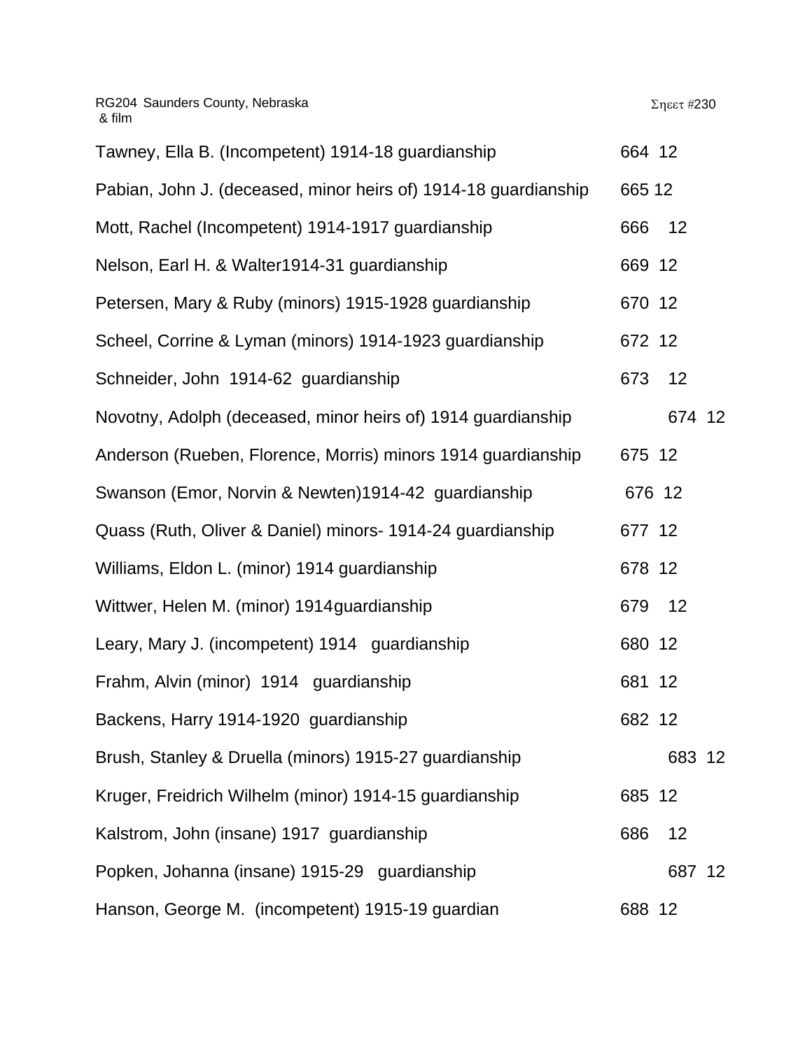RG204 Saunders County, Nebraska
& film

Σηεετ #230

| | | |
|---|---|---|
| Tawney, Ella B. (Incompetent) 1914-18 guardianship | 664 | 12 |
| Pabian, John J. (deceased, minor heirs of) 1914-18 guardianship | 665 | 12 |
| Mott, Rachel (Incompetent) 1914-1917 guardianship | 666 | 12 |
| Nelson, Earl H. & Walter1914-31 guardianship | 669 | 12 |
| Petersen, Mary & Ruby (minors) 1915-1928 guardianship | 670 | 12 |
| Scheel, Corrine & Lyman (minors) 1914-1923 guardianship | 672 | 12 |
| Schneider, John 1914-62 guardianship | 673 | 12 |
| Novotny, Adolph (deceased, minor heirs of) 1914 guardianship | 674 | 12 |
| Anderson (Rueben, Florence, Morris) minors 1914 guardianship | 675 | 12 |
| Swanson (Emor, Norvin & Newten)1914-42 guardianship | 676 | 12 |
| Quass (Ruth, Oliver & Daniel) minors- 1914-24 guardianship | 677 | 12 |
| Williams, Eldon L. (minor) 1914 guardianship | 678 | 12 |
| Wittwer, Helen M. (minor) 1914guardianship | 679 | 12 |
| Leary, Mary J. (incompetent) 1914 guardianship | 680 | 12 |
| Frahm, Alvin (minor) 1914 guardianship | 681 | 12 |
| Backens, Harry 1914-1920 guardianship | 682 | 12 |
| Brush, Stanley & Druella (minors) 1915-27 guardianship | 683 | 12 |
| Kruger, Freidrich Wilhelm (minor) 1914-15 guardianship | 685 | 12 |
| Kalstrom, John (insane) 1917 guardianship | 686 | 12 |
| Popken, Johanna (insane) 1915-29 guardianship | 687 | 12 |
| Hanson, George M. (incompetent) 1915-19 guardian | 688 | 12 |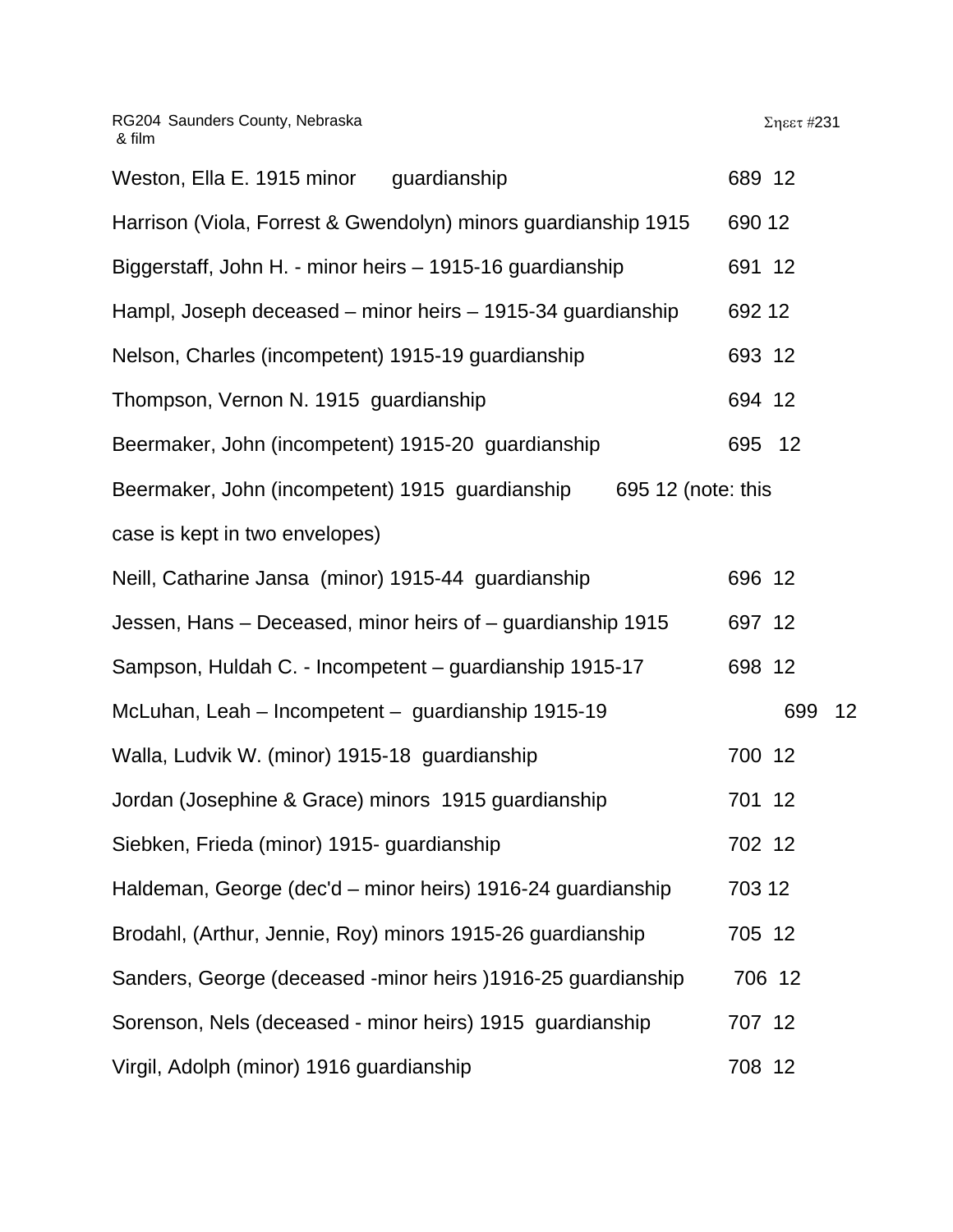RG204 Saunders County, Nebraska
& film

Σηεετ #231

Weston, Ella E. 1915 minor guardianship 689 12

Harrison (Viola, Forrest & Gwendolyn) minors guardianship 1915 690 12

Biggerstaff, John H. - minor heirs – 1915-16 guardianship 691 12

Hampl, Joseph deceased – minor heirs – 1915-34 guardianship 692 12

Nelson, Charles (incompetent) 1915-19 guardianship 693 12

Thompson, Vernon N. 1915 guardianship 694 12

Beermaker, John (incompetent) 1915-20 guardianship 695 12

Beermaker, John (incompetent) 1915 guardianship 695 12 (note: this case is kept in two envelopes)

Neill, Catharine Jansa (minor) 1915-44 guardianship 696 12

Jessen, Hans – Deceased, minor heirs of – guardianship 1915 697 12

Sampson, Huldah C. - Incompetent – guardianship 1915-17 698 12

McLuhan, Leah – Incompetent – guardianship 1915-19 699 12

Walla, Ludvik W. (minor) 1915-18 guardianship 700 12

Jordan (Josephine & Grace) minors 1915 guardianship 701 12

Siebken, Frieda (minor) 1915- guardianship 702 12

Haldeman, George (dec'd – minor heirs) 1916-24 guardianship 703 12

Brodahl, (Arthur, Jennie, Roy) minors 1915-26 guardianship 705 12

Sanders, George (deceased -minor heirs )1916-25 guardianship 706 12

Sorenson, Nels (deceased - minor heirs) 1915 guardianship 707 12

Virgil, Adolph (minor) 1916 guardianship 708 12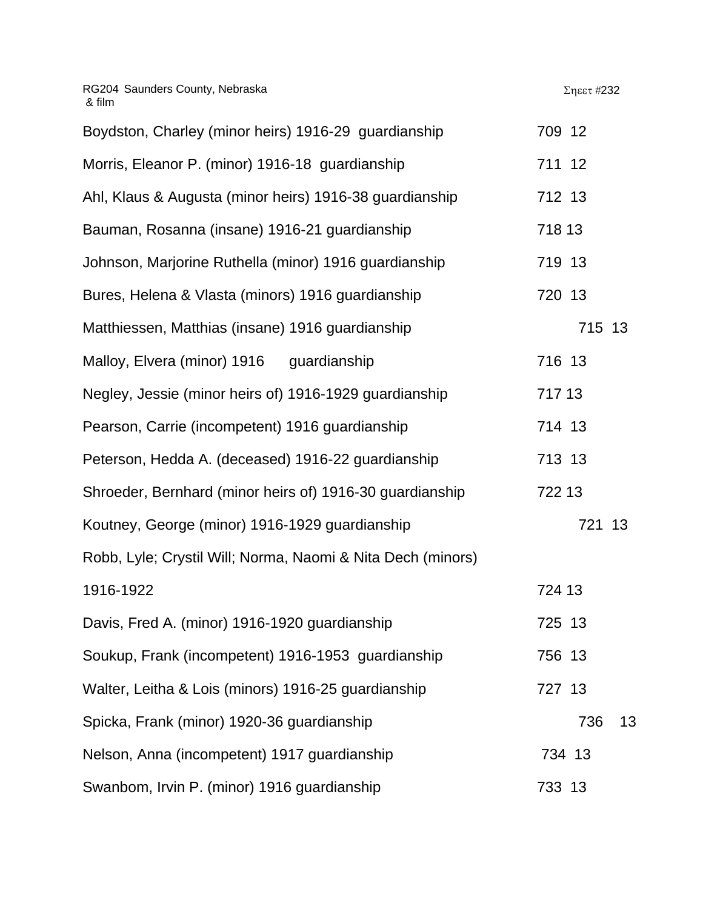RG204 Saunders County, Nebraska
& film

Sheet #232

| | | |
|---|---|---|
| Boydston, Charley (minor heirs) 1916-29 guardianship | 709 | 12 |
| Morris, Eleanor P. (minor) 1916-18 guardianship | 711 | 12 |
| Ahl, Klaus & Augusta (minor heirs) 1916-38 guardianship | 712 | 13 |
| Bauman, Rosanna (insane) 1916-21 guardianship | 718 | 13 |
| Johnson, Marjorine Ruthella (minor) 1916 guardianship | 719 | 13 |
| Bures, Helena & Vlasta (minors) 1916 guardianship | 720 | 13 |
| Matthiessen, Matthias (insane) 1916 guardianship | 715 | 13 |
| Malloy, Elvera (minor) 1916 guardianship | 716 | 13 |
| Negley, Jessie (minor heirs of) 1916-1929 guardianship | 717 | 13 |
| Pearson, Carrie (incompetent) 1916 guardianship | 714 | 13 |
| Peterson, Hedda A. (deceased) 1916-22 guardianship | 713 | 13 |
| Shroeder, Bernhard (minor heirs of) 1916-30 guardianship | 722 | 13 |
| Koutney, George (minor) 1916-1929 guardianship | 721 | 13 |
| Robb, Lyle; Crystil Will; Norma, Naomi & Nita Dech (minors) 1916-1922 | 724 | 13 |
| Davis, Fred A. (minor) 1916-1920 guardianship | 725 | 13 |
| Soukup, Frank (incompetent) 1916-1953 guardianship | 756 | 13 |
| Walter, Leitha & Lois (minors) 1916-25 guardianship | 727 | 13 |
| Spicka, Frank (minor) 1920-36 guardianship | 736 | 13 |
| Nelson, Anna (incompetent) 1917 guardianship | 734 | 13 |
| Swanbom, Irvin P. (minor) 1916 guardianship | 733 | 13 |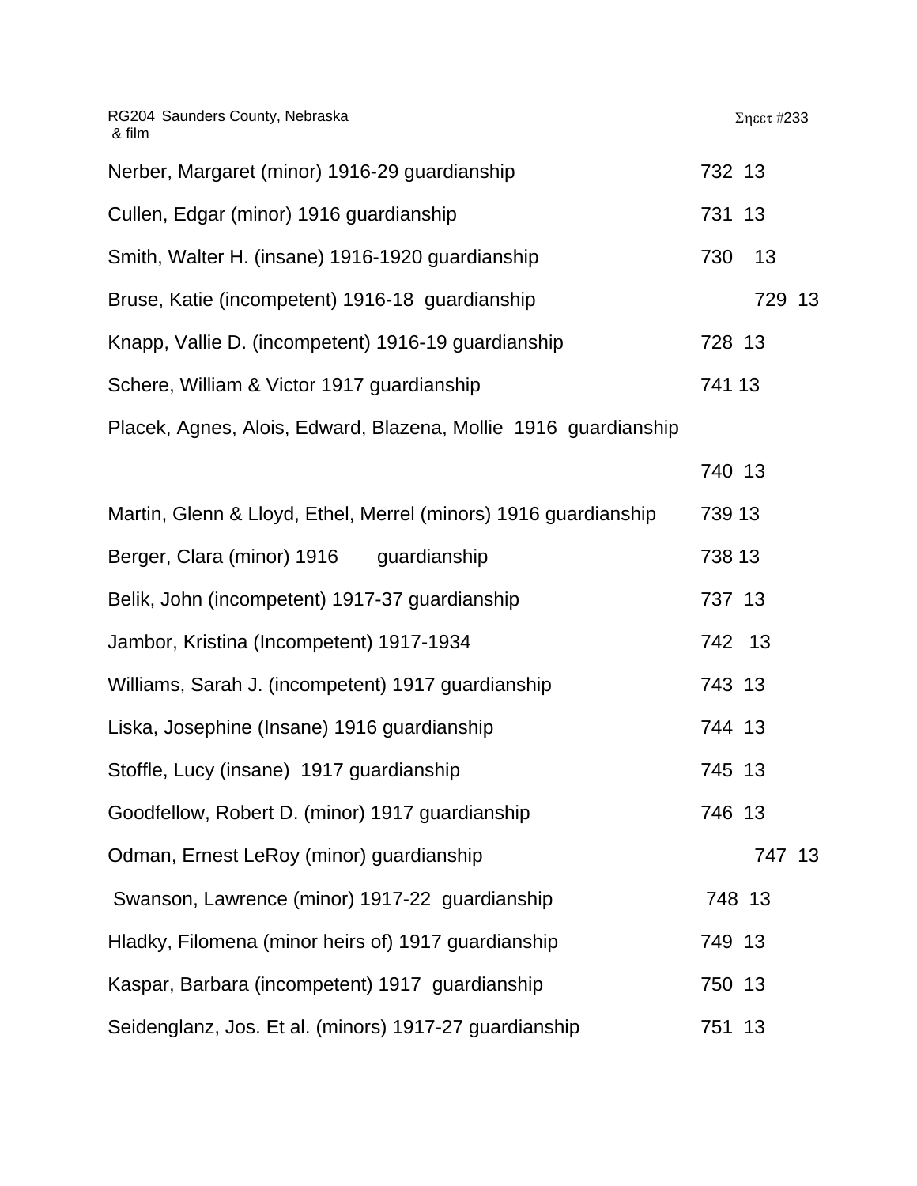RG204 Saunders County, Nebraska & film

Σηεετ #233

| | |
|---|---|
| Nerber, Margaret (minor) 1916-29 guardianship | 732 13 |
| Cullen, Edgar (minor) 1916 guardianship | 731 13 |
| Smith, Walter H. (insane) 1916-1920 guardianship | 730 13 |
| Bruse, Katie (incompetent) 1916-18 guardianship | 729 13 |
| Knapp, Vallie D. (incompetent) 1916-19 guardianship | 728 13 |
| Schere, William & Victor 1917 guardianship | 741 13 |
| Placek, Agnes, Alois, Edward, Blazena, Mollie 1916 guardianship | 740 13 |
| Martin, Glenn & Lloyd, Ethel, Merrel (minors) 1916 guardianship | 739 13 |
| Berger, Clara (minor) 1916 guardianship | 738 13 |
| Belik, John (incompetent) 1917-37 guardianship | 737 13 |
| Jambor, Kristina (Incompetent) 1917-1934 | 742 13 |
| Williams, Sarah J. (incompetent) 1917 guardianship | 743 13 |
| Liska, Josephine (Insane) 1916 guardianship | 744 13 |
| Stoffle, Lucy (insane) 1917 guardianship | 745 13 |
| Goodfellow, Robert D. (minor) 1917 guardianship | 746 13 |
| Odman, Ernest LeRoy (minor) guardianship | 747 13 |
| Swanson, Lawrence (minor) 1917-22 guardianship | 748 13 |
| Hladky, Filomena (minor heirs of) 1917 guardianship | 749 13 |
| Kaspar, Barbara (incompetent) 1917 guardianship | 750 13 |
| Seidenglanz, Jos. Et al. (minors) 1917-27 guardianship | 751 13 |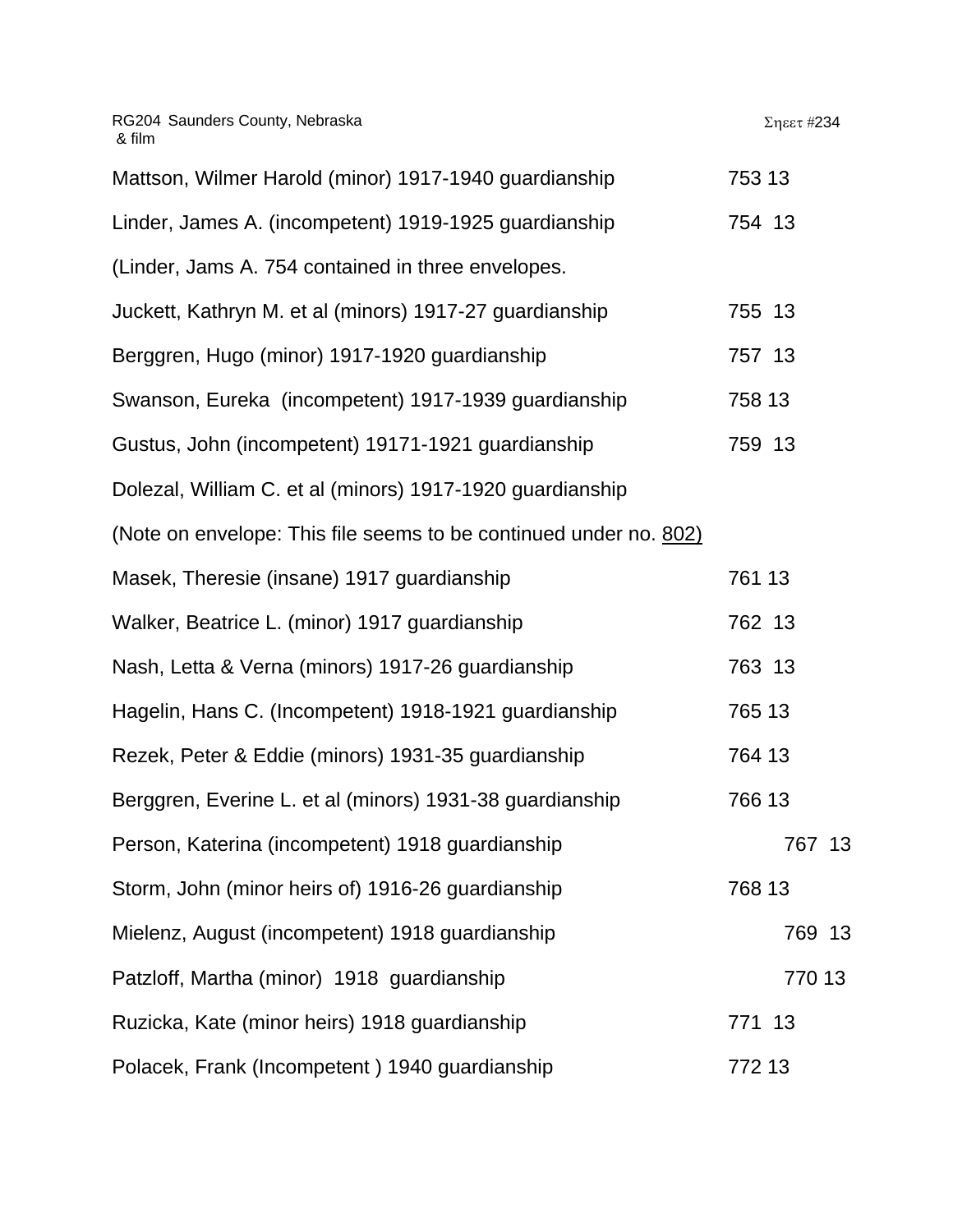RG204 Saunders County, Nebraska
& film

Σηεετ #234

Mattson, Wilmer Harold (minor) 1917-1940 guardianship 753 13

Linder, James A. (incompetent) 1919-1925 guardianship 754 13

(Linder, Jams A. 754 contained in three envelopes.

Juckett, Kathryn M. et al (minors) 1917-27 guardianship 755 13

Berggren, Hugo (minor) 1917-1920 guardianship 757 13

Swanson, Eureka (incompetent) 1917-1939 guardianship 758 13

Gustus, John (incompetent) 19171-1921 guardianship 759 13

Dolezal, William C. et al (minors) 1917-1920 guardianship

(Note on envelope: This file seems to be continued under no. 802)

Masek, Theresie (insane) 1917 guardianship 761 13

Walker, Beatrice L. (minor) 1917 guardianship 762 13

Nash, Letta & Verna (minors) 1917-26 guardianship 763 13

Hagelin, Hans C. (Incompetent) 1918-1921 guardianship 765 13

Rezek, Peter & Eddie (minors) 1931-35 guardianship 764 13

Berggren, Everine L. et al (minors) 1931-38 guardianship 766 13

Person, Katerina (incompetent) 1918 guardianship 767 13

Storm, John (minor heirs of) 1916-26 guardianship 768 13

Mielenz, August (incompetent) 1918 guardianship 769 13

Patzloff, Martha (minor) 1918 guardianship 770 13

Ruzicka, Kate (minor heirs) 1918 guardianship 771 13

Polacek, Frank (Incompetent ) 1940 guardianship 772 13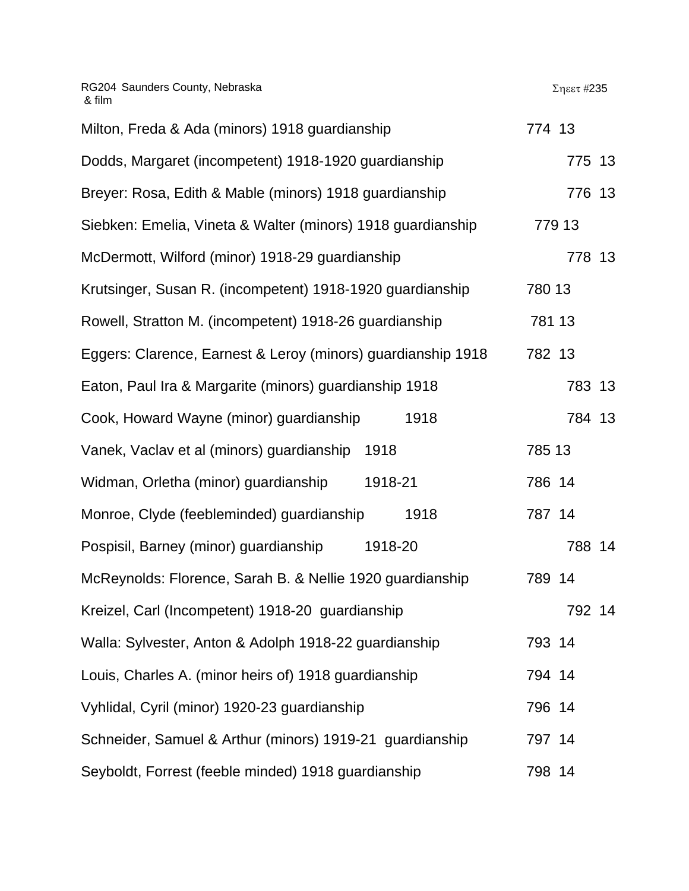RG204 Saunders County, Nebraska
& film

Σηεετ #235

| | | |
|---|---|---|
| Milton, Freda & Ada (minors) 1918 guardianship | 774 | 13 |
| Dodds, Margaret (incompetent) 1918-1920 guardianship | 775 | 13 |
| Breyer: Rosa, Edith & Mable (minors) 1918 guardianship | 776 | 13 |
| Siebken: Emelia, Vineta & Walter (minors) 1918 guardianship | 779 | 13 |
| McDermott, Wilford (minor) 1918-29 guardianship | 778 | 13 |
| Krutsinger, Susan R. (incompetent) 1918-1920 guardianship | 780 | 13 |
| Rowell, Stratton M. (incompetent) 1918-26 guardianship | 781 | 13 |
| Eggers: Clarence, Earnest & Leroy (minors) guardianship 1918 | 782 | 13 |
| Eaton, Paul Ira & Margarite (minors) guardianship 1918 | 783 | 13 |
| Cook, Howard Wayne (minor) guardianship 1918 | 784 | 13 |
| Vanek, Vaclav et al (minors) guardianship 1918 | 785 | 13 |
| Widman, Orletha (minor) guardianship 1918-21 | 786 | 14 |
| Monroe, Clyde (feebleminded) guardianship 1918 | 787 | 14 |
| Pospisil, Barney (minor) guardianship 1918-20 | 788 | 14 |
| McReynolds: Florence, Sarah B. & Nellie 1920 guardianship | 789 | 14 |
| Kreizel, Carl (Incompetent) 1918-20 guardianship | 792 | 14 |
| Walla: Sylvester, Anton & Adolph 1918-22 guardianship | 793 | 14 |
| Louis, Charles A. (minor heirs of) 1918 guardianship | 794 | 14 |
| Vyhlidal, Cyril (minor) 1920-23 guardianship | 796 | 14 |
| Schneider, Samuel & Arthur (minors) 1919-21 guardianship | 797 | 14 |
| Seyboldt, Forrest (feeble minded) 1918 guardianship | 798 | 14 |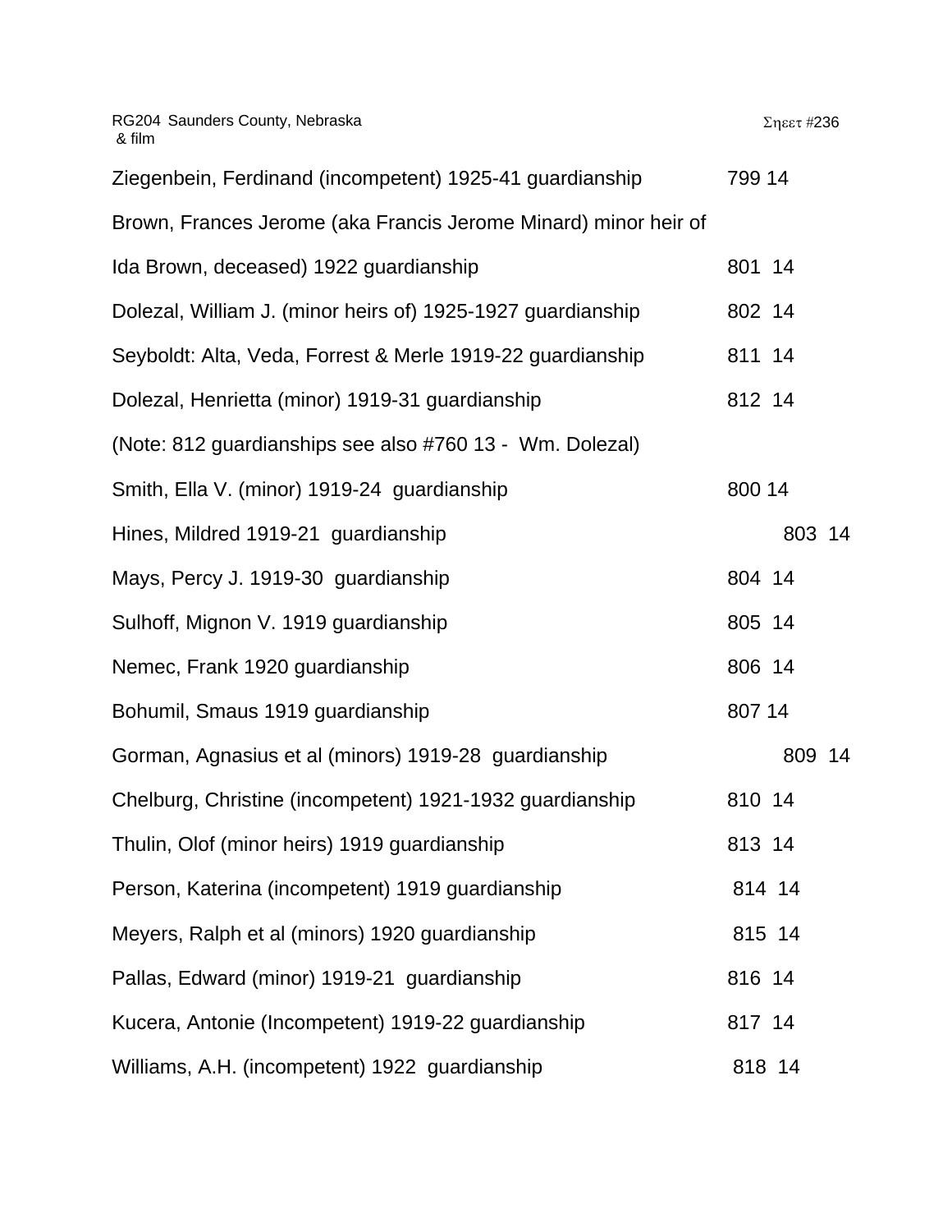RG204 Saunders County, Nebraska
& film

Σηεετ #236

Ziegenbein, Ferdinand (incompetent) 1925-41 guardianship 799 14

Brown, Frances Jerome (aka Francis Jerome Minard) minor heir of

Ida Brown, deceased) 1922 guardianship 801 14

Dolezal, William J. (minor heirs of) 1925-1927 guardianship 802 14

Seyboldt: Alta, Veda, Forrest & Merle 1919-22 guardianship 811 14

Dolezal, Henrietta (minor) 1919-31 guardianship 812 14

(Note: 812 guardianships see also #760 13 - Wm. Dolezal)

Smith, Ella V. (minor) 1919-24 guardianship 800 14

Hines, Mildred 1919-21 guardianship 803 14

Mays, Percy J. 1919-30 guardianship 804 14

Sulhoff, Mignon V. 1919 guardianship 805 14

Nemec, Frank 1920 guardianship 806 14

Bohumil, Smaus 1919 guardianship 807 14

Gorman, Agnasius et al (minors) 1919-28 guardianship 809 14

Chelburg, Christine (incompetent) 1921-1932 guardianship 810 14

Thulin, Olof (minor heirs) 1919 guardianship 813 14

Person, Katerina (incompetent) 1919 guardianship 814 14

Meyers, Ralph et al (minors) 1920 guardianship 815 14

Pallas, Edward (minor) 1919-21 guardianship 816 14

Kucera, Antonie (Incompetent) 1919-22 guardianship 817 14

Williams, A.H. (incompetent) 1922 guardianship 818 14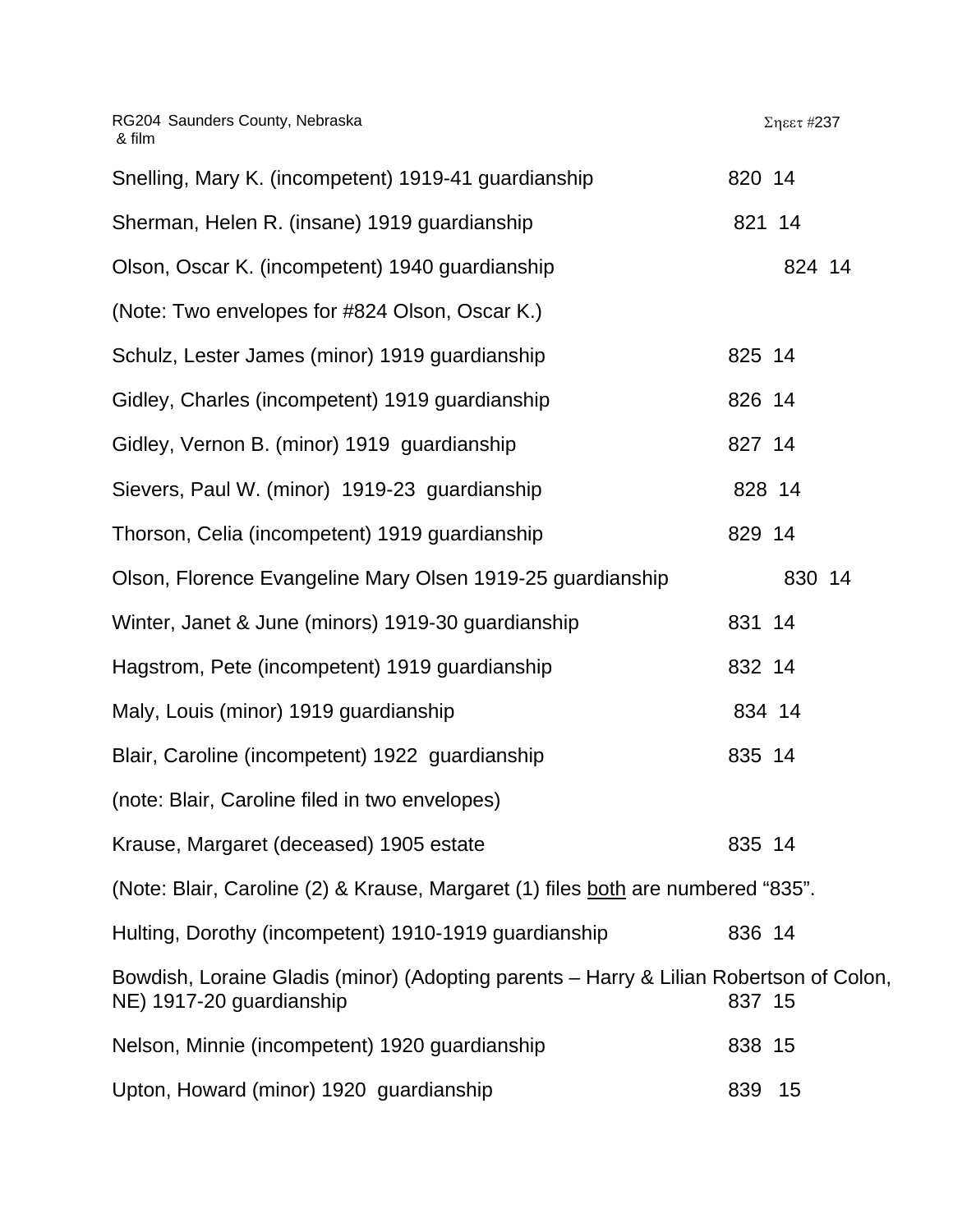RG204 Saunders County, Nebraska
& film

Σηεετ #237

Snelling, Mary K. (incompetent) 1919-41 guardianship 820 14

Sherman, Helen R. (insane) 1919 guardianship 821 14

Olson, Oscar K. (incompetent) 1940 guardianship 824 14

(Note: Two envelopes for #824 Olson, Oscar K.)

Schulz, Lester James (minor) 1919 guardianship 825 14

Gidley, Charles (incompetent) 1919 guardianship 826 14

Gidley, Vernon B. (minor) 1919 guardianship 827 14

Sievers, Paul W. (minor) 1919-23 guardianship 828 14

Thorson, Celia (incompetent) 1919 guardianship 829 14

Olson, Florence Evangeline Mary Olsen 1919-25 guardianship 830 14

Winter, Janet & June (minors) 1919-30 guardianship 831 14

Hagstrom, Pete (incompetent) 1919 guardianship 832 14

Maly, Louis (minor) 1919 guardianship 834 14

Blair, Caroline (incompetent) 1922 guardianship 835 14

(note: Blair, Caroline filed in two envelopes)

Krause, Margaret (deceased) 1905 estate 835 14

(Note: Blair, Caroline (2) & Krause, Margaret (1) files both are numbered "835".

Hulting, Dorothy (incompetent) 1910-1919 guardianship 836 14

Bowdish, Loraine Gladis (minor) (Adopting parents – Harry & Lilian Robertson of Colon, NE) 1917-20 guardianship 837 15

Nelson, Minnie (incompetent) 1920 guardianship 838 15

Upton, Howard (minor) 1920 guardianship 839 15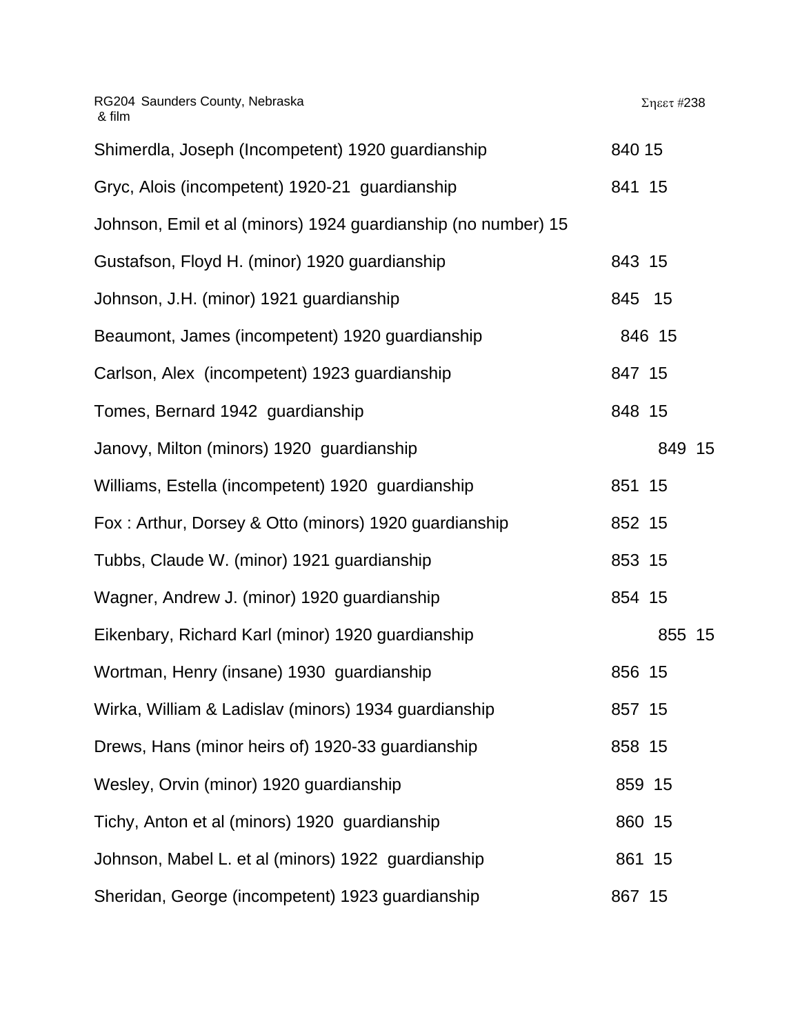RG204 Saunders County, Nebraska
& film

Σηεετ #238

| | | |
|---|---|---|
| Shimerdla, Joseph (Incompetent) 1920 guardianship | 840 | 15 |
| Gryc, Alois (incompetent) 1920-21 guardianship | 841 | 15 |
| Johnson, Emil et al (minors) 1924 guardianship (no number) | | 15 |
| Gustafson, Floyd H. (minor) 1920 guardianship | 843 | 15 |
| Johnson, J.H. (minor) 1921 guardianship | 845 | 15 |
| Beaumont, James (incompetent) 1920 guardianship | 846 | 15 |
| Carlson, Alex (incompetent) 1923 guardianship | 847 | 15 |
| Tomes, Bernard 1942 guardianship | 848 | 15 |
| Janovy, Milton (minors) 1920 guardianship | 849 | 15 |
| Williams, Estella (incompetent) 1920 guardianship | 851 | 15 |
| Fox : Arthur, Dorsey & Otto (minors) 1920 guardianship | 852 | 15 |
| Tubbs, Claude W. (minor) 1921 guardianship | 853 | 15 |
| Wagner, Andrew J. (minor) 1920 guardianship | 854 | 15 |
| Eikenbary, Richard Karl (minor) 1920 guardianship | 855 | 15 |
| Wortman, Henry (insane) 1930 guardianship | 856 | 15 |
| Wirka, William & Ladislav (minors) 1934 guardianship | 857 | 15 |
| Drews, Hans (minor heirs of) 1920-33 guardianship | 858 | 15 |
| Wesley, Orvin (minor) 1920 guardianship | 859 | 15 |
| Tichy, Anton et al (minors) 1920 guardianship | 860 | 15 |
| Johnson, Mabel L. et al (minors) 1922 guardianship | 861 | 15 |
| Sheridan, George (incompetent) 1923 guardianship | 867 | 15 |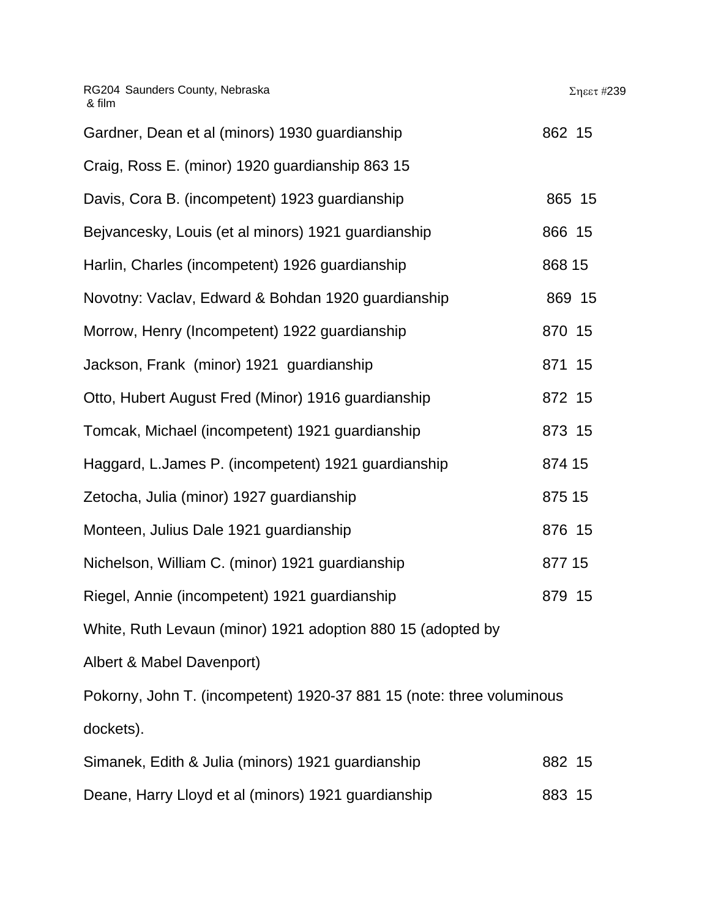RG204 Saunders County, Nebraska
& film

Σηεετ #239

Gardner, Dean et al (minors) 1930 guardianship 862 15

Craig, Ross E. (minor) 1920 guardianship 863 15

Davis, Cora B. (incompetent) 1923 guardianship 865 15

Bejvancesky, Louis (et al minors) 1921 guardianship 866 15

Harlin, Charles (incompetent) 1926 guardianship 868 15

Novotny: Vaclav, Edward & Bohdan 1920 guardianship 869 15

Morrow, Henry (Incompetent) 1922 guardianship 870 15

Jackson, Frank (minor) 1921 guardianship 871 15

Otto, Hubert August Fred (Minor) 1916 guardianship 872 15

Tomcak, Michael (incompetent) 1921 guardianship 873 15

Haggard, L.James P. (incompetent) 1921 guardianship 874 15

Zetocha, Julia (minor) 1927 guardianship 875 15

Monteen, Julius Dale 1921 guardianship 876 15

Nichelson, William C. (minor) 1921 guardianship 877 15

Riegel, Annie (incompetent) 1921 guardianship 879 15

White, Ruth Levaun (minor) 1921 adoption 880 15 (adopted by Albert & Mabel Davenport)

Pokorny, John T. (incompetent) 1920-37 881 15 (note: three voluminous dockets).

Simanek, Edith & Julia (minors) 1921 guardianship 882 15

Deane, Harry Lloyd et al (minors) 1921 guardianship 883 15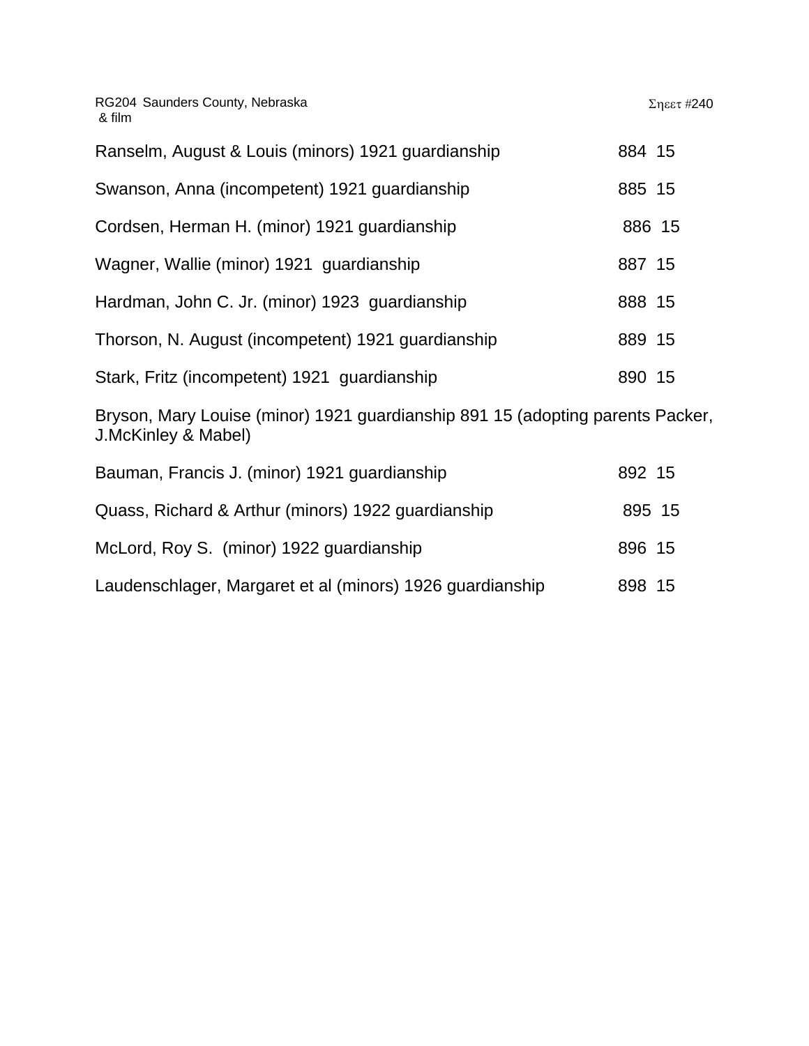RG204 Saunders County, Nebraska
& film

Σηεετ #240

Ranselm, August & Louis (minors) 1921 guardianship 884 15

Swanson, Anna (incompetent) 1921 guardianship 885 15

Cordsen, Herman H. (minor) 1921 guardianship 886 15

Wagner, Wallie (minor) 1921 guardianship 887 15

Hardman, John C. Jr. (minor) 1923 guardianship 888 15

Thorson, N. August (incompetent) 1921 guardianship 889 15

Stark, Fritz (incompetent) 1921 guardianship 890 15

Bryson, Mary Louise (minor) 1921 guardianship 891 15 (adopting parents Packer, J.McKinley & Mabel)

Bauman, Francis J. (minor) 1921 guardianship 892 15

Quass, Richard & Arthur (minors) 1922 guardianship 895 15

McLord, Roy S. (minor) 1922 guardianship 896 15

Laudenschlager, Margaret et al (minors) 1926 guardianship 898 15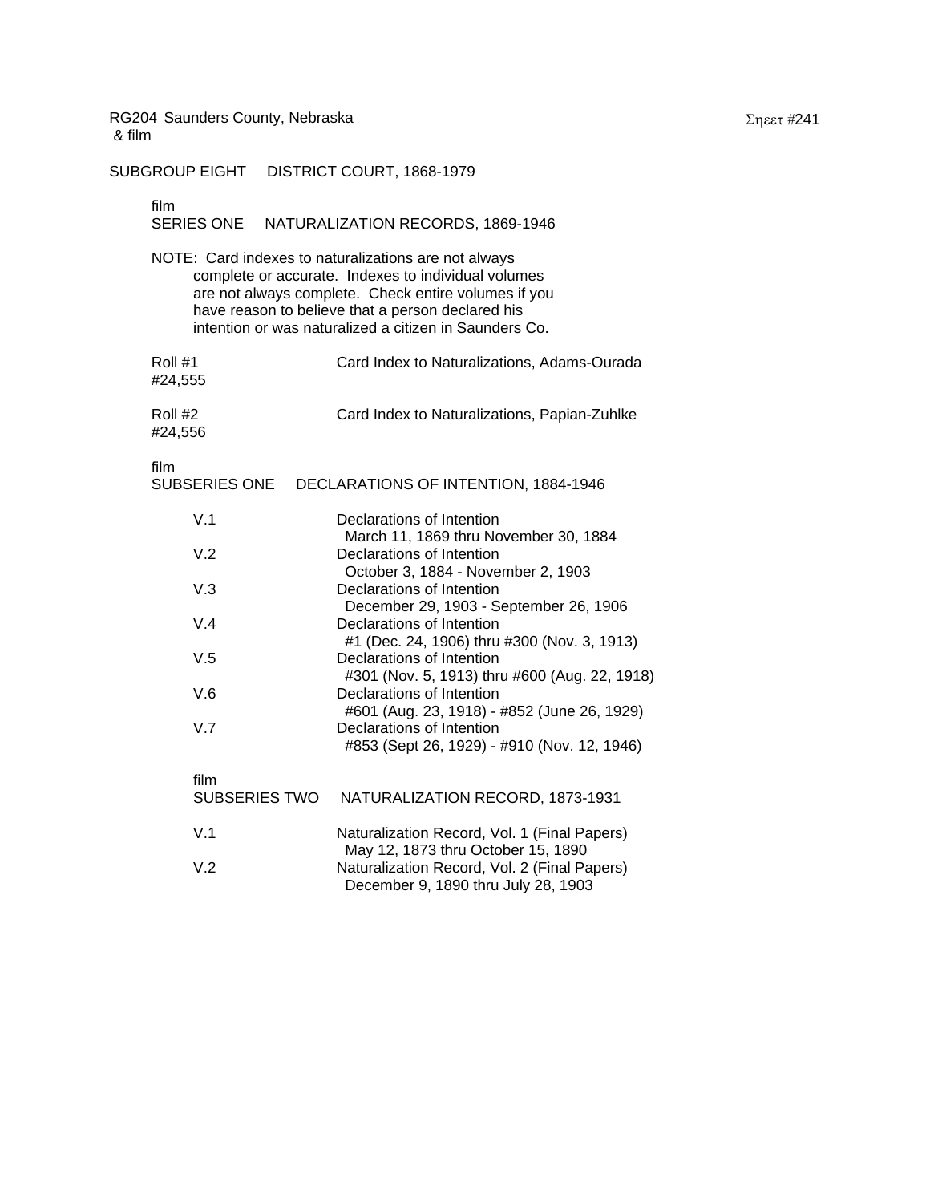RG204 Saunders County, Nebraska
& film

Σηεετ #241

SUBGROUP EIGHT DISTRICT COURT, 1868-1979

film
SERIES ONE NATURALIZATION RECORDS, 1869-1946

NOTE: Card indexes to naturalizations are not always complete or accurate. Indexes to individual volumes are not always complete. Check entire volumes if you have reason to believe that a person declared his intention or was naturalized a citizen in Saunders Co.

| | |
|---|---|
| Roll #1<br>#24,555 | Card Index to Naturalizations, Adams-Ourada |
| Roll #2<br>#24,556 | Card Index to Naturalizations, Papian-Zuhlke |

film
SUBSERIES ONE DECLARATIONS OF INTENTION, 1884-1946

| | |
|---|---|
| V.1 | Declarations of Intention<br>March 11, 1869 thru November 30, 1884 |
| V.2 | Declarations of Intention<br>October 3, 1884 - November 2, 1903 |
| V.3 | Declarations of Intention<br>December 29, 1903 - September 26, 1906 |
| V.4 | Declarations of Intention<br>#1 (Dec. 24, 1906) thru #300 (Nov. 3, 1913) |
| V.5 | Declarations of Intention<br>#301 (Nov. 5, 1913) thru #600 (Aug. 22, 1918) |
| V.6 | Declarations of Intention<br>#601 (Aug. 23, 1918) - #852 (June 26, 1929) |
| V.7 | Declarations of Intention<br>#853 (Sept 26, 1929) - #910 (Nov. 12, 1946) |

film
SUBSERIES TWO NATURALIZATION RECORD, 1873-1931

| | |
|---|---|
| V.1 | Naturalization Record, Vol. 1 (Final Papers)<br>May 12, 1873 thru October 15, 1890 |
| V.2 | Naturalization Record, Vol. 2 (Final Papers)<br>December 9, 1890 thru July 28, 1903 |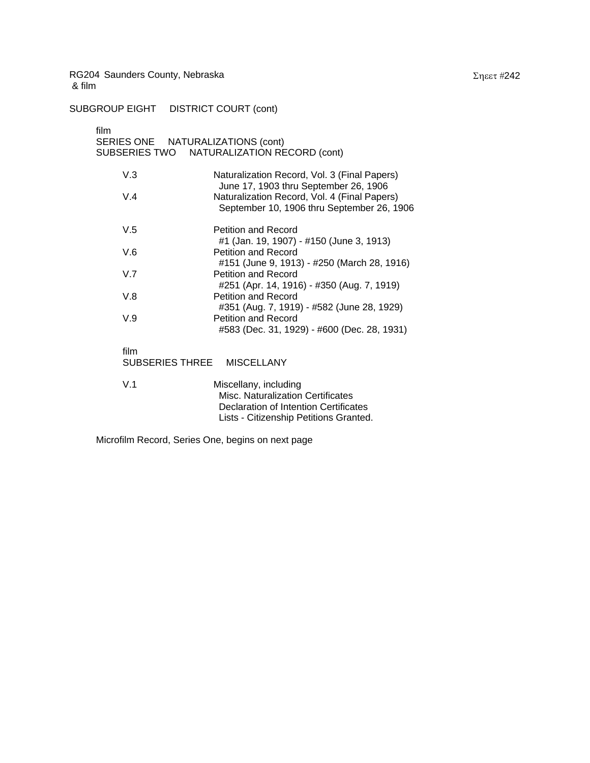RG204 Saunders County, Nebraska
& film

SUBGROUP EIGHT DISTRICT COURT (cont)

film
SERIES ONE NATURALIZATIONS (cont)
SUBSERIES TWO NATURALIZATION RECORD (cont)

| | |
|---|---|
| V.3 | Naturalization Record, Vol. 3 (Final Papers)<br>June 17, 1903 thru September 26, 1906 |
| V.4 | Naturalization Record, Vol. 4 (Final Papers)<br>September 10, 1906 thru September 26, 1906 |
| V.5 | Petition and Record<br>#1 (Jan. 19, 1907) - #150 (June 3, 1913) |
| V.6 | Petition and Record<br>#151 (June 9, 1913) - #250 (March 28, 1916) |
| V.7 | Petition and Record<br>#251 (Apr. 14, 1916) - #350 (Aug. 7, 1919) |
| V.8 | Petition and Record<br>#351 (Aug. 7, 1919) - #582 (June 28, 1929) |
| V.9 | Petition and Record<br>#583 (Dec. 31, 1929) - #600 (Dec. 28, 1931) |

film
SUBSERIES THREE MISCELLANY

| | |
|---|---|
| V.1 | Miscellany, including<br>Misc. Naturalization Certificates<br>Declaration of Intention Certificates<br>Lists - Citizenship Petitions Granted. |

Microfilm Record, Series One, begins on next page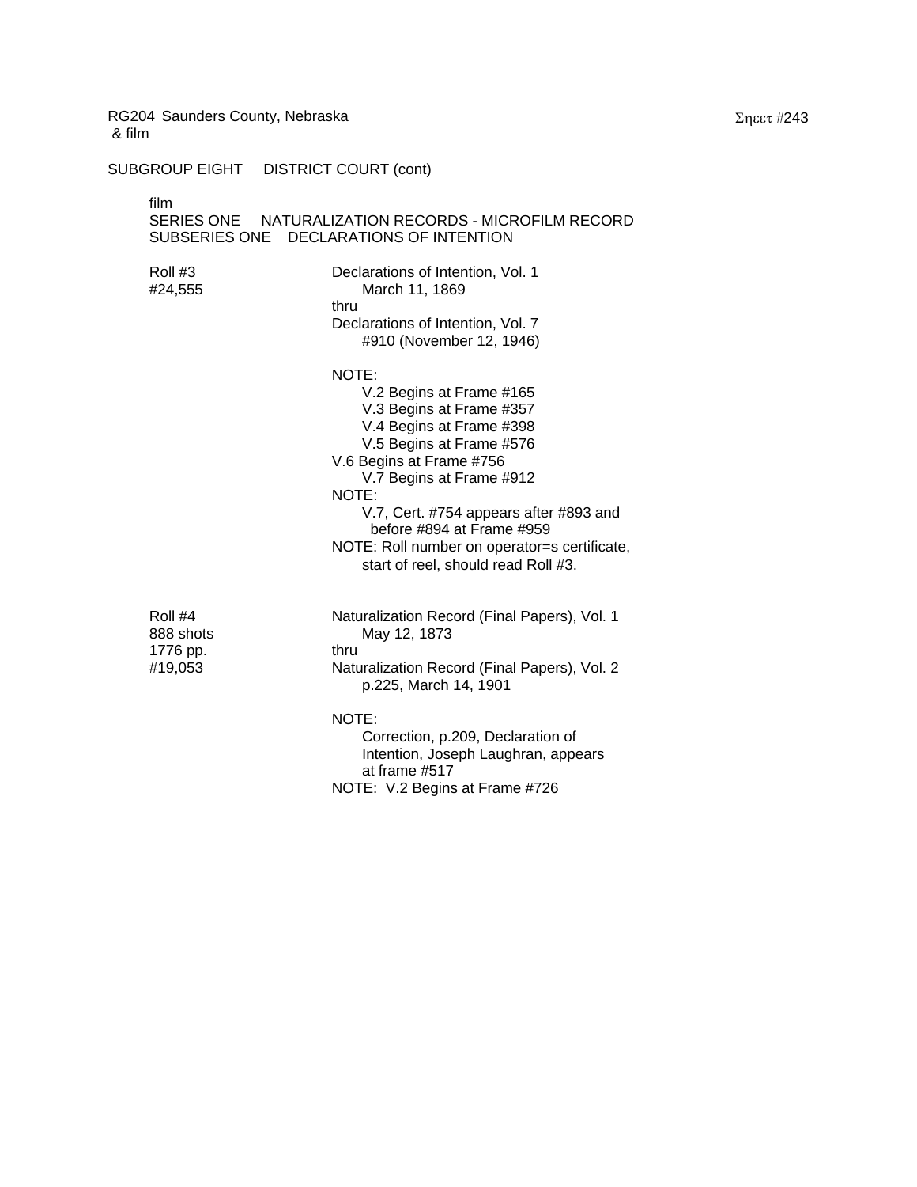RG204 Saunders County, Nebraska
& film

SUBGROUP EIGHT DISTRICT COURT (cont)

film
SERIES ONE NATURALIZATION RECORDS - MICROFILM RECORD
SUBSERIES ONE DECLARATIONS OF INTENTION

Roll #3
#24,555

Declarations of Intention, Vol. 1
March 11, 1869
thru
Declarations of Intention, Vol. 7
#910 (November 12, 1946)

NOTE:
V.2 Begins at Frame #165
V.3 Begins at Frame #357
V.4 Begins at Frame #398
V.5 Begins at Frame #576
V.6 Begins at Frame #756
V.7 Begins at Frame #912

NOTE:
V.7, Cert. #754 appears after #893 and before #894 at Frame #959

NOTE: Roll number on operator=s certificate, start of reel, should read Roll #3.

Roll #4
888 shots
1776 pp.
#19,053

Naturalization Record (Final Papers), Vol. 1
May 12, 1873
thru
Naturalization Record (Final Papers), Vol. 2
p.225, March 14, 1901

NOTE:
Correction, p.209, Declaration of Intention, Joseph Laughran, appears at frame #517

NOTE: V.2 Begins at Frame #726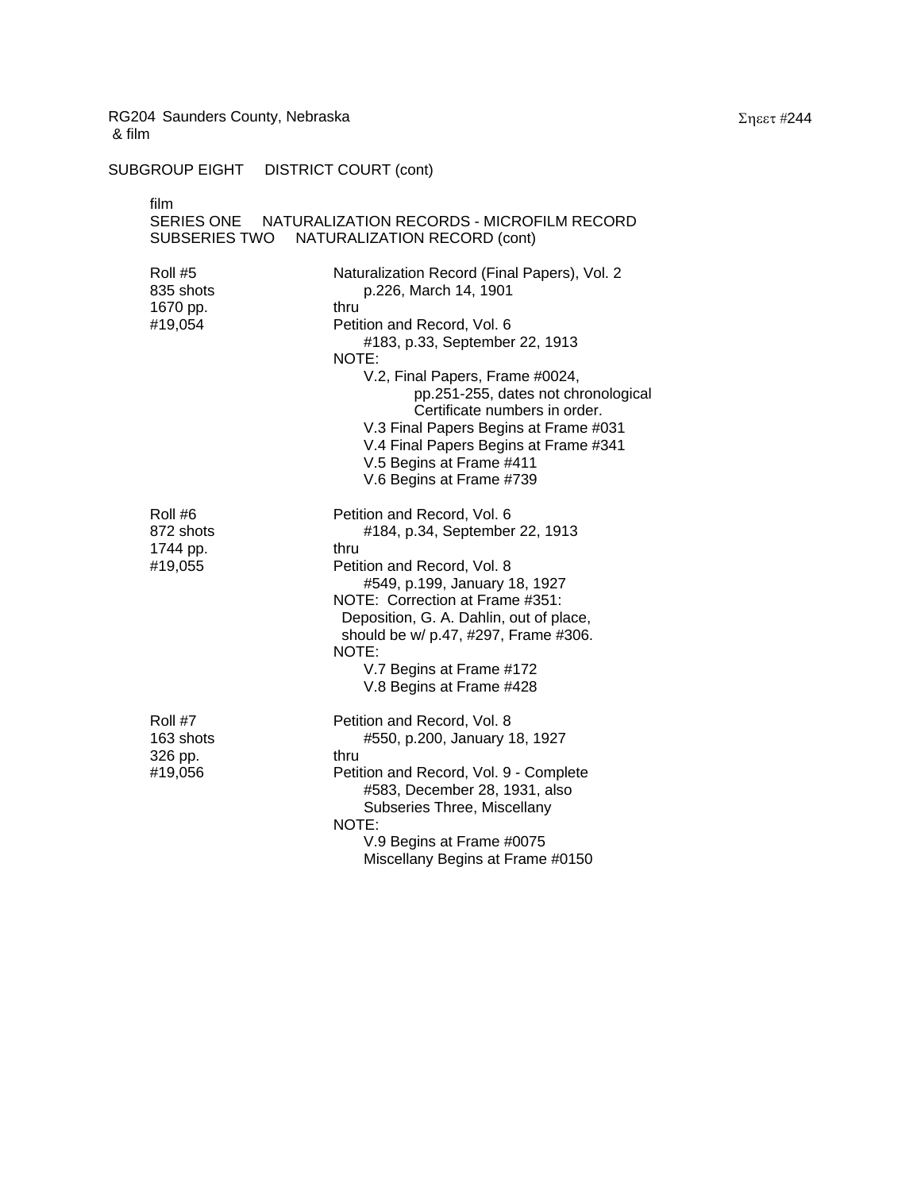RG204 Saunders County, Nebraska
& film

SUBGROUP EIGHT  DISTRICT COURT (cont)

film
SERIES ONE  NATURALIZATION RECORDS - MICROFILM RECORD
SUBSERIES TWO  NATURALIZATION RECORD (cont)

| | |
|---|---|
| Roll #5<br>835 shots<br>1670 pp.<br>#19,054 | Naturalization Record (Final Papers), Vol. 2<br>p.226, March 14, 1901<br>thru<br>Petition and Record, Vol. 6<br>#183, p.33, September 22, 1913<br>NOTE:<br>V.2, Final Papers, Frame #0024,<br>pp.251-255, dates not chronological<br>Certificate numbers in order.<br>V.3 Final Papers Begins at Frame #031<br>V.4 Final Papers Begins at Frame #341<br>V.5 Begins at Frame #411<br>V.6 Begins at Frame #739 |
| Roll #6<br>872 shots<br>1744 pp.<br>#19,055 | Petition and Record, Vol. 6<br>#184, p.34, September 22, 1913<br>thru<br>Petition and Record, Vol. 8<br>#549, p.199, January 18, 1927<br>NOTE: Correction at Frame #351:<br>Deposition, G. A. Dahlin, out of place,<br>should be w/ p.47, #297, Frame #306.<br>NOTE:<br>V.7 Begins at Frame #172<br>V.8 Begins at Frame #428 |
| Roll #7<br>163 shots<br>326 pp.<br>#19,056 | Petition and Record, Vol. 8<br>#550, p.200, January 18, 1927<br>thru<br>Petition and Record, Vol. 9 - Complete<br>#583, December 28, 1931, also<br>Subseries Three, Miscellany<br>NOTE:<br>V.9 Begins at Frame #0075<br>Miscellany Begins at Frame #0150 |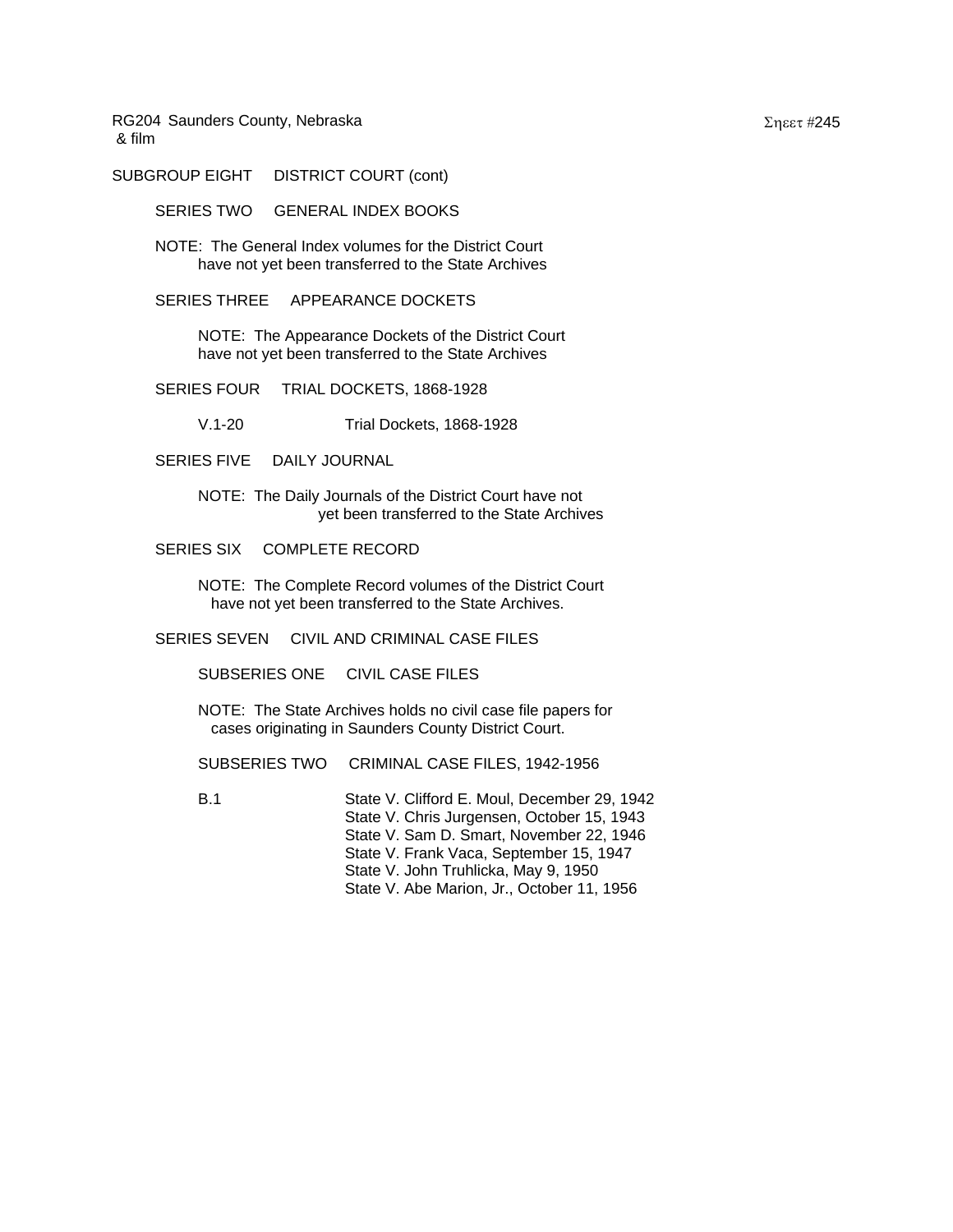SUBGROUP EIGHT DISTRICT COURT (cont)

SERIES TWO GENERAL INDEX BOOKS

NOTE: The General Index volumes for the District Court have not yet been transferred to the State Archives

SERIES THREE APPEARANCE DOCKETS

NOTE: The Appearance Dockets of the District Court have not yet been transferred to the State Archives

SERIES FOUR TRIAL DOCKETS, 1868-1928

V.1-20 Trial Dockets, 1868-1928

SERIES FIVE DAILY JOURNAL

NOTE: The Daily Journals of the District Court have not yet been transferred to the State Archives

SERIES SIX COMPLETE RECORD

NOTE: The Complete Record volumes of the District Court have not yet been transferred to the State Archives.

SERIES SEVEN CIVIL AND CRIMINAL CASE FILES

SUBSERIES ONE CIVIL CASE FILES

NOTE: The State Archives holds no civil case file papers for cases originating in Saunders County District Court.

SUBSERIES TWO CRIMINAL CASE FILES, 1942-1956

B.1 State V. Clifford E. Moul, December 29, 1942
State V. Chris Jurgensen, October 15, 1943
State V. Sam D. Smart, November 22, 1946
State V. Frank Vaca, September 15, 1947
State V. John Truhlicka, May 9, 1950
State V. Abe Marion, Jr., October 11, 1956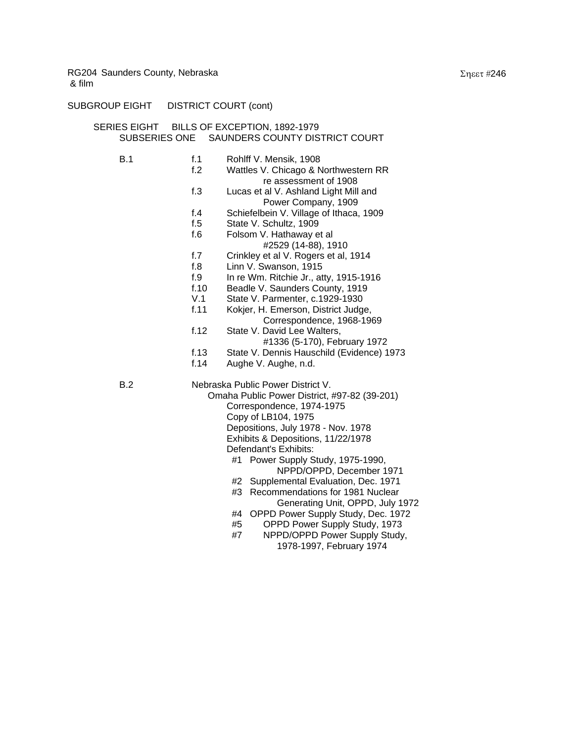RG204 Saunders County, Nebraska
& film

Σηεετ #246

SUBGROUP EIGHT  DISTRICT COURT (cont)

SERIES EIGHT  BILLS OF EXCEPTION, 1892-1979
SUBSERIES ONE  SAUNDERS COUNTY DISTRICT COURT

B.1
- f.1  Rohlff V. Mensik, 1908
- f.2  Wattles V. Chicago & Northwestern RR re assessment of 1908
- f.3  Lucas et al V. Ashland Light Mill and Power Company, 1909
- f.4  Schiefelbein V. Village of Ithaca, 1909
- f.5  State V. Schultz, 1909
- f.6  Folsom V. Hathaway et al #2529 (14-88), 1910
- f.7  Crinkley et al V. Rogers et al, 1914
- f.8  Linn V. Swanson, 1915
- f.9  In re Wm. Ritchie Jr., atty, 1915-1916
- f.10  Beadle V. Saunders County, 1919
- V.1  State V. Parmenter, c.1929-1930
- f.11  Kokjer, H. Emerson, District Judge, Correspondence, 1968-1969
- f.12  State V. David Lee Walters, #1336 (5-170), February 1972
- f.13  State V. Dennis Hauschild (Evidence) 1973
- f.14  Aughe V. Aughe, n.d.

B.2
Nebraska Public Power District V.
Omaha Public Power District, #97-82 (39-201)
- Correspondence, 1974-1975
- Copy of LB104, 1975
- Depositions, July 1978 - Nov. 1978
- Exhibits & Depositions, 11/22/1978
- Defendant's Exhibits:
  - #1  Power Supply Study, 1975-1990, NPPD/OPPD, December 1971
  - #2  Supplemental Evaluation, Dec. 1971
  - #3  Recommendations for 1981 Nuclear Generating Unit, OPPD, July 1972
  - #4  OPPD Power Supply Study, Dec. 1972
  - #5  OPPD Power Supply Study, 1973
  - #7  NPPD/OPPD Power Supply Study, 1978-1997, February 1974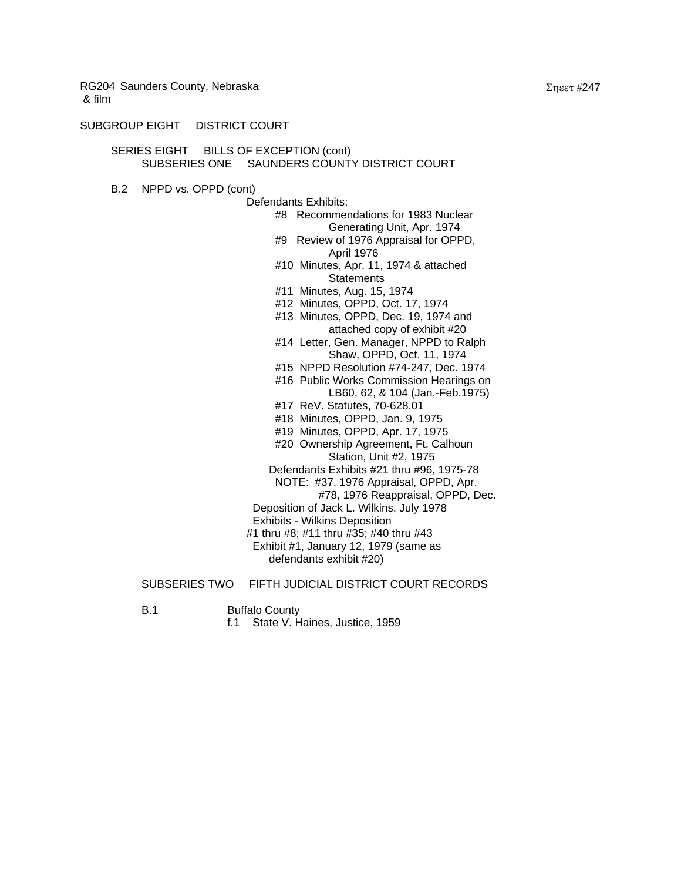RG204 Saunders County, Nebraska
& film

SUBGROUP EIGHT DISTRICT COURT

SERIES EIGHT BILLS OF EXCEPTION (cont)
SUBSERIES ONE SAUNDERS COUNTY DISTRICT COURT

B.2 NPPD vs. OPPD (cont)

Defendants Exhibits:

- #8 Recommendations for 1983 Nuclear Generating Unit, Apr. 1974
- #9 Review of 1976 Appraisal for OPPD, April 1976
- #10 Minutes, Apr. 11, 1974 & attached Statements
- #11 Minutes, Aug. 15, 1974
- #12 Minutes, OPPD, Oct. 17, 1974
- #13 Minutes, OPPD, Dec. 19, 1974 and attached copy of exhibit #20
- #14 Letter, Gen. Manager, NPPD to Ralph Shaw, OPPD, Oct. 11, 1974
- #15 NPPD Resolution #74-247, Dec. 1974
- #16 Public Works Commission Hearings on LB60, 62, & 104 (Jan.-Feb.1975)
- #17 ReV. Statutes, 70-628.01
- #18 Minutes, OPPD, Jan. 9, 1975
- #19 Minutes, OPPD, Apr. 17, 1975
- #20 Ownership Agreement, Ft. Calhoun Station, Unit #2, 1975

Defendants Exhibits #21 thru #96, 1975-78
NOTE: #37, 1976 Appraisal, OPPD, Apr.
#78, 1976 Reappraisal, OPPD, Dec.

Deposition of Jack L. Wilkins, July 1978
Exhibits - Wilkins Deposition
#1 thru #8; #11 thru #35; #40 thru #43
Exhibit #1, January 12, 1979 (same as defendants exhibit #20)

SUBSERIES TWO FIFTH JUDICIAL DISTRICT COURT RECORDS

B.1 Buffalo County
f.1 State V. Haines, Justice, 1959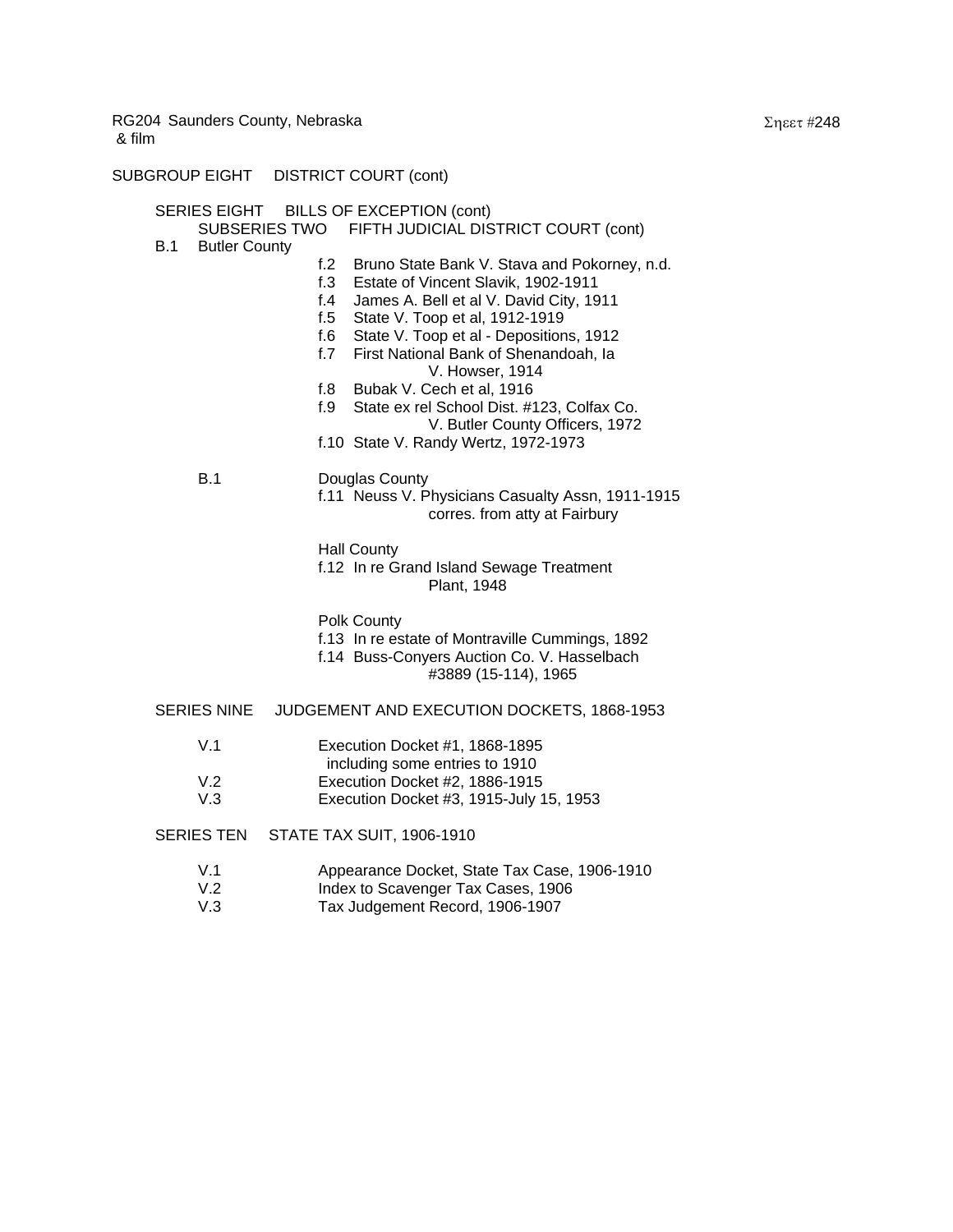RG204 Saunders County, Nebraska
& film

SUBGROUP EIGHT DISTRICT COURT (cont)

SERIES EIGHT BILLS OF EXCEPTION (cont)

SUBSERIES TWO FIFTH JUDICIAL DISTRICT COURT (cont)

B.1 Butler County

- f.2 Bruno State Bank V. Stava and Pokorney, n.d.
- f.3 Estate of Vincent Slavik, 1902-1911
- f.4 James A. Bell et al V. David City, 1911
- f.5 State V. Toop et al, 1912-1919
- f.6 State V. Toop et al - Depositions, 1912
- f.7 First National Bank of Shenandoah, Ia V. Howser, 1914
- f.8 Bubak V. Cech et al, 1916
- f.9 State ex rel School Dist. #123, Colfax Co. V. Butler County Officers, 1972
- f.10 State V. Randy Wertz, 1972-1973

B.1 Douglas County

- f.11 Neuss V. Physicians Casualty Assn, 1911-1915 corres. from atty at Fairbury

Hall County

- f.12 In re Grand Island Sewage Treatment Plant, 1948

Polk County

- f.13 In re estate of Montraville Cummings, 1892
- f.14 Buss-Conyers Auction Co. V. Hasselbach #3889 (15-114), 1965

SERIES NINE JUDGEMENT AND EXECUTION DOCKETS, 1868-1953

- V.1 Execution Docket #1, 1868-1895 including some entries to 1910
- V.2 Execution Docket #2, 1886-1915
- V.3 Execution Docket #3, 1915-July 15, 1953

SERIES TEN STATE TAX SUIT, 1906-1910

- V.1 Appearance Docket, State Tax Case, 1906-1910
- V.2 Index to Scavenger Tax Cases, 1906
- V.3 Tax Judgement Record, 1906-1907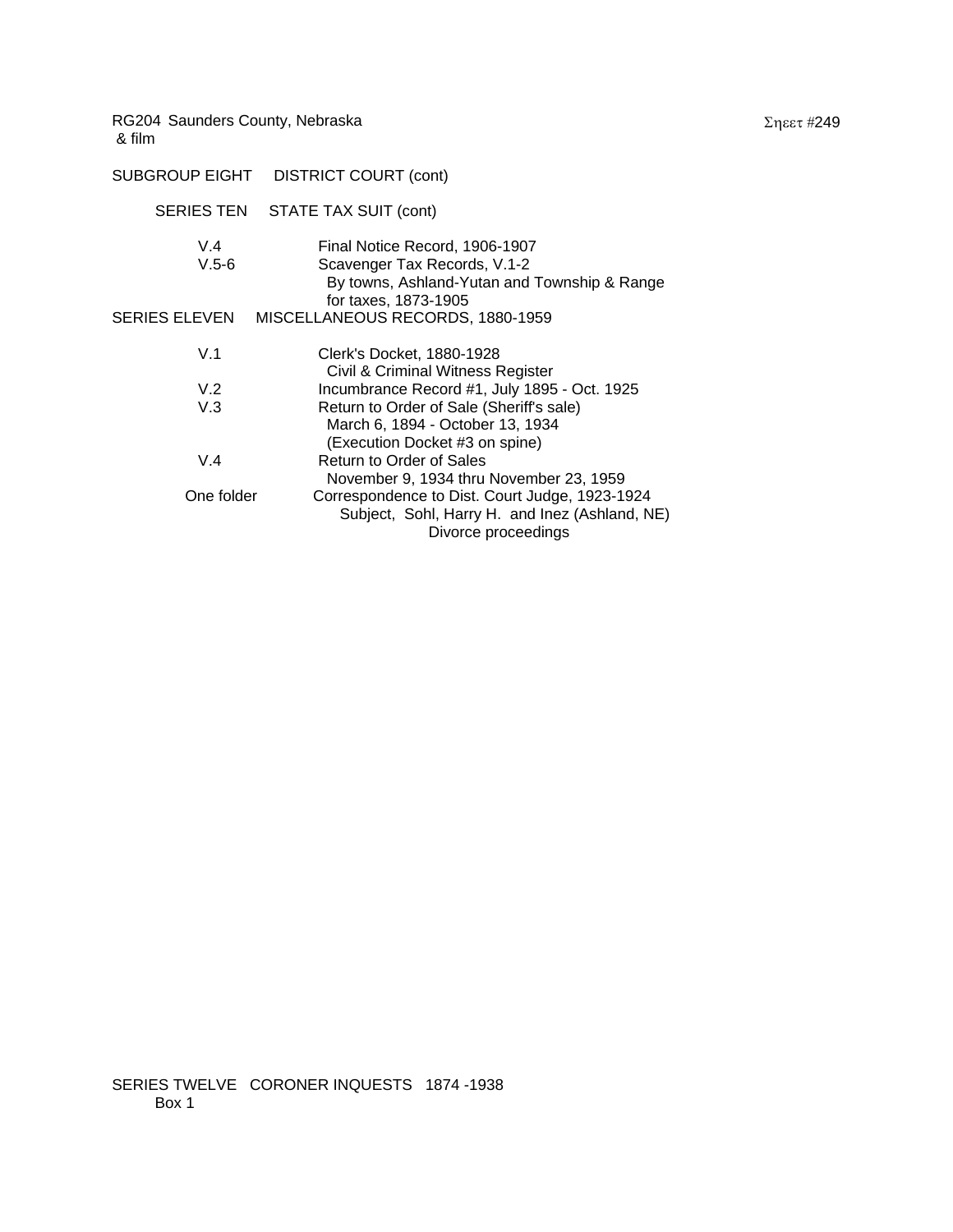RG204 Saunders County, Nebraska
& film

SUBGROUP EIGHT DISTRICT COURT (cont)

SERIES TEN STATE TAX SUIT (cont)

V.4 Final Notice Record, 1906-1907

V.5-6 Scavenger Tax Records, V.1-2
By towns, Ashland-Yutan and Township & Range
for taxes, 1873-1905

SERIES ELEVEN MISCELLANEOUS RECORDS, 1880-1959

V.1 Clerk's Docket, 1880-1928
Civil & Criminal Witness Register

V.2 Incumbrance Record #1, July 1895 - Oct. 1925

V.3 Return to Order of Sale (Sheriff's sale)
March 6, 1894 - October 13, 1934
(Execution Docket #3 on spine)

V.4 Return to Order of Sales
November 9, 1934 thru November 23, 1959

One folder Correspondence to Dist. Court Judge, 1923-1924
Subject, Sohl, Harry H. and Inez (Ashland, NE)
Divorce proceedings

SERIES TWELVE CORONER INQUESTS 1874 -1938
Box 1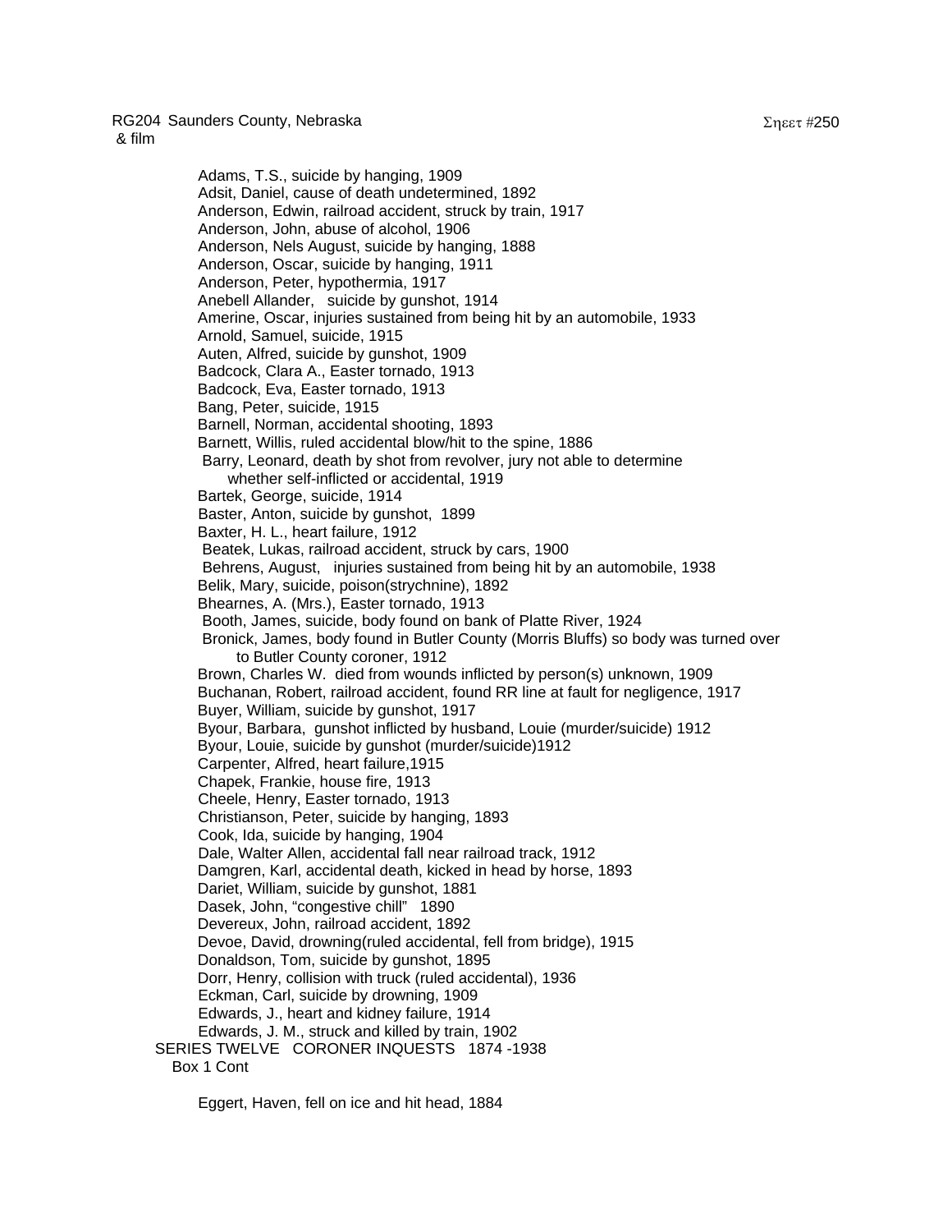RG204 Saunders County, Nebraska
& film

Σηεετ #250

Adams, T.S., suicide by hanging, 1909
Adsit, Daniel, cause of death undetermined, 1892
Anderson, Edwin, railroad accident, struck by train, 1917
Anderson, John, abuse of alcohol, 1906
Anderson, Nels August, suicide by hanging, 1888
Anderson, Oscar, suicide by hanging, 1911
Anderson, Peter, hypothermia, 1917
Anebell Allander, suicide by gunshot, 1914
Amerine, Oscar, injuries sustained from being hit by an automobile, 1933
Arnold, Samuel, suicide, 1915
Auten, Alfred, suicide by gunshot, 1909
Badcock, Clara A., Easter tornado, 1913
Badcock, Eva, Easter tornado, 1913
Bang, Peter, suicide, 1915
Barnell, Norman, accidental shooting, 1893
Barnett, Willis, ruled accidental blow/hit to the spine, 1886
Barry, Leonard, death by shot from revolver, jury not able to determine whether self-inflicted or accidental, 1919
Bartek, George, suicide, 1914
Baster, Anton, suicide by gunshot, 1899
Baxter, H. L., heart failure, 1912
Beatek, Lukas, railroad accident, struck by cars, 1900
Behrens, August, injuries sustained from being hit by an automobile, 1938
Belik, Mary, suicide, poison(strychnine), 1892
Bhearnes, A. (Mrs.), Easter tornado, 1913
Booth, James, suicide, body found on bank of Platte River, 1924
Bronick, James, body found in Butler County (Morris Bluffs) so body was turned over to Butler County coroner, 1912
Brown, Charles W. died from wounds inflicted by person(s) unknown, 1909
Buchanan, Robert, railroad accident, found RR line at fault for negligence, 1917
Buyer, William, suicide by gunshot, 1917
Byour, Barbara, gunshot inflicted by husband, Louie (murder/suicide) 1912
Byour, Louie, suicide by gunshot (murder/suicide)1912
Carpenter, Alfred, heart failure,1915
Chapek, Frankie, house fire, 1913
Cheele, Henry, Easter tornado, 1913
Christianson, Peter, suicide by hanging, 1893
Cook, Ida, suicide by hanging, 1904
Dale, Walter Allen, accidental fall near railroad track, 1912
Damgren, Karl, accidental death, kicked in head by horse, 1893
Dariet, William, suicide by gunshot, 1881
Dasek, John, "congestive chill" 1890
Devereux, John, railroad accident, 1892
Devoe, David, drowning(ruled accidental, fell from bridge), 1915
Donaldson, Tom, suicide by gunshot, 1895
Dorr, Henry, collision with truck (ruled accidental), 1936
Eckman, Carl, suicide by drowning, 1909
Edwards, J., heart and kidney failure, 1914
Edwards, J. M., struck and killed by train, 1902

SERIES TWELVE CORONER INQUESTS 1874 -1938
Box 1 Cont

Eggert, Haven, fell on ice and hit head, 1884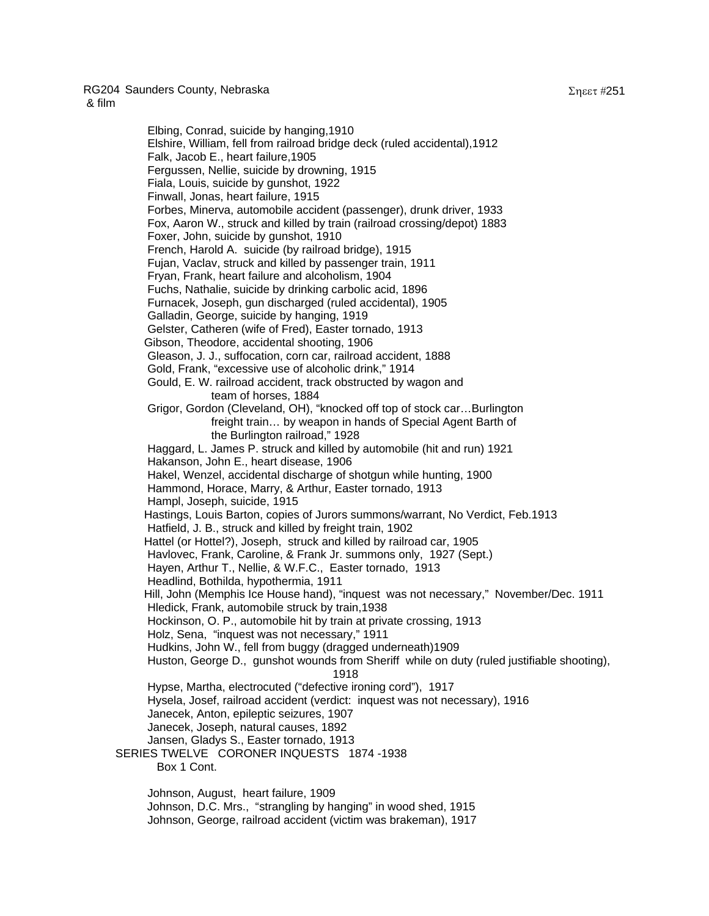Elbing, Conrad, suicide by hanging,1910
Elshire, William, fell from railroad bridge deck (ruled accidental),1912
Falk, Jacob E., heart failure,1905
Fergussen, Nellie, suicide by drowning, 1915
Fiala, Louis, suicide by gunshot, 1922
Finwall, Jonas, heart failure, 1915
Forbes, Minerva, automobile accident (passenger), drunk driver, 1933
Fox, Aaron W., struck and killed by train (railroad crossing/depot) 1883
Foxer, John, suicide by gunshot, 1910
French, Harold A. suicide (by railroad bridge), 1915
Fujan, Vaclav, struck and killed by passenger train, 1911
Fryan, Frank, heart failure and alcoholism, 1904
Fuchs, Nathalie, suicide by drinking carbolic acid, 1896
Furnacek, Joseph, gun discharged (ruled accidental), 1905
Galladin, George, suicide by hanging, 1919
Gelster, Catheren (wife of Fred), Easter tornado, 1913
Gibson, Theodore, accidental shooting, 1906
Gleason, J. J., suffocation, corn car, railroad accident, 1888
Gold, Frank, "excessive use of alcoholic drink," 1914
Gould, E. W. railroad accident, track obstructed by wagon and team of horses, 1884
Grigor, Gordon (Cleveland, OH), "knocked off top of stock car…Burlington freight train… by weapon in hands of Special Agent Barth of the Burlington railroad," 1928
Haggard, L. James P. struck and killed by automobile (hit and run) 1921
Hakanson, John E., heart disease, 1906
Hakel, Wenzel, accidental discharge of shotgun while hunting, 1900
Hammond, Horace, Marry, & Arthur, Easter tornado, 1913
Hampl, Joseph, suicide, 1915
Hastings, Louis Barton, copies of Jurors summons/warrant, No Verdict, Feb.1913
Hatfield, J. B., struck and killed by freight train, 1902
Hattel (or Hottel?), Joseph, struck and killed by railroad car, 1905
Havlovec, Frank, Caroline, & Frank Jr. summons only, 1927 (Sept.)
Hayen, Arthur T., Nellie, & W.F.C., Easter tornado, 1913
Headlind, Bothilda, hypothermia, 1911
Hill, John (Memphis Ice House hand), "inquest was not necessary," November/Dec. 1911
Hledick, Frank, automobile struck by train,1938
Hockinson, O. P., automobile hit by train at private crossing, 1913
Holz, Sena, "inquest was not necessary," 1911
Hudkins, John W., fell from buggy (dragged underneath)1909
Huston, George D., gunshot wounds from Sheriff while on duty (ruled justifiable shooting), 1918
Hypse, Martha, electrocuted ("defective ironing cord"), 1917
Hysela, Josef, railroad accident (verdict: inquest was not necessary), 1916
Janecek, Anton, epileptic seizures, 1907
Janecek, Joseph, natural causes, 1892
Jansen, Gladys S., Easter tornado, 1913

SERIES TWELVE CORONER INQUESTS 1874 -1938
Box 1 Cont.

Johnson, August, heart failure, 1909
Johnson, D.C. Mrs., "strangling by hanging" in wood shed, 1915
Johnson, George, railroad accident (victim was brakeman), 1917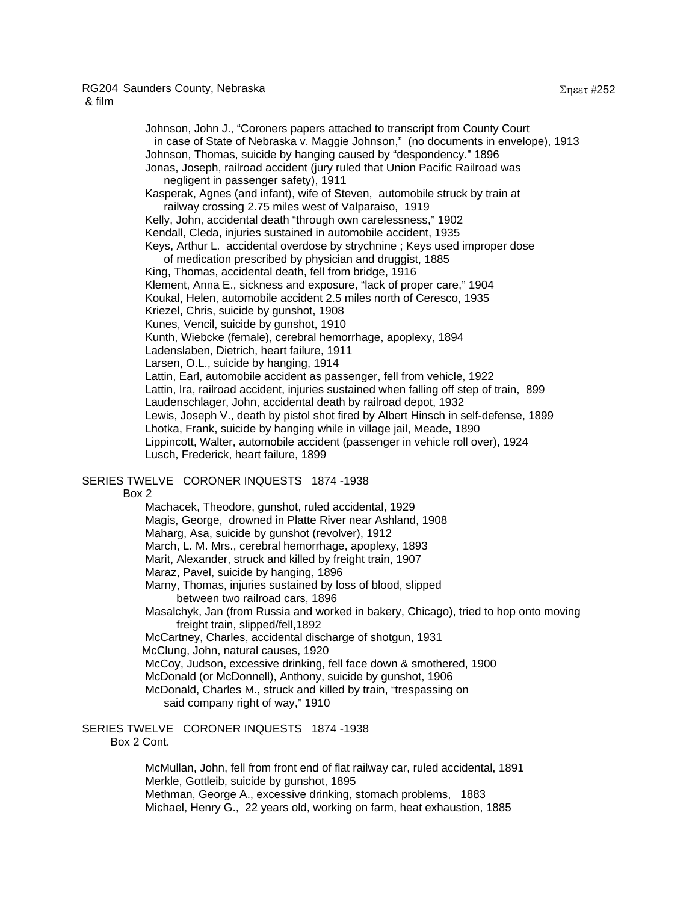Johnson, John J., "Coroners papers attached to transcript from County Court in case of State of Nebraska v. Maggie Johnson," (no documents in envelope), 1913
Johnson, Thomas, suicide by hanging caused by "despondency." 1896
Jonas, Joseph, railroad accident (jury ruled that Union Pacific Railroad was negligent in passenger safety), 1911
Kasperak, Agnes (and infant), wife of Steven, automobile struck by train at railway crossing 2.75 miles west of Valparaiso, 1919
Kelly, John, accidental death "through own carelessness," 1902
Kendall, Cleda, injuries sustained in automobile accident, 1935
Keys, Arthur L. accidental overdose by strychnine ; Keys used improper dose of medication prescribed by physician and druggist, 1885
King, Thomas, accidental death, fell from bridge, 1916
Klement, Anna E., sickness and exposure, "lack of proper care," 1904
Koukal, Helen, automobile accident 2.5 miles north of Ceresco, 1935
Kriezel, Chris, suicide by gunshot, 1908
Kunes, Vencil, suicide by gunshot, 1910
Kunth, Wiebcke (female), cerebral hemorrhage, apoplexy, 1894
Ladenslaben, Dietrich, heart failure, 1911
Larsen, O.L., suicide by hanging, 1914
Lattin, Earl, automobile accident as passenger, fell from vehicle, 1922
Lattin, Ira, railroad accident, injuries sustained when falling off step of train, 899
Laudenschlager, John, accidental death by railroad depot, 1932
Lewis, Joseph V., death by pistol shot fired by Albert Hinsch in self-defense, 1899
Lhotka, Frank, suicide by hanging while in village jail, Meade, 1890
Lippincott, Walter, automobile accident (passenger in vehicle roll over), 1924
Lusch, Frederick, heart failure, 1899

SERIES TWELVE CORONER INQUESTS 1874 -1938
Box 2

Machacek, Theodore, gunshot, ruled accidental, 1929
Magis, George, drowned in Platte River near Ashland, 1908
Maharg, Asa, suicide by gunshot (revolver), 1912
March, L. M. Mrs., cerebral hemorrhage, apoplexy, 1893
Marit, Alexander, struck and killed by freight train, 1907
Maraz, Pavel, suicide by hanging, 1896
Marny, Thomas, injuries sustained by loss of blood, slipped between two railroad cars, 1896
Masalchyk, Jan (from Russia and worked in bakery, Chicago), tried to hop onto moving freight train, slipped/fell,1892
McCartney, Charles, accidental discharge of shotgun, 1931
McClung, John, natural causes, 1920
McCoy, Judson, excessive drinking, fell face down & smothered, 1900
McDonald (or McDonnell), Anthony, suicide by gunshot, 1906
McDonald, Charles M., struck and killed by train, "trespassing on said company right of way," 1910

SERIES TWELVE CORONER INQUESTS 1874 -1938
Box 2 Cont.

McMullan, John, fell from front end of flat railway car, ruled accidental, 1891
Merkle, Gottleib, suicide by gunshot, 1895
Methman, George A., excessive drinking, stomach problems, 1883
Michael, Henry G., 22 years old, working on farm, heat exhaustion, 1885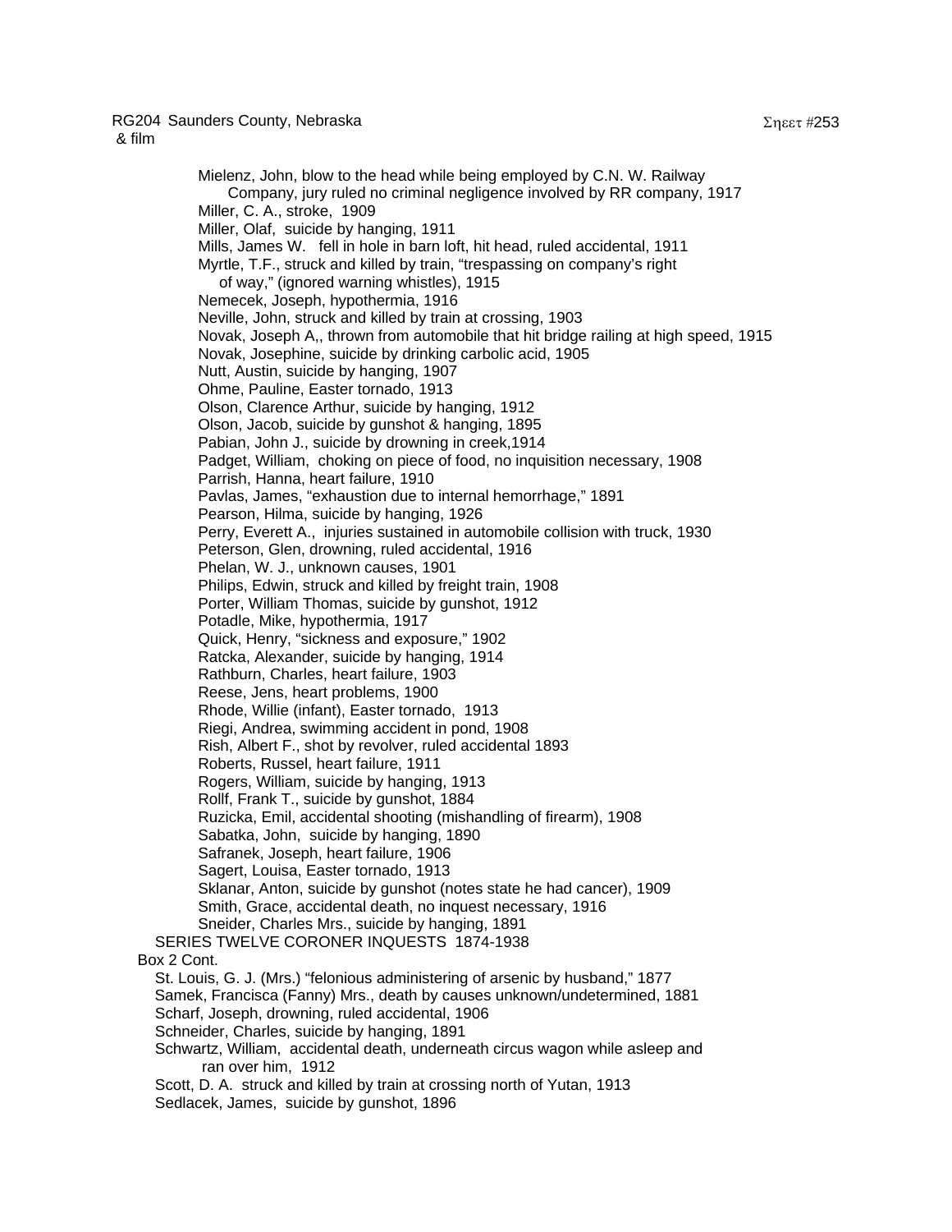Mielenz, John, blow to the head while being employed by C.N. W. Railway Company, jury ruled no criminal negligence involved by RR company, 1917
Miller, C. A., stroke, 1909
Miller, Olaf, suicide by hanging, 1911
Mills, James W. fell in hole in barn loft, hit head, ruled accidental, 1911
Myrtle, T.F., struck and killed by train, "trespassing on company's right of way," (ignored warning whistles), 1915
Nemecek, Joseph, hypothermia, 1916
Neville, John, struck and killed by train at crossing, 1903
Novak, Joseph A,, thrown from automobile that hit bridge railing at high speed, 1915
Novak, Josephine, suicide by drinking carbolic acid, 1905
Nutt, Austin, suicide by hanging, 1907
Ohme, Pauline, Easter tornado, 1913
Olson, Clarence Arthur, suicide by hanging, 1912
Olson, Jacob, suicide by gunshot & hanging, 1895
Pabian, John J., suicide by drowning in creek,1914
Padget, William, choking on piece of food, no inquisition necessary, 1908
Parrish, Hanna, heart failure, 1910
Pavlas, James, "exhaustion due to internal hemorrhage," 1891
Pearson, Hilma, suicide by hanging, 1926
Perry, Everett A., injuries sustained in automobile collision with truck, 1930
Peterson, Glen, drowning, ruled accidental, 1916
Phelan, W. J., unknown causes, 1901
Philips, Edwin, struck and killed by freight train, 1908
Porter, William Thomas, suicide by gunshot, 1912
Potadle, Mike, hypothermia, 1917
Quick, Henry, "sickness and exposure," 1902
Ratcka, Alexander, suicide by hanging, 1914
Rathburn, Charles, heart failure, 1903
Reese, Jens, heart problems, 1900
Rhode, Willie (infant), Easter tornado, 1913
Riegi, Andrea, swimming accident in pond, 1908
Rish, Albert F., shot by revolver, ruled accidental 1893
Roberts, Russel, heart failure, 1911
Rogers, William, suicide by hanging, 1913
Rollf, Frank T., suicide by gunshot, 1884
Ruzicka, Emil, accidental shooting (mishandling of firearm), 1908
Sabatka, John, suicide by hanging, 1890
Safranek, Joseph, heart failure, 1906
Sagert, Louisa, Easter tornado, 1913
Sklanar, Anton, suicide by gunshot (notes state he had cancer), 1909
Smith, Grace, accidental death, no inquest necessary, 1916
Sneider, Charles Mrs., suicide by hanging, 1891

SERIES TWELVE CORONER INQUESTS 1874-1938

Box 2 Cont.

St. Louis, G. J. (Mrs.) "felonious administering of arsenic by husband," 1877
Samek, Francisca (Fanny) Mrs., death by causes unknown/undetermined, 1881
Scharf, Joseph, drowning, ruled accidental, 1906
Schneider, Charles, suicide by hanging, 1891
Schwartz, William, accidental death, underneath circus wagon while asleep and ran over him, 1912
Scott, D. A. struck and killed by train at crossing north of Yutan, 1913
Sedlacek, James, suicide by gunshot, 1896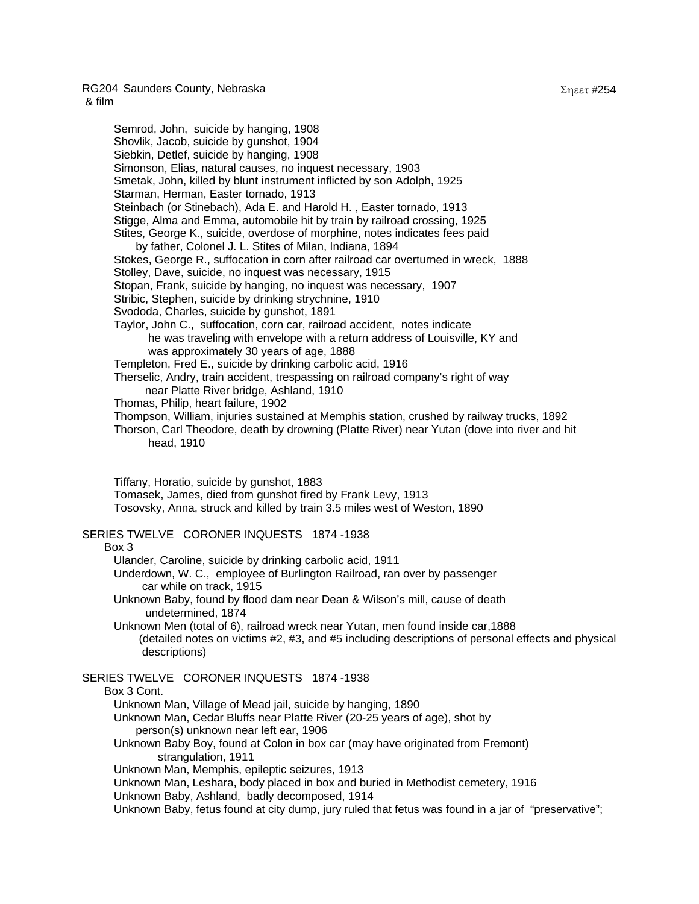RG204 Saunders County, Nebraska
& film

Semrod, John, suicide by hanging, 1908
Shovlik, Jacob, suicide by gunshot, 1904
Siebkin, Detlef, suicide by hanging, 1908
Simonson, Elias, natural causes, no inquest necessary, 1903
Smetak, John, killed by blunt instrument inflicted by son Adolph, 1925
Starman, Herman, Easter tornado, 1913
Steinbach (or Stinebach), Ada E. and Harold H. , Easter tornado, 1913
Stigge, Alma and Emma, automobile hit by train by railroad crossing, 1925
Stites, George K., suicide, overdose of morphine, notes indicates fees paid
by father, Colonel J. L. Stites of Milan, Indiana, 1894
Stokes, George R., suffocation in corn after railroad car overturned in wreck, 1888
Stolley, Dave, suicide, no inquest was necessary, 1915
Stopan, Frank, suicide by hanging, no inquest was necessary, 1907
Stribic, Stephen, suicide by drinking strychnine, 1910
Svododa, Charles, suicide by gunshot, 1891
Taylor, John C., suffocation, corn car, railroad accident, notes indicate
he was traveling with envelope with a return address of Louisville, KY and
was approximately 30 years of age, 1888
Templeton, Fred E., suicide by drinking carbolic acid, 1916
Therselic, Andry, train accident, trespassing on railroad company's right of way
near Platte River bridge, Ashland, 1910
Thomas, Philip, heart failure, 1902
Thompson, William, injuries sustained at Memphis station, crushed by railway trucks, 1892
Thorson, Carl Theodore, death by drowning (Platte River) near Yutan (dove into river and hit
head, 1910

Tiffany, Horatio, suicide by gunshot, 1883
Tomasek, James, died from gunshot fired by Frank Levy, 1913
Tosovsky, Anna, struck and killed by train 3.5 miles west of Weston, 1890

SERIES TWELVE CORONER INQUESTS 1874 -1938

Box 3

Ulander, Caroline, suicide by drinking carbolic acid, 1911
Underdown, W. C., employee of Burlington Railroad, ran over by passenger
car while on track, 1915
Unknown Baby, found by flood dam near Dean & Wilson's mill, cause of death
undetermined, 1874
Unknown Men (total of 6), railroad wreck near Yutan, men found inside car,1888
(detailed notes on victims #2, #3, and #5 including descriptions of personal effects and physical
descriptions)

SERIES TWELVE CORONER INQUESTS 1874 -1938

Box 3 Cont.

Unknown Man, Village of Mead jail, suicide by hanging, 1890
Unknown Man, Cedar Bluffs near Platte River (20-25 years of age), shot by
person(s) unknown near left ear, 1906
Unknown Baby Boy, found at Colon in box car (may have originated from Fremont)
strangulation, 1911
Unknown Man, Memphis, epileptic seizures, 1913
Unknown Man, Leshara, body placed in box and buried in Methodist cemetery, 1916
Unknown Baby, Ashland, badly decomposed, 1914
Unknown Baby, fetus found at city dump, jury ruled that fetus was found in a jar of "preservative";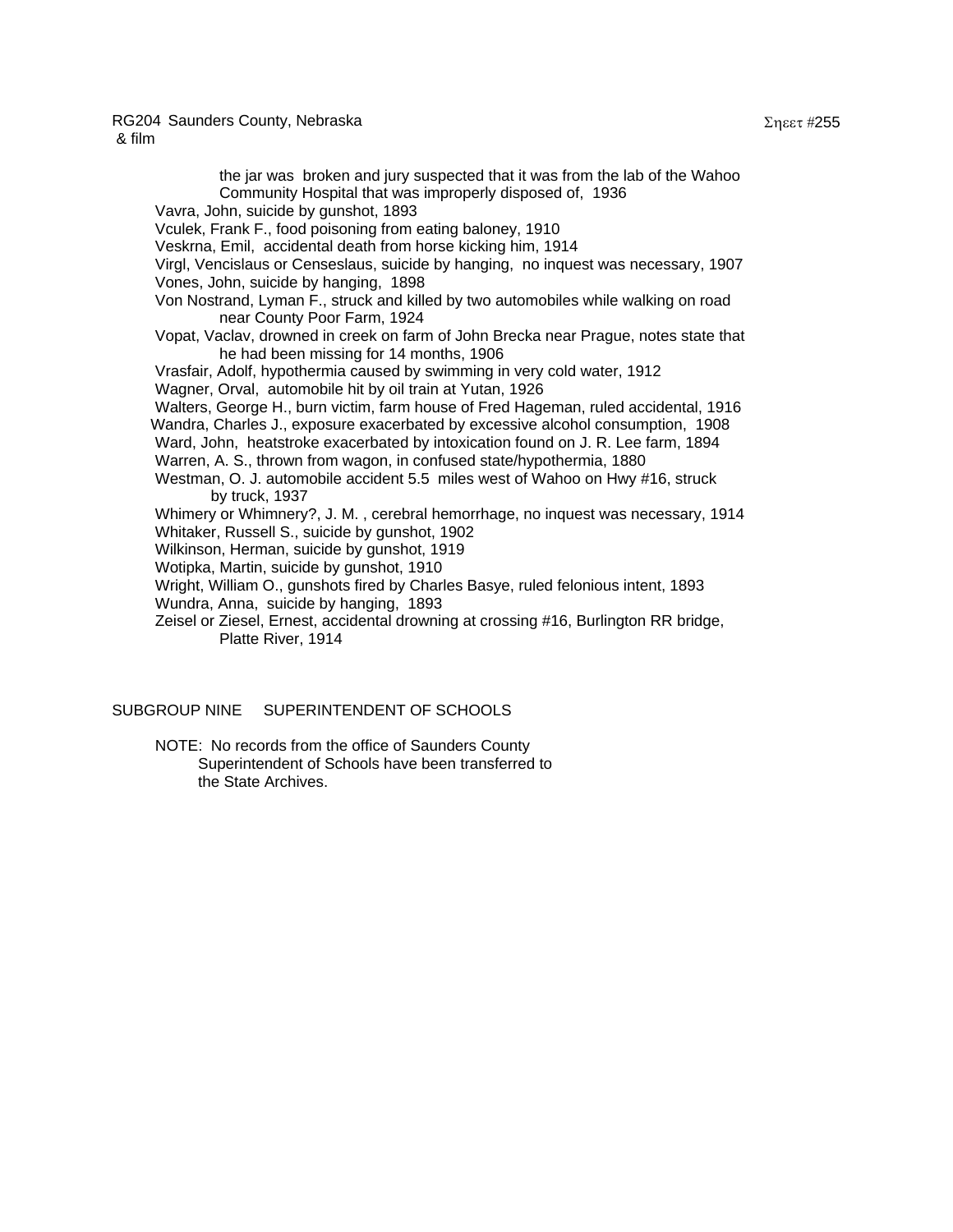the jar was broken and jury suspected that it was from the lab of the Wahoo Community Hospital that was improperly disposed of, 1936

Vavra, John, suicide by gunshot, 1893
Vculek, Frank F., food poisoning from eating baloney, 1910
Veskrna, Emil, accidental death from horse kicking him, 1914
Virgl, Vencislaus or Censeslaus, suicide by hanging, no inquest was necessary, 1907
Vones, John, suicide by hanging, 1898
Von Nostrand, Lyman F., struck and killed by two automobiles while walking on road near County Poor Farm, 1924
Vopat, Vaclav, drowned in creek on farm of John Brecka near Prague, notes state that he had been missing for 14 months, 1906
Vrasfair, Adolf, hypothermia caused by swimming in very cold water, 1912
Wagner, Orval, automobile hit by oil train at Yutan, 1926
Walters, George H., burn victim, farm house of Fred Hageman, ruled accidental, 1916
Wandra, Charles J., exposure exacerbated by excessive alcohol consumption, 1908
Ward, John, heatstroke exacerbated by intoxication found on J. R. Lee farm, 1894
Warren, A. S., thrown from wagon, in confused state/hypothermia, 1880
Westman, O. J. automobile accident 5.5 miles west of Wahoo on Hwy #16, struck by truck, 1937
Whimery or Whimnery?, J. M. , cerebral hemorrhage, no inquest was necessary, 1914
Whitaker, Russell S., suicide by gunshot, 1902
Wilkinson, Herman, suicide by gunshot, 1919
Wotipka, Martin, suicide by gunshot, 1910
Wright, William O., gunshots fired by Charles Basye, ruled felonious intent, 1893
Wundra, Anna, suicide by hanging, 1893
Zeisel or Ziesel, Ernest, accidental drowning at crossing #16, Burlington RR bridge, Platte River, 1914

## SUBGROUP NINE SUPERINTENDENT OF SCHOOLS

NOTE: No records from the office of Saunders County Superintendent of Schools have been transferred to the State Archives.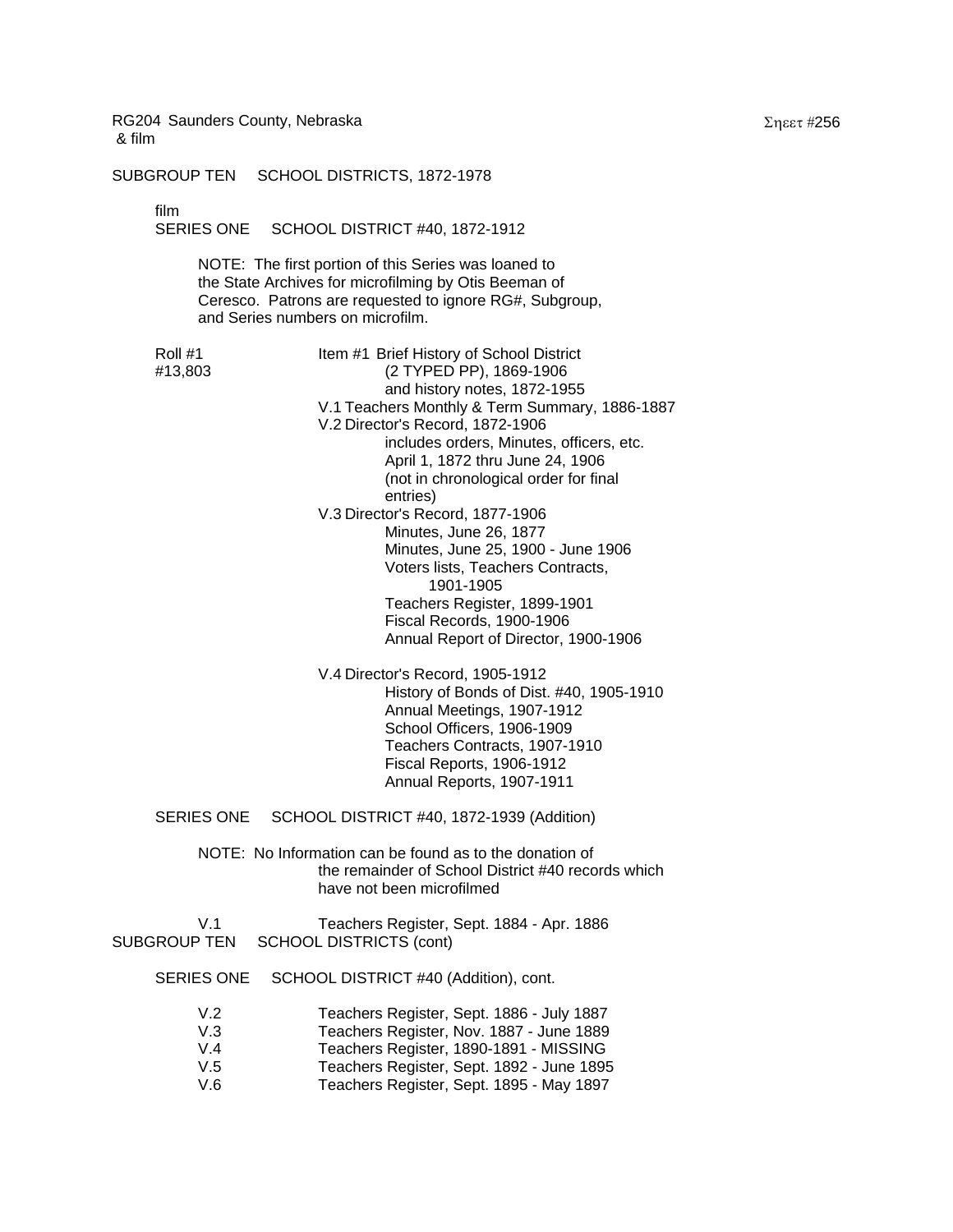RG204 Saunders County, Nebraska
& film

SUBGROUP TEN SCHOOL DISTRICTS, 1872-1978

film
SERIES ONE SCHOOL DISTRICT #40, 1872-1912

NOTE: The first portion of this Series was loaned to the State Archives for microfilming by Otis Beeman of Ceresco. Patrons are requested to ignore RG#, Subgroup, and Series numbers on microfilm.

Roll #1
#13,803

Item #1 Brief History of School District
(2 TYPED PP), 1869-1906
and history notes, 1872-1955

V.1 Teachers Monthly & Term Summary, 1886-1887

V.2 Director's Record, 1872-1906
includes orders, Minutes, officers, etc.
April 1, 1872 thru June 24, 1906
(not in chronological order for final entries)

V.3 Director's Record, 1877-1906
Minutes, June 26, 1877
Minutes, June 25, 1900 - June 1906
Voters lists, Teachers Contracts, 1901-1905
Teachers Register, 1899-1901
Fiscal Records, 1900-1906
Annual Report of Director, 1900-1906

V.4 Director's Record, 1905-1912
History of Bonds of Dist. #40, 1905-1910
Annual Meetings, 1907-1912
School Officers, 1906-1909
Teachers Contracts, 1907-1910
Fiscal Reports, 1906-1912
Annual Reports, 1907-1911

SERIES ONE SCHOOL DISTRICT #40, 1872-1939 (Addition)

NOTE: No Information can be found as to the donation of the remainder of School District #40 records which have not been microfilmed

V.1 Teachers Register, Sept. 1884 - Apr. 1886

SUBGROUP TEN SCHOOL DISTRICTS (cont)

SERIES ONE SCHOOL DISTRICT #40 (Addition), cont.

V.2 Teachers Register, Sept. 1886 - July 1887
V.3 Teachers Register, Nov. 1887 - June 1889
V.4 Teachers Register, 1890-1891 - MISSING
V.5 Teachers Register, Sept. 1892 - June 1895
V.6 Teachers Register, Sept. 1895 - May 1897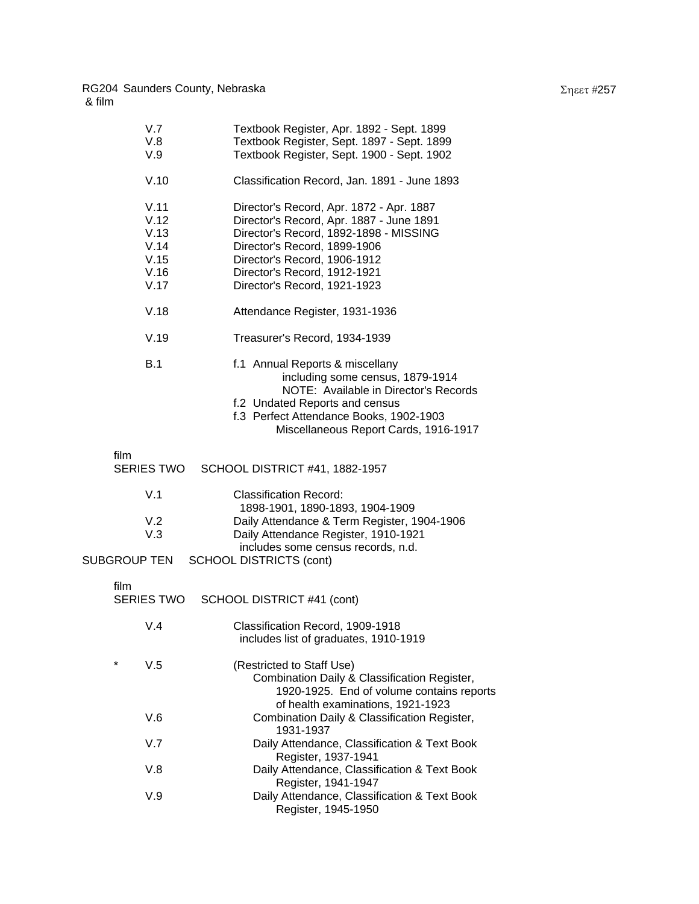V.7 Textbook Register, Apr. 1892 - Sept. 1899
V.8 Textbook Register, Sept. 1897 - Sept. 1899
V.9 Textbook Register, Sept. 1900 - Sept. 1902

V.10 Classification Record, Jan. 1891 - June 1893

V.11 Director's Record, Apr. 1872 - Apr. 1887
V.12 Director's Record, Apr. 1887 - June 1891
V.13 Director's Record, 1892-1898 - MISSING
V.14 Director's Record, 1899-1906
V.15 Director's Record, 1906-1912
V.16 Director's Record, 1912-1921
V.17 Director's Record, 1921-1923

V.18 Attendance Register, 1931-1936

V.19 Treasurer's Record, 1934-1939

B.1
- f.1 Annual Reports & miscellany including some census, 1879-1914
  NOTE: Available in Director's Records
- f.2 Undated Reports and census
- f.3 Perfect Attendance Books, 1902-1903
  Miscellaneous Report Cards, 1916-1917

film
SERIES TWO SCHOOL DISTRICT #41, 1882-1957

V.1 Classification Record: 1898-1901, 1890-1893, 1904-1909
V.2 Daily Attendance & Term Register, 1904-1906
V.3 Daily Attendance Register, 1910-1921
includes some census records, n.d.

SUBGROUP TEN SCHOOL DISTRICTS (cont)

film
SERIES TWO SCHOOL DISTRICT #41 (cont)

V.4 Classification Record, 1909-1918
includes list of graduates, 1910-1919

\* V.5 (Restricted to Staff Use)
Combination Daily & Classification Register, 1920-1925. End of volume contains reports of health examinations, 1921-1923
V.6 Combination Daily & Classification Register, 1931-1937
V.7 Daily Attendance, Classification & Text Book Register, 1937-1941
V.8 Daily Attendance, Classification & Text Book Register, 1941-1947
V.9 Daily Attendance, Classification & Text Book Register, 1945-1950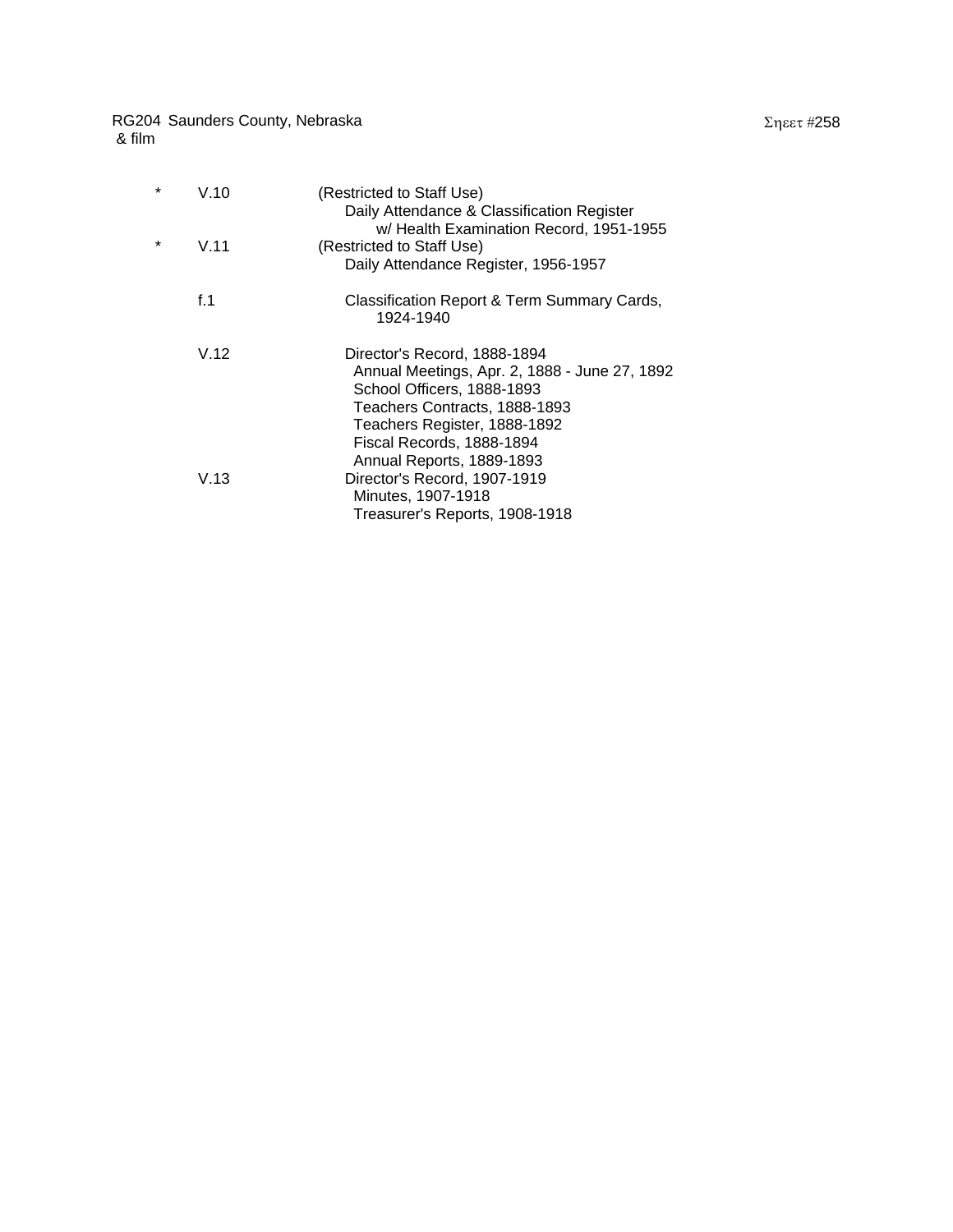RG204 Saunders County, Nebraska
& film

Sheet #258

| | | |
|---|---|---|
| * | V.10 | (Restricted to Staff Use)<br>Daily Attendance & Classification Register<br>w/ Health Examination Record, 1951-1955 |
| * | V.11 | (Restricted to Staff Use)<br>Daily Attendance Register, 1956-1957 |
| | f.1 | Classification Report & Term Summary Cards,<br>1924-1940 |
| | V.12 | Director's Record, 1888-1894<br>Annual Meetings, Apr. 2, 1888 - June 27, 1892<br>School Officers, 1888-1893<br>Teachers Contracts, 1888-1893<br>Teachers Register, 1888-1892<br>Fiscal Records, 1888-1894<br>Annual Reports, 1889-1893 |
| | V.13 | Director's Record, 1907-1919<br>Minutes, 1907-1918<br>Treasurer's Reports, 1908-1918 |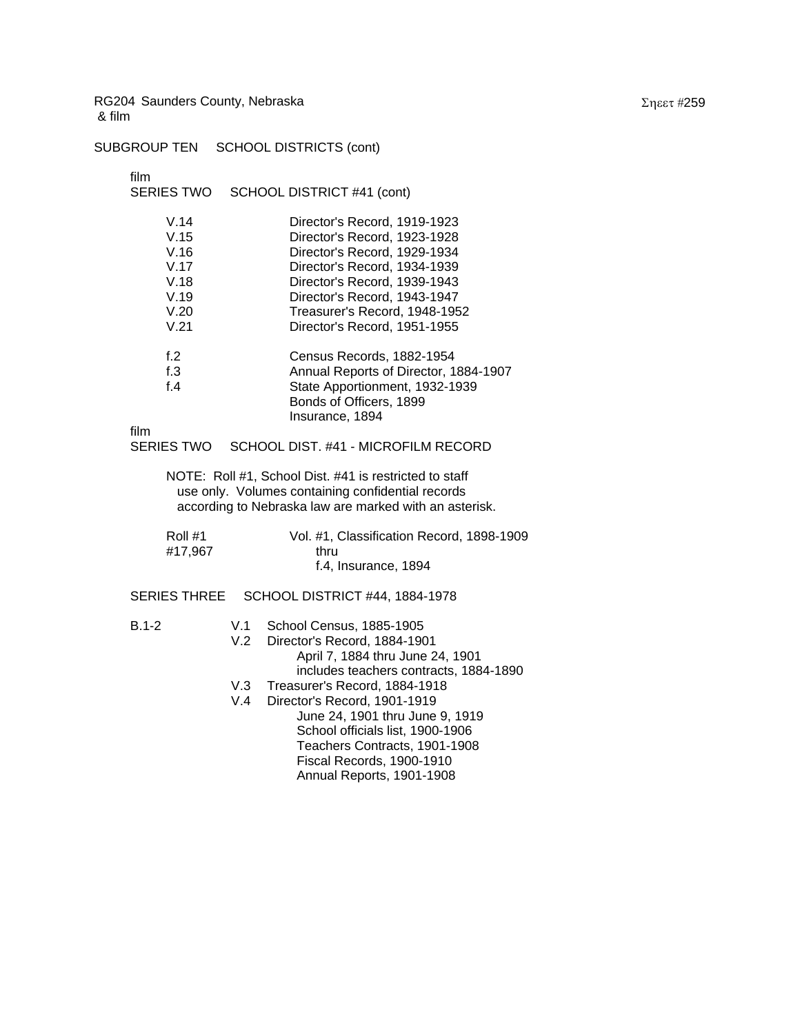RG204 Saunders County, Nebraska
& film

SUBGROUP TEN SCHOOL DISTRICTS (cont)

film
SERIES TWO SCHOOL DISTRICT #41 (cont)

| | |
|---|---|
| V.14 | Director's Record, 1919-1923 |
| V.15 | Director's Record, 1923-1928 |
| V.16 | Director's Record, 1929-1934 |
| V.17 | Director's Record, 1934-1939 |
| V.18 | Director's Record, 1939-1943 |
| V.19 | Director's Record, 1943-1947 |
| V.20 | Treasurer's Record, 1948-1952 |
| V.21 | Director's Record, 1951-1955 |
| f.2 | Census Records, 1882-1954 |
| f.3 | Annual Reports of Director, 1884-1907 |
| f.4 | State Apportionment, 1932-1939 |
| | Bonds of Officers, 1899 |
| | Insurance, 1894 |

film
SERIES TWO SCHOOL DIST. #41 - MICROFILM RECORD

NOTE: Roll #1, School Dist. #41 is restricted to staff use only. Volumes containing confidential records according to Nebraska law are marked with an asterisk.

| | |
|---|---|
| Roll #1 | Vol. #1, Classification Record, 1898-1909 |
| #17,967 | thru |
| | f.4, Insurance, 1894 |

SERIES THREE SCHOOL DISTRICT #44, 1884-1978

B.1-2
- V.1 School Census, 1885-1905
- V.2 Director's Record, 1884-1901
  - April 7, 1884 thru June 24, 1901
  - includes teachers contracts, 1884-1890
- V.3 Treasurer's Record, 1884-1918
- V.4 Director's Record, 1901-1919
  - June 24, 1901 thru June 9, 1919
  - School officials list, 1900-1906
  - Teachers Contracts, 1901-1908
  - Fiscal Records, 1900-1910
  - Annual Reports, 1901-1908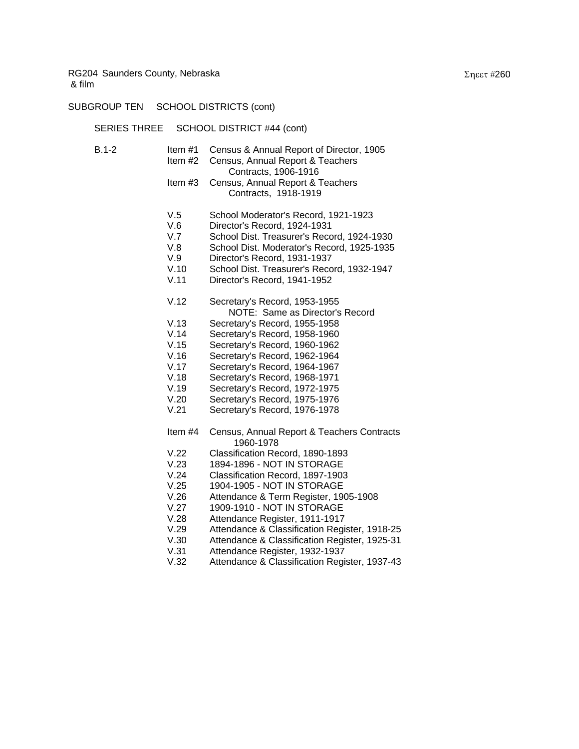RG204 Saunders County, Nebraska
& film

SUBGROUP TEN SCHOOL DISTRICTS (cont)

SERIES THREE SCHOOL DISTRICT #44 (cont)

| | | |
|---|---|---|
| B.1-2 | Item #1 | Census & Annual Report of Director, 1905 |
| | Item #2 | Census, Annual Report & Teachers Contracts, 1906-1916 |
| | Item #3 | Census, Annual Report & Teachers Contracts, 1918-1919 |
| | V.5 | School Moderator's Record, 1921-1923 |
| | V.6 | Director's Record, 1924-1931 |
| | V.7 | School Dist. Treasurer's Record, 1924-1930 |
| | V.8 | School Dist. Moderator's Record, 1925-1935 |
| | V.9 | Director's Record, 1931-1937 |
| | V.10 | School Dist. Treasurer's Record, 1932-1947 |
| | V.11 | Director's Record, 1941-1952 |
| | V.12 | Secretary's Record, 1953-1955 NOTE: Same as Director's Record |
| | V.13 | Secretary's Record, 1955-1958 |
| | V.14 | Secretary's Record, 1958-1960 |
| | V.15 | Secretary's Record, 1960-1962 |
| | V.16 | Secretary's Record, 1962-1964 |
| | V.17 | Secretary's Record, 1964-1967 |
| | V.18 | Secretary's Record, 1968-1971 |
| | V.19 | Secretary's Record, 1972-1975 |
| | V.20 | Secretary's Record, 1975-1976 |
| | V.21 | Secretary's Record, 1976-1978 |
| | Item #4 | Census, Annual Report & Teachers Contracts 1960-1978 |
| | V.22 | Classification Record, 1890-1893 |
| | V.23 | 1894-1896 - NOT IN STORAGE |
| | V.24 | Classification Record, 1897-1903 |
| | V.25 | 1904-1905 - NOT IN STORAGE |
| | V.26 | Attendance & Term Register, 1905-1908 |
| | V.27 | 1909-1910 - NOT IN STORAGE |
| | V.28 | Attendance Register, 1911-1917 |
| | V.29 | Attendance & Classification Register, 1918-25 |
| | V.30 | Attendance & Classification Register, 1925-31 |
| | V.31 | Attendance Register, 1932-1937 |
| | V.32 | Attendance & Classification Register, 1937-43 |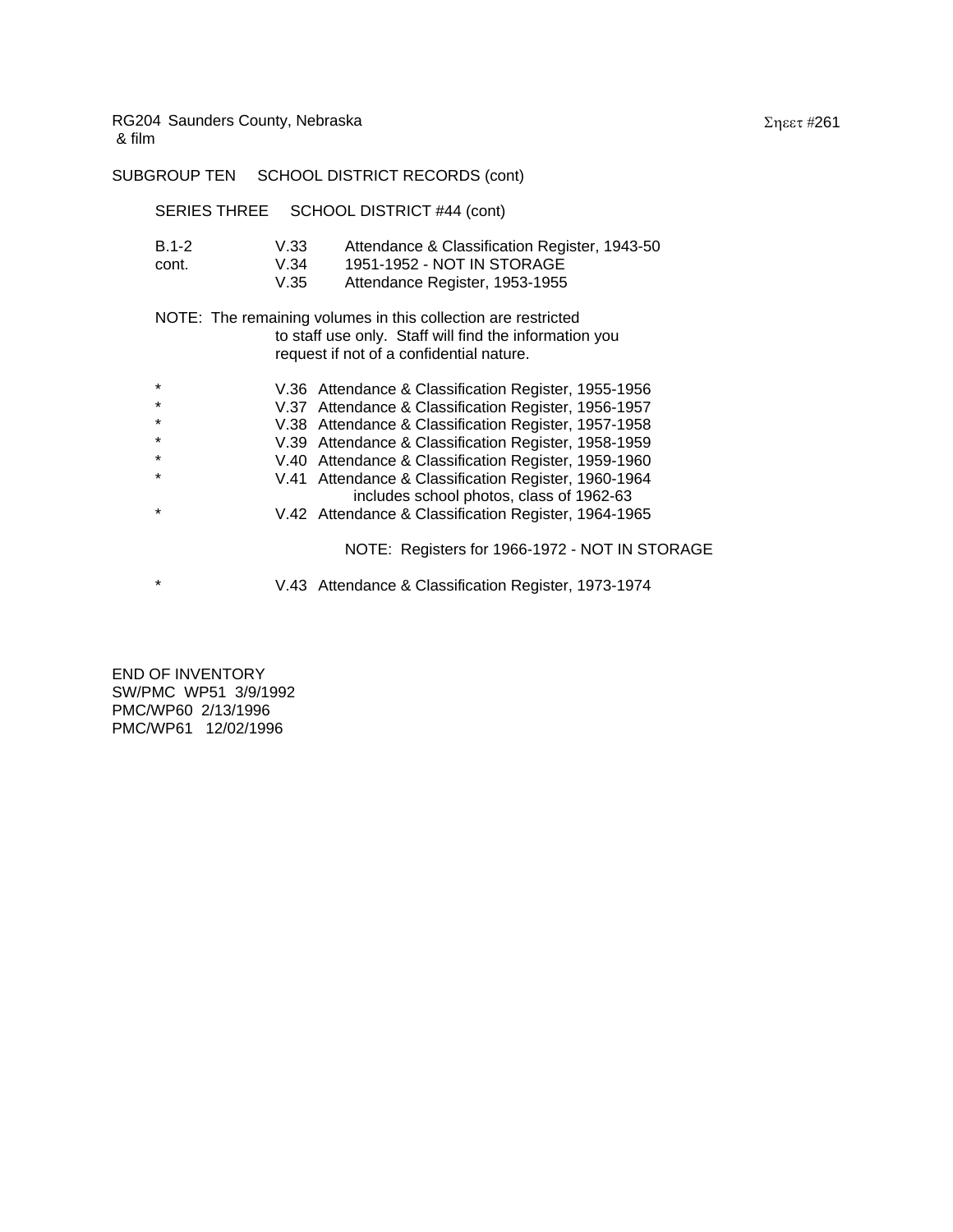RG204 Saunders County, Nebraska
& film

Σηεετ #261

SUBGROUP TEN SCHOOL DISTRICT RECORDS (cont)

SERIES THREE SCHOOL DISTRICT #44 (cont)

| | | |
|---|---|---|
| B.1-2 | V.33 | Attendance & Classification Register, 1943-50 |
| cont. | V.34 | 1951-1952 - NOT IN STORAGE |
| | V.35 | Attendance Register, 1953-1955 |

NOTE: The remaining volumes in this collection are restricted to staff use only. Staff will find the information you request if not of a confidential nature.

| | | |
|---|---|---|
| * | V.36 | Attendance & Classification Register, 1955-1956 |
| * | V.37 | Attendance & Classification Register, 1956-1957 |
| * | V.38 | Attendance & Classification Register, 1957-1958 |
| * | V.39 | Attendance & Classification Register, 1958-1959 |
| * | V.40 | Attendance & Classification Register, 1959-1960 |
| * | V.41 | Attendance & Classification Register, 1960-1964 includes school photos, class of 1962-63 |
| * | V.42 | Attendance & Classification Register, 1964-1965 |

NOTE: Registers for 1966-1972 - NOT IN STORAGE

| | | |
|---|---|---|
| * | V.43 | Attendance & Classification Register, 1973-1974 |

END OF INVENTORY
SW/PMC WP51 3/9/1992
PMC/WP60 2/13/1996
PMC/WP61 12/02/1996